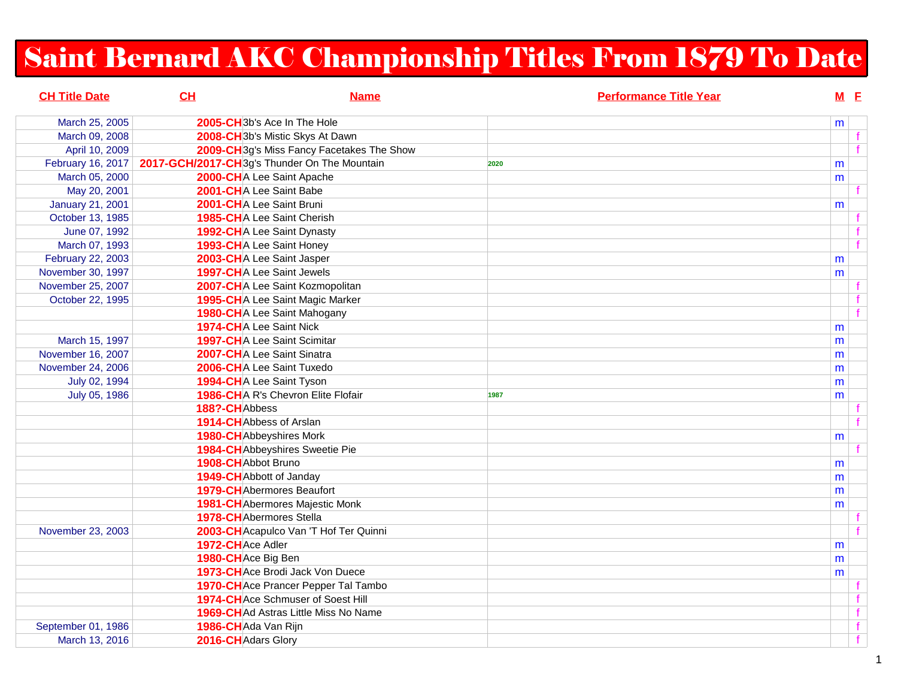# Saint Bernard AKC Championship Titles From 1879 To Date

| CH Title Date | CH | Name | Performance Title Year | M | F |
|---|---|---|---|---|---|
| March 25, 2005 | 2005-CH | 3b's Ace In The Hole | | m | |
| March 09, 2008 | 2008-CH | 3b's Mistic Skys At Dawn | | | f |
| April 10, 2009 | 2009-CH | 3g's Miss Fancy Facetakes The Show | | | f |
| February 16, 2017 | 2017-GCH/2017-CH | 3g's Thunder On The Mountain | 2020 | m | |
| March 05, 2000 | 2000-CH | A Lee Saint Apache | | m | |
| May 20, 2001 | 2001-CH | A Lee Saint Babe | | | f |
| January 21, 2001 | 2001-CH | A Lee Saint Bruni | | m | |
| October 13, 1985 | 1985-CH | A Lee Saint Cherish | | | f |
| June 07, 1992 | 1992-CH | A Lee Saint Dynasty | | | f |
| March 07, 1993 | 1993-CH | A Lee Saint Honey | | | f |
| February 22, 2003 | 2003-CH | A Lee Saint Jasper | | m | |
| November 30, 1997 | 1997-CH | A Lee Saint Jewels | | m | |
| November 25, 2007 | 2007-CH | A Lee Saint Kozmopolitan | | | f |
| October 22, 1995 | 1995-CH | A Lee Saint Magic Marker | | | f |
| | 1980-CH | A Lee Saint Mahogany | | | f |
| | 1974-CH | A Lee Saint Nick | | m | |
| March 15, 1997 | 1997-CH | A Lee Saint Scimitar | | m | |
| November 16, 2007 | 2007-CH | A Lee Saint Sinatra | | m | |
| November 24, 2006 | 2006-CH | A Lee Saint Tuxedo | | m | |
| July 02, 1994 | 1994-CH | A Lee Saint Tyson | | m | |
| July 05, 1986 | 1986-CH | A R's Chevron Elite Flofair | 1987 | m | |
| | 188?-CH | Abbess | | | f |
| | 1914-CH | Abbess of Arslan | | | f |
| | 1980-CH | Abbeyshires Mork | | m | |
| | 1984-CH | Abbeyshires Sweetie Pie | | | f |
| | 1908-CH | Abbot Bruno | | m | |
| | 1949-CH | Abbott of Janday | | m | |
| | 1979-CH | Abermores Beaufort | | m | |
| | 1981-CH | Abermores Majestic Monk | | m | |
| | 1978-CH | Abermores Stella | | | f |
| November 23, 2003 | 2003-CH | Acapulco Van 'T Hof Ter Quinni | | | f |
| | 1972-CH | Ace Adler | | m | |
| | 1980-CH | Ace Big Ben | | m | |
| | 1973-CH | Ace Brodi Jack Von Duece | | m | |
| | 1970-CH | Ace Prancer Pepper Tal Tambo | | | f |
| | 1974-CH | Ace Schmuser of Soest Hill | | | f |
| | 1969-CH | Ad Astras Little Miss No Name | | | f |
| September 01, 1986 | 1986-CH | Ada Van Rijn | | | f |
| March 13, 2016 | 2016-CH | Adars Glory | | | f |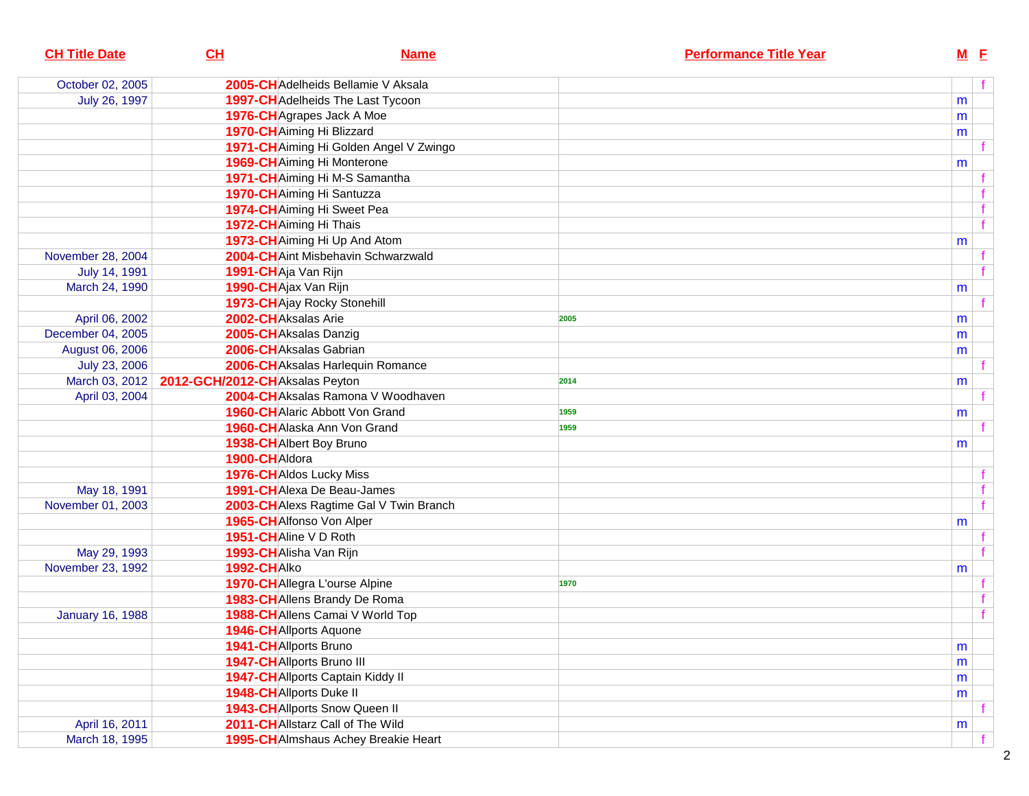| CH Title Date | CH | Name | Performance Title Year | M | F |
|---|---|---|---|---|---|
| October 02, 2005 | 2005-CH | Adelheids Bellamie V Aksala | | | f |
| July 26, 1997 | 1997-CH | Adelheids The Last Tycoon | | m | |
| | 1976-CH | Agrapes Jack A Moe | | m | |
| | 1970-CH | Aiming Hi Blizzard | | m | |
| | 1971-CH | Aiming Hi Golden Angel V Zwingo | | | f |
| | 1969-CH | Aiming Hi Monterone | | m | |
| | 1971-CH | Aiming Hi M-S Samantha | | | f |
| | 1970-CH | Aiming Hi Santuzza | | | f |
| | 1974-CH | Aiming Hi Sweet Pea | | | f |
| | 1972-CH | Aiming Hi Thais | | | f |
| | 1973-CH | Aiming Hi Up And Atom | | m | |
| November 28, 2004 | 2004-CH | Aint Misbehavin Schwarzwald | | | f |
| July 14, 1991 | 1991-CH | Aja Van Rijn | | | f |
| March 24, 1990 | 1990-CH | Ajax Van Rijn | | m | |
| | 1973-CH | Ajay Rocky Stonehill | | | f |
| April 06, 2002 | 2002-CH | Aksalas Arie | 2005 | m | |
| December 04, 2005 | 2005-CH | Aksalas Danzig | | m | |
| August 06, 2006 | 2006-CH | Aksalas Gabrian | | m | |
| July 23, 2006 | 2006-CH | Aksalas Harlequin Romance | | | f |
| March 03, 2012 | 2012-GCH/2012-CH | Aksalas Peyton | 2014 | m | |
| April 03, 2004 | 2004-CH | Aksalas Ramona V Woodhaven | | | f |
| | 1960-CH | Alaric Abbott Von Grand | 1959 | m | |
| | 1960-CH | Alaska Ann Von Grand | 1959 | | f |
| | 1938-CH | Albert Boy Bruno | | m | |
| | 1900-CH | Aldora | | | |
| | 1976-CH | Aldos Lucky Miss | | | f |
| May 18, 1991 | 1991-CH | Alexa De Beau-James | | | f |
| November 01, 2003 | 2003-CH | Alexs Ragtime Gal V Twin Branch | | | f |
| | 1965-CH | Alfonso Von Alper | | m | |
| | 1951-CH | Aline V D Roth | | | f |
| May 29, 1993 | 1993-CH | Alisha Van Rijn | | | f |
| November 23, 1992 | 1992-CH | Alko | | m | |
| | 1970-CH | Allegra L'ourse Alpine | 1970 | | f |
| | 1983-CH | Allens Brandy De Roma | | | f |
| January 16, 1988 | 1988-CH | Allens Camai V World Top | | | f |
| | 1946-CH | Allports Aquone | | | |
| | 1941-CH | Allports Bruno | | m | |
| | 1947-CH | Allports Bruno III | | m | |
| | 1947-CH | Allports Captain Kiddy II | | m | |
| | 1948-CH | Allports Duke II | | m | |
| | 1943-CH | Allports Snow Queen II | | | f |
| April 16, 2011 | 2011-CH | Allstarz Call of The Wild | | m | |
| March 18, 1995 | 1995-CH | Almshaus Achey Breakie Heart | | | f |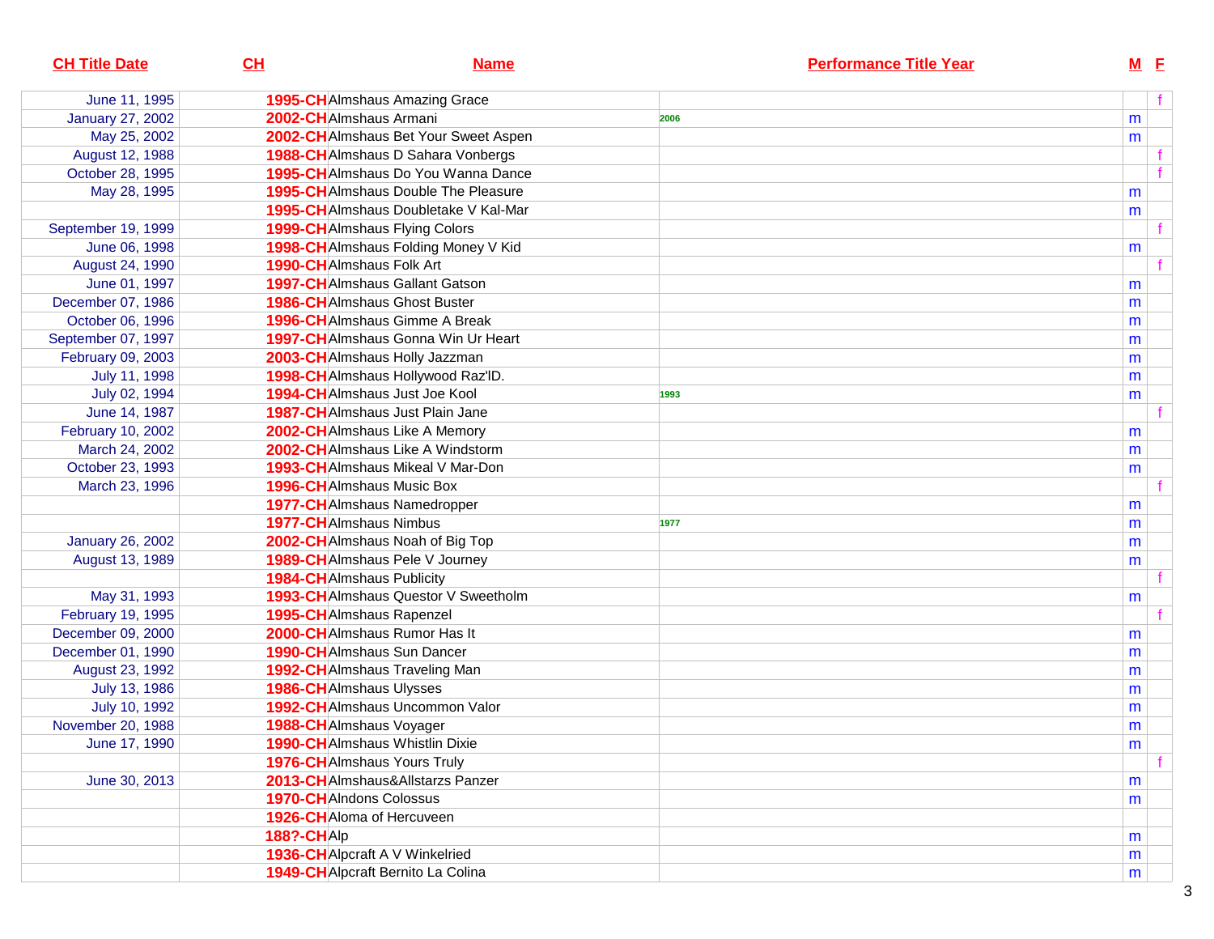| CH Title Date | CH | Name | Performance Title Year | M | F |
|---|---|---|---|---|---|
| June 11, 1995 | 1995-CH | Almshaus Amazing Grace | | | f |
| January 27, 2002 | 2002-CH | Almshaus Armani | 2006 | m | |
| May 25, 2002 | 2002-CH | Almshaus Bet Your Sweet Aspen | | m | |
| August 12, 1988 | 1988-CH | Almshaus D Sahara Vonbergs | | | f |
| October 28, 1995 | 1995-CH | Almshaus Do You Wanna Dance | | | f |
| May 28, 1995 | 1995-CH | Almshaus Double The Pleasure | | m | |
| | 1995-CH | Almshaus Doubletake V Kal-Mar | | m | |
| September 19, 1999 | 1999-CH | Almshaus Flying Colors | | | f |
| June 06, 1998 | 1998-CH | Almshaus Folding Money V Kid | | m | |
| August 24, 1990 | 1990-CH | Almshaus Folk Art | | | f |
| June 01, 1997 | 1997-CH | Almshaus Gallant Gatson | | m | |
| December 07, 1986 | 1986-CH | Almshaus Ghost Buster | | m | |
| October 06, 1996 | 1996-CH | Almshaus Gimme A Break | | m | |
| September 07, 1997 | 1997-CH | Almshaus Gonna Win Ur Heart | | m | |
| February 09, 2003 | 2003-CH | Almshaus Holly Jazzman | | m | |
| July 11, 1998 | 1998-CH | Almshaus Hollywood Raz'ID. | | m | |
| July 02, 1994 | 1994-CH | Almshaus Just Joe Kool | 1993 | m | |
| June 14, 1987 | 1987-CH | Almshaus Just Plain Jane | | | f |
| February 10, 2002 | 2002-CH | Almshaus Like A Memory | | m | |
| March 24, 2002 | 2002-CH | Almshaus Like A Windstorm | | m | |
| October 23, 1993 | 1993-CH | Almshaus Mikeal V Mar-Don | | m | |
| March 23, 1996 | 1996-CH | Almshaus Music Box | | | f |
| | 1977-CH | Almshaus Namedropper | | m | |
| | 1977-CH | Almshaus Nimbus | 1977 | m | |
| January 26, 2002 | 2002-CH | Almshaus Noah of Big Top | | m | |
| August 13, 1989 | 1989-CH | Almshaus Pele V Journey | | m | |
| | 1984-CH | Almshaus Publicity | | | f |
| May 31, 1993 | 1993-CH | Almshaus Questor V Sweetholm | | m | |
| February 19, 1995 | 1995-CH | Almshaus Rapenzel | | | f |
| December 09, 2000 | 2000-CH | Almshaus Rumor Has It | | m | |
| December 01, 1990 | 1990-CH | Almshaus Sun Dancer | | m | |
| August 23, 1992 | 1992-CH | Almshaus Traveling Man | | m | |
| July 13, 1986 | 1986-CH | Almshaus Ulysses | | m | |
| July 10, 1992 | 1992-CH | Almshaus Uncommon Valor | | m | |
| November 20, 1988 | 1988-CH | Almshaus Voyager | | m | |
| June 17, 1990 | 1990-CH | Almshaus Whistlin Dixie | | m | |
| | 1976-CH | Almshaus Yours Truly | | | f |
| June 30, 2013 | 2013-CH | Almshaus&Allstarzs Panzer | | m | |
| | 1970-CH | Alndons Colossus | | m | |
| | 1926-CH | Aloma of Hercuveen | | | |
| | 188?-CH | Alp | | m | |
| | 1936-CH | Alpcraft A V Winkelried | | m | |
| | 1949-CH | Alpcraft Bernito La Colina | | m | |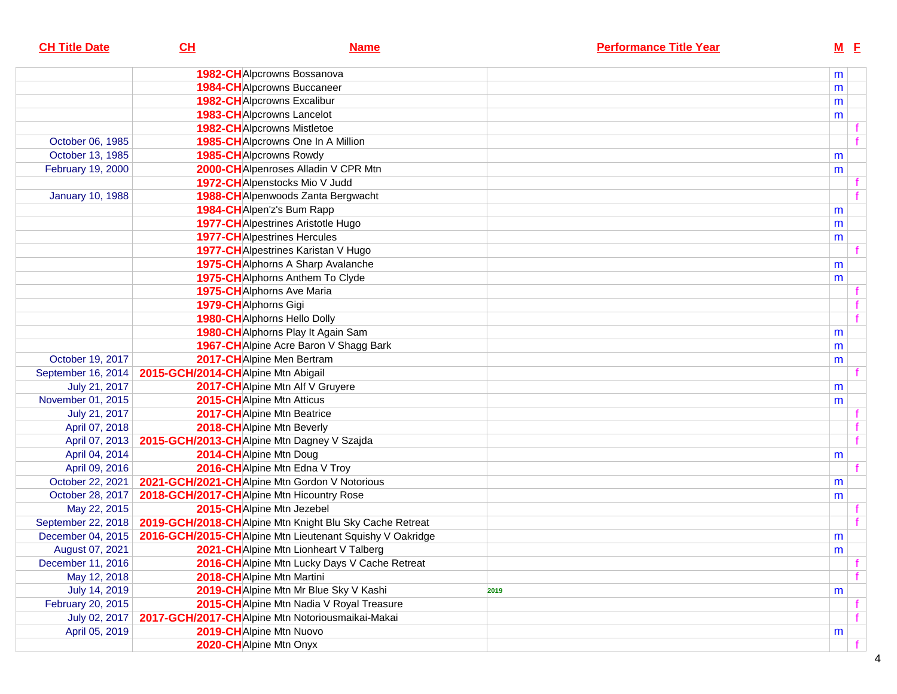| CH Title Date | CH | Name | Performance Title Year | M | F |
|---|---|---|---|---|---|
| | 1982-CH | Alpcrowns Bossanova | | m | |
| | 1984-CH | Alpcrowns Buccaneer | | m | |
| | 1982-CH | Alpcrowns Excalibur | | m | |
| | 1983-CH | Alpcrowns Lancelot | | m | |
| | 1982-CH | Alpcrowns Mistletoe | | | f |
| October 06, 1985 | 1985-CH | Alpcrowns One In A Million | | | f |
| October 13, 1985 | 1985-CH | Alpcrowns Rowdy | | m | |
| February 19, 2000 | 2000-CH | Alpenroses Alladin V CPR Mtn | | m | |
| | 1972-CH | Alpenstocks Mio V Judd | | | f |
| January 10, 1988 | 1988-CH | Alpenwoods Zanta Bergwacht | | | f |
| | 1984-CH | Alpen'z's Bum Rapp | | m | |
| | 1977-CH | Alpestrines Aristotle Hugo | | m | |
| | 1977-CH | Alpestrines Hercules | | m | |
| | 1977-CH | Alpestrines Karistan V Hugo | | | f |
| | 1975-CH | Alphorns A Sharp Avalanche | | m | |
| | 1975-CH | Alphorns Anthem To Clyde | | m | |
| | 1975-CH | Alphorns Ave Maria | | | f |
| | 1979-CH | Alphorns Gigi | | | f |
| | 1980-CH | Alphorns Hello Dolly | | | f |
| | 1980-CH | Alphorns Play It Again Sam | | m | |
| | 1967-CH | Alpine Acre Baron V Shagg Bark | | m | |
| October 19, 2017 | 2017-CH | Alpine Men Bertram | | m | |
| September 16, 2014 | 2015-GCH/2014-CH | Alpine Mtn Abigail | | | f |
| July 21, 2017 | 2017-CH | Alpine Mtn Alf V Gruyere | | m | |
| November 01, 2015 | 2015-CH | Alpine Mtn Atticus | | m | |
| July 21, 2017 | 2017-CH | Alpine Mtn Beatrice | | | f |
| April 07, 2018 | 2018-CH | Alpine Mtn Beverly | | | f |
| April 07, 2013 | 2015-GCH/2013-CH | Alpine Mtn Dagney V Szajda | | | f |
| April 04, 2014 | 2014-CH | Alpine Mtn Doug | | m | |
| April 09, 2016 | 2016-CH | Alpine Mtn Edna V Troy | | | f |
| October 22, 2021 | 2021-GCH/2021-CH | Alpine Mtn Gordon V Notorious | | m | |
| October 28, 2017 | 2018-GCH/2017-CH | Alpine Mtn Hicountry Rose | | m | |
| May 22, 2015 | 2015-CH | Alpine Mtn Jezebel | | | f |
| September 22, 2018 | 2019-GCH/2018-CH | Alpine Mtn Knight Blu Sky Cache Retreat | | | f |
| December 04, 2015 | 2016-GCH/2015-CH | Alpine Mtn Lieutenant Squishy V Oakridge | | m | |
| August 07, 2021 | 2021-CH | Alpine Mtn Lionheart V Talberg | | m | |
| December 11, 2016 | 2016-CH | Alpine Mtn Lucky Days V Cache Retreat | | | f |
| May 12, 2018 | 2018-CH | Alpine Mtn Martini | | | f |
| July 14, 2019 | 2019-CH | Alpine Mtn Mr Blue Sky V Kashi | 2019 | m | |
| February 20, 2015 | 2015-CH | Alpine Mtn Nadia V Royal Treasure | | | f |
| July 02, 2017 | 2017-GCH/2017-CH | Alpine Mtn Notoriousmaikai-Makai | | | f |
| April 05, 2019 | 2019-CH | Alpine Mtn Nuovo | | m | |
| | 2020-CH | Alpine Mtn Onyx | | | f |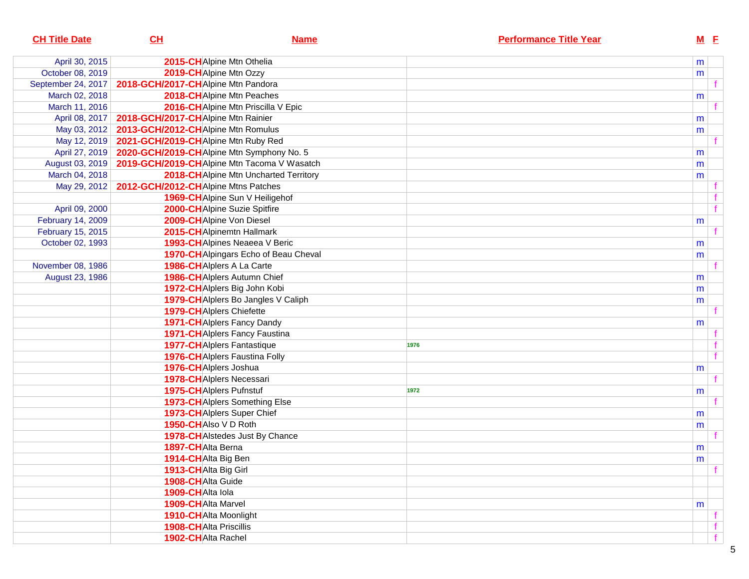| CH Title Date | CH | Name | Performance Title Year | M | F |
|---|---|---|---|---|---|
| April 30, 2015 | 2015-CH | Alpine Mtn Othelia | | m | |
| October 08, 2019 | 2019-CH | Alpine Mtn Ozzy | | m | |
| September 24, 2017 | 2018-GCH/2017-CH | Alpine Mtn Pandora | | | f |
| March 02, 2018 | 2018-CH | Alpine Mtn Peaches | | m | |
| March 11, 2016 | 2016-CH | Alpine Mtn Priscilla V Epic | | | f |
| April 08, 2017 | 2018-GCH/2017-CH | Alpine Mtn Rainier | | m | |
| May 03, 2012 | 2013-GCH/2012-CH | Alpine Mtn Romulus | | m | |
| May 12, 2019 | 2021-GCH/2019-CH | Alpine Mtn Ruby Red | | | f |
| April 27, 2019 | 2020-GCH/2019-CH | Alpine Mtn Symphony No. 5 | | m | |
| August 03, 2019 | 2019-GCH/2019-CH | Alpine Mtn Tacoma V Wasatch | | m | |
| March 04, 2018 | 2018-CH | Alpine Mtn Uncharted Territory | | m | |
| May 29, 2012 | 2012-GCH/2012-CH | Alpine Mtns Patches | | | f |
| | 1969-CH | Alpine Sun V Heiligehof | | | f |
| April 09, 2000 | 2000-CH | Alpine Suzie Spitfire | | | f |
| February 14, 2009 | 2009-CH | Alpine Von Diesel | | m | |
| February 15, 2015 | 2015-CH | Alpinemtn Hallmark | | | f |
| October 02, 1993 | 1993-CH | Alpines Neaeea V Beric | | m | |
| | 1970-CH | Alpingars Echo of Beau Cheval | | m | |
| November 08, 1986 | 1986-CH | Alplers A La Carte | | | f |
| August 23, 1986 | 1986-CH | Alplers Autumn Chief | | m | |
| | 1972-CH | Alplers Big John Kobi | | m | |
| | 1979-CH | Alplers Bo Jangles V Caliph | | m | |
| | 1979-CH | Alplers Chiefette | | | f |
| | 1971-CH | Alplers Fancy Dandy | | m | |
| | 1971-CH | Alplers Fancy Faustina | | | f |
| | 1977-CH | Alplers Fantastique | 1976 | | f |
| | 1976-CH | Alplers Faustina Folly | | | f |
| | 1976-CH | Alplers Joshua | | m | |
| | 1978-CH | Alplers Necessari | | | f |
| | 1975-CH | Alplers Pufnstuf | 1972 | m | |
| | 1973-CH | Alplers Something Else | | | f |
| | 1973-CH | Alplers Super Chief | | m | |
| | 1950-CH | Also V D Roth | | m | |
| | 1978-CH | Alstedes Just By Chance | | | f |
| | 1897-CH | Alta Berna | | m | |
| | 1914-CH | Alta Big Ben | | m | |
| | 1913-CH | Alta Big Girl | | | f |
| | 1908-CH | Alta Guide | | | |
| | 1909-CH | Alta Iola | | | |
| | 1909-CH | Alta Marvel | | m | |
| | 1910-CH | Alta Moonlight | | | f |
| | 1908-CH | Alta Priscillis | | | f |
| | 1902-CH | Alta Rachel | | | f |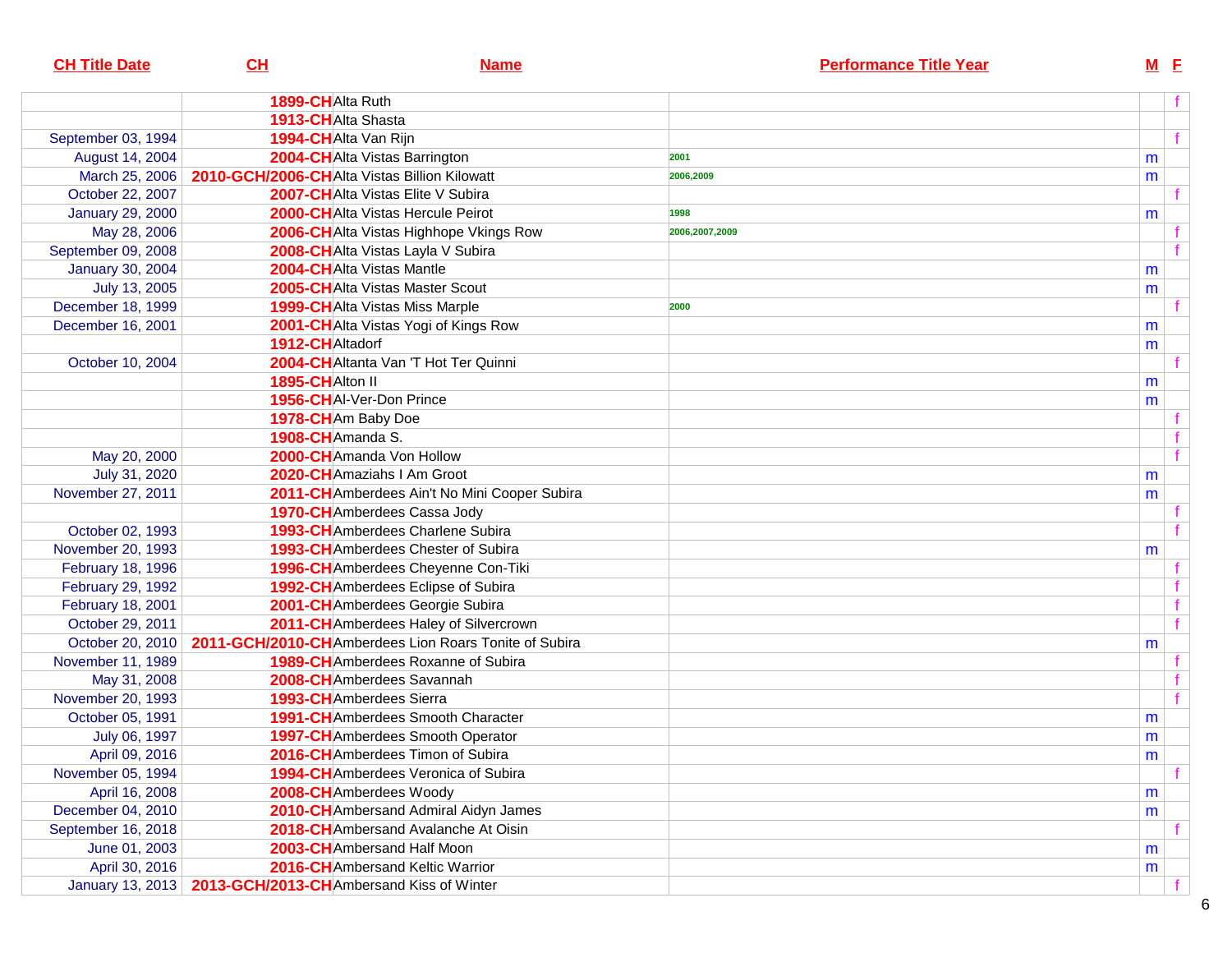| CH Title Date | CH | Name | Performance Title Year | M | F |
|---|---|---|---|---|---|
| | 1899-CH | Alta Ruth | | | f |
| | 1913-CH | Alta Shasta | | | |
| September 03, 1994 | 1994-CH | Alta Van Rijn | | | f |
| August 14, 2004 | 2004-CH | Alta Vistas Barrington | 2001 | m | |
| March 25, 2006 | 2010-GCH/2006-CH | Alta Vistas Billion Kilowatt | 2006,2009 | m | |
| October 22, 2007 | 2007-CH | Alta Vistas Elite V Subira | | | f |
| January 29, 2000 | 2000-CH | Alta Vistas Hercule Peirot | 1998 | m | |
| May 28, 2006 | 2006-CH | Alta Vistas Highhope Vkings Row | 2006,2007,2009 | | f |
| September 09, 2008 | 2008-CH | Alta Vistas Layla V Subira | | | f |
| January 30, 2004 | 2004-CH | Alta Vistas Mantle | | m | |
| July 13, 2005 | 2005-CH | Alta Vistas Master Scout | | m | |
| December 18, 1999 | 1999-CH | Alta Vistas Miss Marple | 2000 | | f |
| December 16, 2001 | 2001-CH | Alta Vistas Yogi of Kings Row | | m | |
| | 1912-CH | Altadorf | | m | |
| October 10, 2004 | 2004-CH | Altanta Van 'T Hot Ter Quinni | | | f |
| | 1895-CH | Alton II | | m | |
| | 1956-CH | Al-Ver-Don Prince | | m | |
| | 1978-CH | Am Baby Doe | | | f |
| | 1908-CH | Amanda S. | | | f |
| May 20, 2000 | 2000-CH | Amanda Von Hollow | | | f |
| July 31, 2020 | 2020-CH | Amaziahs I Am Groot | | m | |
| November 27, 2011 | 2011-CH | Amberdees Ain't No Mini Cooper Subira | | m | |
| | 1970-CH | Amberdees Cassa Jody | | | f |
| October 02, 1993 | 1993-CH | Amberdees Charlene Subira | | | f |
| November 20, 1993 | 1993-CH | Amberdees Chester of Subira | | m | |
| February 18, 1996 | 1996-CH | Amberdees Cheyenne Con-Tiki | | | f |
| February 29, 1992 | 1992-CH | Amberdees Eclipse of Subira | | | f |
| February 18, 2001 | 2001-CH | Amberdees Georgie Subira | | | f |
| October 29, 2011 | 2011-CH | Amberdees Haley of Silvercrown | | | f |
| October 20, 2010 | 2011-GCH/2010-CH | Amberdees Lion Roars Tonite of Subira | | m | |
| November 11, 1989 | 1989-CH | Amberdees Roxanne of Subira | | | f |
| May 31, 2008 | 2008-CH | Amberdees Savannah | | | f |
| November 20, 1993 | 1993-CH | Amberdees Sierra | | | f |
| October 05, 1991 | 1991-CH | Amberdees Smooth Character | | m | |
| July 06, 1997 | 1997-CH | Amberdees Smooth Operator | | m | |
| April 09, 2016 | 2016-CH | Amberdees Timon of Subira | | m | |
| November 05, 1994 | 1994-CH | Amberdees Veronica of Subira | | | f |
| April 16, 2008 | 2008-CH | Amberdees Woody | | m | |
| December 04, 2010 | 2010-CH | Ambersand Admiral Aidyn James | | m | |
| September 16, 2018 | 2018-CH | Ambersand Avalanche At Oisin | | | f |
| June 01, 2003 | 2003-CH | Ambersand Half Moon | | m | |
| April 30, 2016 | 2016-CH | Ambersand Keltic Warrior | | m | |
| January 13, 2013 | 2013-GCH/2013-CH | Ambersand Kiss of Winter | | | f |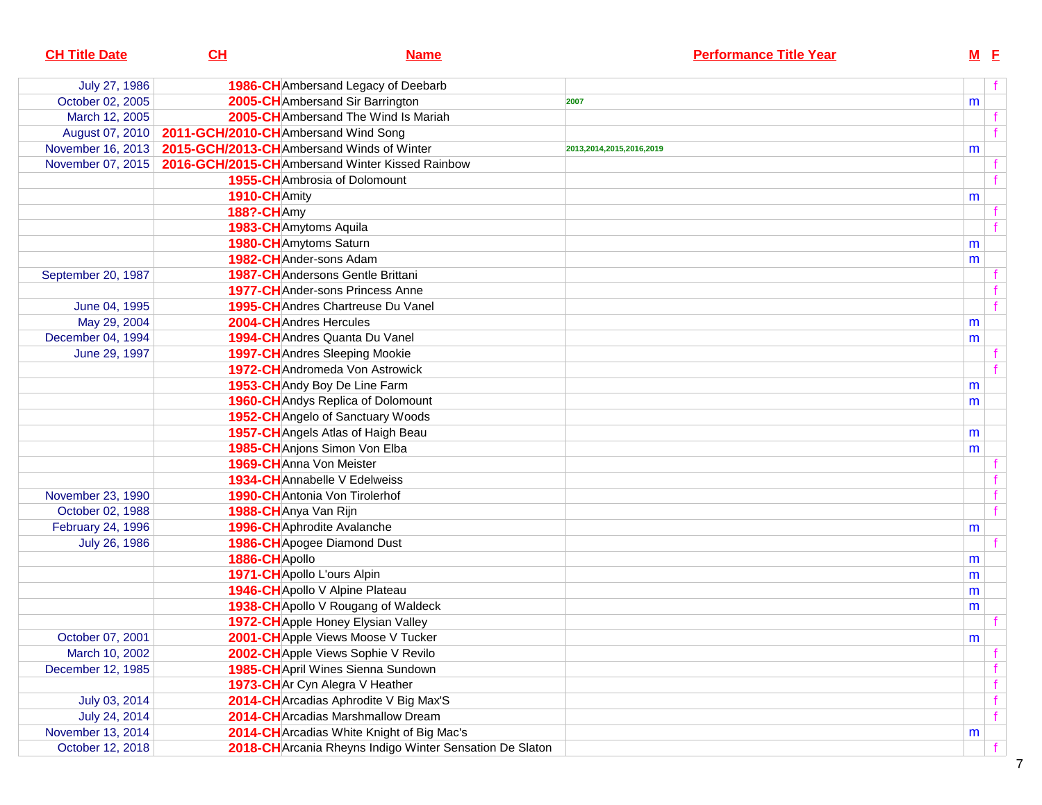| CH Title Date | CH | Name | Performance Title Year | M | F |
|---|---|---|---|---|---|
| July 27, 1986 | 1986-CH | Ambersand Legacy of Deebarb | | | f |
| October 02, 2005 | 2005-CH | Ambersand Sir Barrington | 2007 | m | |
| March 12, 2005 | 2005-CH | Ambersand The Wind Is Mariah | | | f |
| August 07, 2010 | 2011-GCH/2010-CH | Ambersand Wind Song | | | f |
| November 16, 2013 | 2015-GCH/2013-CH | Ambersand Winds of Winter | 2013,2014,2015,2016,2019 | m | |
| November 07, 2015 | 2016-GCH/2015-CH | Ambersand Winter Kissed Rainbow | | | f |
| | 1955-CH | Ambrosia of Dolomount | | | f |
| | 1910-CH | Amity | | m | |
| | 188?-CH | Amy | | | f |
| | 1983-CH | Amytoms Aquila | | | f |
| | 1980-CH | Amytoms Saturn | | m | |
| | 1982-CH | Ander-sons Adam | | m | |
| September 20, 1987 | 1987-CH | Andersons Gentle Brittani | | | f |
| | 1977-CH | Ander-sons Princess Anne | | | f |
| June 04, 1995 | 1995-CH | Andres Chartreuse Du Vanel | | | f |
| May 29, 2004 | 2004-CH | Andres Hercules | | m | |
| December 04, 1994 | 1994-CH | Andres Quanta Du Vanel | | m | |
| June 29, 1997 | 1997-CH | Andres Sleeping Mookie | | | f |
| | 1972-CH | Andromeda Von Astrowick | | | f |
| | 1953-CH | Andy Boy De Line Farm | | m | |
| | 1960-CH | Andys Replica of Dolomount | | m | |
| | 1952-CH | Angelo of Sanctuary Woods | | | |
| | 1957-CH | Angels Atlas of Haigh Beau | | m | |
| | 1985-CH | Anjons Simon Von Elba | | m | |
| | 1969-CH | Anna Von Meister | | | f |
| | 1934-CH | Annabelle V Edelweiss | | | f |
| November 23, 1990 | 1990-CH | Antonia Von Tirolerhof | | | f |
| October 02, 1988 | 1988-CH | Anya Van Rijn | | | f |
| February 24, 1996 | 1996-CH | Aphrodite Avalanche | | m | |
| July 26, 1986 | 1986-CH | Apogee Diamond Dust | | | f |
| | 1886-CH | Apollo | | m | |
| | 1971-CH | Apollo L'ours Alpin | | m | |
| | 1946-CH | Apollo V Alpine Plateau | | m | |
| | 1938-CH | Apollo V Rougang of Waldeck | | m | |
| | 1972-CH | Apple Honey Elysian Valley | | | f |
| October 07, 2001 | 2001-CH | Apple Views Moose V Tucker | | m | |
| March 10, 2002 | 2002-CH | Apple Views Sophie V Revilo | | | f |
| December 12, 1985 | 1985-CH | April Wines Sienna Sundown | | | f |
| | 1973-CH | Ar Cyn Alegra V Heather | | | f |
| July 03, 2014 | 2014-CH | Arcadias Aphrodite V Big Max'S | | | f |
| July 24, 2014 | 2014-CH | Arcadias Marshmallow Dream | | | f |
| November 13, 2014 | 2014-CH | Arcadias White Knight of Big Mac's | | m | |
| October 12, 2018 | 2018-CH | Arcania Rheyns Indigo Winter Sensation De Slaton | | | f |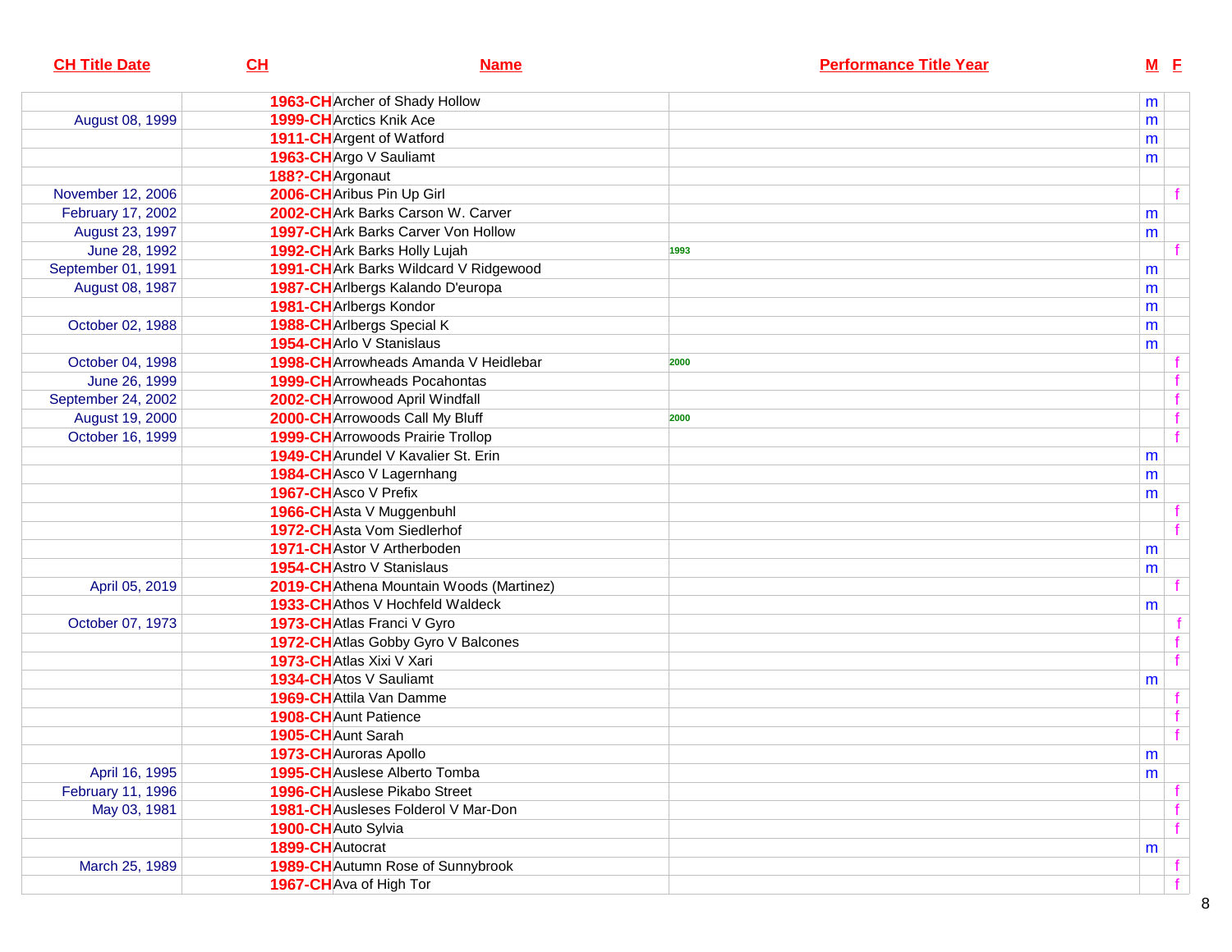| CH Title Date | CH | Name | Performance Title Year | M | F |
|---|---|---|---|---|---|
| | 1963-CH | Archer of Shady Hollow | | m | |
| August 08, 1999 | 1999-CH | Arctics Knik Ace | | m | |
| | 1911-CH | Argent of Watford | | m | |
| | 1963-CH | Argo V Sauliamt | | m | |
| | 188?-CH | Argonaut | | | |
| November 12, 2006 | 2006-CH | Aribus Pin Up Girl | | | f |
| February 17, 2002 | 2002-CH | Ark Barks Carson W. Carver | | m | |
| August 23, 1997 | 1997-CH | Ark Barks Carver Von Hollow | | m | |
| June 28, 1992 | 1992-CH | Ark Barks Holly Lujah | 1993 | | f |
| September 01, 1991 | 1991-CH | Ark Barks Wildcard V Ridgewood | | m | |
| August 08, 1987 | 1987-CH | Arlbergs Kalando D'europa | | m | |
| | 1981-CH | Arlbergs Kondor | | m | |
| October 02, 1988 | 1988-CH | Arlbergs Special K | | m | |
| | 1954-CH | Arlo V Stanislaus | | m | |
| October 04, 1998 | 1998-CH | Arrowheads Amanda V Heidlebar | 2000 | | f |
| June 26, 1999 | 1999-CH | Arrowheads Pocahontas | | | f |
| September 24, 2002 | 2002-CH | Arrowood April Windfall | | | f |
| August 19, 2000 | 2000-CH | Arrowoods Call My Bluff | 2000 | | f |
| October 16, 1999 | 1999-CH | Arrowoods Prairie Trollop | | | f |
| | 1949-CH | Arundel V Kavalier St. Erin | | m | |
| | 1984-CH | Asco V Lagernhang | | m | |
| | 1967-CH | Asco V Prefix | | m | |
| | 1966-CH | Asta V Muggenbuhl | | | f |
| | 1972-CH | Asta Vom Siedlerhof | | | f |
| | 1971-CH | Astor V Artherboden | | m | |
| | 1954-CH | Astro V Stanislaus | | m | |
| April 05, 2019 | 2019-CH | Athena Mountain Woods (Martinez) | | | f |
| | 1933-CH | Athos V Hochfeld Waldeck | | m | |
| October 07, 1973 | 1973-CH | Atlas Franci V Gyro | | | f |
| | 1972-CH | Atlas Gobby Gyro V Balcones | | | f |
| | 1973-CH | Atlas Xixi V Xari | | | f |
| | 1934-CH | Atos V Sauliamt | | m | |
| | 1969-CH | Attila Van Damme | | | f |
| | 1908-CH | Aunt Patience | | | f |
| | 1905-CH | Aunt Sarah | | | f |
| | 1973-CH | Auroras Apollo | | m | |
| April 16, 1995 | 1995-CH | Auslese Alberto Tomba | | m | |
| February 11, 1996 | 1996-CH | Auslese Pikabo Street | | | f |
| May 03, 1981 | 1981-CH | Ausleses Folderol V Mar-Don | | | f |
| | 1900-CH | Auto Sylvia | | | f |
| | 1899-CH | Autocrat | | m | |
| March 25, 1989 | 1989-CH | Autumn Rose of Sunnybrook | | | f |
| | 1967-CH | Ava of High Tor | | | f |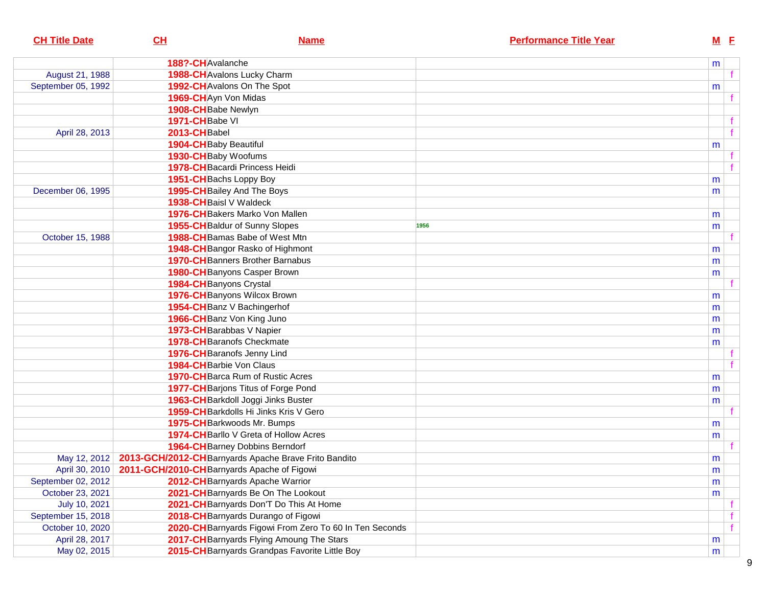| CH Title Date | CH | Name | Performance Title Year | M | F |
|---|---|---|---|---|---|
| | 188?-CH | Avalanche | | m | |
| August 21, 1988 | 1988-CH | Avalons Lucky Charm | | | f |
| September 05, 1992 | 1992-CH | Avalons On The Spot | | m | |
| | 1969-CH | Ayn Von Midas | | | f |
| | 1908-CH | Babe Newlyn | | | |
| | 1971-CH | Babe VI | | | f |
| April 28, 2013 | 2013-CH | Babel | | | f |
| | 1904-CH | Baby Beautiful | | m | |
| | 1930-CH | Baby Woofums | | | f |
| | 1978-CH | Bacardi Princess Heidi | | | f |
| | 1951-CH | Bachs Loppy Boy | | m | |
| December 06, 1995 | 1995-CH | Bailey And The Boys | | m | |
| | 1938-CH | Baisl V Waldeck | | | |
| | 1976-CH | Bakers Marko Von Mallen | | m | |
| | 1955-CH | Baldur of Sunny Slopes | 1956 | m | |
| October 15, 1988 | 1988-CH | Bamas Babe of West Mtn | | | f |
| | 1948-CH | Bangor Rasko of Highmont | | m | |
| | 1970-CH | Banners Brother Barnabus | | m | |
| | 1980-CH | Banyons Casper Brown | | m | |
| | 1984-CH | Banyons Crystal | | | f |
| | 1976-CH | Banyons Wilcox Brown | | m | |
| | 1954-CH | Banz V Bachingerhof | | m | |
| | 1966-CH | Banz Von King Juno | | m | |
| | 1973-CH | Barabbas V Napier | | m | |
| | 1978-CH | Baranofs Checkmate | | m | |
| | 1976-CH | Baranofs Jenny Lind | | | f |
| | 1984-CH | Barbie Von Claus | | | f |
| | 1970-CH | Barca Rum of Rustic Acres | | m | |
| | 1977-CH | Barjons Titus of Forge Pond | | m | |
| | 1963-CH | Barkdoll Joggi Jinks Buster | | m | |
| | 1959-CH | Barkdolls Hi Jinks Kris V Gero | | | f |
| | 1975-CH | Barkwoods Mr. Bumps | | m | |
| | 1974-CH | Barllo V Greta of Hollow Acres | | m | |
| | 1964-CH | Barney Dobbins Berndorf | | | f |
| May 12, 2012 | 2013-GCH/2012-CH | Barnyards Apache Brave Frito Bandito | | m | |
| April 30, 2010 | 2011-GCH/2010-CH | Barnyards Apache of Figowi | | m | |
| September 02, 2012 | 2012-CH | Barnyards Apache Warrior | | m | |
| October 23, 2021 | 2021-CH | Barnyards Be On The Lookout | | m | |
| July 10, 2021 | 2021-CH | Barnyards Don'T Do This At Home | | | f |
| September 15, 2018 | 2018-CH | Barnyards Durango of Figowi | | | f |
| October 10, 2020 | 2020-CH | Barnyards Figowi From Zero To 60 In Ten Seconds | | | f |
| April 28, 2017 | 2017-CH | Barnyards Flying Amoung The Stars | | m | |
| May 02, 2015 | 2015-CH | Barnyards Grandpas Favorite Little Boy | | m | |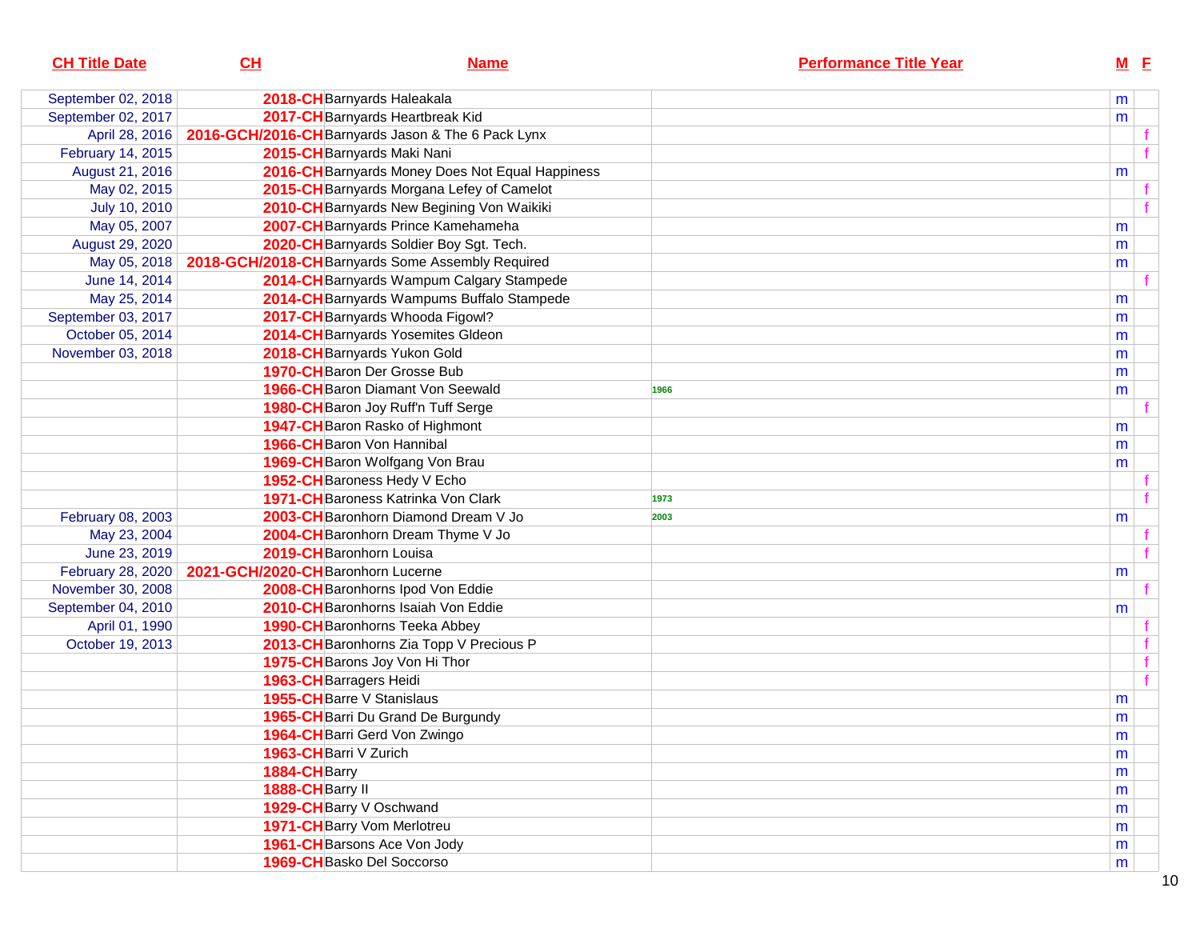| CH Title Date | CH | Name | Performance Title Year | M | F |
|---|---|---|---|---|---|
| September 02, 2018 | 2018-CH | Barnyards Haleakala | | m | |
| September 02, 2017 | 2017-CH | Barnyards Heartbreak Kid | | m | |
| April 28, 2016 | 2016-GCH/2016-CH | Barnyards Jason & The 6 Pack Lynx | | | f |
| February 14, 2015 | 2015-CH | Barnyards Maki Nani | | | f |
| August 21, 2016 | 2016-CH | Barnyards Money Does Not Equal Happiness | | m | |
| May 02, 2015 | 2015-CH | Barnyards Morgana Lefey of Camelot | | | f |
| July 10, 2010 | 2010-CH | Barnyards New Begining Von Waikiki | | | f |
| May 05, 2007 | 2007-CH | Barnyards Prince Kamehameha | | m | |
| August 29, 2020 | 2020-CH | Barnyards Soldier Boy Sgt. Tech. | | m | |
| May 05, 2018 | 2018-GCH/2018-CH | Barnyards Some Assembly Required | | m | |
| June 14, 2014 | 2014-CH | Barnyards Wampum Calgary Stampede | | | f |
| May 25, 2014 | 2014-CH | Barnyards Wampums Buffalo Stampede | | m | |
| September 03, 2017 | 2017-CH | Barnyards Whooda Figowl? | | m | |
| October 05, 2014 | 2014-CH | Barnyards Yosemites GIdeon | | m | |
| November 03, 2018 | 2018-CH | Barnyards Yukon Gold | | m | |
| | 1970-CH | Baron Der Grosse Bub | | m | |
| | 1966-CH | Baron Diamant Von Seewald | 1966 | m | |
| | 1980-CH | Baron Joy Ruff'n Tuff Serge | | | f |
| | 1947-CH | Baron Rasko of Highmont | | m | |
| | 1966-CH | Baron Von Hannibal | | m | |
| | 1969-CH | Baron Wolfgang Von Brau | | m | |
| | 1952-CH | Baroness Hedy V Echo | | | f |
| | 1971-CH | Baroness Katrinka Von Clark | 1973 | | f |
| February 08, 2003 | 2003-CH | Baronhorn Diamond Dream V Jo | 2003 | m | |
| May 23, 2004 | 2004-CH | Baronhorn Dream Thyme V Jo | | | f |
| June 23, 2019 | 2019-CH | Baronhorn Louisa | | | f |
| February 28, 2020 | 2021-GCH/2020-CH | Baronhorn Lucerne | | m | |
| November 30, 2008 | 2008-CH | Baronhorns Ipod Von Eddie | | | f |
| September 04, 2010 | 2010-CH | Baronhorns Isaiah Von Eddie | | m | |
| April 01, 1990 | 1990-CH | Baronhorns Teeka Abbey | | | f |
| October 19, 2013 | 2013-CH | Baronhorns Zia Topp V Precious P | | | f |
| | 1975-CH | Barons Joy Von Hi Thor | | | f |
| | 1963-CH | Barragers Heidi | | | f |
| | 1955-CH | Barre V Stanislaus | | m | |
| | 1965-CH | Barri Du Grand De Burgundy | | m | |
| | 1964-CH | Barri Gerd Von Zwingo | | m | |
| | 1963-CH | Barri V Zurich | | m | |
| | 1884-CH | Barry | | m | |
| | 1888-CH | Barry II | | m | |
| | 1929-CH | Barry V Oschwand | | m | |
| | 1971-CH | Barry Vom Merlotreu | | m | |
| | 1961-CH | Barsons Ace Von Jody | | m | |
| | 1969-CH | Basko Del Soccorso | | m | |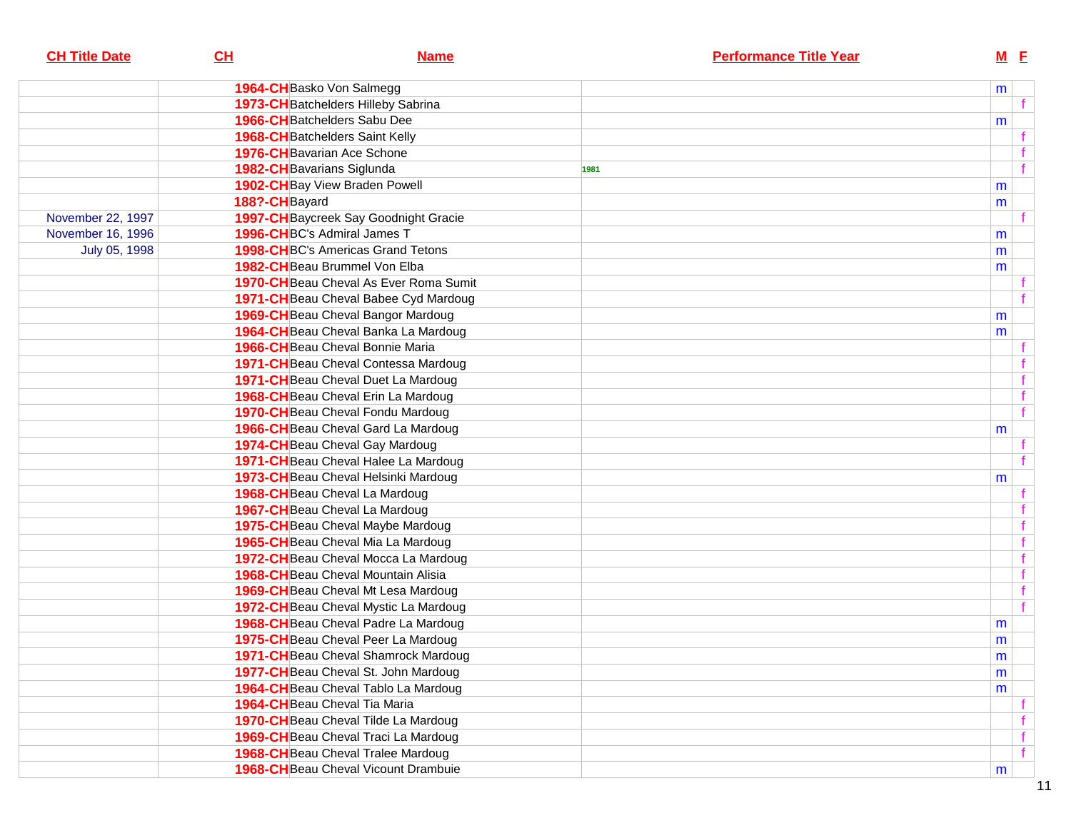| CH Title Date | CH | Name | Performance Title Year | M | F |
|---|---|---|---|---|---|
| | 1964-CH | Basko Von Salmegg | | m | |
| | 1973-CH | Batchelders Hilleby Sabrina | | | f |
| | 1966-CH | Batchelders Sabu Dee | | m | |
| | 1968-CH | Batchelders Saint Kelly | | | f |
| | 1976-CH | Bavarian Ace Schone | | | f |
| | 1982-CH | Bavarians Siglunda | 1981 | | f |
| | 1902-CH | Bay View Braden Powell | | m | |
| | 188?-CH | Bayard | | m | |
| November 22, 1997 | 1997-CH | Baycreek Say Goodnight Gracie | | | f |
| November 16, 1996 | 1996-CH | BC's Admiral James T | | m | |
| July 05, 1998 | 1998-CH | BC's Americas Grand Tetons | | m | |
| | 1982-CH | Beau Brummel Von Elba | | m | |
| | 1970-CH | Beau Cheval As Ever Roma Sumit | | | f |
| | 1971-CH | Beau Cheval Babee Cyd Mardoug | | | f |
| | 1969-CH | Beau Cheval Bangor Mardoug | | m | |
| | 1964-CH | Beau Cheval Banka La Mardoug | | m | |
| | 1966-CH | Beau Cheval Bonnie Maria | | | f |
| | 1971-CH | Beau Cheval Contessa Mardoug | | | f |
| | 1971-CH | Beau Cheval Duet La Mardoug | | | f |
| | 1968-CH | Beau Cheval Erin La Mardoug | | | f |
| | 1970-CH | Beau Cheval Fondu Mardoug | | | f |
| | 1966-CH | Beau Cheval Gard La Mardoug | | m | |
| | 1974-CH | Beau Cheval Gay Mardoug | | | f |
| | 1971-CH | Beau Cheval Halee La Mardoug | | | f |
| | 1973-CH | Beau Cheval Helsinki Mardoug | | m | |
| | 1968-CH | Beau Cheval La Mardoug | | | f |
| | 1967-CH | Beau Cheval La Mardoug | | | f |
| | 1975-CH | Beau Cheval Maybe Mardoug | | | f |
| | 1965-CH | Beau Cheval Mia La Mardoug | | | f |
| | 1972-CH | Beau Cheval Mocca La Mardoug | | | f |
| | 1968-CH | Beau Cheval Mountain Alisia | | | f |
| | 1969-CH | Beau Cheval Mt Lesa Mardoug | | | f |
| | 1972-CH | Beau Cheval Mystic La Mardoug | | | f |
| | 1968-CH | Beau Cheval Padre La Mardoug | | m | |
| | 1975-CH | Beau Cheval Peer La Mardoug | | m | |
| | 1971-CH | Beau Cheval Shamrock Mardoug | | m | |
| | 1977-CH | Beau Cheval St. John Mardoug | | m | |
| | 1964-CH | Beau Cheval Tablo La Mardoug | | m | |
| | 1964-CH | Beau Cheval Tia Maria | | | f |
| | 1970-CH | Beau Cheval Tilde La Mardoug | | | f |
| | 1969-CH | Beau Cheval Traci La Mardoug | | | f |
| | 1968-CH | Beau Cheval Tralee Mardoug | | | f |
| | 1968-CH | Beau Cheval Vicount Drambuie | | m | |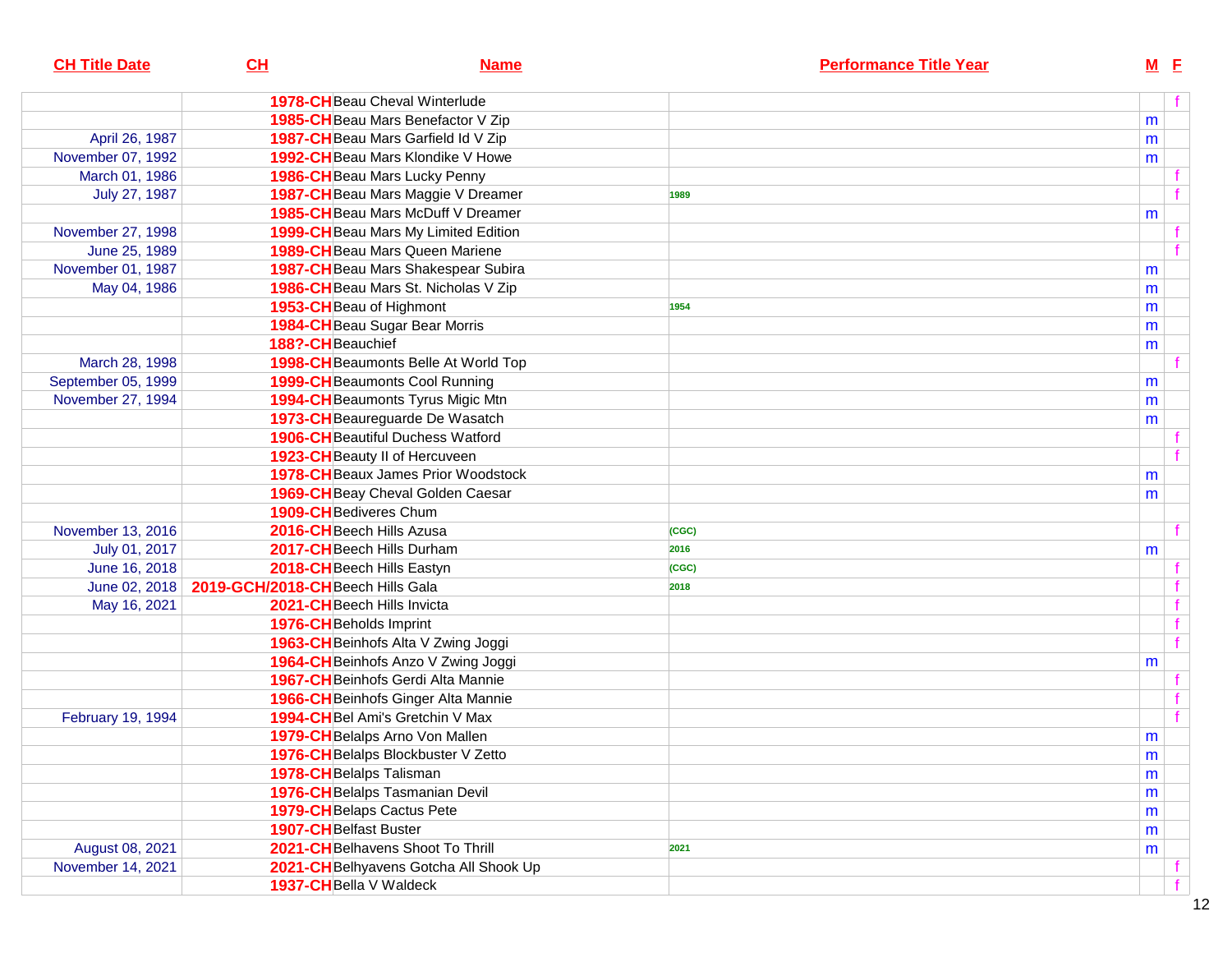| CH Title Date | CH | Name | Performance Title Year | M | F |
|---|---|---|---|---|---|
| | 1978-CH | Beau Cheval Winterlude | | | f |
| | 1985-CH | Beau Mars Benefactor V Zip | | m | |
| April 26, 1987 | 1987-CH | Beau Mars Garfield Id V Zip | | m | |
| November 07, 1992 | 1992-CH | Beau Mars Klondike V Howe | | m | |
| March 01, 1986 | 1986-CH | Beau Mars Lucky Penny | | | f |
| July 27, 1987 | 1987-CH | Beau Mars Maggie V Dreamer | 1989 | | f |
| | 1985-CH | Beau Mars McDuff V Dreamer | | m | |
| November 27, 1998 | 1999-CH | Beau Mars My Limited Edition | | | f |
| June 25, 1989 | 1989-CH | Beau Mars Queen Mariene | | | f |
| November 01, 1987 | 1987-CH | Beau Mars Shakespear Subira | | m | |
| May 04, 1986 | 1986-CH | Beau Mars St. Nicholas V Zip | | m | |
| | 1953-CH | Beau of Highmont | 1954 | m | |
| | 1984-CH | Beau Sugar Bear Morris | | m | |
| | 188?-CH | Beauchief | | m | |
| March 28, 1998 | 1998-CH | Beaumonts Belle At World Top | | | f |
| September 05, 1999 | 1999-CH | Beaumonts Cool Running | | m | |
| November 27, 1994 | 1994-CH | Beaumonts Tyrus Migic Mtn | | m | |
| | 1973-CH | Beaureguarde De Wasatch | | m | |
| | 1906-CH | Beautiful Duchess Watford | | | f |
| | 1923-CH | Beauty II of Hercuveen | | | f |
| | 1978-CH | Beaux James Prior Woodstock | | m | |
| | 1969-CH | Beay Cheval Golden Caesar | | m | |
| | 1909-CH | Bediveres Chum | | | |
| November 13, 2016 | 2016-CH | Beech Hills Azusa | (CGC) | | f |
| July 01, 2017 | 2017-CH | Beech Hills Durham | 2016 | m | |
| June 16, 2018 | 2018-CH | Beech Hills Eastyn | (CGC) | | f |
| June 02, 2018 | 2019-GCH/2018-CH | Beech Hills Gala | 2018 | | f |
| May 16, 2021 | 2021-CH | Beech Hills Invicta | | | f |
| | 1976-CH | Beholds Imprint | | | f |
| | 1963-CH | Beinhofs Alta V Zwing Joggi | | | f |
| | 1964-CH | Beinhofs Anzo V Zwing Joggi | | m | |
| | 1967-CH | Beinhofs Gerdi Alta Mannie | | | f |
| | 1966-CH | Beinhofs Ginger Alta Mannie | | | f |
| February 19, 1994 | 1994-CH | Bel Ami's Gretchin V Max | | | f |
| | 1979-CH | Belalps Arno Von Mallen | | m | |
| | 1976-CH | Belalps Blockbuster V Zetto | | m | |
| | 1978-CH | Belalps Talisman | | m | |
| | 1976-CH | Belalps Tasmanian Devil | | m | |
| | 1979-CH | Belaps Cactus Pete | | m | |
| | 1907-CH | Belfast Buster | | m | |
| August 08, 2021 | 2021-CH | Belhavens Shoot To Thrill | 2021 | m | |
| November 14, 2021 | 2021-CH | Belhyavens Gotcha All Shook Up | | | f |
| | 1937-CH | Bella V Waldeck | | | f |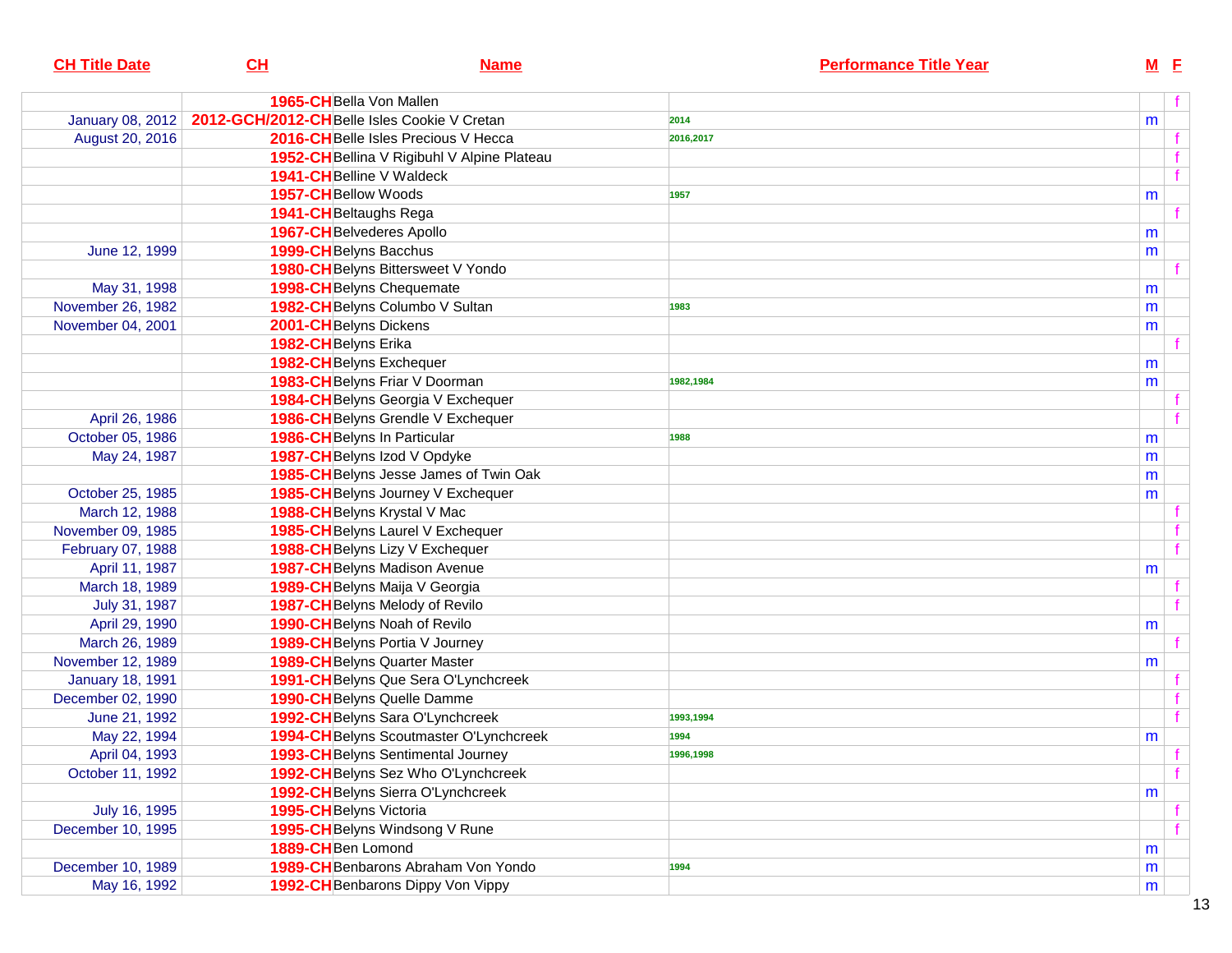| CH Title Date | CH | Name | Performance Title Year | M | F |
|---|---|---|---|---|---|
| | 1965-CH | Bella Von Mallen | | | f |
| January 08, 2012 | 2012-GCH/2012-CH | Belle Isles Cookie V Cretan | 2014 | m | |
| August 20, 2016 | 2016-CH | Belle Isles Precious V Hecca | 2016,2017 | | f |
| | 1952-CH | Bellina V Rigibuhl V Alpine Plateau | | | f |
| | 1941-CH | Belline V Waldeck | | | f |
| | 1957-CH | Bellow Woods | 1957 | m | |
| | 1941-CH | Beltaughs Rega | | | f |
| | 1967-CH | Belvederes Apollo | | m | |
| June 12, 1999 | 1999-CH | Belyns Bacchus | | m | |
| | 1980-CH | Belyns Bittersweet V Yondo | | | f |
| May 31, 1998 | 1998-CH | Belyns Chequemate | | m | |
| November 26, 1982 | 1982-CH | Belyns Columbo V Sultan | 1983 | m | |
| November 04, 2001 | 2001-CH | Belyns Dickens | | m | |
| | 1982-CH | Belyns Erika | | | f |
| | 1982-CH | Belyns Exchequer | | m | |
| | 1983-CH | Belyns Friar V Doorman | 1982,1984 | m | |
| | 1984-CH | Belyns Georgia V Exchequer | | | f |
| April 26, 1986 | 1986-CH | Belyns Grendle V Exchequer | | | f |
| October 05, 1986 | 1986-CH | Belyns In Particular | 1988 | m | |
| May 24, 1987 | 1987-CH | Belyns Izod V Opdyke | | m | |
| | 1985-CH | Belyns Jesse James of Twin Oak | | m | |
| October 25, 1985 | 1985-CH | Belyns Journey V Exchequer | | m | |
| March 12, 1988 | 1988-CH | Belyns Krystal V Mac | | | f |
| November 09, 1985 | 1985-CH | Belyns Laurel V Exchequer | | | f |
| February 07, 1988 | 1988-CH | Belyns Lizy V Exchequer | | | f |
| April 11, 1987 | 1987-CH | Belyns Madison Avenue | | m | |
| March 18, 1989 | 1989-CH | Belyns Maija V Georgia | | | f |
| July 31, 1987 | 1987-CH | Belyns Melody of Revilo | | | f |
| April 29, 1990 | 1990-CH | Belyns Noah of Revilo | | m | |
| March 26, 1989 | 1989-CH | Belyns Portia V Journey | | | f |
| November 12, 1989 | 1989-CH | Belyns Quarter Master | | m | |
| January 18, 1991 | 1991-CH | Belyns Que Sera O'Lynchcreek | | | f |
| December 02, 1990 | 1990-CH | Belyns Quelle Damme | | | f |
| June 21, 1992 | 1992-CH | Belyns Sara O'Lynchcreek | 1993,1994 | | f |
| May 22, 1994 | 1994-CH | Belyns Scoutmaster O'Lynchcreek | 1994 | m | |
| April 04, 1993 | 1993-CH | Belyns Sentimental Journey | 1996,1998 | | f |
| October 11, 1992 | 1992-CH | Belyns Sez Who O'Lynchcreek | | | f |
| | 1992-CH | Belyns Sierra O'Lynchcreek | | m | |
| July 16, 1995 | 1995-CH | Belyns Victoria | | | f |
| December 10, 1995 | 1995-CH | Belyns Windsong V Rune | | | f |
| | 1889-CH | Ben Lomond | | m | |
| December 10, 1989 | 1989-CH | Benbarons Abraham Von Yondo | 1994 | m | |
| May 16, 1992 | 1992-CH | Benbarons Dippy Von Vippy | | m | |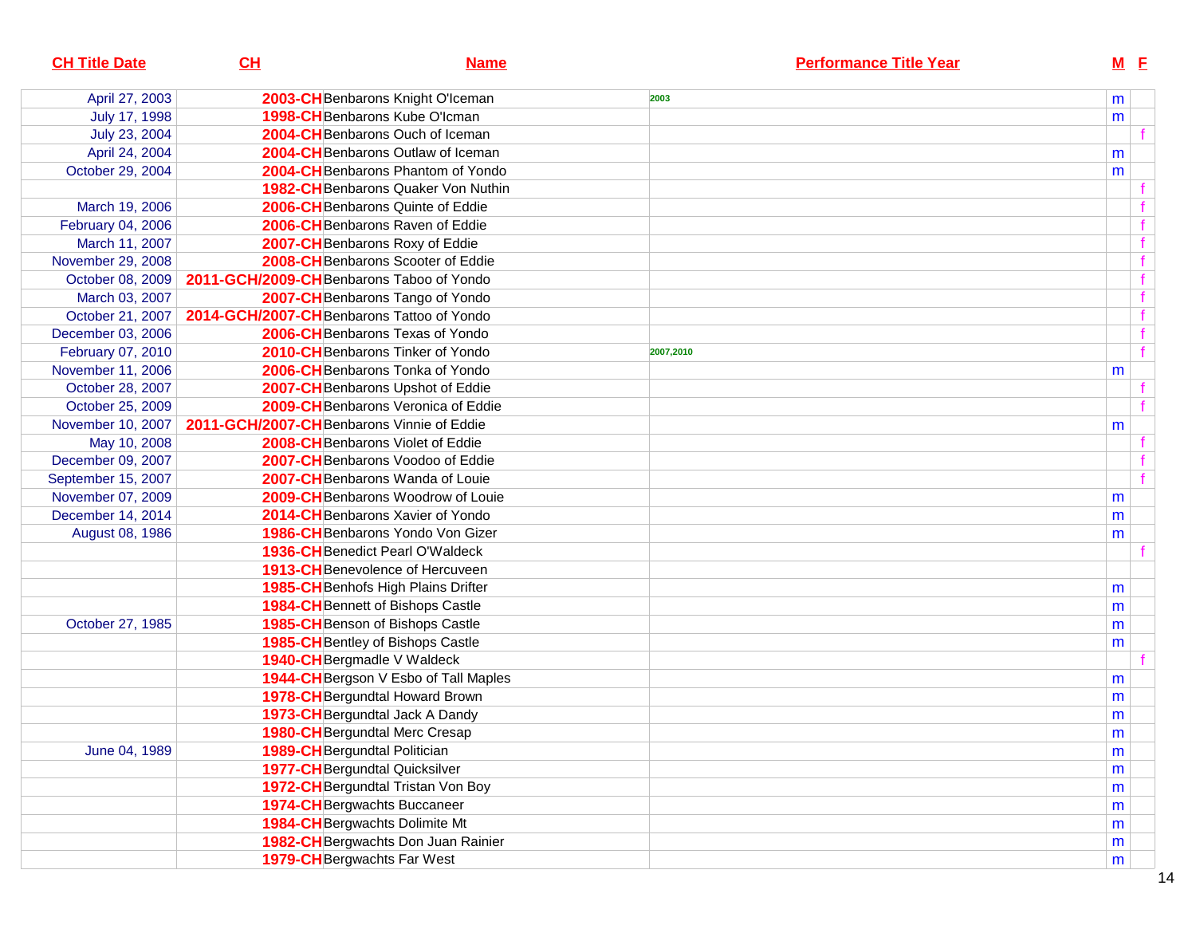| CH Title Date | CH | Name | Performance Title Year | M | F |
|---|---|---|---|---|---|
| April 27, 2003 | 2003-CH | Benbarons Knight O'Iceman | 2003 | m | |
| July 17, 1998 | 1998-CH | Benbarons Kube O'Icman | | m | |
| July 23, 2004 | 2004-CH | Benbarons Ouch of Iceman | | | f |
| April 24, 2004 | 2004-CH | Benbarons Outlaw of Iceman | | m | |
| October 29, 2004 | 2004-CH | Benbarons Phantom of Yondo | | m | |
| | 1982-CH | Benbarons Quaker Von Nuthin | | | f |
| March 19, 2006 | 2006-CH | Benbarons Quinte of Eddie | | | f |
| February 04, 2006 | 2006-CH | Benbarons Raven of Eddie | | | f |
| March 11, 2007 | 2007-CH | Benbarons Roxy of Eddie | | | f |
| November 29, 2008 | 2008-CH | Benbarons Scooter of Eddie | | | f |
| October 08, 2009 | 2011-GCH/2009-CH | Benbarons Taboo of Yondo | | | f |
| March 03, 2007 | 2007-CH | Benbarons Tango of Yondo | | | f |
| October 21, 2007 | 2014-GCH/2007-CH | Benbarons Tattoo of Yondo | | | f |
| December 03, 2006 | 2006-CH | Benbarons Texas of Yondo | | | f |
| February 07, 2010 | 2010-CH | Benbarons Tinker of Yondo | 2007,2010 | | f |
| November 11, 2006 | 2006-CH | Benbarons Tonka of Yondo | | m | |
| October 28, 2007 | 2007-CH | Benbarons Upshot of Eddie | | | f |
| October 25, 2009 | 2009-CH | Benbarons Veronica of Eddie | | | f |
| November 10, 2007 | 2011-GCH/2007-CH | Benbarons Vinnie of Eddie | | m | |
| May 10, 2008 | 2008-CH | Benbarons Violet of Eddie | | | f |
| December 09, 2007 | 2007-CH | Benbarons Voodoo of Eddie | | | f |
| September 15, 2007 | 2007-CH | Benbarons Wanda of Louie | | | f |
| November 07, 2009 | 2009-CH | Benbarons Woodrow of Louie | | m | |
| December 14, 2014 | 2014-CH | Benbarons Xavier of Yondo | | m | |
| August 08, 1986 | 1986-CH | Benbarons Yondo Von Gizer | | m | |
| | 1936-CH | Benedict Pearl O'Waldeck | | | f |
| | 1913-CH | Benevolence of Hercuveen | | | |
| | 1985-CH | Benhofs High Plains Drifter | | m | |
| | 1984-CH | Bennett of Bishops Castle | | m | |
| October 27, 1985 | 1985-CH | Benson of Bishops Castle | | m | |
| | 1985-CH | Bentley of Bishops Castle | | m | |
| | 1940-CH | Bergmadle V Waldeck | | | f |
| | 1944-CH | Bergson V Esbo of Tall Maples | | m | |
| | 1978-CH | Bergundtal Howard Brown | | m | |
| | 1973-CH | Bergundtal Jack A Dandy | | m | |
| | 1980-CH | Bergundtal Merc Cresap | | m | |
| June 04, 1989 | 1989-CH | Bergundtal Politician | | m | |
| | 1977-CH | Bergundtal Quicksilver | | m | |
| | 1972-CH | Bergundtal Tristan Von Boy | | m | |
| | 1974-CH | Bergwachts Buccaneer | | m | |
| | 1984-CH | Bergwachts Dolimite Mt | | m | |
| | 1982-CH | Bergwachts Don Juan Rainier | | m | |
| | 1979-CH | Bergwachts Far West | | m | |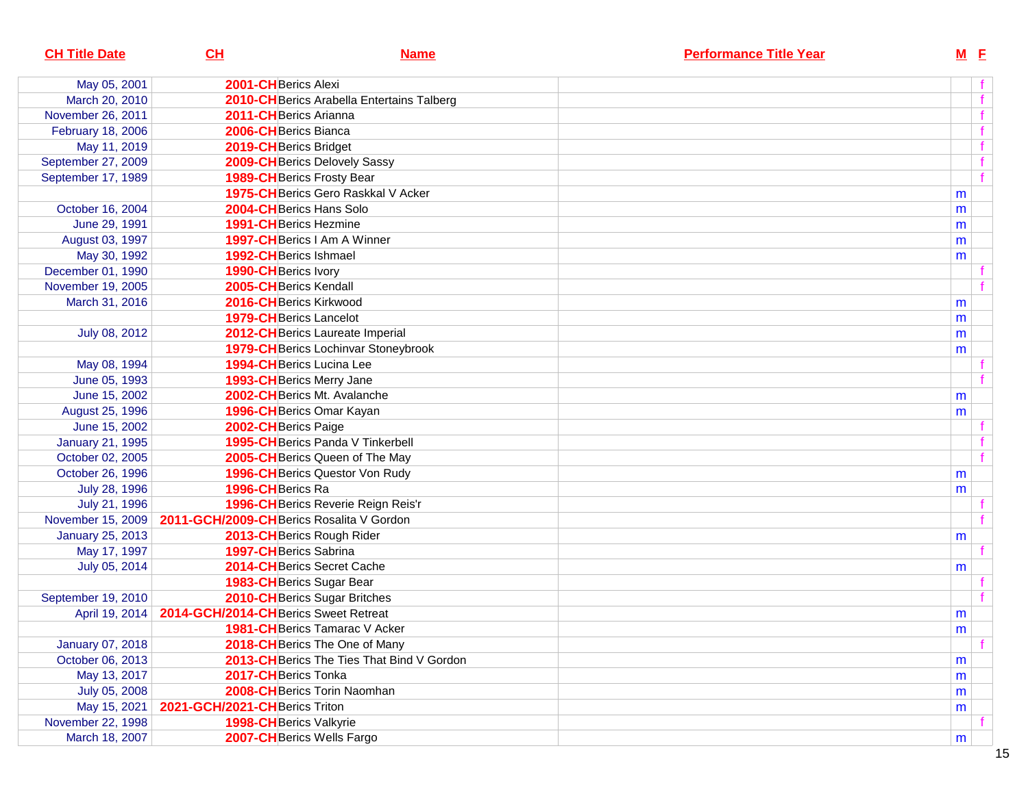| CH Title Date | CH | Name | Performance Title Year | M | F |
|---|---|---|---|---|---|
| May 05, 2001 | 2001-CH | Berics Alexi | | | f |
| March 20, 2010 | 2010-CH | Berics Arabella Entertains Talberg | | | f |
| November 26, 2011 | 2011-CH | Berics Arianna | | | f |
| February 18, 2006 | 2006-CH | Berics Bianca | | | f |
| May 11, 2019 | 2019-CH | Berics Bridget | | | f |
| September 27, 2009 | 2009-CH | Berics Delovely Sassy | | | f |
| September 17, 1989 | 1989-CH | Berics Frosty Bear | | | f |
| | 1975-CH | Berics Gero Raskkal V Acker | | m | |
| October 16, 2004 | 2004-CH | Berics Hans Solo | | m | |
| June 29, 1991 | 1991-CH | Berics Hezmine | | m | |
| August 03, 1997 | 1997-CH | Berics I Am A Winner | | m | |
| May 30, 1992 | 1992-CH | Berics Ishmael | | m | |
| December 01, 1990 | 1990-CH | Berics Ivory | | | f |
| November 19, 2005 | 2005-CH | Berics Kendall | | | f |
| March 31, 2016 | 2016-CH | Berics Kirkwood | | m | |
| | 1979-CH | Berics Lancelot | | m | |
| July 08, 2012 | 2012-CH | Berics Laureate Imperial | | m | |
| | 1979-CH | Berics Lochinvar Stoneybrook | | m | |
| May 08, 1994 | 1994-CH | Berics Lucina Lee | | | f |
| June 05, 1993 | 1993-CH | Berics Merry Jane | | | f |
| June 15, 2002 | 2002-CH | Berics Mt. Avalanche | | m | |
| August 25, 1996 | 1996-CH | Berics Omar Kayan | | m | |
| June 15, 2002 | 2002-CH | Berics Paige | | | f |
| January 21, 1995 | 1995-CH | Berics Panda V Tinkerbell | | | f |
| October 02, 2005 | 2005-CH | Berics Queen of The May | | | f |
| October 26, 1996 | 1996-CH | Berics Questor Von Rudy | | m | |
| July 28, 1996 | 1996-CH | Berics Ra | | m | |
| July 21, 1996 | 1996-CH | Berics Reverie Reign Reis'r | | | f |
| November 15, 2009 | 2011-GCH/2009-CH | Berics Rosalita V Gordon | | | f |
| January 25, 2013 | 2013-CH | Berics Rough Rider | | m | |
| May 17, 1997 | 1997-CH | Berics Sabrina | | | f |
| July 05, 2014 | 2014-CH | Berics Secret Cache | | m | |
| | 1983-CH | Berics Sugar Bear | | | f |
| September 19, 2010 | 2010-CH | Berics Sugar Britches | | | f |
| April 19, 2014 | 2014-GCH/2014-CH | Berics Sweet Retreat | | m | |
| | 1981-CH | Berics Tamarac V Acker | | m | |
| January 07, 2018 | 2018-CH | Berics The One of Many | | | f |
| October 06, 2013 | 2013-CH | Berics The Ties That Bind V Gordon | | m | |
| May 13, 2017 | 2017-CH | Berics Tonka | | m | |
| July 05, 2008 | 2008-CH | Berics Torin Naomhan | | m | |
| May 15, 2021 | 2021-GCH/2021-CH | Berics Triton | | m | |
| November 22, 1998 | 1998-CH | Berics Valkyrie | | | f |
| March 18, 2007 | 2007-CH | Berics Wells Fargo | | m | |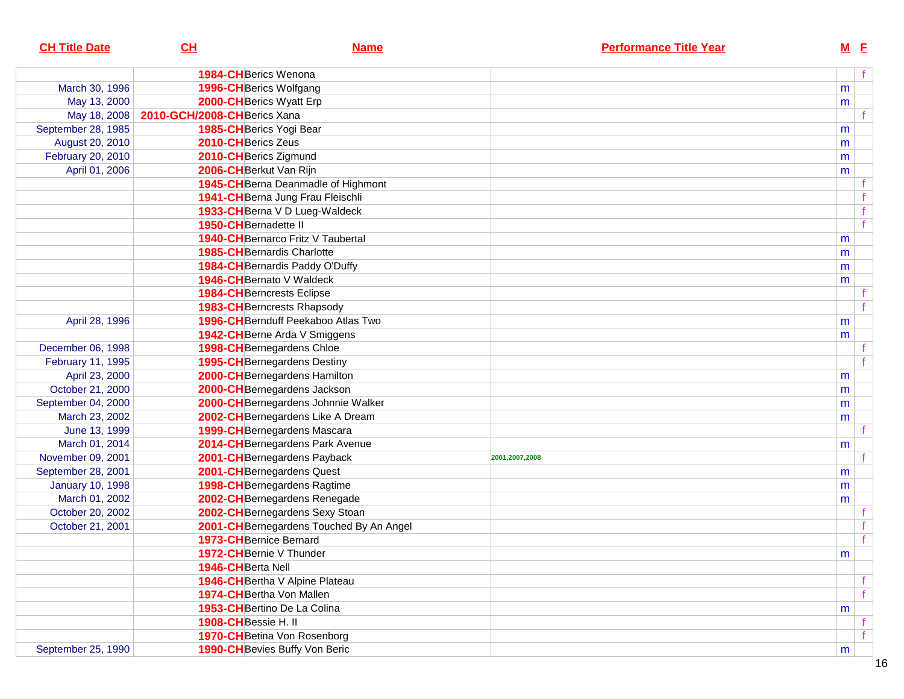| CH Title Date | CH | Name | Performance Title Year | M | F |
|---|---|---|---|---|---|
| | 1984-CH | Berics Wenona | | | f |
| March 30, 1996 | 1996-CH | Berics Wolfgang | | m | |
| May 13, 2000 | 2000-CH | Berics Wyatt Erp | | m | |
| May 18, 2008 | 2010-GCH/2008-CH | Berics Xana | | | f |
| September 28, 1985 | 1985-CH | Berics Yogi Bear | | m | |
| August 20, 2010 | 2010-CH | Berics Zeus | | m | |
| February 20, 2010 | 2010-CH | Berics Zigmund | | m | |
| April 01, 2006 | 2006-CH | Berkut Van Rijn | | m | |
| | 1945-CH | Berna Deanmadle of Highmont | | | f |
| | 1941-CH | Berna Jung Frau Fleischli | | | f |
| | 1933-CH | Berna V D Lueg-Waldeck | | | f |
| | 1950-CH | Bernadette II | | | f |
| | 1940-CH | Bernarco Fritz V Taubertal | | m | |
| | 1985-CH | Bernardis Charlotte | | m | |
| | 1984-CH | Bernardis Paddy O'Duffy | | m | |
| | 1946-CH | Bernato V Waldeck | | m | |
| | 1984-CH | Berncrests Eclipse | | | f |
| | 1983-CH | Berncrests Rhapsody | | | f |
| April 28, 1996 | 1996-CH | Bernduff Peekaboo Atlas Two | | m | |
| | 1942-CH | Berne Arda V Smiggens | | m | |
| December 06, 1998 | 1998-CH | Bernegardens Chloe | | | f |
| February 11, 1995 | 1995-CH | Bernegardens Destiny | | | f |
| April 23, 2000 | 2000-CH | Bernegardens Hamilton | | m | |
| October 21, 2000 | 2000-CH | Bernegardens Jackson | | m | |
| September 04, 2000 | 2000-CH | Bernegardens Johnnie Walker | | m | |
| March 23, 2002 | 2002-CH | Bernegardens Like A Dream | | m | |
| June 13, 1999 | 1999-CH | Bernegardens Mascara | | | f |
| March 01, 2014 | 2014-CH | Bernegardens Park Avenue | | m | |
| November 09, 2001 | 2001-CH | Bernegardens Payback | 2001,2007,2008 | | f |
| September 28, 2001 | 2001-CH | Bernegardens Quest | | m | |
| January 10, 1998 | 1998-CH | Bernegardens Ragtime | | m | |
| March 01, 2002 | 2002-CH | Bernegardens Renegade | | m | |
| October 20, 2002 | 2002-CH | Bernegardens Sexy Stoan | | | f |
| October 21, 2001 | 2001-CH | Bernegardens Touched By An Angel | | | f |
| | 1973-CH | Bernice Bernard | | | f |
| | 1972-CH | Bernie V Thunder | | m | |
| | 1946-CH | Berta Nell | | | |
| | 1946-CH | Bertha V Alpine Plateau | | | f |
| | 1974-CH | Bertha Von Mallen | | | f |
| | 1953-CH | Bertino De La Colina | | m | |
| | 1908-CH | Bessie H. II | | | f |
| | 1970-CH | Betina Von Rosenborg | | | f |
| September 25, 1990 | 1990-CH | Bevies Buffy Von Beric | | m | |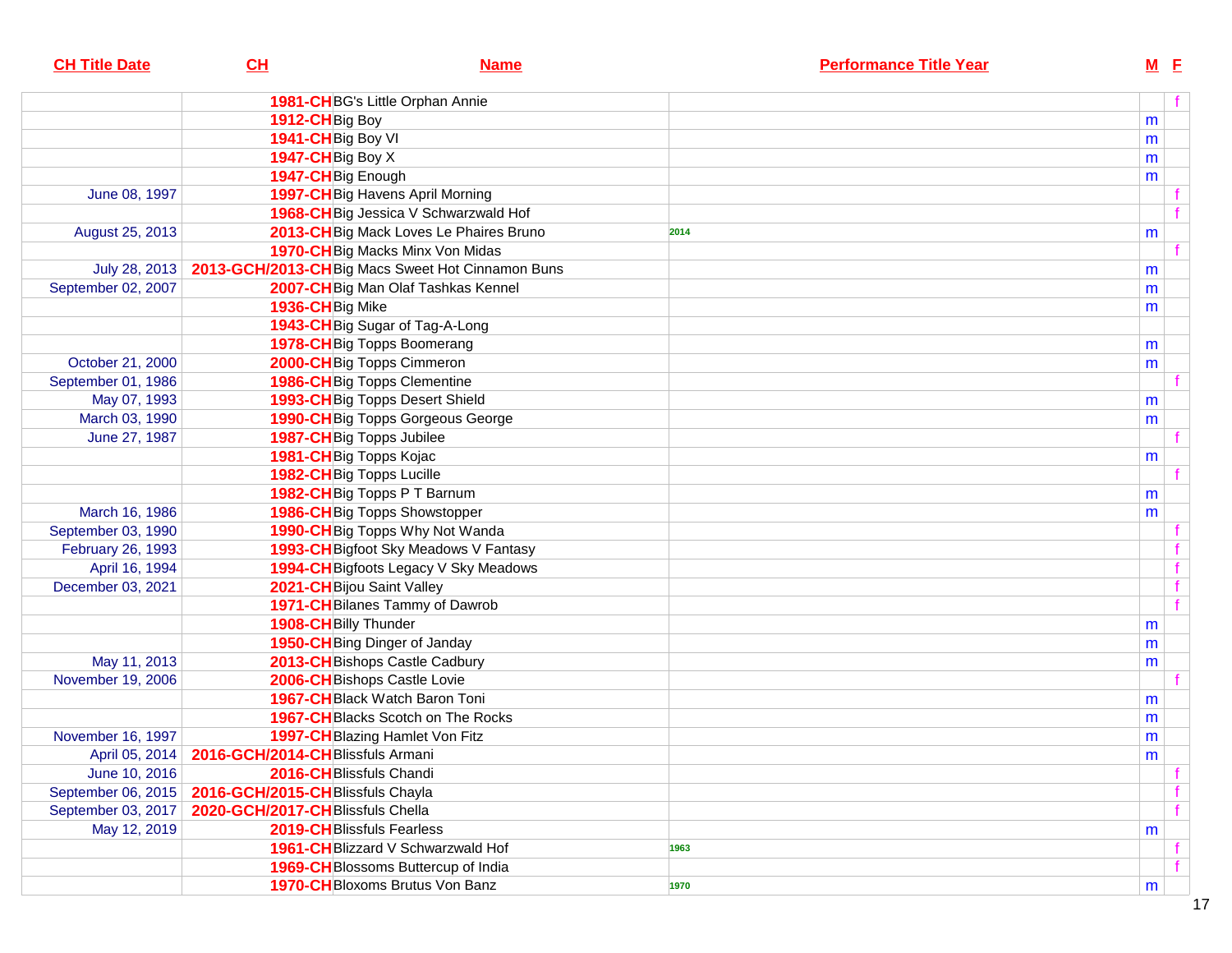| CH Title Date | CH | Name | Performance Title Year | M | F |
|---|---|---|---|---|---|
| | 1981-CH | BG's Little Orphan Annie | | | f |
| | 1912-CH | Big Boy | | m | |
| | 1941-CH | Big Boy VI | | m | |
| | 1947-CH | Big Boy X | | m | |
| | 1947-CH | Big Enough | | m | |
| June 08, 1997 | 1997-CH | Big Havens April Morning | | | f |
| | 1968-CH | Big Jessica V Schwarzwald Hof | | | f |
| August 25, 2013 | 2013-CH | Big Mack Loves Le Phaires Bruno | 2014 | m | |
| | 1970-CH | Big Macks Minx Von Midas | | | f |
| July 28, 2013 | 2013-GCH/2013-CH | Big Macs Sweet Hot Cinnamon Buns | | m | |
| September 02, 2007 | 2007-CH | Big Man Olaf Tashkas Kennel | | m | |
| | 1936-CH | Big Mike | | m | |
| | 1943-CH | Big Sugar of Tag-A-Long | | | |
| | 1978-CH | Big Topps Boomerang | | m | |
| October 21, 2000 | 2000-CH | Big Topps Cimmeron | | m | |
| September 01, 1986 | 1986-CH | Big Topps Clementine | | | f |
| May 07, 1993 | 1993-CH | Big Topps Desert Shield | | m | |
| March 03, 1990 | 1990-CH | Big Topps Gorgeous George | | m | |
| June 27, 1987 | 1987-CH | Big Topps Jubilee | | | f |
| | 1981-CH | Big Topps Kojac | | m | |
| | 1982-CH | Big Topps Lucille | | | f |
| | 1982-CH | Big Topps P T Barnum | | m | |
| March 16, 1986 | 1986-CH | Big Topps Showstopper | | m | |
| September 03, 1990 | 1990-CH | Big Topps Why Not Wanda | | | f |
| February 26, 1993 | 1993-CH | Bigfoot Sky Meadows V Fantasy | | | f |
| April 16, 1994 | 1994-CH | Bigfoots Legacy V Sky Meadows | | | f |
| December 03, 2021 | 2021-CH | Bijou Saint Valley | | | f |
| | 1971-CH | Bilanes Tammy of Dawrob | | | f |
| | 1908-CH | Billy Thunder | | m | |
| | 1950-CH | Bing Dinger of Janday | | m | |
| May 11, 2013 | 2013-CH | Bishops Castle Cadbury | | m | |
| November 19, 2006 | 2006-CH | Bishops Castle Lovie | | | f |
| | 1967-CH | Black Watch Baron Toni | | m | |
| | 1967-CH | Blacks Scotch on The Rocks | | m | |
| November 16, 1997 | 1997-CH | Blazing Hamlet Von Fitz | | m | |
| April 05, 2014 | 2016-GCH/2014-CH | Blissfuls Armani | | m | |
| June 10, 2016 | 2016-CH | Blissfuls Chandi | | | f |
| September 06, 2015 | 2016-GCH/2015-CH | Blissfuls Chayla | | | f |
| September 03, 2017 | 2020-GCH/2017-CH | Blissfuls Chella | | | f |
| May 12, 2019 | 2019-CH | Blissfuls Fearless | | m | |
| | 1961-CH | Blizzard V Schwarzwald Hof | 1963 | | f |
| | 1969-CH | Blossoms Buttercup of India | | | f |
| | 1970-CH | Bloxoms Brutus Von Banz | 1970 | m | |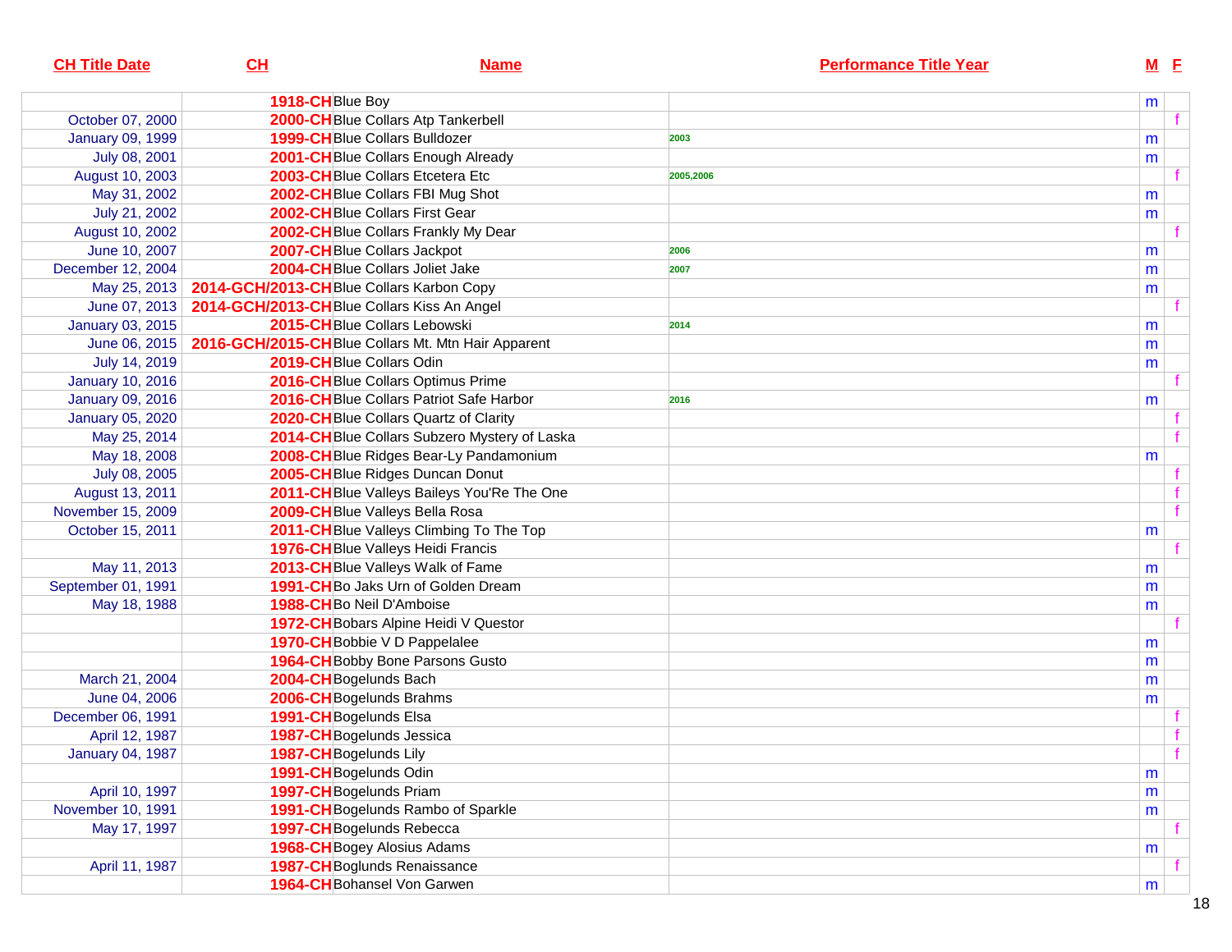| CH Title Date | CH | Name | Performance Title Year | M | F |
|---|---|---|---|---|---|
| | 1918-CH | Blue Boy | | m | |
| October 07, 2000 | 2000-CH | Blue Collars Atp Tankerbell | | | f |
| January 09, 1999 | 1999-CH | Blue Collars Bulldozer | 2003 | m | |
| July 08, 2001 | 2001-CH | Blue Collars Enough Already | | m | |
| August 10, 2003 | 2003-CH | Blue Collars Etcetera Etc | 2005,2006 | | f |
| May 31, 2002 | 2002-CH | Blue Collars FBI Mug Shot | | m | |
| July 21, 2002 | 2002-CH | Blue Collars First Gear | | m | |
| August 10, 2002 | 2002-CH | Blue Collars Frankly My Dear | | | f |
| June 10, 2007 | 2007-CH | Blue Collars Jackpot | 2006 | m | |
| December 12, 2004 | 2004-CH | Blue Collars Joliet Jake | 2007 | m | |
| May 25, 2013 | 2014-GCH/2013-CH | Blue Collars Karbon Copy | | m | |
| June 07, 2013 | 2014-GCH/2013-CH | Blue Collars Kiss An Angel | | | f |
| January 03, 2015 | 2015-CH | Blue Collars Lebowski | 2014 | m | |
| June 06, 2015 | 2016-GCH/2015-CH | Blue Collars Mt. Mtn Hair Apparent | | m | |
| July 14, 2019 | 2019-CH | Blue Collars Odin | | m | |
| January 10, 2016 | 2016-CH | Blue Collars Optimus Prime | | | f |
| January 09, 2016 | 2016-CH | Blue Collars Patriot Safe Harbor | 2016 | m | |
| January 05, 2020 | 2020-CH | Blue Collars Quartz of Clarity | | | f |
| May 25, 2014 | 2014-CH | Blue Collars Subzero Mystery of Laska | | | f |
| May 18, 2008 | 2008-CH | Blue Ridges Bear-Ly Pandamonium | | m | |
| July 08, 2005 | 2005-CH | Blue Ridges Duncan Donut | | | f |
| August 13, 2011 | 2011-CH | Blue Valleys Baileys You'Re The One | | | f |
| November 15, 2009 | 2009-CH | Blue Valleys Bella Rosa | | | f |
| October 15, 2011 | 2011-CH | Blue Valleys Climbing To The Top | | m | |
| | 1976-CH | Blue Valleys Heidi Francis | | | f |
| May 11, 2013 | 2013-CH | Blue Valleys Walk of Fame | | m | |
| September 01, 1991 | 1991-CH | Bo Jaks Urn of Golden Dream | | m | |
| May 18, 1988 | 1988-CH | Bo Neil D'Amboise | | m | |
| | 1972-CH | Bobars Alpine Heidi V Questor | | | f |
| | 1970-CH | Bobbie V D Pappelalee | | m | |
| | 1964-CH | Bobby Bone Parsons Gusto | | m | |
| March 21, 2004 | 2004-CH | Bogelunds Bach | | m | |
| June 04, 2006 | 2006-CH | Bogelunds Brahms | | m | |
| December 06, 1991 | 1991-CH | Bogelunds Elsa | | | f |
| April 12, 1987 | 1987-CH | Bogelunds Jessica | | | f |
| January 04, 1987 | 1987-CH | Bogelunds Lily | | | f |
| | 1991-CH | Bogelunds Odin | | m | |
| April 10, 1997 | 1997-CH | Bogelunds Priam | | m | |
| November 10, 1991 | 1991-CH | Bogelunds Rambo of Sparkle | | m | |
| May 17, 1997 | 1997-CH | Bogelunds Rebecca | | | f |
| | 1968-CH | Bogey Alosius Adams | | m | |
| April 11, 1987 | 1987-CH | Boglunds Renaissance | | | f |
| | 1964-CH | Bohansel Von Garwen | | m | |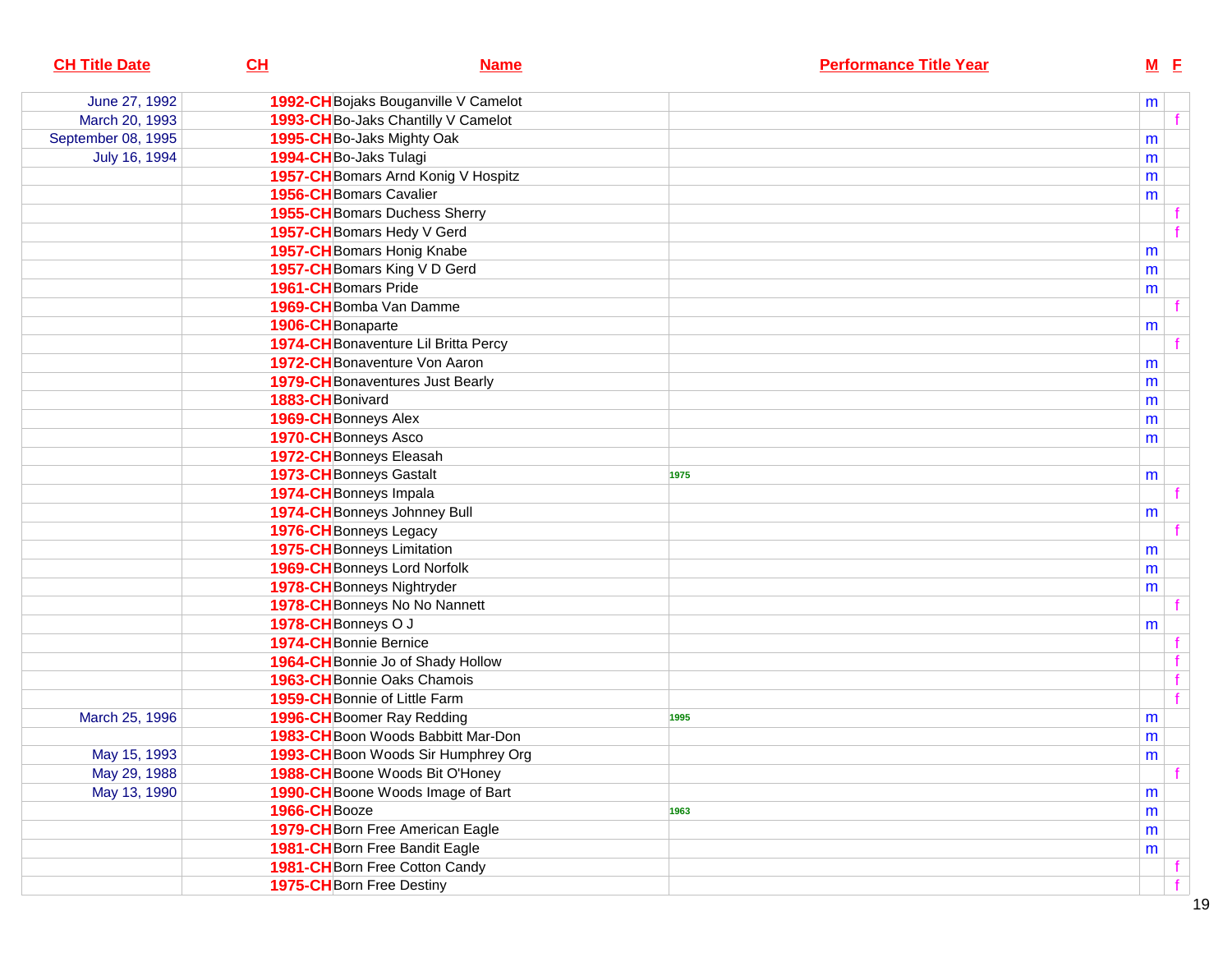| CH Title Date | CH | Name | Performance Title Year | M | F |
|---|---|---|---|---|---|
| June 27, 1992 | 1992-CH | Bojaks Bouganville V Camelot | | m | |
| March 20, 1993 | 1993-CH | Bo-Jaks Chantilly V Camelot | | | f |
| September 08, 1995 | 1995-CH | Bo-Jaks Mighty Oak | | m | |
| July 16, 1994 | 1994-CH | Bo-Jaks Tulagi | | m | |
| | 1957-CH | Bomars Arnd Konig V Hospitz | | m | |
| | 1956-CH | Bomars Cavalier | | m | |
| | 1955-CH | Bomars Duchess Sherry | | | f |
| | 1957-CH | Bomars Hedy V Gerd | | | f |
| | 1957-CH | Bomars Honig Knabe | | m | |
| | 1957-CH | Bomars King V D Gerd | | m | |
| | 1961-CH | Bomars Pride | | m | |
| | 1969-CH | Bomba Van Damme | | | f |
| | 1906-CH | Bonaparte | | m | |
| | 1974-CH | Bonaventure Lil Britta Percy | | | f |
| | 1972-CH | Bonaventure Von Aaron | | m | |
| | 1979-CH | Bonaventures Just Bearly | | m | |
| | 1883-CH | Bonivard | | m | |
| | 1969-CH | Bonneys Alex | | m | |
| | 1970-CH | Bonneys Asco | | m | |
| | 1972-CH | Bonneys Eleasah | | | |
| | 1973-CH | Bonneys Gastalt | 1975 | m | |
| | 1974-CH | Bonneys Impala | | | f |
| | 1974-CH | Bonneys Johnney Bull | | m | |
| | 1976-CH | Bonneys Legacy | | | f |
| | 1975-CH | Bonneys Limitation | | m | |
| | 1969-CH | Bonneys Lord Norfolk | | m | |
| | 1978-CH | Bonneys Nightryder | | m | |
| | 1978-CH | Bonneys No No Nannett | | | f |
| | 1978-CH | Bonneys O J | | m | |
| | 1974-CH | Bonnie Bernice | | | f |
| | 1964-CH | Bonnie Jo of Shady Hollow | | | f |
| | 1963-CH | Bonnie Oaks Chamois | | | f |
| | 1959-CH | Bonnie of Little Farm | | | f |
| March 25, 1996 | 1996-CH | Boomer Ray Redding | 1995 | m | |
| | 1983-CH | Boon Woods Babbitt Mar-Don | | m | |
| May 15, 1993 | 1993-CH | Boon Woods Sir Humphrey Org | | m | |
| May 29, 1988 | 1988-CH | Boone Woods Bit O'Honey | | | f |
| May 13, 1990 | 1990-CH | Boone Woods Image of Bart | | m | |
| | 1966-CH | Booze | 1963 | m | |
| | 1979-CH | Born Free American Eagle | | m | |
| | 1981-CH | Born Free Bandit Eagle | | m | |
| | 1981-CH | Born Free Cotton Candy | | | f |
| | 1975-CH | Born Free Destiny | | | f |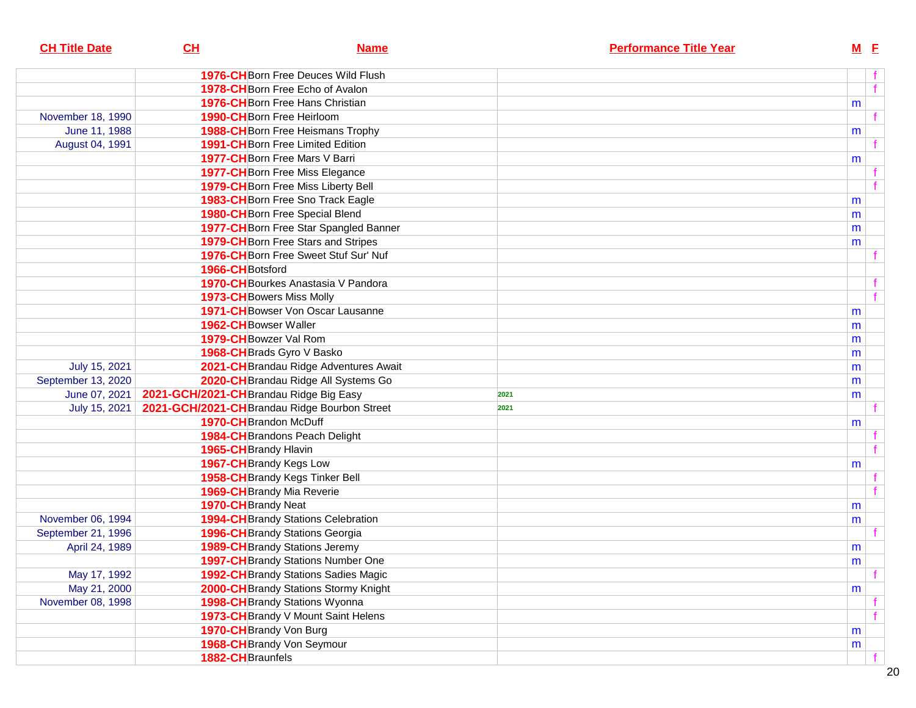| CH Title Date | CH | Name | Performance Title Year | M | F |
|---|---|---|---|---|---|
| | 1976-CH | Born Free Deuces Wild Flush | | | f |
| | 1978-CH | Born Free Echo of Avalon | | | f |
| | 1976-CH | Born Free Hans Christian | | m | |
| November 18, 1990 | 1990-CH | Born Free Heirloom | | | f |
| June 11, 1988 | 1988-CH | Born Free Heismans Trophy | | m | |
| August 04, 1991 | 1991-CH | Born Free Limited Edition | | | f |
| | 1977-CH | Born Free Mars V Barri | | m | |
| | 1977-CH | Born Free Miss Elegance | | | f |
| | 1979-CH | Born Free Miss Liberty Bell | | | f |
| | 1983-CH | Born Free Sno Track Eagle | | m | |
| | 1980-CH | Born Free Special Blend | | m | |
| | 1977-CH | Born Free Star Spangled Banner | | m | |
| | 1979-CH | Born Free Stars and Stripes | | m | |
| | 1976-CH | Born Free Sweet Stuf Sur' Nuf | | | f |
| | 1966-CH | Botsford | | | |
| | 1970-CH | Bourkes Anastasia V Pandora | | | f |
| | 1973-CH | Bowers Miss Molly | | | f |
| | 1971-CH | Bowser Von Oscar Lausanne | | m | |
| | 1962-CH | Bowser Waller | | m | |
| | 1979-CH | Bowzer Val Rom | | m | |
| | 1968-CH | Brads Gyro V Basko | | m | |
| July 15, 2021 | 2021-CH | Brandau Ridge Adventures Await | | m | |
| September 13, 2020 | 2020-CH | Brandau Ridge All Systems Go | | m | |
| June 07, 2021 | 2021-GCH/2021-CH | Brandau Ridge Big Easy | 2021 | m | |
| July 15, 2021 | 2021-GCH/2021-CH | Brandau Ridge Bourbon Street | 2021 | | f |
| | 1970-CH | Brandon McDuff | | m | |
| | 1984-CH | Brandons Peach Delight | | | f |
| | 1965-CH | Brandy Hlavin | | | f |
| | 1967-CH | Brandy Kegs Low | | m | |
| | 1958-CH | Brandy Kegs Tinker Bell | | | f |
| | 1969-CH | Brandy Mia Reverie | | | f |
| | 1970-CH | Brandy Neat | | m | |
| November 06, 1994 | 1994-CH | Brandy Stations Celebration | | m | |
| September 21, 1996 | 1996-CH | Brandy Stations Georgia | | | f |
| April 24, 1989 | 1989-CH | Brandy Stations Jeremy | | m | |
| | 1997-CH | Brandy Stations Number One | | m | |
| May 17, 1992 | 1992-CH | Brandy Stations Sadies Magic | | | f |
| May 21, 2000 | 2000-CH | Brandy Stations Stormy Knight | | m | |
| November 08, 1998 | 1998-CH | Brandy Stations Wyonna | | | f |
| | 1973-CH | Brandy V Mount Saint Helens | | | f |
| | 1970-CH | Brandy Von Burg | | m | |
| | 1968-CH | Brandy Von Seymour | | m | |
| | 1882-CH | Braunfels | | | f |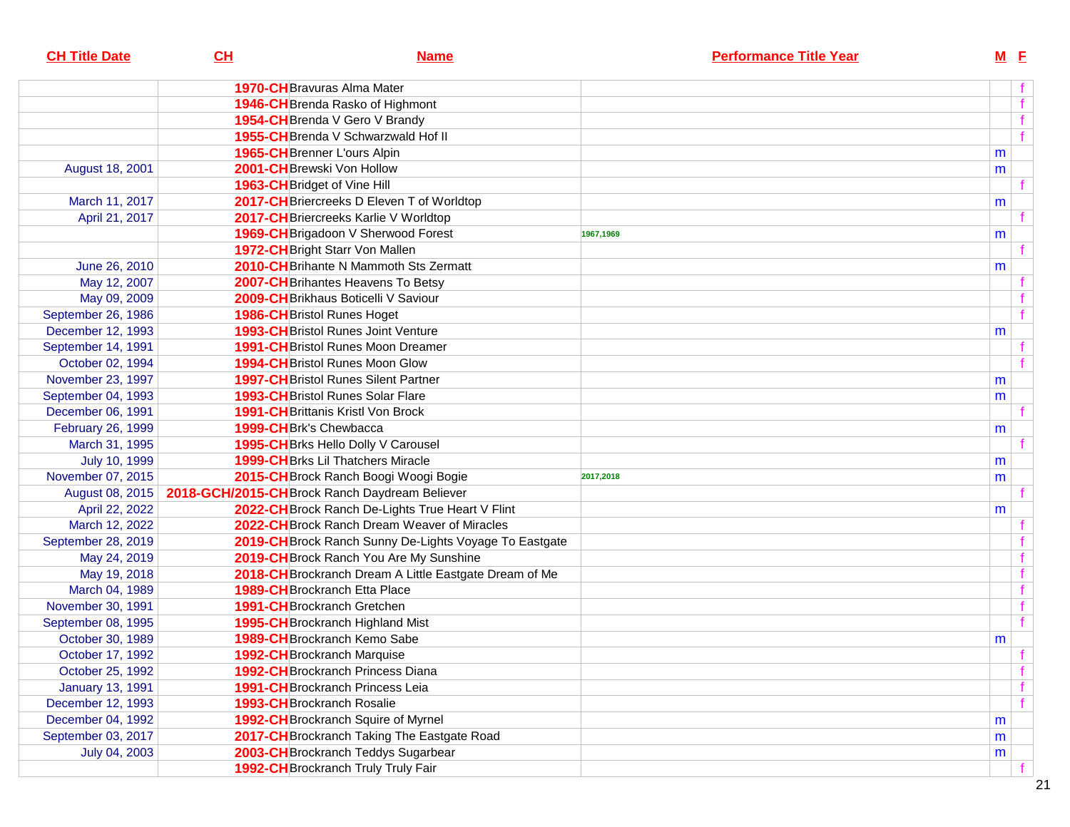| CH Title Date | CH | Name | Performance Title Year | M | F |
|---|---|---|---|---|---|
| | 1970-CH | Bravuras Alma Mater | | | f |
| | 1946-CH | Brenda Rasko of Highmont | | | f |
| | 1954-CH | Brenda V Gero V Brandy | | | f |
| | 1955-CH | Brenda V Schwarzwald Hof II | | | f |
| | 1965-CH | Brenner L'ours Alpin | | m | |
| August 18, 2001 | 2001-CH | Brewski Von Hollow | | m | |
| | 1963-CH | Bridget of Vine Hill | | | f |
| March 11, 2017 | 2017-CH | Briercreeks D Eleven T of Worldtop | | m | |
| April 21, 2017 | 2017-CH | Briercreeks Karlie V Worldtop | | | f |
| | 1969-CH | Brigadoon V Sherwood Forest | 1967,1969 | m | |
| | 1972-CH | Bright Starr Von Mallen | | | f |
| June 26, 2010 | 2010-CH | Brihante N Mammoth Sts Zermatt | | m | |
| May 12, 2007 | 2007-CH | Brihantes Heavens To Betsy | | | f |
| May 09, 2009 | 2009-CH | Brikhaus Boticelli V Saviour | | | f |
| September 26, 1986 | 1986-CH | Bristol Runes Hoget | | | f |
| December 12, 1993 | 1993-CH | Bristol Runes Joint Venture | | m | |
| September 14, 1991 | 1991-CH | Bristol Runes Moon Dreamer | | | f |
| October 02, 1994 | 1994-CH | Bristol Runes Moon Glow | | | f |
| November 23, 1997 | 1997-CH | Bristol Runes Silent Partner | | m | |
| September 04, 1993 | 1993-CH | Bristol Runes Solar Flare | | m | |
| December 06, 1991 | 1991-CH | Brittanis Kristl Von Brock | | | f |
| February 26, 1999 | 1999-CH | Brk's Chewbacca | | m | |
| March 31, 1995 | 1995-CH | Brks Hello Dolly V Carousel | | | f |
| July 10, 1999 | 1999-CH | Brks Lil Thatchers Miracle | | m | |
| November 07, 2015 | 2015-CH | Brock Ranch Boogi Woogi Bogie | 2017,2018 | m | |
| August 08, 2015 | 2018-GCH/2015-CH | Brock Ranch Daydream Believer | | | f |
| April 22, 2022 | 2022-CH | Brock Ranch De-Lights True Heart V Flint | | m | |
| March 12, 2022 | 2022-CH | Brock Ranch Dream Weaver of Miracles | | | f |
| September 28, 2019 | 2019-CH | Brock Ranch Sunny De-Lights Voyage To Eastgate | | | f |
| May 24, 2019 | 2019-CH | Brock Ranch You Are My Sunshine | | | f |
| May 19, 2018 | 2018-CH | Brockranch Dream A Little Eastgate Dream of Me | | | f |
| March 04, 1989 | 1989-CH | Brockranch Etta Place | | | f |
| November 30, 1991 | 1991-CH | Brockranch Gretchen | | | f |
| September 08, 1995 | 1995-CH | Brockranch Highland Mist | | | f |
| October 30, 1989 | 1989-CH | Brockranch Kemo Sabe | | m | |
| October 17, 1992 | 1992-CH | Brockranch Marquise | | | f |
| October 25, 1992 | 1992-CH | Brockranch Princess Diana | | | f |
| January 13, 1991 | 1991-CH | Brockranch Princess Leia | | | f |
| December 12, 1993 | 1993-CH | Brockranch Rosalie | | | f |
| December 04, 1992 | 1992-CH | Brockranch Squire of Myrnel | | m | |
| September 03, 2017 | 2017-CH | Brockranch Taking The Eastgate Road | | m | |
| July 04, 2003 | 2003-CH | Brockranch Teddys Sugarbear | | m | |
| | 1992-CH | Brockranch Truly Truly Fair | | | f |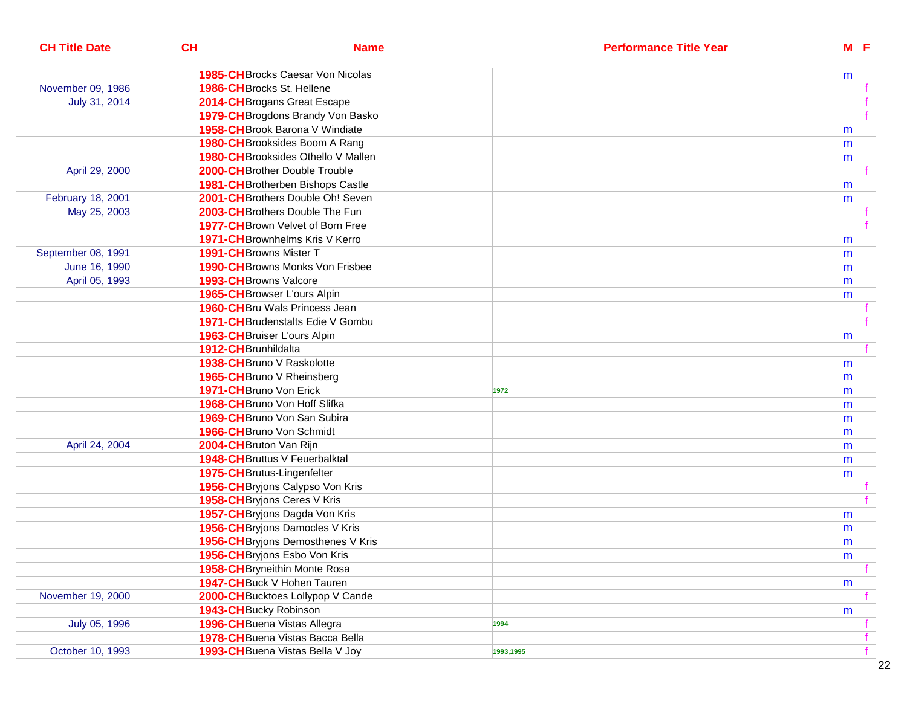| CH Title Date | CH | Name | Performance Title Year | M | F |
|---|---|---|---|---|---|
| | 1985-CH | Brocks Caesar Von Nicolas | | m | |
| November 09, 1986 | 1986-CH | Brocks St. Hellene | | | f |
| July 31, 2014 | 2014-CH | Brogans Great Escape | | | f |
| | 1979-CH | Brogdons Brandy Von Basko | | | f |
| | 1958-CH | Brook Barona V Windiate | | m | |
| | 1980-CH | Brooksides Boom A Rang | | m | |
| | 1980-CH | Brooksides Othello V Mallen | | m | |
| April 29, 2000 | 2000-CH | Brother Double Trouble | | | f |
| | 1981-CH | Brotherben Bishops Castle | | m | |
| February 18, 2001 | 2001-CH | Brothers Double Oh! Seven | | m | |
| May 25, 2003 | 2003-CH | Brothers Double The Fun | | | f |
| | 1977-CH | Brown Velvet of Born Free | | | f |
| | 1971-CH | Brownhelms Kris V Kerro | | m | |
| September 08, 1991 | 1991-CH | Browns Mister T | | m | |
| June 16, 1990 | 1990-CH | Browns Monks Von Frisbee | | m | |
| April 05, 1993 | 1993-CH | Browns Valcore | | m | |
| | 1965-CH | Browser L'ours Alpin | | m | |
| | 1960-CH | Bru Wals Princess Jean | | | f |
| | 1971-CH | Brudenstalts Edie V Gombu | | | f |
| | 1963-CH | Bruiser L'ours Alpin | | m | |
| | 1912-CH | Brunhildalta | | | f |
| | 1938-CH | Bruno V Raskolotte | | m | |
| | 1965-CH | Bruno V Rheinsberg | | m | |
| | 1971-CH | Bruno Von Erick | 1972 | m | |
| | 1968-CH | Bruno Von Hoff Slifka | | m | |
| | 1969-CH | Bruno Von San Subira | | m | |
| | 1966-CH | Bruno Von Schmidt | | m | |
| April 24, 2004 | 2004-CH | Bruton Van Rijn | | m | |
| | 1948-CH | Bruttus V Feuerbalktal | | m | |
| | 1975-CH | Brutus-Lingenfelter | | m | |
| | 1956-CH | Bryjons Calypso Von Kris | | | f |
| | 1958-CH | Bryjons Ceres V Kris | | | f |
| | 1957-CH | Bryjons Dagda Von Kris | | m | |
| | 1956-CH | Bryjons Damocles V Kris | | m | |
| | 1956-CH | Bryjons Demosthenes V Kris | | m | |
| | 1956-CH | Bryjons Esbo Von Kris | | m | |
| | 1958-CH | Bryneithin Monte Rosa | | | f |
| | 1947-CH | Buck V Hohen Tauren | | m | |
| November 19, 2000 | 2000-CH | Bucktoes Lollypop V Cande | | | f |
| | 1943-CH | Bucky Robinson | | m | |
| July 05, 1996 | 1996-CH | Buena Vistas Allegra | 1994 | | f |
| | 1978-CH | Buena Vistas Bacca Bella | | | f |
| October 10, 1993 | 1993-CH | Buena Vistas Bella V Joy | 1993,1995 | | f |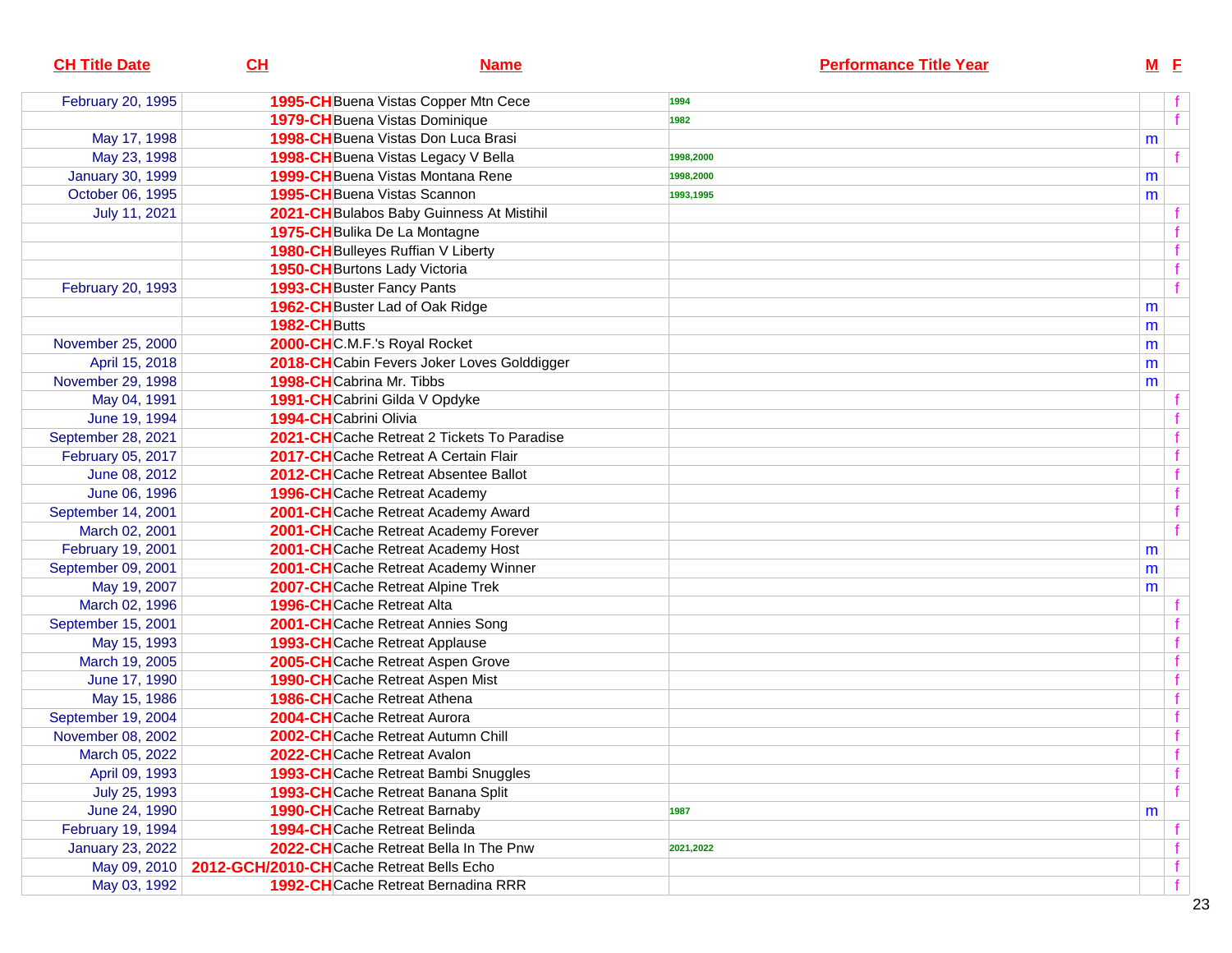| CH Title Date | CH | Name | Performance Title Year | M | F |
|---|---|---|---|---|---|
| February 20, 1995 | 1995-CH | Buena Vistas Copper Mtn Cece | 1994 | | f |
| | 1979-CH | Buena Vistas Dominique | 1982 | | f |
| May 17, 1998 | 1998-CH | Buena Vistas Don Luca Brasi | | m | |
| May 23, 1998 | 1998-CH | Buena Vistas Legacy V Bella | 1998,2000 | | f |
| January 30, 1999 | 1999-CH | Buena Vistas Montana Rene | 1998,2000 | m | |
| October 06, 1995 | 1995-CH | Buena Vistas Scannon | 1993,1995 | m | |
| July 11, 2021 | 2021-CH | Bulabos Baby Guinness At Mistihil | | | f |
| | 1975-CH | Bulika De La Montagne | | | f |
| | 1980-CH | Bulleyes Ruffian V Liberty | | | f |
| | 1950-CH | Burtons Lady Victoria | | | f |
| February 20, 1993 | 1993-CH | Buster Fancy Pants | | | f |
| | 1962-CH | Buster Lad of Oak Ridge | | m | |
| | 1982-CH | Butts | | m | |
| November 25, 2000 | 2000-CH | C.M.F.'s Royal Rocket | | m | |
| April 15, 2018 | 2018-CH | Cabin Fevers Joker Loves Golddigger | | m | |
| November 29, 1998 | 1998-CH | Cabrina Mr. Tibbs | | m | |
| May 04, 1991 | 1991-CH | Cabrini Gilda V Opdyke | | | f |
| June 19, 1994 | 1994-CH | Cabrini Olivia | | | f |
| September 28, 2021 | 2021-CH | Cache Retreat 2 Tickets To Paradise | | | f |
| February 05, 2017 | 2017-CH | Cache Retreat A Certain Flair | | | f |
| June 08, 2012 | 2012-CH | Cache Retreat Absentee Ballot | | | f |
| June 06, 1996 | 1996-CH | Cache Retreat Academy | | | f |
| September 14, 2001 | 2001-CH | Cache Retreat Academy Award | | | f |
| March 02, 2001 | 2001-CH | Cache Retreat Academy Forever | | | f |
| February 19, 2001 | 2001-CH | Cache Retreat Academy Host | | m | |
| September 09, 2001 | 2001-CH | Cache Retreat Academy Winner | | m | |
| May 19, 2007 | 2007-CH | Cache Retreat Alpine Trek | | m | |
| March 02, 1996 | 1996-CH | Cache Retreat Alta | | | f |
| September 15, 2001 | 2001-CH | Cache Retreat Annies Song | | | f |
| May 15, 1993 | 1993-CH | Cache Retreat Applause | | | f |
| March 19, 2005 | 2005-CH | Cache Retreat Aspen Grove | | | f |
| June 17, 1990 | 1990-CH | Cache Retreat Aspen Mist | | | f |
| May 15, 1986 | 1986-CH | Cache Retreat Athena | | | f |
| September 19, 2004 | 2004-CH | Cache Retreat Aurora | | | f |
| November 08, 2002 | 2002-CH | Cache Retreat Autumn Chill | | | f |
| March 05, 2022 | 2022-CH | Cache Retreat Avalon | | | f |
| April 09, 1993 | 1993-CH | Cache Retreat Bambi Snuggles | | | f |
| July 25, 1993 | 1993-CH | Cache Retreat Banana Split | | | f |
| June 24, 1990 | 1990-CH | Cache Retreat Barnaby | 1987 | m | |
| February 19, 1994 | 1994-CH | Cache Retreat Belinda | | | f |
| January 23, 2022 | 2022-CH | Cache Retreat Bella In The Pnw | 2021,2022 | | f |
| May 09, 2010 | 2012-GCH/2010-CH | Cache Retreat Bells Echo | | | f |
| May 03, 1992 | 1992-CH | Cache Retreat Bernadina RRR | | | f |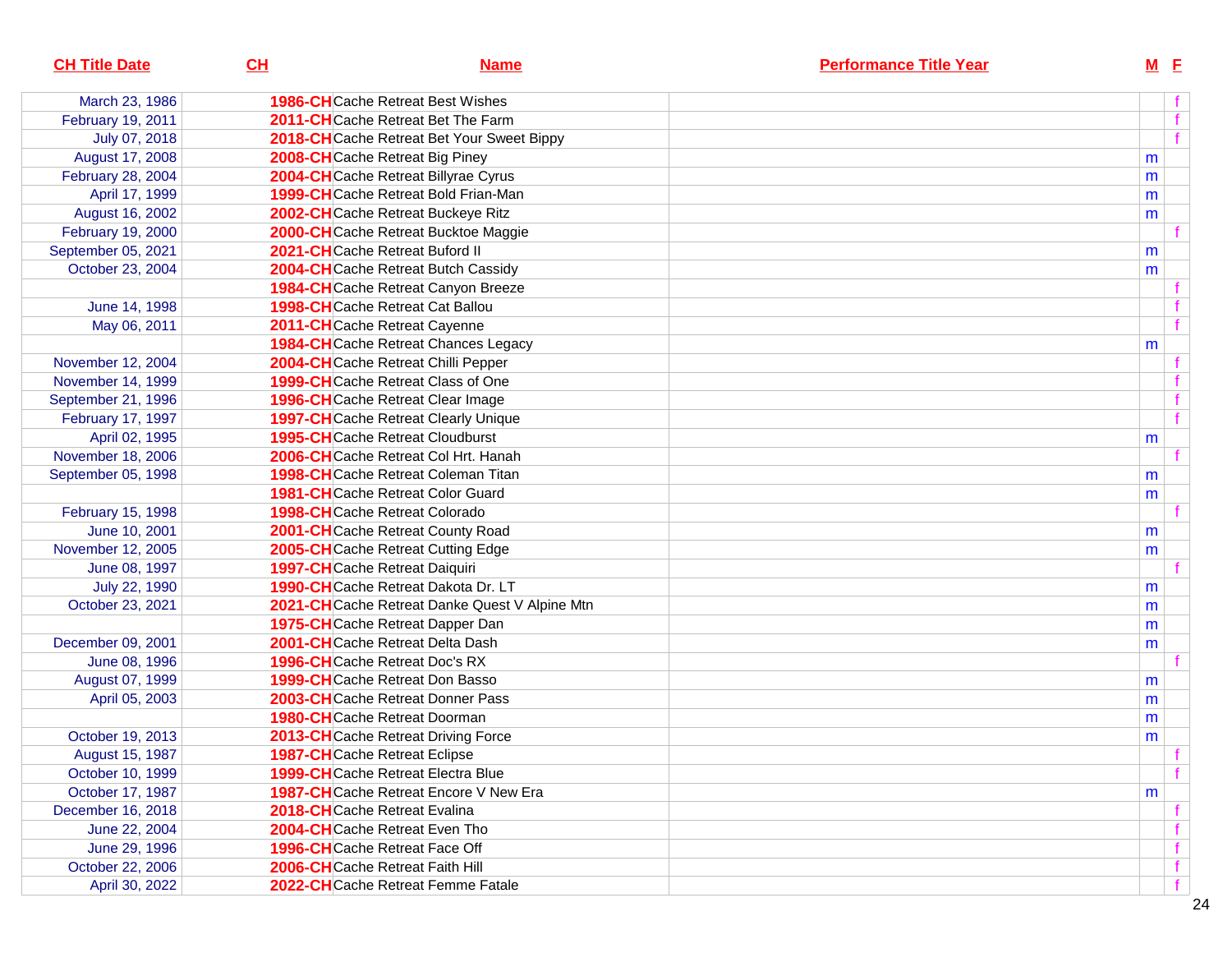| CH Title Date | CH | Name | Performance Title Year | M | F |
|---|---|---|---|---|---|
| March 23, 1986 | 1986-CH | Cache Retreat Best Wishes | | | f |
| February 19, 2011 | 2011-CH | Cache Retreat Bet The Farm | | | f |
| July 07, 2018 | 2018-CH | Cache Retreat Bet Your Sweet Bippy | | | f |
| August 17, 2008 | 2008-CH | Cache Retreat Big Piney | | m | |
| February 28, 2004 | 2004-CH | Cache Retreat Billyrae Cyrus | | m | |
| April 17, 1999 | 1999-CH | Cache Retreat Bold Frian-Man | | m | |
| August 16, 2002 | 2002-CH | Cache Retreat Buckeye Ritz | | m | |
| February 19, 2000 | 2000-CH | Cache Retreat Bucktoe Maggie | | | f |
| September 05, 2021 | 2021-CH | Cache Retreat Buford II | | m | |
| October 23, 2004 | 2004-CH | Cache Retreat Butch Cassidy | | m | |
| | 1984-CH | Cache Retreat Canyon Breeze | | | f |
| June 14, 1998 | 1998-CH | Cache Retreat Cat Ballou | | | f |
| May 06, 2011 | 2011-CH | Cache Retreat Cayenne | | | f |
| | 1984-CH | Cache Retreat Chances Legacy | | m | |
| November 12, 2004 | 2004-CH | Cache Retreat Chilli Pepper | | | f |
| November 14, 1999 | 1999-CH | Cache Retreat Class of One | | | f |
| September 21, 1996 | 1996-CH | Cache Retreat Clear Image | | | f |
| February 17, 1997 | 1997-CH | Cache Retreat Clearly Unique | | | f |
| April 02, 1995 | 1995-CH | Cache Retreat Cloudburst | | m | |
| November 18, 2006 | 2006-CH | Cache Retreat Col Hrt. Hanah | | | f |
| September 05, 1998 | 1998-CH | Cache Retreat Coleman Titan | | m | |
| | 1981-CH | Cache Retreat Color Guard | | m | |
| February 15, 1998 | 1998-CH | Cache Retreat Colorado | | | f |
| June 10, 2001 | 2001-CH | Cache Retreat County Road | | m | |
| November 12, 2005 | 2005-CH | Cache Retreat Cutting Edge | | m | |
| June 08, 1997 | 1997-CH | Cache Retreat Daiquiri | | | f |
| July 22, 1990 | 1990-CH | Cache Retreat Dakota Dr. LT | | m | |
| October 23, 2021 | 2021-CH | Cache Retreat Danke Quest V Alpine Mtn | | m | |
| | 1975-CH | Cache Retreat Dapper Dan | | m | |
| December 09, 2001 | 2001-CH | Cache Retreat Delta Dash | | m | |
| June 08, 1996 | 1996-CH | Cache Retreat Doc's RX | | | f |
| August 07, 1999 | 1999-CH | Cache Retreat Don Basso | | m | |
| April 05, 2003 | 2003-CH | Cache Retreat Donner Pass | | m | |
| | 1980-CH | Cache Retreat Doorman | | m | |
| October 19, 2013 | 2013-CH | Cache Retreat Driving Force | | m | |
| August 15, 1987 | 1987-CH | Cache Retreat Eclipse | | | f |
| October 10, 1999 | 1999-CH | Cache Retreat Electra Blue | | | f |
| October 17, 1987 | 1987-CH | Cache Retreat Encore V New Era | | m | |
| December 16, 2018 | 2018-CH | Cache Retreat Evalina | | | f |
| June 22, 2004 | 2004-CH | Cache Retreat Even Tho | | | f |
| June 29, 1996 | 1996-CH | Cache Retreat Face Off | | | f |
| October 22, 2006 | 2006-CH | Cache Retreat Faith Hill | | | f |
| April 30, 2022 | 2022-CH | Cache Retreat Femme Fatale | | | f |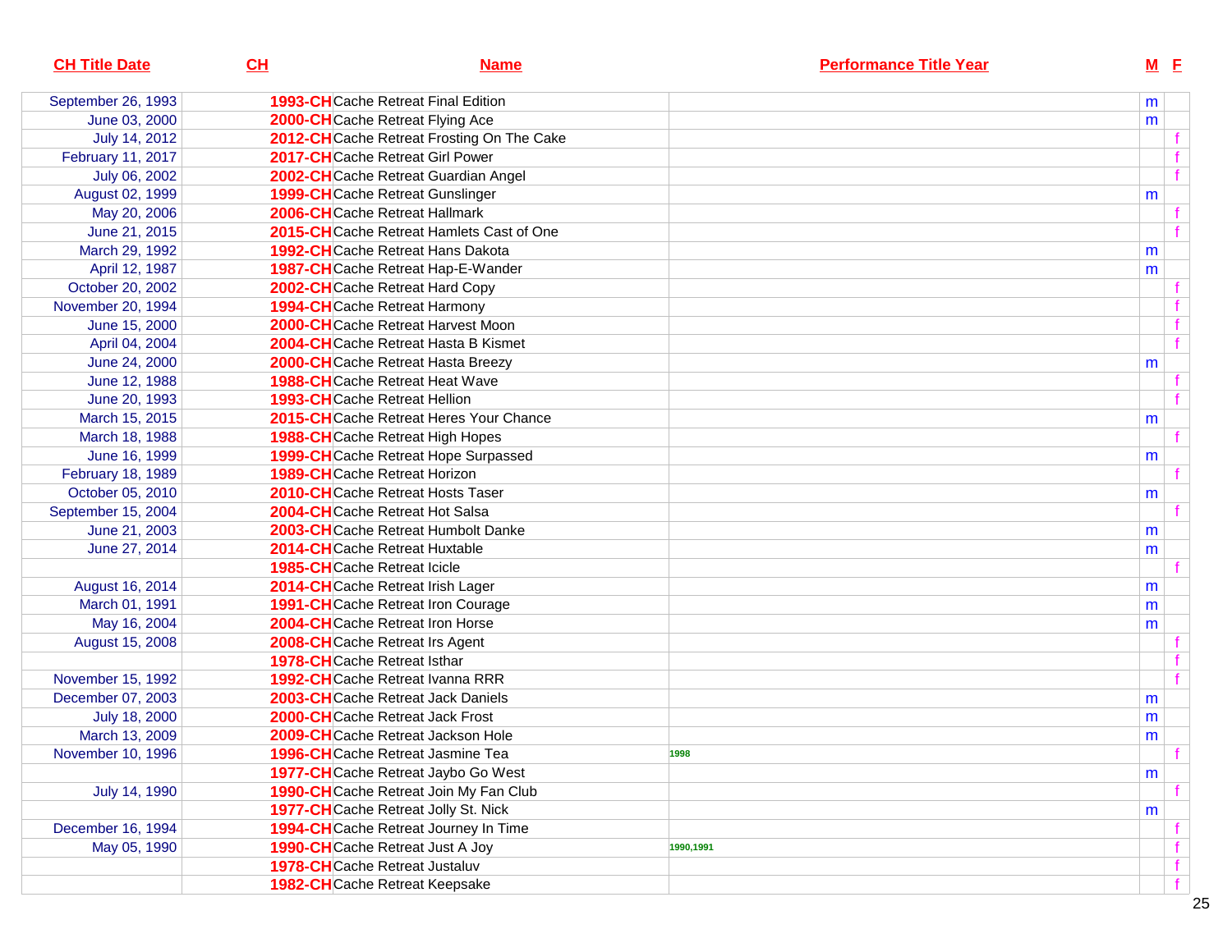| CH Title Date | CH | Name | Performance Title Year | M | F |
|---|---|---|---|---|---|
| September 26, 1993 | 1993-CH | Cache Retreat Final Edition | | m | |
| June 03, 2000 | 2000-CH | Cache Retreat Flying Ace | | m | |
| July 14, 2012 | 2012-CH | Cache Retreat Frosting On The Cake | | | f |
| February 11, 2017 | 2017-CH | Cache Retreat Girl Power | | | f |
| July 06, 2002 | 2002-CH | Cache Retreat Guardian Angel | | | f |
| August 02, 1999 | 1999-CH | Cache Retreat Gunslinger | | m | |
| May 20, 2006 | 2006-CH | Cache Retreat Hallmark | | | f |
| June 21, 2015 | 2015-CH | Cache Retreat Hamlets Cast of One | | | f |
| March 29, 1992 | 1992-CH | Cache Retreat Hans Dakota | | m | |
| April 12, 1987 | 1987-CH | Cache Retreat Hap-E-Wander | | m | |
| October 20, 2002 | 2002-CH | Cache Retreat Hard Copy | | | f |
| November 20, 1994 | 1994-CH | Cache Retreat Harmony | | | f |
| June 15, 2000 | 2000-CH | Cache Retreat Harvest Moon | | | f |
| April 04, 2004 | 2004-CH | Cache Retreat Hasta B Kismet | | | f |
| June 24, 2000 | 2000-CH | Cache Retreat Hasta Breezy | | m | |
| June 12, 1988 | 1988-CH | Cache Retreat Heat Wave | | | f |
| June 20, 1993 | 1993-CH | Cache Retreat Hellion | | | f |
| March 15, 2015 | 2015-CH | Cache Retreat Heres Your Chance | | m | |
| March 18, 1988 | 1988-CH | Cache Retreat High Hopes | | | f |
| June 16, 1999 | 1999-CH | Cache Retreat Hope Surpassed | | m | |
| February 18, 1989 | 1989-CH | Cache Retreat Horizon | | | f |
| October 05, 2010 | 2010-CH | Cache Retreat Hosts Taser | | m | |
| September 15, 2004 | 2004-CH | Cache Retreat Hot Salsa | | | f |
| June 21, 2003 | 2003-CH | Cache Retreat Humbolt Danke | | m | |
| June 27, 2014 | 2014-CH | Cache Retreat Huxtable | | m | |
| | 1985-CH | Cache Retreat Icicle | | | f |
| August 16, 2014 | 2014-CH | Cache Retreat Irish Lager | | m | |
| March 01, 1991 | 1991-CH | Cache Retreat Iron Courage | | m | |
| May 16, 2004 | 2004-CH | Cache Retreat Iron Horse | | m | |
| August 15, 2008 | 2008-CH | Cache Retreat Irs Agent | | | f |
| | 1978-CH | Cache Retreat Isthar | | | f |
| November 15, 1992 | 1992-CH | Cache Retreat Ivanna RRR | | | f |
| December 07, 2003 | 2003-CH | Cache Retreat Jack Daniels | | m | |
| July 18, 2000 | 2000-CH | Cache Retreat Jack Frost | | m | |
| March 13, 2009 | 2009-CH | Cache Retreat Jackson Hole | | m | |
| November 10, 1996 | 1996-CH | Cache Retreat Jasmine Tea | 1998 | | f |
| | 1977-CH | Cache Retreat Jaybo Go West | | m | |
| July 14, 1990 | 1990-CH | Cache Retreat Join My Fan Club | | | f |
| | 1977-CH | Cache Retreat Jolly St. Nick | | m | |
| December 16, 1994 | 1994-CH | Cache Retreat Journey In Time | | | f |
| May 05, 1990 | 1990-CH | Cache Retreat Just A Joy | 1990,1991 | | f |
| | 1978-CH | Cache Retreat Justaluv | | | f |
| | 1982-CH | Cache Retreat Keepsake | | | f |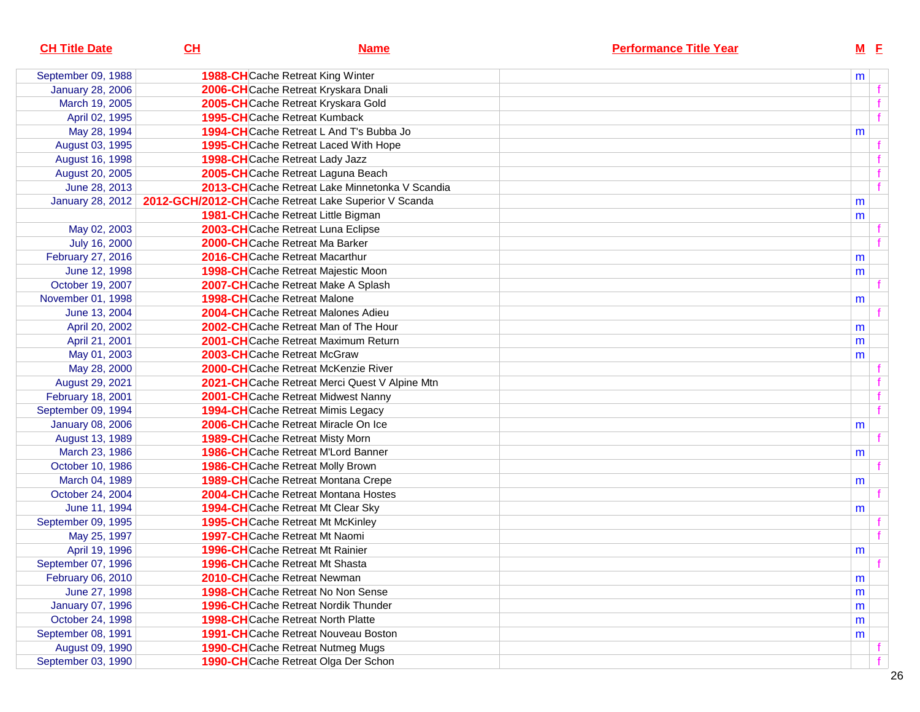| CH Title Date | CH | Name | Performance Title Year | M | F |
|---|---|---|---|---|---|
| September 09, 1988 | 1988-CH | Cache Retreat King Winter | | m | |
| January 28, 2006 | 2006-CH | Cache Retreat Kryskara Dnali | | | f |
| March 19, 2005 | 2005-CH | Cache Retreat Kryskara Gold | | | f |
| April 02, 1995 | 1995-CH | Cache Retreat Kumback | | | f |
| May 28, 1994 | 1994-CH | Cache Retreat L And T's Bubba Jo | | m | |
| August 03, 1995 | 1995-CH | Cache Retreat Laced With Hope | | | f |
| August 16, 1998 | 1998-CH | Cache Retreat Lady Jazz | | | f |
| August 20, 2005 | 2005-CH | Cache Retreat Laguna Beach | | | f |
| June 28, 2013 | 2013-CH | Cache Retreat Lake Minnetonka V Scandia | | | f |
| January 28, 2012 | 2012-GCH/2012-CH | Cache Retreat Lake Superior V Scanda | | m | |
| | 1981-CH | Cache Retreat Little Bigman | | m | |
| May 02, 2003 | 2003-CH | Cache Retreat Luna Eclipse | | | f |
| July 16, 2000 | 2000-CH | Cache Retreat Ma Barker | | | f |
| February 27, 2016 | 2016-CH | Cache Retreat Macarthur | | m | |
| June 12, 1998 | 1998-CH | Cache Retreat Majestic Moon | | m | |
| October 19, 2007 | 2007-CH | Cache Retreat Make A Splash | | | f |
| November 01, 1998 | 1998-CH | Cache Retreat Malone | | m | |
| June 13, 2004 | 2004-CH | Cache Retreat Malones Adieu | | | f |
| April 20, 2002 | 2002-CH | Cache Retreat Man of The Hour | | m | |
| April 21, 2001 | 2001-CH | Cache Retreat Maximum Return | | m | |
| May 01, 2003 | 2003-CH | Cache Retreat McGraw | | m | |
| May 28, 2000 | 2000-CH | Cache Retreat McKenzie River | | | f |
| August 29, 2021 | 2021-CH | Cache Retreat Merci Quest V Alpine Mtn | | | f |
| February 18, 2001 | 2001-CH | Cache Retreat Midwest Nanny | | | f |
| September 09, 1994 | 1994-CH | Cache Retreat Mimis Legacy | | | f |
| January 08, 2006 | 2006-CH | Cache Retreat Miracle On Ice | | m | |
| August 13, 1989 | 1989-CH | Cache Retreat Misty Morn | | | f |
| March 23, 1986 | 1986-CH | Cache Retreat M'Lord Banner | | m | |
| October 10, 1986 | 1986-CH | Cache Retreat Molly Brown | | | f |
| March 04, 1989 | 1989-CH | Cache Retreat Montana Crepe | | m | |
| October 24, 2004 | 2004-CH | Cache Retreat Montana Hostes | | | f |
| June 11, 1994 | 1994-CH | Cache Retreat Mt Clear Sky | | m | |
| September 09, 1995 | 1995-CH | Cache Retreat Mt McKinley | | | f |
| May 25, 1997 | 1997-CH | Cache Retreat Mt Naomi | | | f |
| April 19, 1996 | 1996-CH | Cache Retreat Mt Rainier | | m | |
| September 07, 1996 | 1996-CH | Cache Retreat Mt Shasta | | | f |
| February 06, 2010 | 2010-CH | Cache Retreat Newman | | m | |
| June 27, 1998 | 1998-CH | Cache Retreat No Non Sense | | m | |
| January 07, 1996 | 1996-CH | Cache Retreat Nordik Thunder | | m | |
| October 24, 1998 | 1998-CH | Cache Retreat North Platte | | m | |
| September 08, 1991 | 1991-CH | Cache Retreat Nouveau Boston | | m | |
| August 09, 1990 | 1990-CH | Cache Retreat Nutmeg Mugs | | | f |
| September 03, 1990 | 1990-CH | Cache Retreat Olga Der Schon | | | f |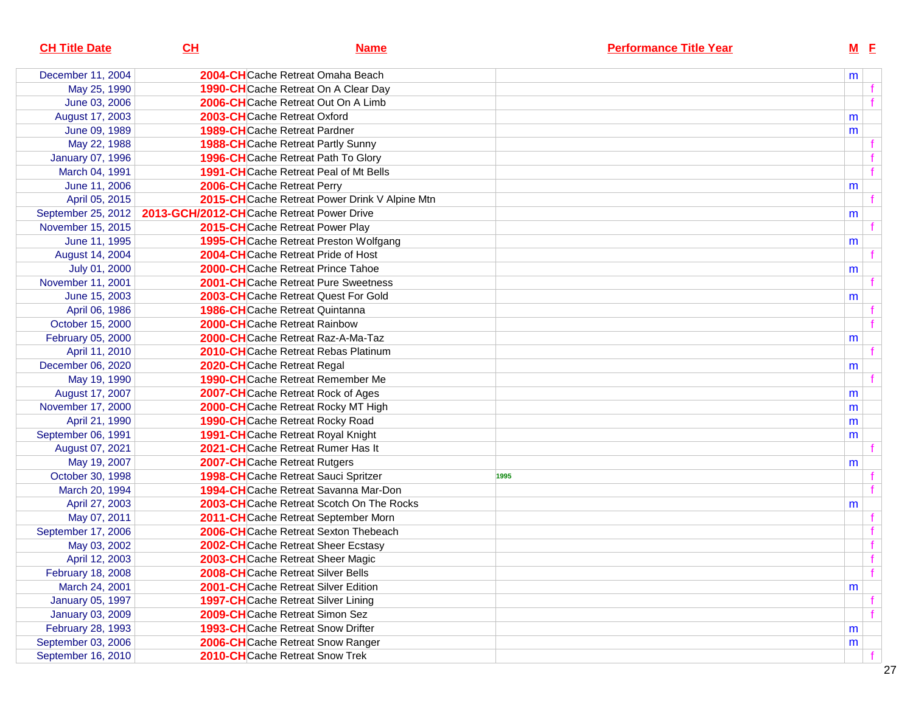| CH Title Date | CH | Name | Performance Title Year | M | F |
|---|---|---|---|---|---|
| December 11, 2004 | 2004-CH | Cache Retreat Omaha Beach | | m | |
| May 25, 1990 | 1990-CH | Cache Retreat On A Clear Day | | | f |
| June 03, 2006 | 2006-CH | Cache Retreat Out On A Limb | | | f |
| August 17, 2003 | 2003-CH | Cache Retreat Oxford | | m | |
| June 09, 1989 | 1989-CH | Cache Retreat Pardner | | m | |
| May 22, 1988 | 1988-CH | Cache Retreat Partly Sunny | | | f |
| January 07, 1996 | 1996-CH | Cache Retreat Path To Glory | | | f |
| March 04, 1991 | 1991-CH | Cache Retreat Peal of Mt Bells | | | f |
| June 11, 2006 | 2006-CH | Cache Retreat Perry | | m | |
| April 05, 2015 | 2015-CH | Cache Retreat Power Drink V Alpine Mtn | | | f |
| September 25, 2012 | 2013-GCH/2012-CH | Cache Retreat Power Drive | | m | |
| November 15, 2015 | 2015-CH | Cache Retreat Power Play | | | f |
| June 11, 1995 | 1995-CH | Cache Retreat Preston Wolfgang | | m | |
| August 14, 2004 | 2004-CH | Cache Retreat Pride of Host | | | f |
| July 01, 2000 | 2000-CH | Cache Retreat Prince Tahoe | | m | |
| November 11, 2001 | 2001-CH | Cache Retreat Pure Sweetness | | | f |
| June 15, 2003 | 2003-CH | Cache Retreat Quest For Gold | | m | |
| April 06, 1986 | 1986-CH | Cache Retreat Quintanna | | | f |
| October 15, 2000 | 2000-CH | Cache Retreat Rainbow | | | f |
| February 05, 2000 | 2000-CH | Cache Retreat Raz-A-Ma-Taz | | m | |
| April 11, 2010 | 2010-CH | Cache Retreat Rebas Platinum | | | f |
| December 06, 2020 | 2020-CH | Cache Retreat Regal | | m | |
| May 19, 1990 | 1990-CH | Cache Retreat Remember Me | | | f |
| August 17, 2007 | 2007-CH | Cache Retreat Rock of Ages | | m | |
| November 17, 2000 | 2000-CH | Cache Retreat Rocky MT High | | m | |
| April 21, 1990 | 1990-CH | Cache Retreat Rocky Road | | m | |
| September 06, 1991 | 1991-CH | Cache Retreat Royal Knight | | m | |
| August 07, 2021 | 2021-CH | Cache Retreat Rumer Has It | | | f |
| May 19, 2007 | 2007-CH | Cache Retreat Rutgers | | m | |
| October 30, 1998 | 1998-CH | Cache Retreat Sauci Spritzer | 1995 | | f |
| March 20, 1994 | 1994-CH | Cache Retreat Savanna Mar-Don | | | f |
| April 27, 2003 | 2003-CH | Cache Retreat Scotch On The Rocks | | m | |
| May 07, 2011 | 2011-CH | Cache Retreat September Morn | | | f |
| September 17, 2006 | 2006-CH | Cache Retreat Sexton Thebeach | | | f |
| May 03, 2002 | 2002-CH | Cache Retreat Sheer Ecstasy | | | f |
| April 12, 2003 | 2003-CH | Cache Retreat Sheer Magic | | | f |
| February 18, 2008 | 2008-CH | Cache Retreat Silver Bells | | | f |
| March 24, 2001 | 2001-CH | Cache Retreat Silver Edition | | m | |
| January 05, 1997 | 1997-CH | Cache Retreat Silver Lining | | | f |
| January 03, 2009 | 2009-CH | Cache Retreat Simon Sez | | | f |
| February 28, 1993 | 1993-CH | Cache Retreat Snow Drifter | | m | |
| September 03, 2006 | 2006-CH | Cache Retreat Snow Ranger | | m | |
| September 16, 2010 | 2010-CH | Cache Retreat Snow Trek | | | f |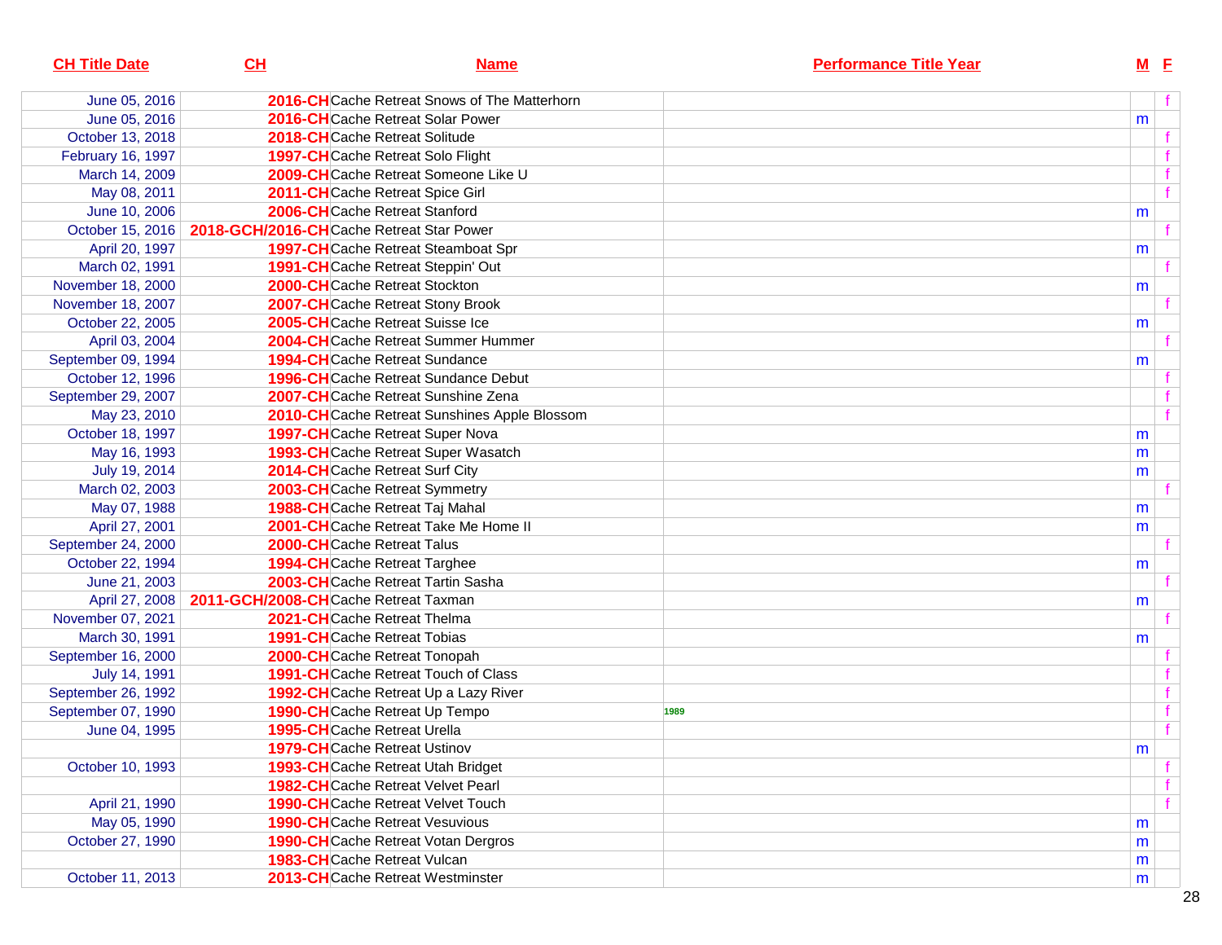| CH Title Date | CH | Name | Performance Title Year | M | F |
|---|---|---|---|---|---|
| June 05, 2016 | 2016-CH | Cache Retreat Snows of The Matterhorn | | | f |
| June 05, 2016 | 2016-CH | Cache Retreat Solar Power | | m | |
| October 13, 2018 | 2018-CH | Cache Retreat Solitude | | | f |
| February 16, 1997 | 1997-CH | Cache Retreat Solo Flight | | | f |
| March 14, 2009 | 2009-CH | Cache Retreat Someone Like U | | | f |
| May 08, 2011 | 2011-CH | Cache Retreat Spice Girl | | | f |
| June 10, 2006 | 2006-CH | Cache Retreat Stanford | | m | |
| October 15, 2016 | 2018-GCH/2016-CH | Cache Retreat Star Power | | | f |
| April 20, 1997 | 1997-CH | Cache Retreat Steamboat Spr | | m | |
| March 02, 1991 | 1991-CH | Cache Retreat Steppin' Out | | | f |
| November 18, 2000 | 2000-CH | Cache Retreat Stockton | | m | |
| November 18, 2007 | 2007-CH | Cache Retreat Stony Brook | | | f |
| October 22, 2005 | 2005-CH | Cache Retreat Suisse Ice | | m | |
| April 03, 2004 | 2004-CH | Cache Retreat Summer Hummer | | | f |
| September 09, 1994 | 1994-CH | Cache Retreat Sundance | | m | |
| October 12, 1996 | 1996-CH | Cache Retreat Sundance Debut | | | f |
| September 29, 2007 | 2007-CH | Cache Retreat Sunshine Zena | | | f |
| May 23, 2010 | 2010-CH | Cache Retreat Sunshines Apple Blossom | | | f |
| October 18, 1997 | 1997-CH | Cache Retreat Super Nova | | m | |
| May 16, 1993 | 1993-CH | Cache Retreat Super Wasatch | | m | |
| July 19, 2014 | 2014-CH | Cache Retreat Surf City | | m | |
| March 02, 2003 | 2003-CH | Cache Retreat Symmetry | | | f |
| May 07, 1988 | 1988-CH | Cache Retreat Taj Mahal | | m | |
| April 27, 2001 | 2001-CH | Cache Retreat Take Me Home II | | m | |
| September 24, 2000 | 2000-CH | Cache Retreat Talus | | | f |
| October 22, 1994 | 1994-CH | Cache Retreat Targhee | | m | |
| June 21, 2003 | 2003-CH | Cache Retreat Tartin Sasha | | | f |
| April 27, 2008 | 2011-GCH/2008-CH | Cache Retreat Taxman | | m | |
| November 07, 2021 | 2021-CH | Cache Retreat Thelma | | | f |
| March 30, 1991 | 1991-CH | Cache Retreat Tobias | | m | |
| September 16, 2000 | 2000-CH | Cache Retreat Tonopah | | | f |
| July 14, 1991 | 1991-CH | Cache Retreat Touch of Class | | | f |
| September 26, 1992 | 1992-CH | Cache Retreat Up a Lazy River | | | f |
| September 07, 1990 | 1990-CH | Cache Retreat Up Tempo | 1989 | | f |
| June 04, 1995 | 1995-CH | Cache Retreat Urella | | | f |
| | 1979-CH | Cache Retreat Ustinov | | m | |
| October 10, 1993 | 1993-CH | Cache Retreat Utah Bridget | | | f |
| | 1982-CH | Cache Retreat Velvet Pearl | | | f |
| April 21, 1990 | 1990-CH | Cache Retreat Velvet Touch | | | f |
| May 05, 1990 | 1990-CH | Cache Retreat Vesuvious | | m | |
| October 27, 1990 | 1990-CH | Cache Retreat Votan Dergros | | m | |
| | 1983-CH | Cache Retreat Vulcan | | m | |
| October 11, 2013 | 2013-CH | Cache Retreat Westminster | | m | |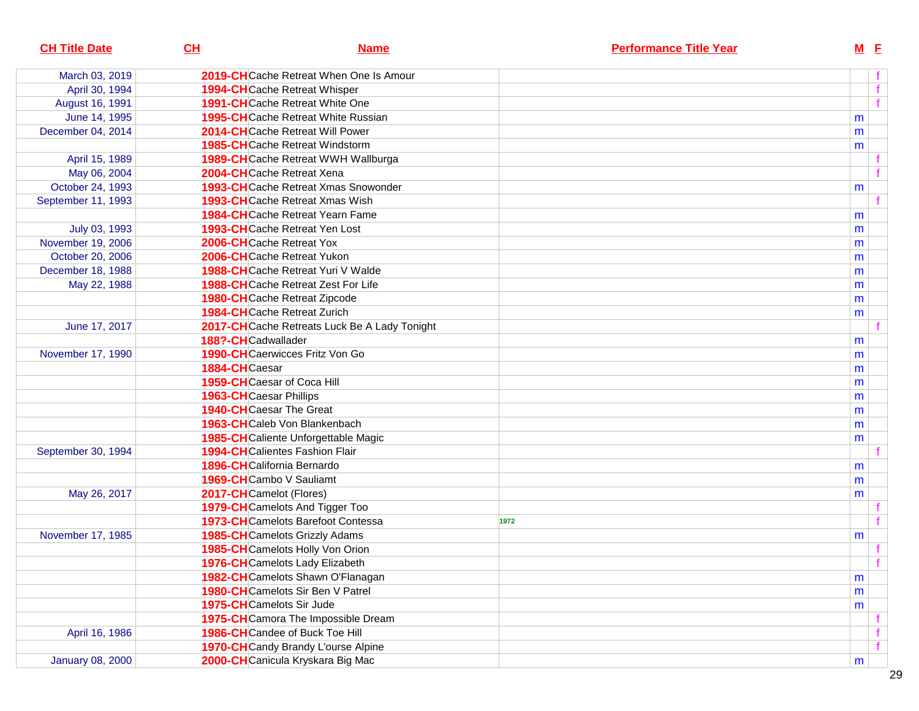| CH Title Date | CH | Name | Performance Title Year | M | F |
|---|---|---|---|---|---|
| March 03, 2019 | 2019-CH | Cache Retreat When One Is Amour | | | f |
| April 30, 1994 | 1994-CH | Cache Retreat Whisper | | | f |
| August 16, 1991 | 1991-CH | Cache Retreat White One | | | f |
| June 14, 1995 | 1995-CH | Cache Retreat White Russian | | m | |
| December 04, 2014 | 2014-CH | Cache Retreat Will Power | | m | |
| | 1985-CH | Cache Retreat Windstorm | | m | |
| April 15, 1989 | 1989-CH | Cache Retreat WWH Wallburga | | | f |
| May 06, 2004 | 2004-CH | Cache Retreat Xena | | | f |
| October 24, 1993 | 1993-CH | Cache Retreat Xmas Snowonder | | m | |
| September 11, 1993 | 1993-CH | Cache Retreat Xmas Wish | | | f |
| | 1984-CH | Cache Retreat Yearn Fame | | m | |
| July 03, 1993 | 1993-CH | Cache Retreat Yen Lost | | m | |
| November 19, 2006 | 2006-CH | Cache Retreat Yox | | m | |
| October 20, 2006 | 2006-CH | Cache Retreat Yukon | | m | |
| December 18, 1988 | 1988-CH | Cache Retreat Yuri V Walde | | m | |
| May 22, 1988 | 1988-CH | Cache Retreat Zest For Life | | m | |
| | 1980-CH | Cache Retreat Zipcode | | m | |
| | 1984-CH | Cache Retreat Zurich | | m | |
| June 17, 2017 | 2017-CH | Cache Retreats Luck Be A Lady Tonight | | | f |
| | 188?-CH | Cadwallader | | m | |
| November 17, 1990 | 1990-CH | Caerwicces Fritz Von Go | | m | |
| | 1884-CH | Caesar | | m | |
| | 1959-CH | Caesar of Coca Hill | | m | |
| | 1963-CH | Caesar Phillips | | m | |
| | 1940-CH | Caesar The Great | | m | |
| | 1963-CH | Caleb Von Blankenbach | | m | |
| | 1985-CH | Caliente Unforgettable Magic | | m | |
| September 30, 1994 | 1994-CH | Calientes Fashion Flair | | | f |
| | 1896-CH | California Bernardo | | m | |
| | 1969-CH | Cambo V Sauliamt | | m | |
| May 26, 2017 | 2017-CH | Camelot (Flores) | | m | |
| | 1979-CH | Camelots And Tigger Too | | | f |
| | 1973-CH | Camelots Barefoot Contessa | 1972 | | f |
| November 17, 1985 | 1985-CH | Camelots Grizzly Adams | | m | |
| | 1985-CH | Camelots Holly Von Orion | | | f |
| | 1976-CH | Camelots Lady Elizabeth | | | f |
| | 1982-CH | Camelots Shawn O'Flanagan | | m | |
| | 1980-CH | Camelots Sir Ben V Patrel | | m | |
| | 1975-CH | Camelots Sir Jude | | m | |
| | 1975-CH | Camora The Impossible Dream | | | f |
| April 16, 1986 | 1986-CH | Candee of Buck Toe Hill | | | f |
| | 1970-CH | Candy Brandy L'ourse Alpine | | | f |
| January 08, 2000 | 2000-CH | Canicula Kryskara Big Mac | | m | |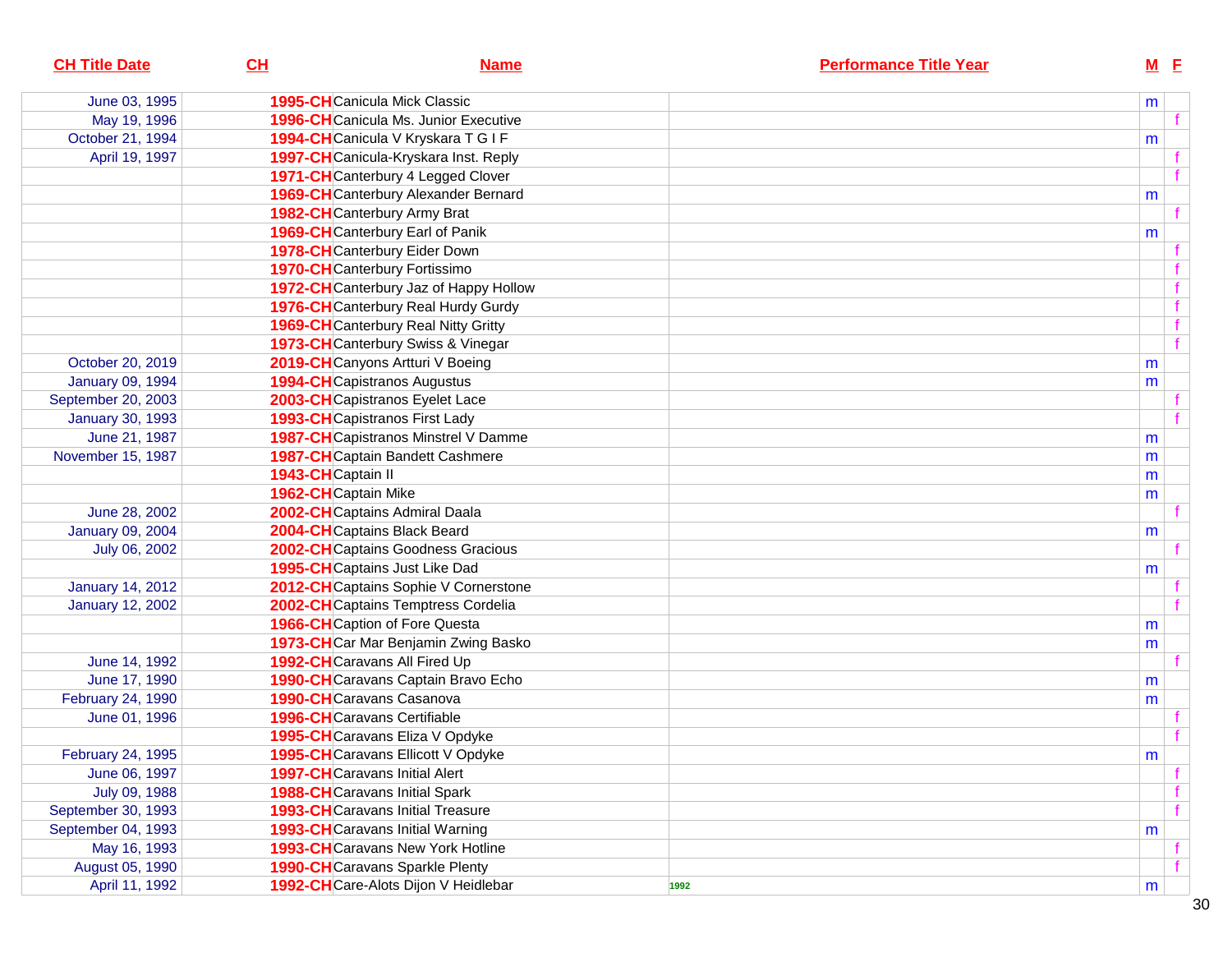| CH Title Date | CH | Name | Performance Title Year | M | F |
|---|---|---|---|---|---|
| June 03, 1995 | 1995-CH | Canicula Mick Classic | | m | |
| May 19, 1996 | 1996-CH | Canicula Ms. Junior Executive | | | f |
| October 21, 1994 | 1994-CH | Canicula V Kryskara T G I F | | m | |
| April 19, 1997 | 1997-CH | Canicula-Kryskara Inst. Reply | | | f |
| | 1971-CH | Canterbury 4 Legged Clover | | | f |
| | 1969-CH | Canterbury Alexander Bernard | | m | |
| | 1982-CH | Canterbury Army Brat | | | f |
| | 1969-CH | Canterbury Earl of Panik | | m | |
| | 1978-CH | Canterbury Eider Down | | | f |
| | 1970-CH | Canterbury Fortissimo | | | f |
| | 1972-CH | Canterbury Jaz of Happy Hollow | | | f |
| | 1976-CH | Canterbury Real Hurdy Gurdy | | | f |
| | 1969-CH | Canterbury Real Nitty Gritty | | | f |
| | 1973-CH | Canterbury Swiss & Vinegar | | | f |
| October 20, 2019 | 2019-CH | Canyons Artturi V Boeing | | m | |
| January 09, 1994 | 1994-CH | Capistranos Augustus | | m | |
| September 20, 2003 | 2003-CH | Capistranos Eyelet Lace | | | f |
| January 30, 1993 | 1993-CH | Capistranos First Lady | | | f |
| June 21, 1987 | 1987-CH | Capistranos Minstrel V Damme | | m | |
| November 15, 1987 | 1987-CH | Captain Bandett Cashmere | | m | |
| | 1943-CH | Captain II | | m | |
| | 1962-CH | Captain Mike | | m | |
| June 28, 2002 | 2002-CH | Captains Admiral Daala | | | f |
| January 09, 2004 | 2004-CH | Captains Black Beard | | m | |
| July 06, 2002 | 2002-CH | Captains Goodness Gracious | | | f |
| | 1995-CH | Captains Just Like Dad | | m | |
| January 14, 2012 | 2012-CH | Captains Sophie V Cornerstone | | | f |
| January 12, 2002 | 2002-CH | Captains Temptress Cordelia | | | f |
| | 1966-CH | Caption of Fore Questa | | m | |
| | 1973-CH | Car Mar Benjamin Zwing Basko | | m | |
| June 14, 1992 | 1992-CH | Caravans All Fired Up | | | f |
| June 17, 1990 | 1990-CH | Caravans Captain Bravo Echo | | m | |
| February 24, 1990 | 1990-CH | Caravans Casanova | | m | |
| June 01, 1996 | 1996-CH | Caravans Certifiable | | | f |
| | 1995-CH | Caravans Eliza V Opdyke | | | f |
| February 24, 1995 | 1995-CH | Caravans Ellicott V Opdyke | | m | |
| June 06, 1997 | 1997-CH | Caravans Initial Alert | | | f |
| July 09, 1988 | 1988-CH | Caravans Initial Spark | | | f |
| September 30, 1993 | 1993-CH | Caravans Initial Treasure | | | f |
| September 04, 1993 | 1993-CH | Caravans Initial Warning | | m | |
| May 16, 1993 | 1993-CH | Caravans New York Hotline | | | f |
| August 05, 1990 | 1990-CH | Caravans Sparkle Plenty | | | f |
| April 11, 1992 | 1992-CH | Care-Alots Dijon V Heidlebar | 1992 | m | |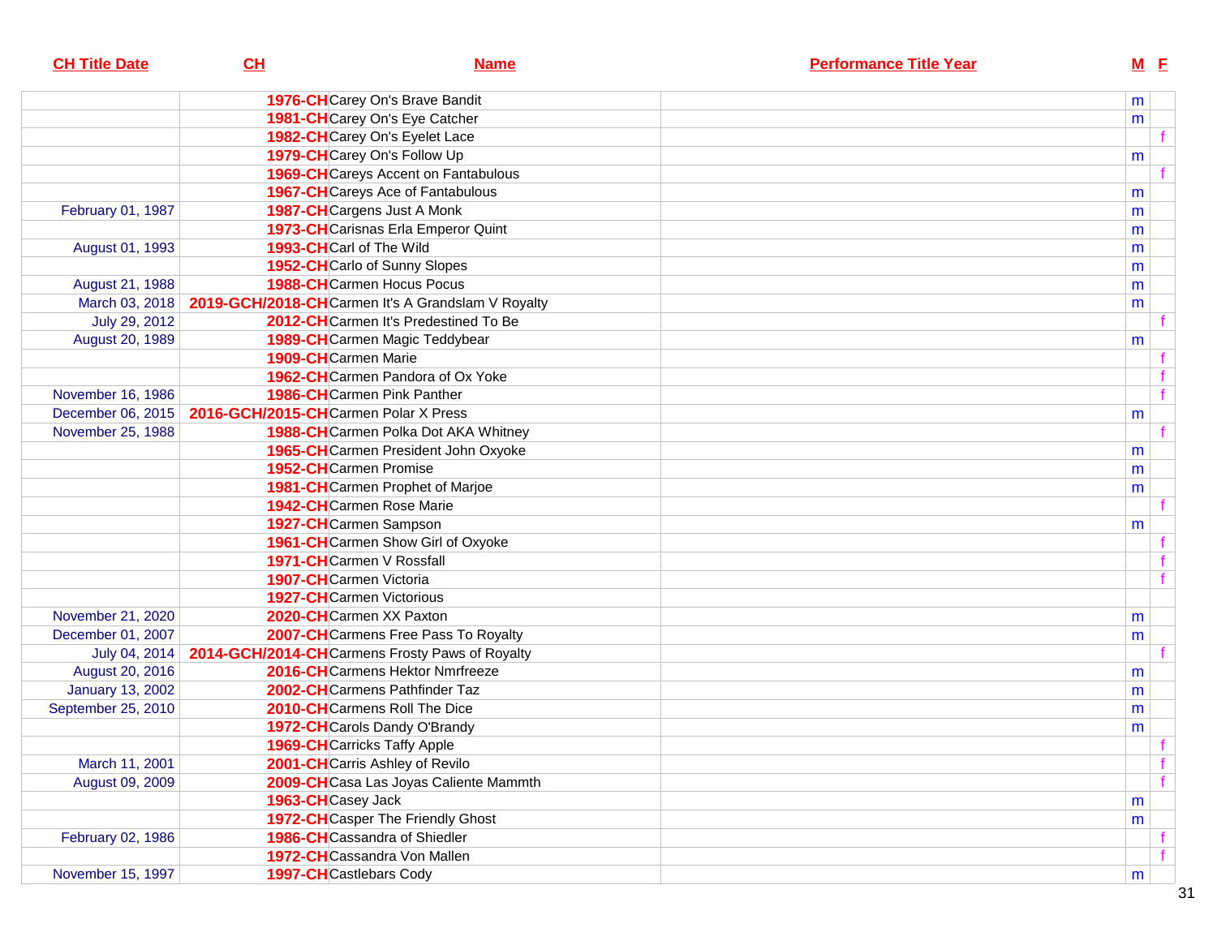| CH Title Date | CH | Name | Performance Title Year | M | F |
|---|---|---|---|---|---|
| | 1976-CH | Carey On's Brave Bandit | | m | |
| | 1981-CH | Carey On's Eye Catcher | | m | |
| | 1982-CH | Carey On's Eyelet Lace | | | f |
| | 1979-CH | Carey On's Follow Up | | m | |
| | 1969-CH | Careys Accent on Fantabulous | | | f |
| | 1967-CH | Careys Ace of Fantabulous | | m | |
| February 01, 1987 | 1987-CH | Cargens Just A Monk | | m | |
| | 1973-CH | Carisnas Erla Emperor Quint | | m | |
| August 01, 1993 | 1993-CH | Carl of The Wild | | m | |
| | 1952-CH | Carlo of Sunny Slopes | | m | |
| August 21, 1988 | 1988-CH | Carmen Hocus Pocus | | m | |
| March 03, 2018 | 2019-GCH/2018-CH | Carmen It's A Grandslam V Royalty | | m | |
| July 29, 2012 | 2012-CH | Carmen It's Predestined To Be | | | f |
| August 20, 1989 | 1989-CH | Carmen Magic Teddybear | | m | |
| | 1909-CH | Carmen Marie | | | f |
| | 1962-CH | Carmen Pandora of Ox Yoke | | | f |
| November 16, 1986 | 1986-CH | Carmen Pink Panther | | | f |
| December 06, 2015 | 2016-GCH/2015-CH | Carmen Polar X Press | | m | |
| November 25, 1988 | 1988-CH | Carmen Polka Dot AKA Whitney | | | f |
| | 1965-CH | Carmen President John Oxyoke | | m | |
| | 1952-CH | Carmen Promise | | m | |
| | 1981-CH | Carmen Prophet of Marjoe | | m | |
| | 1942-CH | Carmen Rose Marie | | | f |
| | 1927-CH | Carmen Sampson | | m | |
| | 1961-CH | Carmen Show Girl of Oxyoke | | | f |
| | 1971-CH | Carmen V Rossfall | | | f |
| | 1907-CH | Carmen Victoria | | | f |
| | 1927-CH | Carmen Victorious | | | |
| November 21, 2020 | 2020-CH | Carmen XX Paxton | | m | |
| December 01, 2007 | 2007-CH | Carmens Free Pass To Royalty | | m | |
| July 04, 2014 | 2014-GCH/2014-CH | Carmens Frosty Paws of Royalty | | | f |
| August 20, 2016 | 2016-CH | Carmens Hektor Nmrfreeze | | m | |
| January 13, 2002 | 2002-CH | Carmens Pathfinder Taz | | m | |
| September 25, 2010 | 2010-CH | Carmens Roll The Dice | | m | |
| | 1972-CH | Carols Dandy O'Brandy | | m | |
| | 1969-CH | Carricks Taffy Apple | | | f |
| March 11, 2001 | 2001-CH | Carris Ashley of Revilo | | | f |
| August 09, 2009 | 2009-CH | Casa Las Joyas Caliente Mammth | | | f |
| | 1963-CH | Casey Jack | | m | |
| | 1972-CH | Casper The Friendly Ghost | | m | |
| February 02, 1986 | 1986-CH | Cassandra of Shiedler | | | f |
| | 1972-CH | Cassandra Von Mallen | | | f |
| November 15, 1997 | 1997-CH | Castlebars Cody | | m | |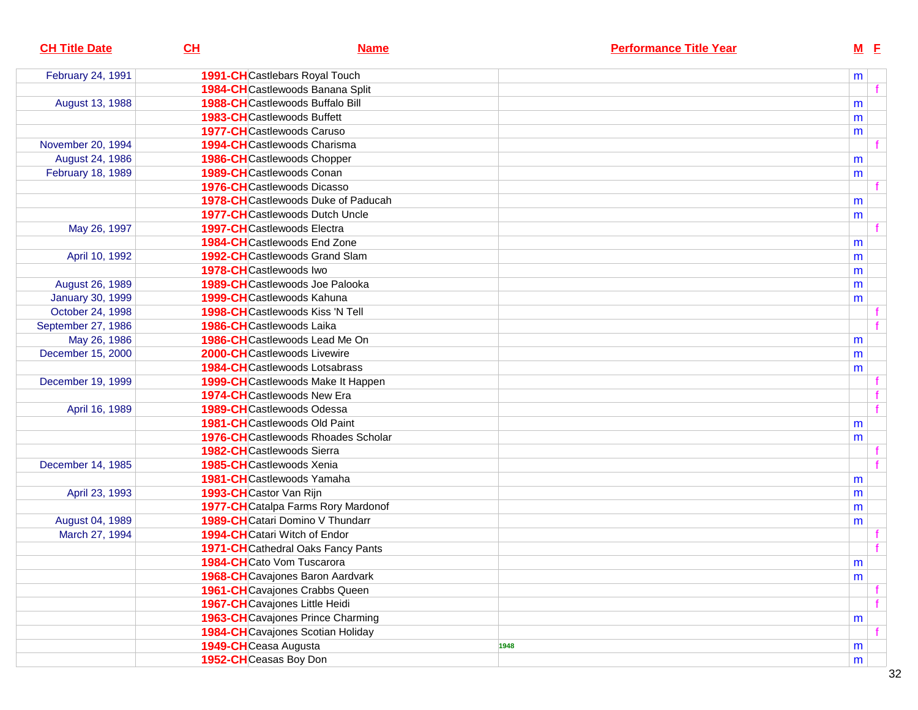| CH Title Date | CH | Name | Performance Title Year | M | F |
|---|---|---|---|---|---|
| February 24, 1991 | 1991-CH | Castlebars Royal Touch | | m | |
| | 1984-CH | Castlewoods Banana Split | | | f |
| August 13, 1988 | 1988-CH | Castlewoods Buffalo Bill | | m | |
| | 1983-CH | Castlewoods Buffett | | m | |
| | 1977-CH | Castlewoods Caruso | | m | |
| November 20, 1994 | 1994-CH | Castlewoods Charisma | | | f |
| August 24, 1986 | 1986-CH | Castlewoods Chopper | | m | |
| February 18, 1989 | 1989-CH | Castlewoods Conan | | m | |
| | 1976-CH | Castlewoods Dicasso | | | f |
| | 1978-CH | Castlewoods Duke of Paducah | | m | |
| | 1977-CH | Castlewoods Dutch Uncle | | m | |
| May 26, 1997 | 1997-CH | Castlewoods Electra | | | f |
| | 1984-CH | Castlewoods End Zone | | m | |
| April 10, 1992 | 1992-CH | Castlewoods Grand Slam | | m | |
| | 1978-CH | Castlewoods Iwo | | m | |
| August 26, 1989 | 1989-CH | Castlewoods Joe Palooka | | m | |
| January 30, 1999 | 1999-CH | Castlewoods Kahuna | | m | |
| October 24, 1998 | 1998-CH | Castlewoods Kiss 'N Tell | | | f |
| September 27, 1986 | 1986-CH | Castlewoods Laika | | | f |
| May 26, 1986 | 1986-CH | Castlewoods Lead Me On | | m | |
| December 15, 2000 | 2000-CH | Castlewoods Livewire | | m | |
| | 1984-CH | Castlewoods Lotsabrass | | m | |
| December 19, 1999 | 1999-CH | Castlewoods Make It Happen | | | f |
| | 1974-CH | Castlewoods New Era | | | f |
| April 16, 1989 | 1989-CH | Castlewoods Odessa | | | f |
| | 1981-CH | Castlewoods Old Paint | | m | |
| | 1976-CH | Castlewoods Rhoades Scholar | | m | |
| | 1982-CH | Castlewoods Sierra | | | f |
| December 14, 1985 | 1985-CH | Castlewoods Xenia | | | f |
| | 1981-CH | Castlewoods Yamaha | | m | |
| April 23, 1993 | 1993-CH | Castor Van Rijn | | m | |
| | 1977-CH | Catalpa Farms Rory Mardonof | | m | |
| August 04, 1989 | 1989-CH | Catari Domino V Thundarr | | m | |
| March 27, 1994 | 1994-CH | Catari Witch of Endor | | | f |
| | 1971-CH | Cathedral Oaks Fancy Pants | | | f |
| | 1984-CH | Cato Vom Tuscarora | | m | |
| | 1968-CH | Cavajones Baron Aardvark | | m | |
| | 1961-CH | Cavajones Crabbs Queen | | | f |
| | 1967-CH | Cavajones Little Heidi | | | f |
| | 1963-CH | Cavajones Prince Charming | | m | |
| | 1984-CH | Cavajones Scotian Holiday | | | f |
| | 1949-CH | Ceasa Augusta | 1948 | m | |
| | 1952-CH | Ceasas Boy Don | | m | |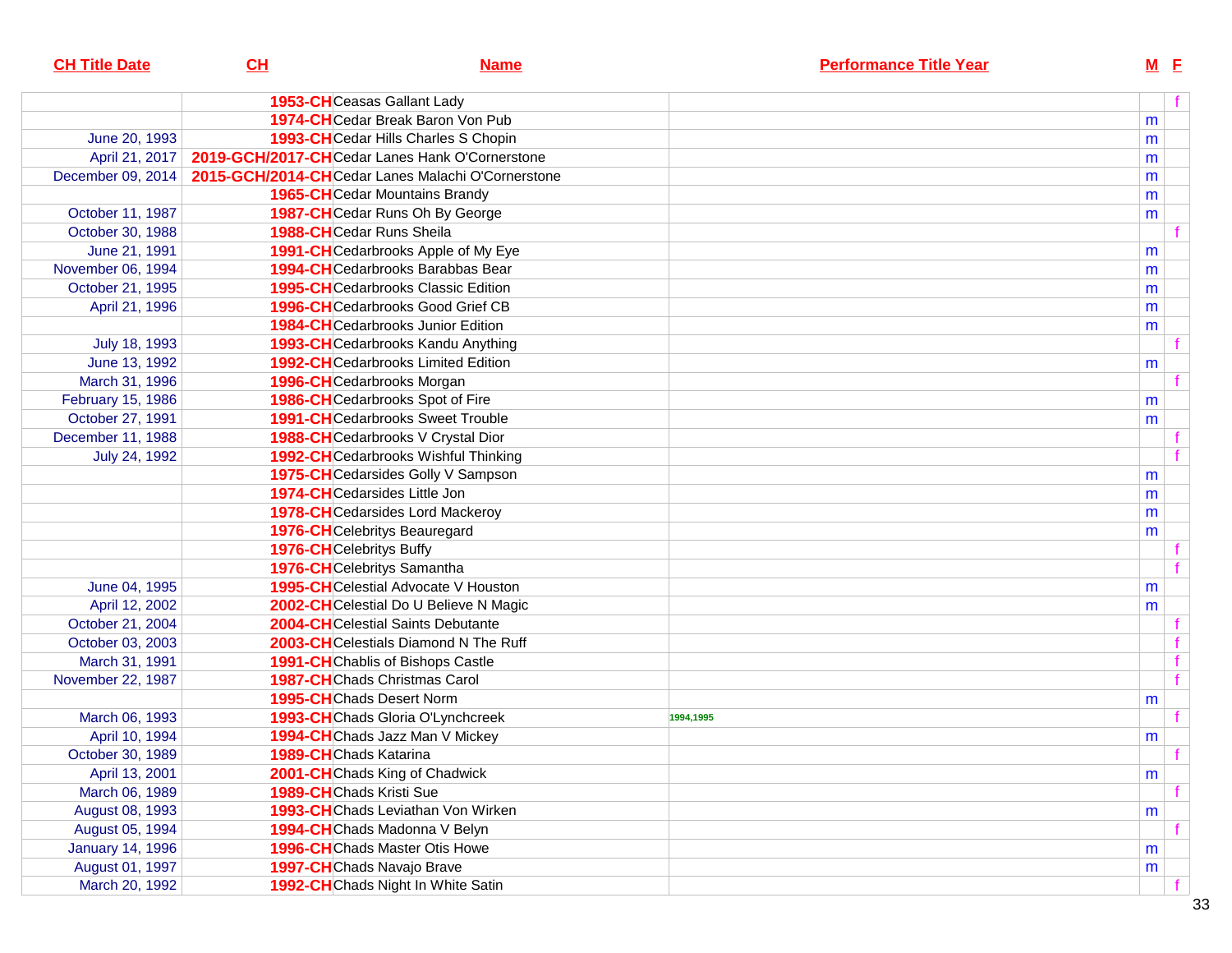| CH Title Date | CH | Name | Performance Title Year | M | F |
|---|---|---|---|---|---|
| | 1953-CH | Ceasas Gallant Lady | | | f |
| | 1974-CH | Cedar Break Baron Von Pub | | m | |
| June 20, 1993 | 1993-CH | Cedar Hills Charles S Chopin | | m | |
| April 21, 2017 | 2019-GCH/2017-CH | Cedar Lanes Hank O'Cornerstone | | m | |
| December 09, 2014 | 2015-GCH/2014-CH | Cedar Lanes Malachi O'Cornerstone | | m | |
| | 1965-CH | Cedar Mountains Brandy | | m | |
| October 11, 1987 | 1987-CH | Cedar Runs Oh By George | | m | |
| October 30, 1988 | 1988-CH | Cedar Runs Sheila | | | f |
| June 21, 1991 | 1991-CH | Cedarbrooks Apple of My Eye | | m | |
| November 06, 1994 | 1994-CH | Cedarbrooks Barabbas Bear | | m | |
| October 21, 1995 | 1995-CH | Cedarbrooks Classic Edition | | m | |
| April 21, 1996 | 1996-CH | Cedarbrooks Good Grief CB | | m | |
| | 1984-CH | Cedarbrooks Junior Edition | | m | |
| July 18, 1993 | 1993-CH | Cedarbrooks Kandu Anything | | | f |
| June 13, 1992 | 1992-CH | Cedarbrooks Limited Edition | | m | |
| March 31, 1996 | 1996-CH | Cedarbrooks Morgan | | | f |
| February 15, 1986 | 1986-CH | Cedarbrooks Spot of Fire | | m | |
| October 27, 1991 | 1991-CH | Cedarbrooks Sweet Trouble | | m | |
| December 11, 1988 | 1988-CH | Cedarbrooks V Crystal Dior | | | f |
| July 24, 1992 | 1992-CH | Cedarbrooks Wishful Thinking | | | f |
| | 1975-CH | Cedarsides Golly V Sampson | | m | |
| | 1974-CH | Cedarsides Little Jon | | m | |
| | 1978-CH | Cedarsides Lord Mackeroy | | m | |
| | 1976-CH | Celebritys Beauregard | | m | |
| | 1976-CH | Celebritys Buffy | | | f |
| | 1976-CH | Celebritys Samantha | | | f |
| June 04, 1995 | 1995-CH | Celestial Advocate V Houston | | m | |
| April 12, 2002 | 2002-CH | Celestial Do U Believe N Magic | | m | |
| October 21, 2004 | 2004-CH | Celestial Saints Debutante | | | f |
| October 03, 2003 | 2003-CH | Celestials Diamond N The Ruff | | | f |
| March 31, 1991 | 1991-CH | Chablis of Bishops Castle | | | f |
| November 22, 1987 | 1987-CH | Chads Christmas Carol | | | f |
| | 1995-CH | Chads Desert Norm | | m | |
| March 06, 1993 | 1993-CH | Chads Gloria O'Lynchcreek | 1994,1995 | | f |
| April 10, 1994 | 1994-CH | Chads Jazz Man V Mickey | | m | |
| October 30, 1989 | 1989-CH | Chads Katarina | | | f |
| April 13, 2001 | 2001-CH | Chads King of Chadwick | | m | |
| March 06, 1989 | 1989-CH | Chads Kristi Sue | | | f |
| August 08, 1993 | 1993-CH | Chads Leviathan Von Wirken | | m | |
| August 05, 1994 | 1994-CH | Chads Madonna V Belyn | | | f |
| January 14, 1996 | 1996-CH | Chads Master Otis Howe | | m | |
| August 01, 1997 | 1997-CH | Chads Navajo Brave | | m | |
| March 20, 1992 | 1992-CH | Chads Night In White Satin | | | f |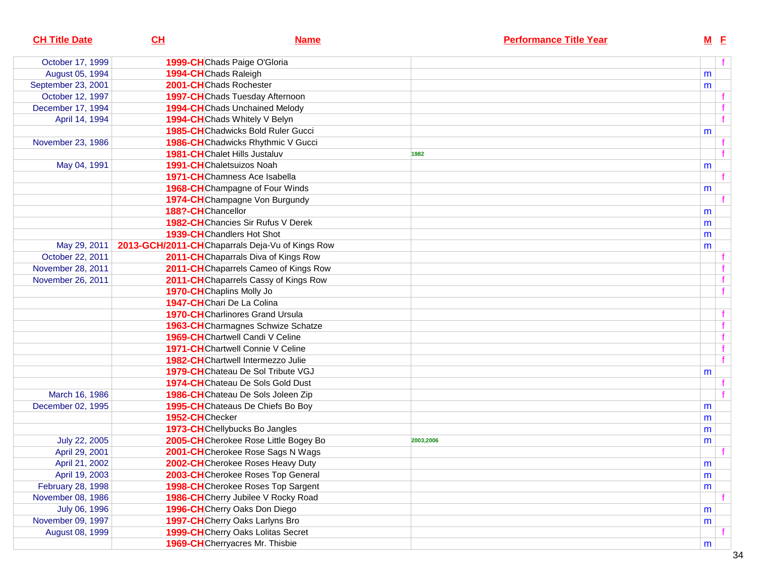| CH Title Date | CH | Name | Performance Title Year | M | F |
|---|---|---|---|---|---|
| October 17, 1999 | 1999-CH | Chads Paige O'Gloria | | | f |
| August 05, 1994 | 1994-CH | Chads Raleigh | | m | |
| September 23, 2001 | 2001-CH | Chads Rochester | | m | |
| October 12, 1997 | 1997-CH | Chads Tuesday Afternoon | | | f |
| December 17, 1994 | 1994-CH | Chads Unchained Melody | | | f |
| April 14, 1994 | 1994-CH | Chads Whitely V Belyn | | | f |
| | 1985-CH | Chadwicks Bold Ruler Gucci | | m | |
| November 23, 1986 | 1986-CH | Chadwicks Rhythmic V Gucci | | | f |
| | 1981-CH | Chalet Hills Justaluv | 1982 | | f |
| May 04, 1991 | 1991-CH | Chaletsuizos Noah | | m | |
| | 1971-CH | Chamness Ace Isabella | | | f |
| | 1968-CH | Champagne of Four Winds | | m | |
| | 1974-CH | Champagne Von Burgundy | | | f |
| | 188?-CH | Chancellor | | m | |
| | 1982-CH | Chancies Sir Rufus V Derek | | m | |
| | 1939-CH | Chandlers Hot Shot | | m | |
| May 29, 2011 | 2013-GCH/2011-CH | Chaparrals Deja-Vu of Kings Row | | m | |
| October 22, 2011 | 2011-CH | Chaparrals Diva of Kings Row | | | f |
| November 28, 2011 | 2011-CH | Chaparrels Cameo of Kings Row | | | f |
| November 26, 2011 | 2011-CH | Chaparrels Cassy of Kings Row | | | f |
| | 1970-CH | Chaplins Molly Jo | | | f |
| | 1947-CH | Chari De La Colina | | | |
| | 1970-CH | Charlinores Grand Ursula | | | f |
| | 1963-CH | Charmagnes Schwize Schatze | | | f |
| | 1969-CH | Chartwell Candi V Celine | | | f |
| | 1971-CH | Chartwell Connie V Celine | | | f |
| | 1982-CH | Chartwell Intermezzo Julie | | | f |
| | 1979-CH | Chateau De Sol Tribute VGJ | | m | |
| | 1974-CH | Chateau De Sols Gold Dust | | | f |
| March 16, 1986 | 1986-CH | Chateau De Sols Joleen Zip | | | f |
| December 02, 1995 | 1995-CH | Chateaus De Chiefs Bo Boy | | m | |
| | 1952-CH | Checker | | m | |
| | 1973-CH | Chellybucks Bo Jangles | | m | |
| July 22, 2005 | 2005-CH | Cherokee Rose Little Bogey Bo | 2003,2006 | m | |
| April 29, 2001 | 2001-CH | Cherokee Rose Sags N Wags | | | f |
| April 21, 2002 | 2002-CH | Cherokee Roses Heavy Duty | | m | |
| April 19, 2003 | 2003-CH | Cherokee Roses Top General | | m | |
| February 28, 1998 | 1998-CH | Cherokee Roses Top Sargent | | m | |
| November 08, 1986 | 1986-CH | Cherry Jubilee V Rocky Road | | | f |
| July 06, 1996 | 1996-CH | Cherry Oaks Don Diego | | m | |
| November 09, 1997 | 1997-CH | Cherry Oaks Larlyns Bro | | m | |
| August 08, 1999 | 1999-CH | Cherry Oaks Lolitas Secret | | | f |
| | 1969-CH | Cherryacres Mr. Thisbie | | m | |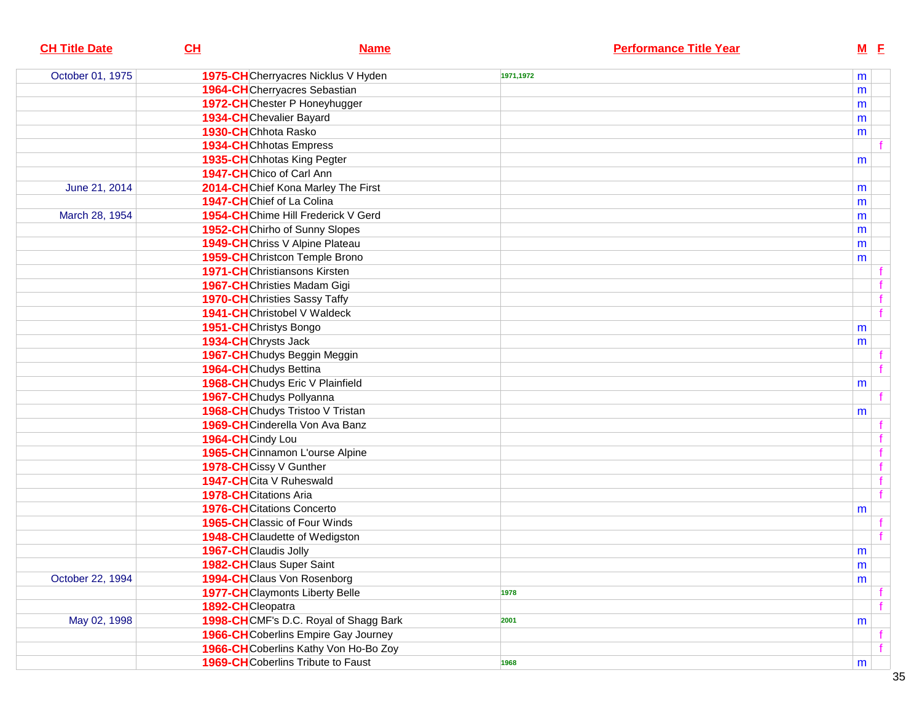| CH Title Date | CH | Name | Performance Title Year | M | F |
|---|---|---|---|---|---|
| October 01, 1975 | 1975-CH | Cherryacres Nicklus V Hyden | 1971,1972 | m | |
| | 1964-CH | Cherryacres Sebastian | | m | |
| | 1972-CH | Chester P Honeyhugger | | m | |
| | 1934-CH | Chevalier Bayard | | m | |
| | 1930-CH | Chhota Rasko | | m | |
| | 1934-CH | Chhotas Empress | | | f |
| | 1935-CH | Chhotas King Pegter | | m | |
| | 1947-CH | Chico of Carl Ann | | | |
| June 21, 2014 | 2014-CH | Chief Kona Marley The First | | m | |
| | 1947-CH | Chief of La Colina | | m | |
| March 28, 1954 | 1954-CH | Chime Hill Frederick V Gerd | | m | |
| | 1952-CH | Chirho of Sunny Slopes | | m | |
| | 1949-CH | Chriss V Alpine Plateau | | m | |
| | 1959-CH | Christcon Temple Brono | | m | |
| | 1971-CH | Christiansons Kirsten | | | f |
| | 1967-CH | Christies Madam Gigi | | | f |
| | 1970-CH | Christies Sassy Taffy | | | f |
| | 1941-CH | Christobel V Waldeck | | | f |
| | 1951-CH | Christys Bongo | | m | |
| | 1934-CH | Chrysts Jack | | m | |
| | 1967-CH | Chudys Beggin Meggin | | | f |
| | 1964-CH | Chudys Bettina | | | f |
| | 1968-CH | Chudys Eric V Plainfield | | m | |
| | 1967-CH | Chudys Pollyanna | | | f |
| | 1968-CH | Chudys Tristoo V Tristan | | m | |
| | 1969-CH | Cinderella Von Ava Banz | | | f |
| | 1964-CH | Cindy Lou | | | f |
| | 1965-CH | Cinnamon L'ourse Alpine | | | f |
| | 1978-CH | Cissy V Gunther | | | f |
| | 1947-CH | Cita V Ruheswald | | | f |
| | 1978-CH | Citations Aria | | | f |
| | 1976-CH | Citations Concerto | | m | |
| | 1965-CH | Classic of Four Winds | | | f |
| | 1948-CH | Claudette of Wedigston | | | f |
| | 1967-CH | Claudis Jolly | | m | |
| | 1982-CH | Claus Super Saint | | m | |
| October 22, 1994 | 1994-CH | Claus Von Rosenborg | | m | |
| | 1977-CH | Claymonts Liberty Belle | 1978 | | f |
| | 1892-CH | Cleopatra | | | f |
| May 02, 1998 | 1998-CH | CMF's D.C. Royal of Shagg Bark | 2001 | m | |
| | 1966-CH | Coberlins Empire Gay Journey | | | f |
| | 1966-CH | Coberlins Kathy Von Ho-Bo Zoy | | | f |
| | 1969-CH | Coberlins Tribute to Faust | 1968 | m | |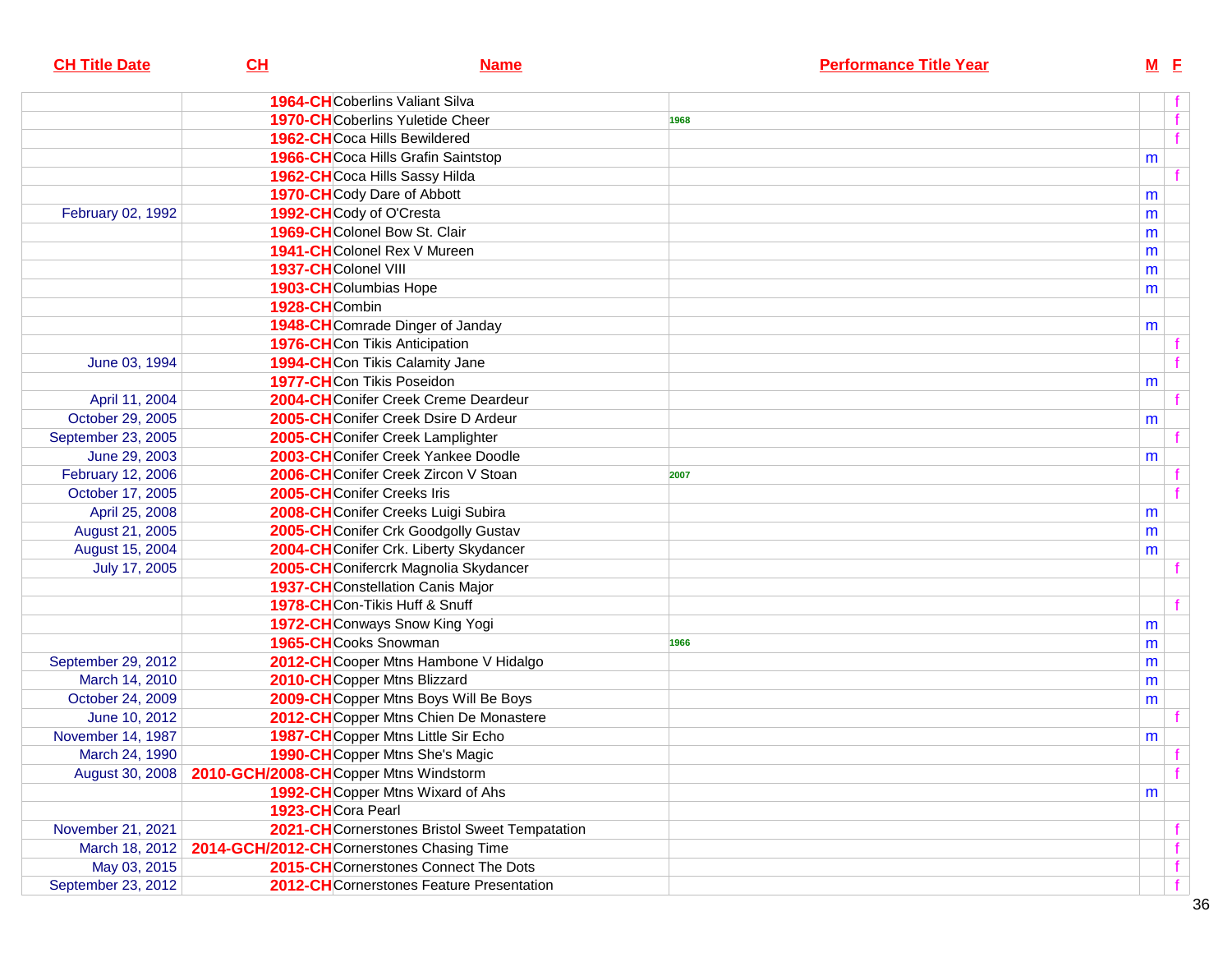| CH Title Date | CH | Name | Performance Title Year | M | F |
|---|---|---|---|---|---|
| | 1964-CH | Coberlins Valiant Silva | | | f |
| | 1970-CH | Coberlins Yuletide Cheer | 1968 | | f |
| | 1962-CH | Coca Hills Bewildered | | | f |
| | 1966-CH | Coca Hills Grafin Saintstop | | m | |
| | 1962-CH | Coca Hills Sassy Hilda | | | f |
| | 1970-CH | Cody Dare of Abbott | | m | |
| February 02, 1992 | 1992-CH | Cody of O'Cresta | | m | |
| | 1969-CH | Colonel Bow St. Clair | | m | |
| | 1941-CH | Colonel Rex V Mureen | | m | |
| | 1937-CH | Colonel VIII | | m | |
| | 1903-CH | Columbias Hope | | m | |
| | 1928-CH | Combin | | | |
| | 1948-CH | Comrade Dinger of Janday | | m | |
| | 1976-CH | Con Tikis Anticipation | | | f |
| June 03, 1994 | 1994-CH | Con Tikis Calamity Jane | | | f |
| | 1977-CH | Con Tikis Poseidon | | m | |
| April 11, 2004 | 2004-CH | Conifer Creek Creme Deardeur | | | f |
| October 29, 2005 | 2005-CH | Conifer Creek Dsire D Ardeur | | m | |
| September 23, 2005 | 2005-CH | Conifer Creek Lamplighter | | | f |
| June 29, 2003 | 2003-CH | Conifer Creek Yankee Doodle | | m | |
| February 12, 2006 | 2006-CH | Conifer Creek Zircon V Stoan | 2007 | | f |
| October 17, 2005 | 2005-CH | Conifer Creeks Iris | | | f |
| April 25, 2008 | 2008-CH | Conifer Creeks Luigi Subira | | m | |
| August 21, 2005 | 2005-CH | Conifer Crk Goodgolly Gustav | | m | |
| August 15, 2004 | 2004-CH | Conifer Crk. Liberty Skydancer | | m | |
| July 17, 2005 | 2005-CH | Conifercrk Magnolia Skydancer | | | f |
| | 1937-CH | Constellation Canis Major | | | |
| | 1978-CH | Con-Tikis Huff & Snuff | | | f |
| | 1972-CH | Conways Snow King Yogi | | m | |
| | 1965-CH | Cooks Snowman | 1966 | m | |
| September 29, 2012 | 2012-CH | Cooper Mtns Hambone V Hidalgo | | m | |
| March 14, 2010 | 2010-CH | Copper Mtns Blizzard | | m | |
| October 24, 2009 | 2009-CH | Copper Mtns Boys Will Be Boys | | m | |
| June 10, 2012 | 2012-CH | Copper Mtns Chien De Monastere | | | f |
| November 14, 1987 | 1987-CH | Copper Mtns Little Sir Echo | | m | |
| March 24, 1990 | 1990-CH | Copper Mtns She's Magic | | | f |
| August 30, 2008 | 2010-GCH/2008-CH | Copper Mtns Windstorm | | | f |
| | 1992-CH | Copper Mtns Wixard of Ahs | | m | |
| | 1923-CH | Cora Pearl | | | |
| November 21, 2021 | 2021-CH | Cornerstones Bristol Sweet Tempatation | | | f |
| March 18, 2012 | 2014-GCH/2012-CH | Cornerstones Chasing Time | | | f |
| May 03, 2015 | 2015-CH | Cornerstones Connect The Dots | | | f |
| September 23, 2012 | 2012-CH | Cornerstones Feature Presentation | | | f |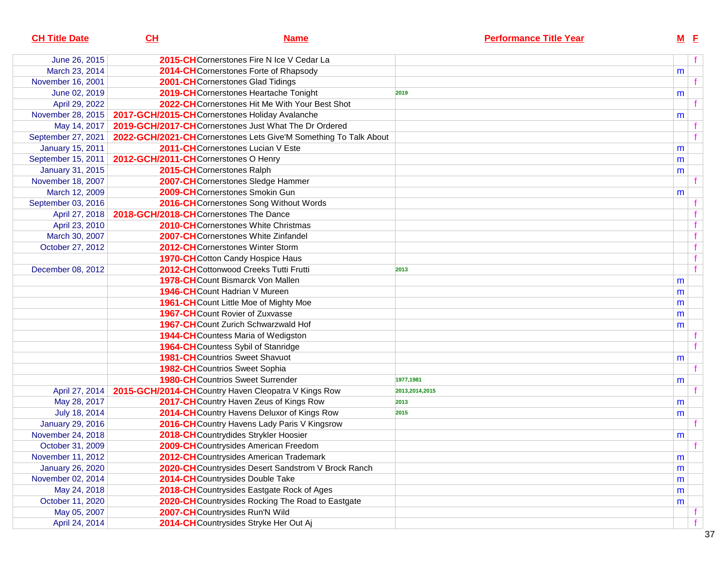| CH Title Date | CH | Name | Performance Title Year | M | F |
|---|---|---|---|---|---|
| June 26, 2015 | 2015-CH | Cornerstones Fire N Ice V Cedar La | | | f |
| March 23, 2014 | 2014-CH | Cornerstones Forte of Rhapsody | | m | |
| November 16, 2001 | 2001-CH | Cornerstones Glad Tidings | | | f |
| June 02, 2019 | 2019-CH | Cornerstones Heartache Tonight | 2019 | m | |
| April 29, 2022 | 2022-CH | Cornerstones Hit Me With Your Best Shot | | | f |
| November 28, 2015 | 2017-GCH/2015-CH | Cornerstones Holiday Avalanche | | m | |
| May 14, 2017 | 2019-GCH/2017-CH | Cornerstones Just What The Dr Ordered | | | f |
| September 27, 2021 | 2022-GCH/2021-CH | Cornerstones Lets Give'M Something To Talk About | | | f |
| January 15, 2011 | 2011-CH | Cornerstones Lucian V Este | | m | |
| September 15, 2011 | 2012-GCH/2011-CH | Cornerstones O Henry | | m | |
| January 31, 2015 | 2015-CH | Cornerstones Ralph | | m | |
| November 18, 2007 | 2007-CH | Cornerstones Sledge Hammer | | | f |
| March 12, 2009 | 2009-CH | Cornerstones Smokin Gun | | m | |
| September 03, 2016 | 2016-CH | Cornerstones Song Without Words | | | f |
| April 27, 2018 | 2018-GCH/2018-CH | Cornerstones The Dance | | | f |
| April 23, 2010 | 2010-CH | Cornerstones White Christmas | | | f |
| March 30, 2007 | 2007-CH | Cornerstones White Zinfandel | | | f |
| October 27, 2012 | 2012-CH | Cornerstones Winter Storm | | | f |
| | 1970-CH | Cotton Candy Hospice Haus | | | f |
| December 08, 2012 | 2012-CH | Cottonwood Creeks Tutti Frutti | 2013 | | f |
| | 1978-CH | Count Bismarck Von Mallen | | m | |
| | 1946-CH | Count Hadrian V Mureen | | m | |
| | 1961-CH | Count Little Moe of Mighty Moe | | m | |
| | 1967-CH | Count Rovier of Zuxvasse | | m | |
| | 1967-CH | Count Zurich Schwarzwald Hof | | m | |
| | 1944-CH | Countess Maria of Wedigston | | | f |
| | 1964-CH | Countess Sybil of Stanridge | | | f |
| | 1981-CH | Countrios Sweet Shavuot | | m | |
| | 1982-CH | Countrios Sweet Sophia | | | f |
| | 1980-CH | Countrios Sweet Surrender | 1977,1981 | m | |
| April 27, 2014 | 2015-GCH/2014-CH | Country Haven Cleopatra V Kings Row | 2013,2014,2015 | | f |
| May 28, 2017 | 2017-CH | Country Haven Zeus of Kings Row | 2013 | m | |
| July 18, 2014 | 2014-CH | Country Havens Deluxor of Kings Row | 2015 | m | |
| January 29, 2016 | 2016-CH | Country Havens Lady Paris V Kingsrow | | | f |
| November 24, 2018 | 2018-CH | Countrydides Strykler Hoosier | | m | |
| October 31, 2009 | 2009-CH | Countrysides American Freedom | | | f |
| November 11, 2012 | 2012-CH | Countrysides American Trademark | | m | |
| January 26, 2020 | 2020-CH | Countrysides Desert Sandstrom V Brock Ranch | | m | |
| November 02, 2014 | 2014-CH | Countrysides Double Take | | m | |
| May 24, 2018 | 2018-CH | Countrysides Eastgate Rock of Ages | | m | |
| October 11, 2020 | 2020-CH | Countrysides Rocking The Road to Eastgate | | m | |
| May 05, 2007 | 2007-CH | Countrysides Run'N Wild | | | f |
| April 24, 2014 | 2014-CH | Countrysides Stryke Her Out Aj | | | f |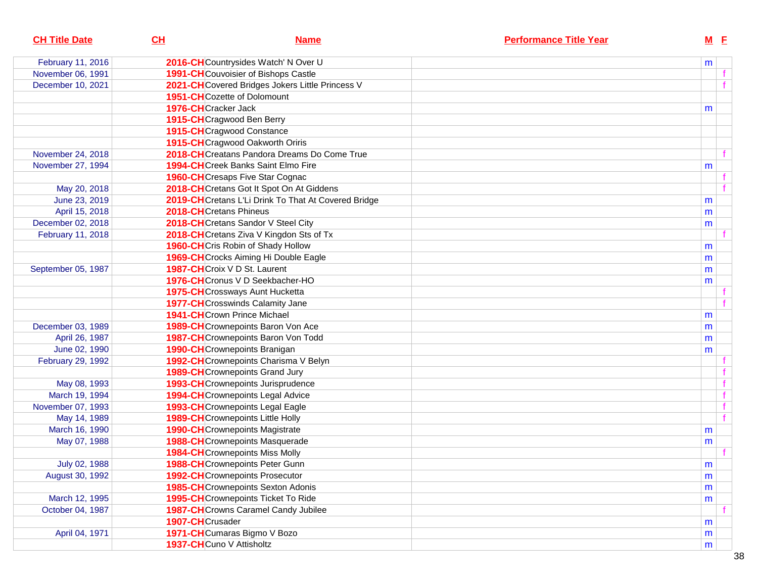| CH Title Date | CH | Name | Performance Title Year | M | F |
|---|---|---|---|---|---|
| February 11, 2016 | 2016-CH | Countrysides Watch' N Over U | | m | |
| November 06, 1991 | 1991-CH | Couvoisier of Bishops Castle | | | f |
| December 10, 2021 | 2021-CH | Covered Bridges Jokers Little Princess V | | | f |
| | 1951-CH | Cozette of Dolomount | | | |
| | 1976-CH | Cracker Jack | | m | |
| | 1915-CH | Cragwood Ben Berry | | | |
| | 1915-CH | Cragwood Constance | | | |
| | 1915-CH | Cragwood Oakworth Oriris | | | |
| November 24, 2018 | 2018-CH | Creatans Pandora Dreams Do Come True | | | f |
| November 27, 1994 | 1994-CH | Creek Banks Saint Elmo Fire | | m | |
| | 1960-CH | Cresaps Five Star Cognac | | | f |
| May 20, 2018 | 2018-CH | Cretans Got It Spot On At Giddens | | | f |
| June 23, 2019 | 2019-CH | Cretans L'Li Drink To That At Covered Bridge | | m | |
| April 15, 2018 | 2018-CH | Cretans Phineus | | m | |
| December 02, 2018 | 2018-CH | Cretans Sandor V Steel City | | m | |
| February 11, 2018 | 2018-CH | Cretans Ziva V Kingdon Sts of Tx | | | f |
| | 1960-CH | Cris Robin of Shady Hollow | | m | |
| | 1969-CH | Crocks Aiming Hi Double Eagle | | m | |
| September 05, 1987 | 1987-CH | Croix V D St. Laurent | | m | |
| | 1976-CH | Cronus V D Seekbacher-HO | | m | |
| | 1975-CH | Crossways Aunt Hucketta | | | f |
| | 1977-CH | Crosswinds Calamity Jane | | | f |
| | 1941-CH | Crown Prince Michael | | m | |
| December 03, 1989 | 1989-CH | Crownepoints Baron Von Ace | | m | |
| April 26, 1987 | 1987-CH | Crownepoints Baron Von Todd | | m | |
| June 02, 1990 | 1990-CH | Crownepoints Branigan | | m | |
| February 29, 1992 | 1992-CH | Crownepoints Charisma V Belyn | | | f |
| | 1989-CH | Crownepoints Grand Jury | | | f |
| May 08, 1993 | 1993-CH | Crownepoints Jurisprudence | | | f |
| March 19, 1994 | 1994-CH | Crownepoints Legal Advice | | | f |
| November 07, 1993 | 1993-CH | Crownepoints Legal Eagle | | | f |
| May 14, 1989 | 1989-CH | Crownepoints Little Holly | | | f |
| March 16, 1990 | 1990-CH | Crownepoints Magistrate | | m | |
| May 07, 1988 | 1988-CH | Crownepoints Masquerade | | m | |
| | 1984-CH | Crownepoints Miss Molly | | | f |
| July 02, 1988 | 1988-CH | Crownepoints Peter Gunn | | m | |
| August 30, 1992 | 1992-CH | Crownepoints Prosecutor | | m | |
| | 1985-CH | Crownepoints Sexton Adonis | | m | |
| March 12, 1995 | 1995-CH | Crownepoints Ticket To Ride | | m | |
| October 04, 1987 | 1987-CH | Crowns Caramel Candy Jubilee | | | f |
| | 1907-CH | Crusader | | m | |
| April 04, 1971 | 1971-CH | Cumaras Bigmo V Bozo | | m | |
| | 1937-CH | Cuno V Attisholtz | | m | |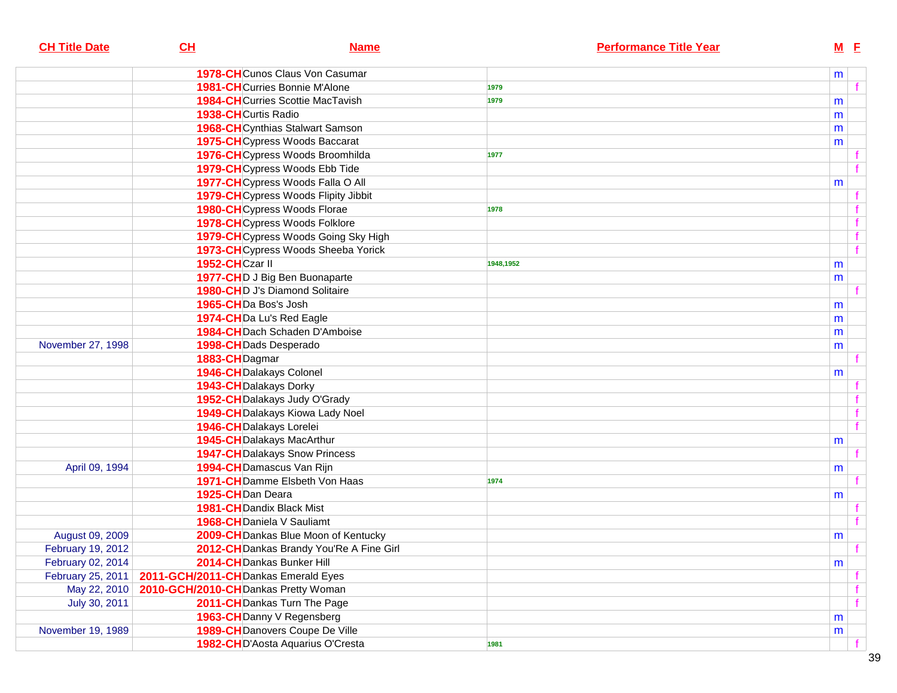| CH Title Date | CH | Name | Performance Title Year | M | F |
|---|---|---|---|---|---|
| | 1978-CH | Cunos Claus Von Casumar | | m | |
| | 1981-CH | Curries Bonnie M'Alone | 1979 | | f |
| | 1984-CH | Curries Scottie MacTavish | 1979 | m | |
| | 1938-CH | Curtis Radio | | m | |
| | 1968-CH | Cynthias Stalwart Samson | | m | |
| | 1975-CH | Cypress Woods Baccarat | | m | |
| | 1976-CH | Cypress Woods Broomhilda | 1977 | | f |
| | 1979-CH | Cypress Woods Ebb Tide | | | f |
| | 1977-CH | Cypress Woods Falla O All | | m | |
| | 1979-CH | Cypress Woods Flipity Jibbit | | | f |
| | 1980-CH | Cypress Woods Florae | 1978 | | f |
| | 1978-CH | Cypress Woods Folklore | | | f |
| | 1979-CH | Cypress Woods Going Sky High | | | f |
| | 1973-CH | Cypress Woods Sheeba Yorick | | | f |
| | 1952-CH | Czar II | 1948,1952 | m | |
| | 1977-CH | D J Big Ben Buonaparte | | m | |
| | 1980-CH | D J's Diamond Solitaire | | | f |
| | 1965-CH | Da Bos's Josh | | m | |
| | 1974-CH | Da Lu's Red Eagle | | m | |
| | 1984-CH | Dach Schaden D'Amboise | | m | |
| November 27, 1998 | 1998-CH | Dads Desperado | | m | |
| | 1883-CH | Dagmar | | | f |
| | 1946-CH | Dalakays Colonel | | m | |
| | 1943-CH | Dalakays Dorky | | | f |
| | 1952-CH | Dalakays Judy O'Grady | | | f |
| | 1949-CH | Dalakays Kiowa Lady Noel | | | f |
| | 1946-CH | Dalakays Lorelei | | | f |
| | 1945-CH | Dalakays MacArthur | | m | |
| | 1947-CH | Dalakays Snow Princess | | | f |
| April 09, 1994 | 1994-CH | Damascus Van Rijn | | m | |
| | 1971-CH | Damme Elsbeth Von Haas | 1974 | | f |
| | 1925-CH | Dan Deara | | m | |
| | 1981-CH | Dandix Black Mist | | | f |
| | 1968-CH | Daniela V Sauliamt | | | f |
| August 09, 2009 | 2009-CH | Dankas Blue Moon of Kentucky | | m | |
| February 19, 2012 | 2012-CH | Dankas Brandy You'Re A Fine Girl | | | f |
| February 02, 2014 | 2014-CH | Dankas Bunker Hill | | m | |
| February 25, 2011 | 2011-GCH/2011-CH | Dankas Emerald Eyes | | | f |
| May 22, 2010 | 2010-GCH/2010-CH | Dankas Pretty Woman | | | f |
| July 30, 2011 | 2011-CH | Dankas Turn The Page | | | f |
| | 1963-CH | Danny V Regensberg | | m | |
| November 19, 1989 | 1989-CH | Danovers Coupe De Ville | | m | |
| | 1982-CH | D'Aosta Aquarius O'Cresta | 1981 | | f |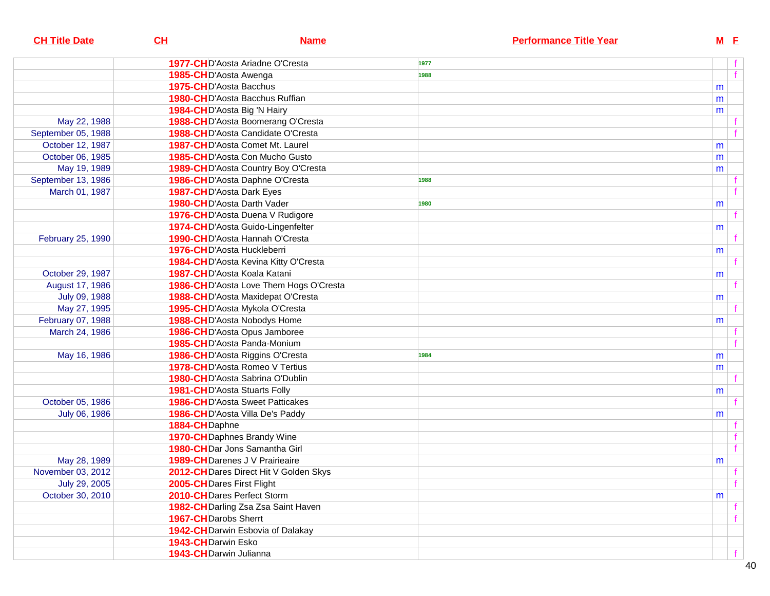| CH Title Date | CH | Name | Performance Title Year | M | F |
|---|---|---|---|---|---|
| | 1977-CH | D'Aosta Ariadne O'Cresta | 1977 | | f |
| | 1985-CH | D'Aosta Awenga | 1988 | | f |
| | 1975-CH | D'Aosta Bacchus | | m | |
| | 1980-CH | D'Aosta Bacchus Ruffian | | m | |
| | 1984-CH | D'Aosta Big 'N Hairy | | m | |
| May 22, 1988 | 1988-CH | D'Aosta Boomerang O'Cresta | | | f |
| September 05, 1988 | 1988-CH | D'Aosta Candidate O'Cresta | | | f |
| October 12, 1987 | 1987-CH | D'Aosta Comet Mt. Laurel | | m | |
| October 06, 1985 | 1985-CH | D'Aosta Con Mucho Gusto | | m | |
| May 19, 1989 | 1989-CH | D'Aosta Country Boy O'Cresta | | m | |
| September 13, 1986 | 1986-CH | D'Aosta Daphne O'Cresta | 1988 | | f |
| March 01, 1987 | 1987-CH | D'Aosta Dark Eyes | | | f |
| | 1980-CH | D'Aosta Darth Vader | 1980 | m | |
| | 1976-CH | D'Aosta Duena V Rudigore | | | f |
| | 1974-CH | D'Aosta Guido-Lingenfelter | | m | |
| February 25, 1990 | 1990-CH | D'Aosta Hannah O'Cresta | | | f |
| | 1976-CH | D'Aosta Huckleberri | | m | |
| | 1984-CH | D'Aosta Kevina Kitty O'Cresta | | | f |
| October 29, 1987 | 1987-CH | D'Aosta Koala Katani | | m | |
| August 17, 1986 | 1986-CH | D'Aosta Love Them Hogs O'Cresta | | | f |
| July 09, 1988 | 1988-CH | D'Aosta Maxidepat O'Cresta | | m | |
| May 27, 1995 | 1995-CH | D'Aosta Mykola O'Cresta | | | f |
| February 07, 1988 | 1988-CH | D'Aosta Nobodys Home | | m | |
| March 24, 1986 | 1986-CH | D'Aosta Opus Jamboree | | | f |
| | 1985-CH | D'Aosta Panda-Monium | | | f |
| May 16, 1986 | 1986-CH | D'Aosta Riggins O'Cresta | 1984 | m | |
| | 1978-CH | D'Aosta Romeo V Tertius | | m | |
| | 1980-CH | D'Aosta Sabrina O'Dublin | | | f |
| | 1981-CH | D'Aosta Stuarts Folly | | m | |
| October 05, 1986 | 1986-CH | D'Aosta Sweet Patticakes | | | f |
| July 06, 1986 | 1986-CH | D'Aosta Villa De's Paddy | | m | |
| | 1884-CH | Daphne | | | f |
| | 1970-CH | Daphnes Brandy Wine | | | f |
| | 1980-CH | Dar Jons Samantha Girl | | | f |
| May 28, 1989 | 1989-CH | Darenes J V Prairieaire | | m | |
| November 03, 2012 | 2012-CH | Dares Direct Hit V Golden Skys | | | f |
| July 29, 2005 | 2005-CH | Dares First Flight | | | f |
| October 30, 2010 | 2010-CH | Dares Perfect Storm | | m | |
| | 1982-CH | Darling Zsa Zsa Saint Haven | | | f |
| | 1967-CH | Darobs Sherrt | | | f |
| | 1942-CH | Darwin Esbovia of Dalakay | | | |
| | 1943-CH | Darwin Esko | | | |
| | 1943-CH | Darwin Julianna | | | f |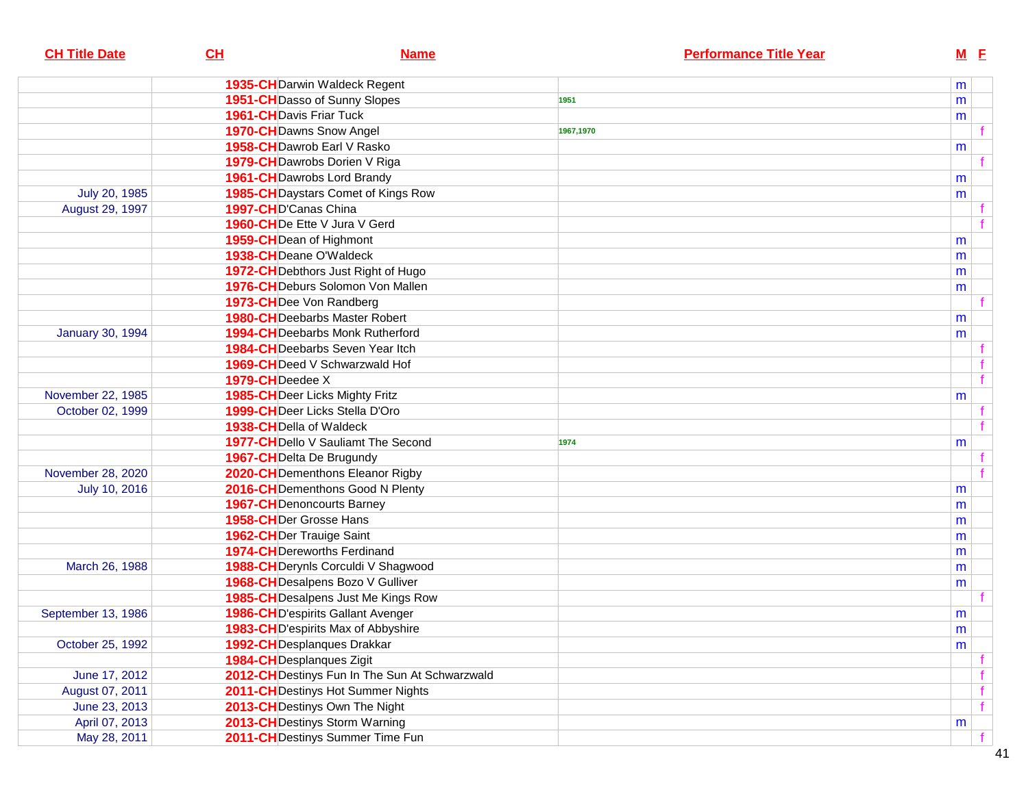| CH Title Date | CH | Name | Performance Title Year | M | F |
|---|---|---|---|---|---|
| | 1935-CH | Darwin Waldeck Regent | | m | |
| | 1951-CH | Dasso of Sunny Slopes | 1951 | m | |
| | 1961-CH | Davis Friar Tuck | | m | |
| | 1970-CH | Dawns Snow Angel | 1967,1970 | | f |
| | 1958-CH | Dawrob Earl V Rasko | | m | |
| | 1979-CH | Dawrobs Dorien V Riga | | | f |
| | 1961-CH | Dawrobs Lord Brandy | | m | |
| July 20, 1985 | 1985-CH | Daystars Comet of Kings Row | | m | |
| August 29, 1997 | 1997-CH | D'Canas China | | | f |
| | 1960-CH | De Ette V Jura V Gerd | | | f |
| | 1959-CH | Dean of Highmont | | m | |
| | 1938-CH | Deane O'Waldeck | | m | |
| | 1972-CH | Debthors Just Right of Hugo | | m | |
| | 1976-CH | Deburs Solomon Von Mallen | | m | |
| | 1973-CH | Dee Von Randberg | | | f |
| | 1980-CH | Deebarbs Master Robert | | m | |
| January 30, 1994 | 1994-CH | Deebarbs Monk Rutherford | | m | |
| | 1984-CH | Deebarbs Seven Year Itch | | | f |
| | 1969-CH | Deed V Schwarzwald Hof | | | f |
| | 1979-CH | Deedee X | | | f |
| November 22, 1985 | 1985-CH | Deer Licks Mighty Fritz | | m | |
| October 02, 1999 | 1999-CH | Deer Licks Stella D'Oro | | | f |
| | 1938-CH | Della of Waldeck | | | f |
| | 1977-CH | Dello V Sauliamt The Second | 1974 | m | |
| | 1967-CH | Delta De Brugundy | | | f |
| November 28, 2020 | 2020-CH | Dementhons Eleanor Rigby | | | f |
| July 10, 2016 | 2016-CH | Dementhons Good N Plenty | | m | |
| | 1967-CH | Denoncourts Barney | | m | |
| | 1958-CH | Der Grosse Hans | | m | |
| | 1962-CH | Der Trauige Saint | | m | |
| | 1974-CH | Dereworths Ferdinand | | m | |
| March 26, 1988 | 1988-CH | Derynls Corculdi V Shagwood | | m | |
| | 1968-CH | Desalpens Bozo V Gulliver | | m | |
| | 1985-CH | Desalpens Just Me Kings Row | | | f |
| September 13, 1986 | 1986-CH | D'espirits Gallant Avenger | | m | |
| | 1983-CH | D'espirits Max of Abbyshire | | m | |
| October 25, 1992 | 1992-CH | Desplanques Drakkar | | m | |
| | 1984-CH | Desplanques Zigit | | | f |
| June 17, 2012 | 2012-CH | Destinys Fun In The Sun At Schwarzwald | | | f |
| August 07, 2011 | 2011-CH | Destinys Hot Summer Nights | | | f |
| June 23, 2013 | 2013-CH | Destinys Own The Night | | | f |
| April 07, 2013 | 2013-CH | Destinys Storm Warning | | m | |
| May 28, 2011 | 2011-CH | Destinys Summer Time Fun | | | f |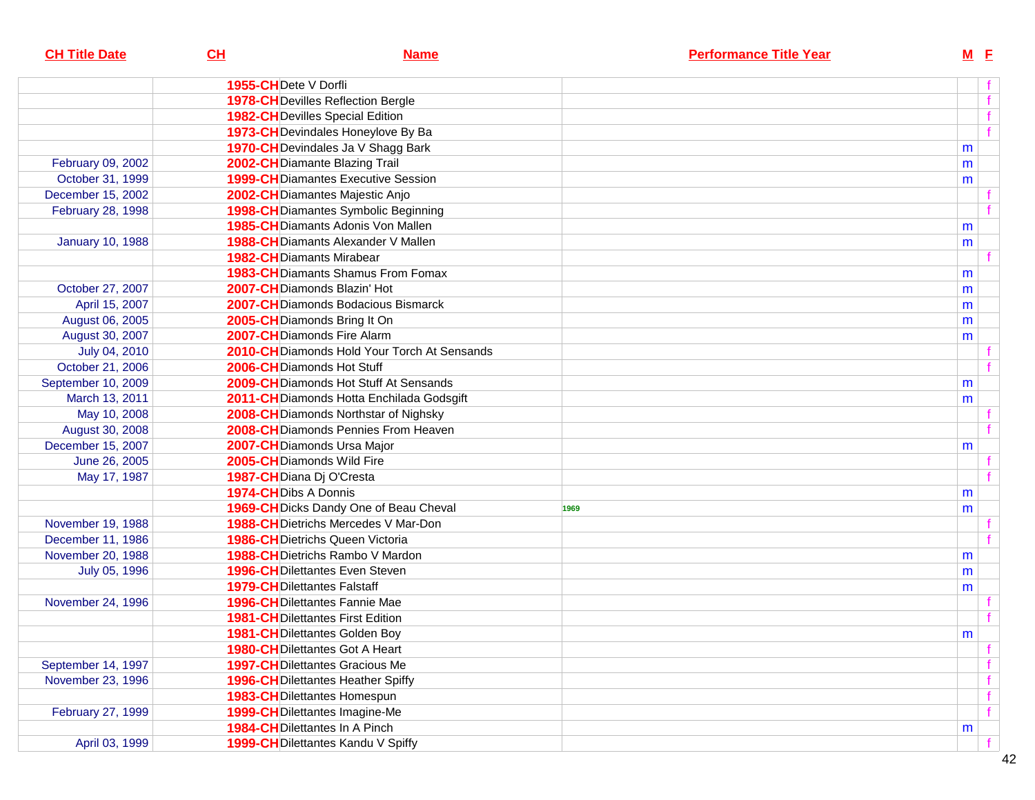| CH Title Date | CH | Name | Performance Title Year | M | F |
|---|---|---|---|---|---|
| | 1955-CH | Dete V Dorfli | | | f |
| | 1978-CH | Devilles Reflection Bergle | | | f |
| | 1982-CH | Devilles Special Edition | | | f |
| | 1973-CH | Devindales Honeylove By Ba | | | f |
| | 1970-CH | Devindales Ja V Shagg Bark | | m | |
| February 09, 2002 | 2002-CH | Diamante Blazing Trail | | m | |
| October 31, 1999 | 1999-CH | Diamantes Executive Session | | m | |
| December 15, 2002 | 2002-CH | Diamantes Majestic Anjo | | | f |
| February 28, 1998 | 1998-CH | Diamantes Symbolic Beginning | | | f |
| | 1985-CH | Diamants Adonis Von Mallen | | m | |
| January 10, 1988 | 1988-CH | Diamants Alexander V Mallen | | m | |
| | 1982-CH | Diamants Mirabear | | | f |
| | 1983-CH | Diamants Shamus From Fomax | | m | |
| October 27, 2007 | 2007-CH | Diamonds Blazin' Hot | | m | |
| April 15, 2007 | 2007-CH | Diamonds Bodacious Bismarck | | m | |
| August 06, 2005 | 2005-CH | Diamonds Bring It On | | m | |
| August 30, 2007 | 2007-CH | Diamonds Fire Alarm | | m | |
| July 04, 2010 | 2010-CH | Diamonds Hold Your Torch At Sensands | | | f |
| October 21, 2006 | 2006-CH | Diamonds Hot Stuff | | | f |
| September 10, 2009 | 2009-CH | Diamonds Hot Stuff At Sensands | | m | |
| March 13, 2011 | 2011-CH | Diamonds Hotta Enchilada Godsgift | | m | |
| May 10, 2008 | 2008-CH | Diamonds Northstar of Nighsky | | | f |
| August 30, 2008 | 2008-CH | Diamonds Pennies From Heaven | | | f |
| December 15, 2007 | 2007-CH | Diamonds Ursa Major | | m | |
| June 26, 2005 | 2005-CH | Diamonds Wild Fire | | | f |
| May 17, 1987 | 1987-CH | Diana Dj O'Cresta | | | f |
| | 1974-CH | Dibs A Donnis | | m | |
| | 1969-CH | Dicks Dandy One of Beau Cheval | 1969 | m | |
| November 19, 1988 | 1988-CH | Dietrichs Mercedes V Mar-Don | | | f |
| December 11, 1986 | 1986-CH | Dietrichs Queen Victoria | | | f |
| November 20, 1988 | 1988-CH | Dietrichs Rambo V Mardon | | m | |
| July 05, 1996 | 1996-CH | Dilettantes Even Steven | | m | |
| | 1979-CH | Dilettantes Falstaff | | m | |
| November 24, 1996 | 1996-CH | Dilettantes Fannie Mae | | | f |
| | 1981-CH | Dilettantes First Edition | | | f |
| | 1981-CH | Dilettantes Golden Boy | | m | |
| | 1980-CH | Dilettantes Got A Heart | | | f |
| September 14, 1997 | 1997-CH | Dilettantes Gracious Me | | | f |
| November 23, 1996 | 1996-CH | Dilettantes Heather Spiffy | | | f |
| | 1983-CH | Dilettantes Homespun | | | f |
| February 27, 1999 | 1999-CH | Dilettantes Imagine-Me | | | f |
| | 1984-CH | Dilettantes In A Pinch | | m | |
| April 03, 1999 | 1999-CH | Dilettantes Kandu V Spiffy | | | f |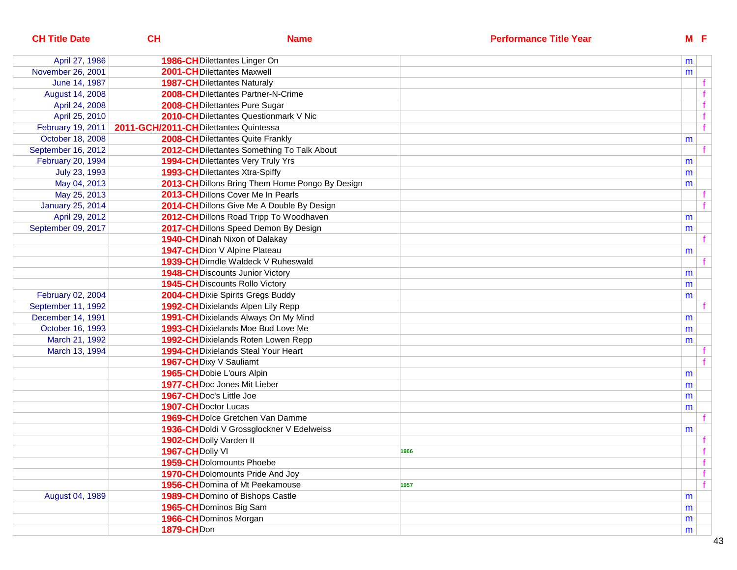| CH Title Date | CH | Name | Performance Title Year | M | F |
|---|---|---|---|---|---|
| April 27, 1986 | 1986-CH | Dilettantes Linger On | | m | |
| November 26, 2001 | 2001-CH | Dilettantes Maxwell | | m | |
| June 14, 1987 | 1987-CH | Dilettantes Naturaly | | | f |
| August 14, 2008 | 2008-CH | Dilettantes Partner-N-Crime | | | f |
| April 24, 2008 | 2008-CH | Dilettantes Pure Sugar | | | f |
| April 25, 2010 | 2010-CH | Dilettantes Questionmark V Nic | | | f |
| February 19, 2011 | 2011-GCH/2011-CH | Dilettantes Quintessa | | | f |
| October 18, 2008 | 2008-CH | Dilettantes Quite Frankly | | m | |
| September 16, 2012 | 2012-CH | Dilettantes Something To Talk About | | | f |
| February 20, 1994 | 1994-CH | Dilettantes Very Truly Yrs | | m | |
| July 23, 1993 | 1993-CH | Dilettantes Xtra-Spiffy | | m | |
| May 04, 2013 | 2013-CH | Dillons Bring Them Home Pongo By Design | | m | |
| May 25, 2013 | 2013-CH | Dillons Cover Me In Pearls | | | f |
| January 25, 2014 | 2014-CH | Dillons Give Me A Double By Design | | | f |
| April 29, 2012 | 2012-CH | Dillons Road Tripp To Woodhaven | | m | |
| September 09, 2017 | 2017-CH | Dillons Speed Demon By Design | | m | |
| | 1940-CH | Dinah Nixon of Dalakay | | | f |
| | 1947-CH | Dion V Alpine Plateau | | m | |
| | 1939-CH | Dirndle Waldeck V Ruheswald | | | f |
| | 1948-CH | Discounts Junior Victory | | m | |
| | 1945-CH | Discounts Rollo Victory | | m | |
| February 02, 2004 | 2004-CH | Dixie Spirits Gregs Buddy | | m | |
| September 11, 1992 | 1992-CH | Dixielands Alpen Lily Repp | | | f |
| December 14, 1991 | 1991-CH | Dixielands Always On My Mind | | m | |
| October 16, 1993 | 1993-CH | Dixielands Moe Bud Love Me | | m | |
| March 21, 1992 | 1992-CH | Dixielands Roten Lowen Repp | | m | |
| March 13, 1994 | 1994-CH | Dixielands Steal Your Heart | | | f |
| | 1967-CH | Dixy V Sauliamt | | | f |
| | 1965-CH | Dobie L'ours Alpin | | m | |
| | 1977-CH | Doc Jones Mit Lieber | | m | |
| | 1967-CH | Doc's Little Joe | | m | |
| | 1907-CH | Doctor Lucas | | m | |
| | 1969-CH | Dolce Gretchen Van Damme | | | f |
| | 1936-CH | Doldi V Grossglockner V Edelweiss | | m | |
| | 1902-CH | Dolly Varden II | | | f |
| | 1967-CH | Dolly VI | 1966 | | f |
| | 1959-CH | Dolomounts Phoebe | | | f |
| | 1970-CH | Dolomounts Pride And Joy | | | f |
| | 1956-CH | Domina of Mt Peekamouse | 1957 | | f |
| August 04, 1989 | 1989-CH | Domino of Bishops Castle | | m | |
| | 1965-CH | Dominos Big Sam | | m | |
| | 1966-CH | Dominos Morgan | | m | |
| | 1879-CH | Don | | m | |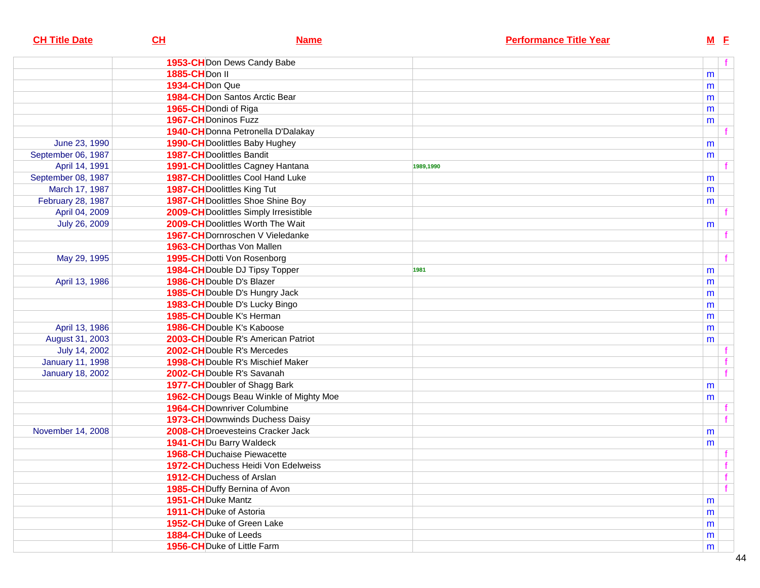| CH Title Date | CH | Name | Performance Title Year | M | F |
|---|---|---|---|---|---|
| | 1953-CH | Don Dews Candy Babe | | | f |
| | 1885-CH | Don II | | m | |
| | 1934-CH | Don Que | | m | |
| | 1984-CH | Don Santos Arctic Bear | | m | |
| | 1965-CH | Dondi of Riga | | m | |
| | 1967-CH | Doninos Fuzz | | m | |
| | 1940-CH | Donna Petronella D'Dalakay | | | f |
| June 23, 1990 | 1990-CH | Doolittles Baby Hughey | | m | |
| September 06, 1987 | 1987-CH | Doolittles Bandit | | m | |
| April 14, 1991 | 1991-CH | Doolittles Cagney Hantana | 1989,1990 | | f |
| September 08, 1987 | 1987-CH | Doolittles Cool Hand Luke | | m | |
| March 17, 1987 | 1987-CH | Doolittles King Tut | | m | |
| February 28, 1987 | 1987-CH | Doolittles Shoe Shine Boy | | m | |
| April 04, 2009 | 2009-CH | Doolittles Simply Irresistible | | | f |
| July 26, 2009 | 2009-CH | Doolittles Worth The Wait | | m | |
| | 1967-CH | Dornroschen V Vieledanke | | | f |
| | 1963-CH | Dorthas Von Mallen | | | |
| May 29, 1995 | 1995-CH | Dotti Von Rosenborg | | | f |
| | 1984-CH | Double DJ Tipsy Topper | 1981 | m | |
| April 13, 1986 | 1986-CH | Double D's Blazer | | m | |
| | 1985-CH | Double D's Hungry Jack | | m | |
| | 1983-CH | Double D's Lucky Bingo | | m | |
| | 1985-CH | Double K's Herman | | m | |
| April 13, 1986 | 1986-CH | Double K's Kaboose | | m | |
| August 31, 2003 | 2003-CH | Double R's American Patriot | | m | |
| July 14, 2002 | 2002-CH | Double R's Mercedes | | | f |
| January 11, 1998 | 1998-CH | Double R's Mischief Maker | | | f |
| January 18, 2002 | 2002-CH | Double R's Savanah | | | f |
| | 1977-CH | Doubler of Shagg Bark | | m | |
| | 1962-CH | Dougs Beau Winkle of Mighty Moe | | m | |
| | 1964-CH | Downriver Columbine | | | f |
| | 1973-CH | Downwinds Duchess Daisy | | | f |
| November 14, 2008 | 2008-CH | Droevesteins Cracker Jack | | m | |
| | 1941-CH | Du Barry Waldeck | | m | |
| | 1968-CH | Duchaise Piewacette | | | f |
| | 1972-CH | Duchess Heidi Von Edelweiss | | | f |
| | 1912-CH | Duchess of Arslan | | | f |
| | 1985-CH | Duffy Bernina of Avon | | | f |
| | 1951-CH | Duke Mantz | | m | |
| | 1911-CH | Duke of Astoria | | m | |
| | 1952-CH | Duke of Green Lake | | m | |
| | 1884-CH | Duke of Leeds | | m | |
| | 1956-CH | Duke of Little Farm | | m | |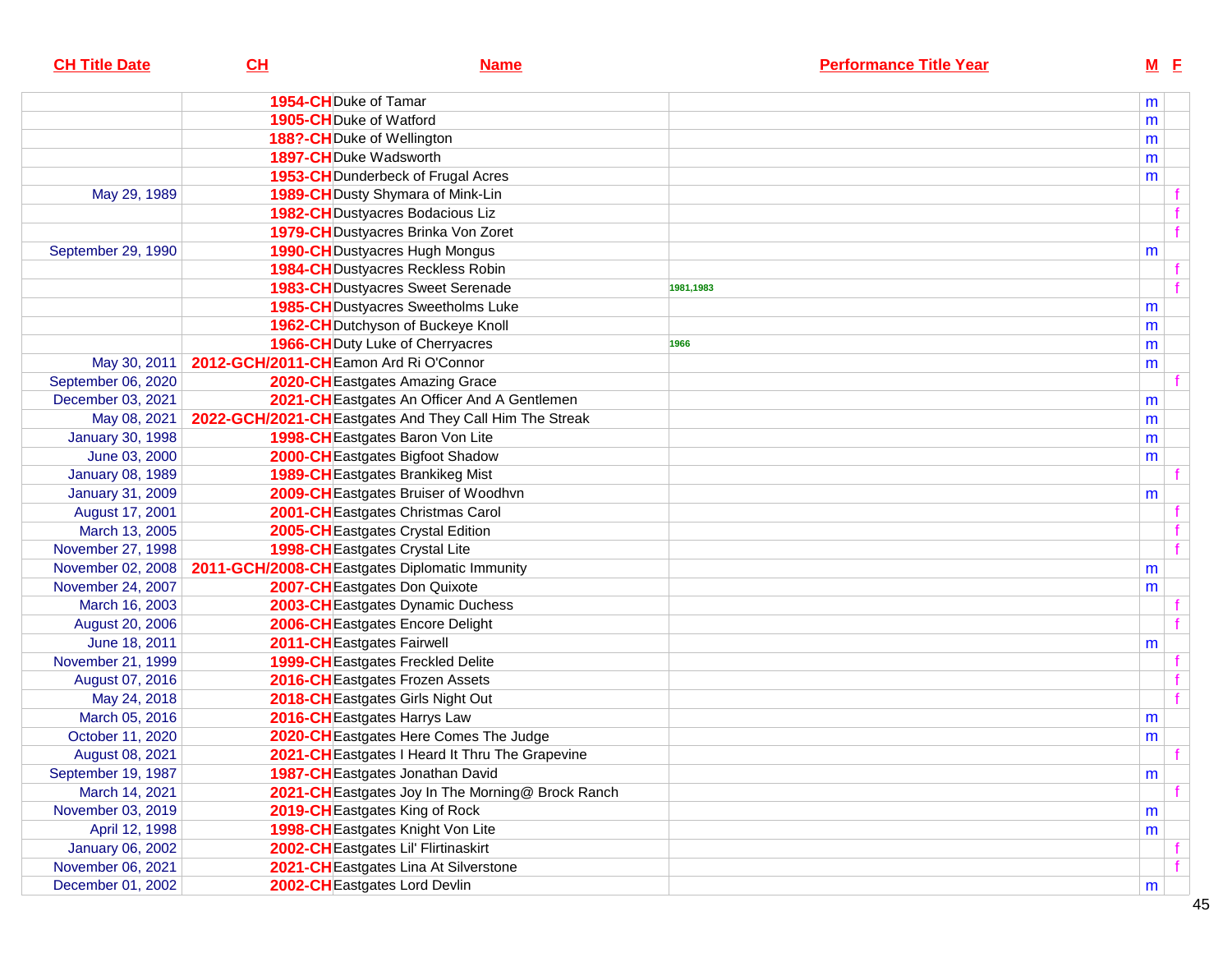| CH Title Date | CH | Name | Performance Title Year | M | F |
|---|---|---|---|---|---|
| | 1954-CH | Duke of Tamar | | m | |
| | 1905-CH | Duke of Watford | | m | |
| | 188?-CH | Duke of Wellington | | m | |
| | 1897-CH | Duke Wadsworth | | m | |
| | 1953-CH | Dunderbeck of Frugal Acres | | m | |
| May 29, 1989 | 1989-CH | Dusty Shymara of Mink-Lin | | | f |
| | 1982-CH | Dustyacres Bodacious Liz | | | f |
| | 1979-CH | Dustyacres Brinka Von Zoret | | | f |
| September 29, 1990 | 1990-CH | Dustyacres Hugh Mongus | | m | |
| | 1984-CH | Dustyacres Reckless Robin | | | f |
| | 1983-CH | Dustyacres Sweet Serenade | 1981,1983 | | f |
| | 1985-CH | Dustyacres Sweetholms Luke | | m | |
| | 1962-CH | Dutchyson of Buckeye Knoll | | m | |
| | 1966-CH | Duty Luke of Cherryacres | 1966 | m | |
| May 30, 2011 | 2012-GCH/2011-CH | Eamon Ard Ri O'Connor | | m | |
| September 06, 2020 | 2020-CH | Eastgates Amazing Grace | | | f |
| December 03, 2021 | 2021-CH | Eastgates An Officer And A Gentlemen | | m | |
| May 08, 2021 | 2022-GCH/2021-CH | Eastgates And They Call Him The Streak | | m | |
| January 30, 1998 | 1998-CH | Eastgates Baron Von Lite | | m | |
| June 03, 2000 | 2000-CH | Eastgates Bigfoot Shadow | | m | |
| January 08, 1989 | 1989-CH | Eastgates Brankikeg Mist | | | f |
| January 31, 2009 | 2009-CH | Eastgates Bruiser of Woodhvn | | m | |
| August 17, 2001 | 2001-CH | Eastgates Christmas Carol | | | f |
| March 13, 2005 | 2005-CH | Eastgates Crystal Edition | | | f |
| November 27, 1998 | 1998-CH | Eastgates Crystal Lite | | | f |
| November 02, 2008 | 2011-GCH/2008-CH | Eastgates Diplomatic Immunity | | m | |
| November 24, 2007 | 2007-CH | Eastgates Don Quixote | | m | |
| March 16, 2003 | 2003-CH | Eastgates Dynamic Duchess | | | f |
| August 20, 2006 | 2006-CH | Eastgates Encore Delight | | | f |
| June 18, 2011 | 2011-CH | Eastgates Fairwell | | m | |
| November 21, 1999 | 1999-CH | Eastgates Freckled Delite | | | f |
| August 07, 2016 | 2016-CH | Eastgates Frozen Assets | | | f |
| May 24, 2018 | 2018-CH | Eastgates Girls Night Out | | | f |
| March 05, 2016 | 2016-CH | Eastgates Harrys Law | | m | |
| October 11, 2020 | 2020-CH | Eastgates Here Comes The Judge | | m | |
| August 08, 2021 | 2021-CH | Eastgates I Heard It Thru The Grapevine | | | f |
| September 19, 1987 | 1987-CH | Eastgates Jonathan David | | m | |
| March 14, 2021 | 2021-CH | Eastgates Joy In The Morning@ Brock Ranch | | | f |
| November 03, 2019 | 2019-CH | Eastgates King of Rock | | m | |
| April 12, 1998 | 1998-CH | Eastgates Knight Von Lite | | m | |
| January 06, 2002 | 2002-CH | Eastgates Lil' Flirtinaskirt | | | f |
| November 06, 2021 | 2021-CH | Eastgates Lina At Silverstone | | | f |
| December 01, 2002 | 2002-CH | Eastgates Lord Devlin | | m | |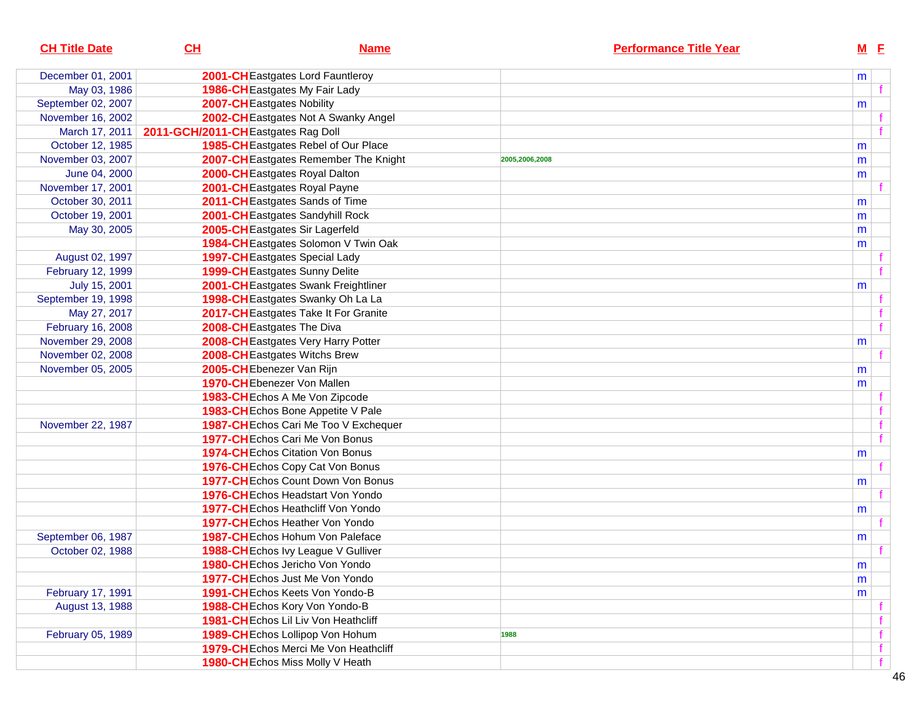| CH Title Date | CH | Name | Performance Title Year | M | F |
|---|---|---|---|---|---|
| December 01, 2001 | 2001-CH | Eastgates Lord Fauntleroy | | m | |
| May 03, 1986 | 1986-CH | Eastgates My Fair Lady | | | f |
| September 02, 2007 | 2007-CH | Eastgates Nobility | | m | |
| November 16, 2002 | 2002-CH | Eastgates Not A Swanky Angel | | | f |
| March 17, 2011 | 2011-GCH/2011-CH | Eastgates Rag Doll | | | f |
| October 12, 1985 | 1985-CH | Eastgates Rebel of Our Place | | m | |
| November 03, 2007 | 2007-CH | Eastgates Remember The Knight | 2005,2006,2008 | m | |
| June 04, 2000 | 2000-CH | Eastgates Royal Dalton | | m | |
| November 17, 2001 | 2001-CH | Eastgates Royal Payne | | | f |
| October 30, 2011 | 2011-CH | Eastgates Sands of Time | | m | |
| October 19, 2001 | 2001-CH | Eastgates Sandyhill Rock | | m | |
| May 30, 2005 | 2005-CH | Eastgates Sir Lagerfeld | | m | |
| | 1984-CH | Eastgates Solomon V Twin Oak | | m | |
| August 02, 1997 | 1997-CH | Eastgates Special Lady | | | f |
| February 12, 1999 | 1999-CH | Eastgates Sunny Delite | | | f |
| July 15, 2001 | 2001-CH | Eastgates Swank Freightliner | | m | |
| September 19, 1998 | 1998-CH | Eastgates Swanky Oh La La | | | f |
| May 27, 2017 | 2017-CH | Eastgates Take It For Granite | | | f |
| February 16, 2008 | 2008-CH | Eastgates The Diva | | | f |
| November 29, 2008 | 2008-CH | Eastgates Very Harry Potter | | m | |
| November 02, 2008 | 2008-CH | Eastgates Witchs Brew | | | f |
| November 05, 2005 | 2005-CH | Ebenezer Van Rijn | | m | |
| | 1970-CH | Ebenezer Von Mallen | | m | |
| | 1983-CH | Echos A Me Von Zipcode | | | f |
| | 1983-CH | Echos Bone Appetite V Pale | | | f |
| November 22, 1987 | 1987-CH | Echos Cari Me Too V Exchequer | | | f |
| | 1977-CH | Echos Cari Me Von Bonus | | | f |
| | 1974-CH | Echos Citation Von Bonus | | m | |
| | 1976-CH | Echos Copy Cat Von Bonus | | | f |
| | 1977-CH | Echos Count Down Von Bonus | | m | |
| | 1976-CH | Echos Headstart Von Yondo | | | f |
| | 1977-CH | Echos Heathcliff Von Yondo | | m | |
| | 1977-CH | Echos Heather Von Yondo | | | f |
| September 06, 1987 | 1987-CH | Echos Hohum Von Paleface | | m | |
| October 02, 1988 | 1988-CH | Echos Ivy League V Gulliver | | | f |
| | 1980-CH | Echos Jericho Von Yondo | | m | |
| | 1977-CH | Echos Just Me Von Yondo | | m | |
| February 17, 1991 | 1991-CH | Echos Keets Von Yondo-B | | m | |
| August 13, 1988 | 1988-CH | Echos Kory Von Yondo-B | | | f |
| | 1981-CH | Echos Lil Liv Von Heathcliff | | | f |
| February 05, 1989 | 1989-CH | Echos Lollipop Von Hohum | 1988 | | f |
| | 1979-CH | Echos Merci Me Von Heathcliff | | | f |
| | 1980-CH | Echos Miss Molly V Heath | | | f |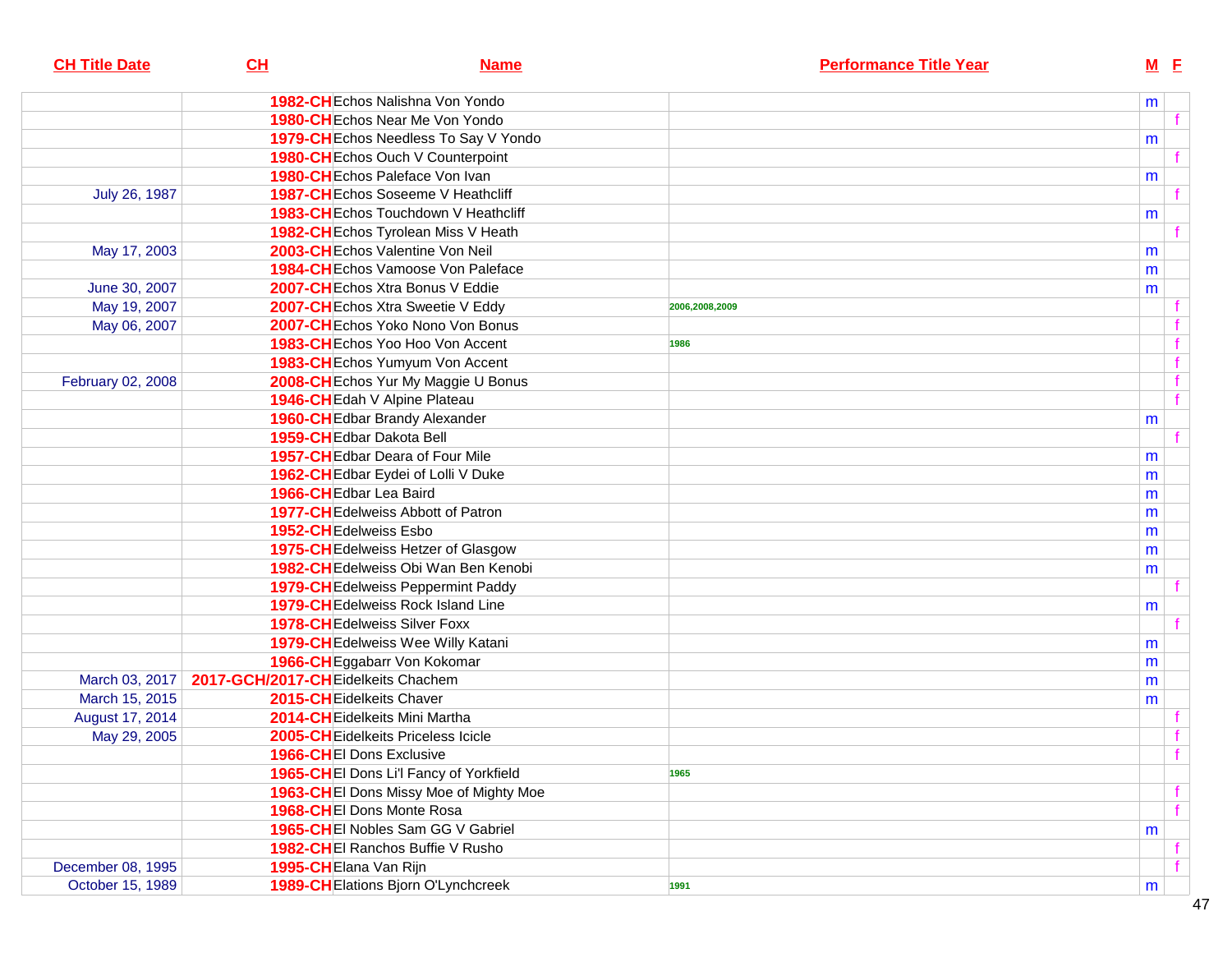| CH Title Date | CH | Name | Performance Title Year | M | F |
|---|---|---|---|---|---|
| | 1982-CH | Echos Nalishna Von Yondo | | m | |
| | 1980-CH | Echos Near Me Von Yondo | | | f |
| | 1979-CH | Echos Needless To Say V Yondo | | m | |
| | 1980-CH | Echos Ouch V Counterpoint | | | f |
| | 1980-CH | Echos Paleface Von Ivan | | m | |
| July 26, 1987 | 1987-CH | Echos Soseeme V Heathcliff | | | f |
| | 1983-CH | Echos Touchdown V Heathcliff | | m | |
| | 1982-CH | Echos Tyrolean Miss V Heath | | | f |
| May 17, 2003 | 2003-CH | Echos Valentine Von Neil | | m | |
| | 1984-CH | Echos Vamoose Von Paleface | | m | |
| June 30, 2007 | 2007-CH | Echos Xtra Bonus V Eddie | | m | |
| May 19, 2007 | 2007-CH | Echos Xtra Sweetie V Eddy | 2006,2008,2009 | | f |
| May 06, 2007 | 2007-CH | Echos Yoko Nono Von Bonus | | | f |
| | 1983-CH | Echos Yoo Hoo Von Accent | 1986 | | f |
| | 1983-CH | Echos Yumyum Von Accent | | | f |
| February 02, 2008 | 2008-CH | Echos Yur My Maggie U Bonus | | | f |
| | 1946-CH | Edah V Alpine Plateau | | | f |
| | 1960-CH | Edbar Brandy Alexander | | m | |
| | 1959-CH | Edbar Dakota Bell | | | f |
| | 1957-CH | Edbar Deara of Four Mile | | m | |
| | 1962-CH | Edbar Eydei of Lolli V Duke | | m | |
| | 1966-CH | Edbar Lea Baird | | m | |
| | 1977-CH | Edelweiss Abbott of Patron | | m | |
| | 1952-CH | Edelweiss Esbo | | m | |
| | 1975-CH | Edelweiss Hetzer of Glasgow | | m | |
| | 1982-CH | Edelweiss Obi Wan Ben Kenobi | | m | |
| | 1979-CH | Edelweiss Peppermint Paddy | | | f |
| | 1979-CH | Edelweiss Rock Island Line | | m | |
| | 1978-CH | Edelweiss Silver Foxx | | | f |
| | 1979-CH | Edelweiss Wee Willy Katani | | m | |
| | 1966-CH | Eggabarr Von Kokomar | | m | |
| March 03, 2017 | 2017-GCH/2017-CH | Eidelkeits Chachem | | m | |
| March 15, 2015 | 2015-CH | Eidelkeits Chaver | | m | |
| August 17, 2014 | 2014-CH | Eidelkeits Mini Martha | | | f |
| May 29, 2005 | 2005-CH | Eidelkeits Priceless Icicle | | | f |
| | 1966-CH | El Dons Exclusive | | | f |
| | 1965-CH | El Dons Li'l Fancy of Yorkfield | 1965 | | |
| | 1963-CH | El Dons Missy Moe of Mighty Moe | | | f |
| | 1968-CH | El Dons Monte Rosa | | | f |
| | 1965-CH | El Nobles Sam GG V Gabriel | | m | |
| | 1982-CH | El Ranchos Buffie V Rusho | | | f |
| December 08, 1995 | 1995-CH | Elana Van Rijn | | | f |
| October 15, 1989 | 1989-CH | Elations Bjorn O'Lynchcreek | 1991 | m | |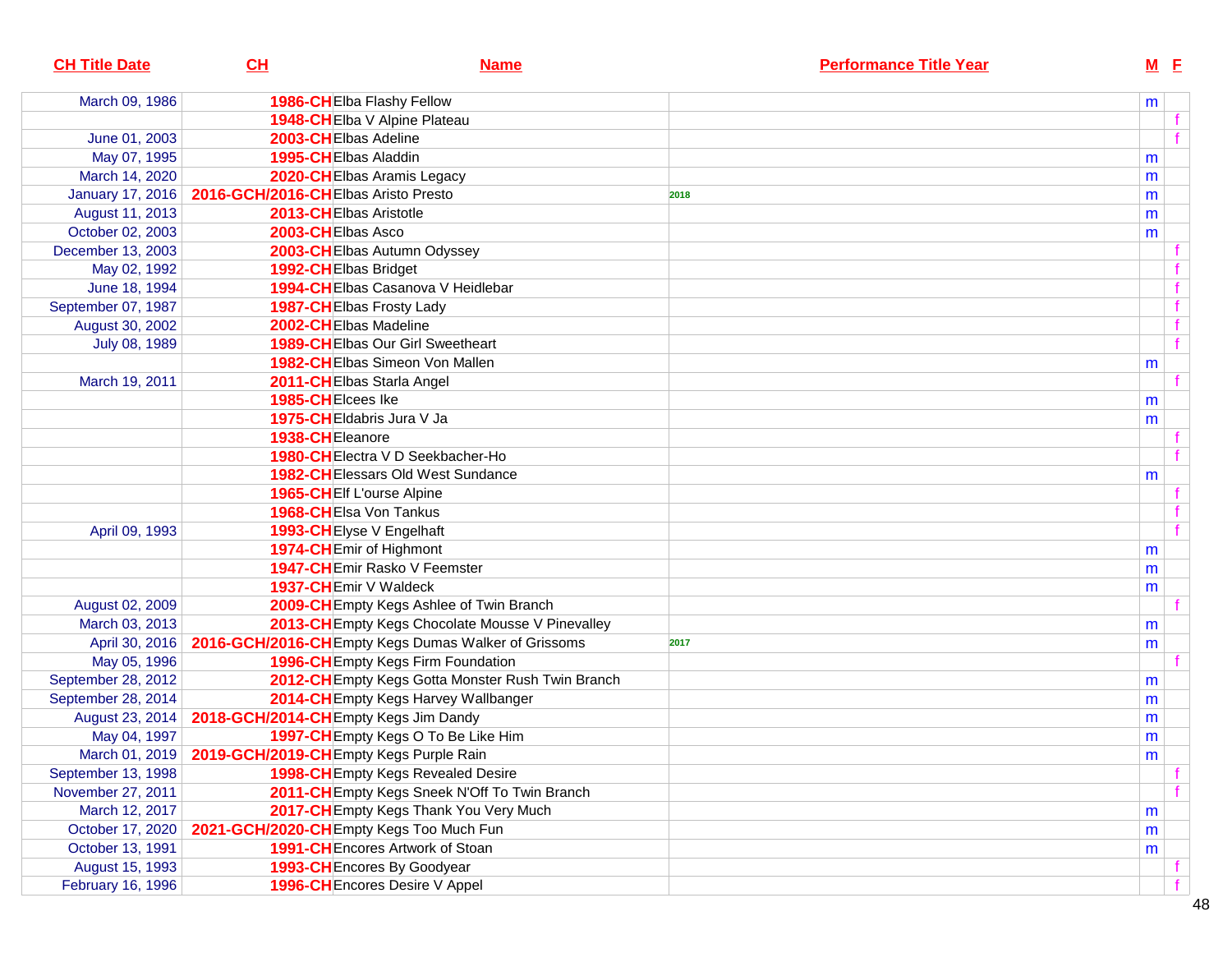| CH Title Date | CH | Name | Performance Title Year | M | F |
|---|---|---|---|---|---|
| March 09, 1986 | 1986-CH | Elba Flashy Fellow | | m | |
| | 1948-CH | Elba V Alpine Plateau | | | f |
| June 01, 2003 | 2003-CH | Elbas Adeline | | | f |
| May 07, 1995 | 1995-CH | Elbas Aladdin | | m | |
| March 14, 2020 | 2020-CH | Elbas Aramis Legacy | | m | |
| January 17, 2016 | 2016-GCH/2016-CH | Elbas Aristo Presto | 2018 | m | |
| August 11, 2013 | 2013-CH | Elbas Aristotle | | m | |
| October 02, 2003 | 2003-CH | Elbas Asco | | m | |
| December 13, 2003 | 2003-CH | Elbas Autumn Odyssey | | | f |
| May 02, 1992 | 1992-CH | Elbas Bridget | | | f |
| June 18, 1994 | 1994-CH | Elbas Casanova V Heidlebar | | | f |
| September 07, 1987 | 1987-CH | Elbas Frosty Lady | | | f |
| August 30, 2002 | 2002-CH | Elbas Madeline | | | f |
| July 08, 1989 | 1989-CH | Elbas Our Girl Sweetheart | | | f |
| | 1982-CH | Elbas Simeon Von Mallen | | m | |
| March 19, 2011 | 2011-CH | Elbas Starla Angel | | | f |
| | 1985-CH | Elcees Ike | | m | |
| | 1975-CH | Eldabris Jura V Ja | | m | |
| | 1938-CH | Eleanore | | | f |
| | 1980-CH | Electra V D Seekbacher-Ho | | | f |
| | 1982-CH | Elessars Old West Sundance | | m | |
| | 1965-CH | Elf L'ourse Alpine | | | f |
| | 1968-CH | Elsa Von Tankus | | | f |
| April 09, 1993 | 1993-CH | Elyse V Engelhaft | | | f |
| | 1974-CH | Emir of Highmont | | m | |
| | 1947-CH | Emir Rasko V Feemster | | m | |
| | 1937-CH | Emir V Waldeck | | m | |
| August 02, 2009 | 2009-CH | Empty Kegs Ashlee of Twin Branch | | | f |
| March 03, 2013 | 2013-CH | Empty Kegs Chocolate Mousse V Pinevalley | | m | |
| April 30, 2016 | 2016-GCH/2016-CH | Empty Kegs Dumas Walker of Grissoms | 2017 | m | |
| May 05, 1996 | 1996-CH | Empty Kegs Firm Foundation | | | f |
| September 28, 2012 | 2012-CH | Empty Kegs Gotta Monster Rush Twin Branch | | m | |
| September 28, 2014 | 2014-CH | Empty Kegs Harvey Wallbanger | | m | |
| August 23, 2014 | 2018-GCH/2014-CH | Empty Kegs Jim Dandy | | m | |
| May 04, 1997 | 1997-CH | Empty Kegs O To Be Like Him | | m | |
| March 01, 2019 | 2019-GCH/2019-CH | Empty Kegs Purple Rain | | m | |
| September 13, 1998 | 1998-CH | Empty Kegs Revealed Desire | | | f |
| November 27, 2011 | 2011-CH | Empty Kegs Sneek N'Off To Twin Branch | | | f |
| March 12, 2017 | 2017-CH | Empty Kegs Thank You Very Much | | m | |
| October 17, 2020 | 2021-GCH/2020-CH | Empty Kegs Too Much Fun | | m | |
| October 13, 1991 | 1991-CH | Encores Artwork of Stoan | | m | |
| August 15, 1993 | 1993-CH | Encores By Goodyear | | | f |
| February 16, 1996 | 1996-CH | Encores Desire V Appel | | | f |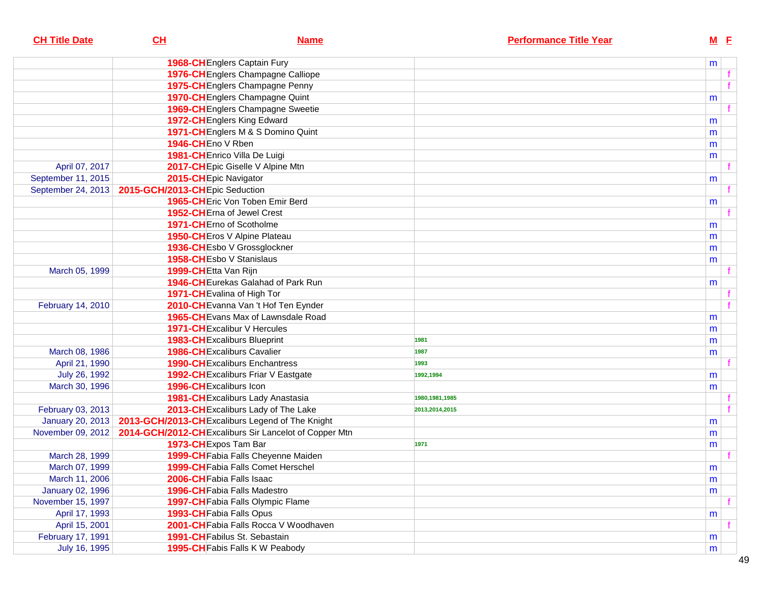| CH Title Date | CH | Name | Performance Title Year | M | F |
|---|---|---|---|---|---|
| | 1968-CH | Englers Captain Fury | | m | |
| | 1976-CH | Englers Champagne Calliope | | | f |
| | 1975-CH | Englers Champagne Penny | | | f |
| | 1970-CH | Englers Champagne Quint | | m | |
| | 1969-CH | Englers Champagne Sweetie | | | f |
| | 1972-CH | Englers King Edward | | m | |
| | 1971-CH | Englers M & S Domino Quint | | m | |
| | 1946-CH | Eno V Rben | | m | |
| | 1981-CH | Enrico Villa De Luigi | | m | |
| April 07, 2017 | 2017-CH | Epic Giselle V Alpine Mtn | | | f |
| September 11, 2015 | 2015-CH | Epic Navigator | | m | |
| September 24, 2013 | 2015-GCH/2013-CH | Epic Seduction | | | f |
| | 1965-CH | Eric Von Toben Emir Berd | | m | |
| | 1952-CH | Erna of Jewel Crest | | | f |
| | 1971-CH | Erno of Scotholme | | m | |
| | 1950-CH | Eros V Alpine Plateau | | m | |
| | 1936-CH | Esbo V Grossglockner | | m | |
| | 1958-CH | Esbo V Stanislaus | | m | |
| March 05, 1999 | 1999-CH | Etta Van Rijn | | | f |
| | 1946-CH | Eurekas Galahad of Park Run | | m | |
| | 1971-CH | Evalina of High Tor | | | f |
| February 14, 2010 | 2010-CH | Evanna Van 't Hof Ten Eynder | | | f |
| | 1965-CH | Evans Max of Lawnsdale Road | | m | |
| | 1971-CH | Excalibur V Hercules | | m | |
| | 1983-CH | Excaliburs Blueprint | 1981 | m | |
| March 08, 1986 | 1986-CH | Excaliburs Cavalier | 1987 | m | |
| April 21, 1990 | 1990-CH | Excaliburs Enchantress | 1993 | | f |
| July 26, 1992 | 1992-CH | Excaliburs Friar V Eastgate | 1992,1994 | m | |
| March 30, 1996 | 1996-CH | Excaliburs Icon | | m | |
| | 1981-CH | Excaliburs Lady Anastasia | 1980,1981,1985 | | f |
| February 03, 2013 | 2013-CH | Excaliburs Lady of The Lake | 2013,2014,2015 | | f |
| January 20, 2013 | 2013-GCH/2013-CH | Excaliburs Legend of The Knight | | m | |
| November 09, 2012 | 2014-GCH/2012-CH | Excaliburs Sir Lancelot of Copper Mtn | | m | |
| | 1973-CH | Expos Tam Bar | 1971 | m | |
| March 28, 1999 | 1999-CH | Fabia Falls Cheyenne Maiden | | | f |
| March 07, 1999 | 1999-CH | Fabia Falls Comet Herschel | | m | |
| March 11, 2006 | 2006-CH | Fabia Falls Isaac | | m | |
| January 02, 1996 | 1996-CH | Fabia Falls Madestro | | m | |
| November 15, 1997 | 1997-CH | Fabia Falls Olympic Flame | | | f |
| April 17, 1993 | 1993-CH | Fabia Falls Opus | | m | |
| April 15, 2001 | 2001-CH | Fabia Falls Rocca V Woodhaven | | | f |
| February 17, 1991 | 1991-CH | Fabilus St. Sebastain | | m | |
| July 16, 1995 | 1995-CH | Fabis Falls K W Peabody | | m | |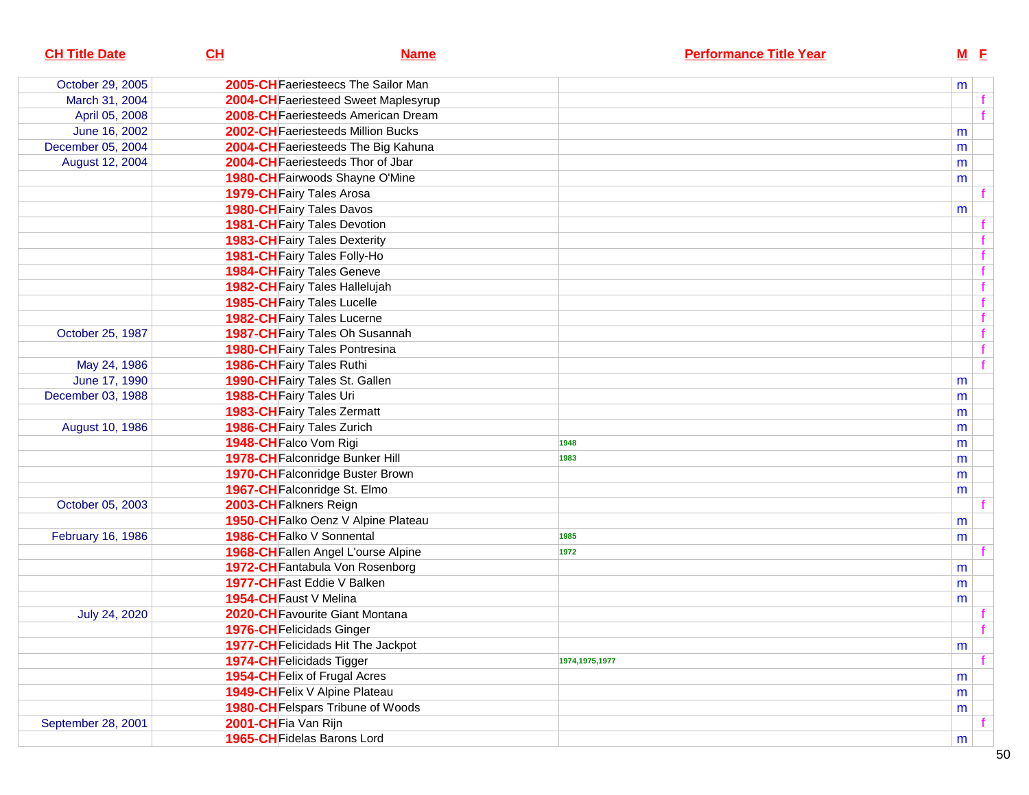| CH Title Date | CH | Name | Performance Title Year | M | F |
|---|---|---|---|---|---|
| October 29, 2005 | 2005-CH | Faeriesteecs The Sailor Man | | m | |
| March 31, 2004 | 2004-CH | Faeriesteed Sweet Maplesyrup | | | f |
| April 05, 2008 | 2008-CH | Faeriesteeds American Dream | | | f |
| June 16, 2002 | 2002-CH | Faeriesteeds Million Bucks | | m | |
| December 05, 2004 | 2004-CH | Faeriesteeds The Big Kahuna | | m | |
| August 12, 2004 | 2004-CH | Faeriesteeds Thor of Jbar | | m | |
| | 1980-CH | Fairwoods Shayne O'Mine | | m | |
| | 1979-CH | Fairy Tales Arosa | | | f |
| | 1980-CH | Fairy Tales Davos | | m | |
| | 1981-CH | Fairy Tales Devotion | | | f |
| | 1983-CH | Fairy Tales Dexterity | | | f |
| | 1981-CH | Fairy Tales Folly-Ho | | | f |
| | 1984-CH | Fairy Tales Geneve | | | f |
| | 1982-CH | Fairy Tales Hallelujah | | | f |
| | 1985-CH | Fairy Tales Lucelle | | | f |
| | 1982-CH | Fairy Tales Lucerne | | | f |
| October 25, 1987 | 1987-CH | Fairy Tales Oh Susannah | | | f |
| | 1980-CH | Fairy Tales Pontresina | | | f |
| May 24, 1986 | 1986-CH | Fairy Tales Ruthi | | | f |
| June 17, 1990 | 1990-CH | Fairy Tales St. Gallen | | m | |
| December 03, 1988 | 1988-CH | Fairy Tales Uri | | m | |
| | 1983-CH | Fairy Tales Zermatt | | m | |
| August 10, 1986 | 1986-CH | Fairy Tales Zurich | | m | |
| | 1948-CH | Falco Vom Rigi | 1948 | m | |
| | 1978-CH | Falconridge Bunker Hill | 1983 | m | |
| | 1970-CH | Falconridge Buster Brown | | m | |
| | 1967-CH | Falconridge St. Elmo | | m | |
| October 05, 2003 | 2003-CH | Falkners Reign | | | f |
| | 1950-CH | Falko Oenz V Alpine Plateau | | m | |
| February 16, 1986 | 1986-CH | Falko V Sonnental | 1985 | m | |
| | 1968-CH | Fallen Angel L'ourse Alpine | 1972 | | f |
| | 1972-CH | Fantabula Von Rosenborg | | m | |
| | 1977-CH | Fast Eddie V Balken | | m | |
| | 1954-CH | Faust V Melina | | m | |
| July 24, 2020 | 2020-CH | Favourite Giant Montana | | | f |
| | 1976-CH | Felicidads Ginger | | | f |
| | 1977-CH | Felicidads Hit The Jackpot | | m | |
| | 1974-CH | Felicidads Tigger | 1974,1975,1977 | | f |
| | 1954-CH | Felix of Frugal Acres | | m | |
| | 1949-CH | Felix V Alpine Plateau | | m | |
| | 1980-CH | Felspars Tribune of Woods | | m | |
| September 28, 2001 | 2001-CH | Fia Van Rijn | | | f |
| | 1965-CH | Fidelas Barons Lord | | m | |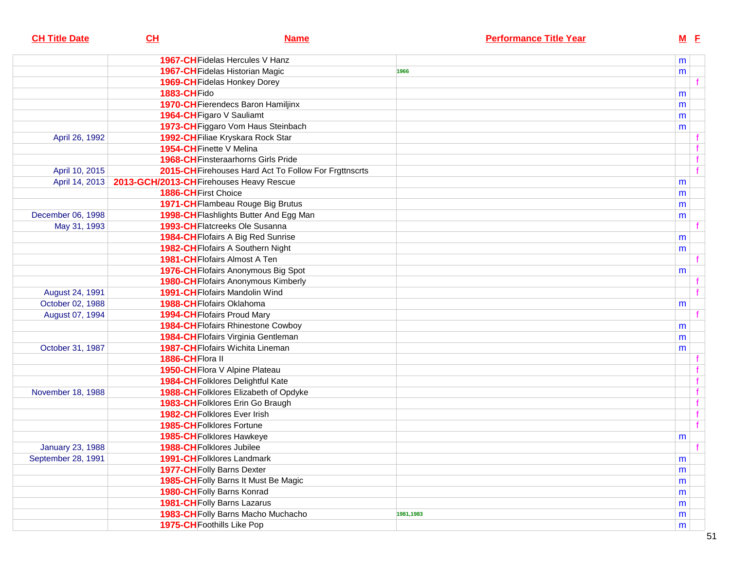| CH Title Date | CH | Name | Performance Title Year | M | F |
|---|---|---|---|---|---|
| | 1967-CH | Fidelas Hercules V Hanz | | m | |
| | 1967-CH | Fidelas Historian Magic | 1966 | m | |
| | 1969-CH | Fidelas Honkey Dorey | | | f |
| | 1883-CH | Fido | | m | |
| | 1970-CH | Fierendecs Baron Hamiljinx | | m | |
| | 1964-CH | Figaro V Sauliamt | | m | |
| | 1973-CH | Figgaro Vom Haus Steinbach | | m | |
| April 26, 1992 | 1992-CH | Filiae Kryskara Rock Star | | | f |
| | 1954-CH | Finette V Melina | | | f |
| | 1968-CH | Finsteraarhorns Girls Pride | | | f |
| April 10, 2015 | 2015-CH | Firehouses Hard Act To Follow For Frgttnscrts | | | f |
| April 14, 2013 | 2013-GCH/2013-CH | Firehouses Heavy Rescue | | m | |
| | 1886-CH | First Choice | | m | |
| | 1971-CH | Flambeau Rouge Big Brutus | | m | |
| December 06, 1998 | 1998-CH | Flashlights Butter And Egg Man | | m | |
| May 31, 1993 | 1993-CH | Flatcreeks Ole Susanna | | | f |
| | 1984-CH | Flofairs A Big Red Sunrise | | m | |
| | 1982-CH | Flofairs A Southern Night | | m | |
| | 1981-CH | Flofairs Almost A Ten | | | f |
| | 1976-CH | Flofairs Anonymous Big Spot | | m | |
| | 1980-CH | Flofairs Anonymous Kimberly | | | f |
| August 24, 1991 | 1991-CH | Flofairs Mandolin Wind | | | f |
| October 02, 1988 | 1988-CH | Flofairs Oklahoma | | m | |
| August 07, 1994 | 1994-CH | Flofairs Proud Mary | | | f |
| | 1984-CH | Flofairs Rhinestone Cowboy | | m | |
| | 1984-CH | Flofairs Virginia Gentleman | | m | |
| October 31, 1987 | 1987-CH | Flofairs Wichita Lineman | | m | |
| | 1886-CH | Flora II | | | f |
| | 1950-CH | Flora V Alpine Plateau | | | f |
| | 1984-CH | Folklores Delightful Kate | | | f |
| November 18, 1988 | 1988-CH | Folklores Elizabeth of Opdyke | | | f |
| | 1983-CH | Folklores Erin Go Braugh | | | f |
| | 1982-CH | Folklores Ever Irish | | | f |
| | 1985-CH | Folklores Fortune | | | f |
| | 1985-CH | Folklores Hawkeye | | m | |
| January 23, 1988 | 1988-CH | Folklores Jubilee | | | f |
| September 28, 1991 | 1991-CH | Folklores Landmark | | m | |
| | 1977-CH | Folly Barns Dexter | | m | |
| | 1985-CH | Folly Barns It Must Be Magic | | m | |
| | 1980-CH | Folly Barns Konrad | | m | |
| | 1981-CH | Folly Barns Lazarus | | m | |
| | 1983-CH | Folly Barns Macho Muchacho | 1981,1983 | m | |
| | 1975-CH | Foothills Like Pop | | m | |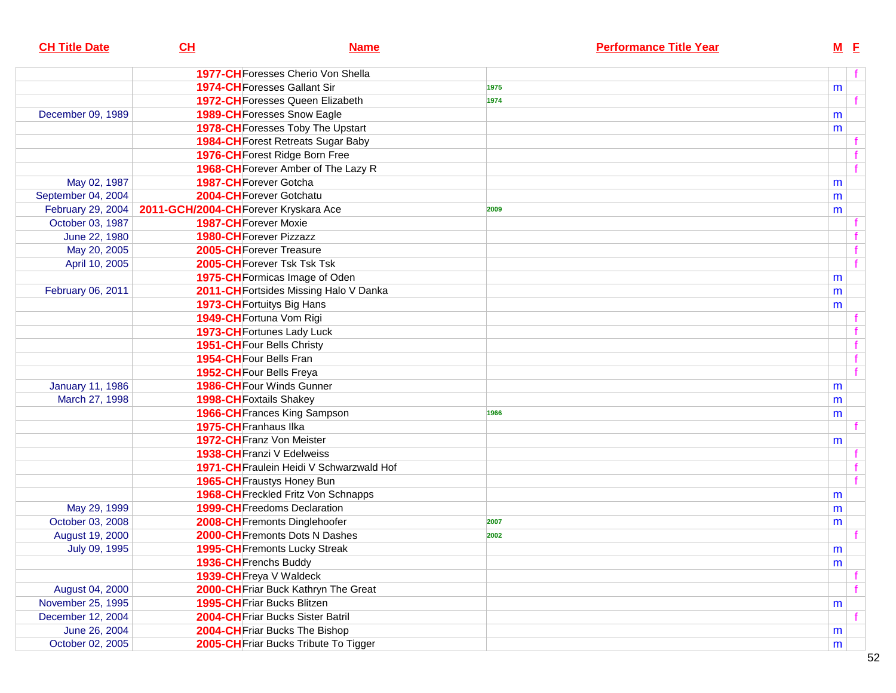| CH Title Date | CH | Name | Performance Title Year | M | F |
|---|---|---|---|---|---|
| | 1977-CH | Foresses Cherio Von Shella | | | f |
| | 1974-CH | Foresses Gallant Sir | 1975 | m | |
| | 1972-CH | Foresses Queen Elizabeth | 1974 | | f |
| December 09, 1989 | 1989-CH | Foresses Snow Eagle | | m | |
| | 1978-CH | Foresses Toby The Upstart | | m | |
| | 1984-CH | Forest Retreats Sugar Baby | | | f |
| | 1976-CH | Forest Ridge Born Free | | | f |
| | 1968-CH | Forever Amber of The Lazy R | | | f |
| May 02, 1987 | 1987-CH | Forever Gotcha | | m | |
| September 04, 2004 | 2004-CH | Forever Gotchatu | | m | |
| February 29, 2004 | 2011-GCH/2004-CH | Forever Kryskara Ace | 2009 | m | |
| October 03, 1987 | 1987-CH | Forever Moxie | | | f |
| June 22, 1980 | 1980-CH | Forever Pizzazz | | | f |
| May 20, 2005 | 2005-CH | Forever Treasure | | | f |
| April 10, 2005 | 2005-CH | Forever Tsk Tsk Tsk | | | f |
| | 1975-CH | Formicas Image of Oden | | m | |
| February 06, 2011 | 2011-CH | Fortsides Missing Halo V Danka | | m | |
| | 1973-CH | Fortuitys Big Hans | | m | |
| | 1949-CH | Fortuna Vom Rigi | | | f |
| | 1973-CH | Fortunes Lady Luck | | | f |
| | 1951-CH | Four Bells Christy | | | f |
| | 1954-CH | Four Bells Fran | | | f |
| | 1952-CH | Four Bells Freya | | | f |
| January 11, 1986 | 1986-CH | Four Winds Gunner | | m | |
| March 27, 1998 | 1998-CH | Foxtails Shakey | | m | |
| | 1966-CH | Frances King Sampson | 1966 | m | |
| | 1975-CH | Franhaus Ilka | | | f |
| | 1972-CH | Franz Von Meister | | m | |
| | 1938-CH | Franzi V Edelweiss | | | f |
| | 1971-CH | Fraulein Heidi V Schwarzwald Hof | | | f |
| | 1965-CH | Fraustys Honey Bun | | | f |
| | 1968-CH | Freckled Fritz Von Schnapps | | m | |
| May 29, 1999 | 1999-CH | Freedoms Declaration | | m | |
| October 03, 2008 | 2008-CH | Fremonts Dinglehoofer | 2007 | m | |
| August 19, 2000 | 2000-CH | Fremonts Dots N Dashes | 2002 | | f |
| July 09, 1995 | 1995-CH | Fremonts Lucky Streak | | m | |
| | 1936-CH | Frenchs Buddy | | m | |
| | 1939-CH | Freya V Waldeck | | | f |
| August 04, 2000 | 2000-CH | Friar Buck Kathryn The Great | | | f |
| November 25, 1995 | 1995-CH | Friar Bucks Blitzen | | m | |
| December 12, 2004 | 2004-CH | Friar Bucks Sister Batril | | | f |
| June 26, 2004 | 2004-CH | Friar Bucks The Bishop | | m | |
| October 02, 2005 | 2005-CH | Friar Bucks Tribute To Tigger | | m | |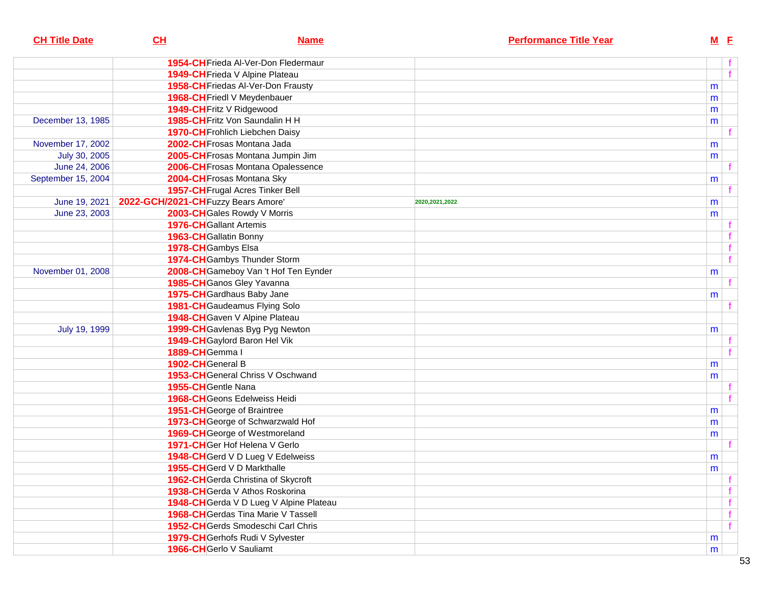| CH Title Date | CH | Name | Performance Title Year | M | F |
|---|---|---|---|---|---|
| | 1954-CH | Frieda Al-Ver-Don Fledermaur | | | f |
| | 1949-CH | Frieda V Alpine Plateau | | | f |
| | 1958-CH | Friedas Al-Ver-Don Frausty | | m | |
| | 1968-CH | Friedl V Meydenbauer | | m | |
| | 1949-CH | Fritz V Ridgewood | | m | |
| December 13, 1985 | 1985-CH | Fritz Von Saundalin H H | | m | |
| | 1970-CH | Frohlich Liebchen Daisy | | | f |
| November 17, 2002 | 2002-CH | Frosas Montana Jada | | m | |
| July 30, 2005 | 2005-CH | Frosas Montana Jumpin Jim | | m | |
| June 24, 2006 | 2006-CH | Frosas Montana Opalessence | | | f |
| September 15, 2004 | 2004-CH | Frosas Montana Sky | | m | |
| | 1957-CH | Frugal Acres Tinker Bell | | | f |
| June 19, 2021 | 2022-GCH/2021-CH | Fuzzy Bears Amore' | 2020,2021,2022 | m | |
| June 23, 2003 | 2003-CH | Gales Rowdy V Morris | | m | |
| | 1976-CH | Gallant Artemis | | | f |
| | 1963-CH | Gallatin Bonny | | | f |
| | 1978-CH | Gambys Elsa | | | f |
| | 1974-CH | Gambys Thunder Storm | | | f |
| November 01, 2008 | 2008-CH | Gameboy Van 't Hof Ten Eynder | | m | |
| | 1985-CH | Ganos Gley Yavanna | | | f |
| | 1975-CH | Gardhaus Baby Jane | | m | |
| | 1981-CH | Gaudeamus Flying Solo | | | f |
| | 1948-CH | Gaven V Alpine Plateau | | | |
| July 19, 1999 | 1999-CH | Gavlenas Byg Pyg Newton | | m | |
| | 1949-CH | Gaylord Baron Hel Vik | | | f |
| | 1889-CH | Gemma I | | | f |
| | 1902-CH | General B | | m | |
| | 1953-CH | General Chriss V Oschwand | | m | |
| | 1955-CH | Gentle Nana | | | f |
| | 1968-CH | Geons Edelweiss Heidi | | | f |
| | 1951-CH | George of Braintree | | m | |
| | 1973-CH | George of Schwarzwald Hof | | m | |
| | 1969-CH | George of Westmoreland | | m | |
| | 1971-CH | Ger Hof Helena V Gerlo | | | f |
| | 1948-CH | Gerd V D Lueg V Edelweiss | | m | |
| | 1955-CH | Gerd V D Markthalle | | m | |
| | 1962-CH | Gerda Christina of Skycroft | | | f |
| | 1938-CH | Gerda V Athos Roskorina | | | f |
| | 1948-CH | Gerda V D Lueg V Alpine Plateau | | | f |
| | 1968-CH | Gerdas Tina Marie V Tassell | | | f |
| | 1952-CH | Gerds Smodeschi Carl Chris | | | f |
| | 1979-CH | Gerhofs Rudi V Sylvester | | m | |
| | 1966-CH | Gerlo V Sauliamt | | m | |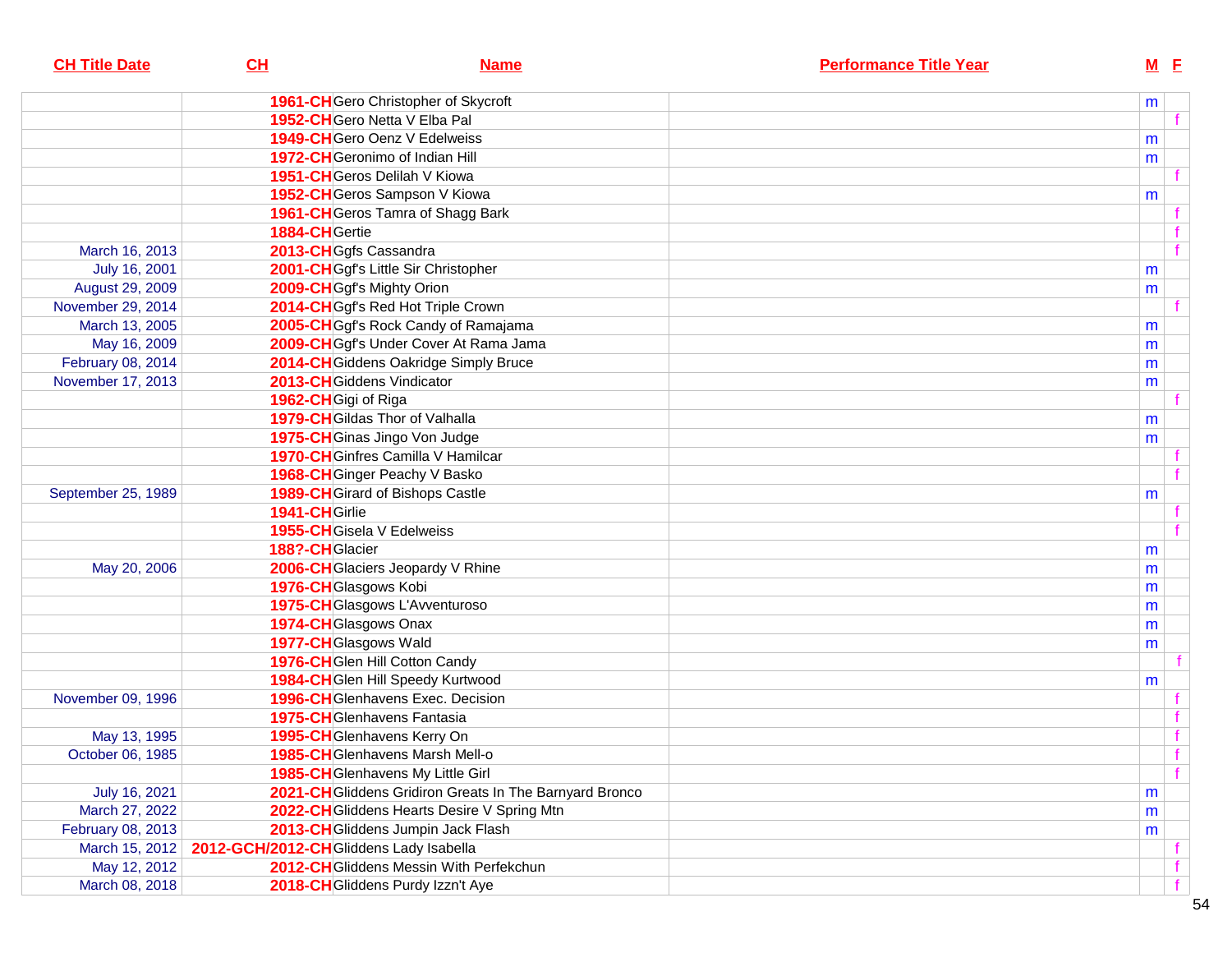| CH Title Date | CH | Name | Performance Title Year | M | F |
|---|---|---|---|---|---|
| | 1961-CH | Gero Christopher of Skycroft | | m | |
| | 1952-CH | Gero Netta V Elba Pal | | | f |
| | 1949-CH | Gero Oenz V Edelweiss | | m | |
| | 1972-CH | Geronimo of Indian Hill | | m | |
| | 1951-CH | Geros Delilah V Kiowa | | | f |
| | 1952-CH | Geros Sampson V Kiowa | | m | |
| | 1961-CH | Geros Tamra of Shagg Bark | | | f |
| | 1884-CH | Gertie | | | f |
| March 16, 2013 | 2013-CH | Ggfs Cassandra | | | f |
| July 16, 2001 | 2001-CH | Ggf's Little Sir Christopher | | m | |
| August 29, 2009 | 2009-CH | Ggf's Mighty Orion | | m | |
| November 29, 2014 | 2014-CH | Ggf's Red Hot Triple Crown | | | f |
| March 13, 2005 | 2005-CH | Ggf's Rock Candy of Ramajama | | m | |
| May 16, 2009 | 2009-CH | Ggf's Under Cover At Rama Jama | | m | |
| February 08, 2014 | 2014-CH | Giddens Oakridge Simply Bruce | | m | |
| November 17, 2013 | 2013-CH | Giddens Vindicator | | m | |
| | 1962-CH | Gigi of Riga | | | f |
| | 1979-CH | Gildas Thor of Valhalla | | m | |
| | 1975-CH | Ginas Jingo Von Judge | | m | |
| | 1970-CH | Ginfres Camilla V Hamilcar | | | f |
| | 1968-CH | Ginger Peachy V Basko | | | f |
| September 25, 1989 | 1989-CH | Girard of Bishops Castle | | m | |
| | 1941-CH | Girlie | | | f |
| | 1955-CH | Gisela V Edelweiss | | | f |
| | 188?-CH | Glacier | | m | |
| May 20, 2006 | 2006-CH | Glaciers Jeopardy V Rhine | | m | |
| | 1976-CH | Glasgows Kobi | | m | |
| | 1975-CH | Glasgows L'Avventuroso | | m | |
| | 1974-CH | Glasgows Onax | | m | |
| | 1977-CH | Glasgows Wald | | m | |
| | 1976-CH | Glen Hill Cotton Candy | | | f |
| | 1984-CH | Glen Hill Speedy Kurtwood | | m | |
| November 09, 1996 | 1996-CH | Glenhavens Exec. Decision | | | f |
| | 1975-CH | Glenhavens Fantasia | | | f |
| May 13, 1995 | 1995-CH | Glenhavens Kerry On | | | f |
| October 06, 1985 | 1985-CH | Glenhavens Marsh Mell-o | | | f |
| | 1985-CH | Glenhavens My Little Girl | | | f |
| July 16, 2021 | 2021-CH | Gliddens Gridiron Greats In The Barnyard Bronco | | m | |
| March 27, 2022 | 2022-CH | Gliddens Hearts Desire V Spring Mtn | | m | |
| February 08, 2013 | 2013-CH | Gliddens Jumpin Jack Flash | | m | |
| March 15, 2012 | 2012-GCH/2012-CH | Gliddens Lady Isabella | | | f |
| May 12, 2012 | 2012-CH | Gliddens Messin With Perfekchun | | | f |
| March 08, 2018 | 2018-CH | Gliddens Purdy Izzn't Aye | | | f |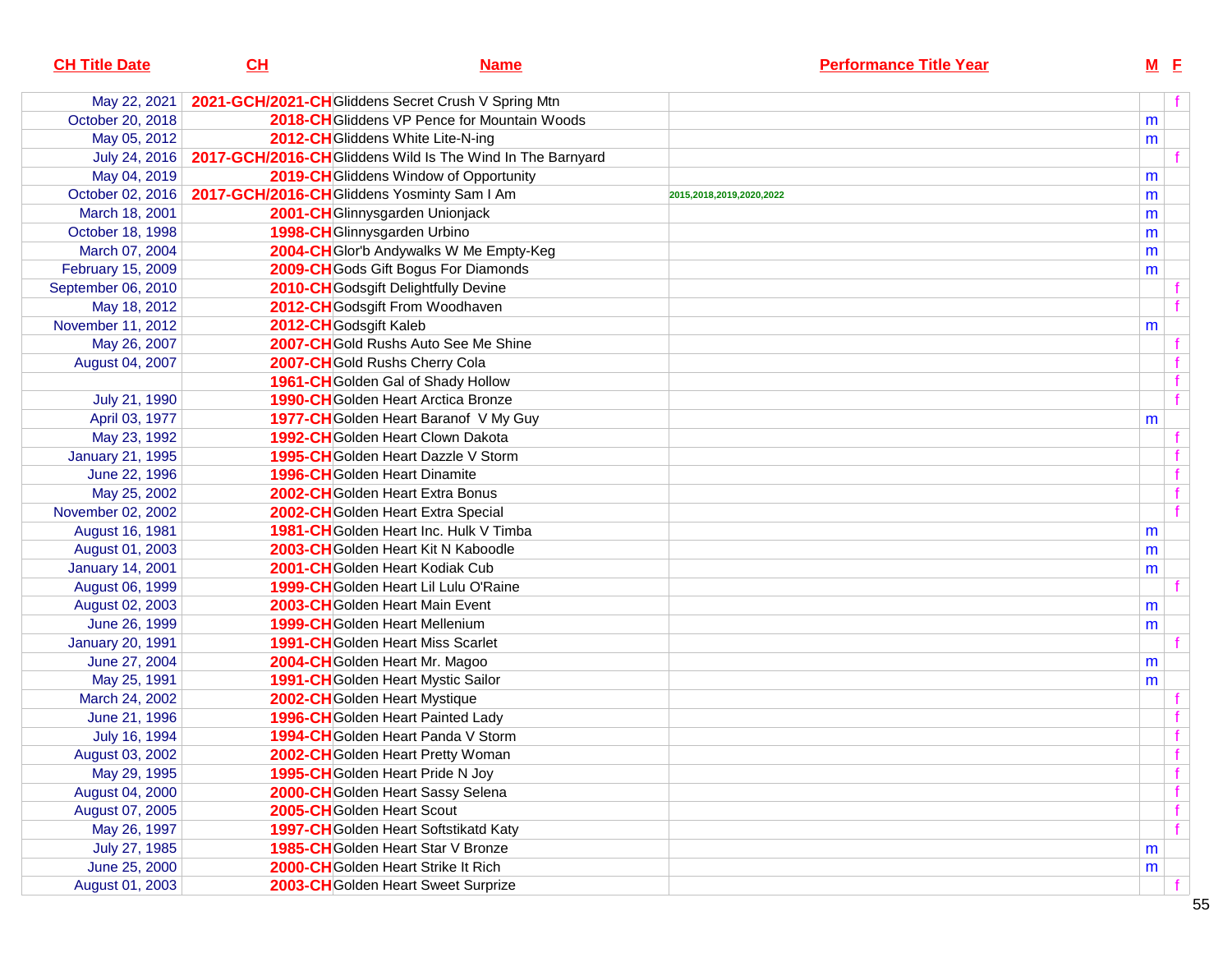| CH Title Date | CH | Name | Performance Title Year | M | F |
|---|---|---|---|---|---|
| May 22, 2021 | 2021-GCH/2021-CH | Gliddens Secret Crush V Spring Mtn | | | f |
| October 20, 2018 | 2018-CH | Gliddens VP Pence for Mountain Woods | | m | |
| May 05, 2012 | 2012-CH | Gliddens White Lite-N-ing | | m | |
| July 24, 2016 | 2017-GCH/2016-CH | Gliddens Wild Is The Wind In The Barnyard | | | f |
| May 04, 2019 | 2019-CH | Gliddens Window of Opportunity | | m | |
| October 02, 2016 | 2017-GCH/2016-CH | Gliddens Yosminty Sam I Am | 2015,2018,2019,2020,2022 | m | |
| March 18, 2001 | 2001-CH | Glinnysgarden Unionjack | | m | |
| October 18, 1998 | 1998-CH | Glinnysgarden Urbino | | m | |
| March 07, 2004 | 2004-CH | Glor'b Andywalks W Me Empty-Keg | | m | |
| February 15, 2009 | 2009-CH | Gods Gift Bogus For Diamonds | | m | |
| September 06, 2010 | 2010-CH | Godsgift Delightfully Devine | | | f |
| May 18, 2012 | 2012-CH | Godsgift From Woodhaven | | | f |
| November 11, 2012 | 2012-CH | Godsgift Kaleb | | m | |
| May 26, 2007 | 2007-CH | Gold Rushs Auto See Me Shine | | | f |
| August 04, 2007 | 2007-CH | Gold Rushs Cherry Cola | | | f |
| | 1961-CH | Golden Gal of Shady Hollow | | | f |
| July 21, 1990 | 1990-CH | Golden Heart Arctica Bronze | | | f |
| April 03, 1977 | 1977-CH | Golden Heart Baranof V My Guy | | m | |
| May 23, 1992 | 1992-CH | Golden Heart Clown Dakota | | | f |
| January 21, 1995 | 1995-CH | Golden Heart Dazzle V Storm | | | f |
| June 22, 1996 | 1996-CH | Golden Heart Dinamite | | | f |
| May 25, 2002 | 2002-CH | Golden Heart Extra Bonus | | | f |
| November 02, 2002 | 2002-CH | Golden Heart Extra Special | | | f |
| August 16, 1981 | 1981-CH | Golden Heart Inc. Hulk V Timba | | m | |
| August 01, 2003 | 2003-CH | Golden Heart Kit N Kaboodle | | m | |
| January 14, 2001 | 2001-CH | Golden Heart Kodiak Cub | | m | |
| August 06, 1999 | 1999-CH | Golden Heart Lil Lulu O'Raine | | | f |
| August 02, 2003 | 2003-CH | Golden Heart Main Event | | m | |
| June 26, 1999 | 1999-CH | Golden Heart Mellenium | | m | |
| January 20, 1991 | 1991-CH | Golden Heart Miss Scarlet | | | f |
| June 27, 2004 | 2004-CH | Golden Heart Mr. Magoo | | m | |
| May 25, 1991 | 1991-CH | Golden Heart Mystic Sailor | | m | |
| March 24, 2002 | 2002-CH | Golden Heart Mystique | | | f |
| June 21, 1996 | 1996-CH | Golden Heart Painted Lady | | | f |
| July 16, 1994 | 1994-CH | Golden Heart Panda V Storm | | | f |
| August 03, 2002 | 2002-CH | Golden Heart Pretty Woman | | | f |
| May 29, 1995 | 1995-CH | Golden Heart Pride N Joy | | | f |
| August 04, 2000 | 2000-CH | Golden Heart Sassy Selena | | | f |
| August 07, 2005 | 2005-CH | Golden Heart Scout | | | f |
| May 26, 1997 | 1997-CH | Golden Heart Softstikatd Katy | | | f |
| July 27, 1985 | 1985-CH | Golden Heart Star V Bronze | | m | |
| June 25, 2000 | 2000-CH | Golden Heart Strike It Rich | | m | |
| August 01, 2003 | 2003-CH | Golden Heart Sweet Surprize | | | f |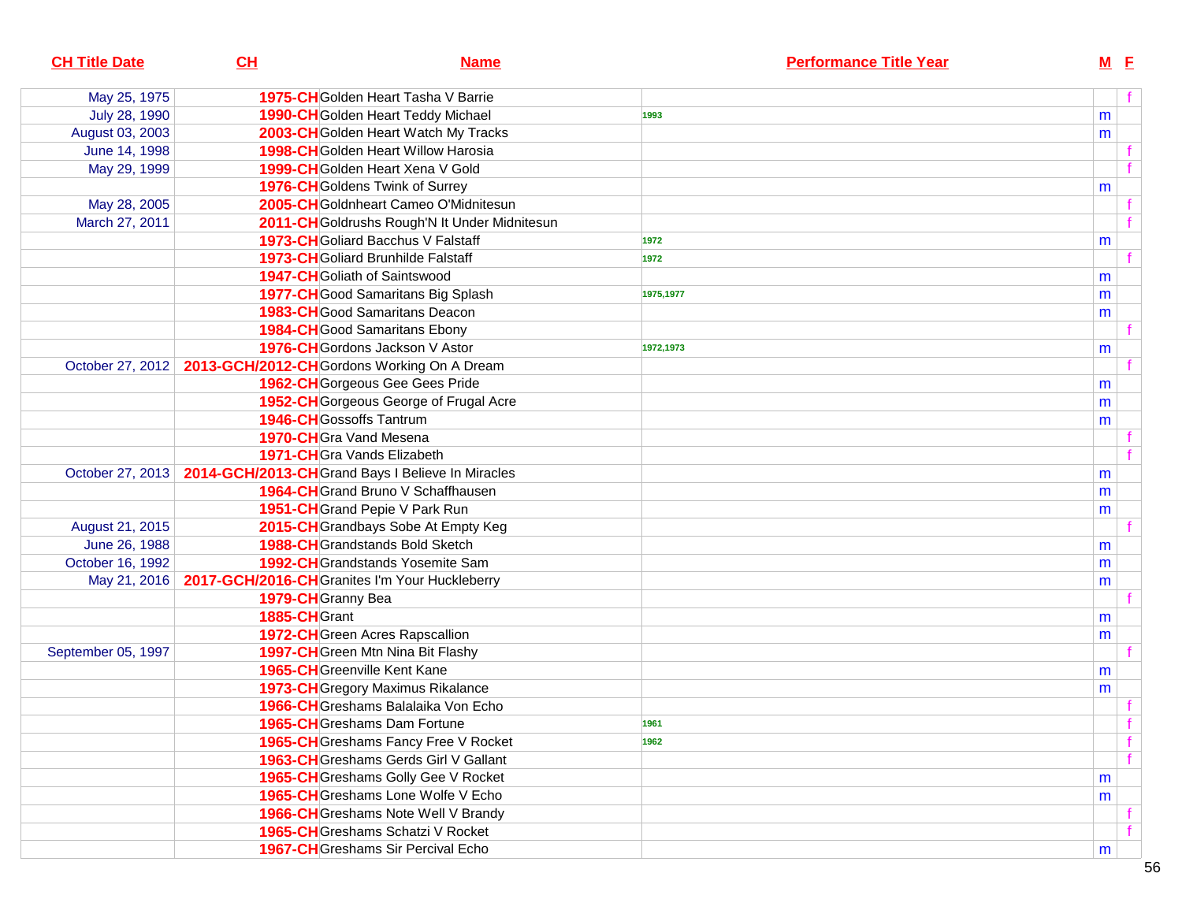| CH Title Date | CH | Name | Performance Title Year | M | F |
|---|---|---|---|---|---|
| May 25, 1975 | 1975-CH | Golden Heart Tasha V Barrie | | | f |
| July 28, 1990 | 1990-CH | Golden Heart Teddy Michael | 1993 | m | |
| August 03, 2003 | 2003-CH | Golden Heart Watch My Tracks | | m | |
| June 14, 1998 | 1998-CH | Golden Heart Willow Harosia | | | f |
| May 29, 1999 | 1999-CH | Golden Heart Xena V Gold | | | f |
| | 1976-CH | Goldens Twink of Surrey | | m | |
| May 28, 2005 | 2005-CH | Goldnheart Cameo O'Midnitesun | | | f |
| March 27, 2011 | 2011-CH | Goldrushs Rough'N It Under Midnitesun | | | f |
| | 1973-CH | Goliard Bacchus V Falstaff | 1972 | m | |
| | 1973-CH | Goliard Brunhilde Falstaff | 1972 | | f |
| | 1947-CH | Goliath of Saintswood | | m | |
| | 1977-CH | Good Samaritans Big Splash | 1975,1977 | m | |
| | 1983-CH | Good Samaritans Deacon | | m | |
| | 1984-CH | Good Samaritans Ebony | | | f |
| | 1976-CH | Gordons Jackson V Astor | 1972,1973 | m | |
| October 27, 2012 | 2013-GCH/2012-CH | Gordons Working On A Dream | | | f |
| | 1962-CH | Gorgeous Gee Gees Pride | | m | |
| | 1952-CH | Gorgeous George of Frugal Acre | | m | |
| | 1946-CH | Gossoffs Tantrum | | m | |
| | 1970-CH | Gra Vand Mesena | | | f |
| | 1971-CH | Gra Vands Elizabeth | | | f |
| October 27, 2013 | 2014-GCH/2013-CH | Grand Bays I Believe In Miracles | | m | |
| | 1964-CH | Grand Bruno V Schaffhausen | | m | |
| | 1951-CH | Grand Pepie V Park Run | | m | |
| August 21, 2015 | 2015-CH | Grandbays Sobe At Empty Keg | | | f |
| June 26, 1988 | 1988-CH | Grandstands Bold Sketch | | m | |
| October 16, 1992 | 1992-CH | Grandstands Yosemite Sam | | m | |
| May 21, 2016 | 2017-GCH/2016-CH | Granites I'm Your Huckleberry | | m | |
| | 1979-CH | Granny Bea | | | f |
| | 1885-CH | Grant | | m | |
| | 1972-CH | Green Acres Rapscallion | | m | |
| September 05, 1997 | 1997-CH | Green Mtn Nina Bit Flashy | | | f |
| | 1965-CH | Greenville Kent Kane | | m | |
| | 1973-CH | Gregory Maximus Rikalance | | m | |
| | 1966-CH | Greshams Balalaika Von Echo | | | f |
| | 1965-CH | Greshams Dam Fortune | 1961 | | f |
| | 1965-CH | Greshams Fancy Free V Rocket | 1962 | | f |
| | 1963-CH | Greshams Gerds Girl V Gallant | | | f |
| | 1965-CH | Greshams Golly Gee V Rocket | | m | |
| | 1965-CH | Greshams Lone Wolfe V Echo | | m | |
| | 1966-CH | Greshams Note Well V Brandy | | | f |
| | 1965-CH | Greshams Schatzi V Rocket | | | f |
| | 1967-CH | Greshams Sir Percival Echo | | m | |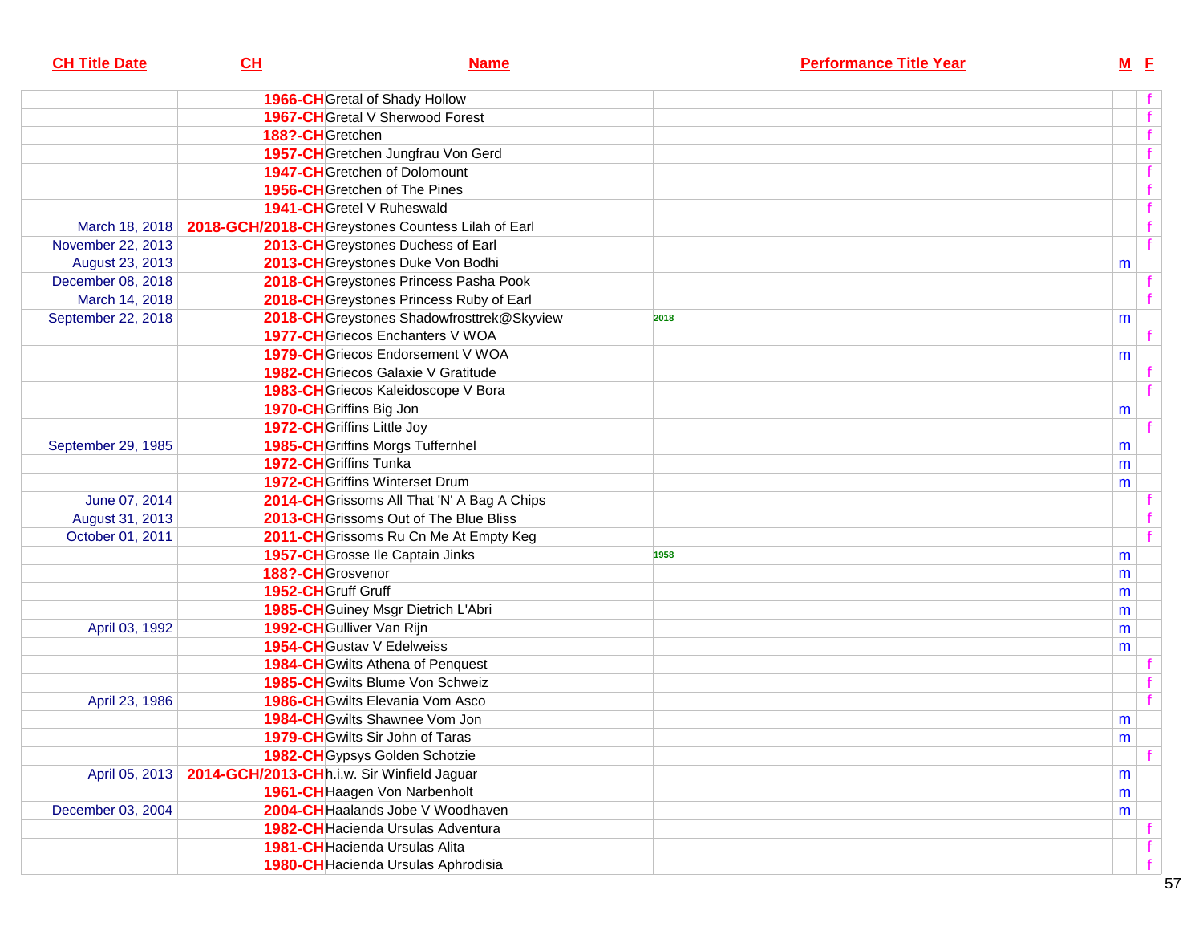| CH Title Date | CH | Name | Performance Title Year | M | F |
|---|---|---|---|---|---|
| | 1966-CH | Gretal of Shady Hollow | | | f |
| | 1967-CH | Gretal V Sherwood Forest | | | f |
| | 188?-CH | Gretchen | | | f |
| | 1957-CH | Gretchen Jungfrau Von Gerd | | | f |
| | 1947-CH | Gretchen of Dolomount | | | f |
| | 1956-CH | Gretchen of The Pines | | | f |
| | 1941-CH | Gretel V Ruheswald | | | f |
| March 18, 2018 | 2018-GCH/2018-CH | Greystones Countess Lilah of Earl | | | f |
| November 22, 2013 | 2013-CH | Greystones Duchess of Earl | | | f |
| August 23, 2013 | 2013-CH | Greystones Duke Von Bodhi | | m | |
| December 08, 2018 | 2018-CH | Greystones Princess Pasha Pook | | | f |
| March 14, 2018 | 2018-CH | Greystones Princess Ruby of Earl | | | f |
| September 22, 2018 | 2018-CH | Greystones Shadowfrosttrek@Skyview | 2018 | m | |
| | 1977-CH | Griecos Enchanters V WOA | | | f |
| | 1979-CH | Griecos Endorsement V WOA | | m | |
| | 1982-CH | Griecos Galaxie V Gratitude | | | f |
| | 1983-CH | Griecos Kaleidoscope V Bora | | | f |
| | 1970-CH | Griffins Big Jon | | m | |
| | 1972-CH | Griffins Little Joy | | | f |
| September 29, 1985 | 1985-CH | Griffins Morgs Tuffernhel | | m | |
| | 1972-CH | Griffins Tunka | | m | |
| | 1972-CH | Griffins Winterset Drum | | m | |
| June 07, 2014 | 2014-CH | Grissoms All That 'N' A Bag A Chips | | | f |
| August 31, 2013 | 2013-CH | Grissoms Out of The Blue Bliss | | | f |
| October 01, 2011 | 2011-CH | Grissoms Ru Cn Me At Empty Keg | | | f |
| | 1957-CH | Grosse Ile Captain Jinks | 1958 | m | |
| | 188?-CH | Grosvenor | | m | |
| | 1952-CH | Gruff Gruff | | m | |
| | 1985-CH | Guiney Msgr Dietrich L'Abri | | m | |
| April 03, 1992 | 1992-CH | Gulliver Van Rijn | | m | |
| | 1954-CH | Gustav V Edelweiss | | m | |
| | 1984-CH | Gwilts Athena of Penquest | | | f |
| | 1985-CH | Gwilts Blume Von Schweiz | | | f |
| April 23, 1986 | 1986-CH | Gwilts Elevania Vom Asco | | | f |
| | 1984-CH | Gwilts Shawnee Vom Jon | | m | |
| | 1979-CH | Gwilts Sir John of Taras | | m | |
| | 1982-CH | Gypsys Golden Schotzie | | | f |
| April 05, 2013 | 2014-GCH/2013-CH | h.i.w. Sir Winfield Jaguar | | m | |
| | 1961-CH | Haagen Von Narbenholt | | m | |
| December 03, 2004 | 2004-CH | Haalands Jobe V Woodhaven | | m | |
| | 1982-CH | Hacienda Ursulas Adventura | | | f |
| | 1981-CH | Hacienda Ursulas Alita | | | f |
| | 1980-CH | Hacienda Ursulas Aphrodisia | | | f |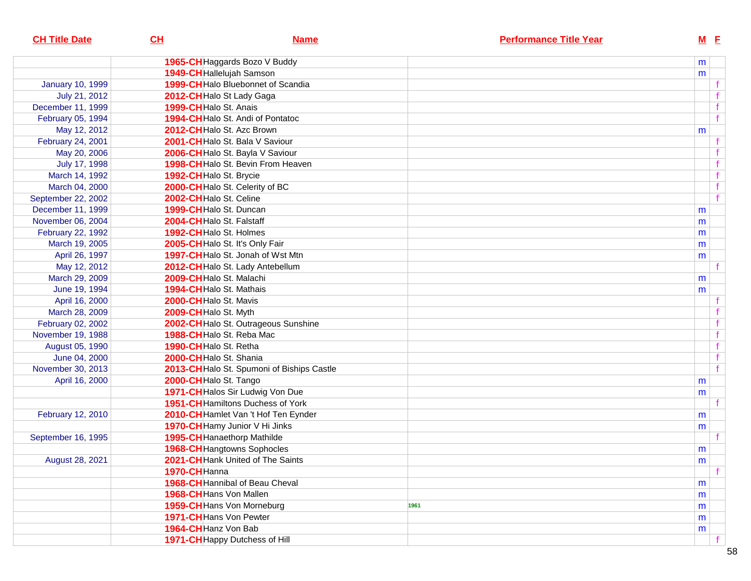| CH Title Date | CH | Name | Performance Title Year | M | F |
|---|---|---|---|---|---|
| | 1965-CH | Haggards Bozo V Buddy | | m | |
| | 1949-CH | Hallelujah Samson | | m | |
| January 10, 1999 | 1999-CH | Halo Bluebonnet of Scandia | | | f |
| July 21, 2012 | 2012-CH | Halo St Lady Gaga | | | f |
| December 11, 1999 | 1999-CH | Halo St. Anais | | | f |
| February 05, 1994 | 1994-CH | Halo St. Andi of Pontatoc | | | f |
| May 12, 2012 | 2012-CH | Halo St. Azc Brown | | m | |
| February 24, 2001 | 2001-CH | Halo St. Bala V Saviour | | | f |
| May 20, 2006 | 2006-CH | Halo St. Bayla V Saviour | | | f |
| July 17, 1998 | 1998-CH | Halo St. Bevin From Heaven | | | f |
| March 14, 1992 | 1992-CH | Halo St. Brycie | | | f |
| March 04, 2000 | 2000-CH | Halo St. Celerity of BC | | | f |
| September 22, 2002 | 2002-CH | Halo St. Celine | | | f |
| December 11, 1999 | 1999-CH | Halo St. Duncan | | m | |
| November 06, 2004 | 2004-CH | Halo St. Falstaff | | m | |
| February 22, 1992 | 1992-CH | Halo St. Holmes | | m | |
| March 19, 2005 | 2005-CH | Halo St. It's Only Fair | | m | |
| April 26, 1997 | 1997-CH | Halo St. Jonah of Wst Mtn | | m | |
| May 12, 2012 | 2012-CH | Halo St. Lady Antebellum | | | f |
| March 29, 2009 | 2009-CH | Halo St. Malachi | | m | |
| June 19, 1994 | 1994-CH | Halo St. Mathais | | m | |
| April 16, 2000 | 2000-CH | Halo St. Mavis | | | f |
| March 28, 2009 | 2009-CH | Halo St. Myth | | | f |
| February 02, 2002 | 2002-CH | Halo St. Outrageous Sunshine | | | f |
| November 19, 1988 | 1988-CH | Halo St. Reba Mac | | | f |
| August 05, 1990 | 1990-CH | Halo St. Retha | | | f |
| June 04, 2000 | 2000-CH | Halo St. Shania | | | f |
| November 30, 2013 | 2013-CH | Halo St. Spumoni of Biships Castle | | | f |
| April 16, 2000 | 2000-CH | Halo St. Tango | | m | |
| | 1971-CH | Halos Sir Ludwig Von Due | | m | |
| | 1951-CH | Hamiltons Duchess of York | | | f |
| February 12, 2010 | 2010-CH | Hamlet Van 't Hof Ten Eynder | | m | |
| | 1970-CH | Hamy Junior V Hi Jinks | | m | |
| September 16, 1995 | 1995-CH | Hanaethorp Mathilde | | | f |
| | 1968-CH | Hangtowns Sophocles | | m | |
| August 28, 2021 | 2021-CH | Hank United of The Saints | | m | |
| | 1970-CH | Hanna | | | f |
| | 1968-CH | Hannibal of Beau Cheval | | m | |
| | 1968-CH | Hans Von Mallen | | m | |
| | 1959-CH | Hans Von Morneburg | 1961 | m | |
| | 1971-CH | Hans Von Pewter | | m | |
| | 1964-CH | Hanz Von Bab | | m | |
| | 1971-CH | Happy Dutchess of Hill | | | f |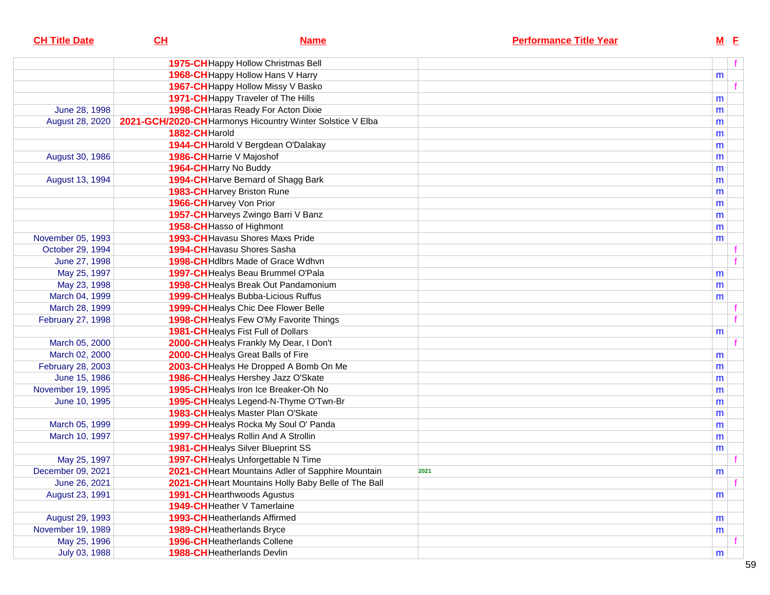| CH Title Date | CH | Name | Performance Title Year | M | F |
|---|---|---|---|---|---|
| | 1975-CH | Happy Hollow Christmas Bell | | | f |
| | 1968-CH | Happy Hollow Hans V Harry | | m | |
| | 1967-CH | Happy Hollow Missy V Basko | | | f |
| | 1971-CH | Happy Traveler of The Hills | | m | |
| June 28, 1998 | 1998-CH | Haras Ready For Acton Dixie | | m | |
| August 28, 2020 | 2021-GCH/2020-CH | Harmonys Hicountry Winter Solstice V Elba | | m | |
| | 1882-CH | Harold | | m | |
| | 1944-CH | Harold V Bergdean O'Dalakay | | m | |
| August 30, 1986 | 1986-CH | Harrie V Majoshof | | m | |
| | 1964-CH | Harry No Buddy | | m | |
| August 13, 1994 | 1994-CH | Harve Bernard of Shagg Bark | | m | |
| | 1983-CH | Harvey Briston Rune | | m | |
| | 1966-CH | Harvey Von Prior | | m | |
| | 1957-CH | Harveys Zwingo Barri V Banz | | m | |
| | 1958-CH | Hasso of Highmont | | m | |
| November 05, 1993 | 1993-CH | Havasu Shores Maxs Pride | | m | |
| October 29, 1994 | 1994-CH | Havasu Shores Sasha | | | f |
| June 27, 1998 | 1998-CH | Hdlbrs Made of Grace Wdhvn | | | f |
| May 25, 1997 | 1997-CH | Healys Beau Brummel O'Pala | | m | |
| May 23, 1998 | 1998-CH | Healys Break Out Pandamonium | | m | |
| March 04, 1999 | 1999-CH | Healys Bubba-Licious Ruffus | | m | |
| March 28, 1999 | 1999-CH | Healys Chic Dee Flower Belle | | | f |
| February 27, 1998 | 1998-CH | Healys Few O'My Favorite Things | | | f |
| | 1981-CH | Healys Fist Full of Dollars | | m | |
| March 05, 2000 | 2000-CH | Healys Frankly My Dear, I Don't | | | f |
| March 02, 2000 | 2000-CH | Healys Great Balls of Fire | | m | |
| February 28, 2003 | 2003-CH | Healys He Dropped A Bomb On Me | | m | |
| June 15, 1986 | 1986-CH | Healys Hershey Jazz O'Skate | | m | |
| November 19, 1995 | 1995-CH | Healys Iron Ice Breaker-Oh No | | m | |
| June 10, 1995 | 1995-CH | Healys Legend-N-Thyme O'Twn-Br | | m | |
| | 1983-CH | Healys Master Plan O'Skate | | m | |
| March 05, 1999 | 1999-CH | Healys Rocka My Soul O' Panda | | m | |
| March 10, 1997 | 1997-CH | Healys Rollin And A Strollin | | m | |
| | 1981-CH | Healys Silver Blueprint SS | | m | |
| May 25, 1997 | 1997-CH | Healys Unforgettable N Time | | | f |
| December 09, 2021 | 2021-CH | Heart Mountains Adler of Sapphire Mountain | 2021 | m | |
| June 26, 2021 | 2021-CH | Heart Mountains Holly Baby Belle of The Ball | | | f |
| August 23, 1991 | 1991-CH | Hearthwoods Agustus | | m | |
| | 1949-CH | Heather V Tamerlaine | | | |
| August 29, 1993 | 1993-CH | Heatherlands Affirmed | | m | |
| November 19, 1989 | 1989-CH | Heatherlands Bryce | | m | |
| May 25, 1996 | 1996-CH | Heatherlands Collene | | | f |
| July 03, 1988 | 1988-CH | Heatherlands Devlin | | m | |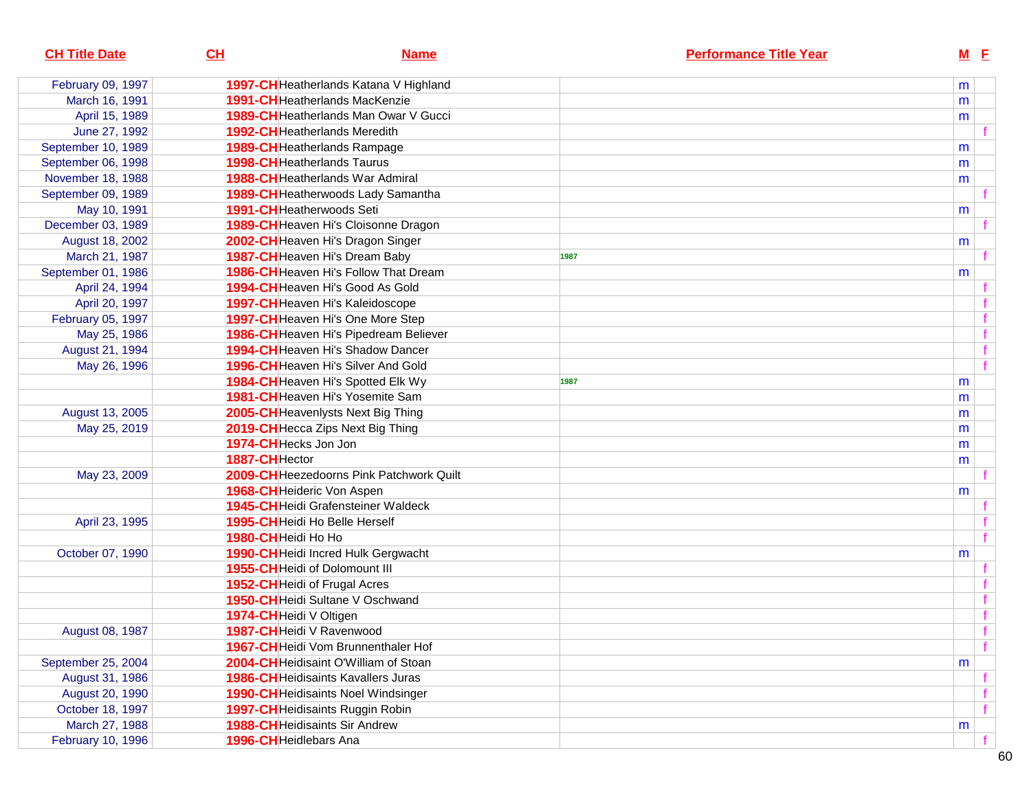| CH Title Date | CH | Name | Performance Title Year | M | F |
|---|---|---|---|---|---|
| February 09, 1997 | 1997-CH | Heatherlands Katana V Highland | | m | |
| March 16, 1991 | 1991-CH | Heatherlands MacKenzie | | m | |
| April 15, 1989 | 1989-CH | Heatherlands Man Owar V Gucci | | m | |
| June 27, 1992 | 1992-CH | Heatherlands Meredith | | | f |
| September 10, 1989 | 1989-CH | Heatherlands Rampage | | m | |
| September 06, 1998 | 1998-CH | Heatherlands Taurus | | m | |
| November 18, 1988 | 1988-CH | Heatherlands War Admiral | | m | |
| September 09, 1989 | 1989-CH | Heatherwoods Lady Samantha | | | f |
| May 10, 1991 | 1991-CH | Heatherwoods Seti | | m | |
| December 03, 1989 | 1989-CH | Heaven Hi's Cloisonne Dragon | | | f |
| August 18, 2002 | 2002-CH | Heaven Hi's Dragon Singer | | m | |
| March 21, 1987 | 1987-CH | Heaven Hi's Dream Baby | 1987 | | f |
| September 01, 1986 | 1986-CH | Heaven Hi's Follow That Dream | | m | |
| April 24, 1994 | 1994-CH | Heaven Hi's Good As Gold | | | f |
| April 20, 1997 | 1997-CH | Heaven Hi's Kaleidoscope | | | f |
| February 05, 1997 | 1997-CH | Heaven Hi's One More Step | | | f |
| May 25, 1986 | 1986-CH | Heaven Hi's Pipedream Believer | | | f |
| August 21, 1994 | 1994-CH | Heaven Hi's Shadow Dancer | | | f |
| May 26, 1996 | 1996-CH | Heaven Hi's Silver And Gold | | | f |
| | 1984-CH | Heaven Hi's Spotted Elk Wy | 1987 | m | |
| | 1981-CH | Heaven Hi's Yosemite Sam | | m | |
| August 13, 2005 | 2005-CH | Heavenlysts Next Big Thing | | m | |
| May 25, 2019 | 2019-CH | Hecca Zips Next Big Thing | | m | |
| | 1974-CH | Hecks Jon Jon | | m | |
| | 1887-CH | Hector | | m | |
| May 23, 2009 | 2009-CH | Heezedoorns Pink Patchwork Quilt | | | f |
| | 1968-CH | Heideric Von Aspen | | m | |
| | 1945-CH | Heidi Grafensteiner Waldeck | | | f |
| April 23, 1995 | 1995-CH | Heidi Ho Belle Herself | | | f |
| | 1980-CH | Heidi Ho Ho | | | f |
| October 07, 1990 | 1990-CH | Heidi Incred Hulk Gergwacht | | m | |
| | 1955-CH | Heidi of Dolomount III | | | f |
| | 1952-CH | Heidi of Frugal Acres | | | f |
| | 1950-CH | Heidi Sultane V Oschwand | | | f |
| | 1974-CH | Heidi V Oltigen | | | f |
| August 08, 1987 | 1987-CH | Heidi V Ravenwood | | | f |
| | 1967-CH | Heidi Vom Brunnenthaler Hof | | | f |
| September 25, 2004 | 2004-CH | Heidisaint O'William of Stoan | | m | |
| August 31, 1986 | 1986-CH | Heidisaints Kavallers Juras | | | f |
| August 20, 1990 | 1990-CH | Heidisaints Noel Windsinger | | | f |
| October 18, 1997 | 1997-CH | Heidisaints Ruggin Robin | | | f |
| March 27, 1988 | 1988-CH | Heidisaints Sir Andrew | | m | |
| February 10, 1996 | 1996-CH | Heidlebars Ana | | | f |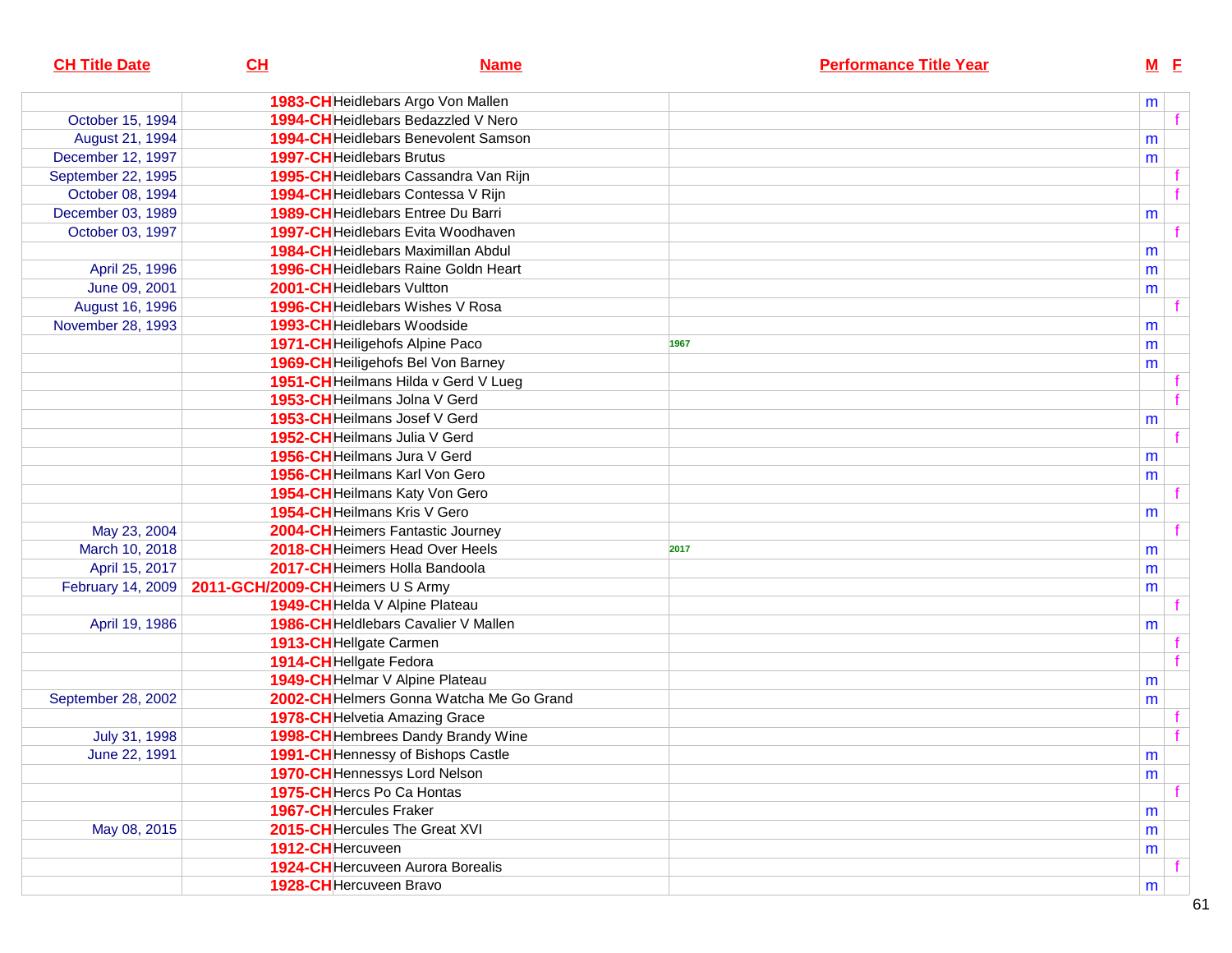| CH Title Date | CH | Name | Performance Title Year | M | F |
|---|---|---|---|---|---|
| | 1983-CH | Heidlebars Argo Von Mallen | | m | |
| October 15, 1994 | 1994-CH | Heidlebars Bedazzled V Nero | | | f |
| August 21, 1994 | 1994-CH | Heidlebars Benevolent Samson | | m | |
| December 12, 1997 | 1997-CH | Heidlebars Brutus | | m | |
| September 22, 1995 | 1995-CH | Heidlebars Cassandra Van Rijn | | | f |
| October 08, 1994 | 1994-CH | Heidlebars Contessa V Rijn | | | f |
| December 03, 1989 | 1989-CH | Heidlebars Entree Du Barri | | m | |
| October 03, 1997 | 1997-CH | Heidlebars Evita Woodhaven | | | f |
| | 1984-CH | Heidlebars Maximillan Abdul | | m | |
| April 25, 1996 | 1996-CH | Heidlebars Raine Goldn Heart | | m | |
| June 09, 2001 | 2001-CH | Heidlebars Vultton | | m | |
| August 16, 1996 | 1996-CH | Heidlebars Wishes V Rosa | | | f |
| November 28, 1993 | 1993-CH | Heidlebars Woodside | | m | |
| | 1971-CH | Heiligehofs Alpine Paco | 1967 | m | |
| | 1969-CH | Heiligehofs Bel Von Barney | | m | |
| | 1951-CH | Heilmans Hilda v Gerd V Lueg | | | f |
| | 1953-CH | Heilmans Jolna V Gerd | | | f |
| | 1953-CH | Heilmans Josef V Gerd | | m | |
| | 1952-CH | Heilmans Julia V Gerd | | | f |
| | 1956-CH | Heilmans Jura V Gerd | | m | |
| | 1956-CH | Heilmans Karl Von Gero | | m | |
| | 1954-CH | Heilmans Katy Von Gero | | | f |
| | 1954-CH | Heilmans Kris V Gero | | m | |
| May 23, 2004 | 2004-CH | Heimers Fantastic Journey | | | f |
| March 10, 2018 | 2018-CH | Heimers Head Over Heels | 2017 | m | |
| April 15, 2017 | 2017-CH | Heimers Holla Bandoola | | m | |
| February 14, 2009 | 2011-GCH/2009-CH | Heimers U S Army | | m | |
| | 1949-CH | Helda V Alpine Plateau | | | f |
| April 19, 1986 | 1986-CH | Heldlebars Cavalier V Mallen | | m | |
| | 1913-CH | Hellgate Carmen | | | f |
| | 1914-CH | Hellgate Fedora | | | f |
| | 1949-CH | Helmar V Alpine Plateau | | m | |
| September 28, 2002 | 2002-CH | Helmers Gonna Watcha Me Go Grand | | m | |
| | 1978-CH | Helvetia Amazing Grace | | | f |
| July 31, 1998 | 1998-CH | Hembrees Dandy Brandy Wine | | | f |
| June 22, 1991 | 1991-CH | Hennessy of Bishops Castle | | m | |
| | 1970-CH | Hennessys Lord Nelson | | m | |
| | 1975-CH | Hercs Po Ca Hontas | | | f |
| | 1967-CH | Hercules Fraker | | m | |
| May 08, 2015 | 2015-CH | Hercules The Great XVI | | m | |
| | 1912-CH | Hercuveen | | m | |
| | 1924-CH | Hercuveen Aurora Borealis | | | f |
| | 1928-CH | Hercuveen Bravo | | m | |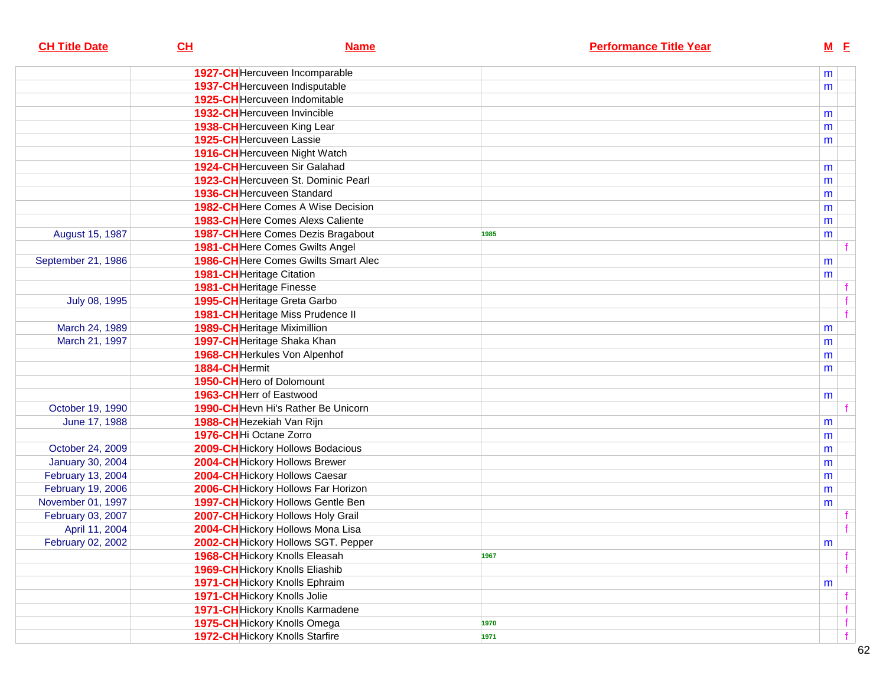| CH Title Date | CH | Name | Performance Title Year | M | F |
|---|---|---|---|---|---|
| | 1927-CH | Hercuveen Incomparable | | m | |
| | 1937-CH | Hercuveen Indisputable | | m | |
| | 1925-CH | Hercuveen Indomitable | | | |
| | 1932-CH | Hercuveen Invincible | | m | |
| | 1938-CH | Hercuveen King Lear | | m | |
| | 1925-CH | Hercuveen Lassie | | m | |
| | 1916-CH | Hercuveen Night Watch | | | |
| | 1924-CH | Hercuveen Sir Galahad | | m | |
| | 1923-CH | Hercuveen St. Dominic Pearl | | m | |
| | 1936-CH | Hercuveen Standard | | m | |
| | 1982-CH | Here Comes A Wise Decision | | m | |
| | 1983-CH | Here Comes Alexs Caliente | | m | |
| August 15, 1987 | 1987-CH | Here Comes Dezis Bragabout | 1985 | m | |
| | 1981-CH | Here Comes Gwilts Angel | | | f |
| September 21, 1986 | 1986-CH | Here Comes Gwilts Smart Alec | | m | |
| | 1981-CH | Heritage Citation | | m | |
| | 1981-CH | Heritage Finesse | | | f |
| July 08, 1995 | 1995-CH | Heritage Greta Garbo | | | f |
| | 1981-CH | Heritage Miss Prudence II | | | f |
| March 24, 1989 | 1989-CH | Heritage Miximillion | | m | |
| March 21, 1997 | 1997-CH | Heritage Shaka Khan | | m | |
| | 1968-CH | Herkules Von Alpenhof | | m | |
| | 1884-CH | Hermit | | m | |
| | 1950-CH | Hero of Dolomount | | | |
| | 1963-CH | Herr of Eastwood | | m | |
| October 19, 1990 | 1990-CH | Hevn Hi's Rather Be Unicorn | | | f |
| June 17, 1988 | 1988-CH | Hezekiah Van Rijn | | m | |
| | 1976-CH | Hi Octane Zorro | | m | |
| October 24, 2009 | 2009-CH | Hickory Hollows Bodacious | | m | |
| January 30, 2004 | 2004-CH | Hickory Hollows Brewer | | m | |
| February 13, 2004 | 2004-CH | Hickory Hollows Caesar | | m | |
| February 19, 2006 | 2006-CH | Hickory Hollows Far Horizon | | m | |
| November 01, 1997 | 1997-CH | Hickory Hollows Gentle Ben | | m | |
| February 03, 2007 | 2007-CH | Hickory Hollows Holy Grail | | | f |
| April 11, 2004 | 2004-CH | Hickory Hollows Mona Lisa | | | f |
| February 02, 2002 | 2002-CH | Hickory Hollows SGT. Pepper | | m | |
| | 1968-CH | Hickory Knolls Eleasah | 1967 | | f |
| | 1969-CH | Hickory Knolls Eliashib | | | f |
| | 1971-CH | Hickory Knolls Ephraim | | m | |
| | 1971-CH | Hickory Knolls Jolie | | | f |
| | 1971-CH | Hickory Knolls Karmadene | | | f |
| | 1975-CH | Hickory Knolls Omega | 1970 | | f |
| | 1972-CH | Hickory Knolls Starfire | 1971 | | f |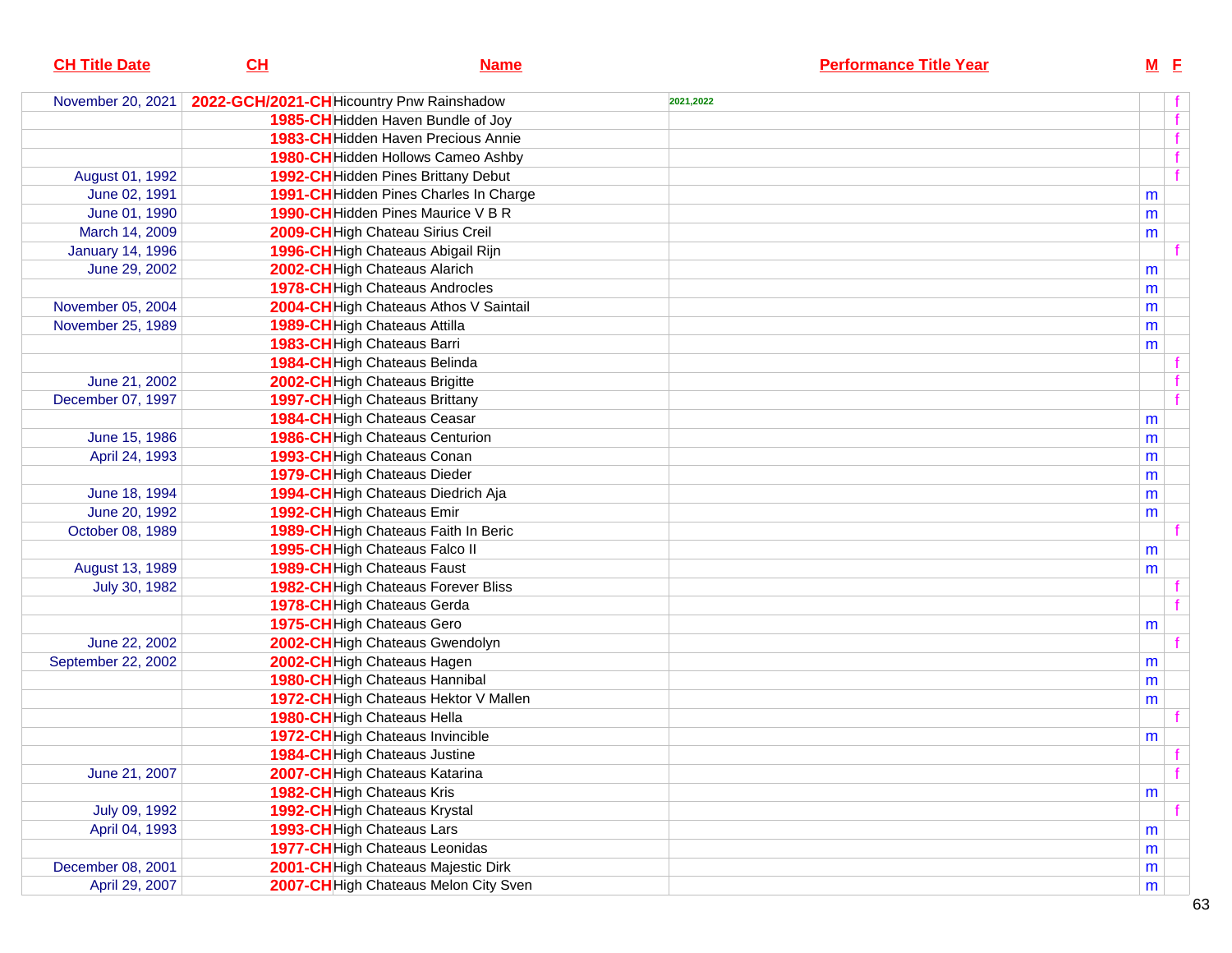| CH Title Date | CH | Name | Performance Title Year | M | F |
|---|---|---|---|---|---|
| November 20, 2021 | 2022-GCH/2021-CH | Hicountry Pnw Rainshadow | 2021,2022 | | f |
| | 1985-CH | Hidden Haven Bundle of Joy | | | f |
| | 1983-CH | Hidden Haven Precious Annie | | | f |
| | 1980-CH | Hidden Hollows Cameo Ashby | | | f |
| August 01, 1992 | 1992-CH | Hidden Pines Brittany Debut | | | f |
| June 02, 1991 | 1991-CH | Hidden Pines Charles In Charge | | m | |
| June 01, 1990 | 1990-CH | Hidden Pines Maurice V B R | | m | |
| March 14, 2009 | 2009-CH | High Chateau Sirius Creil | | m | |
| January 14, 1996 | 1996-CH | High Chateaus Abigail Rijn | | | f |
| June 29, 2002 | 2002-CH | High Chateaus Alarich | | m | |
| | 1978-CH | High Chateaus Androcles | | m | |
| November 05, 2004 | 2004-CH | High Chateaus Athos V Saintail | | m | |
| November 25, 1989 | 1989-CH | High Chateaus Attilla | | m | |
| | 1983-CH | High Chateaus Barri | | m | |
| | 1984-CH | High Chateaus Belinda | | | f |
| June 21, 2002 | 2002-CH | High Chateaus Brigitte | | | f |
| December 07, 1997 | 1997-CH | High Chateaus Brittany | | | f |
| | 1984-CH | High Chateaus Ceasar | | m | |
| June 15, 1986 | 1986-CH | High Chateaus Centurion | | m | |
| April 24, 1993 | 1993-CH | High Chateaus Conan | | m | |
| | 1979-CH | High Chateaus Dieder | | m | |
| June 18, 1994 | 1994-CH | High Chateaus Diedrich Aja | | m | |
| June 20, 1992 | 1992-CH | High Chateaus Emir | | m | |
| October 08, 1989 | 1989-CH | High Chateaus Faith In Beric | | | f |
| | 1995-CH | High Chateaus Falco II | | m | |
| August 13, 1989 | 1989-CH | High Chateaus Faust | | m | |
| July 30, 1982 | 1982-CH | High Chateaus Forever Bliss | | | f |
| | 1978-CH | High Chateaus Gerda | | | f |
| | 1975-CH | High Chateaus Gero | | m | |
| June 22, 2002 | 2002-CH | High Chateaus Gwendolyn | | | f |
| September 22, 2002 | 2002-CH | High Chateaus Hagen | | m | |
| | 1980-CH | High Chateaus Hannibal | | m | |
| | 1972-CH | High Chateaus Hektor V Mallen | | m | |
| | 1980-CH | High Chateaus Hella | | | f |
| | 1972-CH | High Chateaus Invincible | | m | |
| | 1984-CH | High Chateaus Justine | | | f |
| June 21, 2007 | 2007-CH | High Chateaus Katarina | | | f |
| | 1982-CH | High Chateaus Kris | | m | |
| July 09, 1992 | 1992-CH | High Chateaus Krystal | | | f |
| April 04, 1993 | 1993-CH | High Chateaus Lars | | m | |
| | 1977-CH | High Chateaus Leonidas | | m | |
| December 08, 2001 | 2001-CH | High Chateaus Majestic Dirk | | m | |
| April 29, 2007 | 2007-CH | High Chateaus Melon City Sven | | m | |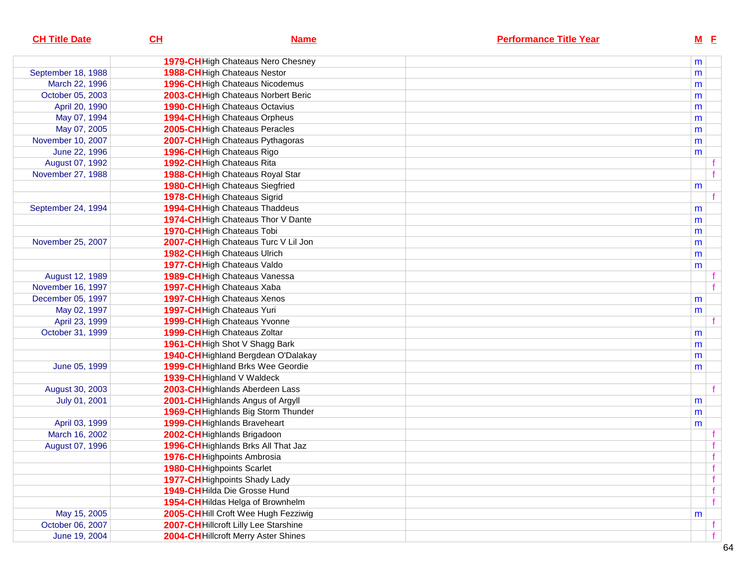| CH Title Date | CH | Name | Performance Title Year | M | F |
|---|---|---|---|---|---|
| | 1979-CH | High Chateaus Nero Chesney | | m | |
| September 18, 1988 | 1988-CH | High Chateaus Nestor | | m | |
| March 22, 1996 | 1996-CH | High Chateaus Nicodemus | | m | |
| October 05, 2003 | 2003-CH | High Chateaus Norbert Beric | | m | |
| April 20, 1990 | 1990-CH | High Chateaus Octavius | | m | |
| May 07, 1994 | 1994-CH | High Chateaus Orpheus | | m | |
| May 07, 2005 | 2005-CH | High Chateaus Peracles | | m | |
| November 10, 2007 | 2007-CH | High Chateaus Pythagoras | | m | |
| June 22, 1996 | 1996-CH | High Chateaus Rigo | | m | |
| August 07, 1992 | 1992-CH | High Chateaus Rita | | | f |
| November 27, 1988 | 1988-CH | High Chateaus Royal Star | | | f |
| | 1980-CH | High Chateaus Siegfried | | m | |
| | 1978-CH | High Chateaus Sigrid | | | f |
| September 24, 1994 | 1994-CH | High Chateaus Thaddeus | | m | |
| | 1974-CH | High Chateaus Thor V Dante | | m | |
| | 1970-CH | High Chateaus Tobi | | m | |
| November 25, 2007 | 2007-CH | High Chateaus Turc V Lil Jon | | m | |
| | 1982-CH | High Chateaus Ulrich | | m | |
| | 1977-CH | High Chateaus Valdo | | m | |
| August 12, 1989 | 1989-CH | High Chateaus Vanessa | | | f |
| November 16, 1997 | 1997-CH | High Chateaus Xaba | | | f |
| December 05, 1997 | 1997-CH | High Chateaus Xenos | | m | |
| May 02, 1997 | 1997-CH | High Chateaus Yuri | | m | |
| April 23, 1999 | 1999-CH | High Chateaus Yvonne | | | f |
| October 31, 1999 | 1999-CH | High Chateaus Zoltar | | m | |
| | 1961-CH | High Shot V Shagg Bark | | m | |
| | 1940-CH | Highland Bergdean O'Dalakay | | m | |
| June 05, 1999 | 1999-CH | Highland Brks Wee Geordie | | m | |
| | 1939-CH | Highland V Waldeck | | | |
| August 30, 2003 | 2003-CH | Highlands Aberdeen Lass | | | f |
| July 01, 2001 | 2001-CH | Highlands Angus of Argyll | | m | |
| | 1969-CH | Highlands Big Storm Thunder | | m | |
| April 03, 1999 | 1999-CH | Highlands Braveheart | | m | |
| March 16, 2002 | 2002-CH | Highlands Brigadoon | | | f |
| August 07, 1996 | 1996-CH | Highlands Brks All That Jaz | | | f |
| | 1976-CH | Highpoints Ambrosia | | | f |
| | 1980-CH | Highpoints Scarlet | | | f |
| | 1977-CH | Highpoints Shady Lady | | | f |
| | 1949-CH | Hilda Die Grosse Hund | | | f |
| | 1954-CH | Hildas Helga of Brownhelm | | | f |
| May 15, 2005 | 2005-CH | Hill Croft Wee Hugh Fezziwig | | m | |
| October 06, 2007 | 2007-CH | Hillcroft Lilly Lee Starshine | | | f |
| June 19, 2004 | 2004-CH | Hillcroft Merry Aster Shines | | | f |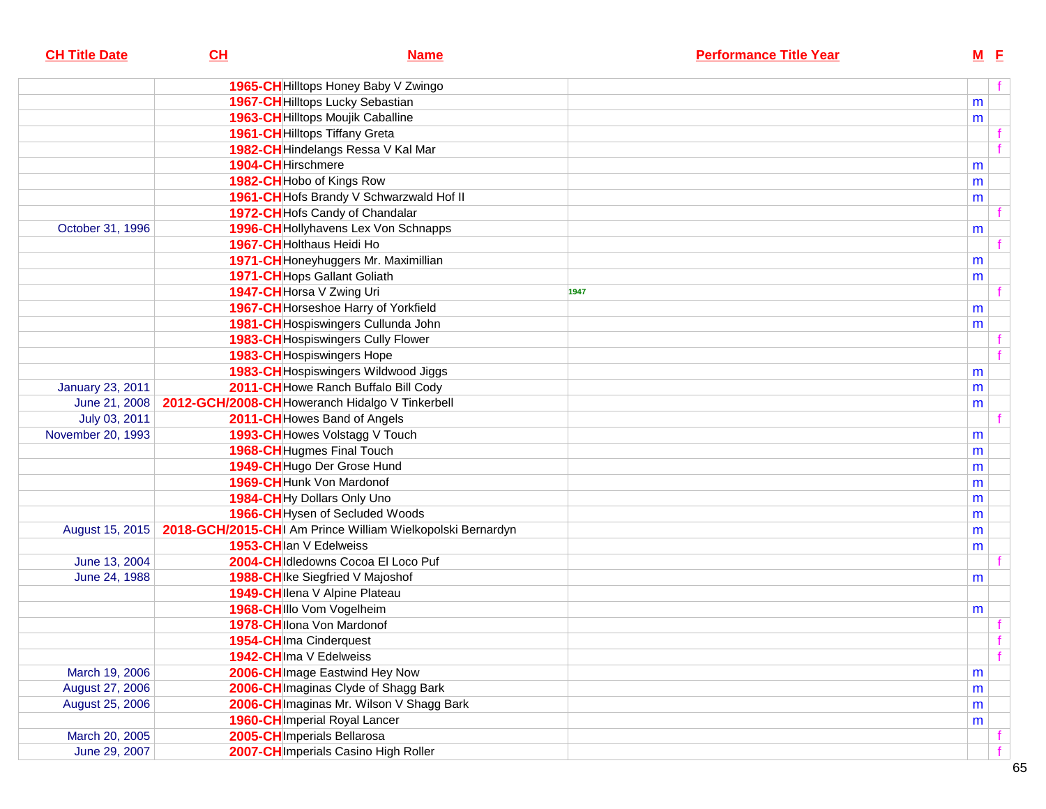| CH Title Date | CH | Name | Performance Title Year | M | F |
|---|---|---|---|---|---|
| | 1965-CH | Hilltops Honey Baby V Zwingo | | | f |
| | 1967-CH | Hilltops Lucky Sebastian | | m | |
| | 1963-CH | Hilltops Moujik Caballine | | m | |
| | 1961-CH | Hilltops Tiffany Greta | | | f |
| | 1982-CH | Hindelangs Ressa V Kal Mar | | | f |
| | 1904-CH | Hirschmere | | m | |
| | 1982-CH | Hobo of Kings Row | | m | |
| | 1961-CH | Hofs Brandy V Schwarzwald Hof II | | m | |
| | 1972-CH | Hofs Candy of Chandalar | | | f |
| October 31, 1996 | 1996-CH | Hollyhavens Lex Von Schnapps | | m | |
| | 1967-CH | Holthaus Heidi Ho | | | f |
| | 1971-CH | Honeyhuggers Mr. Maximillian | | m | |
| | 1971-CH | Hops Gallant Goliath | | m | |
| | 1947-CH | Horsa V Zwing Uri | 1947 | | f |
| | 1967-CH | Horseshoe Harry of Yorkfield | | m | |
| | 1981-CH | Hospiswingers Cullunda John | | m | |
| | 1983-CH | Hospiswingers Cully Flower | | | f |
| | 1983-CH | Hospiswingers Hope | | | f |
| | 1983-CH | Hospiswingers Wildwood Jiggs | | m | |
| January 23, 2011 | 2011-CH | Howe Ranch Buffalo Bill Cody | | m | |
| June 21, 2008 | 2012-GCH/2008-CH | Howeranch Hidalgo V Tinkerbell | | m | |
| July 03, 2011 | 2011-CH | Howes Band of Angels | | | f |
| November 20, 1993 | 1993-CH | Howes Volstagg V Touch | | m | |
| | 1968-CH | Hugmes Final Touch | | m | |
| | 1949-CH | Hugo Der Grose Hund | | m | |
| | 1969-CH | Hunk Von Mardonof | | m | |
| | 1984-CH | Hy Dollars Only Uno | | m | |
| | 1966-CH | Hysen of Secluded Woods | | m | |
| August 15, 2015 | 2018-GCH/2015-CH | I Am Prince William Wielkopolski Bernardyn | | m | |
| | 1953-CH | Ian V Edelweiss | | m | |
| June 13, 2004 | 2004-CH | Idledowns Cocoa El Loco Puf | | | f |
| June 24, 1988 | 1988-CH | Ike Siegfried V Majoshof | | m | |
| | 1949-CH | Ilena V Alpine Plateau | | | |
| | 1968-CH | Illo Vom Vogelheim | | m | |
| | 1978-CH | Ilona Von Mardonof | | | f |
| | 1954-CH | Ima Cinderquest | | | f |
| | 1942-CH | Ima V Edelweiss | | | f |
| March 19, 2006 | 2006-CH | Image Eastwind Hey Now | | m | |
| August 27, 2006 | 2006-CH | Imaginas Clyde of Shagg Bark | | m | |
| August 25, 2006 | 2006-CH | Imaginas Mr. Wilson V Shagg Bark | | m | |
| | 1960-CH | Imperial Royal Lancer | | m | |
| March 20, 2005 | 2005-CH | Imperials Bellarosa | | | f |
| June 29, 2007 | 2007-CH | Imperials Casino High Roller | | | f |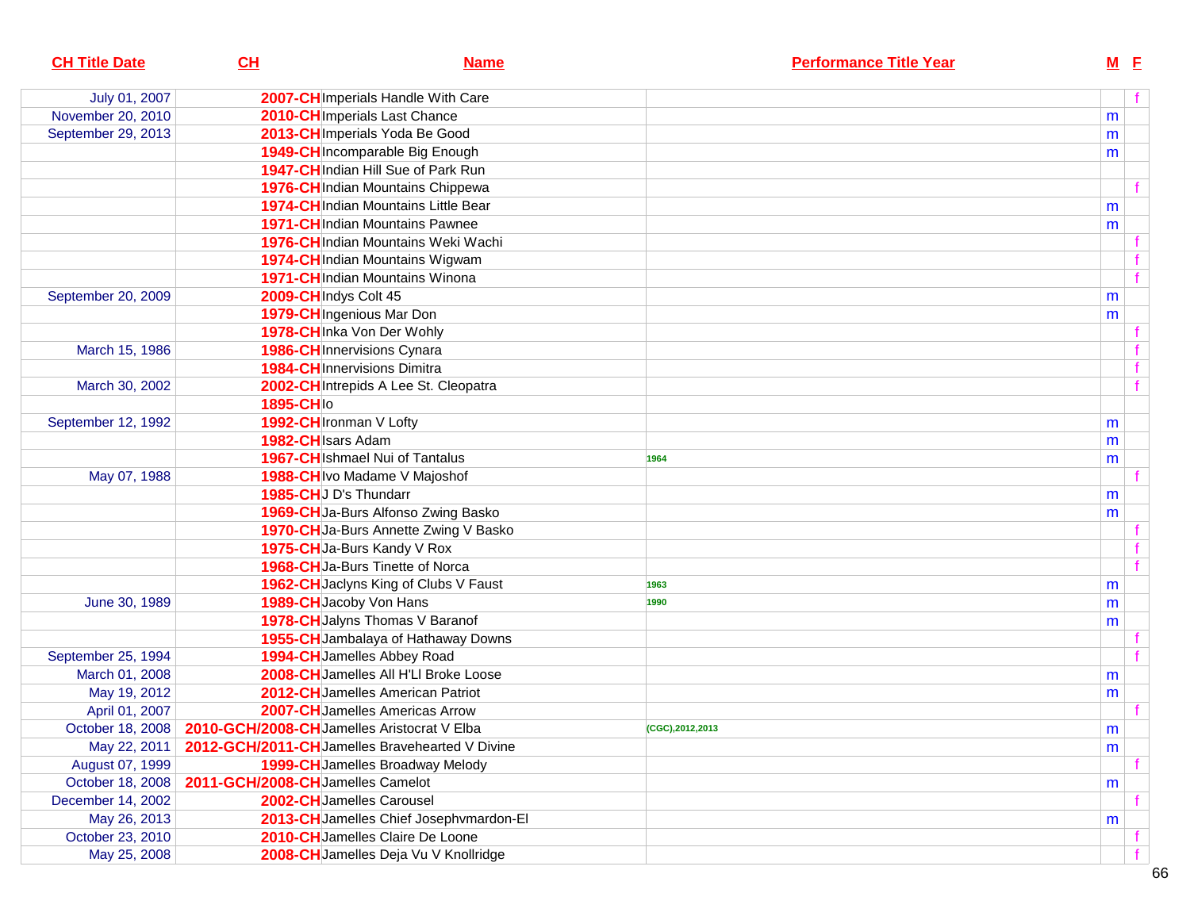| CH Title Date | CH | Name | Performance Title Year | M | F |
|---|---|---|---|---|---|
| July 01, 2007 | 2007-CH | Imperials Handle With Care | | | f |
| November 20, 2010 | 2010-CH | Imperials Last Chance | | m | |
| September 29, 2013 | 2013-CH | Imperials Yoda Be Good | | m | |
| | 1949-CH | Incomparable Big Enough | | m | |
| | 1947-CH | Indian Hill Sue of Park Run | | | |
| | 1976-CH | Indian Mountains Chippewa | | | f |
| | 1974-CH | Indian Mountains Little Bear | | m | |
| | 1971-CH | Indian Mountains Pawnee | | m | |
| | 1976-CH | Indian Mountains Weki Wachi | | | f |
| | 1974-CH | Indian Mountains Wigwam | | | f |
| | 1971-CH | Indian Mountains Winona | | | f |
| September 20, 2009 | 2009-CH | Indys Colt 45 | | m | |
| | 1979-CH | Ingenious Mar Don | | m | |
| | 1978-CH | Inka Von Der Wohly | | | f |
| March 15, 1986 | 1986-CH | Innervisions Cynara | | | f |
| | 1984-CH | Innervisions Dimitra | | | f |
| March 30, 2002 | 2002-CH | Intrepids A Lee St. Cleopatra | | | f |
| | 1895-CH | Io | | | |
| September 12, 1992 | 1992-CH | Ironman V Lofty | | m | |
| | 1982-CH | Isars Adam | | m | |
| | 1967-CH | Ishmael Nui of Tantalus | 1964 | m | |
| May 07, 1988 | 1988-CH | Ivo Madame V Majoshof | | | f |
| | 1985-CH | J D's Thundarr | | m | |
| | 1969-CH | Ja-Burs Alfonso Zwing Basko | | m | |
| | 1970-CH | Ja-Burs Annette Zwing V Basko | | | f |
| | 1975-CH | Ja-Burs Kandy V Rox | | | f |
| | 1968-CH | Ja-Burs Tinette of Norca | | | f |
| | 1962-CH | Jaclyns King of Clubs V Faust | 1963 | m | |
| June 30, 1989 | 1989-CH | Jacoby Von Hans | 1990 | m | |
| | 1978-CH | Jalyns Thomas V Baranof | | m | |
| | 1955-CH | Jambalaya of Hathaway Downs | | | f |
| September 25, 1994 | 1994-CH | Jamelles Abbey Road | | | f |
| March 01, 2008 | 2008-CH | Jamelles All H'Ll Broke Loose | | m | |
| May 19, 2012 | 2012-CH | Jamelles American Patriot | | m | |
| April 01, 2007 | 2007-CH | Jamelles Americas Arrow | | | f |
| October 18, 2008 | 2010-GCH/2008-CH | Jamelles Aristocrat V Elba | (CGC),2012,2013 | m | |
| May 22, 2011 | 2012-GCH/2011-CH | Jamelles Bravehearted V Divine | | m | |
| August 07, 1999 | 1999-CH | Jamelles Broadway Melody | | | f |
| October 18, 2008 | 2011-GCH/2008-CH | Jamelles Camelot | | m | |
| December 14, 2002 | 2002-CH | Jamelles Carousel | | | f |
| May 26, 2013 | 2013-CH | Jamelles Chief Josephvmardon-El | | m | |
| October 23, 2010 | 2010-CH | Jamelles Claire De Loone | | | f |
| May 25, 2008 | 2008-CH | Jamelles Deja Vu V Knollridge | | | f |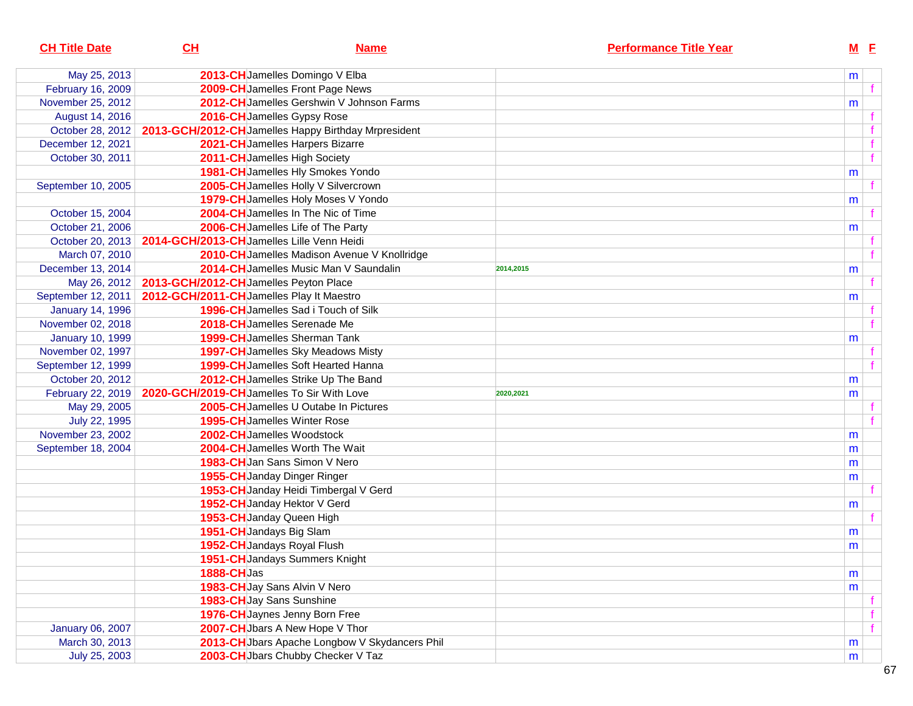| CH Title Date | CH | Name | Performance Title Year | M | F |
|---|---|---|---|---|---|
| May 25, 2013 | 2013-CH | Jamelles Domingo V Elba | | m | |
| February 16, 2009 | 2009-CH | Jamelles Front Page News | | | f |
| November 25, 2012 | 2012-CH | Jamelles Gershwin V Johnson Farms | | m | |
| August 14, 2016 | 2016-CH | Jamelles Gypsy Rose | | | f |
| October 28, 2012 | 2013-GCH/2012-CH | Jamelles Happy Birthday Mrpresident | | | f |
| December 12, 2021 | 2021-CH | Jamelles Harpers Bizarre | | | f |
| October 30, 2011 | 2011-CH | Jamelles High Society | | | f |
| | 1981-CH | Jamelles Hly Smokes Yondo | | m | |
| September 10, 2005 | 2005-CH | Jamelles Holly V Silvercrown | | | f |
| | 1979-CH | Jamelles Holy Moses V Yondo | | m | |
| October 15, 2004 | 2004-CH | Jamelles In The Nic of Time | | | f |
| October 21, 2006 | 2006-CH | Jamelles Life of The Party | | m | |
| October 20, 2013 | 2014-GCH/2013-CH | Jamelles Lille Venn Heidi | | | f |
| March 07, 2010 | 2010-CH | Jamelles Madison Avenue V Knollridge | | | f |
| December 13, 2014 | 2014-CH | Jamelles Music Man V Saundalin | 2014,2015 | m | |
| May 26, 2012 | 2013-GCH/2012-CH | Jamelles Peyton Place | | | f |
| September 12, 2011 | 2012-GCH/2011-CH | Jamelles Play It Maestro | | m | |
| January 14, 1996 | 1996-CH | Jamelles Sad i Touch of Silk | | | f |
| November 02, 2018 | 2018-CH | Jamelles Serenade Me | | | f |
| January 10, 1999 | 1999-CH | Jamelles Sherman Tank | | m | |
| November 02, 1997 | 1997-CH | Jamelles Sky Meadows Misty | | | f |
| September 12, 1999 | 1999-CH | Jamelles Soft Hearted Hanna | | | f |
| October 20, 2012 | 2012-CH | Jamelles Strike Up The Band | | m | |
| February 22, 2019 | 2020-GCH/2019-CH | Jamelles To Sir With Love | 2020,2021 | m | |
| May 29, 2005 | 2005-CH | Jamelles U Outabe In Pictures | | | f |
| July 22, 1995 | 1995-CH | Jamelles Winter Rose | | | f |
| November 23, 2002 | 2002-CH | Jamelles Woodstock | | m | |
| September 18, 2004 | 2004-CH | Jamelles Worth The Wait | | m | |
| | 1983-CH | Jan Sans Simon V Nero | | m | |
| | 1955-CH | Janday Dinger Ringer | | m | |
| | 1953-CH | Janday Heidi Timbergal V Gerd | | | f |
| | 1952-CH | Janday Hektor V Gerd | | m | |
| | 1953-CH | Janday Queen High | | | f |
| | 1951-CH | Jandays Big Slam | | m | |
| | 1952-CH | Jandays Royal Flush | | m | |
| | 1951-CH | Jandays Summers Knight | | | |
| | 1888-CH | Jas | | m | |
| | 1983-CH | Jay Sans Alvin V Nero | | m | |
| | 1983-CH | Jay Sans Sunshine | | | f |
| | 1976-CH | Jaynes Jenny Born Free | | | f |
| January 06, 2007 | 2007-CH | Jbars A New Hope V Thor | | | f |
| March 30, 2013 | 2013-CH | Jbars Apache Longbow V Skydancers Phil | | m | |
| July 25, 2003 | 2003-CH | Jbars Chubby Checker V Taz | | m | |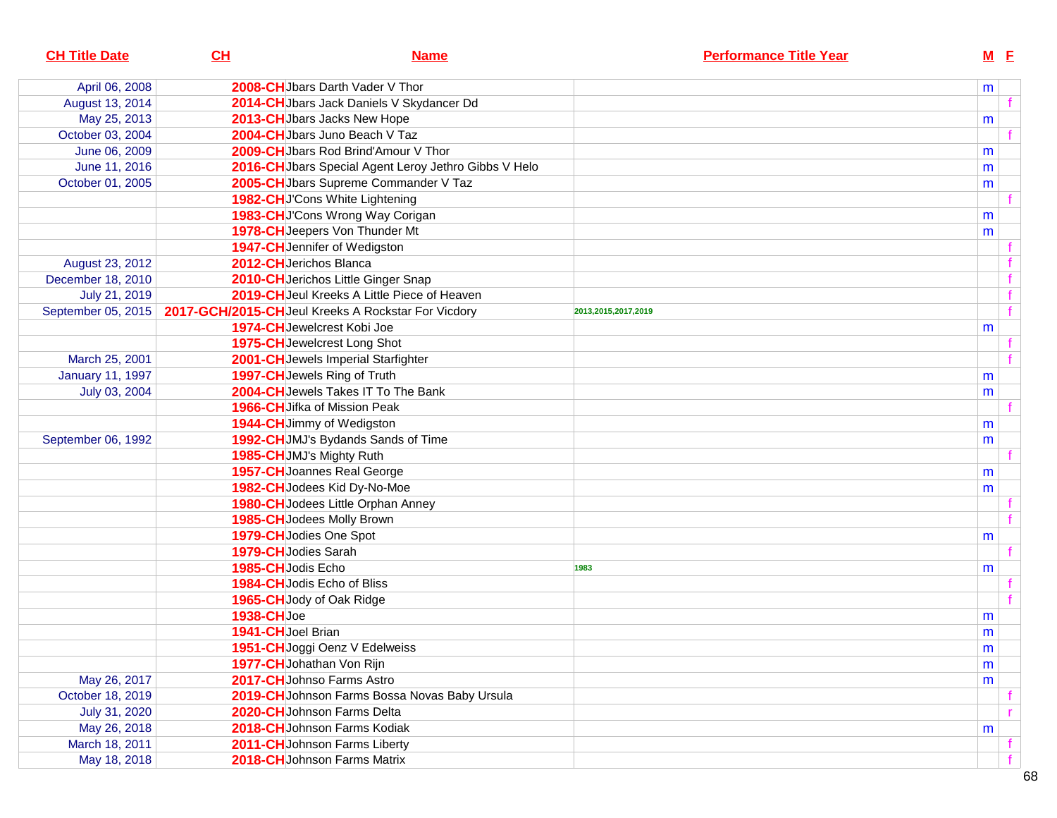| CH Title Date | CH | Name | Performance Title Year | M | F |
|---|---|---|---|---|---|
| April 06, 2008 | 2008-CH | Jbars Darth Vader V Thor | | m | |
| August 13, 2014 | 2014-CH | Jbars Jack Daniels V Skydancer Dd | | | f |
| May 25, 2013 | 2013-CH | Jbars Jacks New Hope | | m | |
| October 03, 2004 | 2004-CH | Jbars Juno Beach V Taz | | | f |
| June 06, 2009 | 2009-CH | Jbars Rod Brind'Amour V Thor | | m | |
| June 11, 2016 | 2016-CH | Jbars Special Agent Leroy Jethro Gibbs V Helo | | m | |
| October 01, 2005 | 2005-CH | Jbars Supreme Commander V Taz | | m | |
| | 1982-CH | J'Cons White Lightening | | | f |
| | 1983-CH | J'Cons Wrong Way Corigan | | m | |
| | 1978-CH | Jeepers Von Thunder Mt | | m | |
| | 1947-CH | Jennifer of Wedigston | | | f |
| August 23, 2012 | 2012-CH | Jerichos Blanca | | | f |
| December 18, 2010 | 2010-CH | Jerichos Little Ginger Snap | | | f |
| July 21, 2019 | 2019-CH | Jeul Kreeks A Little Piece of Heaven | | | f |
| September 05, 2015 | 2017-GCH/2015-CH | Jeul Kreeks A Rockstar For Vicdory | 2013,2015,2017,2019 | | f |
| | 1974-CH | Jewelcrest Kobi Joe | | m | |
| | 1975-CH | Jewelcrest Long Shot | | | f |
| March 25, 2001 | 2001-CH | Jewels Imperial Starfighter | | | f |
| January 11, 1997 | 1997-CH | Jewels Ring of Truth | | m | |
| July 03, 2004 | 2004-CH | Jewels Takes IT To The Bank | | m | |
| | 1966-CH | Jifka of Mission Peak | | | f |
| | 1944-CH | Jimmy of Wedigston | | m | |
| September 06, 1992 | 1992-CH | JMJ's Bydands Sands of Time | | m | |
| | 1985-CH | JMJ's Mighty Ruth | | | f |
| | 1957-CH | Joannes Real George | | m | |
| | 1982-CH | Jodees Kid Dy-No-Moe | | m | |
| | 1980-CH | Jodees Little Orphan Anney | | | f |
| | 1985-CH | Jodees Molly Brown | | | f |
| | 1979-CH | Jodies One Spot | | m | |
| | 1979-CH | Jodies Sarah | | | f |
| | 1985-CH | Jodis Echo | 1983 | m | |
| | 1984-CH | Jodis Echo of Bliss | | | f |
| | 1965-CH | Jody of Oak Ridge | | | f |
| | 1938-CH | Joe | | m | |
| | 1941-CH | Joel Brian | | m | |
| | 1951-CH | Joggi Oenz V Edelweiss | | m | |
| | 1977-CH | Johathan Von Rijn | | m | |
| May 26, 2017 | 2017-CH | Johnso Farms Astro | | m | |
| October 18, 2019 | 2019-CH | Johnson Farms Bossa Novas Baby Ursula | | | f |
| July 31, 2020 | 2020-CH | Johnson Farms Delta | | | r |
| May 26, 2018 | 2018-CH | Johnson Farms Kodiak | | m | |
| March 18, 2011 | 2011-CH | Johnson Farms Liberty | | | f |
| May 18, 2018 | 2018-CH | Johnson Farms Matrix | | | f |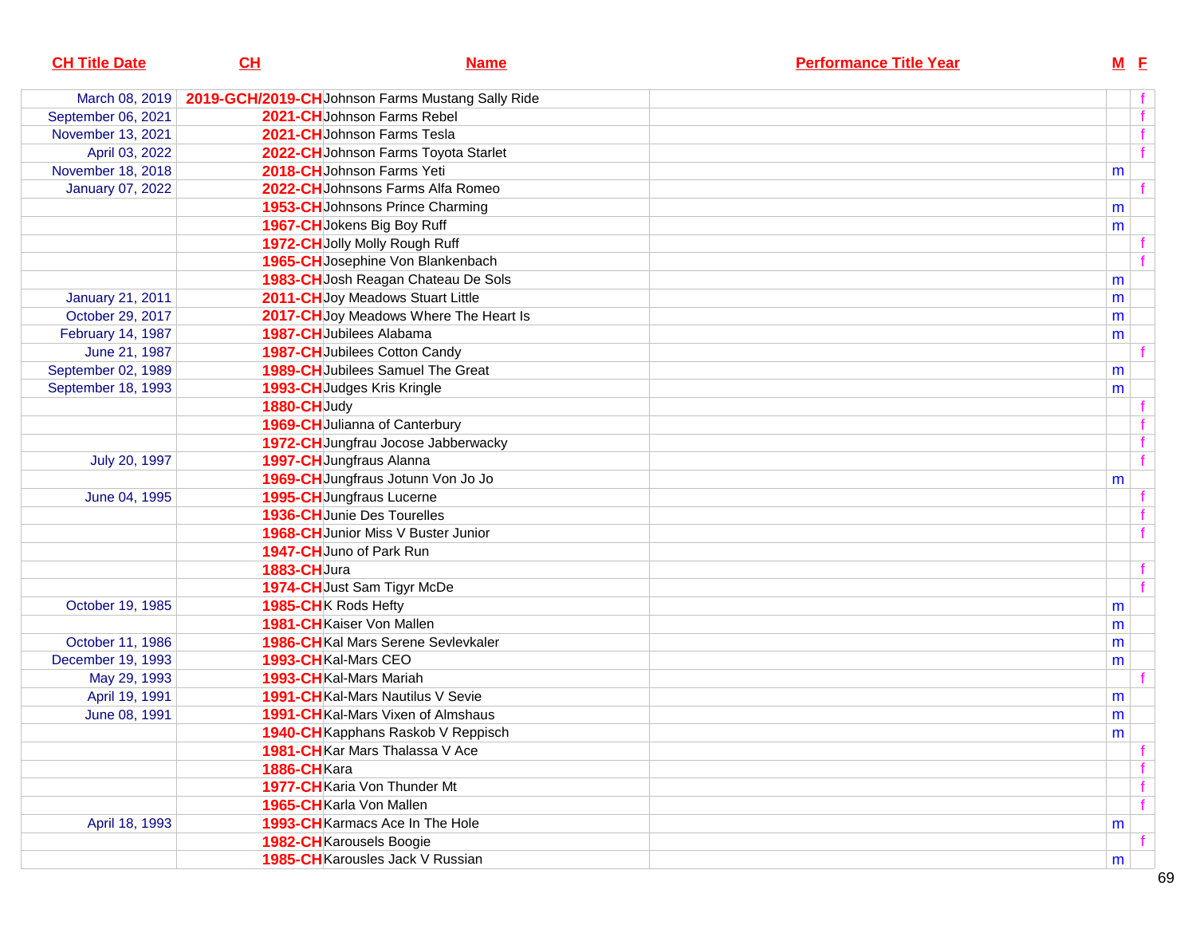| CH Title Date | CH | Name | Performance Title Year | M | F |
|---|---|---|---|---|---|
| March 08, 2019 | 2019-GCH/2019-CH | Johnson Farms Mustang Sally Ride | | | f |
| September 06, 2021 | 2021-CH | Johnson Farms Rebel | | | f |
| November 13, 2021 | 2021-CH | Johnson Farms Tesla | | | f |
| April 03, 2022 | 2022-CH | Johnson Farms Toyota Starlet | | | f |
| November 18, 2018 | 2018-CH | Johnson Farms Yeti | | m | |
| January 07, 2022 | 2022-CH | Johnsons Farms Alfa Romeo | | | f |
| | 1953-CH | Johnsons Prince Charming | | m | |
| | 1967-CH | Jokens Big Boy Ruff | | m | |
| | 1972-CH | Jolly Molly Rough Ruff | | | f |
| | 1965-CH | Josephine Von Blankenbach | | | f |
| | 1983-CH | Josh Reagan Chateau De Sols | | m | |
| January 21, 2011 | 2011-CH | Joy Meadows Stuart Little | | m | |
| October 29, 2017 | 2017-CH | Joy Meadows Where The Heart Is | | m | |
| February 14, 1987 | 1987-CH | Jubilees Alabama | | m | |
| June 21, 1987 | 1987-CH | Jubilees Cotton Candy | | | f |
| September 02, 1989 | 1989-CH | Jubilees Samuel The Great | | m | |
| September 18, 1993 | 1993-CH | Judges Kris Kringle | | m | |
| | 1880-CH | Judy | | | f |
| | 1969-CH | Julianna of Canterbury | | | f |
| | 1972-CH | Jungfrau Jocose Jabberwacky | | | f |
| July 20, 1997 | 1997-CH | Jungfraus Alanna | | | f |
| | 1969-CH | Jungfraus Jotunn Von Jo Jo | | m | |
| June 04, 1995 | 1995-CH | Jungfraus Lucerne | | | f |
| | 1936-CH | Junie Des Tourelles | | | f |
| | 1968-CH | Junior Miss V Buster Junior | | | f |
| | 1947-CH | Juno of Park Run | | | |
| | 1883-CH | Jura | | | f |
| | 1974-CH | Just Sam Tigyr McDe | | | f |
| October 19, 1985 | 1985-CH | K Rods Hefty | | m | |
| | 1981-CH | Kaiser Von Mallen | | m | |
| October 11, 1986 | 1986-CH | Kal Mars Serene Sevlevkaler | | m | |
| December 19, 1993 | 1993-CH | Kal-Mars CEO | | m | |
| May 29, 1993 | 1993-CH | Kal-Mars Mariah | | | f |
| April 19, 1991 | 1991-CH | Kal-Mars Nautilus V Sevie | | m | |
| June 08, 1991 | 1991-CH | Kal-Mars Vixen of Almshaus | | m | |
| | 1940-CH | Kapphans Raskob V Reppisch | | m | |
| | 1981-CH | Kar Mars Thalassa V Ace | | | f |
| | 1886-CH | Kara | | | f |
| | 1977-CH | Karia Von Thunder Mt | | | f |
| | 1965-CH | Karla Von Mallen | | | f |
| April 18, 1993 | 1993-CH | Karmacs Ace In The Hole | | m | |
| | 1982-CH | Karousels Boogie | | | f |
| | 1985-CH | Karousles Jack V Russian | | m | |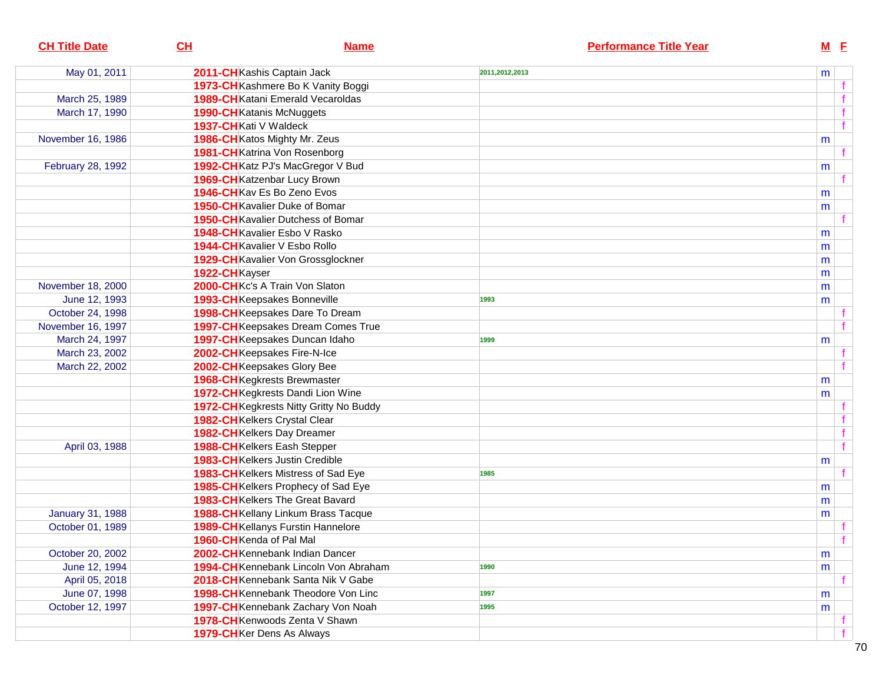| CH Title Date | CH | Name | Performance Title Year | M | F |
|---|---|---|---|---|---|
| May 01, 2011 | 2011-CH | Kashis Captain Jack | 2011,2012,2013 | m | |
| | 1973-CH | Kashmere Bo K Vanity Boggi | | | f |
| March 25, 1989 | 1989-CH | Katani Emerald Vecaroldas | | | f |
| March 17, 1990 | 1990-CH | Katanis McNuggets | | | f |
| | 1937-CH | Kati V Waldeck | | | f |
| November 16, 1986 | 1986-CH | Katos Mighty Mr. Zeus | | m | |
| | 1981-CH | Katrina Von Rosenborg | | | f |
| February 28, 1992 | 1992-CH | Katz PJ's MacGregor V Bud | | m | |
| | 1969-CH | Katzenbar Lucy Brown | | | f |
| | 1946-CH | Kav Es Bo Zeno Evos | | m | |
| | 1950-CH | Kavalier Duke of Bomar | | m | |
| | 1950-CH | Kavalier Dutchess of Bomar | | | f |
| | 1948-CH | Kavalier Esbo V Rasko | | m | |
| | 1944-CH | Kavalier V Esbo Rollo | | m | |
| | 1929-CH | Kavalier Von Grossglockner | | m | |
| | 1922-CH | Kayser | | m | |
| November 18, 2000 | 2000-CH | Kc's A Train Von Slaton | | m | |
| June 12, 1993 | 1993-CH | Keepsakes Bonneville | 1993 | m | |
| October 24, 1998 | 1998-CH | Keepsakes Dare To Dream | | | f |
| November 16, 1997 | 1997-CH | Keepsakes Dream Comes True | | | f |
| March 24, 1997 | 1997-CH | Keepsakes Duncan Idaho | 1999 | m | |
| March 23, 2002 | 2002-CH | Keepsakes Fire-N-Ice | | | f |
| March 22, 2002 | 2002-CH | Keepsakes Glory Bee | | | f |
| | 1968-CH | Kegkrests Brewmaster | | m | |
| | 1972-CH | Kegkrests Dandi Lion Wine | | m | |
| | 1972-CH | Kegkrests Nitty Gritty No Buddy | | | f |
| | 1982-CH | Kelkers Crystal Clear | | | f |
| | 1982-CH | Kelkers Day Dreamer | | | f |
| April 03, 1988 | 1988-CH | Kelkers Eash Stepper | | | f |
| | 1983-CH | Kelkers Justin Credible | | m | |
| | 1983-CH | Kelkers Mistress of Sad Eye | 1985 | | f |
| | 1985-CH | Kelkers Prophecy of Sad Eye | | m | |
| | 1983-CH | Kelkers The Great Bavard | | m | |
| January 31, 1988 | 1988-CH | Kellany Linkum Brass Tacque | | m | |
| October 01, 1989 | 1989-CH | Kellanys Furstin Hannelore | | | f |
| | 1960-CH | Kenda of Pal Mal | | | f |
| October 20, 2002 | 2002-CH | Kennebank Indian Dancer | | m | |
| June 12, 1994 | 1994-CH | Kennebank Lincoln Von Abraham | 1990 | m | |
| April 05, 2018 | 2018-CH | Kennebank Santa Nik V Gabe | | | f |
| June 07, 1998 | 1998-CH | Kennebank Theodore Von Linc | 1997 | m | |
| October 12, 1997 | 1997-CH | Kennebank Zachary Von Noah | 1995 | m | |
| | 1978-CH | Kenwoods Zenta V Shawn | | | f |
| | 1979-CH | Ker Dens As Always | | | f |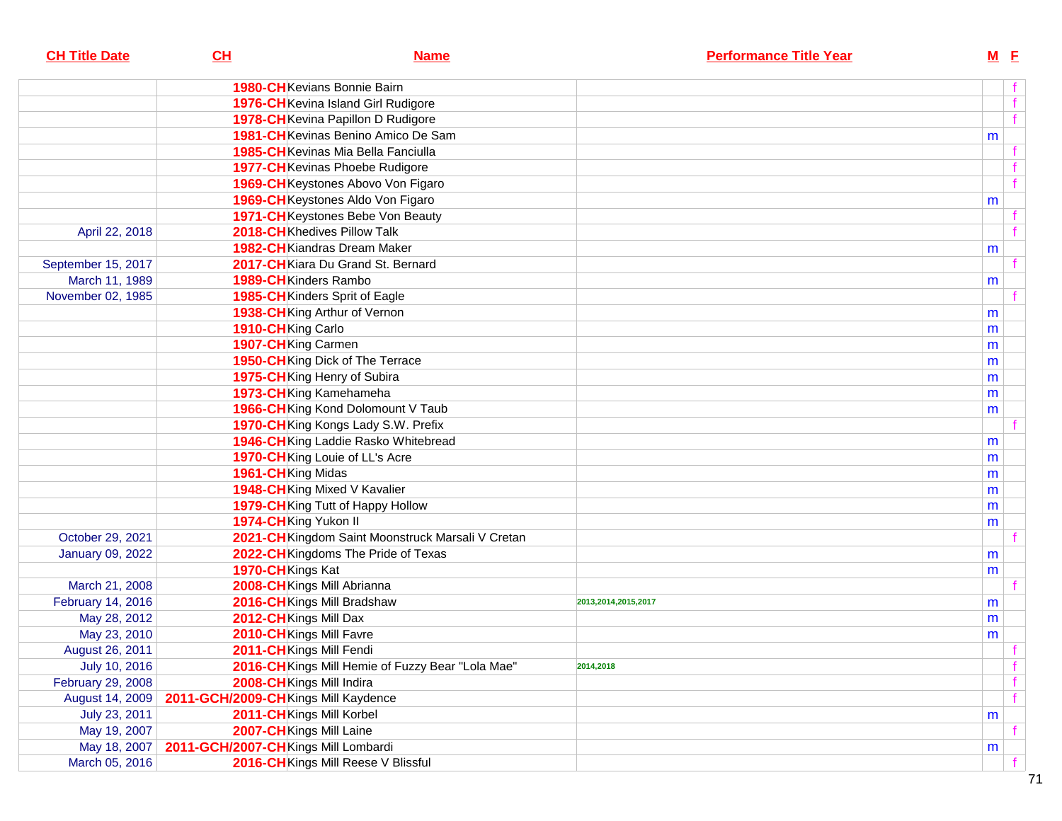| CH Title Date | CH | Name | Performance Title Year | M | F |
|---|---|---|---|---|---|
| | 1980-CH | Kevians Bonnie Bairn | | | f |
| | 1976-CH | Kevina Island Girl Rudigore | | | f |
| | 1978-CH | Kevina Papillon D Rudigore | | | f |
| | 1981-CH | Kevinas Benino Amico De Sam | | m | |
| | 1985-CH | Kevinas Mia Bella Fanciulla | | | f |
| | 1977-CH | Kevinas Phoebe Rudigore | | | f |
| | 1969-CH | Keystones Abovo Von Figaro | | | f |
| | 1969-CH | Keystones Aldo Von Figaro | | m | |
| | 1971-CH | Keystones Bebe Von Beauty | | | f |
| April 22, 2018 | 2018-CH | Khedives Pillow Talk | | | f |
| | 1982-CH | Kiandras Dream Maker | | m | |
| September 15, 2017 | 2017-CH | Kiara Du Grand St. Bernard | | | f |
| March 11, 1989 | 1989-CH | Kinders Rambo | | m | |
| November 02, 1985 | 1985-CH | Kinders Sprit of Eagle | | | f |
| | 1938-CH | King Arthur of Vernon | | m | |
| | 1910-CH | King Carlo | | m | |
| | 1907-CH | King Carmen | | m | |
| | 1950-CH | King Dick of The Terrace | | m | |
| | 1975-CH | King Henry of Subira | | m | |
| | 1973-CH | King Kamehameha | | m | |
| | 1966-CH | King Kond Dolomount V Taub | | m | |
| | 1970-CH | King Kongs Lady S.W. Prefix | | | f |
| | 1946-CH | King Laddie Rasko Whitebread | | m | |
| | 1970-CH | King Louie of LL's Acre | | m | |
| | 1961-CH | King Midas | | m | |
| | 1948-CH | King Mixed V Kavalier | | m | |
| | 1979-CH | King Tutt of Happy Hollow | | m | |
| | 1974-CH | King Yukon II | | m | |
| October 29, 2021 | 2021-CH | Kingdom Saint Moonstruck Marsali V Cretan | | | f |
| January 09, 2022 | 2022-CH | Kingdoms The Pride of Texas | | m | |
| | 1970-CH | Kings Kat | | m | |
| March 21, 2008 | 2008-CH | Kings Mill Abrianna | | | f |
| February 14, 2016 | 2016-CH | Kings Mill Bradshaw | 2013,2014,2015,2017 | m | |
| May 28, 2012 | 2012-CH | Kings Mill Dax | | m | |
| May 23, 2010 | 2010-CH | Kings Mill Favre | | m | |
| August 26, 2011 | 2011-CH | Kings Mill Fendi | | | f |
| July 10, 2016 | 2016-CH | Kings Mill Hemie of Fuzzy Bear "Lola Mae" | 2014,2018 | | f |
| February 29, 2008 | 2008-CH | Kings Mill Indira | | | f |
| August 14, 2009 | 2011-GCH/2009-CH | Kings Mill Kaydence | | | f |
| July 23, 2011 | 2011-CH | Kings Mill Korbel | | m | |
| May 19, 2007 | 2007-CH | Kings Mill Laine | | | f |
| May 18, 2007 | 2011-GCH/2007-CH | Kings Mill Lombardi | | m | |
| March 05, 2016 | 2016-CH | Kings Mill Reese V Blissful | | | f |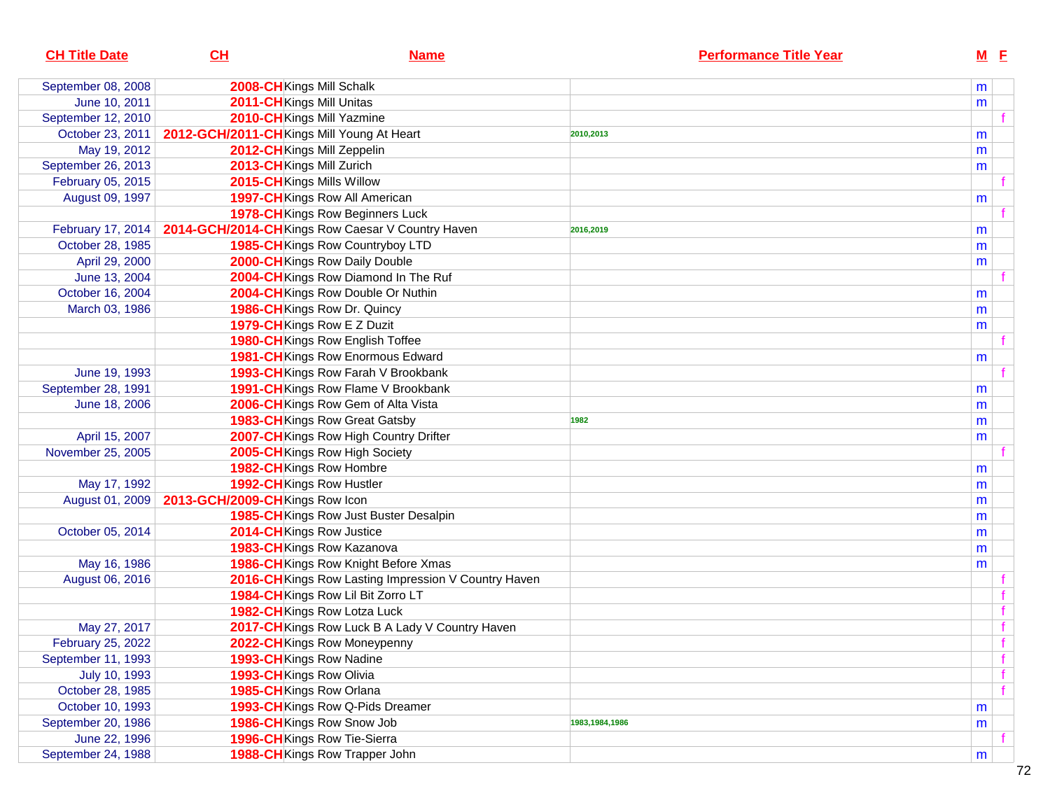| CH Title Date | CH | Name | Performance Title Year | M | F |
|---|---|---|---|---|---|
| September 08, 2008 | 2008-CH | Kings Mill Schalk | | m | |
| June 10, 2011 | 2011-CH | Kings Mill Unitas | | m | |
| September 12, 2010 | 2010-CH | Kings Mill Yazmine | | | f |
| October 23, 2011 | 2012-GCH/2011-CH | Kings Mill Young At Heart | 2010,2013 | m | |
| May 19, 2012 | 2012-CH | Kings Mill Zeppelin | | m | |
| September 26, 2013 | 2013-CH | Kings Mill Zurich | | m | |
| February 05, 2015 | 2015-CH | Kings Mills Willow | | | f |
| August 09, 1997 | 1997-CH | Kings Row All American | | m | |
| | 1978-CH | Kings Row Beginners Luck | | | f |
| February 17, 2014 | 2014-GCH/2014-CH | Kings Row Caesar V Country Haven | 2016,2019 | m | |
| October 28, 1985 | 1985-CH | Kings Row Countryboy LTD | | m | |
| April 29, 2000 | 2000-CH | Kings Row Daily Double | | m | |
| June 13, 2004 | 2004-CH | Kings Row Diamond In The Ruf | | | f |
| October 16, 2004 | 2004-CH | Kings Row Double Or Nuthin | | m | |
| March 03, 1986 | 1986-CH | Kings Row Dr. Quincy | | m | |
| | 1979-CH | Kings Row E Z Duzit | | m | |
| | 1980-CH | Kings Row English Toffee | | | f |
| | 1981-CH | Kings Row Enormous Edward | | m | |
| June 19, 1993 | 1993-CH | Kings Row Farah V Brookbank | | | f |
| September 28, 1991 | 1991-CH | Kings Row Flame V Brookbank | | m | |
| June 18, 2006 | 2006-CH | Kings Row Gem of Alta Vista | | m | |
| | 1983-CH | Kings Row Great Gatsby | 1982 | m | |
| April 15, 2007 | 2007-CH | Kings Row High Country Drifter | | m | |
| November 25, 2005 | 2005-CH | Kings Row High Society | | | f |
| | 1982-CH | Kings Row Hombre | | m | |
| May 17, 1992 | 1992-CH | Kings Row Hustler | | m | |
| August 01, 2009 | 2013-GCH/2009-CH | Kings Row Icon | | m | |
| | 1985-CH | Kings Row Just Buster Desalpin | | m | |
| October 05, 2014 | 2014-CH | Kings Row Justice | | m | |
| | 1983-CH | Kings Row Kazanova | | m | |
| May 16, 1986 | 1986-CH | Kings Row Knight Before Xmas | | m | |
| August 06, 2016 | 2016-CH | Kings Row Lasting Impression V Country Haven | | | f |
| | 1984-CH | Kings Row Lil Bit Zorro LT | | | f |
| | 1982-CH | Kings Row Lotza Luck | | | f |
| May 27, 2017 | 2017-CH | Kings Row Luck B A Lady V Country Haven | | | f |
| February 25, 2022 | 2022-CH | Kings Row Moneypenny | | | f |
| September 11, 1993 | 1993-CH | Kings Row Nadine | | | f |
| July 10, 1993 | 1993-CH | Kings Row Olivia | | | f |
| October 28, 1985 | 1985-CH | Kings Row Orlana | | | f |
| October 10, 1993 | 1993-CH | Kings Row Q-Pids Dreamer | | m | |
| September 20, 1986 | 1986-CH | Kings Row Snow Job | 1983,1984,1986 | m | |
| June 22, 1996 | 1996-CH | Kings Row Tie-Sierra | | | f |
| September 24, 1988 | 1988-CH | Kings Row Trapper John | | m | |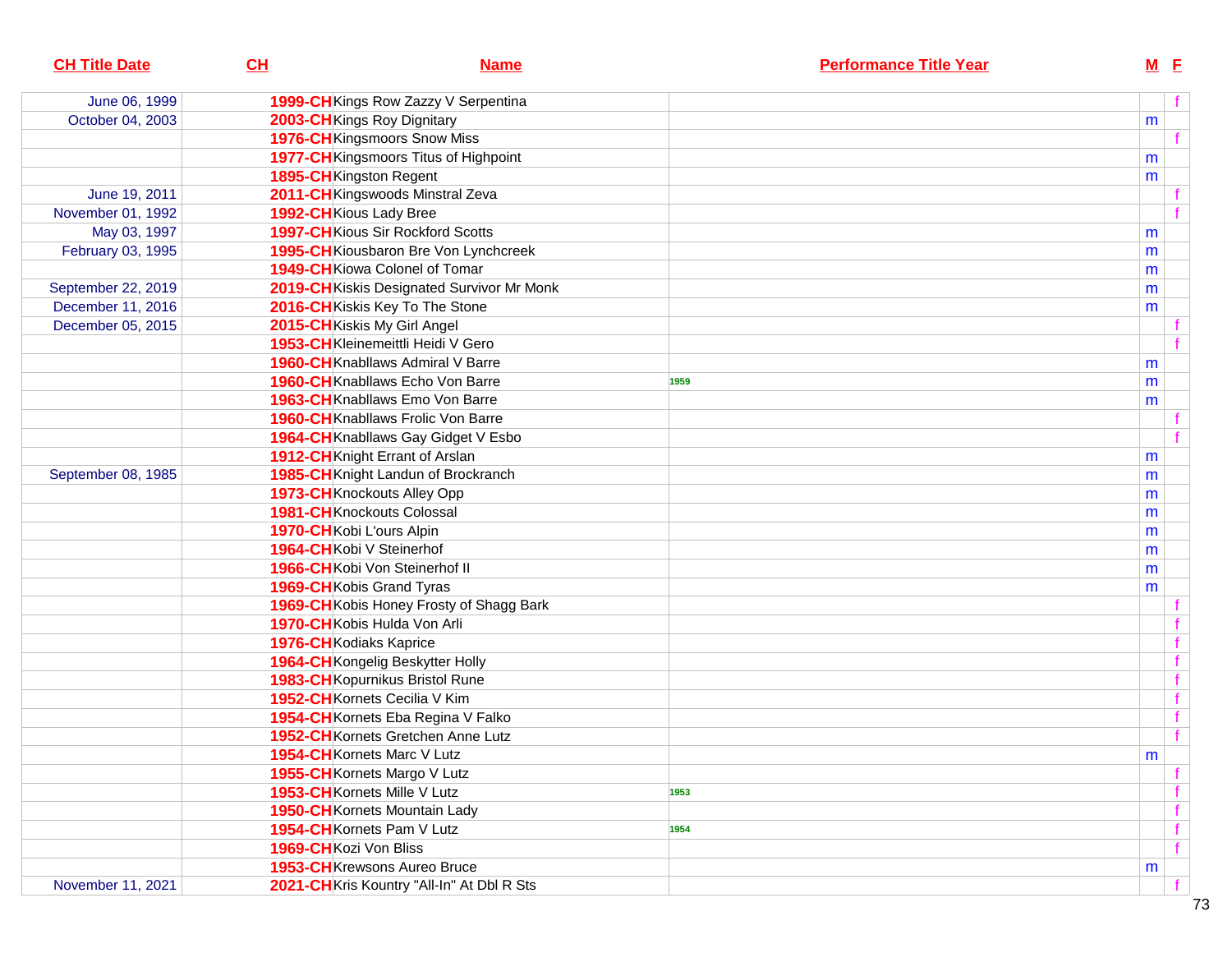| CH Title Date | CH | Name | Performance Title Year | M | F |
|---|---|---|---|---|---|
| June 06, 1999 | 1999-CH | Kings Row Zazzy V Serpentina | | | f |
| October 04, 2003 | 2003-CH | Kings Roy Dignitary | | m | |
| | 1976-CH | Kingsmoors Snow Miss | | | f |
| | 1977-CH | Kingsmoors Titus of Highpoint | | m | |
| | 1895-CH | Kingston Regent | | m | |
| June 19, 2011 | 2011-CH | Kingswoods Minstral Zeva | | | f |
| November 01, 1992 | 1992-CH | Kious Lady Bree | | | f |
| May 03, 1997 | 1997-CH | Kious Sir Rockford Scotts | | m | |
| February 03, 1995 | 1995-CH | Kiousbaron Bre Von Lynchcreek | | m | |
| | 1949-CH | Kiowa Colonel of Tomar | | m | |
| September 22, 2019 | 2019-CH | Kiskis Designated Survivor Mr Monk | | m | |
| December 11, 2016 | 2016-CH | Kiskis Key To The Stone | | m | |
| December 05, 2015 | 2015-CH | Kiskis My Girl Angel | | | f |
| | 1953-CH | Kleinemeittli Heidi V Gero | | | f |
| | 1960-CH | Knabllaws Admiral V Barre | | m | |
| | 1960-CH | Knabllaws Echo Von Barre | 1959 | m | |
| | 1963-CH | Knabllaws Emo Von Barre | | m | |
| | 1960-CH | Knabllaws Frolic Von Barre | | | f |
| | 1964-CH | Knabllaws Gay Gidget V Esbo | | | f |
| | 1912-CH | Knight Errant of Arslan | | m | |
| September 08, 1985 | 1985-CH | Knight Landun of Brockranch | | m | |
| | 1973-CH | Knockouts Alley Opp | | m | |
| | 1981-CH | Knockouts Colossal | | m | |
| | 1970-CH | Kobi L'ours Alpin | | m | |
| | 1964-CH | Kobi V Steinerhof | | m | |
| | 1966-CH | Kobi Von Steinerhof II | | m | |
| | 1969-CH | Kobis Grand Tyras | | m | |
| | 1969-CH | Kobis Honey Frosty of Shagg Bark | | | f |
| | 1970-CH | Kobis Hulda Von Arli | | | f |
| | 1976-CH | Kodiaks Kaprice | | | f |
| | 1964-CH | Kongelig Beskytter Holly | | | f |
| | 1983-CH | Kopurnikus Bristol Rune | | | f |
| | 1952-CH | Kornets Cecilia V Kim | | | f |
| | 1954-CH | Kornets Eba Regina V Falko | | | f |
| | 1952-CH | Kornets Gretchen Anne Lutz | | | f |
| | 1954-CH | Kornets Marc V Lutz | | m | |
| | 1955-CH | Kornets Margo V Lutz | | | f |
| | 1953-CH | Kornets Mille V Lutz | 1953 | | f |
| | 1950-CH | Kornets Mountain Lady | | | f |
| | 1954-CH | Kornets Pam V Lutz | 1954 | | f |
| | 1969-CH | Kozi Von Bliss | | | f |
| | 1953-CH | Krewsons Aureo Bruce | | m | |
| November 11, 2021 | 2021-CH | Kris Kountry "All-In" At Dbl R Sts | | | f |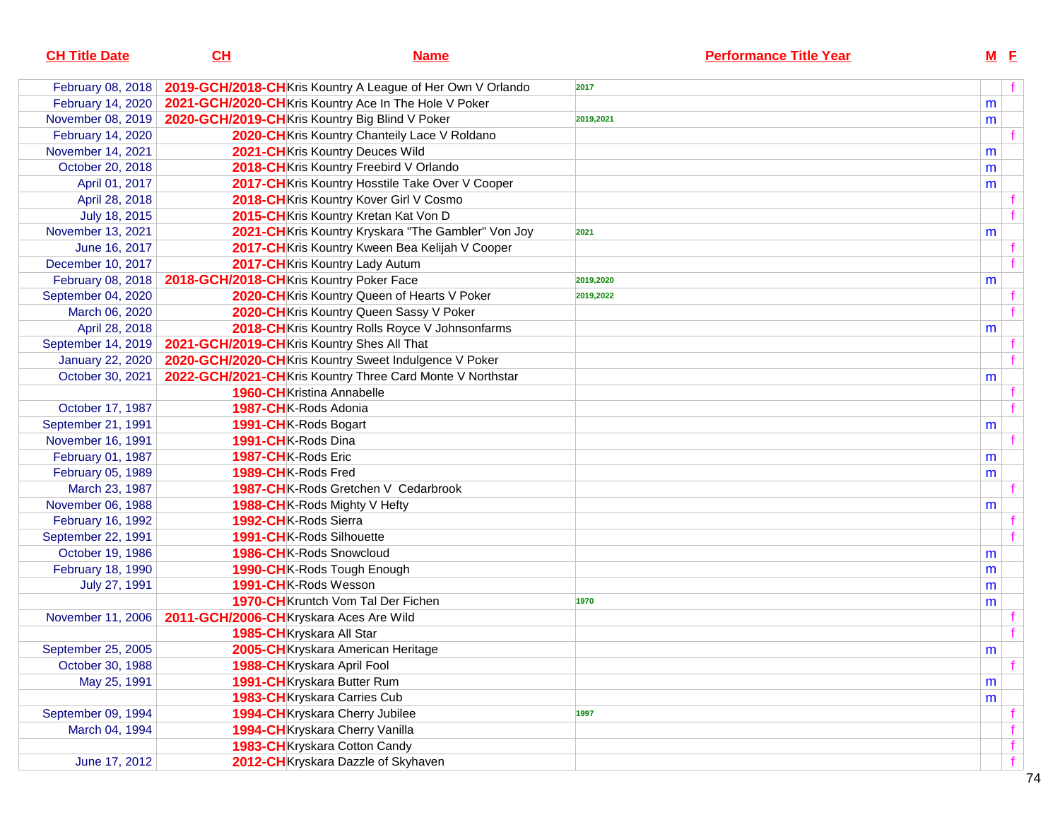| CH Title Date | CH | Name | Performance Title Year | M | F |
|---|---|---|---|---|---|
| February 08, 2018 | 2019-GCH/2018-CH | Kris Kountry A League of Her Own V Orlando | 2017 | | f |
| February 14, 2020 | 2021-GCH/2020-CH | Kris Kountry Ace In The Hole V Poker | | m | |
| November 08, 2019 | 2020-GCH/2019-CH | Kris Kountry Big Blind V Poker | 2019,2021 | m | |
| February 14, 2020 | 2020-CH | Kris Kountry Chanteily Lace V Roldano | | | f |
| November 14, 2021 | 2021-CH | Kris Kountry Deuces Wild | | m | |
| October 20, 2018 | 2018-CH | Kris Kountry Freebird V Orlando | | m | |
| April 01, 2017 | 2017-CH | Kris Kountry Hosstile Take Over V Cooper | | m | |
| April 28, 2018 | 2018-CH | Kris Kountry Kover Girl V Cosmo | | | f |
| July 18, 2015 | 2015-CH | Kris Kountry Kretan Kat Von D | | | f |
| November 13, 2021 | 2021-CH | Kris Kountry Kryskara "The Gambler" Von Joy | 2021 | m | |
| June 16, 2017 | 2017-CH | Kris Kountry Kween Bea Kelijah V Cooper | | | f |
| December 10, 2017 | 2017-CH | Kris Kountry Lady Autum | | | f |
| February 08, 2018 | 2018-GCH/2018-CH | Kris Kountry Poker Face | 2019,2020 | m | |
| September 04, 2020 | 2020-CH | Kris Kountry Queen of Hearts V Poker | 2019,2022 | | f |
| March 06, 2020 | 2020-CH | Kris Kountry Queen Sassy V Poker | | | f |
| April 28, 2018 | 2018-CH | Kris Kountry Rolls Royce V Johnsonfarms | | m | |
| September 14, 2019 | 2021-GCH/2019-CH | Kris Kountry Shes All That | | | f |
| January 22, 2020 | 2020-GCH/2020-CH | Kris Kountry Sweet Indulgence V Poker | | | f |
| October 30, 2021 | 2022-GCH/2021-CH | Kris Kountry Three Card Monte V Northstar | | m | |
| | 1960-CH | Kristina Annabelle | | | f |
| October 17, 1987 | 1987-CH | K-Rods Adonia | | | f |
| September 21, 1991 | 1991-CH | K-Rods Bogart | | m | |
| November 16, 1991 | 1991-CH | K-Rods Dina | | | f |
| February 01, 1987 | 1987-CH | K-Rods Eric | | m | |
| February 05, 1989 | 1989-CH | K-Rods Fred | | m | |
| March 23, 1987 | 1987-CH | K-Rods Gretchen V Cedarbrook | | | f |
| November 06, 1988 | 1988-CH | K-Rods Mighty V Hefty | | m | |
| February 16, 1992 | 1992-CH | K-Rods Sierra | | | f |
| September 22, 1991 | 1991-CH | K-Rods Silhouette | | | f |
| October 19, 1986 | 1986-CH | K-Rods Snowcloud | | m | |
| February 18, 1990 | 1990-CH | K-Rods Tough Enough | | m | |
| July 27, 1991 | 1991-CH | K-Rods Wesson | | m | |
| | 1970-CH | Kruntch Vom Tal Der Fichen | 1970 | m | |
| November 11, 2006 | 2011-GCH/2006-CH | Kryskara Aces Are Wild | | | f |
| | 1985-CH | Kryskara All Star | | | f |
| September 25, 2005 | 2005-CH | Kryskara American Heritage | | m | |
| October 30, 1988 | 1988-CH | Kryskara April Fool | | | f |
| May 25, 1991 | 1991-CH | Kryskara Butter Rum | | m | |
| | 1983-CH | Kryskara Carries Cub | | m | |
| September 09, 1994 | 1994-CH | Kryskara Cherry Jubilee | 1997 | | f |
| March 04, 1994 | 1994-CH | Kryskara Cherry Vanilla | | | f |
| | 1983-CH | Kryskara Cotton Candy | | | f |
| June 17, 2012 | 2012-CH | Kryskara Dazzle of Skyhaven | | | f |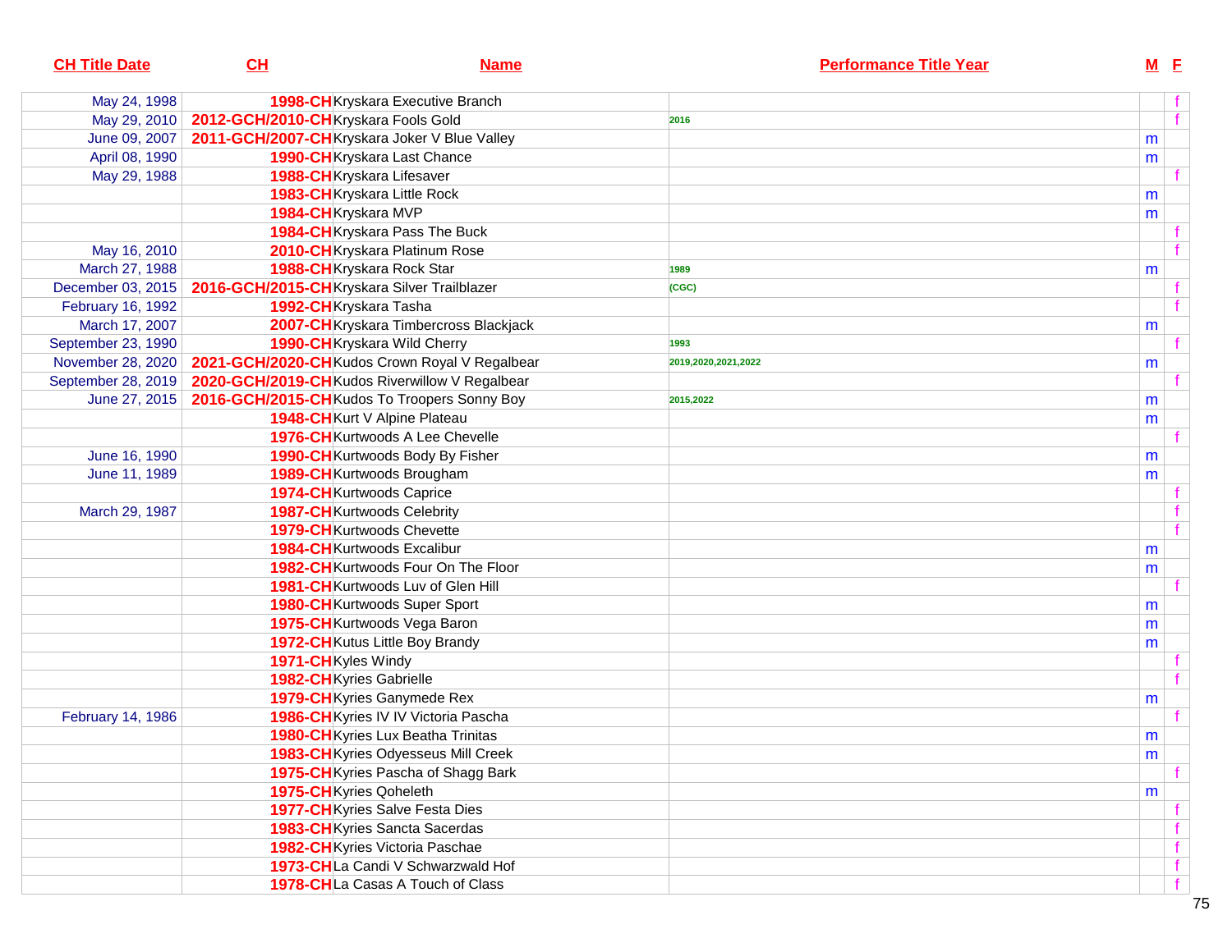| CH Title Date | CH | Name | Performance Title Year | M | F |
|---|---|---|---|---|---|
| May 24, 1998 | 1998-CH | Kryskara Executive Branch | | | f |
| May 29, 2010 | 2012-GCH/2010-CH | Kryskara Fools Gold | 2016 | | f |
| June 09, 2007 | 2011-GCH/2007-CH | Kryskara Joker V Blue Valley | | m | |
| April 08, 1990 | 1990-CH | Kryskara Last Chance | | m | |
| May 29, 1988 | 1988-CH | Kryskara Lifesaver | | | f |
| | 1983-CH | Kryskara Little Rock | | m | |
| | 1984-CH | Kryskara MVP | | m | |
| | 1984-CH | Kryskara Pass The Buck | | | f |
| May 16, 2010 | 2010-CH | Kryskara Platinum Rose | | | f |
| March 27, 1988 | 1988-CH | Kryskara Rock Star | 1989 | m | |
| December 03, 2015 | 2016-GCH/2015-CH | Kryskara Silver Trailblazer | (CGC) | | f |
| February 16, 1992 | 1992-CH | Kryskara Tasha | | | f |
| March 17, 2007 | 2007-CH | Kryskara Timbercross Blackjack | | m | |
| September 23, 1990 | 1990-CH | Kryskara Wild Cherry | 1993 | | f |
| November 28, 2020 | 2021-GCH/2020-CH | Kudos Crown Royal V Regalbear | 2019,2020,2021,2022 | m | |
| September 28, 2019 | 2020-GCH/2019-CH | Kudos Riverwillow V Regalbear | | | f |
| June 27, 2015 | 2016-GCH/2015-CH | Kudos To Troopers Sonny Boy | 2015,2022 | m | |
| | 1948-CH | Kurt V Alpine Plateau | | m | |
| | 1976-CH | Kurtwoods A Lee Chevelle | | | f |
| June 16, 1990 | 1990-CH | Kurtwoods Body By Fisher | | m | |
| June 11, 1989 | 1989-CH | Kurtwoods Brougham | | m | |
| | 1974-CH | Kurtwoods Caprice | | | f |
| March 29, 1987 | 1987-CH | Kurtwoods Celebrity | | | f |
| | 1979-CH | Kurtwoods Chevette | | | f |
| | 1984-CH | Kurtwoods Excalibur | | m | |
| | 1982-CH | Kurtwoods Four On The Floor | | m | |
| | 1981-CH | Kurtwoods Luv of Glen Hill | | | f |
| | 1980-CH | Kurtwoods Super Sport | | m | |
| | 1975-CH | Kurtwoods Vega Baron | | m | |
| | 1972-CH | Kutus Little Boy Brandy | | m | |
| | 1971-CH | Kyles Windy | | | f |
| | 1982-CH | Kyries Gabrielle | | | f |
| | 1979-CH | Kyries Ganymede Rex | | m | |
| February 14, 1986 | 1986-CH | Kyries IV IV Victoria Pascha | | | f |
| | 1980-CH | Kyries Lux Beatha Trinitas | | m | |
| | 1983-CH | Kyries Odyesseus Mill Creek | | m | |
| | 1975-CH | Kyries Pascha of Shagg Bark | | | f |
| | 1975-CH | Kyries Qoheleth | | m | |
| | 1977-CH | Kyries Salve Festa Dies | | | f |
| | 1983-CH | Kyries Sancta Sacerdas | | | f |
| | 1982-CH | Kyries Victoria Paschae | | | f |
| | 1973-CH | La Candi V Schwarzwald Hof | | | f |
| | 1978-CH | La Casas A Touch of Class | | | f |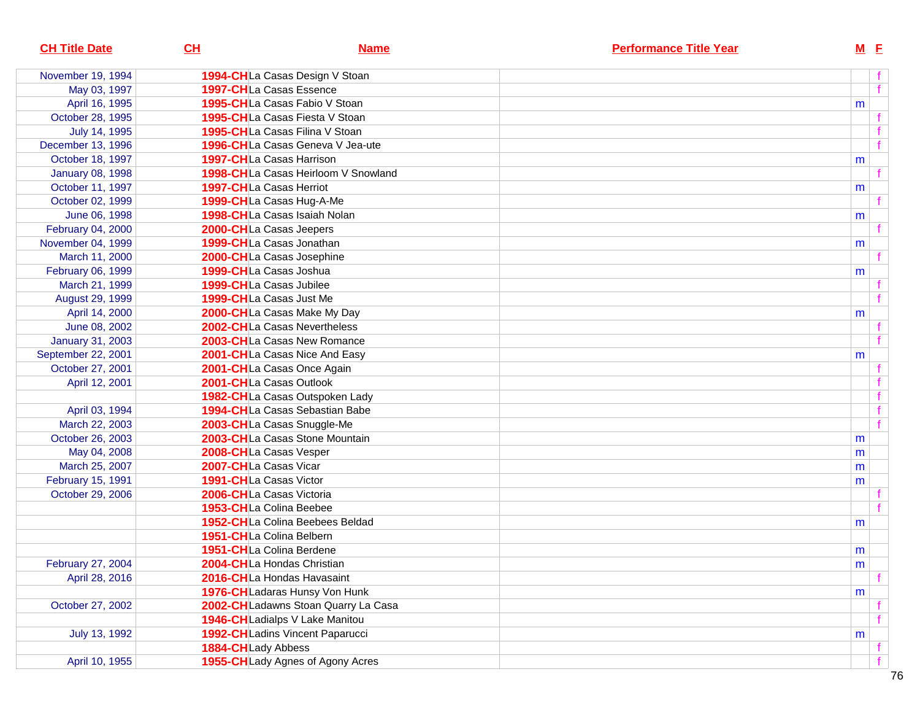| CH Title Date | CH | Name | Performance Title Year | M | F |
|---|---|---|---|---|---|
| November 19, 1994 | 1994-CH | La Casas Design V Stoan | | | f |
| May 03, 1997 | 1997-CH | La Casas Essence | | | f |
| April 16, 1995 | 1995-CH | La Casas Fabio V Stoan | | m | |
| October 28, 1995 | 1995-CH | La Casas Fiesta V Stoan | | | f |
| July 14, 1995 | 1995-CH | La Casas Filina V Stoan | | | f |
| December 13, 1996 | 1996-CH | La Casas Geneva V Jea-ute | | | f |
| October 18, 1997 | 1997-CH | La Casas Harrison | | m | |
| January 08, 1998 | 1998-CH | La Casas Heirloom V Snowland | | | f |
| October 11, 1997 | 1997-CH | La Casas Herriot | | m | |
| October 02, 1999 | 1999-CH | La Casas Hug-A-Me | | | f |
| June 06, 1998 | 1998-CH | La Casas Isaiah Nolan | | m | |
| February 04, 2000 | 2000-CH | La Casas Jeepers | | | f |
| November 04, 1999 | 1999-CH | La Casas Jonathan | | m | |
| March 11, 2000 | 2000-CH | La Casas Josephine | | | f |
| February 06, 1999 | 1999-CH | La Casas Joshua | | m | |
| March 21, 1999 | 1999-CH | La Casas Jubilee | | | f |
| August 29, 1999 | 1999-CH | La Casas Just Me | | | f |
| April 14, 2000 | 2000-CH | La Casas Make My Day | | m | |
| June 08, 2002 | 2002-CH | La Casas Nevertheless | | | f |
| January 31, 2003 | 2003-CH | La Casas New Romance | | | f |
| September 22, 2001 | 2001-CH | La Casas Nice And Easy | | m | |
| October 27, 2001 | 2001-CH | La Casas Once Again | | | f |
| April 12, 2001 | 2001-CH | La Casas Outlook | | | f |
| | 1982-CH | La Casas Outspoken Lady | | | f |
| April 03, 1994 | 1994-CH | La Casas Sebastian Babe | | | f |
| March 22, 2003 | 2003-CH | La Casas Snuggle-Me | | | f |
| October 26, 2003 | 2003-CH | La Casas Stone Mountain | | m | |
| May 04, 2008 | 2008-CH | La Casas Vesper | | m | |
| March 25, 2007 | 2007-CH | La Casas Vicar | | m | |
| February 15, 1991 | 1991-CH | La Casas Victor | | m | |
| October 29, 2006 | 2006-CH | La Casas Victoria | | | f |
| | 1953-CH | La Colina Beebee | | | f |
| | 1952-CH | La Colina Beebees Beldad | | m | |
| | 1951-CH | La Colina Belbern | | | |
| | 1951-CH | La Colina Berdene | | m | |
| February 27, 2004 | 2004-CH | La Hondas Christian | | m | |
| April 28, 2016 | 2016-CH | La Hondas Havasaint | | | f |
| | 1976-CH | Ladaras Hunsy Von Hunk | | m | |
| October 27, 2002 | 2002-CH | Ladawns Stoan Quarry La Casa | | | f |
| | 1946-CH | Ladialps V Lake Manitou | | | f |
| July 13, 1992 | 1992-CH | Ladins Vincent Paparucci | | m | |
| | 1884-CH | Lady Abbess | | | f |
| April 10, 1955 | 1955-CH | Lady Agnes of Agony Acres | | | f |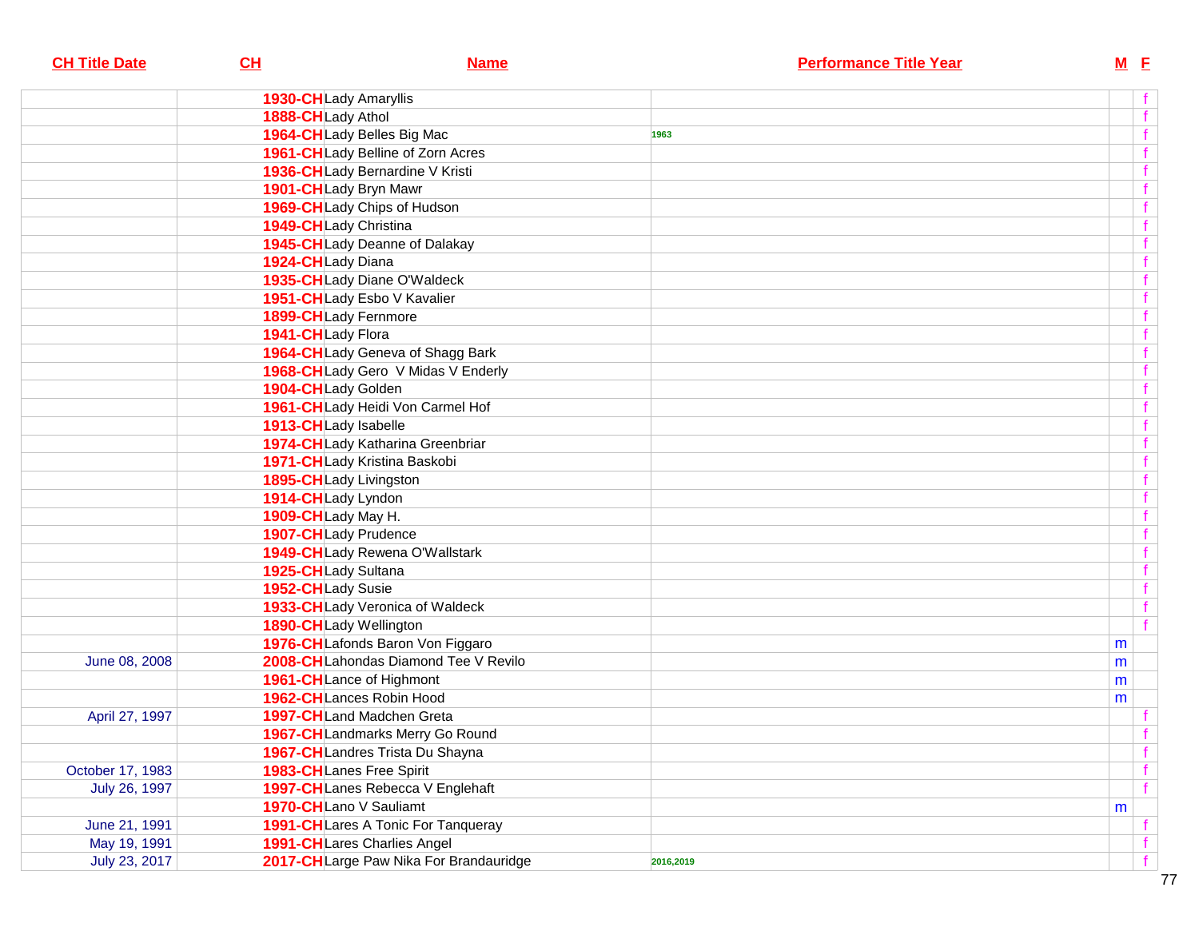| CH Title Date | CH | Name | Performance Title Year | M | F |
|---|---|---|---|---|---|
| | 1930-CH | Lady Amaryllis | | | f |
| | 1888-CH | Lady Athol | | | f |
| | 1964-CH | Lady Belles Big Mac | 1963 | | f |
| | 1961-CH | Lady Belline of Zorn Acres | | | f |
| | 1936-CH | Lady Bernardine V Kristi | | | f |
| | 1901-CH | Lady Bryn Mawr | | | f |
| | 1969-CH | Lady Chips of Hudson | | | f |
| | 1949-CH | Lady Christina | | | f |
| | 1945-CH | Lady Deanne of Dalakay | | | f |
| | 1924-CH | Lady Diana | | | f |
| | 1935-CH | Lady Diane O'Waldeck | | | f |
| | 1951-CH | Lady Esbo V Kavalier | | | f |
| | 1899-CH | Lady Fernmore | | | f |
| | 1941-CH | Lady Flora | | | f |
| | 1964-CH | Lady Geneva of Shagg Bark | | | f |
| | 1968-CH | Lady Gero V Midas V Enderly | | | f |
| | 1904-CH | Lady Golden | | | f |
| | 1961-CH | Lady Heidi Von Carmel Hof | | | f |
| | 1913-CH | Lady Isabelle | | | f |
| | 1974-CH | Lady Katharina Greenbriar | | | f |
| | 1971-CH | Lady Kristina Baskobi | | | f |
| | 1895-CH | Lady Livingston | | | f |
| | 1914-CH | Lady Lyndon | | | f |
| | 1909-CH | Lady May H. | | | f |
| | 1907-CH | Lady Prudence | | | f |
| | 1949-CH | Lady Rewena O'Wallstark | | | f |
| | 1925-CH | Lady Sultana | | | f |
| | 1952-CH | Lady Susie | | | f |
| | 1933-CH | Lady Veronica of Waldeck | | | f |
| | 1890-CH | Lady Wellington | | | f |
| | 1976-CH | Lafonds Baron Von Figgaro | | m | |
| June 08, 2008 | 2008-CH | Lahondas Diamond Tee V Revilo | | m | |
| | 1961-CH | Lance of Highmont | | m | |
| | 1962-CH | Lances Robin Hood | | m | |
| April 27, 1997 | 1997-CH | Land Madchen Greta | | | f |
| | 1967-CH | Landmarks Merry Go Round | | | f |
| | 1967-CH | Landres Trista Du Shayna | | | f |
| October 17, 1983 | 1983-CH | Lanes Free Spirit | | | f |
| July 26, 1997 | 1997-CH | Lanes Rebecca V Englehaft | | | f |
| | 1970-CH | Lano V Sauliamt | | m | |
| June 21, 1991 | 1991-CH | Lares A Tonic For Tanqueray | | | f |
| May 19, 1991 | 1991-CH | Lares Charlies Angel | | | f |
| July 23, 2017 | 2017-CH | Large Paw Nika For Brandauridge | 2016,2019 | | f |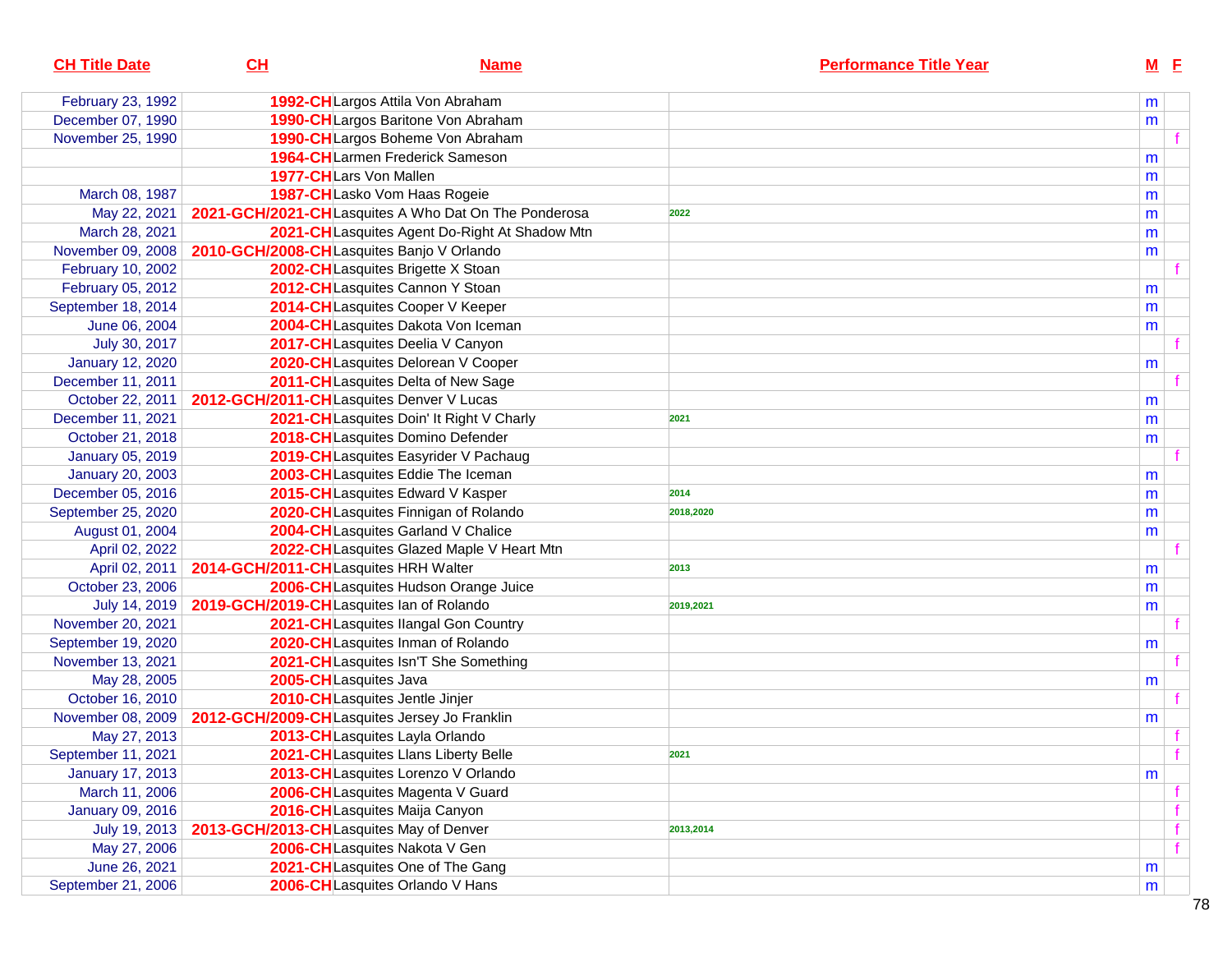| CH Title Date | CH | Name | Performance Title Year | M | F |
|---|---|---|---|---|---|
| February 23, 1992 | 1992-CH | Largos Attila Von Abraham | | m | |
| December 07, 1990 | 1990-CH | Largos Baritone Von Abraham | | m | |
| November 25, 1990 | 1990-CH | Largos Boheme Von Abraham | | | f |
| | 1964-CH | Larmen Frederick Sameson | | m | |
| | 1977-CH | Lars Von Mallen | | m | |
| March 08, 1987 | 1987-CH | Lasko Vom Haas Rogeie | | m | |
| May 22, 2021 | 2021-GCH/2021-CH | Lasquites A Who Dat On The Ponderosa | 2022 | m | |
| March 28, 2021 | 2021-CH | Lasquites Agent Do-Right At Shadow Mtn | | m | |
| November 09, 2008 | 2010-GCH/2008-CH | Lasquites Banjo V Orlando | | m | |
| February 10, 2002 | 2002-CH | Lasquites Brigette X Stoan | | | f |
| February 05, 2012 | 2012-CH | Lasquites Cannon Y Stoan | | m | |
| September 18, 2014 | 2014-CH | Lasquites Cooper V Keeper | | m | |
| June 06, 2004 | 2004-CH | Lasquites Dakota Von Iceman | | m | |
| July 30, 2017 | 2017-CH | Lasquites Deelia V Canyon | | | f |
| January 12, 2020 | 2020-CH | Lasquites Delorean V Cooper | | m | |
| December 11, 2011 | 2011-CH | Lasquites Delta of New Sage | | | f |
| October 22, 2011 | 2012-GCH/2011-CH | Lasquites Denver V Lucas | | m | |
| December 11, 2021 | 2021-CH | Lasquites Doin' It Right V Charly | 2021 | m | |
| October 21, 2018 | 2018-CH | Lasquites Domino Defender | | m | |
| January 05, 2019 | 2019-CH | Lasquites Easyrider V Pachaug | | | f |
| January 20, 2003 | 2003-CH | Lasquites Eddie The Iceman | | m | |
| December 05, 2016 | 2015-CH | Lasquites Edward V Kasper | 2014 | m | |
| September 25, 2020 | 2020-CH | Lasquites Finnigan of Rolando | 2018,2020 | m | |
| August 01, 2004 | 2004-CH | Lasquites Garland V Chalice | | m | |
| April 02, 2022 | 2022-CH | Lasquites Glazed Maple V Heart Mtn | | | f |
| April 02, 2011 | 2014-GCH/2011-CH | Lasquites HRH Walter | 2013 | m | |
| October 23, 2006 | 2006-CH | Lasquites Hudson Orange Juice | | m | |
| July 14, 2019 | 2019-GCH/2019-CH | Lasquites Ian of Rolando | 2019,2021 | m | |
| November 20, 2021 | 2021-CH | Lasquites Ilangal Gon Country | | | f |
| September 19, 2020 | 2020-CH | Lasquites Inman of Rolando | | m | |
| November 13, 2021 | 2021-CH | Lasquites Isn'T She Something | | | f |
| May 28, 2005 | 2005-CH | Lasquites Java | | m | |
| October 16, 2010 | 2010-CH | Lasquites Jentle Jinjer | | | f |
| November 08, 2009 | 2012-GCH/2009-CH | Lasquites Jersey Jo Franklin | | m | |
| May 27, 2013 | 2013-CH | Lasquites Layla Orlando | | | f |
| September 11, 2021 | 2021-CH | Lasquites Llans Liberty Belle | 2021 | | f |
| January 17, 2013 | 2013-CH | Lasquites Lorenzo V Orlando | | m | |
| March 11, 2006 | 2006-CH | Lasquites Magenta V Guard | | | f |
| January 09, 2016 | 2016-CH | Lasquites Maija Canyon | | | f |
| July 19, 2013 | 2013-GCH/2013-CH | Lasquites May of Denver | 2013,2014 | | f |
| May 27, 2006 | 2006-CH | Lasquites Nakota V Gen | | | f |
| June 26, 2021 | 2021-CH | Lasquites One of The Gang | | m | |
| September 21, 2006 | 2006-CH | Lasquites Orlando V Hans | | m | |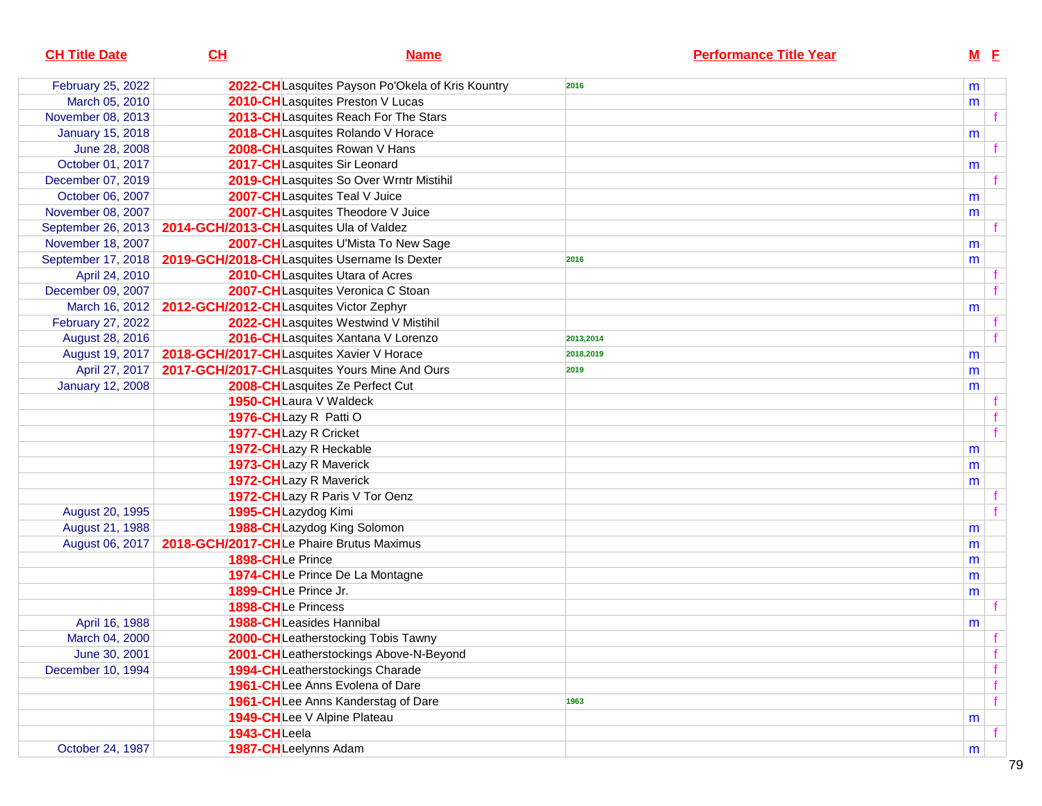| CH Title Date | CH | Name | Performance Title Year | M | F |
|---|---|---|---|---|---|
| February 25, 2022 | 2022-CH | Lasquites Payson Po'Okela of Kris Kountry | 2016 | m | |
| March 05, 2010 | 2010-CH | Lasquites Preston V Lucas | | m | |
| November 08, 2013 | 2013-CH | Lasquites Reach For The Stars | | | f |
| January 15, 2018 | 2018-CH | Lasquites Rolando V Horace | | m | |
| June 28, 2008 | 2008-CH | Lasquites Rowan V Hans | | | f |
| October 01, 2017 | 2017-CH | Lasquites Sir Leonard | | m | |
| December 07, 2019 | 2019-CH | Lasquites So Over Wrntr Mistihil | | | f |
| October 06, 2007 | 2007-CH | Lasquites Teal V Juice | | m | |
| November 08, 2007 | 2007-CH | Lasquites Theodore V Juice | | m | |
| September 26, 2013 | 2014-GCH/2013-CH | Lasquites Ula of Valdez | | | f |
| November 18, 2007 | 2007-CH | Lasquites U'Mista To New Sage | | m | |
| September 17, 2018 | 2019-GCH/2018-CH | Lasquites Username Is Dexter | 2016 | m | |
| April 24, 2010 | 2010-CH | Lasquites Utara of Acres | | | f |
| December 09, 2007 | 2007-CH | Lasquites Veronica C Stoan | | | f |
| March 16, 2012 | 2012-GCH/2012-CH | Lasquites Victor Zephyr | | m | |
| February 27, 2022 | 2022-CH | Lasquites Westwind V Mistihil | | | f |
| August 28, 2016 | 2016-CH | Lasquites Xantana V Lorenzo | 2013,2014 | | f |
| August 19, 2017 | 2018-GCH/2017-CH | Lasquites Xavier V Horace | 2018,2019 | m | |
| April 27, 2017 | 2017-GCH/2017-CH | Lasquites Yours Mine And Ours | 2019 | m | |
| January 12, 2008 | 2008-CH | Lasquites Ze Perfect Cut | | m | |
| | 1950-CH | Laura V Waldeck | | | f |
| | 1976-CH | Lazy R Patti O | | | f |
| | 1977-CH | Lazy R Cricket | | | f |
| | 1972-CH | Lazy R Heckable | | m | |
| | 1973-CH | Lazy R Maverick | | m | |
| | 1972-CH | Lazy R Maverick | | m | |
| | 1972-CH | Lazy R Paris V Tor Oenz | | | f |
| August 20, 1995 | 1995-CH | Lazydog Kimi | | | f |
| August 21, 1988 | 1988-CH | Lazydog King Solomon | | m | |
| August 06, 2017 | 2018-GCH/2017-CH | Le Phaire Brutus Maximus | | m | |
| | 1898-CH | Le Prince | | m | |
| | 1974-CH | Le Prince De La Montagne | | m | |
| | 1899-CH | Le Prince Jr. | | m | |
| | 1898-CH | Le Princess | | | f |
| April 16, 1988 | 1988-CH | Leasides Hannibal | | m | |
| March 04, 2000 | 2000-CH | Leatherstocking Tobis Tawny | | | f |
| June 30, 2001 | 2001-CH | Leatherstockings Above-N-Beyond | | | f |
| December 10, 1994 | 1994-CH | Leatherstockings Charade | | | f |
| | 1961-CH | Lee Anns Evolena of Dare | | | f |
| | 1961-CH | Lee Anns Kanderstag of Dare | 1963 | | f |
| | 1949-CH | Lee V Alpine Plateau | | m | |
| | 1943-CH | Leela | | | f |
| October 24, 1987 | 1987-CH | Leelynns Adam | | m | |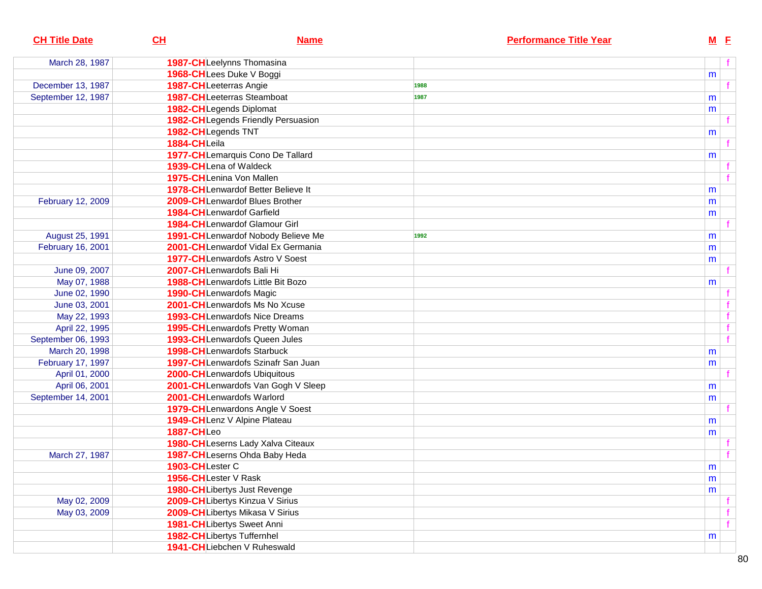| CH Title Date | CH | Name | Performance Title Year | M | F |
|---|---|---|---|---|---|
| March 28, 1987 | 1987-CH | Leelynns Thomasina | | | f |
| | 1968-CH | Lees Duke V Boggi | | m | |
| December 13, 1987 | 1987-CH | Leeterras Angie | 1988 | | f |
| September 12, 1987 | 1987-CH | Leeterras Steamboat | 1987 | m | |
| | 1982-CH | Legends Diplomat | | m | |
| | 1982-CH | Legends Friendly Persuasion | | | f |
| | 1982-CH | Legends TNT | | m | |
| | 1884-CH | Leila | | | f |
| | 1977-CH | Lemarquis Cono De Tallard | | m | |
| | 1939-CH | Lena of Waldeck | | | f |
| | 1975-CH | Lenina Von Mallen | | | f |
| | 1978-CH | Lenwardof Better Believe It | | m | |
| February 12, 2009 | 2009-CH | Lenwardof Blues Brother | | m | |
| | 1984-CH | Lenwardof Garfield | | m | |
| | 1984-CH | Lenwardof Glamour Girl | | | f |
| August 25, 1991 | 1991-CH | Lenwardof Nobody Believe Me | 1992 | m | |
| February 16, 2001 | 2001-CH | Lenwardof Vidal Ex Germania | | m | |
| | 1977-CH | Lenwardofs Astro V Soest | | m | |
| June 09, 2007 | 2007-CH | Lenwardofs Bali Hi | | | f |
| May 07, 1988 | 1988-CH | Lenwardofs Little Bit Bozo | | m | |
| June 02, 1990 | 1990-CH | Lenwardofs Magic | | | f |
| June 03, 2001 | 2001-CH | Lenwardofs Ms No Xcuse | | | f |
| May 22, 1993 | 1993-CH | Lenwardofs Nice Dreams | | | f |
| April 22, 1995 | 1995-CH | Lenwardofs Pretty Woman | | | f |
| September 06, 1993 | 1993-CH | Lenwardofs Queen Jules | | | f |
| March 20, 1998 | 1998-CH | Lenwardofs Starbuck | | m | |
| February 17, 1997 | 1997-CH | Lenwardofs Szinafr San Juan | | m | |
| April 01, 2000 | 2000-CH | Lenwardofs Ubiquitous | | | f |
| April 06, 2001 | 2001-CH | Lenwardofs Van Gogh V Sleep | | m | |
| September 14, 2001 | 2001-CH | Lenwardofs Warlord | | m | |
| | 1979-CH | Lenwardons Angle V Soest | | | f |
| | 1949-CH | Lenz V Alpine Plateau | | m | |
| | 1887-CH | Leo | | m | |
| | 1980-CH | Leserns Lady Xalva Citeaux | | | f |
| March 27, 1987 | 1987-CH | Leserns Ohda Baby Heda | | | f |
| | 1903-CH | Lester C | | m | |
| | 1956-CH | Lester V Rask | | m | |
| | 1980-CH | Libertys Just Revenge | | m | |
| May 02, 2009 | 2009-CH | Libertys Kinzua V Sirius | | | f |
| May 03, 2009 | 2009-CH | Libertys Mikasa V Sirius | | | f |
| | 1981-CH | Libertys Sweet Anni | | | f |
| | 1982-CH | Libertys Tuffernhel | | m | |
| | 1941-CH | Liebchen V Ruheswald | | | |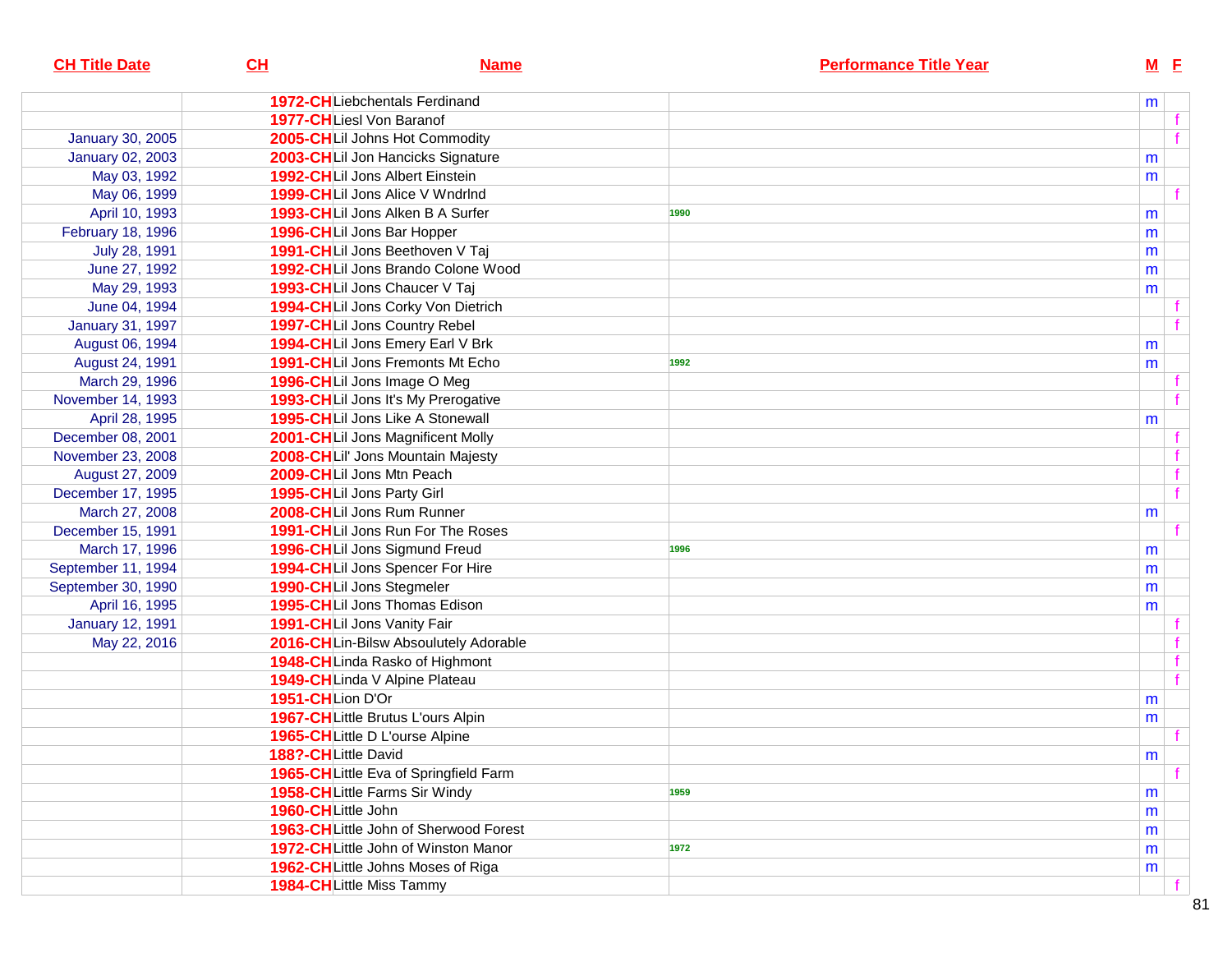| CH Title Date | CH | Name | Performance Title Year | M | F |
|---|---|---|---|---|---|
| | 1972-CH | Liebchentals Ferdinand | | m | |
| | 1977-CH | Liesl Von Baranof | | | f |
| January 30, 2005 | 2005-CH | Lil Johns Hot Commodity | | | f |
| January 02, 2003 | 2003-CH | Lil Jon Hancicks Signature | | m | |
| May 03, 1992 | 1992-CH | Lil Jons Albert Einstein | | m | |
| May 06, 1999 | 1999-CH | Lil Jons Alice V Wndrlnd | | | f |
| April 10, 1993 | 1993-CH | Lil Jons Alken B A Surfer | 1990 | m | |
| February 18, 1996 | 1996-CH | Lil Jons Bar Hopper | | m | |
| July 28, 1991 | 1991-CH | Lil Jons Beethoven V Taj | | m | |
| June 27, 1992 | 1992-CH | Lil Jons Brando Colone Wood | | m | |
| May 29, 1993 | 1993-CH | Lil Jons Chaucer V Taj | | m | |
| June 04, 1994 | 1994-CH | Lil Jons Corky Von Dietrich | | | f |
| January 31, 1997 | 1997-CH | Lil Jons Country Rebel | | | f |
| August 06, 1994 | 1994-CH | Lil Jons Emery Earl V Brk | | m | |
| August 24, 1991 | 1991-CH | Lil Jons Fremonts Mt Echo | 1992 | m | |
| March 29, 1996 | 1996-CH | Lil Jons Image O Meg | | | f |
| November 14, 1993 | 1993-CH | Lil Jons It's My Prerogative | | | f |
| April 28, 1995 | 1995-CH | Lil Jons Like A Stonewall | | m | |
| December 08, 2001 | 2001-CH | Lil Jons Magnificent Molly | | | f |
| November 23, 2008 | 2008-CH | Lil' Jons Mountain Majesty | | | f |
| August 27, 2009 | 2009-CH | Lil Jons Mtn Peach | | | f |
| December 17, 1995 | 1995-CH | Lil Jons Party Girl | | | f |
| March 27, 2008 | 2008-CH | Lil Jons Rum Runner | | m | |
| December 15, 1991 | 1991-CH | Lil Jons Run For The Roses | | | f |
| March 17, 1996 | 1996-CH | Lil Jons Sigmund Freud | 1996 | m | |
| September 11, 1994 | 1994-CH | Lil Jons Spencer For Hire | | m | |
| September 30, 1990 | 1990-CH | Lil Jons Stegmeler | | m | |
| April 16, 1995 | 1995-CH | Lil Jons Thomas Edison | | m | |
| January 12, 1991 | 1991-CH | Lil Jons Vanity Fair | | | f |
| May 22, 2016 | 2016-CH | Lin-Bilsw Absoulutely Adorable | | | f |
| | 1948-CH | Linda Rasko of Highmont | | | f |
| | 1949-CH | Linda V Alpine Plateau | | | f |
| | 1951-CH | Lion D'Or | | m | |
| | 1967-CH | Little Brutus L'ours Alpin | | m | |
| | 1965-CH | Little D L'ourse Alpine | | | f |
| | 188?-CH | Little David | | m | |
| | 1965-CH | Little Eva of Springfield Farm | | | f |
| | 1958-CH | Little Farms Sir Windy | 1959 | m | |
| | 1960-CH | Little John | | m | |
| | 1963-CH | Little John of Sherwood Forest | | m | |
| | 1972-CH | Little John of Winston Manor | 1972 | m | |
| | 1962-CH | Little Johns Moses of Riga | | m | |
| | 1984-CH | Little Miss Tammy | | | f |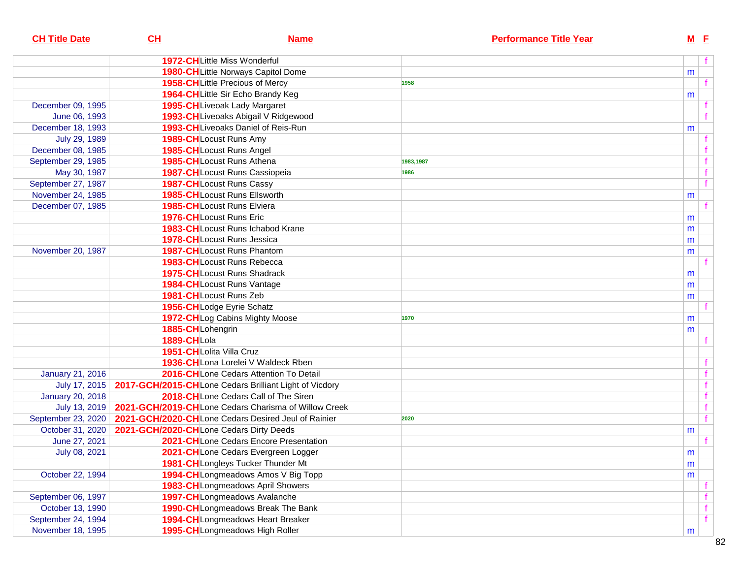| CH Title Date | CH | Name | Performance Title Year | M | F |
|---|---|---|---|---|---|
| | 1972-CH | Little Miss Wonderful | | | f |
| | 1980-CH | Little Norways Capitol Dome | | m | |
| | 1958-CH | Little Precious of Mercy | 1958 | | f |
| | 1964-CH | Little Sir Echo Brandy Keg | | m | |
| December 09, 1995 | 1995-CH | Liveoak Lady Margaret | | | f |
| June 06, 1993 | 1993-CH | Liveoaks Abigail V Ridgewood | | | f |
| December 18, 1993 | 1993-CH | Liveoaks Daniel of Reis-Run | | m | |
| July 29, 1989 | 1989-CH | Locust Runs Amy | | | f |
| December 08, 1985 | 1985-CH | Locust Runs Angel | | | f |
| September 29, 1985 | 1985-CH | Locust Runs Athena | 1983,1987 | | f |
| May 30, 1987 | 1987-CH | Locust Runs Cassiopeia | 1986 | | f |
| September 27, 1987 | 1987-CH | Locust Runs Cassy | | | f |
| November 24, 1985 | 1985-CH | Locust Runs Ellsworth | | m | |
| December 07, 1985 | 1985-CH | Locust Runs Elviera | | | f |
| | 1976-CH | Locust Runs Eric | | m | |
| | 1983-CH | Locust Runs Ichabod Krane | | m | |
| | 1978-CH | Locust Runs Jessica | | m | |
| November 20, 1987 | 1987-CH | Locust Runs Phantom | | m | |
| | 1983-CH | Locust Runs Rebecca | | | f |
| | 1975-CH | Locust Runs Shadrack | | m | |
| | 1984-CH | Locust Runs Vantage | | m | |
| | 1981-CH | Locust Runs Zeb | | m | |
| | 1956-CH | Lodge Eyrie Schatz | | | f |
| | 1972-CH | Log Cabins Mighty Moose | 1970 | m | |
| | 1885-CH | Lohengrin | | m | |
| | 1889-CH | Lola | | | f |
| | 1951-CH | Lolita Villa Cruz | | | |
| | 1936-CH | Lona Lorelei V Waldeck Rben | | | f |
| January 21, 2016 | 2016-CH | Lone Cedars Attention To Detail | | | f |
| July 17, 2015 | 2017-GCH/2015-CH | Lone Cedars Brilliant Light of Vicdory | | | f |
| January 20, 2018 | 2018-CH | Lone Cedars Call of The Siren | | | f |
| July 13, 2019 | 2021-GCH/2019-CH | Lone Cedars Charisma of Willow Creek | | | f |
| September 23, 2020 | 2021-GCH/2020-CH | Lone Cedars Desired Jeul of Rainier | 2020 | | f |
| October 31, 2020 | 2021-GCH/2020-CH | Lone Cedars Dirty Deeds | | m | |
| June 27, 2021 | 2021-CH | Lone Cedars Encore Presentation | | | f |
| July 08, 2021 | 2021-CH | Lone Cedars Evergreen Logger | | m | |
| | 1981-CH | Longleys Tucker Thunder Mt | | m | |
| October 22, 1994 | 1994-CH | Longmeadows Amos V Big Topp | | m | |
| | 1983-CH | Longmeadows April Showers | | | f |
| September 06, 1997 | 1997-CH | Longmeadows Avalanche | | | f |
| October 13, 1990 | 1990-CH | Longmeadows Break The Bank | | | f |
| September 24, 1994 | 1994-CH | Longmeadows Heart Breaker | | | f |
| November 18, 1995 | 1995-CH | Longmeadows High Roller | | m | |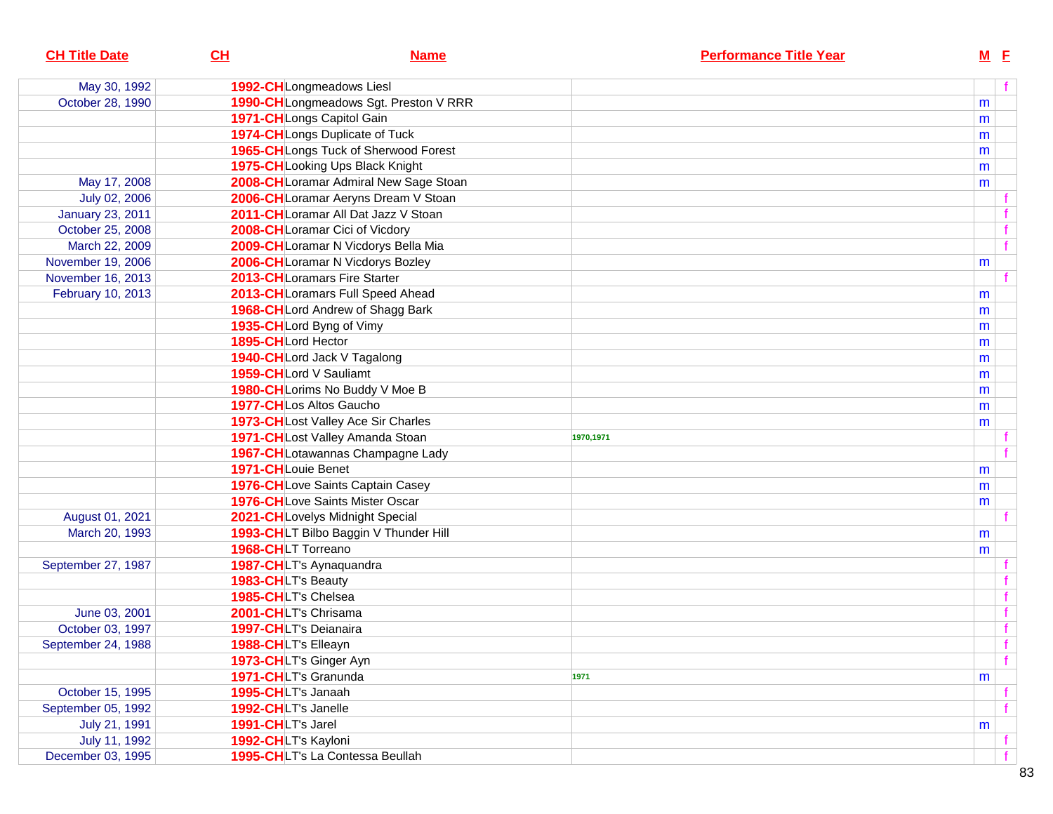| CH Title Date | CH | Name | Performance Title Year | M | F |
|---|---|---|---|---|---|
| May 30, 1992 | 1992-CH | Longmeadows Liesl | | | f |
| October 28, 1990 | 1990-CH | Longmeadows Sgt. Preston V RRR | | m | |
| | 1971-CH | Longs Capitol Gain | | m | |
| | 1974-CH | Longs Duplicate of Tuck | | m | |
| | 1965-CH | Longs Tuck of Sherwood Forest | | m | |
| | 1975-CH | Looking Ups Black Knight | | m | |
| May 17, 2008 | 2008-CH | Loramar Admiral New Sage Stoan | | m | |
| July 02, 2006 | 2006-CH | Loramar Aeryns Dream V Stoan | | | f |
| January 23, 2011 | 2011-CH | Loramar All Dat Jazz V Stoan | | | f |
| October 25, 2008 | 2008-CH | Loramar Cici of Vicdory | | | f |
| March 22, 2009 | 2009-CH | Loramar N Vicdorys Bella Mia | | | f |
| November 19, 2006 | 2006-CH | Loramar N Vicdorys Bozley | | m | |
| November 16, 2013 | 2013-CH | Loramars Fire Starter | | | f |
| February 10, 2013 | 2013-CH | Loramars Full Speed Ahead | | m | |
| | 1968-CH | Lord Andrew of Shagg Bark | | m | |
| | 1935-CH | Lord Byng of Vimy | | m | |
| | 1895-CH | Lord Hector | | m | |
| | 1940-CH | Lord Jack V Tagalong | | m | |
| | 1959-CH | Lord V Sauliamt | | m | |
| | 1980-CH | Lorims No Buddy V Moe B | | m | |
| | 1977-CH | Los Altos Gaucho | | m | |
| | 1973-CH | Lost Valley Ace Sir Charles | | m | |
| | 1971-CH | Lost Valley Amanda Stoan | 1970,1971 | | f |
| | 1967-CH | Lotawannas Champagne Lady | | | f |
| | 1971-CH | Louie Benet | | m | |
| | 1976-CH | Love Saints Captain Casey | | m | |
| | 1976-CH | Love Saints Mister Oscar | | m | |
| August 01, 2021 | 2021-CH | Lovelys Midnight Special | | | f |
| March 20, 1993 | 1993-CH | LT Bilbo Baggin V Thunder Hill | | m | |
| | 1968-CH | LT Torreano | | m | |
| September 27, 1987 | 1987-CH | LT's Aynaquandra | | | f |
| | 1983-CH | LT's Beauty | | | f |
| | 1985-CH | LT's Chelsea | | | f |
| June 03, 2001 | 2001-CH | LT's Chrisama | | | f |
| October 03, 1997 | 1997-CH | LT's Deianaira | | | f |
| September 24, 1988 | 1988-CH | LT's Elleayn | | | f |
| | 1973-CH | LT's Ginger Ayn | | | f |
| | 1971-CH | LT's Granunda | 1971 | m | |
| October 15, 1995 | 1995-CH | LT's Janaah | | | f |
| September 05, 1992 | 1992-CH | LT's Janelle | | | f |
| July 21, 1991 | 1991-CH | LT's Jarel | | m | |
| July 11, 1992 | 1992-CH | LT's Kayloni | | | f |
| December 03, 1995 | 1995-CH | LT's La Contessa Beullah | | | f |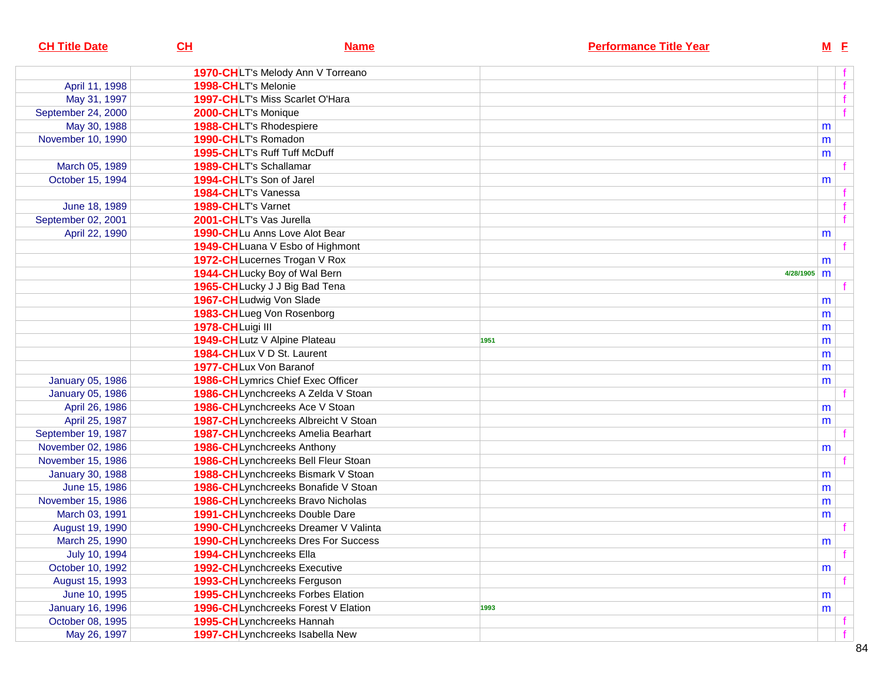| CH Title Date | CH | Name | Performance Title Year | M | F |
|---|---|---|---|---|---|
| | 1970-CH | LT's Melody Ann V Torreano | | | f |
| April 11, 1998 | 1998-CH | LT's Melonie | | | f |
| May 31, 1997 | 1997-CH | LT's Miss Scarlet O'Hara | | | f |
| September 24, 2000 | 2000-CH | LT's Monique | | | f |
| May 30, 1988 | 1988-CH | LT's Rhodespiere | | m | |
| November 10, 1990 | 1990-CH | LT's Romadon | | m | |
| | 1995-CH | LT's Ruff Tuff McDuff | | m | |
| March 05, 1989 | 1989-CH | LT's Schallamar | | | f |
| October 15, 1994 | 1994-CH | LT's Son of Jarel | | m | |
| | 1984-CH | LT's Vanessa | | | f |
| June 18, 1989 | 1989-CH | LT's Varnet | | | f |
| September 02, 2001 | 2001-CH | LT's Vas Jurella | | | f |
| April 22, 1990 | 1990-CH | Lu Anns Love Alot Bear | | m | |
| | 1949-CH | Luana V Esbo of Highmont | | | f |
| | 1972-CH | Lucernes Trogan V Rox | | m | |
| | 1944-CH | Lucky Boy of Wal Bern | 4/28/1905 | m | |
| | 1965-CH | Lucky J J Big Bad Tena | | | f |
| | 1967-CH | Ludwig Von Slade | | m | |
| | 1983-CH | Lueg Von Rosenborg | | m | |
| | 1978-CH | Luigi III | | m | |
| | 1949-CH | Lutz V Alpine Plateau | 1951 | m | |
| | 1984-CH | Lux V D St. Laurent | | m | |
| | 1977-CH | Lux Von Baranof | | m | |
| January 05, 1986 | 1986-CH | Lymrics Chief Exec Officer | | m | |
| January 05, 1986 | 1986-CH | Lynchcreeks A Zelda V Stoan | | | f |
| April 26, 1986 | 1986-CH | Lynchcreeks Ace V Stoan | | m | |
| April 25, 1987 | 1987-CH | Lynchcreeks Albreicht V Stoan | | m | |
| September 19, 1987 | 1987-CH | Lynchcreeks Amelia Bearhart | | | f |
| November 02, 1986 | 1986-CH | Lynchcreeks Anthony | | m | |
| November 15, 1986 | 1986-CH | Lynchcreeks Bell Fleur Stoan | | | f |
| January 30, 1988 | 1988-CH | Lynchcreeks Bismark V Stoan | | m | |
| June 15, 1986 | 1986-CH | Lynchcreeks Bonafide V Stoan | | m | |
| November 15, 1986 | 1986-CH | Lynchcreeks Bravo Nicholas | | m | |
| March 03, 1991 | 1991-CH | Lynchcreeks Double Dare | | m | |
| August 19, 1990 | 1990-CH | Lynchcreeks Dreamer V Valinta | | | f |
| March 25, 1990 | 1990-CH | Lynchcreeks Dres For Success | | m | |
| July 10, 1994 | 1994-CH | Lynchcreeks Ella | | | f |
| October 10, 1992 | 1992-CH | Lynchcreeks Executive | | m | |
| August 15, 1993 | 1993-CH | Lynchcreeks Ferguson | | | f |
| June 10, 1995 | 1995-CH | Lynchcreeks Forbes Elation | | m | |
| January 16, 1996 | 1996-CH | Lynchcreeks Forest V Elation | 1993 | m | |
| October 08, 1995 | 1995-CH | Lynchcreeks Hannah | | | f |
| May 26, 1997 | 1997-CH | Lynchcreeks Isabella New | | | f |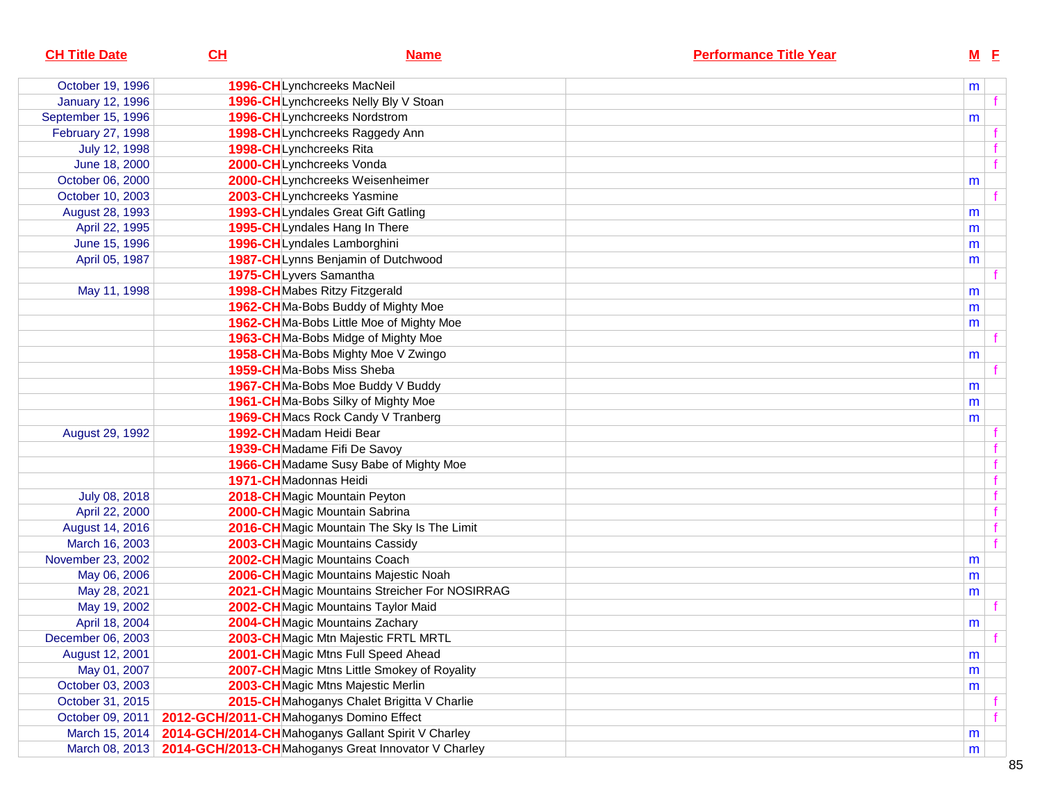| CH Title Date | CH | Name | Performance Title Year | M | F |
|---|---|---|---|---|---|
| October 19, 1996 | 1996-CH | Lynchcreeks MacNeil | | m | |
| January 12, 1996 | 1996-CH | Lynchcreeks Nelly Bly V Stoan | | | f |
| September 15, 1996 | 1996-CH | Lynchcreeks Nordstrom | | m | |
| February 27, 1998 | 1998-CH | Lynchcreeks Raggedy Ann | | | f |
| July 12, 1998 | 1998-CH | Lynchcreeks Rita | | | f |
| June 18, 2000 | 2000-CH | Lynchcreeks Vonda | | | f |
| October 06, 2000 | 2000-CH | Lynchcreeks Weisenheimer | | m | |
| October 10, 2003 | 2003-CH | Lynchcreeks Yasmine | | | f |
| August 28, 1993 | 1993-CH | Lyndales Great Gift Gatling | | m | |
| April 22, 1995 | 1995-CH | Lyndales Hang In There | | m | |
| June 15, 1996 | 1996-CH | Lyndales Lamborghini | | m | |
| April 05, 1987 | 1987-CH | Lynns Benjamin of Dutchwood | | m | |
| | 1975-CH | Lyvers Samantha | | | f |
| May 11, 1998 | 1998-CH | Mabes Ritzy Fitzgerald | | m | |
| | 1962-CH | Ma-Bobs Buddy of Mighty Moe | | m | |
| | 1962-CH | Ma-Bobs Little Moe of Mighty Moe | | m | |
| | 1963-CH | Ma-Bobs Midge of Mighty Moe | | | f |
| | 1958-CH | Ma-Bobs Mighty Moe V Zwingo | | m | |
| | 1959-CH | Ma-Bobs Miss Sheba | | | f |
| | 1967-CH | Ma-Bobs Moe Buddy V Buddy | | m | |
| | 1961-CH | Ma-Bobs Silky of Mighty Moe | | m | |
| | 1969-CH | Macs Rock Candy V Tranberg | | m | |
| August 29, 1992 | 1992-CH | Madam Heidi Bear | | | f |
| | 1939-CH | Madame Fifi De Savoy | | | f |
| | 1966-CH | Madame Susy Babe of Mighty Moe | | | f |
| | 1971-CH | Madonnas Heidi | | | f |
| July 08, 2018 | 2018-CH | Magic Mountain Peyton | | | f |
| April 22, 2000 | 2000-CH | Magic Mountain Sabrina | | | f |
| August 14, 2016 | 2016-CH | Magic Mountain The Sky Is The Limit | | | f |
| March 16, 2003 | 2003-CH | Magic Mountains Cassidy | | | f |
| November 23, 2002 | 2002-CH | Magic Mountains Coach | | m | |
| May 06, 2006 | 2006-CH | Magic Mountains Majestic Noah | | m | |
| May 28, 2021 | 2021-CH | Magic Mountains Streicher For NOSIRRAG | | m | |
| May 19, 2002 | 2002-CH | Magic Mountains Taylor Maid | | | f |
| April 18, 2004 | 2004-CH | Magic Mountains Zachary | | m | |
| December 06, 2003 | 2003-CH | Magic Mtn Majestic FRTL MRTL | | | f |
| August 12, 2001 | 2001-CH | Magic Mtns Full Speed Ahead | | m | |
| May 01, 2007 | 2007-CH | Magic Mtns Little Smokey of Royality | | m | |
| October 03, 2003 | 2003-CH | Magic Mtns Majestic Merlin | | m | |
| October 31, 2015 | 2015-CH | Mahoganys Chalet Brigitta V Charlie | | | f |
| October 09, 2011 | 2012-GCH/2011-CH | Mahoganys Domino Effect | | | f |
| March 15, 2014 | 2014-GCH/2014-CH | Mahoganys Gallant Spirit V Charley | | m | |
| March 08, 2013 | 2014-GCH/2013-CH | Mahoganys Great Innovator V Charley | | m | |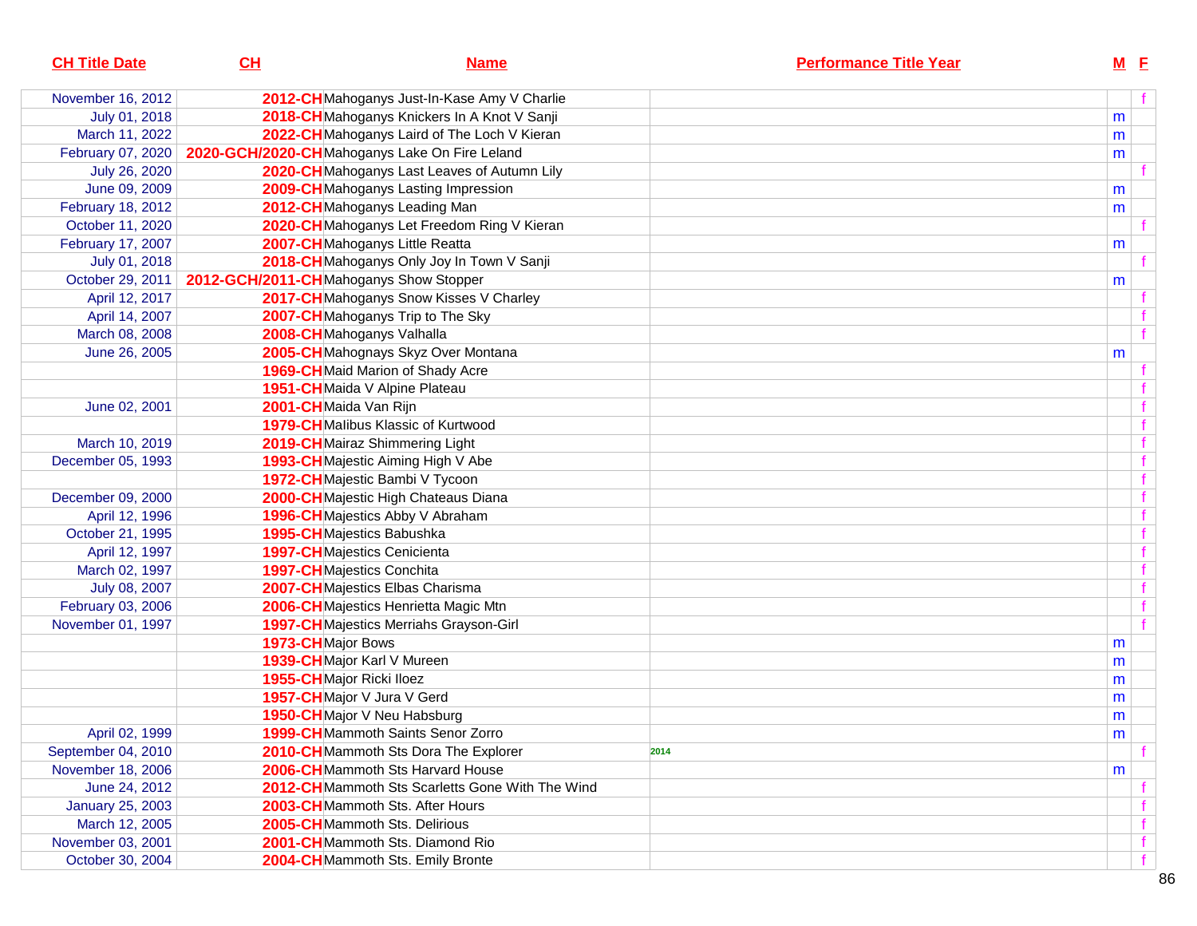| CH Title Date | CH | Name | Performance Title Year | M | F |
|---|---|---|---|---|---|
| November 16, 2012 | 2012-CH | Mahoganys Just-In-Kase Amy V Charlie | | | f |
| July 01, 2018 | 2018-CH | Mahoganys Knickers In A Knot V Sanji | | m | |
| March 11, 2022 | 2022-CH | Mahoganys Laird of The Loch V Kieran | | m | |
| February 07, 2020 | 2020-GCH/2020-CH | Mahoganys Lake On Fire Leland | | m | |
| July 26, 2020 | 2020-CH | Mahoganys Last Leaves of Autumn Lily | | | f |
| June 09, 2009 | 2009-CH | Mahoganys Lasting Impression | | m | |
| February 18, 2012 | 2012-CH | Mahoganys Leading Man | | m | |
| October 11, 2020 | 2020-CH | Mahoganys Let Freedom Ring V Kieran | | | f |
| February 17, 2007 | 2007-CH | Mahoganys Little Reatta | | m | |
| July 01, 2018 | 2018-CH | Mahoganys Only Joy In Town V Sanji | | | f |
| October 29, 2011 | 2012-GCH/2011-CH | Mahoganys Show Stopper | | m | |
| April 12, 2017 | 2017-CH | Mahoganys Snow Kisses V Charley | | | f |
| April 14, 2007 | 2007-CH | Mahoganys Trip to The Sky | | | f |
| March 08, 2008 | 2008-CH | Mahoganys Valhalla | | | f |
| June 26, 2005 | 2005-CH | Mahognays Skyz Over Montana | | m | |
| | 1969-CH | Maid Marion of Shady Acre | | | f |
| | 1951-CH | Maida V Alpine Plateau | | | f |
| June 02, 2001 | 2001-CH | Maida Van Rijn | | | f |
| | 1979-CH | Malibus Klassic of Kurtwood | | | f |
| March 10, 2019 | 2019-CH | Mairaz Shimmering Light | | | f |
| December 05, 1993 | 1993-CH | Majestic Aiming High V Abe | | | f |
| | 1972-CH | Majestic Bambi V Tycoon | | | f |
| December 09, 2000 | 2000-CH | Majestic High Chateaus Diana | | | f |
| April 12, 1996 | 1996-CH | Majestics Abby V Abraham | | | f |
| October 21, 1995 | 1995-CH | Majestics Babushka | | | f |
| April 12, 1997 | 1997-CH | Majestics Cenicienta | | | f |
| March 02, 1997 | 1997-CH | Majestics Conchita | | | f |
| July 08, 2007 | 2007-CH | Majestics Elbas Charisma | | | f |
| February 03, 2006 | 2006-CH | Majestics Henrietta Magic Mtn | | | f |
| November 01, 1997 | 1997-CH | Majestics Merriahs Grayson-Girl | | | f |
| | 1973-CH | Major Bows | | m | |
| | 1939-CH | Major Karl V Mureen | | m | |
| | 1955-CH | Major Ricki Iloez | | m | |
| | 1957-CH | Major V Jura V Gerd | | m | |
| | 1950-CH | Major V Neu Habsburg | | m | |
| April 02, 1999 | 1999-CH | Mammoth Saints Senor Zorro | | m | |
| September 04, 2010 | 2010-CH | Mammoth Sts Dora The Explorer | 2014 | | f |
| November 18, 2006 | 2006-CH | Mammoth Sts Harvard House | | m | |
| June 24, 2012 | 2012-CH | Mammoth Sts Scarletts Gone With The Wind | | | f |
| January 25, 2003 | 2003-CH | Mammoth Sts. After Hours | | | f |
| March 12, 2005 | 2005-CH | Mammoth Sts. Delirious | | | f |
| November 03, 2001 | 2001-CH | Mammoth Sts. Diamond Rio | | | f |
| October 30, 2004 | 2004-CH | Mammoth Sts. Emily Bronte | | | f |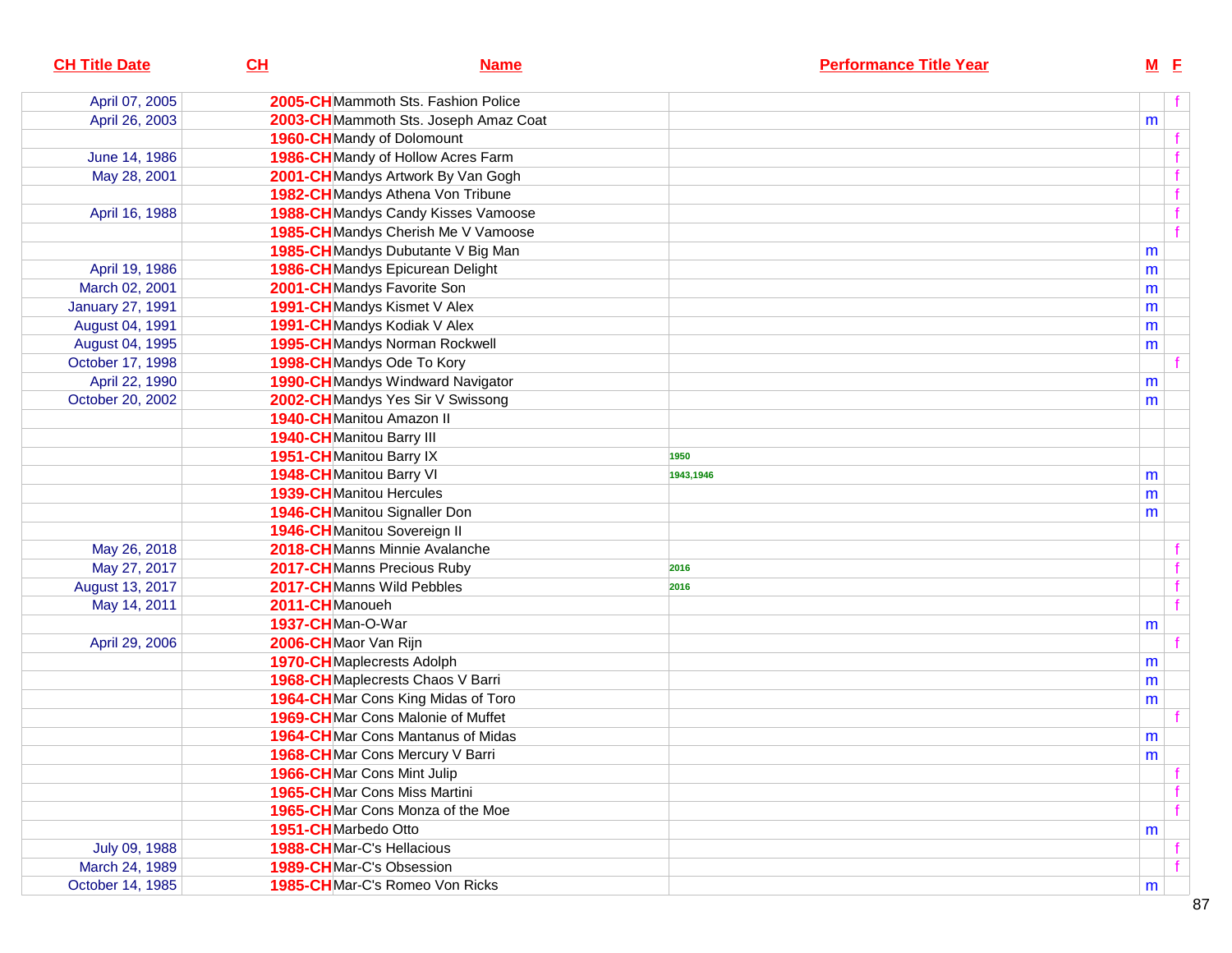| CH Title Date | CH | Name | Performance Title Year | M | F |
|---|---|---|---|---|---|
| April 07, 2005 | 2005-CH | Mammoth Sts. Fashion Police | | | f |
| April 26, 2003 | 2003-CH | Mammoth Sts. Joseph Amaz Coat | | m | |
| | 1960-CH | Mandy of Dolomount | | | f |
| June 14, 1986 | 1986-CH | Mandy of Hollow Acres Farm | | | f |
| May 28, 2001 | 2001-CH | Mandys Artwork By Van Gogh | | | f |
| | 1982-CH | Mandys Athena Von Tribune | | | f |
| April 16, 1988 | 1988-CH | Mandys Candy Kisses Vamoose | | | f |
| | 1985-CH | Mandys Cherish Me V Vamoose | | | f |
| | 1985-CH | Mandys Dubutante V Big Man | | m | |
| April 19, 1986 | 1986-CH | Mandys Epicurean Delight | | m | |
| March 02, 2001 | 2001-CH | Mandys Favorite Son | | m | |
| January 27, 1991 | 1991-CH | Mandys Kismet V Alex | | m | |
| August 04, 1991 | 1991-CH | Mandys Kodiak V Alex | | m | |
| August 04, 1995 | 1995-CH | Mandys Norman Rockwell | | m | |
| October 17, 1998 | 1998-CH | Mandys Ode To Kory | | | f |
| April 22, 1990 | 1990-CH | Mandys Windward Navigator | | m | |
| October 20, 2002 | 2002-CH | Mandys Yes Sir V Swissong | | m | |
| | 1940-CH | Manitou Amazon II | | | |
| | 1940-CH | Manitou Barry III | | | |
| | 1951-CH | Manitou Barry IX | 1950 | | |
| | 1948-CH | Manitou Barry VI | 1943,1946 | m | |
| | 1939-CH | Manitou Hercules | | m | |
| | 1946-CH | Manitou Signaller Don | | m | |
| | 1946-CH | Manitou Sovereign II | | | |
| May 26, 2018 | 2018-CH | Manns Minnie Avalanche | | | f |
| May 27, 2017 | 2017-CH | Manns Precious Ruby | 2016 | | f |
| August 13, 2017 | 2017-CH | Manns Wild Pebbles | 2016 | | f |
| May 14, 2011 | 2011-CH | Manoueh | | | f |
| | 1937-CH | Man-O-War | | m | |
| April 29, 2006 | 2006-CH | Maor Van Rijn | | | f |
| | 1970-CH | Maplecrests Adolph | | m | |
| | 1968-CH | Maplecrests Chaos V Barri | | m | |
| | 1964-CH | Mar Cons King Midas of Toro | | m | |
| | 1969-CH | Mar Cons Malonie of Muffet | | | f |
| | 1964-CH | Mar Cons Mantanus of Midas | | m | |
| | 1968-CH | Mar Cons Mercury V Barri | | m | |
| | 1966-CH | Mar Cons Mint Julip | | | f |
| | 1965-CH | Mar Cons Miss Martini | | | f |
| | 1965-CH | Mar Cons Monza of the Moe | | | f |
| | 1951-CH | Marbedo Otto | | m | |
| July 09, 1988 | 1988-CH | Mar-C's Hellacious | | | f |
| March 24, 1989 | 1989-CH | Mar-C's Obsession | | | f |
| October 14, 1985 | 1985-CH | Mar-C's Romeo Von Ricks | | m | |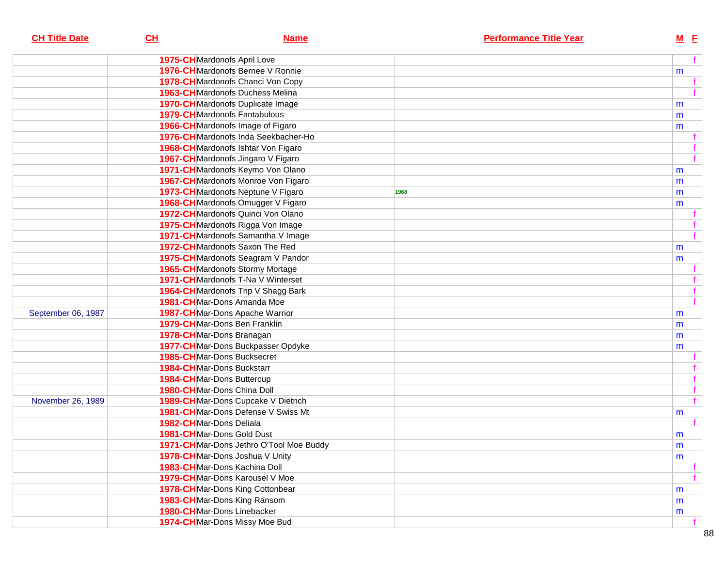| CH Title Date | CH | Name | Performance Title Year | M | F |
|---|---|---|---|---|---|
| | 1975-CH | Mardonofs April Love | | | f |
| | 1976-CH | Mardonofs Bernee V Ronnie | | m | |
| | 1978-CH | Mardonofs Chanci Von Copy | | | f |
| | 1963-CH | Mardonofs Duchess Melina | | | f |
| | 1970-CH | Mardonofs Duplicate Image | | m | |
| | 1979-CH | Mardonofs Fantabulous | | m | |
| | 1966-CH | Mardonofs Image of Figaro | | m | |
| | 1976-CH | Mardonofs Inda Seekbacher-Ho | | | f |
| | 1968-CH | Mardonofs Ishtar Von Figaro | | | f |
| | 1967-CH | Mardonofs Jingaro V Figaro | | | f |
| | 1971-CH | Mardonofs Keymo Von Olano | | m | |
| | 1967-CH | Mardonofs Monroe Von Figaro | | m | |
| | 1973-CH | Mardonofs Neptune V Figaro | 1968 | m | |
| | 1968-CH | Mardonofs Omugger V Figaro | | m | |
| | 1972-CH | Mardonofs Quinci Von Olano | | | f |
| | 1975-CH | Mardonofs Rigga Von Image | | | f |
| | 1971-CH | Mardonofs Samantha V Image | | | f |
| | 1972-CH | Mardonofs Saxon The Red | | m | |
| | 1975-CH | Mardonofs Seagram V Pandor | | m | |
| | 1965-CH | Mardonofs Stormy Mortage | | | f |
| | 1971-CH | Mardonofs T-Na V Winterset | | | f |
| | 1964-CH | Mardonofs Trip V Shagg Bark | | | f |
| | 1981-CH | Mar-Dons Amanda Moe | | | f |
| September 06, 1987 | 1987-CH | Mar-Dons Apache Warrior | | m | |
| | 1979-CH | Mar-Dons Ben Franklin | | m | |
| | 1978-CH | Mar-Dons Branagan | | m | |
| | 1977-CH | Mar-Dons Buckpasser Opdyke | | m | |
| | 1985-CH | Mar-Dons Bucksecret | | | f |
| | 1984-CH | Mar-Dons Buckstarr | | | f |
| | 1984-CH | Mar-Dons Buttercup | | | f |
| | 1980-CH | Mar-Dons China Doll | | | f |
| November 26, 1989 | 1989-CH | Mar-Dons Cupcake V Dietrich | | | f |
| | 1981-CH | Mar-Dons Defense V Swiss Mt | | m | |
| | 1982-CH | Mar-Dons Deliala | | | f |
| | 1981-CH | Mar-Dons Gold Dust | | m | |
| | 1971-CH | Mar-Dons Jethro O'Tool Moe Buddy | | m | |
| | 1978-CH | Mar-Dons Joshua V Unity | | m | |
| | 1983-CH | Mar-Dons Kachina Doll | | | f |
| | 1979-CH | Mar-Dons Karousel V Moe | | | f |
| | 1978-CH | Mar-Dons King Cottonbear | | m | |
| | 1983-CH | Mar-Dons King Ransom | | m | |
| | 1980-CH | Mar-Dons Linebacker | | m | |
| | 1974-CH | Mar-Dons Missy Moe Bud | | | f |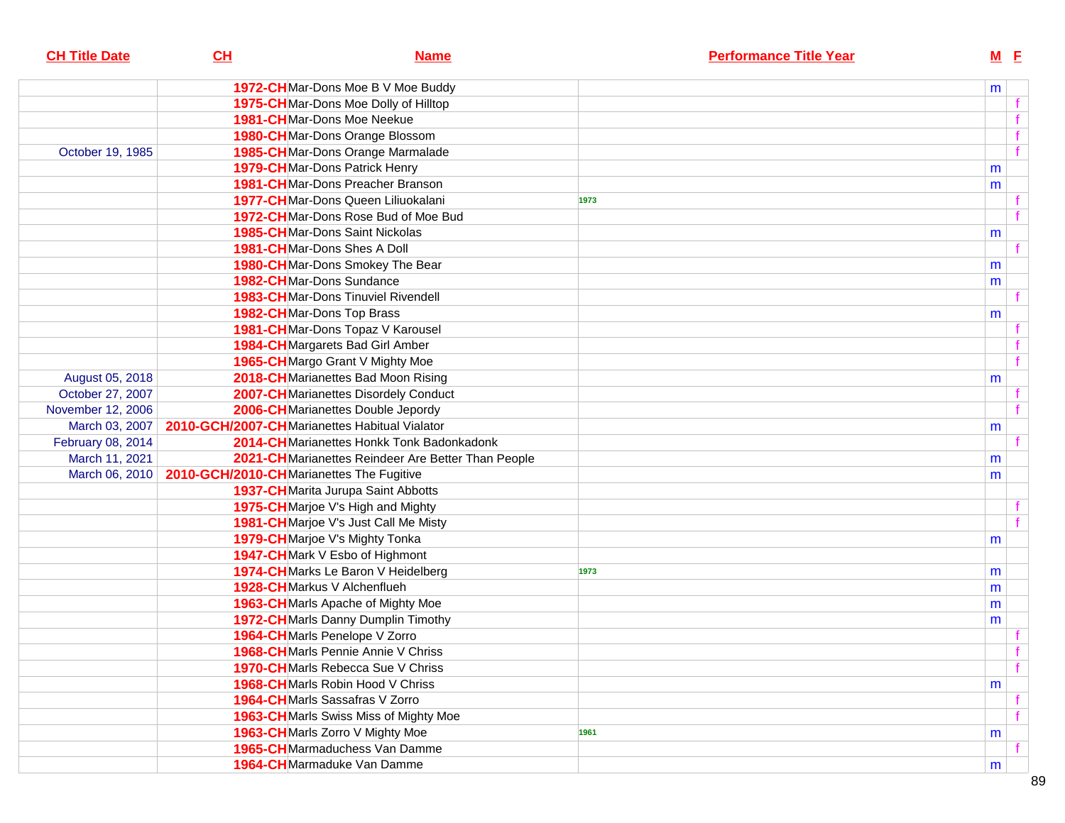| CH Title Date | CH | Name | Performance Title Year | M | F |
|---|---|---|---|---|---|
| | 1972-CH | Mar-Dons Moe B V Moe Buddy | | m | |
| | 1975-CH | Mar-Dons Moe Dolly of Hilltop | | | f |
| | 1981-CH | Mar-Dons Moe Neekue | | | f |
| | 1980-CH | Mar-Dons Orange Blossom | | | f |
| October 19, 1985 | 1985-CH | Mar-Dons Orange Marmalade | | | f |
| | 1979-CH | Mar-Dons Patrick Henry | | m | |
| | 1981-CH | Mar-Dons Preacher Branson | | m | |
| | 1977-CH | Mar-Dons Queen Liliuokalani | 1973 | | f |
| | 1972-CH | Mar-Dons Rose Bud of Moe Bud | | | f |
| | 1985-CH | Mar-Dons Saint Nickolas | | m | |
| | 1981-CH | Mar-Dons Shes A Doll | | | f |
| | 1980-CH | Mar-Dons Smokey The Bear | | m | |
| | 1982-CH | Mar-Dons Sundance | | m | |
| | 1983-CH | Mar-Dons Tinuviel Rivendell | | | f |
| | 1982-CH | Mar-Dons Top Brass | | m | |
| | 1981-CH | Mar-Dons Topaz V Karousel | | | f |
| | 1984-CH | Margarets Bad Girl Amber | | | f |
| | 1965-CH | Margo Grant V Mighty Moe | | | f |
| August 05, 2018 | 2018-CH | Marianettes Bad Moon Rising | | m | |
| October 27, 2007 | 2007-CH | Marianettes Disordely Conduct | | | f |
| November 12, 2006 | 2006-CH | Marianettes Double Jepordy | | | f |
| March 03, 2007 | 2010-GCH/2007-CH | Marianettes Habitual Vialator | | m | |
| February 08, 2014 | 2014-CH | Marianettes Honkk Tonk Badonkadonk | | | f |
| March 11, 2021 | 2021-CH | Marianettes Reindeer Are Better Than People | | m | |
| March 06, 2010 | 2010-GCH/2010-CH | Marianettes The Fugitive | | m | |
| | 1937-CH | Marita Jurupa Saint Abbotts | | | |
| | 1975-CH | Marjoe V's High and Mighty | | | f |
| | 1981-CH | Marjoe V's Just Call Me Misty | | | f |
| | 1979-CH | Marjoe V's Mighty Tonka | | m | |
| | 1947-CH | Mark V Esbo of Highmont | | | |
| | 1974-CH | Marks Le Baron V Heidelberg | 1973 | m | |
| | 1928-CH | Markus V Alchenflueh | | m | |
| | 1963-CH | Marls Apache of Mighty Moe | | m | |
| | 1972-CH | Marls Danny Dumplin Timothy | | m | |
| | 1964-CH | Marls Penelope V Zorro | | | f |
| | 1968-CH | Marls Pennie Annie V Chriss | | | f |
| | 1970-CH | Marls Rebecca Sue V Chriss | | | f |
| | 1968-CH | Marls Robin Hood V Chriss | | m | |
| | 1964-CH | Marls Sassafras V Zorro | | | f |
| | 1963-CH | Marls Swiss Miss of Mighty Moe | | | f |
| | 1963-CH | Marls Zorro V Mighty Moe | 1961 | m | |
| | 1965-CH | Marmaduchess Van Damme | | | f |
| | 1964-CH | Marmaduke Van Damme | | m | |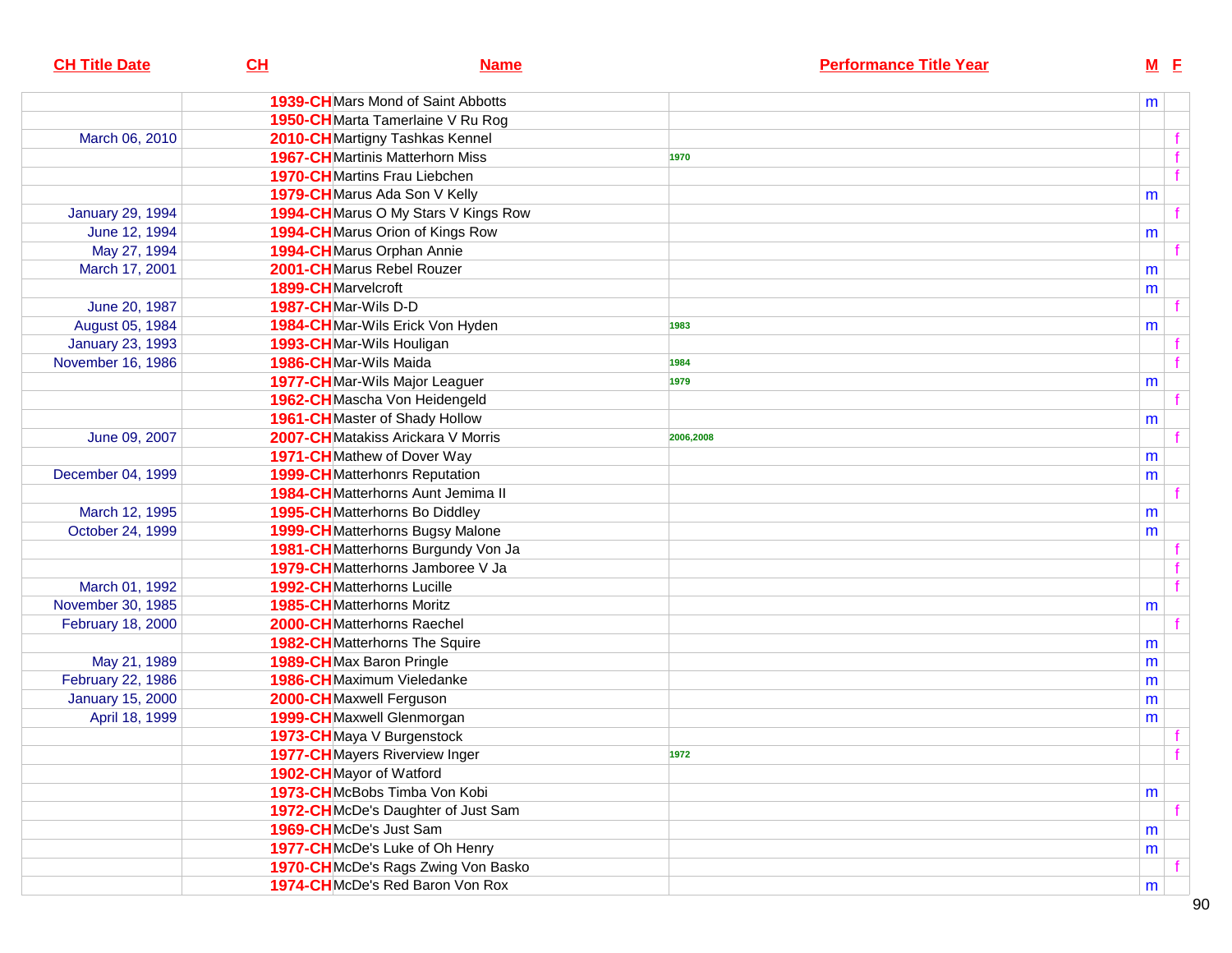| CH Title Date | CH | Name | Performance Title Year | M | F |
|---|---|---|---|---|---|
| | 1939-CH | Mars Mond of Saint Abbotts | | m | |
| | 1950-CH | Marta Tamerlaine V Ru Rog | | | |
| March 06, 2010 | 2010-CH | Martigny Tashkas Kennel | | | f |
| | 1967-CH | Martinis Matterhorn Miss | 1970 | | f |
| | 1970-CH | Martins Frau Liebchen | | | f |
| | 1979-CH | Marus Ada Son V Kelly | | m | |
| January 29, 1994 | 1994-CH | Marus O My Stars V Kings Row | | | f |
| June 12, 1994 | 1994-CH | Marus Orion of Kings Row | | m | |
| May 27, 1994 | 1994-CH | Marus Orphan Annie | | | f |
| March 17, 2001 | 2001-CH | Marus Rebel Rouzer | | m | |
| | 1899-CH | Marvelcroft | | m | |
| June 20, 1987 | 1987-CH | Mar-Wils D-D | | | f |
| August 05, 1984 | 1984-CH | Mar-Wils Erick Von Hyden | 1983 | m | |
| January 23, 1993 | 1993-CH | Mar-Wils Houligan | | | f |
| November 16, 1986 | 1986-CH | Mar-Wils Maida | 1984 | | f |
| | 1977-CH | Mar-Wils Major Leaguer | 1979 | m | |
| | 1962-CH | Mascha Von Heidengeld | | | f |
| | 1961-CH | Master of Shady Hollow | | m | |
| June 09, 2007 | 2007-CH | Matakiss Arickara V Morris | 2006,2008 | | f |
| | 1971-CH | Mathew of Dover Way | | m | |
| December 04, 1999 | 1999-CH | Matterhonrs Reputation | | m | |
| | 1984-CH | Matterhorns Aunt Jemima II | | | f |
| March 12, 1995 | 1995-CH | Matterhorns Bo Diddley | | m | |
| October 24, 1999 | 1999-CH | Matterhorns Bugsy Malone | | m | |
| | 1981-CH | Matterhorns Burgundy Von Ja | | | f |
| | 1979-CH | Matterhorns Jamboree V Ja | | | f |
| March 01, 1992 | 1992-CH | Matterhorns Lucille | | | f |
| November 30, 1985 | 1985-CH | Matterhorns Moritz | | m | |
| February 18, 2000 | 2000-CH | Matterhorns Raechel | | | f |
| | 1982-CH | Matterhorns The Squire | | m | |
| May 21, 1989 | 1989-CH | Max Baron Pringle | | m | |
| February 22, 1986 | 1986-CH | Maximum Vieledanke | | m | |
| January 15, 2000 | 2000-CH | Maxwell Ferguson | | m | |
| April 18, 1999 | 1999-CH | Maxwell Glenmorgan | | m | |
| | 1973-CH | Maya V Burgenstock | | | f |
| | 1977-CH | Mayers Riverview Inger | 1972 | | f |
| | 1902-CH | Mayor of Watford | | | |
| | 1973-CH | McBobs Timba Von Kobi | | m | |
| | 1972-CH | McDe's Daughter of Just Sam | | | f |
| | 1969-CH | McDe's Just Sam | | m | |
| | 1977-CH | McDe's Luke of Oh Henry | | m | |
| | 1970-CH | McDe's Rags Zwing Von Basko | | | f |
| | 1974-CH | McDe's Red Baron Von Rox | | m | |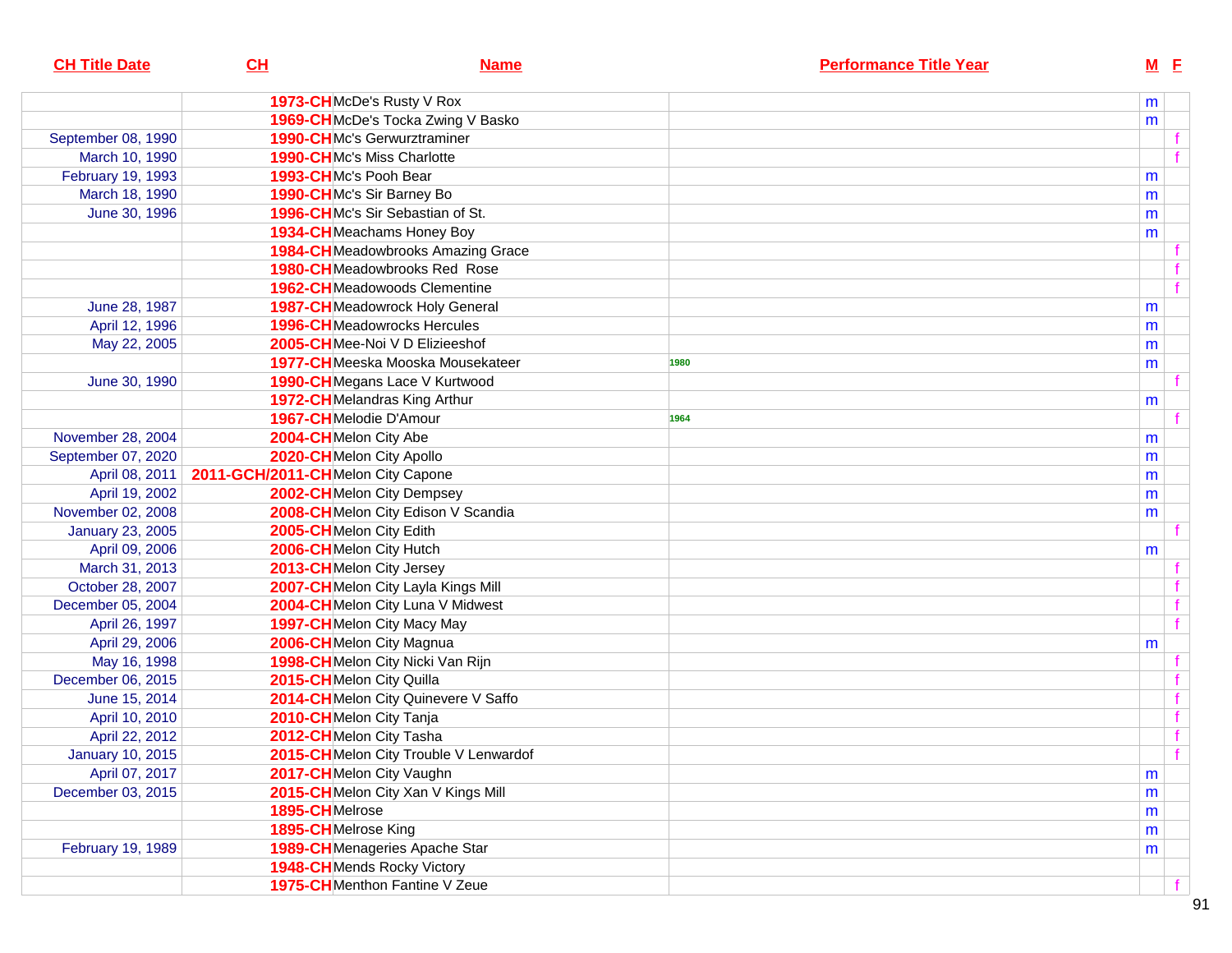| CH Title Date | CH | Name | Performance Title Year | M | F |
|---|---|---|---|---|---|
| | 1973-CH | McDe's Rusty V Rox | | m | |
| | 1969-CH | McDe's Tocka Zwing V Basko | | m | |
| September 08, 1990 | 1990-CH | Mc's Gerwurztraminer | | | f |
| March 10, 1990 | 1990-CH | Mc's Miss Charlotte | | | f |
| February 19, 1993 | 1993-CH | Mc's Pooh Bear | | m | |
| March 18, 1990 | 1990-CH | Mc's Sir Barney Bo | | m | |
| June 30, 1996 | 1996-CH | Mc's Sir Sebastian of St. | | m | |
| | 1934-CH | Meachams Honey Boy | | m | |
| | 1984-CH | Meadowbrooks Amazing Grace | | | f |
| | 1980-CH | Meadowbrooks Red Rose | | | f |
| | 1962-CH | Meadowoods Clementine | | | f |
| June 28, 1987 | 1987-CH | Meadowrock Holy General | | m | |
| April 12, 1996 | 1996-CH | Meadowrocks Hercules | | m | |
| May 22, 2005 | 2005-CH | Mee-Noi V D Elizieeshof | | m | |
| | 1977-CH | Meeska Mooska Mousekateer | 1980 | m | |
| June 30, 1990 | 1990-CH | Megans Lace V Kurtwood | | | f |
| | 1972-CH | Melandras King Arthur | | m | |
| | 1967-CH | Melodie D'Amour | 1964 | | f |
| November 28, 2004 | 2004-CH | Melon City Abe | | m | |
| September 07, 2020 | 2020-CH | Melon City Apollo | | m | |
| April 08, 2011 | 2011-GCH/2011-CH | Melon City Capone | | m | |
| April 19, 2002 | 2002-CH | Melon City Dempsey | | m | |
| November 02, 2008 | 2008-CH | Melon City Edison V Scandia | | m | |
| January 23, 2005 | 2005-CH | Melon City Edith | | | f |
| April 09, 2006 | 2006-CH | Melon City Hutch | | m | |
| March 31, 2013 | 2013-CH | Melon City Jersey | | | f |
| October 28, 2007 | 2007-CH | Melon City Layla Kings Mill | | | f |
| December 05, 2004 | 2004-CH | Melon City Luna V Midwest | | | f |
| April 26, 1997 | 1997-CH | Melon City Macy May | | | f |
| April 29, 2006 | 2006-CH | Melon City Magnua | | m | |
| May 16, 1998 | 1998-CH | Melon City Nicki Van Rijn | | | f |
| December 06, 2015 | 2015-CH | Melon City Quilla | | | f |
| June 15, 2014 | 2014-CH | Melon City Quinevere V Saffo | | | f |
| April 10, 2010 | 2010-CH | Melon City Tanja | | | f |
| April 22, 2012 | 2012-CH | Melon City Tasha | | | f |
| January 10, 2015 | 2015-CH | Melon City Trouble V Lenwardof | | | f |
| April 07, 2017 | 2017-CH | Melon City Vaughn | | m | |
| December 03, 2015 | 2015-CH | Melon City Xan V Kings Mill | | m | |
| | 1895-CH | Melrose | | m | |
| | 1895-CH | Melrose King | | m | |
| February 19, 1989 | 1989-CH | Menageries Apache Star | | m | |
| | 1948-CH | Mends Rocky Victory | | | |
| | 1975-CH | Menthon Fantine V Zeue | | | f |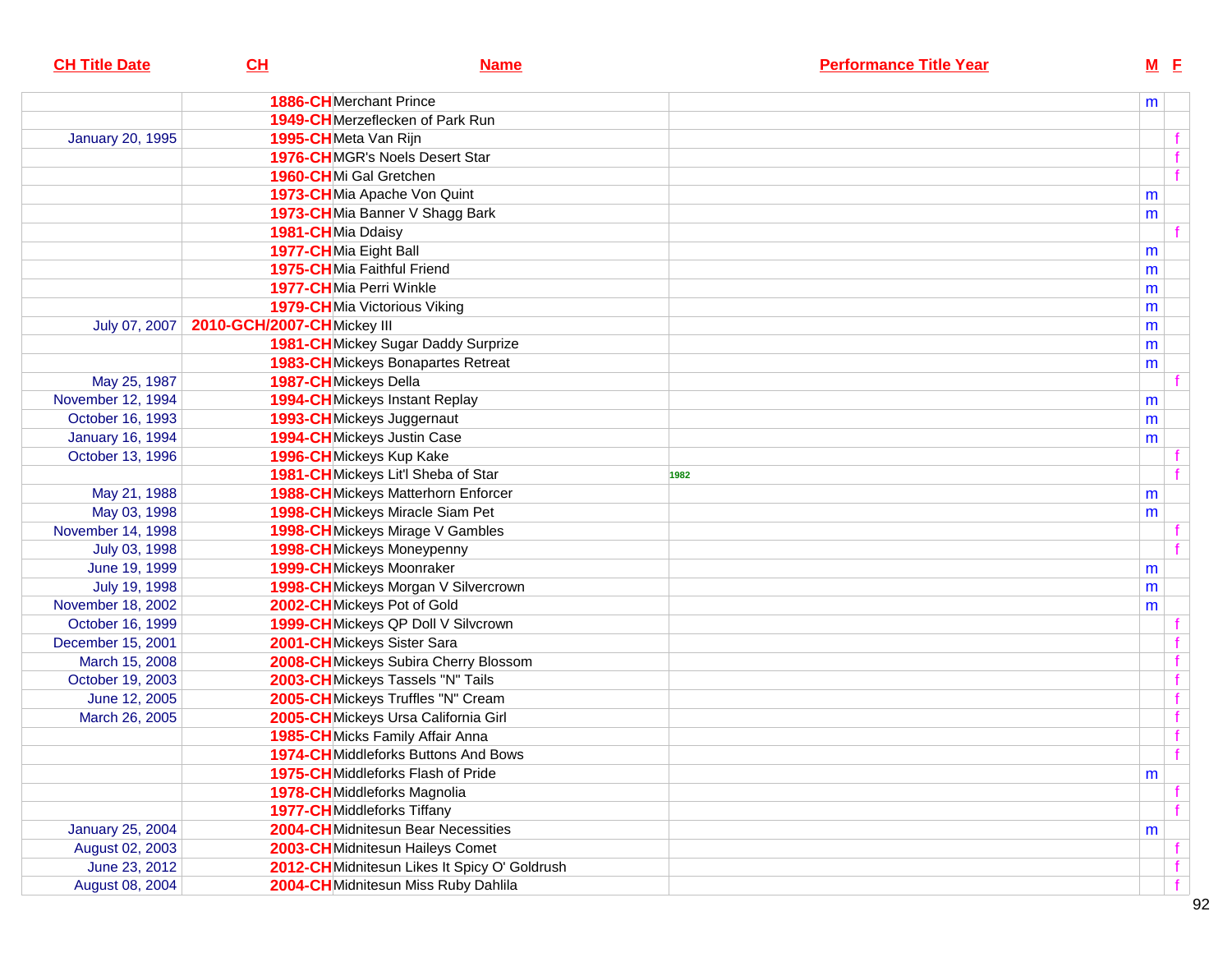| CH Title Date | CH | Name | Performance Title Year | M | F |
|---|---|---|---|---|---|
| | 1886-CH | Merchant Prince | | m | |
| | 1949-CH | Merzeflecken of Park Run | | | |
| January 20, 1995 | 1995-CH | Meta Van Rijn | | | f |
| | 1976-CH | MGR's Noels Desert Star | | | f |
| | 1960-CH | Mi Gal Gretchen | | | f |
| | 1973-CH | Mia Apache Von Quint | | m | |
| | 1973-CH | Mia Banner V Shagg Bark | | m | |
| | 1981-CH | Mia Ddaisy | | | f |
| | 1977-CH | Mia Eight Ball | | m | |
| | 1975-CH | Mia Faithful Friend | | m | |
| | 1977-CH | Mia Perri Winkle | | m | |
| | 1979-CH | Mia Victorious Viking | | m | |
| July 07, 2007 | 2010-GCH/2007-CH | Mickey III | | m | |
| | 1981-CH | Mickey Sugar Daddy Surprize | | m | |
| | 1983-CH | Mickeys Bonapartes Retreat | | m | |
| May 25, 1987 | 1987-CH | Mickeys Della | | | f |
| November 12, 1994 | 1994-CH | Mickeys Instant Replay | | m | |
| October 16, 1993 | 1993-CH | Mickeys Juggernaut | | m | |
| January 16, 1994 | 1994-CH | Mickeys Justin Case | | m | |
| October 13, 1996 | 1996-CH | Mickeys Kup Kake | | | f |
| | 1981-CH | Mickeys Lit'l Sheba of Star | 1982 | | f |
| May 21, 1988 | 1988-CH | Mickeys Matterhorn Enforcer | | m | |
| May 03, 1998 | 1998-CH | Mickeys Miracle Siam Pet | | m | |
| November 14, 1998 | 1998-CH | Mickeys Mirage V Gambles | | | f |
| July 03, 1998 | 1998-CH | Mickeys Moneypenny | | | f |
| June 19, 1999 | 1999-CH | Mickeys Moonraker | | m | |
| July 19, 1998 | 1998-CH | Mickeys Morgan V Silvercrown | | m | |
| November 18, 2002 | 2002-CH | Mickeys Pot of Gold | | m | |
| October 16, 1999 | 1999-CH | Mickeys QP Doll V Silvcrown | | | f |
| December 15, 2001 | 2001-CH | Mickeys Sister Sara | | | f |
| March 15, 2008 | 2008-CH | Mickeys Subira Cherry Blossom | | | f |
| October 19, 2003 | 2003-CH | Mickeys Tassels "N" Tails | | | f |
| June 12, 2005 | 2005-CH | Mickeys Truffles "N" Cream | | | f |
| March 26, 2005 | 2005-CH | Mickeys Ursa California Girl | | | f |
| | 1985-CH | Micks Family Affair Anna | | | f |
| | 1974-CH | Middleforks Buttons And Bows | | | f |
| | 1975-CH | Middleforks Flash of Pride | | m | |
| | 1978-CH | Middleforks Magnolia | | | f |
| | 1977-CH | Middleforks Tiffany | | | f |
| January 25, 2004 | 2004-CH | Midnitesun Bear Necessities | | m | |
| August 02, 2003 | 2003-CH | Midnitesun Haileys Comet | | | f |
| June 23, 2012 | 2012-CH | Midnitesun Likes It Spicy O' Goldrush | | | f |
| August 08, 2004 | 2004-CH | Midnitesun Miss Ruby Dahlila | | | f |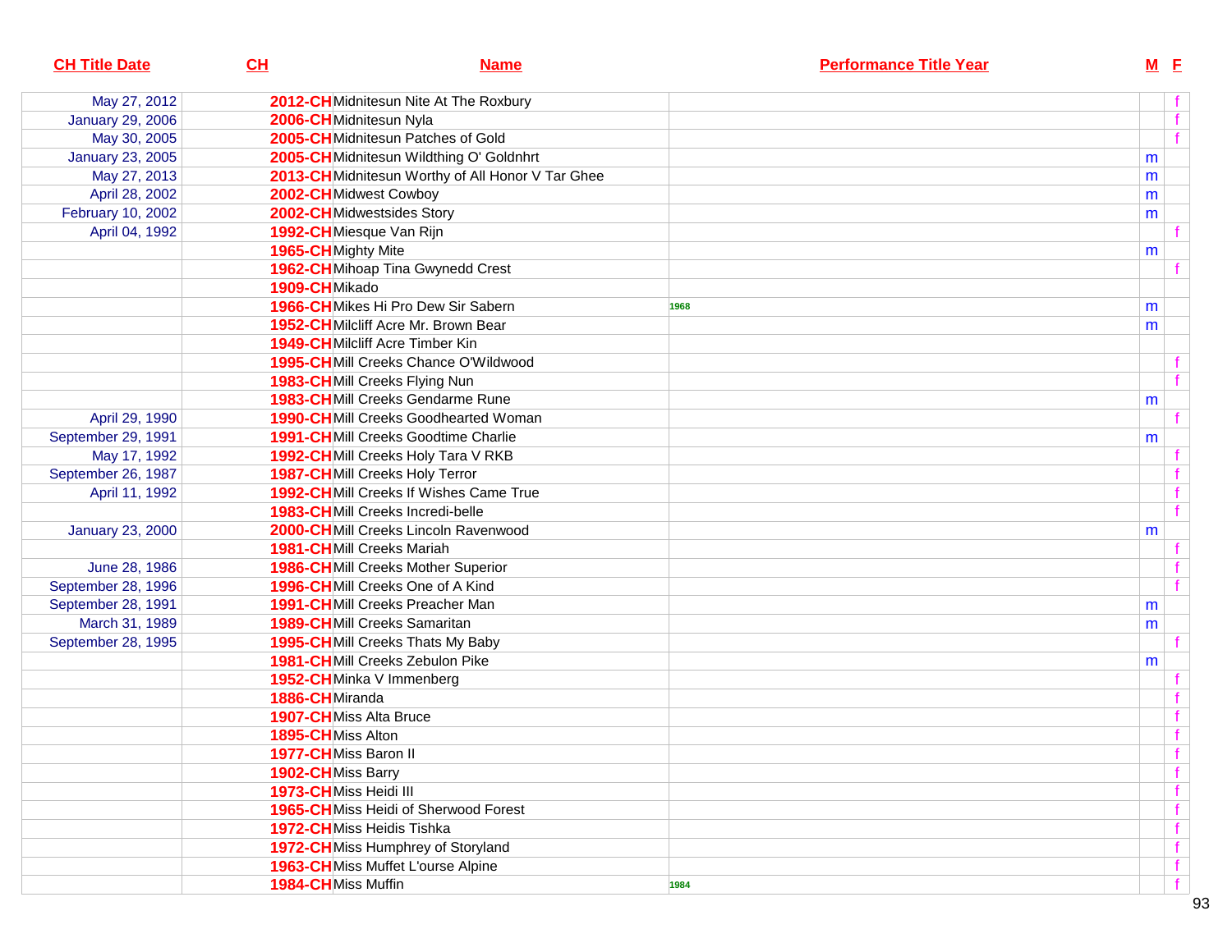| CH Title Date | CH | Name | Performance Title Year | M | F |
|---|---|---|---|---|---|
| May 27, 2012 | 2012-CH | Midnitesun Nite At The Roxbury | | | f |
| January 29, 2006 | 2006-CH | Midnitesun Nyla | | | f |
| May 30, 2005 | 2005-CH | Midnitesun Patches of Gold | | | f |
| January 23, 2005 | 2005-CH | Midnitesun Wildthing O' Goldnhrt | | m | |
| May 27, 2013 | 2013-CH | Midnitesun Worthy of All Honor V Tar Ghee | | m | |
| April 28, 2002 | 2002-CH | Midwest Cowboy | | m | |
| February 10, 2002 | 2002-CH | Midwestsides Story | | m | |
| April 04, 1992 | 1992-CH | Miesque Van Rijn | | | f |
| | 1965-CH | Mighty Mite | | m | |
| | 1962-CH | Mihoap Tina Gwynedd Crest | | | f |
| | 1909-CH | Mikado | | | |
| | 1966-CH | Mikes Hi Pro Dew Sir Sabern | 1968 | m | |
| | 1952-CH | Milcliff Acre Mr. Brown Bear | | m | |
| | 1949-CH | Milcliff Acre Timber Kin | | | |
| | 1995-CH | Mill Creeks Chance O'Wildwood | | | f |
| | 1983-CH | Mill Creeks Flying Nun | | | f |
| | 1983-CH | Mill Creeks Gendarme Rune | | m | |
| April 29, 1990 | 1990-CH | Mill Creeks Goodhearted Woman | | | f |
| September 29, 1991 | 1991-CH | Mill Creeks Goodtime Charlie | | m | |
| May 17, 1992 | 1992-CH | Mill Creeks Holy Tara V RKB | | | f |
| September 26, 1987 | 1987-CH | Mill Creeks Holy Terror | | | f |
| April 11, 1992 | 1992-CH | Mill Creeks If Wishes Came True | | | f |
| | 1983-CH | Mill Creeks Incredi-belle | | | f |
| January 23, 2000 | 2000-CH | Mill Creeks Lincoln Ravenwood | | m | |
| | 1981-CH | Mill Creeks Mariah | | | f |
| June 28, 1986 | 1986-CH | Mill Creeks Mother Superior | | | f |
| September 28, 1996 | 1996-CH | Mill Creeks One of A Kind | | | f |
| September 28, 1991 | 1991-CH | Mill Creeks Preacher Man | | m | |
| March 31, 1989 | 1989-CH | Mill Creeks Samaritan | | m | |
| September 28, 1995 | 1995-CH | Mill Creeks Thats My Baby | | | f |
| | 1981-CH | Mill Creeks Zebulon Pike | | m | |
| | 1952-CH | Minka V Immenberg | | | f |
| | 1886-CH | Miranda | | | f |
| | 1907-CH | Miss Alta Bruce | | | f |
| | 1895-CH | Miss Alton | | | f |
| | 1977-CH | Miss Baron II | | | f |
| | 1902-CH | Miss Barry | | | f |
| | 1973-CH | Miss Heidi III | | | f |
| | 1965-CH | Miss Heidi of Sherwood Forest | | | f |
| | 1972-CH | Miss Heidis Tishka | | | f |
| | 1972-CH | Miss Humphrey of Storyland | | | f |
| | 1963-CH | Miss Muffet L'ourse Alpine | | | f |
| | 1984-CH | Miss Muffin | 1984 | | f |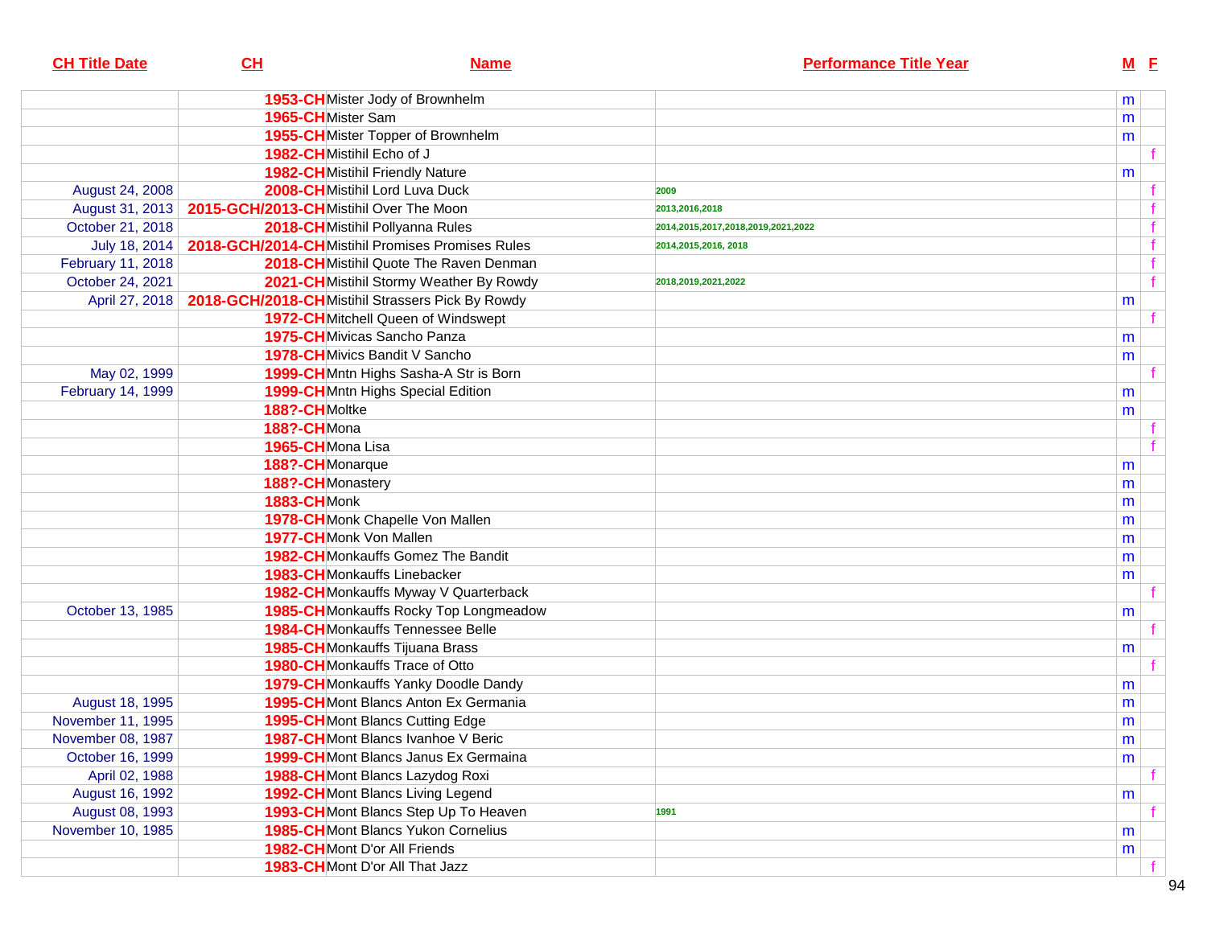| CH Title Date | CH | Name | Performance Title Year | M | F |
|---|---|---|---|---|---|
| | 1953-CH | Mister Jody of Brownhelm | | m | |
| | 1965-CH | Mister Sam | | m | |
| | 1955-CH | Mister Topper of Brownhelm | | m | |
| | 1982-CH | Mistihil Echo of J | | | f |
| | 1982-CH | Mistihil Friendly Nature | | m | |
| August 24, 2008 | 2008-CH | Mistihil Lord Luva Duck | 2009 | | f |
| August 31, 2013 | 2015-GCH/2013-CH | Mistihil Over The Moon | 2013,2016,2018 | | f |
| October 21, 2018 | 2018-CH | Mistihil Pollyanna Rules | 2014,2015,2017,2018,2019,2021,2022 | | f |
| July 18, 2014 | 2018-GCH/2014-CH | Mistihil Promises Promises Rules | 2014,2015,2016, 2018 | | f |
| February 11, 2018 | 2018-CH | Mistihil Quote The Raven Denman | | | f |
| October 24, 2021 | 2021-CH | Mistihil Stormy Weather By Rowdy | 2018,2019,2021,2022 | | f |
| April 27, 2018 | 2018-GCH/2018-CH | Mistihil Strassers Pick By Rowdy | | m | |
| | 1972-CH | Mitchell Queen of Windswept | | | f |
| | 1975-CH | Mivicas Sancho Panza | | m | |
| | 1978-CH | Mivics Bandit V Sancho | | m | |
| May 02, 1999 | 1999-CH | Mntn Highs Sasha-A Str is Born | | | f |
| February 14, 1999 | 1999-CH | Mntn Highs Special Edition | | m | |
| | 188?-CH | Moltke | | m | |
| | 188?-CH | Mona | | | f |
| | 1965-CH | Mona Lisa | | | f |
| | 188?-CH | Monarque | | m | |
| | 188?-CH | Monastery | | m | |
| | 1883-CH | Monk | | m | |
| | 1978-CH | Monk Chapelle Von Mallen | | m | |
| | 1977-CH | Monk Von Mallen | | m | |
| | 1982-CH | Monkauffs Gomez The Bandit | | m | |
| | 1983-CH | Monkauffs Linebacker | | m | |
| | 1982-CH | Monkauffs Myway V Quarterback | | | f |
| October 13, 1985 | 1985-CH | Monkauffs Rocky Top Longmeadow | | m | |
| | 1984-CH | Monkauffs Tennessee Belle | | | f |
| | 1985-CH | Monkauffs Tijuana Brass | | m | |
| | 1980-CH | Monkauffs Trace of Otto | | | f |
| | 1979-CH | Monkauffs Yanky Doodle Dandy | | m | |
| August 18, 1995 | 1995-CH | Mont Blancs Anton Ex Germania | | m | |
| November 11, 1995 | 1995-CH | Mont Blancs Cutting Edge | | m | |
| November 08, 1987 | 1987-CH | Mont Blancs Ivanhoe V Beric | | m | |
| October 16, 1999 | 1999-CH | Mont Blancs Janus Ex Germaina | | m | |
| April 02, 1988 | 1988-CH | Mont Blancs Lazydog Roxi | | | f |
| August 16, 1992 | 1992-CH | Mont Blancs Living Legend | | m | |
| August 08, 1993 | 1993-CH | Mont Blancs Step Up To Heaven | 1991 | | f |
| November 10, 1985 | 1985-CH | Mont Blancs Yukon Cornelius | | m | |
| | 1982-CH | Mont D'or All Friends | | m | |
| | 1983-CH | Mont D'or All That Jazz | | | f |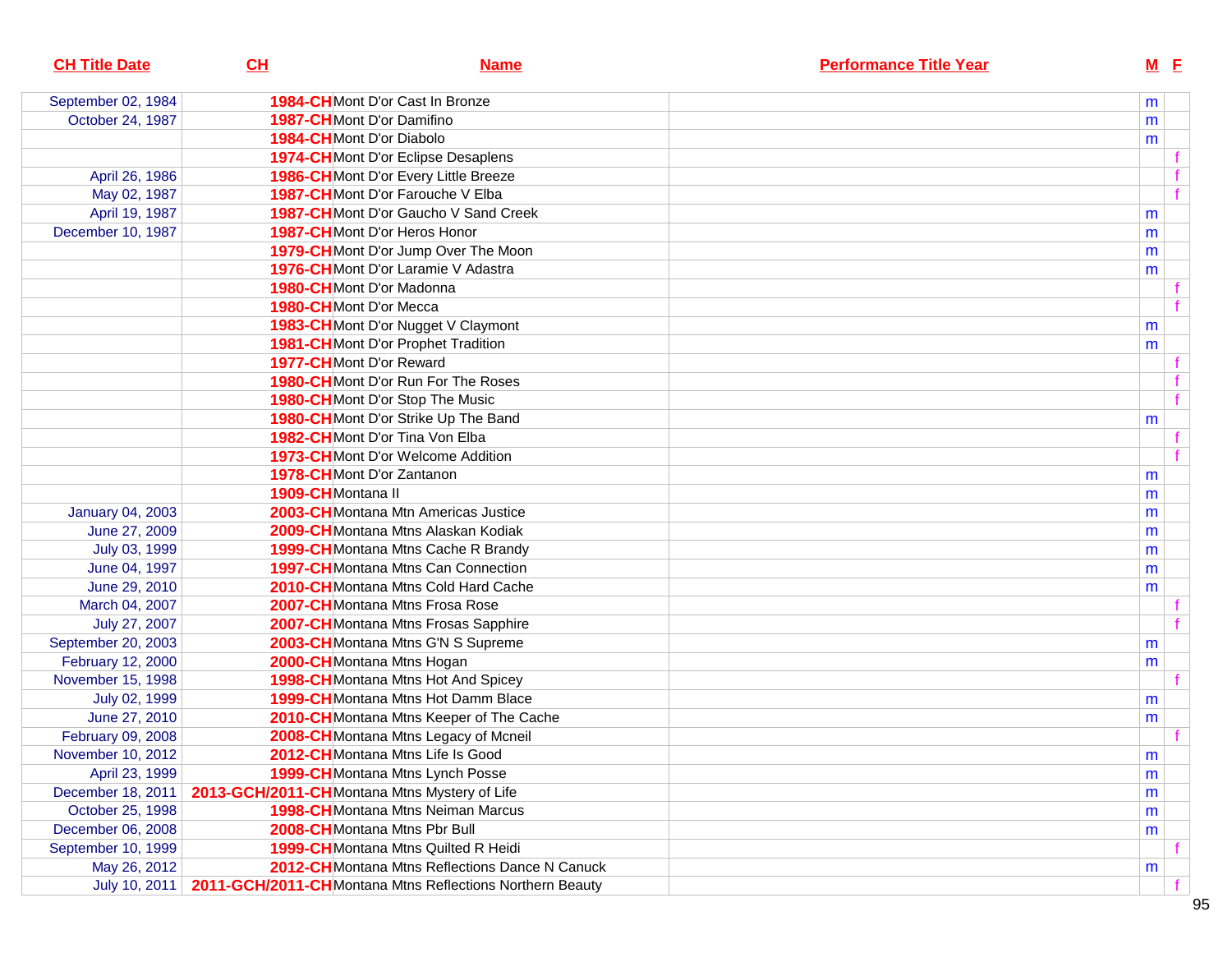| CH Title Date | CH | Name | Performance Title Year | M | F |
|---|---|---|---|---|---|
| September 02, 1984 | 1984-CH | Mont D'or Cast In Bronze | | m | |
| October 24, 1987 | 1987-CH | Mont D'or Damifino | | m | |
| | 1984-CH | Mont D'or Diabolo | | m | |
| | 1974-CH | Mont D'or Eclipse Desaplens | | | f |
| April 26, 1986 | 1986-CH | Mont D'or Every Little Breeze | | | f |
| May 02, 1987 | 1987-CH | Mont D'or Farouche V Elba | | | f |
| April 19, 1987 | 1987-CH | Mont D'or Gaucho V Sand Creek | | m | |
| December 10, 1987 | 1987-CH | Mont D'or Heros Honor | | m | |
| | 1979-CH | Mont D'or Jump Over The Moon | | m | |
| | 1976-CH | Mont D'or Laramie V Adastra | | m | |
| | 1980-CH | Mont D'or Madonna | | | f |
| | 1980-CH | Mont D'or Mecca | | | f |
| | 1983-CH | Mont D'or Nugget V Claymont | | m | |
| | 1981-CH | Mont D'or Prophet Tradition | | m | |
| | 1977-CH | Mont D'or Reward | | | f |
| | 1980-CH | Mont D'or Run For The Roses | | | f |
| | 1980-CH | Mont D'or Stop The Music | | | f |
| | 1980-CH | Mont D'or Strike Up The Band | | m | |
| | 1982-CH | Mont D'or Tina Von Elba | | | f |
| | 1973-CH | Mont D'or Welcome Addition | | | f |
| | 1978-CH | Mont D'or Zantanon | | m | |
| | 1909-CH | Montana II | | m | |
| January 04, 2003 | 2003-CH | Montana Mtn Americas Justice | | m | |
| June 27, 2009 | 2009-CH | Montana Mtns Alaskan Kodiak | | m | |
| July 03, 1999 | 1999-CH | Montana Mtns Cache R Brandy | | m | |
| June 04, 1997 | 1997-CH | Montana Mtns Can Connection | | m | |
| June 29, 2010 | 2010-CH | Montana Mtns Cold Hard Cache | | m | |
| March 04, 2007 | 2007-CH | Montana Mtns Frosa Rose | | | f |
| July 27, 2007 | 2007-CH | Montana Mtns Frosas Sapphire | | | f |
| September 20, 2003 | 2003-CH | Montana Mtns G'N S Supreme | | m | |
| February 12, 2000 | 2000-CH | Montana Mtns Hogan | | m | |
| November 15, 1998 | 1998-CH | Montana Mtns Hot And Spicey | | | f |
| July 02, 1999 | 1999-CH | Montana Mtns Hot Damm Blace | | m | |
| June 27, 2010 | 2010-CH | Montana Mtns Keeper of The Cache | | m | |
| February 09, 2008 | 2008-CH | Montana Mtns Legacy of Mcneil | | | f |
| November 10, 2012 | 2012-CH | Montana Mtns Life Is Good | | m | |
| April 23, 1999 | 1999-CH | Montana Mtns Lynch Posse | | m | |
| December 18, 2011 | 2013-GCH/2011-CH | Montana Mtns Mystery of Life | | m | |
| October 25, 1998 | 1998-CH | Montana Mtns Neiman Marcus | | m | |
| December 06, 2008 | 2008-CH | Montana Mtns Pbr Bull | | m | |
| September 10, 1999 | 1999-CH | Montana Mtns Quilted R Heidi | | | f |
| May 26, 2012 | 2012-CH | Montana Mtns Reflections Dance N Canuck | | m | |
| July 10, 2011 | 2011-GCH/2011-CH | Montana Mtns Reflections Northern Beauty | | | f |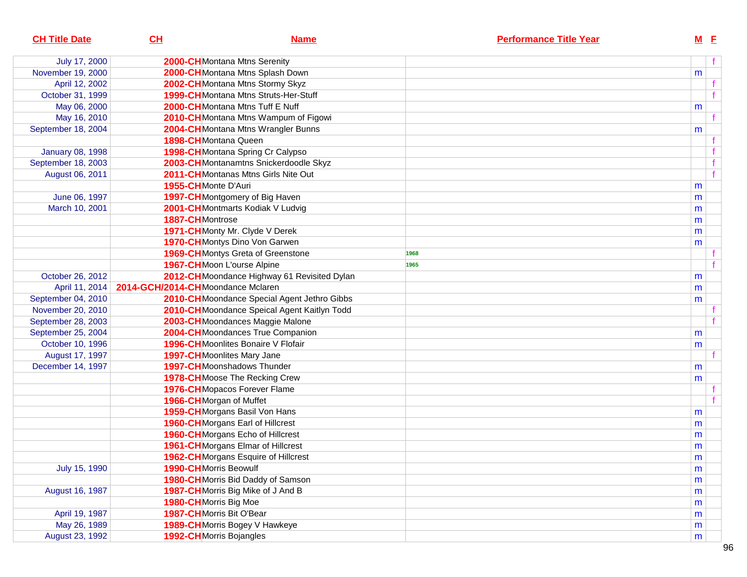| CH Title Date | CH | Name | Performance Title Year | M | F |
|---|---|---|---|---|---|
| July 17, 2000 | 2000-CH | Montana Mtns Serenity | | | f |
| November 19, 2000 | 2000-CH | Montana Mtns Splash Down | | m | |
| April 12, 2002 | 2002-CH | Montana Mtns Stormy Skyz | | | f |
| October 31, 1999 | 1999-CH | Montana Mtns Struts-Her-Stuff | | | f |
| May 06, 2000 | 2000-CH | Montana Mtns Tuff E Nuff | | m | |
| May 16, 2010 | 2010-CH | Montana Mtns Wampum of Figowi | | | f |
| September 18, 2004 | 2004-CH | Montana Mtns Wrangler Bunns | | m | |
| | 1898-CH | Montana Queen | | | f |
| January 08, 1998 | 1998-CH | Montana Spring Cr Calypso | | | f |
| September 18, 2003 | 2003-CH | Montanamtns Snickerdoodle Skyz | | | f |
| August 06, 2011 | 2011-CH | Montanas Mtns Girls Nite Out | | | f |
| | 1955-CH | Monte D'Auri | | m | |
| June 06, 1997 | 1997-CH | Montgomery of Big Haven | | m | |
| March 10, 2001 | 2001-CH | Montmarts Kodiak V Ludvig | | m | |
| | 1887-CH | Montrose | | m | |
| | 1971-CH | Monty Mr. Clyde V Derek | | m | |
| | 1970-CH | Montys Dino Von Garwen | | m | |
| | 1969-CH | Montys Greta of Greenstone | 1968 | | f |
| | 1967-CH | Moon L'ourse Alpine | 1965 | | f |
| October 26, 2012 | 2012-CH | Moondance Highway 61 Revisited Dylan | | m | |
| April 11, 2014 | 2014-GCH/2014-CH | Moondance Mclaren | | m | |
| September 04, 2010 | 2010-CH | Moondance Special Agent Jethro Gibbs | | m | |
| November 20, 2010 | 2010-CH | Moondance Speical Agent Kaitlyn Todd | | | f |
| September 28, 2003 | 2003-CH | Moondances Maggie Malone | | | f |
| September 25, 2004 | 2004-CH | Moondances True Companion | | m | |
| October 10, 1996 | 1996-CH | Moonlites Bonaire V Flofair | | m | |
| August 17, 1997 | 1997-CH | Moonlites Mary Jane | | | f |
| December 14, 1997 | 1997-CH | Moonshadows Thunder | | m | |
| | 1978-CH | Moose The Recking Crew | | m | |
| | 1976-CH | Mopacos Forever Flame | | | f |
| | 1966-CH | Morgan of Muffet | | | f |
| | 1959-CH | Morgans Basil Von Hans | | m | |
| | 1960-CH | Morgans Earl of Hillcrest | | m | |
| | 1960-CH | Morgans Echo of Hillcrest | | m | |
| | 1961-CH | Morgans Elmar of Hillcrest | | m | |
| | 1962-CH | Morgans Esquire of Hillcrest | | m | |
| July 15, 1990 | 1990-CH | Morris Beowulf | | m | |
| | 1980-CH | Morris Bid Daddy of Samson | | m | |
| August 16, 1987 | 1987-CH | Morris Big Mike of J And B | | m | |
| | 1980-CH | Morris Big Moe | | m | |
| April 19, 1987 | 1987-CH | Morris Bit O'Bear | | m | |
| May 26, 1989 | 1989-CH | Morris Bogey V Hawkeye | | m | |
| August 23, 1992 | 1992-CH | Morris Bojangles | | m | |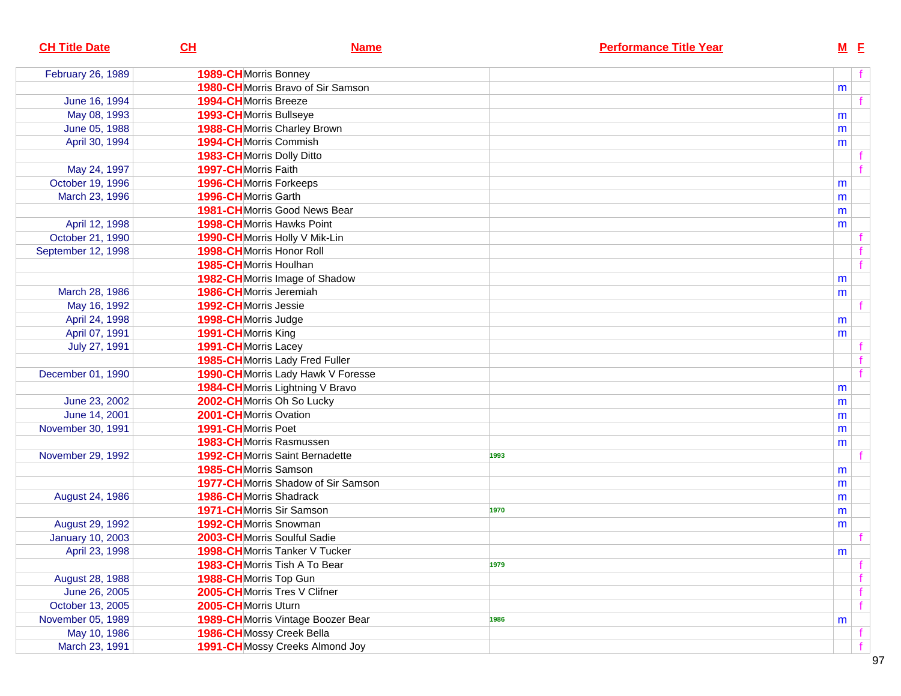| CH Title Date | CH | Name | Performance Title Year | M | F |
|---|---|---|---|---|---|
| February 26, 1989 | 1989-CH | Morris Bonney | | | f |
| | 1980-CH | Morris Bravo of Sir Samson | | m | |
| June 16, 1994 | 1994-CH | Morris Breeze | | | f |
| May 08, 1993 | 1993-CH | Morris Bullseye | | m | |
| June 05, 1988 | 1988-CH | Morris Charley Brown | | m | |
| April 30, 1994 | 1994-CH | Morris Commish | | m | |
| | 1983-CH | Morris Dolly Ditto | | | f |
| May 24, 1997 | 1997-CH | Morris Faith | | | f |
| October 19, 1996 | 1996-CH | Morris Forkeeps | | m | |
| March 23, 1996 | 1996-CH | Morris Garth | | m | |
| | 1981-CH | Morris Good News Bear | | m | |
| April 12, 1998 | 1998-CH | Morris Hawks Point | | m | |
| October 21, 1990 | 1990-CH | Morris Holly V Mik-Lin | | | f |
| September 12, 1998 | 1998-CH | Morris Honor Roll | | | f |
| | 1985-CH | Morris Houlhan | | | f |
| | 1982-CH | Morris Image of Shadow | | m | |
| March 28, 1986 | 1986-CH | Morris Jeremiah | | m | |
| May 16, 1992 | 1992-CH | Morris Jessie | | | f |
| April 24, 1998 | 1998-CH | Morris Judge | | m | |
| April 07, 1991 | 1991-CH | Morris King | | m | |
| July 27, 1991 | 1991-CH | Morris Lacey | | | f |
| | 1985-CH | Morris Lady Fred Fuller | | | f |
| December 01, 1990 | 1990-CH | Morris Lady Hawk V Foresse | | | f |
| | 1984-CH | Morris Lightning V Bravo | | m | |
| June 23, 2002 | 2002-CH | Morris Oh So Lucky | | m | |
| June 14, 2001 | 2001-CH | Morris Ovation | | m | |
| November 30, 1991 | 1991-CH | Morris Poet | | m | |
| | 1983-CH | Morris Rasmussen | | m | |
| November 29, 1992 | 1992-CH | Morris Saint Bernadette | 1993 | | f |
| | 1985-CH | Morris Samson | | m | |
| | 1977-CH | Morris Shadow of Sir Samson | | m | |
| August 24, 1986 | 1986-CH | Morris Shadrack | | m | |
| | 1971-CH | Morris Sir Samson | 1970 | m | |
| August 29, 1992 | 1992-CH | Morris Snowman | | m | |
| January 10, 2003 | 2003-CH | Morris Soulful Sadie | | | f |
| April 23, 1998 | 1998-CH | Morris Tanker V Tucker | | m | |
| | 1983-CH | Morris Tish A To Bear | 1979 | | f |
| August 28, 1988 | 1988-CH | Morris Top Gun | | | f |
| June 26, 2005 | 2005-CH | Morris Tres V Clifner | | | f |
| October 13, 2005 | 2005-CH | Morris Uturn | | | f |
| November 05, 1989 | 1989-CH | Morris Vintage Boozer Bear | 1986 | m | |
| May 10, 1986 | 1986-CH | Mossy Creek Bella | | | f |
| March 23, 1991 | 1991-CH | Mossy Creeks Almond Joy | | | f |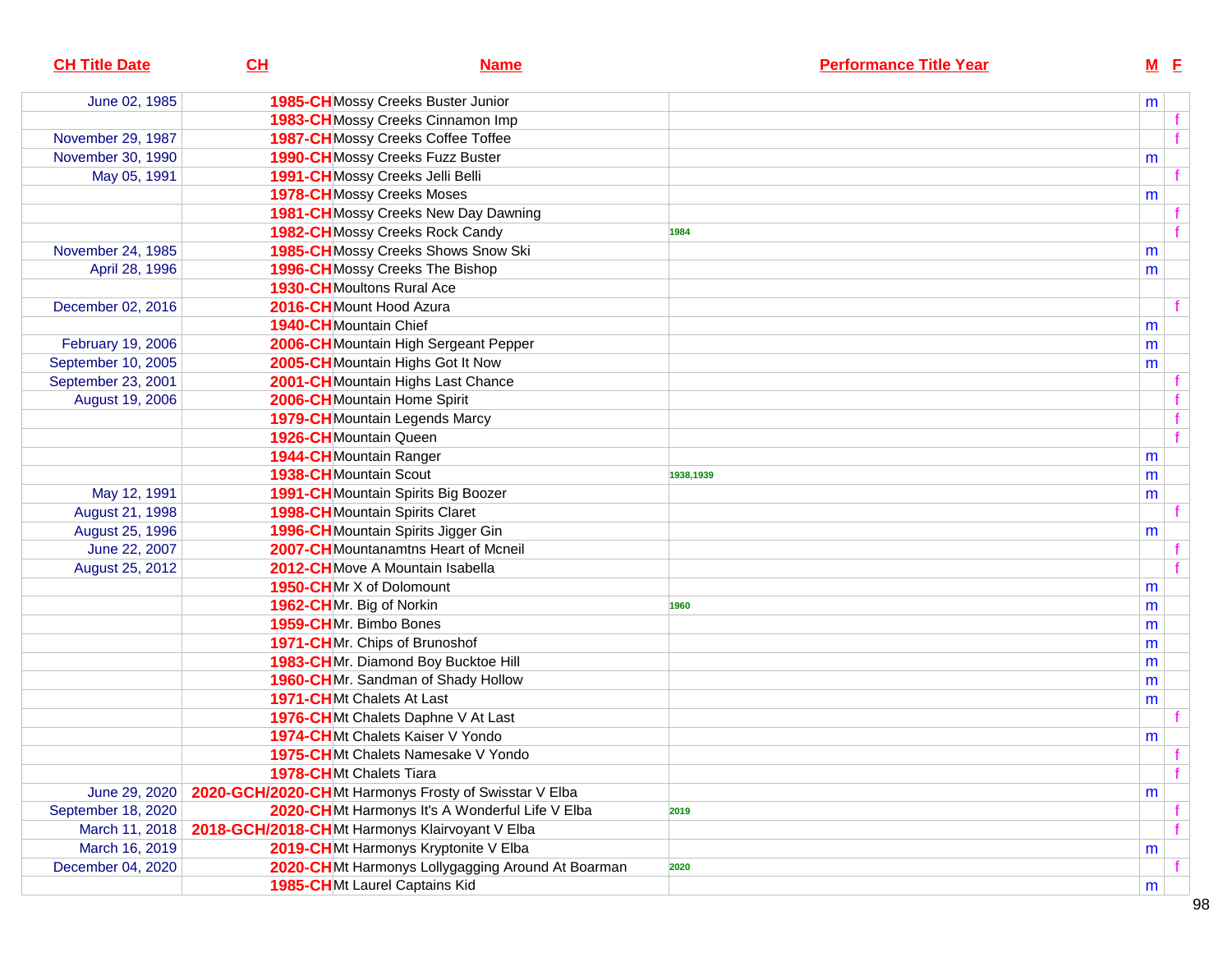| CH Title Date | CH | Name | Performance Title Year | M | F |
|---|---|---|---|---|---|
| June 02, 1985 | 1985-CH | Mossy Creeks Buster Junior | | m | |
| | 1983-CH | Mossy Creeks Cinnamon Imp | | | f |
| November 29, 1987 | 1987-CH | Mossy Creeks Coffee Toffee | | | f |
| November 30, 1990 | 1990-CH | Mossy Creeks Fuzz Buster | | m | |
| May 05, 1991 | 1991-CH | Mossy Creeks Jelli Belli | | | f |
| | 1978-CH | Mossy Creeks Moses | | m | |
| | 1981-CH | Mossy Creeks New Day Dawning | | | f |
| | 1982-CH | Mossy Creeks Rock Candy | 1984 | | f |
| November 24, 1985 | 1985-CH | Mossy Creeks Shows Snow Ski | | m | |
| April 28, 1996 | 1996-CH | Mossy Creeks The Bishop | | m | |
| | 1930-CH | Moultons Rural Ace | | | |
| December 02, 2016 | 2016-CH | Mount Hood Azura | | | f |
| | 1940-CH | Mountain Chief | | m | |
| February 19, 2006 | 2006-CH | Mountain High Sergeant Pepper | | m | |
| September 10, 2005 | 2005-CH | Mountain Highs Got It Now | | m | |
| September 23, 2001 | 2001-CH | Mountain Highs Last Chance | | | f |
| August 19, 2006 | 2006-CH | Mountain Home Spirit | | | f |
| | 1979-CH | Mountain Legends Marcy | | | f |
| | 1926-CH | Mountain Queen | | | f |
| | 1944-CH | Mountain Ranger | | m | |
| | 1938-CH | Mountain Scout | 1938,1939 | m | |
| May 12, 1991 | 1991-CH | Mountain Spirits Big Boozer | | m | |
| August 21, 1998 | 1998-CH | Mountain Spirits Claret | | | f |
| August 25, 1996 | 1996-CH | Mountain Spirits Jigger Gin | | m | |
| June 22, 2007 | 2007-CH | Mountanamtns Heart of Mcneil | | | f |
| August 25, 2012 | 2012-CH | Move A Mountain Isabella | | | f |
| | 1950-CH | Mr X of Dolomount | | m | |
| | 1962-CH | Mr. Big of Norkin | 1960 | m | |
| | 1959-CH | Mr. Bimbo Bones | | m | |
| | 1971-CH | Mr. Chips of Brunoshof | | m | |
| | 1983-CH | Mr. Diamond Boy Bucktoe Hill | | m | |
| | 1960-CH | Mr. Sandman of Shady Hollow | | m | |
| | 1971-CH | Mt Chalets At Last | | m | |
| | 1976-CH | Mt Chalets Daphne V At Last | | | f |
| | 1974-CH | Mt Chalets Kaiser V Yondo | | m | |
| | 1975-CH | Mt Chalets Namesake V Yondo | | | f |
| | 1978-CH | Mt Chalets Tiara | | | f |
| June 29, 2020 | 2020-GCH/2020-CH | Mt Harmonys Frosty of Swisstar V Elba | | m | |
| September 18, 2020 | 2020-CH | Mt Harmonys It's A Wonderful Life V Elba | 2019 | | f |
| March 11, 2018 | 2018-GCH/2018-CH | Mt Harmonys Klairvoyant V Elba | | | f |
| March 16, 2019 | 2019-CH | Mt Harmonys Kryptonite V Elba | | m | |
| December 04, 2020 | 2020-CH | Mt Harmonys Lollygagging Around At Boarman | 2020 | | f |
| | 1985-CH | Mt Laurel Captains Kid | | m | |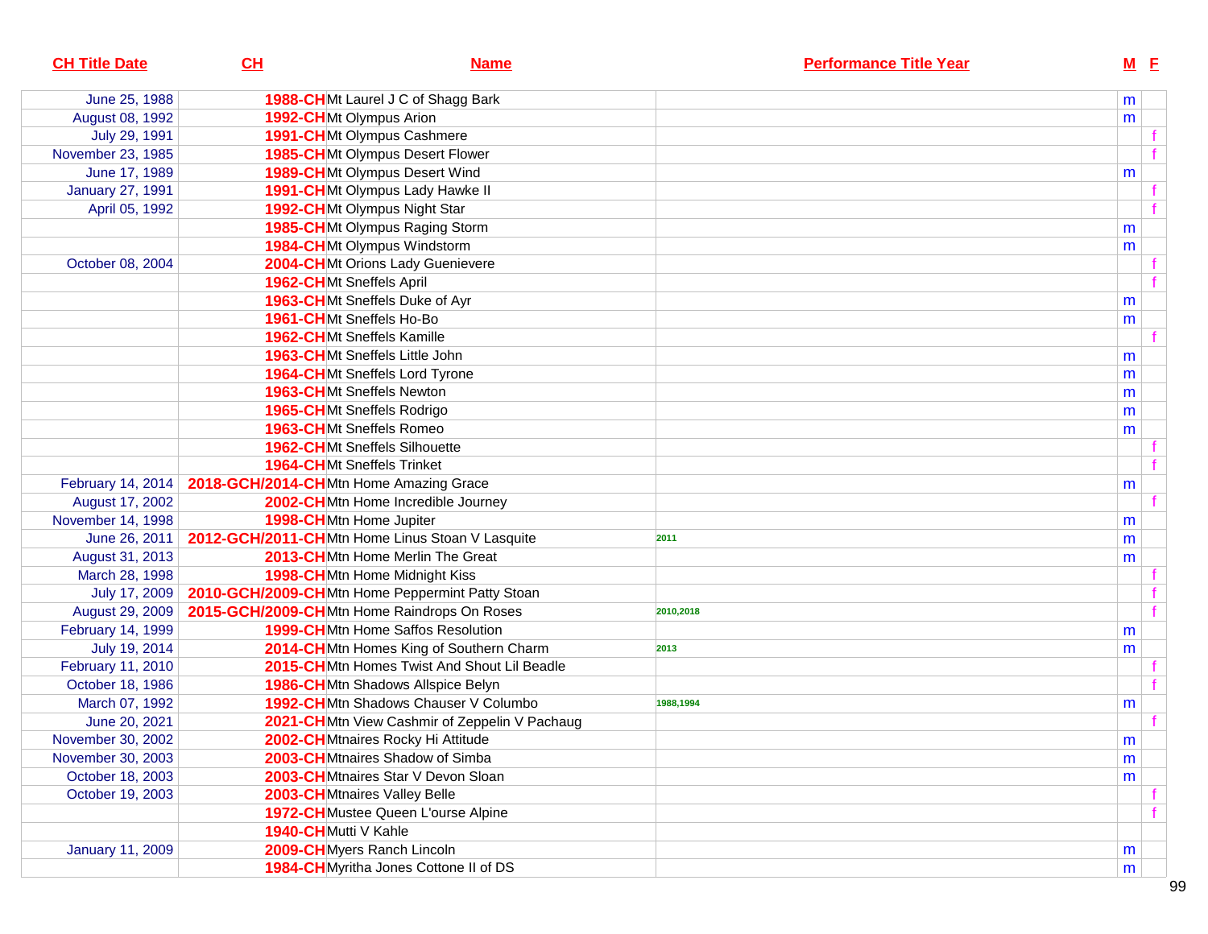| CH Title Date | CH | Name | Performance Title Year | M | F |
|---|---|---|---|---|---|
| June 25, 1988 | 1988-CH | Mt Laurel J C of Shagg Bark | | m | |
| August 08, 1992 | 1992-CH | Mt Olympus Arion | | m | |
| July 29, 1991 | 1991-CH | Mt Olympus Cashmere | | | f |
| November 23, 1985 | 1985-CH | Mt Olympus Desert Flower | | | f |
| June 17, 1989 | 1989-CH | Mt Olympus Desert Wind | | m | |
| January 27, 1991 | 1991-CH | Mt Olympus Lady Hawke II | | | f |
| April 05, 1992 | 1992-CH | Mt Olympus Night Star | | | f |
| | 1985-CH | Mt Olympus Raging Storm | | m | |
| | 1984-CH | Mt Olympus Windstorm | | m | |
| October 08, 2004 | 2004-CH | Mt Orions Lady Guenievere | | | f |
| | 1962-CH | Mt Sneffels April | | | f |
| | 1963-CH | Mt Sneffels Duke of Ayr | | m | |
| | 1961-CH | Mt Sneffels Ho-Bo | | m | |
| | 1962-CH | Mt Sneffels Kamille | | | f |
| | 1963-CH | Mt Sneffels Little John | | m | |
| | 1964-CH | Mt Sneffels Lord Tyrone | | m | |
| | 1963-CH | Mt Sneffels Newton | | m | |
| | 1965-CH | Mt Sneffels Rodrigo | | m | |
| | 1963-CH | Mt Sneffels Romeo | | m | |
| | 1962-CH | Mt Sneffels Silhouette | | | f |
| | 1964-CH | Mt Sneffels Trinket | | | f |
| February 14, 2014 | 2018-GCH/2014-CH | Mtn Home Amazing Grace | | m | |
| August 17, 2002 | 2002-CH | Mtn Home Incredible Journey | | | f |
| November 14, 1998 | 1998-CH | Mtn Home Jupiter | | m | |
| June 26, 2011 | 2012-GCH/2011-CH | Mtn Home Linus Stoan V Lasquite | 2011 | m | |
| August 31, 2013 | 2013-CH | Mtn Home Merlin The Great | | m | |
| March 28, 1998 | 1998-CH | Mtn Home Midnight Kiss | | | f |
| July 17, 2009 | 2010-GCH/2009-CH | Mtn Home Peppermint Patty Stoan | | | f |
| August 29, 2009 | 2015-GCH/2009-CH | Mtn Home Raindrops On Roses | 2010,2018 | | f |
| February 14, 1999 | 1999-CH | Mtn Home Saffos Resolution | | m | |
| July 19, 2014 | 2014-CH | Mtn Homes King of Southern Charm | 2013 | m | |
| February 11, 2010 | 2015-CH | Mtn Homes Twist And Shout Lil Beadle | | | f |
| October 18, 1986 | 1986-CH | Mtn Shadows Allspice Belyn | | | f |
| March 07, 1992 | 1992-CH | Mtn Shadows Chauser V Columbo | 1988,1994 | m | |
| June 20, 2021 | 2021-CH | Mtn View Cashmir of Zeppelin V Pachaug | | | f |
| November 30, 2002 | 2002-CH | Mtnaires Rocky Hi Attitude | | m | |
| November 30, 2003 | 2003-CH | Mtnaires Shadow of Simba | | m | |
| October 18, 2003 | 2003-CH | Mtnaires Star V Devon Sloan | | m | |
| October 19, 2003 | 2003-CH | Mtnaires Valley Belle | | | f |
| | 1972-CH | Mustee Queen L'ourse Alpine | | | f |
| | 1940-CH | Mutti V Kahle | | | |
| January 11, 2009 | 2009-CH | Myers Ranch Lincoln | | m | |
| | 1984-CH | Myritha Jones Cottone II of DS | | m | |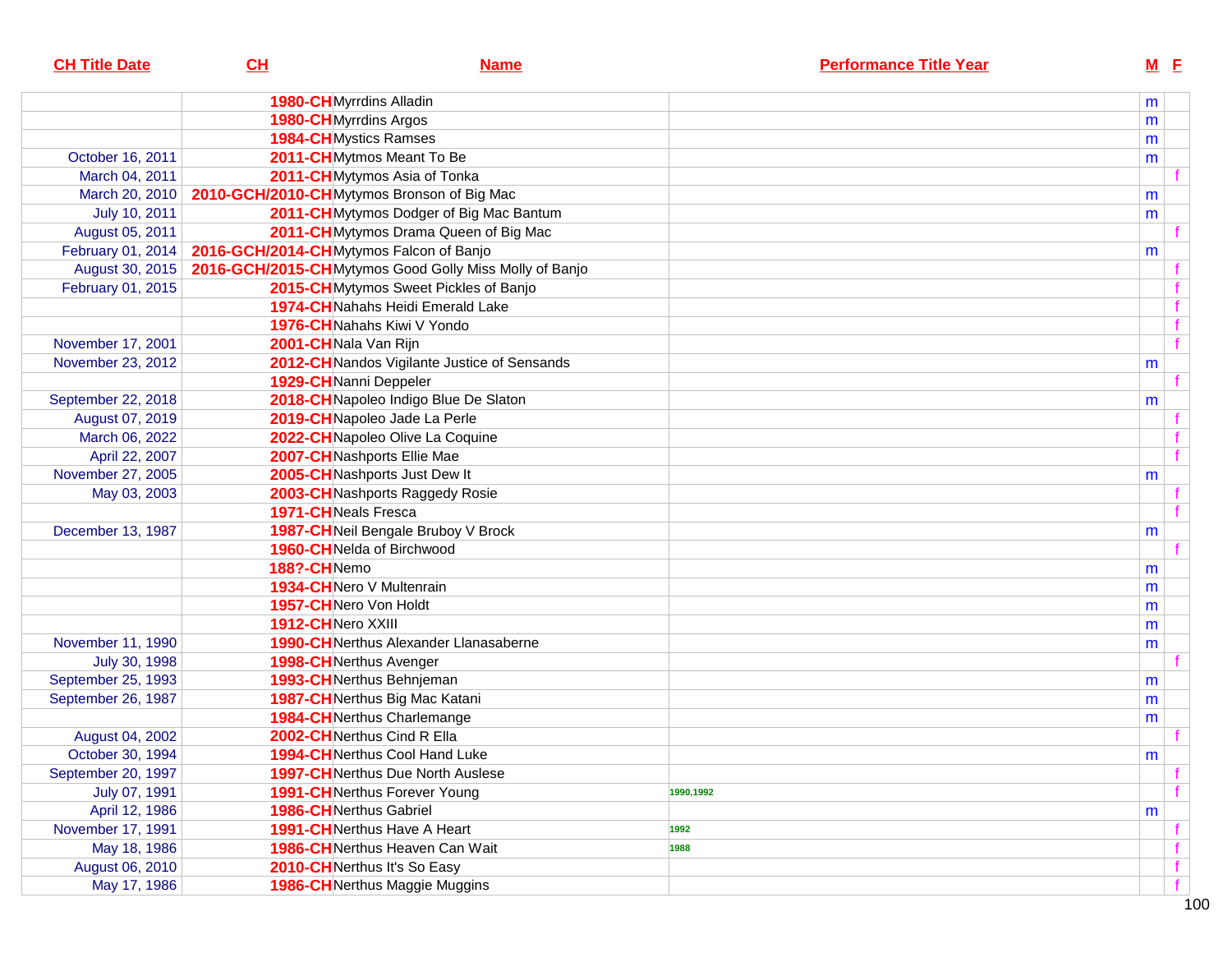| CH Title Date | CH | Name | Performance Title Year | M | F |
|---|---|---|---|---|---|
| | 1980-CH | Myrrdins Alladin | | m | |
| | 1980-CH | Myrrdins Argos | | m | |
| | 1984-CH | Mystics Ramses | | m | |
| October 16, 2011 | 2011-CH | Mytmos Meant To Be | | m | |
| March 04, 2011 | 2011-CH | Mytymos Asia of Tonka | | | f |
| March 20, 2010 | 2010-GCH/2010-CH | Mytymos Bronson of Big Mac | | m | |
| July 10, 2011 | 2011-CH | Mytymos Dodger of Big Mac Bantum | | m | |
| August 05, 2011 | 2011-CH | Mytymos Drama Queen of Big Mac | | | f |
| February 01, 2014 | 2016-GCH/2014-CH | Mytymos Falcon of Banjo | | m | |
| August 30, 2015 | 2016-GCH/2015-CH | Mytymos Good Golly Miss Molly of Banjo | | | f |
| February 01, 2015 | 2015-CH | Mytymos Sweet Pickles of Banjo | | | f |
| | 1974-CH | Nahahs Heidi Emerald Lake | | | f |
| | 1976-CH | Nahahs Kiwi V Yondo | | | f |
| November 17, 2001 | 2001-CH | Nala Van Rijn | | | f |
| November 23, 2012 | 2012-CH | Nandos Vigilante Justice of Sensands | | m | |
| | 1929-CH | Nanni Deppeler | | | f |
| September 22, 2018 | 2018-CH | Napoleo Indigo Blue De Slaton | | m | |
| August 07, 2019 | 2019-CH | Napoleo Jade La Perle | | | f |
| March 06, 2022 | 2022-CH | Napoleo Olive La Coquine | | | f |
| April 22, 2007 | 2007-CH | Nashports Ellie Mae | | | f |
| November 27, 2005 | 2005-CH | Nashports Just Dew It | | m | |
| May 03, 2003 | 2003-CH | Nashports Raggedy Rosie | | | f |
| | 1971-CH | Neals Fresca | | | f |
| December 13, 1987 | 1987-CH | Neil Bengale Bruboy V Brock | | m | |
| | 1960-CH | Nelda of Birchwood | | | f |
| | 188?-CH | Nemo | | m | |
| | 1934-CH | Nero V Multenrain | | m | |
| | 1957-CH | Nero Von Holdt | | m | |
| | 1912-CH | Nero XXIII | | m | |
| November 11, 1990 | 1990-CH | Nerthus Alexander Llanasaberne | | m | |
| July 30, 1998 | 1998-CH | Nerthus Avenger | | | f |
| September 25, 1993 | 1993-CH | Nerthus Behnjeman | | m | |
| September 26, 1987 | 1987-CH | Nerthus Big Mac Katani | | m | |
| | 1984-CH | Nerthus Charlemange | | m | |
| August 04, 2002 | 2002-CH | Nerthus Cind R Ella | | | f |
| October 30, 1994 | 1994-CH | Nerthus Cool Hand Luke | | m | |
| September 20, 1997 | 1997-CH | Nerthus Due North Auslese | | | f |
| July 07, 1991 | 1991-CH | Nerthus Forever Young | 1990,1992 | | f |
| April 12, 1986 | 1986-CH | Nerthus Gabriel | | m | |
| November 17, 1991 | 1991-CH | Nerthus Have A Heart | 1992 | | f |
| May 18, 1986 | 1986-CH | Nerthus Heaven Can Wait | 1988 | | f |
| August 06, 2010 | 2010-CH | Nerthus It's So Easy | | | f |
| May 17, 1986 | 1986-CH | Nerthus Maggie Muggins | | | f |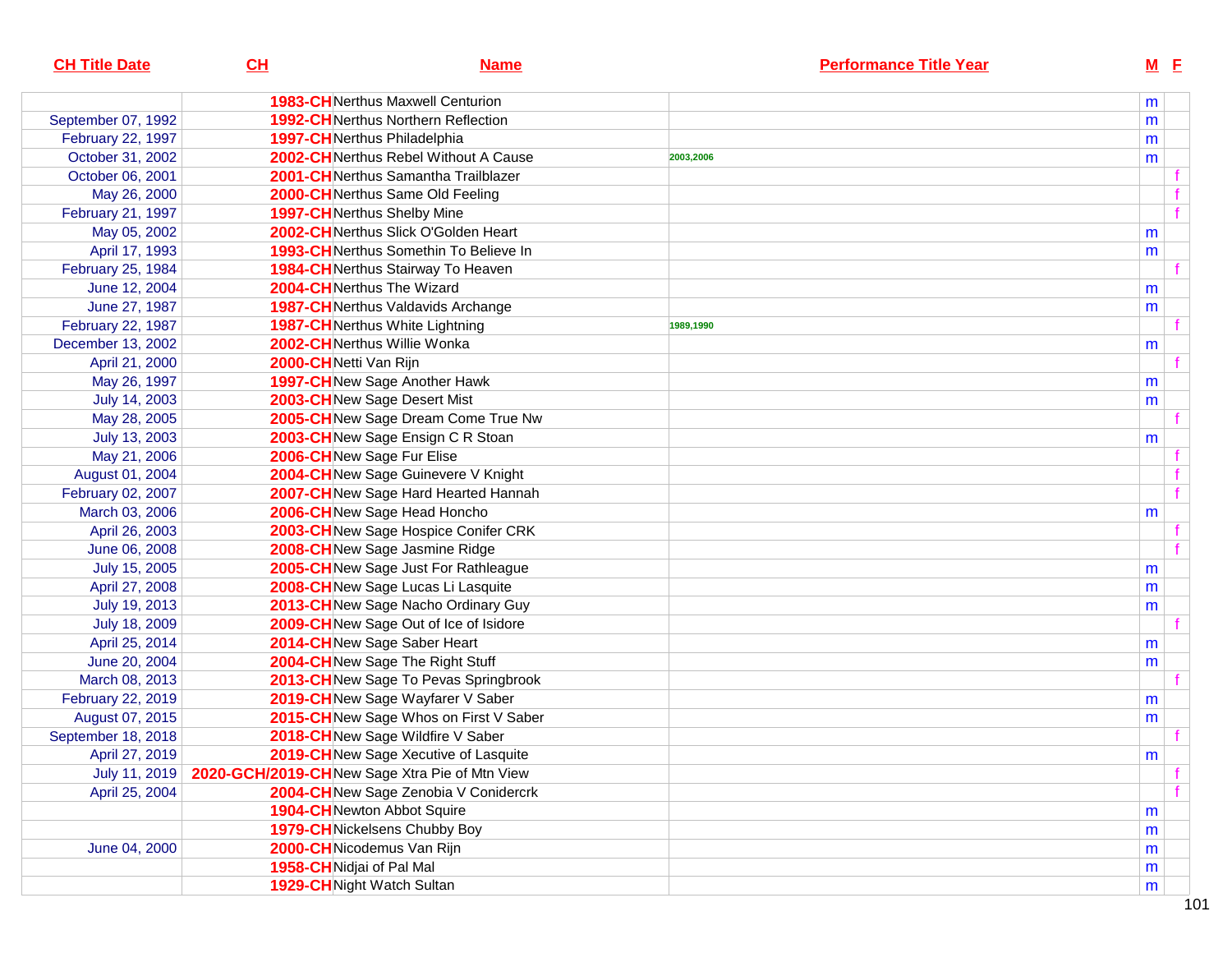| CH Title Date | CH | Name | Performance Title Year | M | F |
|---|---|---|---|---|---|
| | 1983-CH | Nerthus Maxwell Centurion | | m | |
| September 07, 1992 | 1992-CH | Nerthus Northern Reflection | | m | |
| February 22, 1997 | 1997-CH | Nerthus Philadelphia | | m | |
| October 31, 2002 | 2002-CH | Nerthus Rebel Without A Cause | 2003,2006 | m | |
| October 06, 2001 | 2001-CH | Nerthus Samantha Trailblazer | | | f |
| May 26, 2000 | 2000-CH | Nerthus Same Old Feeling | | | f |
| February 21, 1997 | 1997-CH | Nerthus Shelby Mine | | | f |
| May 05, 2002 | 2002-CH | Nerthus Slick O'Golden Heart | | m | |
| April 17, 1993 | 1993-CH | Nerthus Somethin To Believe In | | m | |
| February 25, 1984 | 1984-CH | Nerthus Stairway To Heaven | | | f |
| June 12, 2004 | 2004-CH | Nerthus The Wizard | | m | |
| June 27, 1987 | 1987-CH | Nerthus Valdavids Archange | | m | |
| February 22, 1987 | 1987-CH | Nerthus White Lightning | 1989,1990 | | f |
| December 13, 2002 | 2002-CH | Nerthus Willie Wonka | | m | |
| April 21, 2000 | 2000-CH | Netti Van Rijn | | | f |
| May 26, 1997 | 1997-CH | New Sage Another Hawk | | m | |
| July 14, 2003 | 2003-CH | New Sage Desert Mist | | m | |
| May 28, 2005 | 2005-CH | New Sage Dream Come True Nw | | | f |
| July 13, 2003 | 2003-CH | New Sage Ensign C R Stoan | | m | |
| May 21, 2006 | 2006-CH | New Sage Fur Elise | | | f |
| August 01, 2004 | 2004-CH | New Sage Guinevere V Knight | | | f |
| February 02, 2007 | 2007-CH | New Sage Hard Hearted Hannah | | | f |
| March 03, 2006 | 2006-CH | New Sage Head Honcho | | m | |
| April 26, 2003 | 2003-CH | New Sage Hospice Conifer CRK | | | f |
| June 06, 2008 | 2008-CH | New Sage Jasmine Ridge | | | f |
| July 15, 2005 | 2005-CH | New Sage Just For Rathleague | | m | |
| April 27, 2008 | 2008-CH | New Sage Lucas Li Lasquite | | m | |
| July 19, 2013 | 2013-CH | New Sage Nacho Ordinary Guy | | m | |
| July 18, 2009 | 2009-CH | New Sage Out of Ice of Isidore | | | f |
| April 25, 2014 | 2014-CH | New Sage Saber Heart | | m | |
| June 20, 2004 | 2004-CH | New Sage The Right Stuff | | m | |
| March 08, 2013 | 2013-CH | New Sage To Pevas Springbrook | | | f |
| February 22, 2019 | 2019-CH | New Sage Wayfarer V Saber | | m | |
| August 07, 2015 | 2015-CH | New Sage Whos on First V Saber | | m | |
| September 18, 2018 | 2018-CH | New Sage Wildfire V Saber | | | f |
| April 27, 2019 | 2019-CH | New Sage Xecutive of Lasquite | | m | |
| July 11, 2019 | 2020-GCH/2019-CH | New Sage Xtra Pie of Mtn View | | | f |
| April 25, 2004 | 2004-CH | New Sage Zenobia V Conidercrk | | | f |
| | 1904-CH | Newton Abbot Squire | | m | |
| | 1979-CH | Nickelsens Chubby Boy | | m | |
| June 04, 2000 | 2000-CH | Nicodemus Van Rijn | | m | |
| | 1958-CH | Nidjai of Pal Mal | | m | |
| | 1929-CH | Night Watch Sultan | | m | |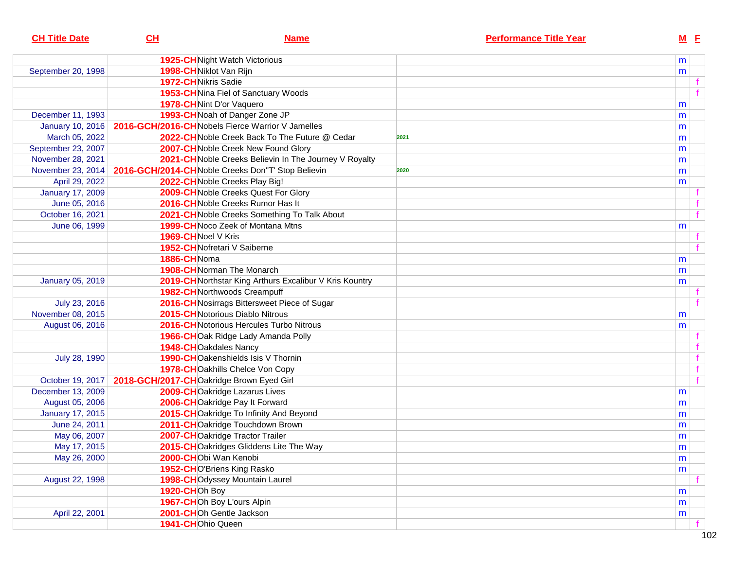| CH Title Date | CH | Name | Performance Title Year | M | F |
|---|---|---|---|---|---|
| | 1925-CH | Night Watch Victorious | | m | |
| September 20, 1998 | 1998-CH | Niklot Van Rijn | | m | |
| | 1972-CH | Nikris Sadie | | | f |
| | 1953-CH | Nina Fiel of Sanctuary Woods | | | f |
| | 1978-CH | Nint D'or Vaquero | | m | |
| December 11, 1993 | 1993-CH | Noah of Danger Zone JP | | m | |
| January 10, 2016 | 2016-GCH/2016-CH | Nobels Fierce Warrior V Jamelles | | m | |
| March 05, 2022 | 2022-CH | Noble Creek Back To The Future @ Cedar | 2021 | m | |
| September 23, 2007 | 2007-CH | Noble Creek New Found Glory | | m | |
| November 28, 2021 | 2021-CH | Noble Creeks Believin In The Journey V Royalty | | m | |
| November 23, 2014 | 2016-GCH/2014-CH | Noble Creeks Don"T' Stop Believin | 2020 | m | |
| April 29, 2022 | 2022-CH | Noble Creeks Play Big! | | m | |
| January 17, 2009 | 2009-CH | Noble Creeks Quest For Glory | | | f |
| June 05, 2016 | 2016-CH | Noble Creeks Rumor Has It | | | f |
| October 16, 2021 | 2021-CH | Noble Creeks Something To Talk About | | | f |
| June 06, 1999 | 1999-CH | Noco Zeek of Montana Mtns | | m | |
| | 1969-CH | Noel V Kris | | | f |
| | 1952-CH | Nofretari V Saiberne | | | f |
| | 1886-CH | Noma | | m | |
| | 1908-CH | Norman The Monarch | | m | |
| January 05, 2019 | 2019-CH | Northstar King Arthurs Excalibur V Kris Kountry | | m | |
| | 1982-CH | Northwoods Creampuff | | | f |
| July 23, 2016 | 2016-CH | Nosirrags Bittersweet Piece of Sugar | | | f |
| November 08, 2015 | 2015-CH | Notorious Diablo Nitrous | | m | |
| August 06, 2016 | 2016-CH | Notorious Hercules Turbo Nitrous | | m | |
| | 1966-CH | Oak Ridge Lady Amanda Polly | | | f |
| | 1948-CH | Oakdales Nancy | | | f |
| July 28, 1990 | 1990-CH | Oakenshields Isis V Thornin | | | f |
| | 1978-CH | Oakhills Chelce Von Copy | | | f |
| October 19, 2017 | 2018-GCH/2017-CH | Oakridge Brown Eyed Girl | | | f |
| December 13, 2009 | 2009-CH | Oakridge Lazarus Lives | | m | |
| August 05, 2006 | 2006-CH | Oakridge Pay It Forward | | m | |
| January 17, 2015 | 2015-CH | Oakridge To Infinity And Beyond | | m | |
| June 24, 2011 | 2011-CH | Oakridge Touchdown Brown | | m | |
| May 06, 2007 | 2007-CH | Oakridge Tractor Trailer | | m | |
| May 17, 2015 | 2015-CH | Oakridges Gliddens Lite The Way | | m | |
| May 26, 2000 | 2000-CH | Obi Wan Kenobi | | m | |
| | 1952-CH | O'Briens King Rasko | | m | |
| August 22, 1998 | 1998-CH | Odyssey Mountain Laurel | | | f |
| | 1920-CH | Oh Boy | | m | |
| | 1967-CH | Oh Boy L'ours Alpin | | m | |
| April 22, 2001 | 2001-CH | Oh Gentle Jackson | | m | |
| | 1941-CH | Ohio Queen | | | f |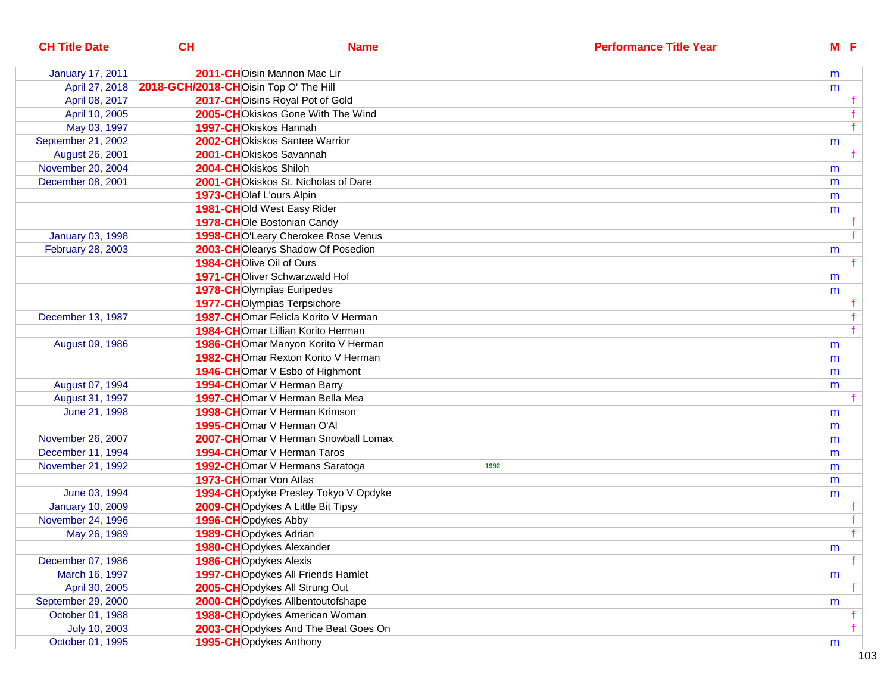| CH Title Date | CH | Name | Performance Title Year | M | F |
| --- | --- | --- | --- | --- | --- |
| January 17, 2011 | 2011-CH | Oisin Mannon Mac Lir | | m | |
| April 27, 2018 | 2018-GCH/2018-CH | Oisin Top O' The Hill | | m | |
| April 08, 2017 | 2017-CH | Oisins Royal Pot of Gold | | | f |
| April 10, 2005 | 2005-CH | Okiskos Gone With The Wind | | | f |
| May 03, 1997 | 1997-CH | Okiskos Hannah | | | f |
| September 21, 2002 | 2002-CH | Okiskos Santee Warrior | | m | |
| August 26, 2001 | 2001-CH | Okiskos Savannah | | | f |
| November 20, 2004 | 2004-CH | Okiskos Shiloh | | m | |
| December 08, 2001 | 2001-CH | Okiskos St. Nicholas of Dare | | m | |
| | 1973-CH | Olaf L'ours Alpin | | m | |
| | 1981-CH | Old West Easy Rider | | m | |
| | 1978-CH | Ole Bostonian Candy | | | f |
| January 03, 1998 | 1998-CH | O'Leary Cherokee Rose Venus | | | f |
| February 28, 2003 | 2003-CH | Olearys Shadow Of Posedion | | m | |
| | 1984-CH | Olive Oil of Ours | | | f |
| | 1971-CH | Oliver Schwarzwald Hof | | m | |
| | 1978-CH | Olympias Euripedes | | m | |
| | 1977-CH | Olympias Terpsichore | | | f |
| December 13, 1987 | 1987-CH | Omar Felicla Korito V Herman | | | f |
| | 1984-CH | Omar Lillian Korito Herman | | | f |
| August 09, 1986 | 1986-CH | Omar Manyon Korito V Herman | | m | |
| | 1982-CH | Omar Rexton Korito V Herman | | m | |
| | 1946-CH | Omar V Esbo of Highmont | | m | |
| August 07, 1994 | 1994-CH | Omar V Herman Barry | | m | |
| August 31, 1997 | 1997-CH | Omar V Herman Bella Mea | | | f |
| June 21, 1998 | 1998-CH | Omar V Herman Krimson | | m | |
| | 1995-CH | Omar V Herman O'Al | | m | |
| November 26, 2007 | 2007-CH | Omar V Herman Snowball Lomax | | m | |
| December 11, 1994 | 1994-CH | Omar V Herman Taros | | m | |
| November 21, 1992 | 1992-CH | Omar V Hermans Saratoga | 1992 | m | |
| | 1973-CH | Omar Von Atlas | | m | |
| June 03, 1994 | 1994-CH | Opdyke Presley Tokyo V Opdyke | | m | |
| January 10, 2009 | 2009-CH | Opdykes A Little Bit Tipsy | | | f |
| November 24, 1996 | 1996-CH | Opdykes Abby | | | f |
| May 26, 1989 | 1989-CH | Opdykes Adrian | | | f |
| | 1980-CH | Opdykes Alexander | | m | |
| December 07, 1986 | 1986-CH | Opdykes Alexis | | | f |
| March 16, 1997 | 1997-CH | Opdykes All Friends Hamlet | | m | |
| April 30, 2005 | 2005-CH | Opdykes All Strung Out | | | f |
| September 29, 2000 | 2000-CH | Opdykes Allbentoutofshape | | m | |
| October 01, 1988 | 1988-CH | Opdykes American Woman | | | f |
| July 10, 2003 | 2003-CH | Opdykes And The Beat Goes On | | | f |
| October 01, 1995 | 1995-CH | Opdykes Anthony | | m | |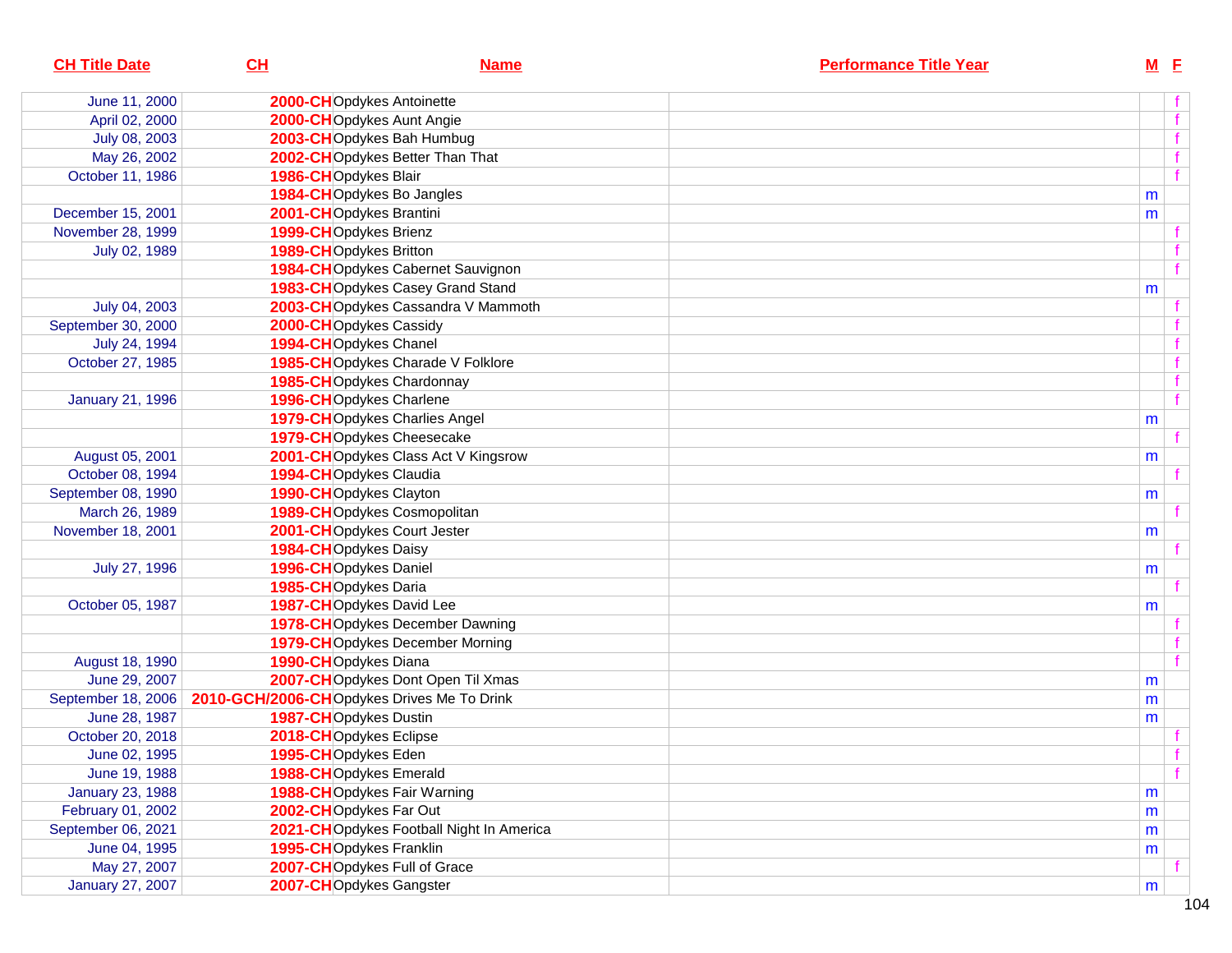| CH Title Date | CH | Name | Performance Title Year | M | F |
|---|---|---|---|---|---|
| June 11, 2000 | 2000-CH | Opdykes Antoinette | | | f |
| April 02, 2000 | 2000-CH | Opdykes Aunt Angie | | | f |
| July 08, 2003 | 2003-CH | Opdykes Bah Humbug | | | f |
| May 26, 2002 | 2002-CH | Opdykes Better Than That | | | f |
| October 11, 1986 | 1986-CH | Opdykes Blair | | | f |
| | 1984-CH | Opdykes Bo Jangles | | m | |
| December 15, 2001 | 2001-CH | Opdykes Brantini | | m | |
| November 28, 1999 | 1999-CH | Opdykes Brienz | | | f |
| July 02, 1989 | 1989-CH | Opdykes Britton | | | f |
| | 1984-CH | Opdykes Cabernet Sauvignon | | | f |
| | 1983-CH | Opdykes Casey Grand Stand | | m | |
| July 04, 2003 | 2003-CH | Opdykes Cassandra V Mammoth | | | f |
| September 30, 2000 | 2000-CH | Opdykes Cassidy | | | f |
| July 24, 1994 | 1994-CH | Opdykes Chanel | | | f |
| October 27, 1985 | 1985-CH | Opdykes Charade V Folklore | | | f |
| | 1985-CH | Opdykes Chardonnay | | | f |
| January 21, 1996 | 1996-CH | Opdykes Charlene | | | f |
| | 1979-CH | Opdykes Charlies Angel | | m | |
| | 1979-CH | Opdykes Cheesecake | | | f |
| August 05, 2001 | 2001-CH | Opdykes Class Act V Kingsrow | | m | |
| October 08, 1994 | 1994-CH | Opdykes Claudia | | | f |
| September 08, 1990 | 1990-CH | Opdykes Clayton | | m | |
| March 26, 1989 | 1989-CH | Opdykes Cosmopolitan | | | f |
| November 18, 2001 | 2001-CH | Opdykes Court Jester | | m | |
| | 1984-CH | Opdykes Daisy | | | f |
| July 27, 1996 | 1996-CH | Opdykes Daniel | | m | |
| | 1985-CH | Opdykes Daria | | | f |
| October 05, 1987 | 1987-CH | Opdykes David Lee | | m | |
| | 1978-CH | Opdykes December Dawning | | | f |
| | 1979-CH | Opdykes December Morning | | | f |
| August 18, 1990 | 1990-CH | Opdykes Diana | | | f |
| June 29, 2007 | 2007-CH | Opdykes Dont Open Til Xmas | | m | |
| September 18, 2006 | 2010-GCH/2006-CH | Opdykes Drives Me To Drink | | m | |
| June 28, 1987 | 1987-CH | Opdykes Dustin | | m | |
| October 20, 2018 | 2018-CH | Opdykes Eclipse | | | f |
| June 02, 1995 | 1995-CH | Opdykes Eden | | | f |
| June 19, 1988 | 1988-CH | Opdykes Emerald | | | f |
| January 23, 1988 | 1988-CH | Opdykes Fair Warning | | m | |
| February 01, 2002 | 2002-CH | Opdykes Far Out | | m | |
| September 06, 2021 | 2021-CH | Opdykes Football Night In America | | m | |
| June 04, 1995 | 1995-CH | Opdykes Franklin | | m | |
| May 27, 2007 | 2007-CH | Opdykes Full of Grace | | | f |
| January 27, 2007 | 2007-CH | Opdykes Gangster | | m | |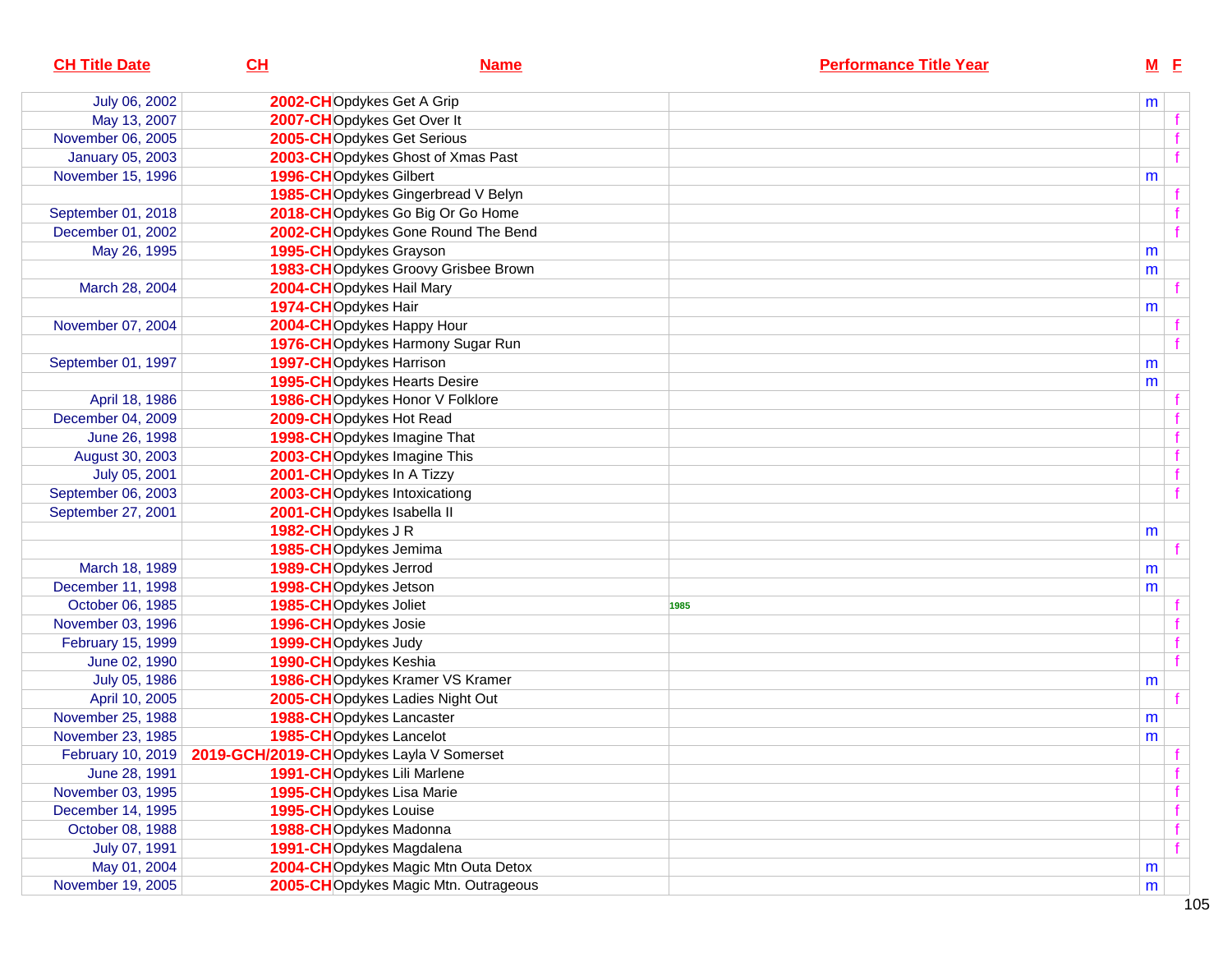| CH Title Date | CH | Name | Performance Title Year | M | F |
|---|---|---|---|---|---|
| July 06, 2002 | 2002-CH | Opdykes Get A Grip | | m | |
| May 13, 2007 | 2007-CH | Opdykes Get Over It | | | f |
| November 06, 2005 | 2005-CH | Opdykes Get Serious | | | f |
| January 05, 2003 | 2003-CH | Opdykes Ghost of Xmas Past | | | f |
| November 15, 1996 | 1996-CH | Opdykes Gilbert | | m | |
| | 1985-CH | Opdykes Gingerbread V Belyn | | | f |
| September 01, 2018 | 2018-CH | Opdykes Go Big Or Go Home | | | f |
| December 01, 2002 | 2002-CH | Opdykes Gone Round The Bend | | | f |
| May 26, 1995 | 1995-CH | Opdykes Grayson | | m | |
| | 1983-CH | Opdykes Groovy Grisbee Brown | | m | |
| March 28, 2004 | 2004-CH | Opdykes Hail Mary | | | f |
| | 1974-CH | Opdykes Hair | | m | |
| November 07, 2004 | 2004-CH | Opdykes Happy Hour | | | f |
| | 1976-CH | Opdykes Harmony Sugar Run | | | f |
| September 01, 1997 | 1997-CH | Opdykes Harrison | | m | |
| | 1995-CH | Opdykes Hearts Desire | | m | |
| April 18, 1986 | 1986-CH | Opdykes Honor V Folklore | | | f |
| December 04, 2009 | 2009-CH | Opdykes Hot Read | | | f |
| June 26, 1998 | 1998-CH | Opdykes Imagine That | | | f |
| August 30, 2003 | 2003-CH | Opdykes Imagine This | | | f |
| July 05, 2001 | 2001-CH | Opdykes In A Tizzy | | | f |
| September 06, 2003 | 2003-CH | Opdykes Intoxicationg | | | f |
| September 27, 2001 | 2001-CH | Opdykes Isabella II | | | |
| | 1982-CH | Opdykes J R | | m | |
| | 1985-CH | Opdykes Jemima | | | f |
| March 18, 1989 | 1989-CH | Opdykes Jerrod | | m | |
| December 11, 1998 | 1998-CH | Opdykes Jetson | | m | |
| October 06, 1985 | 1985-CH | Opdykes Joliet | 1985 | | f |
| November 03, 1996 | 1996-CH | Opdykes Josie | | | f |
| February 15, 1999 | 1999-CH | Opdykes Judy | | | f |
| June 02, 1990 | 1990-CH | Opdykes Keshia | | | f |
| July 05, 1986 | 1986-CH | Opdykes Kramer VS Kramer | | m | |
| April 10, 2005 | 2005-CH | Opdykes Ladies Night Out | | | f |
| November 25, 1988 | 1988-CH | Opdykes Lancaster | | m | |
| November 23, 1985 | 1985-CH | Opdykes Lancelot | | m | |
| February 10, 2019 | 2019-GCH/2019-CH | Opdykes Layla V Somerset | | | f |
| June 28, 1991 | 1991-CH | Opdykes Lili Marlene | | | f |
| November 03, 1995 | 1995-CH | Opdykes Lisa Marie | | | f |
| December 14, 1995 | 1995-CH | Opdykes Louise | | | f |
| October 08, 1988 | 1988-CH | Opdykes Madonna | | | f |
| July 07, 1991 | 1991-CH | Opdykes Magdalena | | | f |
| May 01, 2004 | 2004-CH | Opdykes Magic Mtn Outa Detox | | m | |
| November 19, 2005 | 2005-CH | Opdykes Magic Mtn. Outrageous | | m | |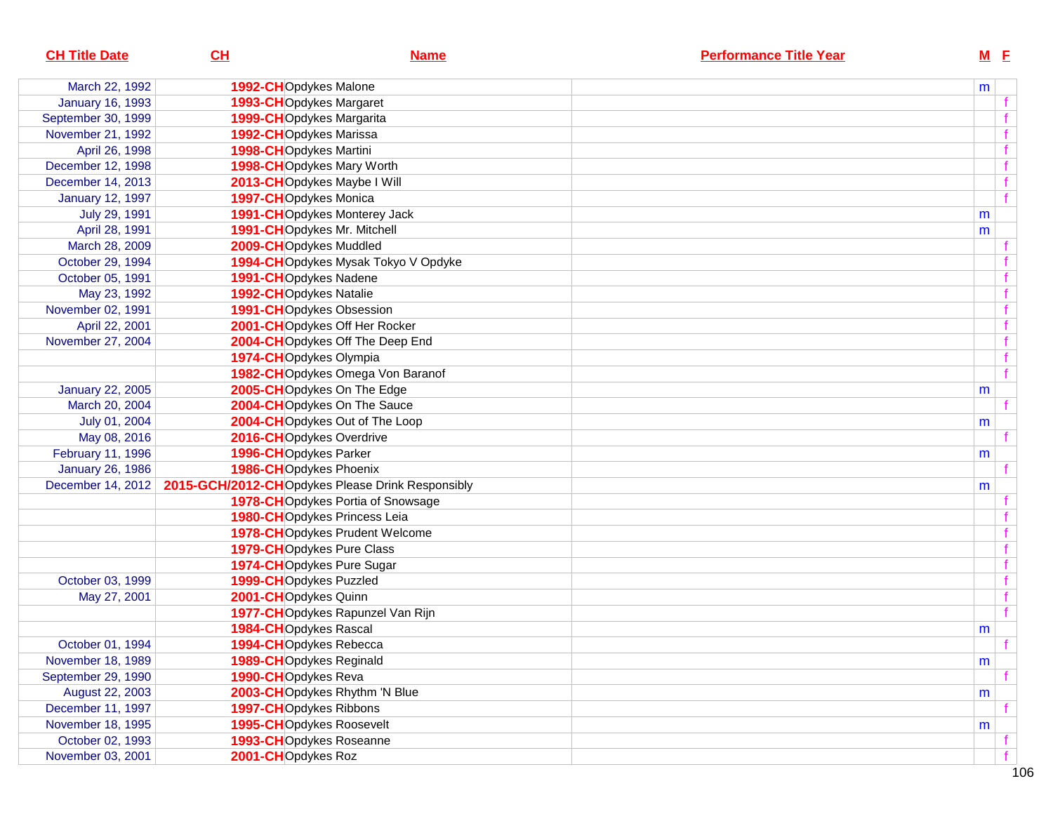| CH Title Date | CH | Name | Performance Title Year | M | F |
|---|---|---|---|---|---|
| March 22, 1992 | 1992-CH | Opdykes Malone | | m | |
| January 16, 1993 | 1993-CH | Opdykes Margaret | | | f |
| September 30, 1999 | 1999-CH | Opdykes Margarita | | | f |
| November 21, 1992 | 1992-CH | Opdykes Marissa | | | f |
| April 26, 1998 | 1998-CH | Opdykes Martini | | | f |
| December 12, 1998 | 1998-CH | Opdykes Mary Worth | | | f |
| December 14, 2013 | 2013-CH | Opdykes Maybe I Will | | | f |
| January 12, 1997 | 1997-CH | Opdykes Monica | | | f |
| July 29, 1991 | 1991-CH | Opdykes Monterey Jack | | m | |
| April 28, 1991 | 1991-CH | Opdykes Mr. Mitchell | | m | |
| March 28, 2009 | 2009-CH | Opdykes Muddled | | | f |
| October 29, 1994 | 1994-CH | Opdykes Mysak Tokyo V Opdyke | | | f |
| October 05, 1991 | 1991-CH | Opdykes Nadene | | | f |
| May 23, 1992 | 1992-CH | Opdykes Natalie | | | f |
| November 02, 1991 | 1991-CH | Opdykes Obsession | | | f |
| April 22, 2001 | 2001-CH | Opdykes Off Her Rocker | | | f |
| November 27, 2004 | 2004-CH | Opdykes Off The Deep End | | | f |
| | 1974-CH | Opdykes Olympia | | | f |
| | 1982-CH | Opdykes Omega Von Baranof | | | f |
| January 22, 2005 | 2005-CH | Opdykes On The Edge | | m | |
| March 20, 2004 | 2004-CH | Opdykes On The Sauce | | | f |
| July 01, 2004 | 2004-CH | Opdykes Out of The Loop | | m | |
| May 08, 2016 | 2016-CH | Opdykes Overdrive | | | f |
| February 11, 1996 | 1996-CH | Opdykes Parker | | m | |
| January 26, 1986 | 1986-CH | Opdykes Phoenix | | | f |
| December 14, 2012 | 2015-GCH/2012-CH | Opdykes Please Drink Responsibly | | m | |
| | 1978-CH | Opdykes Portia of Snowsage | | | f |
| | 1980-CH | Opdykes Princess Leia | | | f |
| | 1978-CH | Opdykes Prudent Welcome | | | f |
| | 1979-CH | Opdykes Pure Class | | | f |
| | 1974-CH | Opdykes Pure Sugar | | | f |
| October 03, 1999 | 1999-CH | Opdykes Puzzled | | | f |
| May 27, 2001 | 2001-CH | Opdykes Quinn | | | f |
| | 1977-CH | Opdykes Rapunzel Van Rijn | | | f |
| | 1984-CH | Opdykes Rascal | | m | |
| October 01, 1994 | 1994-CH | Opdykes Rebecca | | | f |
| November 18, 1989 | 1989-CH | Opdykes Reginald | | m | |
| September 29, 1990 | 1990-CH | Opdykes Reva | | | f |
| August 22, 2003 | 2003-CH | Opdykes Rhythm 'N Blue | | m | |
| December 11, 1997 | 1997-CH | Opdykes Ribbons | | | f |
| November 18, 1995 | 1995-CH | Opdykes Roosevelt | | m | |
| October 02, 1993 | 1993-CH | Opdykes Roseanne | | | f |
| November 03, 2001 | 2001-CH | Opdykes Roz | | | f |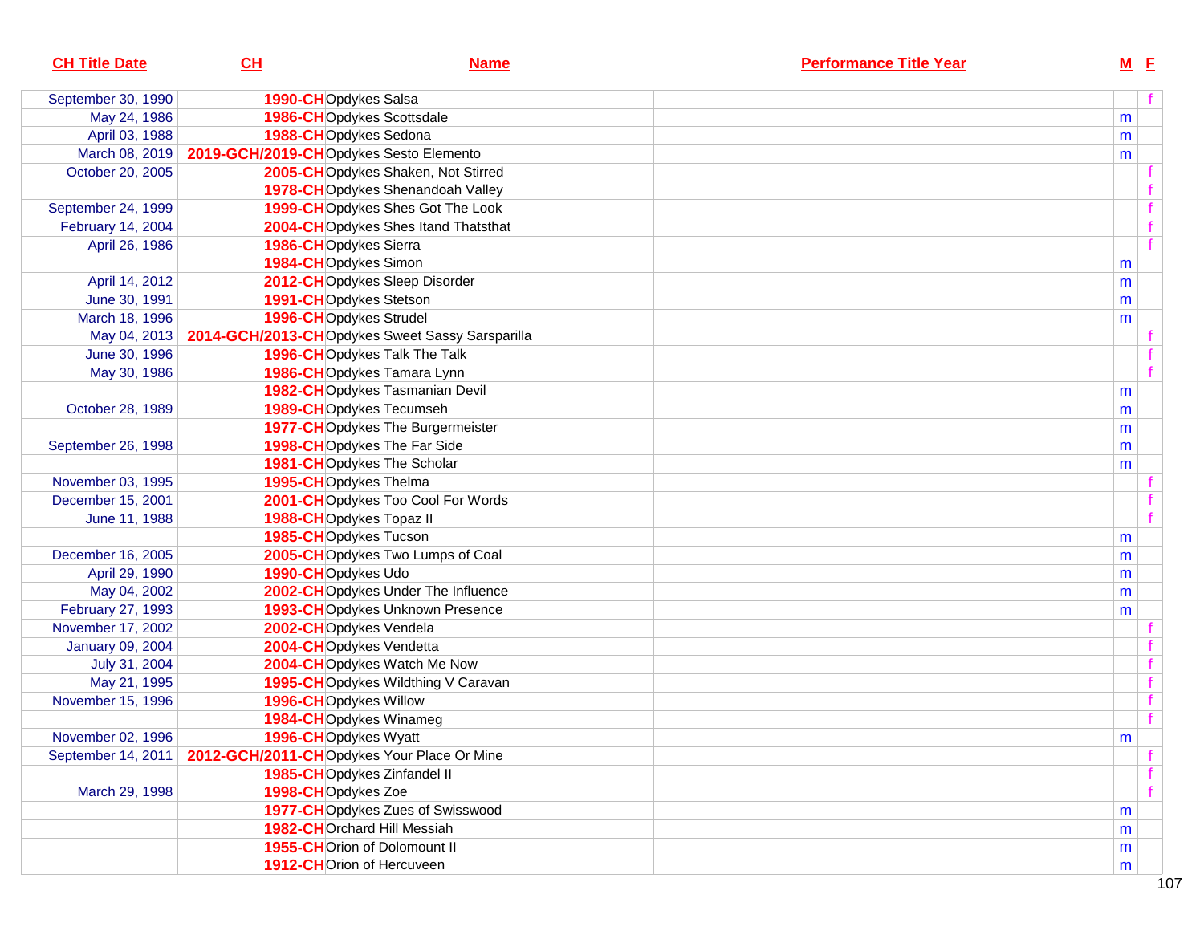| CH Title Date | CH | Name | Performance Title Year | M | F |
|---|---|---|---|---|---|
| September 30, 1990 | 1990-CH | Opdykes Salsa | | | f |
| May 24, 1986 | 1986-CH | Opdykes Scottsdale | | m | |
| April 03, 1988 | 1988-CH | Opdykes Sedona | | m | |
| March 08, 2019 | 2019-GCH/2019-CH | Opdykes Sesto Elemento | | m | |
| October 20, 2005 | 2005-CH | Opdykes Shaken, Not Stirred | | | f |
| | 1978-CH | Opdykes Shenandoah Valley | | | f |
| September 24, 1999 | 1999-CH | Opdykes Shes Got The Look | | | f |
| February 14, 2004 | 2004-CH | Opdykes Shes Itand Thatsthat | | | f |
| April 26, 1986 | 1986-CH | Opdykes Sierra | | | f |
| | 1984-CH | Opdykes Simon | | m | |
| April 14, 2012 | 2012-CH | Opdykes Sleep Disorder | | m | |
| June 30, 1991 | 1991-CH | Opdykes Stetson | | m | |
| March 18, 1996 | 1996-CH | Opdykes Strudel | | m | |
| May 04, 2013 | 2014-GCH/2013-CH | Opdykes Sweet Sassy Sarsparilla | | | f |
| June 30, 1996 | 1996-CH | Opdykes Talk The Talk | | | f |
| May 30, 1986 | 1986-CH | Opdykes Tamara Lynn | | | f |
| | 1982-CH | Opdykes Tasmanian Devil | | m | |
| October 28, 1989 | 1989-CH | Opdykes Tecumseh | | m | |
| | 1977-CH | Opdykes The Burgermeister | | m | |
| September 26, 1998 | 1998-CH | Opdykes The Far Side | | m | |
| | 1981-CH | Opdykes The Scholar | | m | |
| November 03, 1995 | 1995-CH | Opdykes Thelma | | | f |
| December 15, 2001 | 2001-CH | Opdykes Too Cool For Words | | | f |
| June 11, 1988 | 1988-CH | Opdykes Topaz II | | | f |
| | 1985-CH | Opdykes Tucson | | m | |
| December 16, 2005 | 2005-CH | Opdykes Two Lumps of Coal | | m | |
| April 29, 1990 | 1990-CH | Opdykes Udo | | m | |
| May 04, 2002 | 2002-CH | Opdykes Under The Influence | | m | |
| February 27, 1993 | 1993-CH | Opdykes Unknown Presence | | m | |
| November 17, 2002 | 2002-CH | Opdykes Vendela | | | f |
| January 09, 2004 | 2004-CH | Opdykes Vendetta | | | f |
| July 31, 2004 | 2004-CH | Opdykes Watch Me Now | | | f |
| May 21, 1995 | 1995-CH | Opdykes Wildthing V Caravan | | | f |
| November 15, 1996 | 1996-CH | Opdykes Willow | | | f |
| | 1984-CH | Opdykes Winameg | | | f |
| November 02, 1996 | 1996-CH | Opdykes Wyatt | | m | |
| September 14, 2011 | 2012-GCH/2011-CH | Opdykes Your Place Or Mine | | | f |
| | 1985-CH | Opdykes Zinfandel II | | | f |
| March 29, 1998 | 1998-CH | Opdykes Zoe | | | f |
| | 1977-CH | Opdykes Zues of Swisswood | | m | |
| | 1982-CH | Orchard Hill Messiah | | m | |
| | 1955-CH | Orion of Dolomount II | | m | |
| | 1912-CH | Orion of Hercuveen | | m | |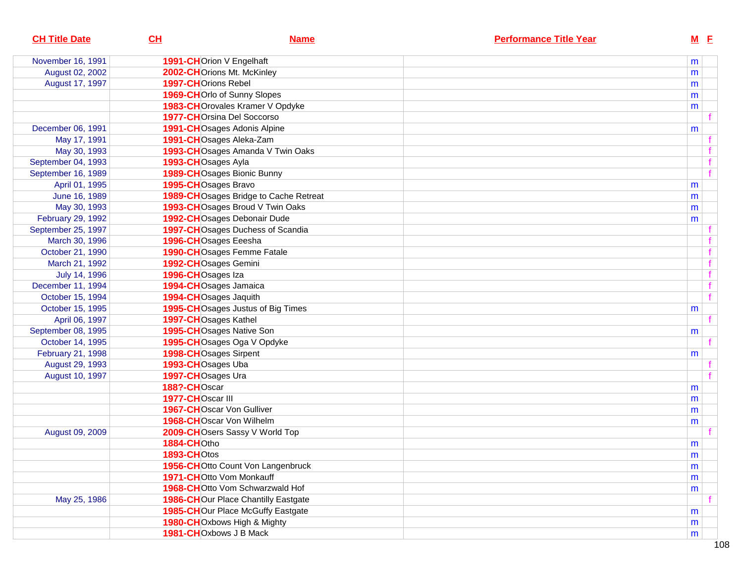| CH Title Date | CH | Name | Performance Title Year | M | F |
|---|---|---|---|---|---|
| November 16, 1991 | 1991-CH | Orion V Engelhaft | | m | |
| August 02, 2002 | 2002-CH | Orions Mt. McKinley | | m | |
| August 17, 1997 | 1997-CH | Orions Rebel | | m | |
| | 1969-CH | Orlo of Sunny Slopes | | m | |
| | 1983-CH | Orovales Kramer V Opdyke | | m | |
| | 1977-CH | Orsina Del Soccorso | | | f |
| December 06, 1991 | 1991-CH | Osages Adonis Alpine | | m | |
| May 17, 1991 | 1991-CH | Osages Aleka-Zam | | | f |
| May 30, 1993 | 1993-CH | Osages Amanda V Twin Oaks | | | f |
| September 04, 1993 | 1993-CH | Osages Ayla | | | f |
| September 16, 1989 | 1989-CH | Osages Bionic Bunny | | | f |
| April 01, 1995 | 1995-CH | Osages Bravo | | m | |
| June 16, 1989 | 1989-CH | Osages Bridge to Cache Retreat | | m | |
| May 30, 1993 | 1993-CH | Osages Broud V Twin Oaks | | m | |
| February 29, 1992 | 1992-CH | Osages Debonair Dude | | m | |
| September 25, 1997 | 1997-CH | Osages Duchess of Scandia | | | f |
| March 30, 1996 | 1996-CH | Osages Eeesha | | | f |
| October 21, 1990 | 1990-CH | Osages Femme Fatale | | | f |
| March 21, 1992 | 1992-CH | Osages Gemini | | | f |
| July 14, 1996 | 1996-CH | Osages Iza | | | f |
| December 11, 1994 | 1994-CH | Osages Jamaica | | | f |
| October 15, 1994 | 1994-CH | Osages Jaquith | | | f |
| October 15, 1995 | 1995-CH | Osages Justus of Big Times | | m | |
| April 06, 1997 | 1997-CH | Osages Kathel | | | f |
| September 08, 1995 | 1995-CH | Osages Native Son | | m | |
| October 14, 1995 | 1995-CH | Osages Oga V Opdyke | | | f |
| February 21, 1998 | 1998-CH | Osages Sirpent | | m | |
| August 29, 1993 | 1993-CH | Osages Uba | | | f |
| August 10, 1997 | 1997-CH | Osages Ura | | | f |
| | 188?-CH | Oscar | | m | |
| | 1977-CH | Oscar III | | m | |
| | 1967-CH | Oscar Von Gulliver | | m | |
| | 1968-CH | Oscar Von Wilhelm | | m | |
| August 09, 2009 | 2009-CH | Osers Sassy V World Top | | | f |
| | 1884-CH | Otho | | m | |
| | 1893-CH | Otos | | m | |
| | 1956-CH | Otto Count Von Langenbruck | | m | |
| | 1971-CH | Otto Vom Monkauff | | m | |
| | 1968-CH | Otto Vom Schwarzwald Hof | | m | |
| May 25, 1986 | 1986-CH | Our Place Chantilly Eastgate | | | f |
| | 1985-CH | Our Place McGuffy Eastgate | | m | |
| | 1980-CH | Oxbows High & Mighty | | m | |
| | 1981-CH | Oxbows J B Mack | | m | |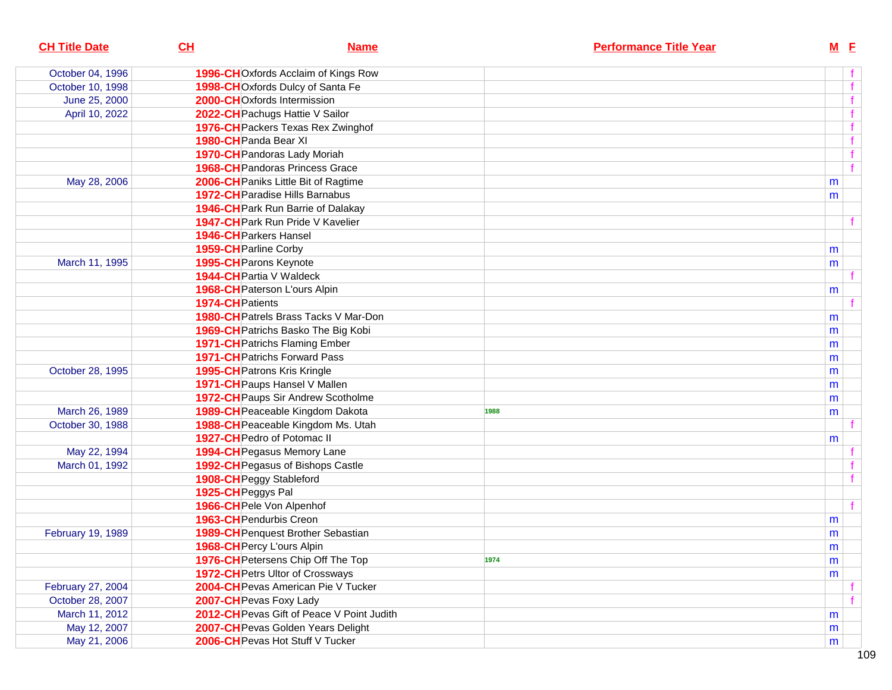| CH Title Date | CH | Name | Performance Title Year | M | F |
|---|---|---|---|---|---|
| October 04, 1996 | 1996-CH | Oxfords Acclaim of Kings Row | | | f |
| October 10, 1998 | 1998-CH | Oxfords Dulcy of Santa Fe | | | f |
| June 25, 2000 | 2000-CH | Oxfords Intermission | | | f |
| April 10, 2022 | 2022-CH | Pachugs Hattie V Sailor | | | f |
| | 1976-CH | Packers Texas Rex Zwinghof | | | f |
| | 1980-CH | Panda Bear XI | | | f |
| | 1970-CH | Pandoras Lady Moriah | | | f |
| | 1968-CH | Pandoras Princess Grace | | | f |
| May 28, 2006 | 2006-CH | Paniks Little Bit of Ragtime | | m | |
| | 1972-CH | Paradise Hills Barnabus | | m | |
| | 1946-CH | Park Run Barrie of Dalakay | | | |
| | 1947-CH | Park Run Pride V Kavelier | | | f |
| | 1946-CH | Parkers Hansel | | | |
| | 1959-CH | Parline Corby | | m | |
| March 11, 1995 | 1995-CH | Parons Keynote | | m | |
| | 1944-CH | Partia V Waldeck | | | f |
| | 1968-CH | Paterson L'ours Alpin | | m | |
| | 1974-CH | Patients | | | f |
| | 1980-CH | Patrels Brass Tacks V Mar-Don | | m | |
| | 1969-CH | Patrichs Basko The Big Kobi | | m | |
| | 1971-CH | Patrichs Flaming Ember | | m | |
| | 1971-CH | Patrichs Forward Pass | | m | |
| October 28, 1995 | 1995-CH | Patrons Kris Kringle | | m | |
| | 1971-CH | Paups Hansel V Mallen | | m | |
| | 1972-CH | Paups Sir Andrew Scotholme | | m | |
| March 26, 1989 | 1989-CH | Peaceable Kingdom Dakota | 1988 | m | |
| October 30, 1988 | 1988-CH | Peaceable Kingdom Ms. Utah | | | f |
| | 1927-CH | Pedro of Potomac II | | m | |
| May 22, 1994 | 1994-CH | Pegasus Memory Lane | | | f |
| March 01, 1992 | 1992-CH | Pegasus of Bishops Castle | | | f |
| | 1908-CH | Peggy Stableford | | | f |
| | 1925-CH | Peggys Pal | | | |
| | 1966-CH | Pele Von Alpenhof | | | f |
| | 1963-CH | Pendurbis Creon | | m | |
| February 19, 1989 | 1989-CH | Penquest Brother Sebastian | | m | |
| | 1968-CH | Percy L'ours Alpin | | m | |
| | 1976-CH | Petersens Chip Off The Top | 1974 | m | |
| | 1972-CH | Petrs Ultor of Crossways | | m | |
| February 27, 2004 | 2004-CH | Pevas American Pie V Tucker | | | f |
| October 28, 2007 | 2007-CH | Pevas Foxy Lady | | | f |
| March 11, 2012 | 2012-CH | Pevas Gift of Peace V Point Judith | | m | |
| May 12, 2007 | 2007-CH | Pevas Golden Years Delight | | m | |
| May 21, 2006 | 2006-CH | Pevas Hot Stuff V Tucker | | m | |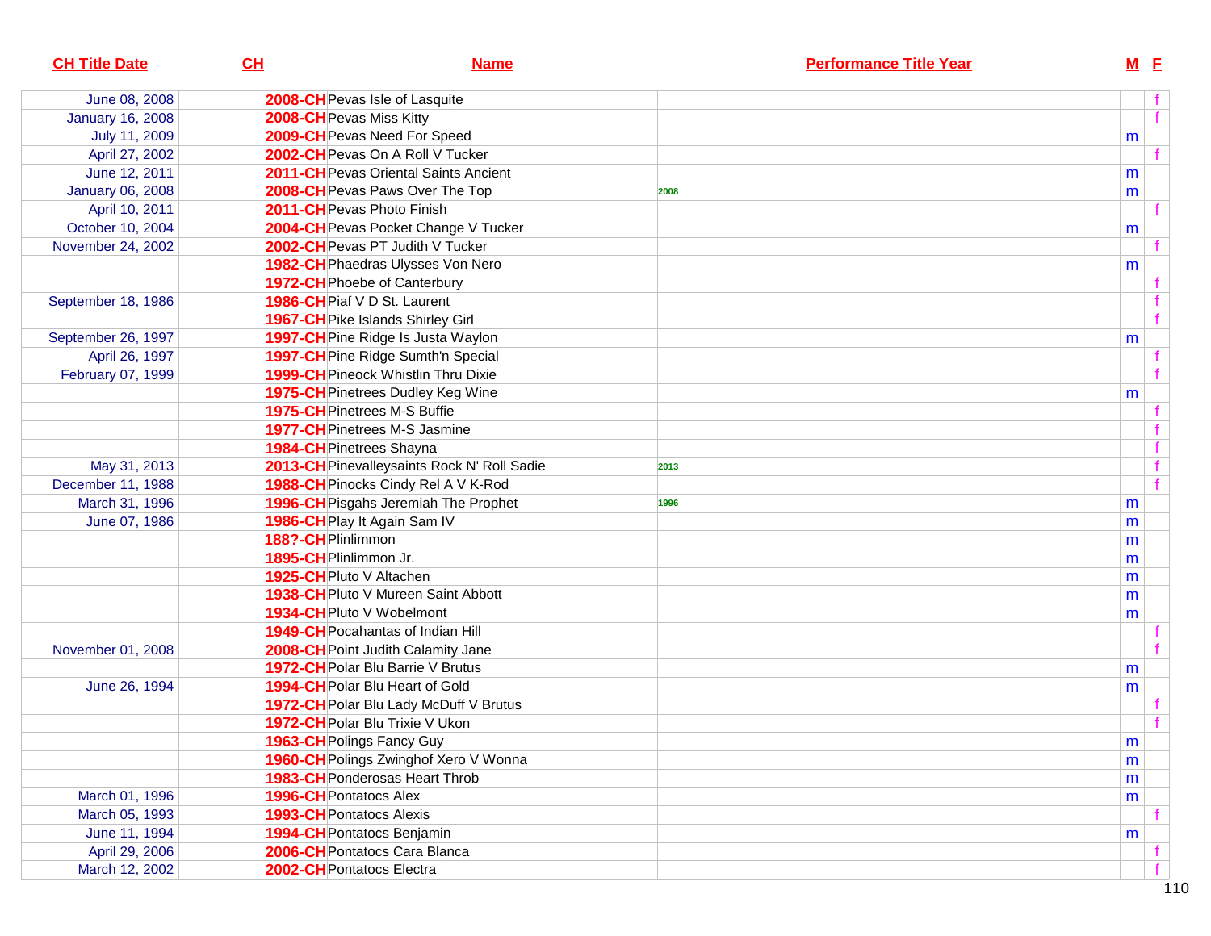| CH Title Date | CH | Name | Performance Title Year | M | F |
|---|---|---|---|---|---|
| June 08, 2008 | 2008-CH | Pevas Isle of Lasquite | | | f |
| January 16, 2008 | 2008-CH | Pevas Miss Kitty | | | f |
| July 11, 2009 | 2009-CH | Pevas Need For Speed | | m | |
| April 27, 2002 | 2002-CH | Pevas On A Roll V Tucker | | | f |
| June 12, 2011 | 2011-CH | Pevas Oriental Saints Ancient | | m | |
| January 06, 2008 | 2008-CH | Pevas Paws Over The Top | 2008 | m | |
| April 10, 2011 | 2011-CH | Pevas Photo Finish | | | f |
| October 10, 2004 | 2004-CH | Pevas Pocket Change V Tucker | | m | |
| November 24, 2002 | 2002-CH | Pevas PT Judith V Tucker | | | f |
| | 1982-CH | Phaedras Ulysses Von Nero | | m | |
| | 1972-CH | Phoebe of Canterbury | | | f |
| September 18, 1986 | 1986-CH | Piaf V D St. Laurent | | | f |
| | 1967-CH | Pike Islands Shirley Girl | | | f |
| September 26, 1997 | 1997-CH | Pine Ridge Is Justa Waylon | | m | |
| April 26, 1997 | 1997-CH | Pine Ridge Sumth'n Special | | | f |
| February 07, 1999 | 1999-CH | Pineock Whistlin Thru Dixie | | | f |
| | 1975-CH | Pinetrees Dudley Keg Wine | | m | |
| | 1975-CH | Pinetrees M-S Buffie | | | f |
| | 1977-CH | Pinetrees M-S Jasmine | | | f |
| | 1984-CH | Pinetrees Shayna | | | f |
| May 31, 2013 | 2013-CH | Pinevalleysaints Rock N' Roll Sadie | 2013 | | f |
| December 11, 1988 | 1988-CH | Pinocks Cindy Rel A V K-Rod | | | f |
| March 31, 1996 | 1996-CH | Pisgahs Jeremiah The Prophet | 1996 | m | |
| June 07, 1986 | 1986-CH | Play It Again Sam IV | | m | |
| | 188?-CH | Plinlimmon | | m | |
| | 1895-CH | Plinlimmon Jr. | | m | |
| | 1925-CH | Pluto V Altachen | | m | |
| | 1938-CH | Pluto V Mureen Saint Abbott | | m | |
| | 1934-CH | Pluto V Wobelmont | | m | |
| | 1949-CH | Pocahantas of Indian Hill | | | f |
| November 01, 2008 | 2008-CH | Point Judith Calamity Jane | | | f |
| | 1972-CH | Polar Blu Barrie V Brutus | | m | |
| June 26, 1994 | 1994-CH | Polar Blu Heart of Gold | | m | |
| | 1972-CH | Polar Blu Lady McDuff V Brutus | | | f |
| | 1972-CH | Polar Blu Trixie V Ukon | | | f |
| | 1963-CH | Polings Fancy Guy | | m | |
| | 1960-CH | Polings Zwinghof Xero V Wonna | | m | |
| | 1983-CH | Ponderosas Heart Throb | | m | |
| March 01, 1996 | 1996-CH | Pontatocs Alex | | m | |
| March 05, 1993 | 1993-CH | Pontatocs Alexis | | | f |
| June 11, 1994 | 1994-CH | Pontatocs Benjamin | | m | |
| April 29, 2006 | 2006-CH | Pontatocs Cara Blanca | | | f |
| March 12, 2002 | 2002-CH | Pontatocs Electra | | | f |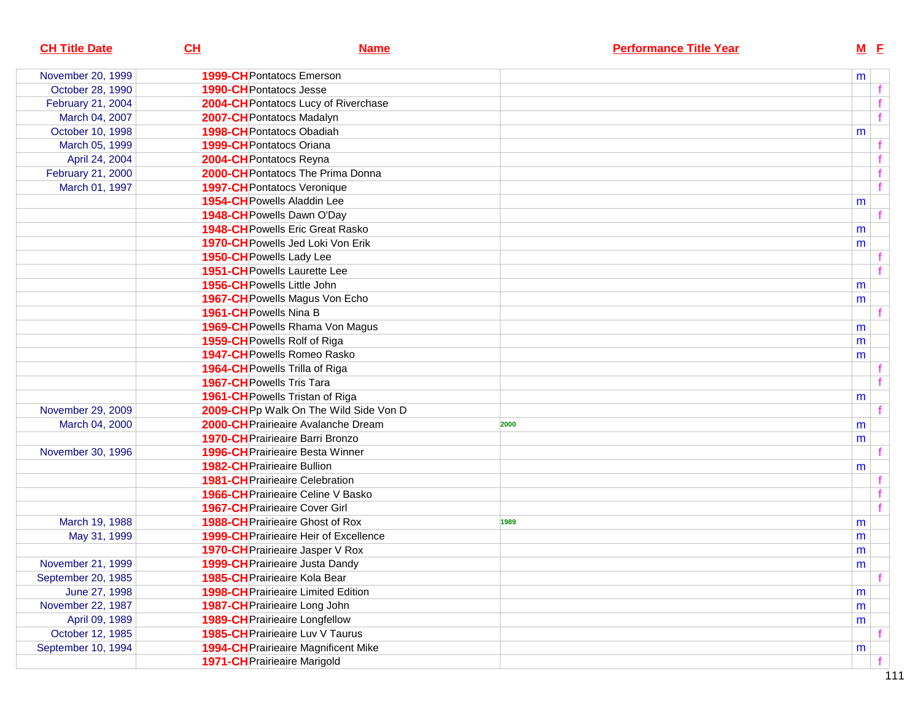| CH Title Date | CH | Name | Performance Title Year | M | F |
|---|---|---|---|---|---|
| November 20, 1999 | 1999-CH | Pontatocs Emerson | | m | |
| October 28, 1990 | 1990-CH | Pontatocs Jesse | | | f |
| February 21, 2004 | 2004-CH | Pontatocs Lucy of Riverchase | | | f |
| March 04, 2007 | 2007-CH | Pontatocs Madalyn | | | f |
| October 10, 1998 | 1998-CH | Pontatocs Obadiah | | m | |
| March 05, 1999 | 1999-CH | Pontatocs Oriana | | | f |
| April 24, 2004 | 2004-CH | Pontatocs Reyna | | | f |
| February 21, 2000 | 2000-CH | Pontatocs The Prima Donna | | | f |
| March 01, 1997 | 1997-CH | Pontatocs Veronique | | | f |
| | 1954-CH | Powells Aladdin Lee | | m | |
| | 1948-CH | Powells Dawn O'Day | | | f |
| | 1948-CH | Powells Eric Great Rasko | | m | |
| | 1970-CH | Powells Jed Loki Von Erik | | m | |
| | 1950-CH | Powells Lady Lee | | | f |
| | 1951-CH | Powells Laurette Lee | | | f |
| | 1956-CH | Powells Little John | | m | |
| | 1967-CH | Powells Magus Von Echo | | m | |
| | 1961-CH | Powells Nina B | | | f |
| | 1969-CH | Powells Rhama Von Magus | | m | |
| | 1959-CH | Powells Rolf of Riga | | m | |
| | 1947-CH | Powells Romeo Rasko | | m | |
| | 1964-CH | Powells Trilla of Riga | | | f |
| | 1967-CH | Powells Tris Tara | | | f |
| | 1961-CH | Powells Tristan of Riga | | m | |
| November 29, 2009 | 2009-CH | Pp Walk On The Wild Side Von D | | | f |
| March 04, 2000 | 2000-CH | Prairieaire Avalanche Dream | 2000 | m | |
| | 1970-CH | Prairieaire Barri Bronzo | | m | |
| November 30, 1996 | 1996-CH | Prairieaire Besta Winner | | | f |
| | 1982-CH | Prairieaire Bullion | | m | |
| | 1981-CH | Prairieaire Celebration | | | f |
| | 1966-CH | Prairieaire Celine V Basko | | | f |
| | 1967-CH | Prairieaire Cover Girl | | | f |
| March 19, 1988 | 1988-CH | Prairieaire Ghost of Rox | 1989 | m | |
| May 31, 1999 | 1999-CH | Prairieaire Heir of Excellence | | m | |
| | 1970-CH | Prairieaire Jasper V Rox | | m | |
| November 21, 1999 | 1999-CH | Prairieaire Justa Dandy | | m | |
| September 20, 1985 | 1985-CH | Prairieaire Kola Bear | | | f |
| June 27, 1998 | 1998-CH | Prairieaire Limited Edition | | m | |
| November 22, 1987 | 1987-CH | Prairieaire Long John | | m | |
| April 09, 1989 | 1989-CH | Prairieaire Longfellow | | m | |
| October 12, 1985 | 1985-CH | Prairieaire Luv V Taurus | | | f |
| September 10, 1994 | 1994-CH | Prairieaire Magnificent Mike | | m | |
| | 1971-CH | Prairieaire Marigold | | | f |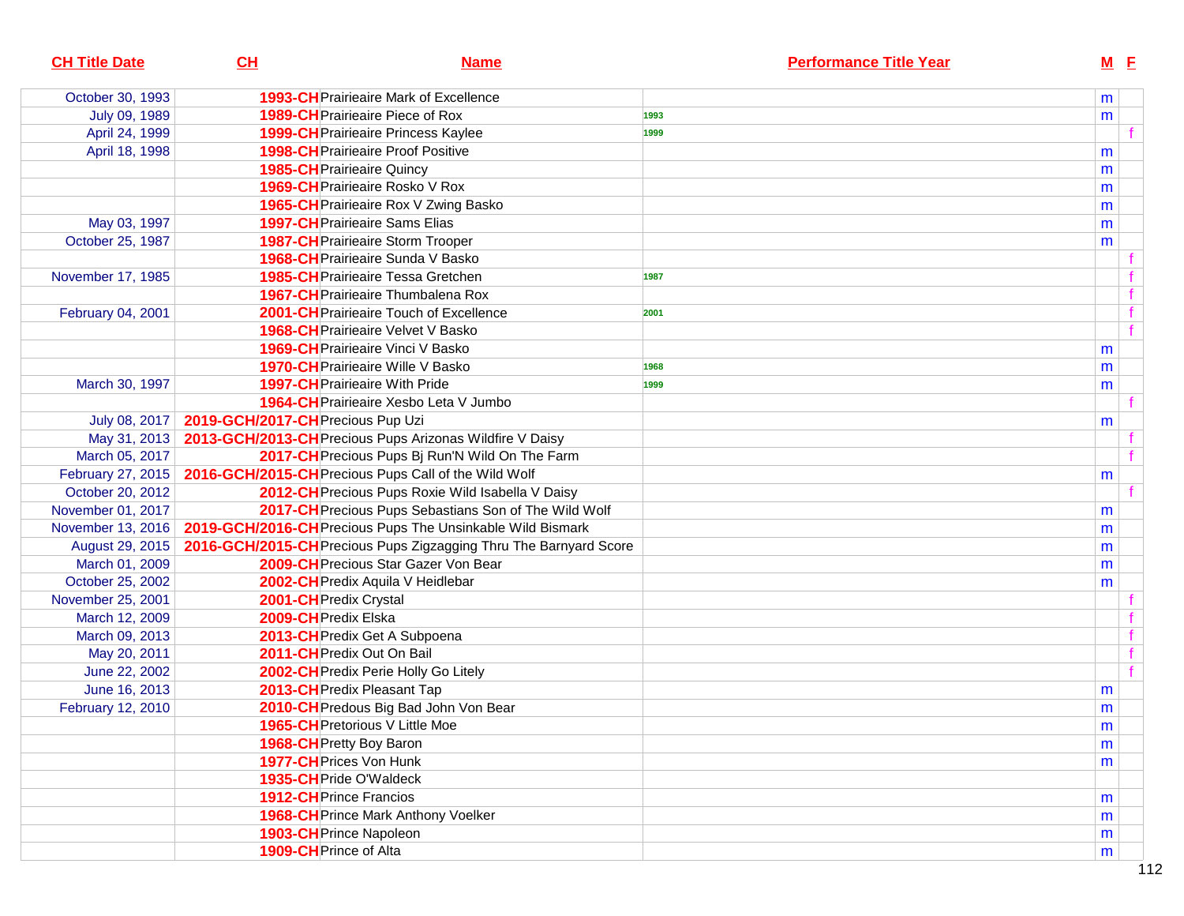| CH Title Date | CH | Name | Performance Title Year | M | F |
|---|---|---|---|---|---|
| October 30, 1993 | 1993-CH | Prairieaire Mark of Excellence | | m | |
| July 09, 1989 | 1989-CH | Prairieaire Piece of Rox | 1993 | m | |
| April 24, 1999 | 1999-CH | Prairieaire Princess Kaylee | 1999 | | f |
| April 18, 1998 | 1998-CH | Prairieaire Proof Positive | | m | |
| | 1985-CH | Prairieaire Quincy | | m | |
| | 1969-CH | Prairieaire Rosko V Rox | | m | |
| | 1965-CH | Prairieaire Rox V Zwing Basko | | m | |
| May 03, 1997 | 1997-CH | Prairieaire Sams Elias | | m | |
| October 25, 1987 | 1987-CH | Prairieaire Storm Trooper | | m | |
| | 1968-CH | Prairieaire Sunda V Basko | | | f |
| November 17, 1985 | 1985-CH | Prairieaire Tessa Gretchen | 1987 | | f |
| | 1967-CH | Prairieaire Thumbalena Rox | | | f |
| February 04, 2001 | 2001-CH | Prairieaire Touch of Excellence | 2001 | | f |
| | 1968-CH | Prairieaire Velvet V Basko | | | f |
| | 1969-CH | Prairieaire Vinci V Basko | | m | |
| | 1970-CH | Prairieaire Wille V Basko | 1968 | m | |
| March 30, 1997 | 1997-CH | Prairieaire With Pride | 1999 | m | |
| | 1964-CH | Prairieaire Xesbo Leta V Jumbo | | | f |
| July 08, 2017 | 2019-GCH/2017-CH | Precious Pup Uzi | | m | |
| May 31, 2013 | 2013-GCH/2013-CH | Precious Pups Arizonas Wildfire V Daisy | | | f |
| March 05, 2017 | 2017-CH | Precious Pups Bj Run'N Wild On The Farm | | | f |
| February 27, 2015 | 2016-GCH/2015-CH | Precious Pups Call of the Wild Wolf | | m | |
| October 20, 2012 | 2012-CH | Precious Pups Roxie Wild Isabella V Daisy | | | f |
| November 01, 2017 | 2017-CH | Precious Pups Sebastians Son of The Wild Wolf | | m | |
| November 13, 2016 | 2019-GCH/2016-CH | Precious Pups The Unsinkable Wild Bismark | | m | |
| August 29, 2015 | 2016-GCH/2015-CH | Precious Pups Zigzagging Thru The Barnyard Score | | m | |
| March 01, 2009 | 2009-CH | Precious Star Gazer Von Bear | | m | |
| October 25, 2002 | 2002-CH | Predix Aquila V Heidlebar | | m | |
| November 25, 2001 | 2001-CH | Predix Crystal | | | f |
| March 12, 2009 | 2009-CH | Predix Elska | | | f |
| March 09, 2013 | 2013-CH | Predix Get A Subpoena | | | f |
| May 20, 2011 | 2011-CH | Predix Out On Bail | | | f |
| June 22, 2002 | 2002-CH | Predix Perie Holly Go Litely | | | f |
| June 16, 2013 | 2013-CH | Predix Pleasant Tap | | m | |
| February 12, 2010 | 2010-CH | Predous Big Bad John Von Bear | | m | |
| | 1965-CH | Pretorious V Little Moe | | m | |
| | 1968-CH | Pretty Boy Baron | | m | |
| | 1977-CH | Prices Von Hunk | | m | |
| | 1935-CH | Pride O'Waldeck | | | |
| | 1912-CH | Prince Francios | | m | |
| | 1968-CH | Prince Mark Anthony Voelker | | m | |
| | 1903-CH | Prince Napoleon | | m | |
| | 1909-CH | Prince of Alta | | m | |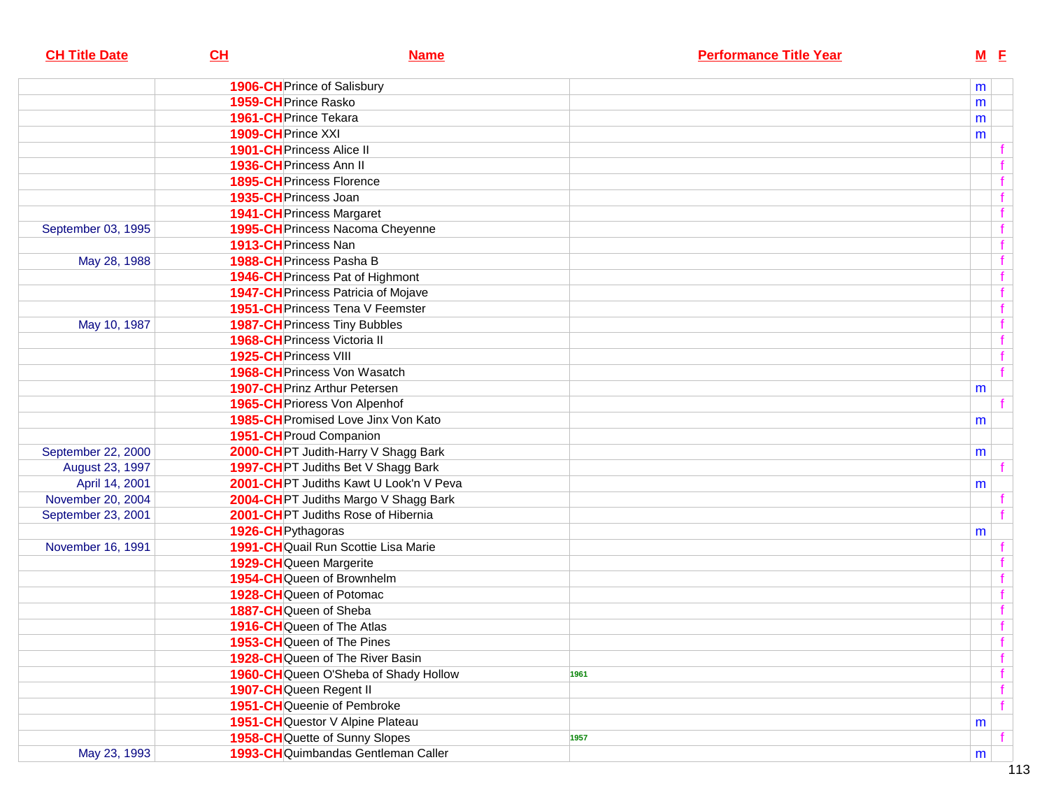| CH Title Date | CH | Name | Performance Title Year | M | F |
|---|---|---|---|---|---|
| | 1906-CH | Prince of Salisbury | | m | |
| | 1959-CH | Prince Rasko | | m | |
| | 1961-CH | Prince Tekara | | m | |
| | 1909-CH | Prince XXI | | m | |
| | 1901-CH | Princess Alice II | | | f |
| | 1936-CH | Princess Ann II | | | f |
| | 1895-CH | Princess Florence | | | f |
| | 1935-CH | Princess Joan | | | f |
| | 1941-CH | Princess Margaret | | | f |
| September 03, 1995 | 1995-CH | Princess Nacoma Cheyenne | | | f |
| | 1913-CH | Princess Nan | | | f |
| May 28, 1988 | 1988-CH | Princess Pasha B | | | f |
| | 1946-CH | Princess Pat of Highmont | | | f |
| | 1947-CH | Princess Patricia of Mojave | | | f |
| | 1951-CH | Princess Tena V Feemster | | | f |
| May 10, 1987 | 1987-CH | Princess Tiny Bubbles | | | f |
| | 1968-CH | Princess Victoria II | | | f |
| | 1925-CH | Princess VIII | | | f |
| | 1968-CH | Princess Von Wasatch | | | f |
| | 1907-CH | Prinz Arthur Petersen | | m | |
| | 1965-CH | Prioress Von Alpenhof | | | f |
| | 1985-CH | Promised Love Jinx Von Kato | | m | |
| | 1951-CH | Proud Companion | | | |
| September 22, 2000 | 2000-CH | PT Judith-Harry V Shagg Bark | | m | |
| August 23, 1997 | 1997-CH | PT Judiths Bet V Shagg Bark | | | f |
| April 14, 2001 | 2001-CH | PT Judiths Kawt U Look'n V Peva | | m | |
| November 20, 2004 | 2004-CH | PT Judiths Margo V Shagg Bark | | | f |
| September 23, 2001 | 2001-CH | PT Judiths Rose of Hibernia | | | f |
| | 1926-CH | Pythagoras | | m | |
| November 16, 1991 | 1991-CH | Quail Run Scottie Lisa Marie | | | f |
| | 1929-CH | Queen Margerite | | | f |
| | 1954-CH | Queen of Brownhelm | | | f |
| | 1928-CH | Queen of Potomac | | | f |
| | 1887-CH | Queen of Sheba | | | f |
| | 1916-CH | Queen of The Atlas | | | f |
| | 1953-CH | Queen of The Pines | | | f |
| | 1928-CH | Queen of The River Basin | | | f |
| | 1960-CH | Queen O'Sheba of Shady Hollow | 1961 | | f |
| | 1907-CH | Queen Regent II | | | f |
| | 1951-CH | Queenie of Pembroke | | | f |
| | 1951-CH | Questor V Alpine Plateau | | m | |
| | 1958-CH | Quette of Sunny Slopes | 1957 | | f |
| May 23, 1993 | 1993-CH | Quimbandas Gentleman Caller | | m | |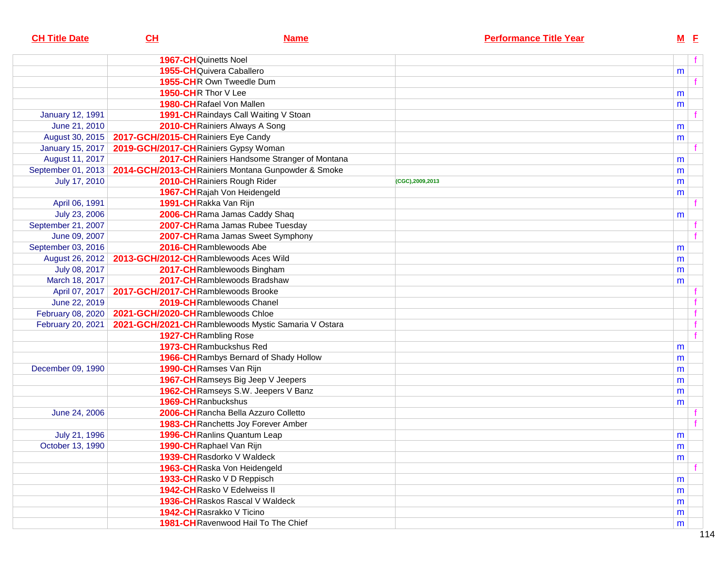| CH Title Date | CH | Name | Performance Title Year | M | F |
|---|---|---|---|---|---|
| | 1967-CH | Quinetts Noel | | | f |
| | 1955-CH | Quivera Caballero | | m | |
| | 1955-CH | R Own Tweedle Dum | | | f |
| | 1950-CH | R Thor V Lee | | m | |
| | 1980-CH | Rafael Von Mallen | | m | |
| January 12, 1991 | 1991-CH | Raindays Call Waiting V Stoan | | | f |
| June 21, 2010 | 2010-CH | Rainiers Always A Song | | m | |
| August 30, 2015 | 2017-GCH/2015-CH | Rainiers Eye Candy | | m | |
| January 15, 2017 | 2019-GCH/2017-CH | Rainiers Gypsy Woman | | | f |
| August 11, 2017 | 2017-CH | Rainiers Handsome Stranger of Montana | | m | |
| September 01, 2013 | 2014-GCH/2013-CH | Rainiers Montana Gunpowder & Smoke | | m | |
| July 17, 2010 | 2010-CH | Rainiers Rough Rider | (CGC),2009,2013 | m | |
| | 1967-CH | Rajah Von Heidengeld | | m | |
| April 06, 1991 | 1991-CH | Rakka Van Rijn | | | f |
| July 23, 2006 | 2006-CH | Rama Jamas Caddy Shaq | | m | |
| September 21, 2007 | 2007-CH | Rama Jamas Rubee Tuesday | | | f |
| June 09, 2007 | 2007-CH | Rama Jamas Sweet Symphony | | | f |
| September 03, 2016 | 2016-CH | Ramblewoods Abe | | m | |
| August 26, 2012 | 2013-GCH/2012-CH | Ramblewoods Aces Wild | | m | |
| July 08, 2017 | 2017-CH | Ramblewoods Bingham | | m | |
| March 18, 2017 | 2017-CH | Ramblewoods Bradshaw | | m | |
| April 07, 2017 | 2017-GCH/2017-CH | Ramblewoods Brooke | | | f |
| June 22, 2019 | 2019-CH | Ramblewoods Chanel | | | f |
| February 08, 2020 | 2021-GCH/2020-CH | Ramblewoods Chloe | | | f |
| February 20, 2021 | 2021-GCH/2021-CH | Ramblewoods Mystic Samaria V Ostara | | | f |
| | 1927-CH | Rambling Rose | | | f |
| | 1973-CH | Rambuckshus Red | | m | |
| | 1966-CH | Rambys Bernard of Shady Hollow | | m | |
| December 09, 1990 | 1990-CH | Ramses Van Rijn | | m | |
| | 1967-CH | Ramseys Big Jeep V Jeepers | | m | |
| | 1962-CH | Ramseys S.W. Jeepers V Banz | | m | |
| | 1969-CH | Ranbuckshus | | m | |
| June 24, 2006 | 2006-CH | Rancha Bella Azzuro Colletto | | | f |
| | 1983-CH | Ranchetts Joy Forever Amber | | | f |
| July 21, 1996 | 1996-CH | Ranlins Quantum Leap | | m | |
| October 13, 1990 | 1990-CH | Raphael Van Rijn | | m | |
| | 1939-CH | Rasdorko V Waldeck | | m | |
| | 1963-CH | Raska Von Heidengeld | | | f |
| | 1933-CH | Rasko V D Reppisch | | m | |
| | 1942-CH | Rasko V Edelweiss II | | m | |
| | 1936-CH | Raskos Rascal V Waldeck | | m | |
| | 1942-CH | Rasrakko V Ticino | | m | |
| | 1981-CH | Ravenwood Hail To The Chief | | m | |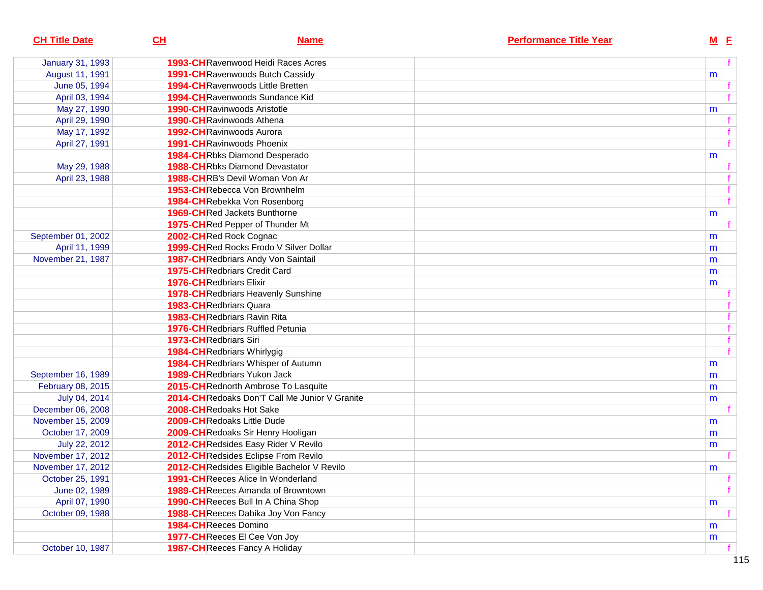| CH Title Date | CH | Name | Performance Title Year | M | F |
|---|---|---|---|---|---|
| January 31, 1993 | 1993-CH | Ravenwood Heidi Races Acres | | | f |
| August 11, 1991 | 1991-CH | Ravenwoods Butch Cassidy | | m | |
| June 05, 1994 | 1994-CH | Ravenwoods Little Bretten | | | f |
| April 03, 1994 | 1994-CH | Ravenwoods Sundance Kid | | | f |
| May 27, 1990 | 1990-CH | Ravinwoods Aristotle | | m | |
| April 29, 1990 | 1990-CH | Ravinwoods Athena | | | f |
| May 17, 1992 | 1992-CH | Ravinwoods Aurora | | | f |
| April 27, 1991 | 1991-CH | Ravinwoods Phoenix | | | f |
| | 1984-CH | Rbks Diamond Desperado | | m | |
| May 29, 1988 | 1988-CH | Rbks Diamond Devastator | | | f |
| April 23, 1988 | 1988-CH | RB's Devil Woman Von Ar | | | f |
| | 1953-CH | Rebecca Von Brownhelm | | | f |
| | 1984-CH | Rebekka Von Rosenborg | | | f |
| | 1969-CH | Red Jackets Bunthorne | | m | |
| | 1975-CH | Red Pepper of Thunder Mt | | | f |
| September 01, 2002 | 2002-CH | Red Rock Cognac | | m | |
| April 11, 1999 | 1999-CH | Red Rocks Frodo V Silver Dollar | | m | |
| November 21, 1987 | 1987-CH | Redbriars Andy Von Saintail | | m | |
| | 1975-CH | Redbriars Credit Card | | m | |
| | 1976-CH | Redbriars Elixir | | m | |
| | 1978-CH | Redbriars Heavenly Sunshine | | | f |
| | 1983-CH | Redbriars Quara | | | f |
| | 1983-CH | Redbriars Ravin Rita | | | f |
| | 1976-CH | Redbriars Ruffled Petunia | | | f |
| | 1973-CH | Redbriars Siri | | | f |
| | 1984-CH | Redbriars Whirlygig | | | f |
| | 1984-CH | Redbriars Whisper of Autumn | | m | |
| September 16, 1989 | 1989-CH | Redbriars Yukon Jack | | m | |
| February 08, 2015 | 2015-CH | Rednorth Ambrose To Lasquite | | m | |
| July 04, 2014 | 2014-CH | Redoaks Don'T Call Me Junior V Granite | | m | |
| December 06, 2008 | 2008-CH | Redoaks Hot Sake | | | f |
| November 15, 2009 | 2009-CH | Redoaks Little Dude | | m | |
| October 17, 2009 | 2009-CH | Redoaks Sir Henry Hooligan | | m | |
| July 22, 2012 | 2012-CH | Redsides Easy Rider V Revilo | | m | |
| November 17, 2012 | 2012-CH | Redsides Eclipse From Revilo | | | f |
| November 17, 2012 | 2012-CH | Redsides Eligible Bachelor V Revilo | | m | |
| October 25, 1991 | 1991-CH | Reeces Alice In Wonderland | | | f |
| June 02, 1989 | 1989-CH | Reeces Amanda of Browntown | | | f |
| April 07, 1990 | 1990-CH | Reeces Bull In A China Shop | | m | |
| October 09, 1988 | 1988-CH | Reeces Dabika Joy Von Fancy | | | f |
| | 1984-CH | Reeces Domino | | m | |
| | 1977-CH | Reeces El Cee Von Joy | | m | |
| October 10, 1987 | 1987-CH | Reeces Fancy A Holiday | | | f |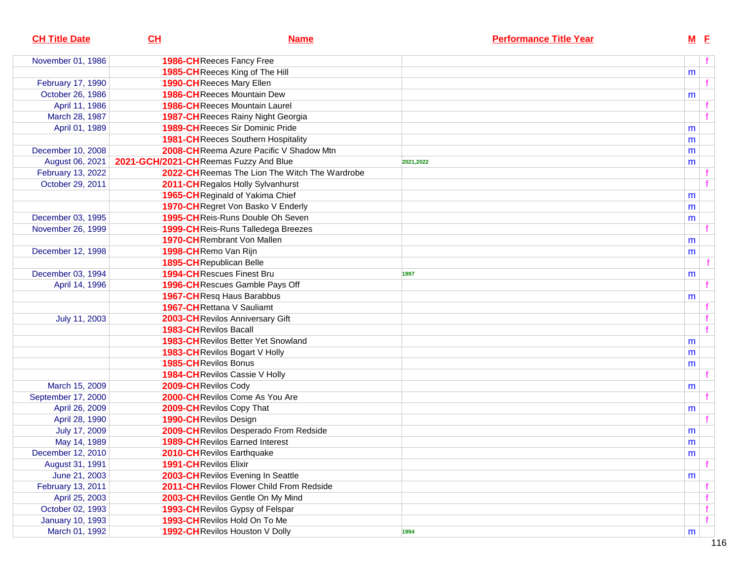| CH Title Date | CH | Name | Performance Title Year | M | F |
|---|---|---|---|---|---|
| November 01, 1986 | 1986-CH | Reeces Fancy Free | | | f |
| | 1985-CH | Reeces King of The Hill | | m | |
| February 17, 1990 | 1990-CH | Reeces Mary Ellen | | | f |
| October 26, 1986 | 1986-CH | Reeces Mountain Dew | | m | |
| April 11, 1986 | 1986-CH | Reeces Mountain Laurel | | | f |
| March 28, 1987 | 1987-CH | Reeces Rainy Night Georgia | | | f |
| April 01, 1989 | 1989-CH | Reeces Sir Dominic Pride | | m | |
| | 1981-CH | Reeces Southern Hospitality | | m | |
| December 10, 2008 | 2008-CH | Reema Azure Pacific V Shadow Mtn | | m | |
| August 06, 2021 | 2021-GCH/2021-CH | Reemas Fuzzy And Blue | 2021,2022 | m | |
| February 13, 2022 | 2022-CH | Reemas The Lion The Witch The Wardrobe | | | f |
| October 29, 2011 | 2011-CH | Regalos Holly Sylvanhurst | | | f |
| | 1965-CH | Reginald of Yakima Chief | | m | |
| | 1970-CH | Regret Von Basko V Enderly | | m | |
| December 03, 1995 | 1995-CH | Reis-Runs Double Oh Seven | | m | |
| November 26, 1999 | 1999-CH | Reis-Runs Talledega Breezes | | | f |
| | 1970-CH | Rembrant Von Mallen | | m | |
| December 12, 1998 | 1998-CH | Remo Van Rijn | | m | |
| | 1895-CH | Republican Belle | | | f |
| December 03, 1994 | 1994-CH | Rescues Finest Bru | 1997 | m | |
| April 14, 1996 | 1996-CH | Rescues Gamble Pays Off | | | f |
| | 1967-CH | Resq Haus Barabbus | | m | |
| | 1967-CH | Rettana V Sauliamt | | | f |
| July 11, 2003 | 2003-CH | Revilos Anniversary Gift | | | f |
| | 1983-CH | Revilos Bacall | | | f |
| | 1983-CH | Revilos Better Yet Snowland | | m | |
| | 1983-CH | Revilos Bogart V Holly | | m | |
| | 1985-CH | Revilos Bonus | | m | |
| | 1984-CH | Revilos Cassie V Holly | | | f |
| March 15, 2009 | 2009-CH | Revilos Cody | | m | |
| September 17, 2000 | 2000-CH | Revilos Come As You Are | | | f |
| April 26, 2009 | 2009-CH | Revilos Copy That | | m | |
| April 28, 1990 | 1990-CH | Revilos Design | | | f |
| July 17, 2009 | 2009-CH | Revilos Desperado From Redside | | m | |
| May 14, 1989 | 1989-CH | Revilos Earned Interest | | m | |
| December 12, 2010 | 2010-CH | Revilos Earthquake | | m | |
| August 31, 1991 | 1991-CH | Revilos Elixir | | | f |
| June 21, 2003 | 2003-CH | Revilos Evening In Seattle | | m | |
| February 13, 2011 | 2011-CH | Revilos Flower Child From Redside | | | f |
| April 25, 2003 | 2003-CH | Revilos Gentle On My Mind | | | f |
| October 02, 1993 | 1993-CH | Revilos Gypsy of Felspar | | | f |
| January 10, 1993 | 1993-CH | Revilos Hold On To Me | | | f |
| March 01, 1992 | 1992-CH | Revilos Houston V Dolly | 1994 | m | |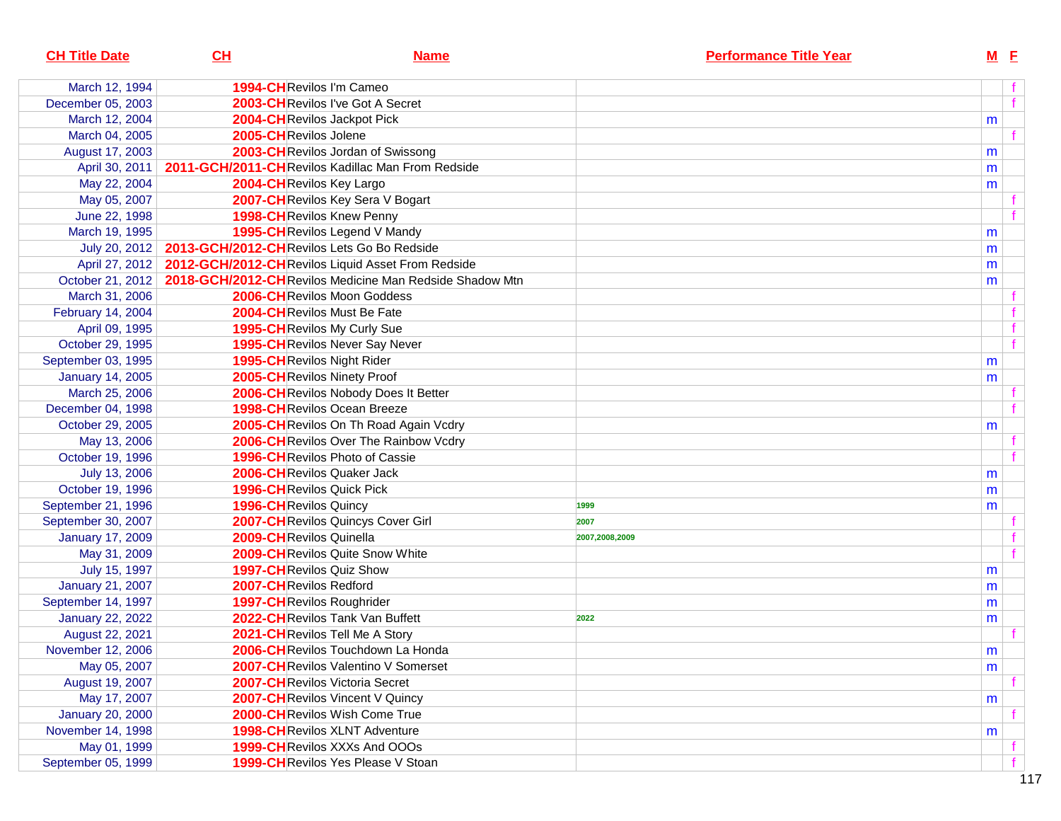| CH Title Date | CH | Name | Performance Title Year | M | F |
|---|---|---|---|---|---|
| March 12, 1994 | 1994-CH | Revilos I'm Cameo | | | f |
| December 05, 2003 | 2003-CH | Revilos I've Got A Secret | | | f |
| March 12, 2004 | 2004-CH | Revilos Jackpot Pick | | m | |
| March 04, 2005 | 2005-CH | Revilos Jolene | | | f |
| August 17, 2003 | 2003-CH | Revilos Jordan of Swissong | | m | |
| April 30, 2011 | 2011-GCH/2011-CH | Revilos Kadillac Man From Redside | | m | |
| May 22, 2004 | 2004-CH | Revilos Key Largo | | m | |
| May 05, 2007 | 2007-CH | Revilos Key Sera V Bogart | | | f |
| June 22, 1998 | 1998-CH | Revilos Knew Penny | | | f |
| March 19, 1995 | 1995-CH | Revilos Legend V Mandy | | m | |
| July 20, 2012 | 2013-GCH/2012-CH | Revilos Lets Go Bo Redside | | m | |
| April 27, 2012 | 2012-GCH/2012-CH | Revilos Liquid Asset From Redside | | m | |
| October 21, 2012 | 2018-GCH/2012-CH | Revilos Medicine Man Redside Shadow Mtn | | m | |
| March 31, 2006 | 2006-CH | Revilos Moon Goddess | | | f |
| February 14, 2004 | 2004-CH | Revilos Must Be Fate | | | f |
| April 09, 1995 | 1995-CH | Revilos My Curly Sue | | | f |
| October 29, 1995 | 1995-CH | Revilos Never Say Never | | | f |
| September 03, 1995 | 1995-CH | Revilos Night Rider | | m | |
| January 14, 2005 | 2005-CH | Revilos Ninety Proof | | m | |
| March 25, 2006 | 2006-CH | Revilos Nobody Does It Better | | | f |
| December 04, 1998 | 1998-CH | Revilos Ocean Breeze | | | f |
| October 29, 2005 | 2005-CH | Revilos On Th Road Again Vcdry | | m | |
| May 13, 2006 | 2006-CH | Revilos Over The Rainbow Vcdry | | | f |
| October 19, 1996 | 1996-CH | Revilos Photo of Cassie | | | f |
| July 13, 2006 | 2006-CH | Revilos Quaker Jack | | m | |
| October 19, 1996 | 1996-CH | Revilos Quick Pick | | m | |
| September 21, 1996 | 1996-CH | Revilos Quincy | 1999 | m | |
| September 30, 2007 | 2007-CH | Revilos Quincys Cover Girl | 2007 | | f |
| January 17, 2009 | 2009-CH | Revilos Quinella | 2007,2008,2009 | | f |
| May 31, 2009 | 2009-CH | Revilos Quite Snow White | | | f |
| July 15, 1997 | 1997-CH | Revilos Quiz Show | | m | |
| January 21, 2007 | 2007-CH | Revilos Redford | | m | |
| September 14, 1997 | 1997-CH | Revilos Roughrider | | m | |
| January 22, 2022 | 2022-CH | Revilos Tank Van Buffett | 2022 | m | |
| August 22, 2021 | 2021-CH | Revilos Tell Me A Story | | | f |
| November 12, 2006 | 2006-CH | Revilos Touchdown La Honda | | m | |
| May 05, 2007 | 2007-CH | Revilos Valentino V Somerset | | m | |
| August 19, 2007 | 2007-CH | Revilos Victoria Secret | | | f |
| May 17, 2007 | 2007-CH | Revilos Vincent V Quincy | | m | |
| January 20, 2000 | 2000-CH | Revilos Wish Come True | | | f |
| November 14, 1998 | 1998-CH | Revilos XLNT Adventure | | m | |
| May 01, 1999 | 1999-CH | Revilos XXXs And OOOs | | | f |
| September 05, 1999 | 1999-CH | Revilos Yes Please V Stoan | | | f |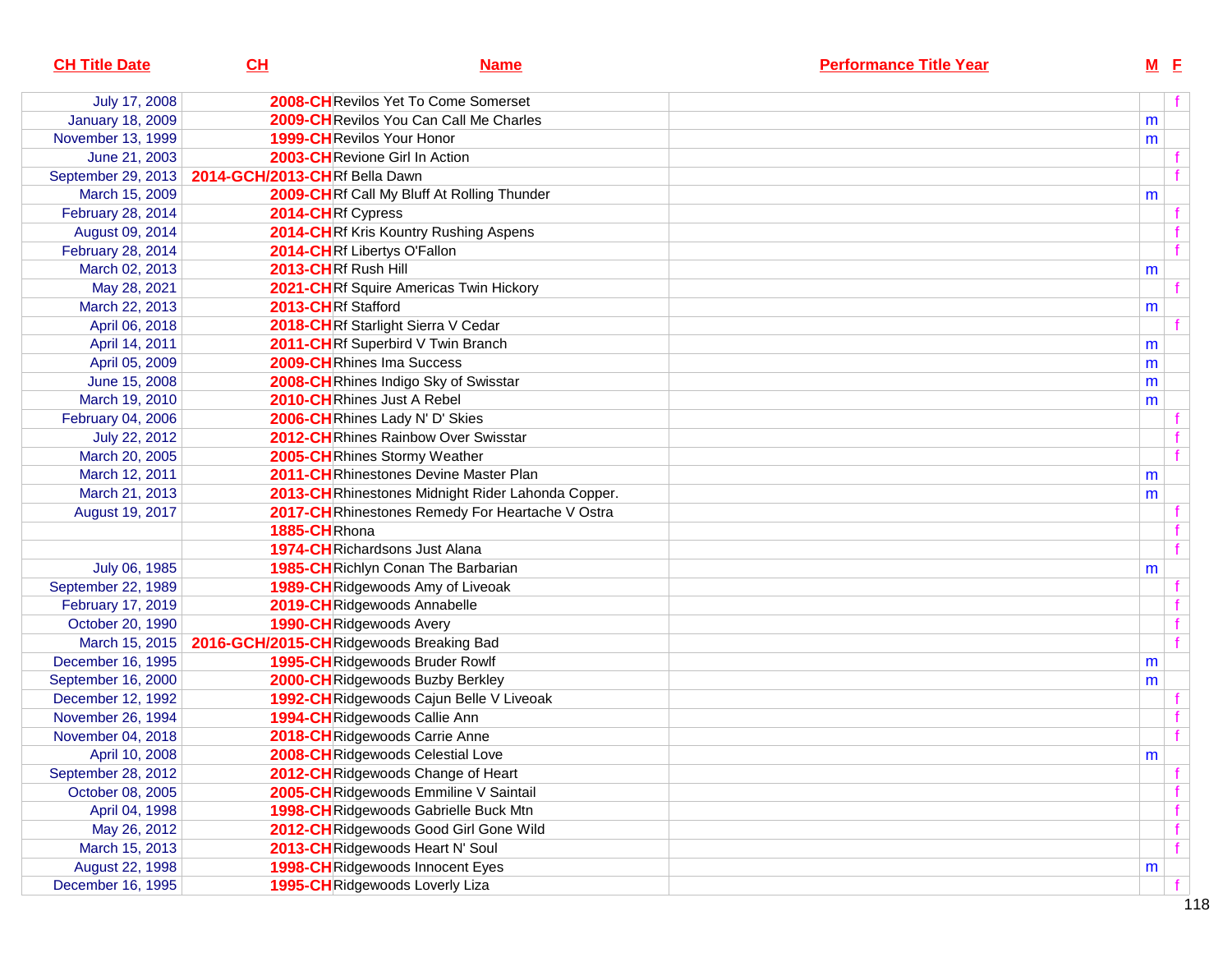| CH Title Date | CH | Name | Performance Title Year | M | F |
|---|---|---|---|---|---|
| July 17, 2008 | 2008-CH | Revilos Yet To Come Somerset | | | f |
| January 18, 2009 | 2009-CH | Revilos You Can Call Me Charles | | m | |
| November 13, 1999 | 1999-CH | Revilos Your Honor | | m | |
| June 21, 2003 | 2003-CH | Revione Girl In Action | | | f |
| September 29, 2013 | 2014-GCH/2013-CH | Rf Bella Dawn | | | f |
| March 15, 2009 | 2009-CH | Rf Call My Bluff At Rolling Thunder | | m | |
| February 28, 2014 | 2014-CH | Rf Cypress | | | f |
| August 09, 2014 | 2014-CH | Rf Kris Kountry Rushing Aspens | | | f |
| February 28, 2014 | 2014-CH | Rf Libertys O'Fallon | | | f |
| March 02, 2013 | 2013-CH | Rf Rush Hill | | m | |
| May 28, 2021 | 2021-CH | Rf Squire Americas Twin Hickory | | | f |
| March 22, 2013 | 2013-CH | Rf Stafford | | m | |
| April 06, 2018 | 2018-CH | Rf Starlight Sierra V Cedar | | | f |
| April 14, 2011 | 2011-CH | Rf Superbird V Twin Branch | | m | |
| April 05, 2009 | 2009-CH | Rhines Ima Success | | m | |
| June 15, 2008 | 2008-CH | Rhines Indigo Sky of Swisstar | | m | |
| March 19, 2010 | 2010-CH | Rhines Just A Rebel | | m | |
| February 04, 2006 | 2006-CH | Rhines Lady N' D' Skies | | | f |
| July 22, 2012 | 2012-CH | Rhines Rainbow Over Swisstar | | | f |
| March 20, 2005 | 2005-CH | Rhines Stormy Weather | | | f |
| March 12, 2011 | 2011-CH | Rhinestones Devine Master Plan | | m | |
| March 21, 2013 | 2013-CH | Rhinestones Midnight Rider Lahonda Copper. | | m | |
| August 19, 2017 | 2017-CH | Rhinestones Remedy For Heartache V Ostra | | | f |
| | 1885-CH | Rhona | | | f |
| | 1974-CH | Richardsons Just Alana | | | f |
| July 06, 1985 | 1985-CH | Richlyn Conan The Barbarian | | m | |
| September 22, 1989 | 1989-CH | Ridgewoods Amy of Liveoak | | | f |
| February 17, 2019 | 2019-CH | Ridgewoods Annabelle | | | f |
| October 20, 1990 | 1990-CH | Ridgewoods Avery | | | f |
| March 15, 2015 | 2016-GCH/2015-CH | Ridgewoods Breaking Bad | | | f |
| December 16, 1995 | 1995-CH | Ridgewoods Bruder Rowlf | | m | |
| September 16, 2000 | 2000-CH | Ridgewoods Buzby Berkley | | m | |
| December 12, 1992 | 1992-CH | Ridgewoods Cajun Belle V Liveoak | | | f |
| November 26, 1994 | 1994-CH | Ridgewoods Callie Ann | | | f |
| November 04, 2018 | 2018-CH | Ridgewoods Carrie Anne | | | f |
| April 10, 2008 | 2008-CH | Ridgewoods Celestial Love | | m | |
| September 28, 2012 | 2012-CH | Ridgewoods Change of Heart | | | f |
| October 08, 2005 | 2005-CH | Ridgewoods Emmiline V Saintail | | | f |
| April 04, 1998 | 1998-CH | Ridgewoods Gabrielle Buck Mtn | | | f |
| May 26, 2012 | 2012-CH | Ridgewoods Good Girl Gone Wild | | | f |
| March 15, 2013 | 2013-CH | Ridgewoods Heart N' Soul | | | f |
| August 22, 1998 | 1998-CH | Ridgewoods Innocent Eyes | | m | |
| December 16, 1995 | 1995-CH | Ridgewoods Loverly Liza | | | f |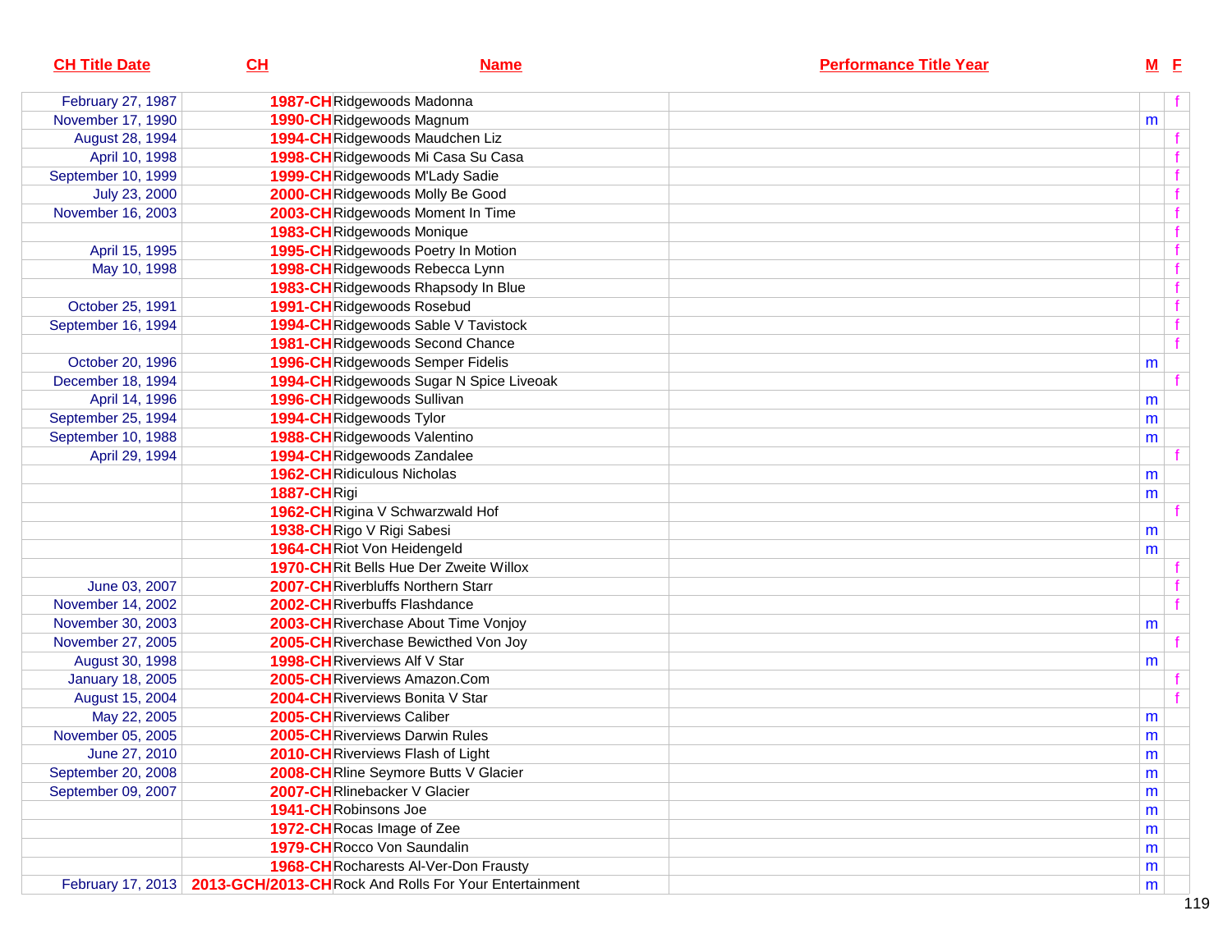| CH Title Date | CH | Name | Performance Title Year | M | F |
|---|---|---|---|---|---|
| February 27, 1987 | 1987-CH | Ridgewoods Madonna | | | f |
| November 17, 1990 | 1990-CH | Ridgewoods Magnum | | m | |
| August 28, 1994 | 1994-CH | Ridgewoods Maudchen Liz | | | f |
| April 10, 1998 | 1998-CH | Ridgewoods Mi Casa Su Casa | | | f |
| September 10, 1999 | 1999-CH | Ridgewoods M'Lady Sadie | | | f |
| July 23, 2000 | 2000-CH | Ridgewoods Molly Be Good | | | f |
| November 16, 2003 | 2003-CH | Ridgewoods Moment In Time | | | f |
| | 1983-CH | Ridgewoods Monique | | | f |
| April 15, 1995 | 1995-CH | Ridgewoods Poetry In Motion | | | f |
| May 10, 1998 | 1998-CH | Ridgewoods Rebecca Lynn | | | f |
| | 1983-CH | Ridgewoods Rhapsody In Blue | | | f |
| October 25, 1991 | 1991-CH | Ridgewoods Rosebud | | | f |
| September 16, 1994 | 1994-CH | Ridgewoods Sable V Tavistock | | | f |
| | 1981-CH | Ridgewoods Second Chance | | | f |
| October 20, 1996 | 1996-CH | Ridgewoods Semper Fidelis | | m | |
| December 18, 1994 | 1994-CH | Ridgewoods Sugar N Spice Liveoak | | | f |
| April 14, 1996 | 1996-CH | Ridgewoods Sullivan | | m | |
| September 25, 1994 | 1994-CH | Ridgewoods Tylor | | m | |
| September 10, 1988 | 1988-CH | Ridgewoods Valentino | | m | |
| April 29, 1994 | 1994-CH | Ridgewoods Zandalee | | | f |
| | 1962-CH | Ridiculous Nicholas | | m | |
| | 1887-CH | Rigi | | m | |
| | 1962-CH | Rigina V Schwarzwald Hof | | | f |
| | 1938-CH | Rigo V Rigi Sabesi | | m | |
| | 1964-CH | Riot Von Heidengeld | | m | |
| | 1970-CH | Rit Bells Hue Der Zweite Willox | | | f |
| June 03, 2007 | 2007-CH | Riverbluffs Northern Starr | | | f |
| November 14, 2002 | 2002-CH | Riverbuffs Flashdance | | | f |
| November 30, 2003 | 2003-CH | Riverchase About Time Vonjoy | | m | |
| November 27, 2005 | 2005-CH | Riverchase Bewicthed Von Joy | | | f |
| August 30, 1998 | 1998-CH | Riverviews Alf V Star | | m | |
| January 18, 2005 | 2005-CH | Riverviews Amazon.Com | | | f |
| August 15, 2004 | 2004-CH | Riverviews Bonita V Star | | | f |
| May 22, 2005 | 2005-CH | Riverviews Caliber | | m | |
| November 05, 2005 | 2005-CH | Riverviews Darwin Rules | | m | |
| June 27, 2010 | 2010-CH | Riverviews Flash of Light | | m | |
| September 20, 2008 | 2008-CH | Rline Seymore Butts V Glacier | | m | |
| September 09, 2007 | 2007-CH | Rlinebacker V Glacier | | m | |
| | 1941-CH | Robinsons Joe | | m | |
| | 1972-CH | Rocas Image of Zee | | m | |
| | 1979-CH | Rocco Von Saundalin | | m | |
| | 1968-CH | Rocharests Al-Ver-Don Frausty | | m | |
| February 17, 2013 | 2013-GCH/2013-CH | Rock And Rolls For Your Entertainment | | m | |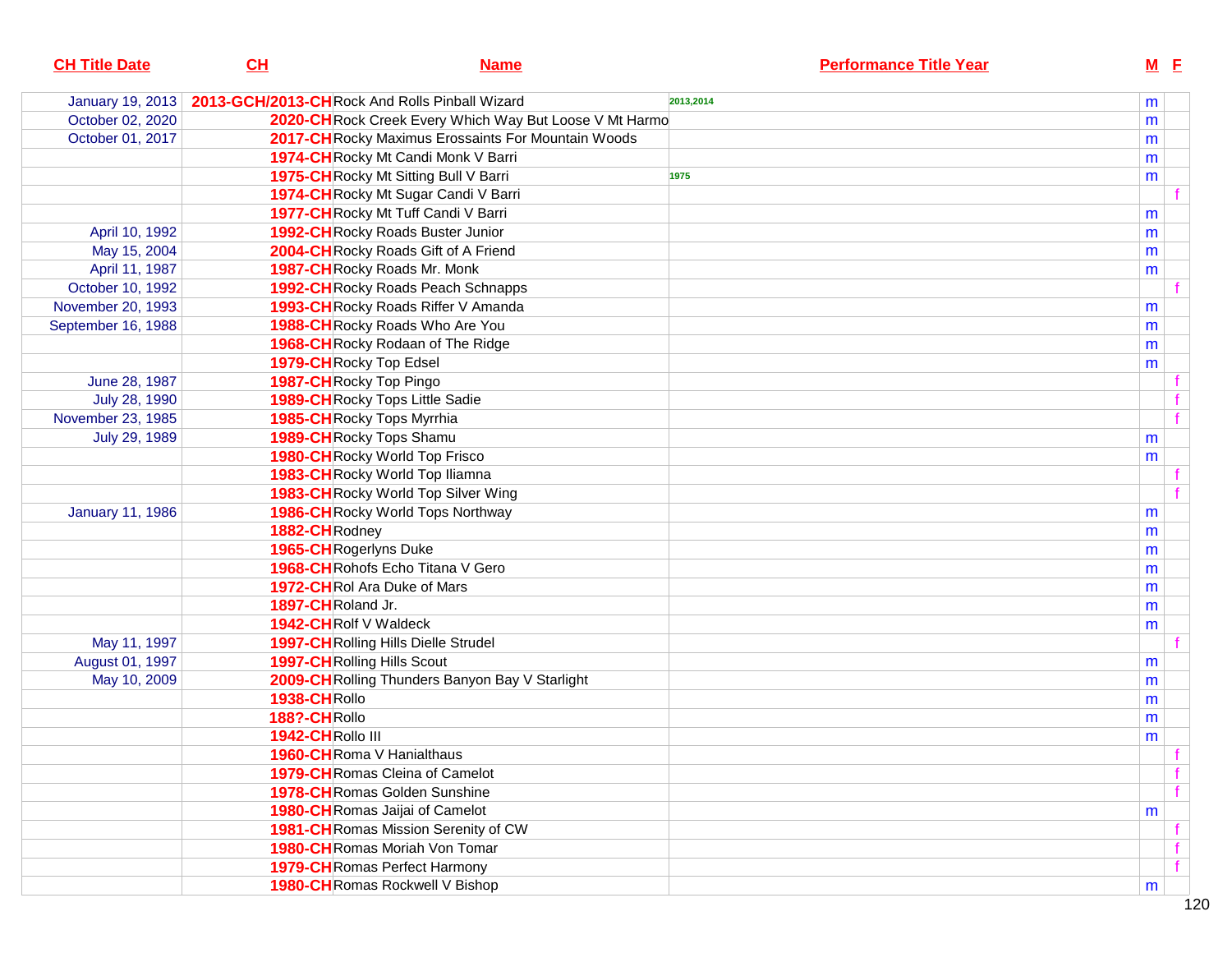| CH Title Date | CH | Name | Performance Title Year | M | F |
|---|---|---|---|---|---|
| January 19, 2013 | 2013-GCH/2013-CH | Rock And Rolls Pinball Wizard | 2013,2014 | m | |
| October 02, 2020 | 2020-CH | Rock Creek Every Which Way But Loose V Mt Harmo | | m | |
| October 01, 2017 | 2017-CH | Rocky Maximus Erossaints For Mountain Woods | | m | |
| | 1974-CH | Rocky Mt Candi Monk V Barri | | m | |
| | 1975-CH | Rocky Mt Sitting Bull V Barri | 1975 | m | |
| | 1974-CH | Rocky Mt Sugar Candi V Barri | | | f |
| | 1977-CH | Rocky Mt Tuff Candi V Barri | | m | |
| April 10, 1992 | 1992-CH | Rocky Roads Buster Junior | | m | |
| May 15, 2004 | 2004-CH | Rocky Roads Gift of A Friend | | m | |
| April 11, 1987 | 1987-CH | Rocky Roads Mr. Monk | | m | |
| October 10, 1992 | 1992-CH | Rocky Roads Peach Schnapps | | | f |
| November 20, 1993 | 1993-CH | Rocky Roads Riffer V Amanda | | m | |
| September 16, 1988 | 1988-CH | Rocky Roads Who Are You | | m | |
| | 1968-CH | Rocky Rodaan of The Ridge | | m | |
| | 1979-CH | Rocky Top Edsel | | m | |
| June 28, 1987 | 1987-CH | Rocky Top Pingo | | | f |
| July 28, 1990 | 1989-CH | Rocky Tops Little Sadie | | | f |
| November 23, 1985 | 1985-CH | Rocky Tops Myrrhia | | | f |
| July 29, 1989 | 1989-CH | Rocky Tops Shamu | | m | |
| | 1980-CH | Rocky World Top Frisco | | m | |
| | 1983-CH | Rocky World Top Iliamna | | | f |
| | 1983-CH | Rocky World Top Silver Wing | | | f |
| January 11, 1986 | 1986-CH | Rocky World Tops Northway | | m | |
| | 1882-CH | Rodney | | m | |
| | 1965-CH | Rogerlyns Duke | | m | |
| | 1968-CH | Rohofs Echo Titana V Gero | | m | |
| | 1972-CH | Rol Ara Duke of Mars | | m | |
| | 1897-CH | Roland Jr. | | m | |
| | 1942-CH | Rolf V Waldeck | | m | |
| May 11, 1997 | 1997-CH | Rolling Hills Dielle Strudel | | | f |
| August 01, 1997 | 1997-CH | Rolling Hills Scout | | m | |
| May 10, 2009 | 2009-CH | Rolling Thunders Banyon Bay V Starlight | | m | |
| | 1938-CH | Rollo | | m | |
| | 188?-CH | Rollo | | m | |
| | 1942-CH | Rollo III | | m | |
| | 1960-CH | Roma V Hanialthaus | | | f |
| | 1979-CH | Romas Cleina of Camelot | | | f |
| | 1978-CH | Romas Golden Sunshine | | | f |
| | 1980-CH | Romas Jaijai of Camelot | | m | |
| | 1981-CH | Romas Mission Serenity of CW | | | f |
| | 1980-CH | Romas Moriah Von Tomar | | | f |
| | 1979-CH | Romas Perfect Harmony | | | f |
| | 1980-CH | Romas Rockwell V Bishop | | m | |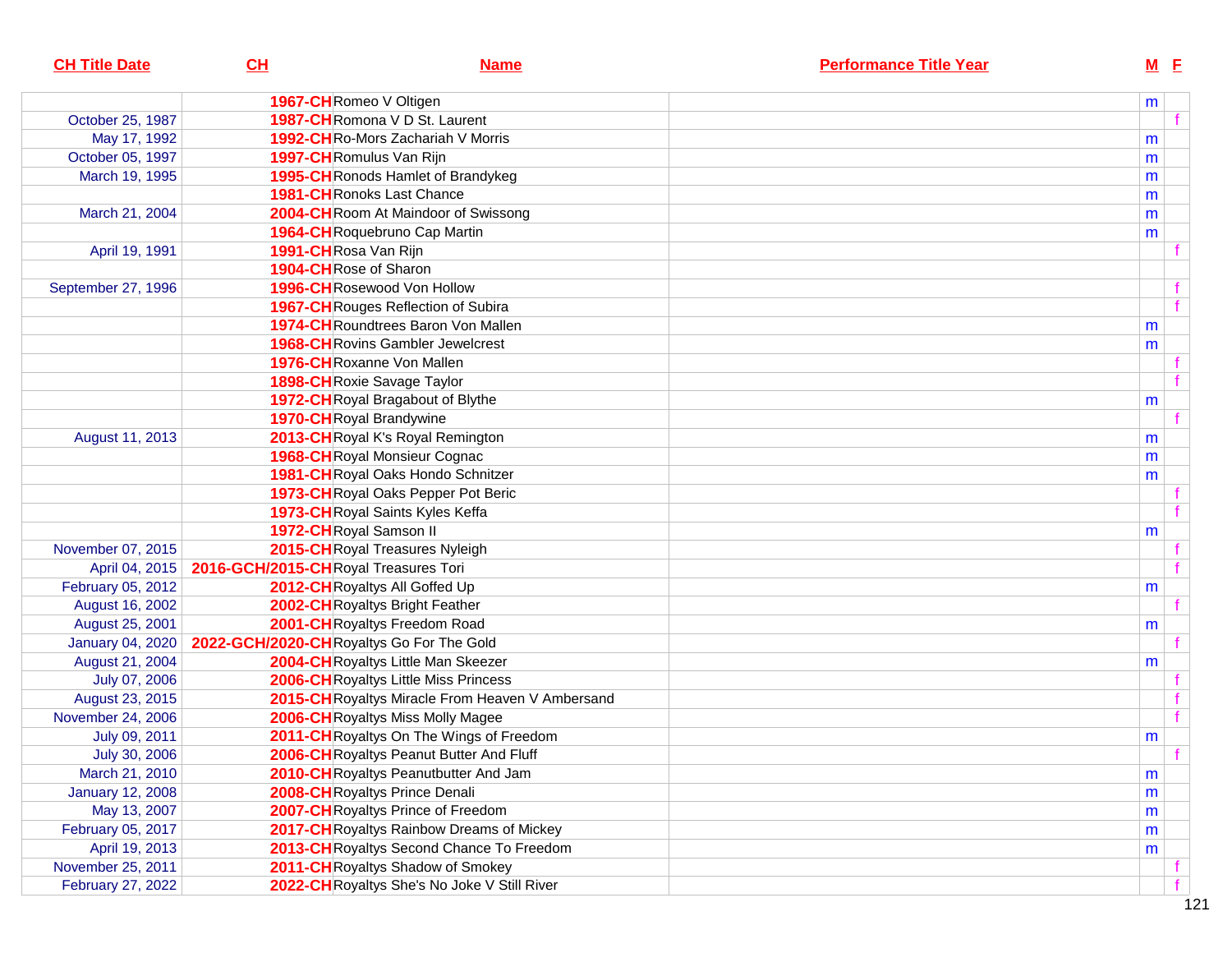| CH Title Date | CH | Name | Performance Title Year | M | F |
|---|---|---|---|---|---|
| | 1967-CH | Romeo V Oltigen | | m | |
| October 25, 1987 | 1987-CH | Romona V D St. Laurent | | | f |
| May 17, 1992 | 1992-CH | Ro-Mors Zachariah V Morris | | m | |
| October 05, 1997 | 1997-CH | Romulus Van Rijn | | m | |
| March 19, 1995 | 1995-CH | Ronods Hamlet of Brandykeg | | m | |
| | 1981-CH | Ronoks Last Chance | | m | |
| March 21, 2004 | 2004-CH | Room At Maindoor of Swissong | | m | |
| | 1964-CH | Roquebruno Cap Martin | | m | |
| April 19, 1991 | 1991-CH | Rosa Van Rijn | | | f |
| | 1904-CH | Rose of Sharon | | | |
| September 27, 1996 | 1996-CH | Rosewood Von Hollow | | | f |
| | 1967-CH | Rouges Reflection of Subira | | | f |
| | 1974-CH | Roundtrees Baron Von Mallen | | m | |
| | 1968-CH | Rovins Gambler Jewelcrest | | m | |
| | 1976-CH | Roxanne Von Mallen | | | f |
| | 1898-CH | Roxie Savage Taylor | | | f |
| | 1972-CH | Royal Bragabout of Blythe | | m | |
| | 1970-CH | Royal Brandywine | | | f |
| August 11, 2013 | 2013-CH | Royal K's Royal Remington | | m | |
| | 1968-CH | Royal Monsieur Cognac | | m | |
| | 1981-CH | Royal Oaks Hondo Schnitzer | | m | |
| | 1973-CH | Royal Oaks Pepper Pot Beric | | | f |
| | 1973-CH | Royal Saints Kyles Keffa | | | f |
| | 1972-CH | Royal Samson II | | m | |
| November 07, 2015 | 2015-CH | Royal Treasures Nyleigh | | | f |
| April 04, 2015 | 2016-GCH/2015-CH | Royal Treasures Tori | | | f |
| February 05, 2012 | 2012-CH | Royaltys All Goffed Up | | m | |
| August 16, 2002 | 2002-CH | Royaltys Bright Feather | | | f |
| August 25, 2001 | 2001-CH | Royaltys Freedom Road | | m | |
| January 04, 2020 | 2022-GCH/2020-CH | Royaltys Go For The Gold | | | f |
| August 21, 2004 | 2004-CH | Royaltys Little Man Skeezer | | m | |
| July 07, 2006 | 2006-CH | Royaltys Little Miss Princess | | | f |
| August 23, 2015 | 2015-CH | Royaltys Miracle From Heaven V Ambersand | | | f |
| November 24, 2006 | 2006-CH | Royaltys Miss Molly Magee | | | f |
| July 09, 2011 | 2011-CH | Royaltys On The Wings of Freedom | | m | |
| July 30, 2006 | 2006-CH | Royaltys Peanut Butter And Fluff | | | f |
| March 21, 2010 | 2010-CH | Royaltys Peanutbutter And Jam | | m | |
| January 12, 2008 | 2008-CH | Royaltys Prince Denali | | m | |
| May 13, 2007 | 2007-CH | Royaltys Prince of Freedom | | m | |
| February 05, 2017 | 2017-CH | Royaltys Rainbow Dreams of Mickey | | m | |
| April 19, 2013 | 2013-CH | Royaltys Second Chance To Freedom | | m | |
| November 25, 2011 | 2011-CH | Royaltys Shadow of Smokey | | | f |
| February 27, 2022 | 2022-CH | Royaltys She's No Joke V Still River | | | f |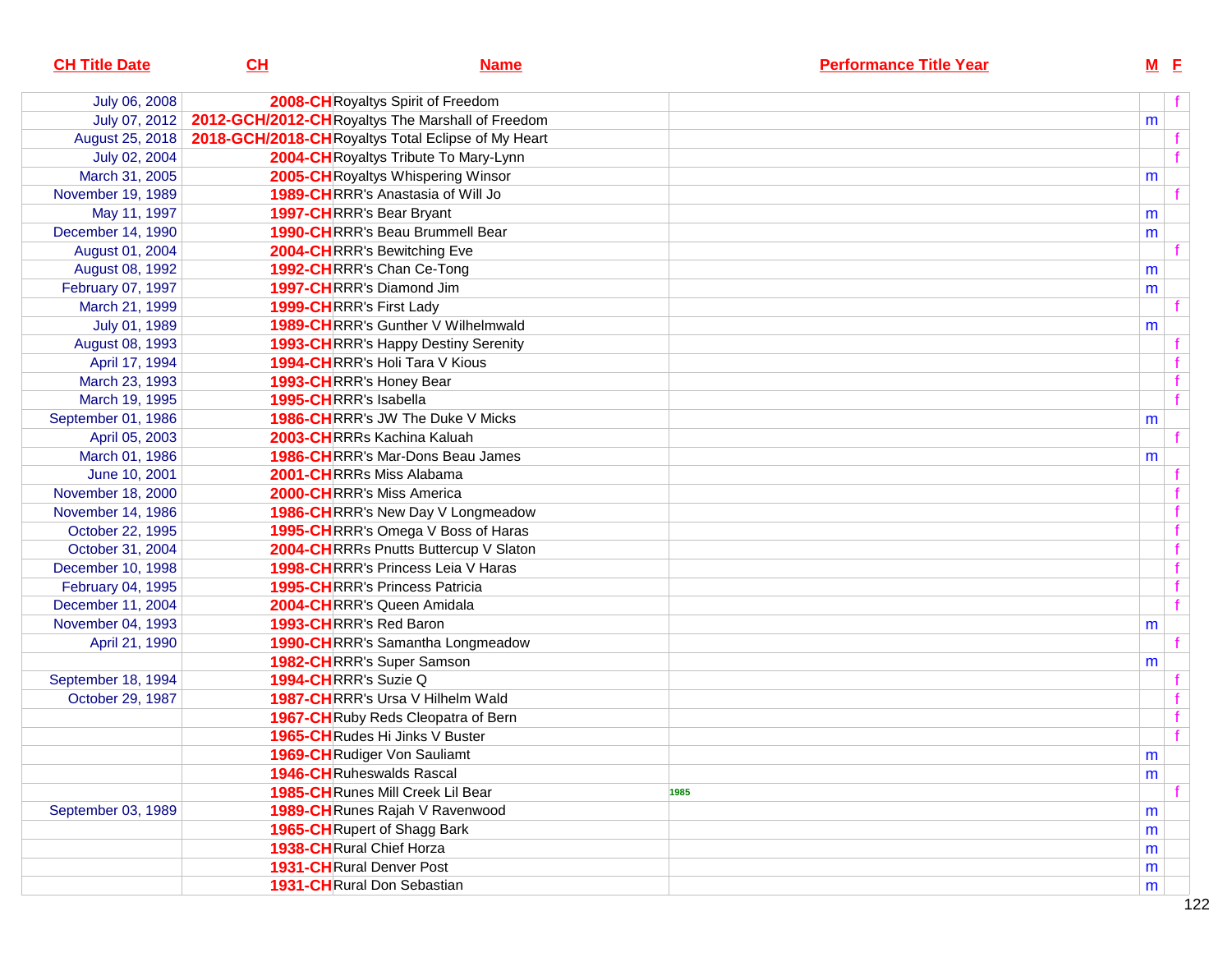| CH Title Date | CH | Name | Performance Title Year | M | F |
|---|---|---|---|---|---|
| July 06, 2008 | 2008-CH | Royaltys Spirit of Freedom | | | f |
| July 07, 2012 | 2012-GCH/2012-CH | Royaltys The Marshall of Freedom | | m | |
| August 25, 2018 | 2018-GCH/2018-CH | Royaltys Total Eclipse of My Heart | | | f |
| July 02, 2004 | 2004-CH | Royaltys Tribute To Mary-Lynn | | | f |
| March 31, 2005 | 2005-CH | Royaltys Whispering Winsor | | m | |
| November 19, 1989 | 1989-CH | RRR's Anastasia of Will Jo | | | f |
| May 11, 1997 | 1997-CH | RRR's Bear Bryant | | m | |
| December 14, 1990 | 1990-CH | RRR's Beau Brummell Bear | | m | |
| August 01, 2004 | 2004-CH | RRR's Bewitching Eve | | | f |
| August 08, 1992 | 1992-CH | RRR's Chan Ce-Tong | | m | |
| February 07, 1997 | 1997-CH | RRR's Diamond Jim | | m | |
| March 21, 1999 | 1999-CH | RRR's First Lady | | | f |
| July 01, 1989 | 1989-CH | RRR's Gunther V Wilhelmwald | | m | |
| August 08, 1993 | 1993-CH | RRR's Happy Destiny Serenity | | | f |
| April 17, 1994 | 1994-CH | RRR's Holi Tara V Kious | | | f |
| March 23, 1993 | 1993-CH | RRR's Honey Bear | | | f |
| March 19, 1995 | 1995-CH | RRR's Isabella | | | f |
| September 01, 1986 | 1986-CH | RRR's JW The Duke V Micks | | m | |
| April 05, 2003 | 2003-CH | RRRs Kachina Kaluah | | | f |
| March 01, 1986 | 1986-CH | RRR's Mar-Dons Beau James | | m | |
| June 10, 2001 | 2001-CH | RRRs Miss Alabama | | | f |
| November 18, 2000 | 2000-CH | RRR's Miss America | | | f |
| November 14, 1986 | 1986-CH | RRR's New Day V Longmeadow | | | f |
| October 22, 1995 | 1995-CH | RRR's Omega V Boss of Haras | | | f |
| October 31, 2004 | 2004-CH | RRRs Pnutts Buttercup V Slaton | | | f |
| December 10, 1998 | 1998-CH | RRR's Princess Leia V Haras | | | f |
| February 04, 1995 | 1995-CH | RRR's Princess Patricia | | | f |
| December 11, 2004 | 2004-CH | RRR's Queen Amidala | | | f |
| November 04, 1993 | 1993-CH | RRR's Red Baron | | m | |
| April 21, 1990 | 1990-CH | RRR's Samantha Longmeadow | | | f |
| | 1982-CH | RRR's Super Samson | | m | |
| September 18, 1994 | 1994-CH | RRR's Suzie Q | | | f |
| October 29, 1987 | 1987-CH | RRR's Ursa V Hilhelm Wald | | | f |
| | 1967-CH | Ruby Reds Cleopatra of Bern | | | f |
| | 1965-CH | Rudes Hi Jinks V Buster | | | f |
| | 1969-CH | Rudiger Von Sauliamt | | m | |
| | 1946-CH | Ruheswalds Rascal | | m | |
| | 1985-CH | Runes Mill Creek Lil Bear | 1985 | | f |
| September 03, 1989 | 1989-CH | Runes Rajah V Ravenwood | | m | |
| | 1965-CH | Rupert of Shagg Bark | | m | |
| | 1938-CH | Rural Chief Horza | | m | |
| | 1931-CH | Rural Denver Post | | m | |
| | 1931-CH | Rural Don Sebastian | | m | |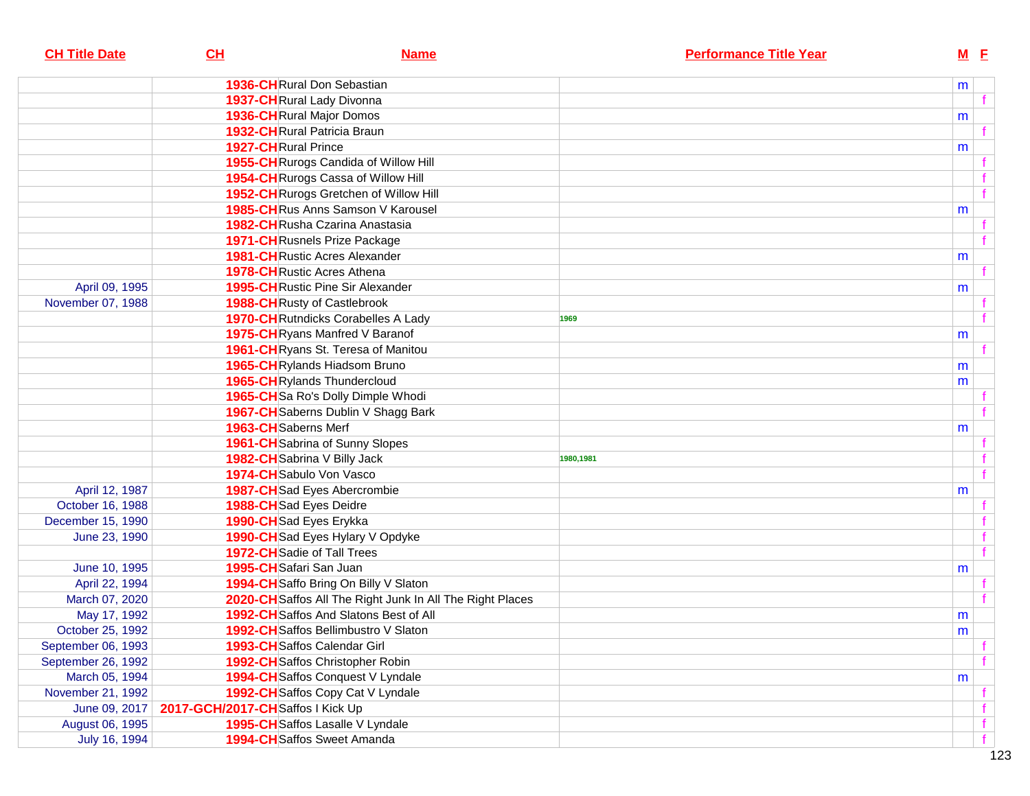| CH Title Date | CH | Name | Performance Title Year | M | F |
|---|---|---|---|---|---|
| | 1936-CH | Rural Don Sebastian | | m | |
| | 1937-CH | Rural Lady Divonna | | | f |
| | 1936-CH | Rural Major Domos | | m | |
| | 1932-CH | Rural Patricia Braun | | | f |
| | 1927-CH | Rural Prince | | m | |
| | 1955-CH | Rurogs Candida of Willow Hill | | | f |
| | 1954-CH | Rurogs Cassa of Willow Hill | | | f |
| | 1952-CH | Rurogs Gretchen of Willow Hill | | | f |
| | 1985-CH | Rus Anns Samson V Karousel | | m | |
| | 1982-CH | Rusha Czarina Anastasia | | | f |
| | 1971-CH | Rusnels Prize Package | | | f |
| | 1981-CH | Rustic Acres Alexander | | m | |
| | 1978-CH | Rustic Acres Athena | | | f |
| April 09, 1995 | 1995-CH | Rustic Pine Sir Alexander | | m | |
| November 07, 1988 | 1988-CH | Rusty of Castlebrook | | | f |
| | 1970-CH | Rutndicks Corabelles A Lady | 1969 | | f |
| | 1975-CH | Ryans Manfred V Baranof | | m | |
| | 1961-CH | Ryans St. Teresa of Manitou | | | f |
| | 1965-CH | Rylands Hiadsom Bruno | | m | |
| | 1965-CH | Rylands Thundercloud | | m | |
| | 1965-CH | Sa Ro's Dolly Dimple Whodi | | | f |
| | 1967-CH | Saberns Dublin V Shagg Bark | | | f |
| | 1963-CH | Saberns Merf | | m | |
| | 1961-CH | Sabrina of Sunny Slopes | | | f |
| | 1982-CH | Sabrina V Billy Jack | 1980,1981 | | f |
| | 1974-CH | Sabulo Von Vasco | | | f |
| April 12, 1987 | 1987-CH | Sad Eyes Abercrombie | | m | |
| October 16, 1988 | 1988-CH | Sad Eyes Deidre | | | f |
| December 15, 1990 | 1990-CH | Sad Eyes Erykka | | | f |
| June 23, 1990 | 1990-CH | Sad Eyes Hylary V Opdyke | | | f |
| | 1972-CH | Sadie of Tall Trees | | | f |
| June 10, 1995 | 1995-CH | Safari San Juan | | m | |
| April 22, 1994 | 1994-CH | Saffo Bring On Billy V Slaton | | | f |
| March 07, 2020 | 2020-CH | Saffos All The Right Junk In All The Right Places | | | f |
| May 17, 1992 | 1992-CH | Saffos And Slatons Best of All | | m | |
| October 25, 1992 | 1992-CH | Saffos Bellimbustro V Slaton | | m | |
| September 06, 1993 | 1993-CH | Saffos Calendar Girl | | | f |
| September 26, 1992 | 1992-CH | Saffos Christopher Robin | | | f |
| March 05, 1994 | 1994-CH | Saffos Conquest V Lyndale | | m | |
| November 21, 1992 | 1992-CH | Saffos Copy Cat V Lyndale | | | f |
| June 09, 2017 | 2017-GCH/2017-CH | Saffos I Kick Up | | | f |
| August 06, 1995 | 1995-CH | Saffos Lasalle V Lyndale | | | f |
| July 16, 1994 | 1994-CH | Saffos Sweet Amanda | | | f |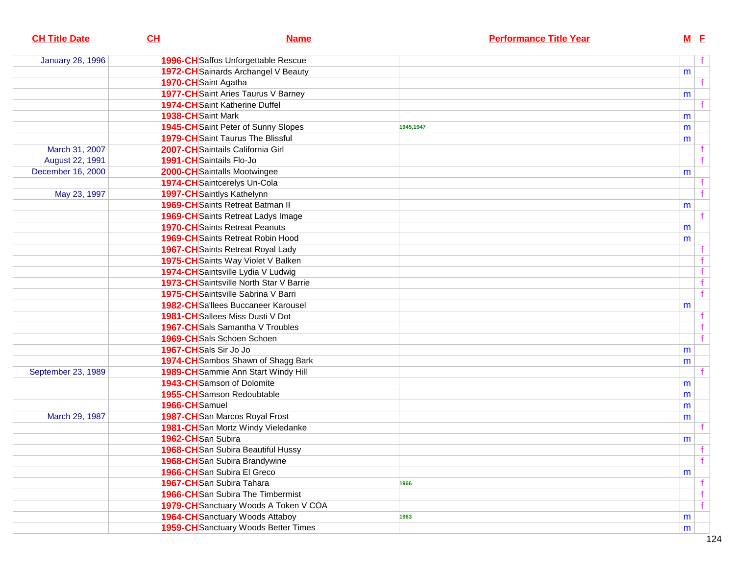| CH Title Date | CH | Name | Performance Title Year | M | F |
|---|---|---|---|---|---|
| January 28, 1996 | 1996-CH | Saffos Unforgettable Rescue | | | f |
| | 1972-CH | Sainards Archangel V Beauty | | m | |
| | 1970-CH | Saint Agatha | | | f |
| | 1977-CH | Saint Aries Taurus V Barney | | m | |
| | 1974-CH | Saint Katherine Duffel | | | f |
| | 1938-CH | Saint Mark | | m | |
| | 1945-CH | Saint Peter of Sunny Slopes | 1945,1947 | m | |
| | 1979-CH | Saint Taurus The Blissful | | m | |
| March 31, 2007 | 2007-CH | Saintails California Girl | | | f |
| August 22, 1991 | 1991-CH | Saintails Flo-Jo | | | f |
| December 16, 2000 | 2000-CH | Saintalls Mootwingee | | m | |
| | 1974-CH | Saintcerelys Un-Cola | | | f |
| May 23, 1997 | 1997-CH | Saintlys Kathelynn | | | f |
| | 1969-CH | Saints Retreat Batman II | | m | |
| | 1969-CH | Saints Retreat Ladys Image | | | f |
| | 1970-CH | Saints Retreat Peanuts | | m | |
| | 1969-CH | Saints Retreat Robin Hood | | m | |
| | 1967-CH | Saints Retreat Royal Lady | | | f |
| | 1975-CH | Saints Way Violet V Balken | | | f |
| | 1974-CH | Saintsville Lydia V Ludwig | | | f |
| | 1973-CH | Saintsville North Star V Barrie | | | f |
| | 1975-CH | Saintsville Sabrina V Barri | | | f |
| | 1982-CH | Sa'llees Buccaneer Karousel | | m | |
| | 1981-CH | Sallees Miss Dusti V Dot | | | f |
| | 1967-CH | Sals Samantha V Troubles | | | f |
| | 1969-CH | Sals Schoen Schoen | | | f |
| | 1967-CH | Sals Sir Jo Jo | | m | |
| | 1974-CH | Sambos Shawn of Shagg Bark | | m | |
| September 23, 1989 | 1989-CH | Sammie Ann Start Windy Hill | | | f |
| | 1943-CH | Samson of Dolomite | | m | |
| | 1955-CH | Samson Redoubtable | | m | |
| | 1966-CH | Samuel | | m | |
| March 29, 1987 | 1987-CH | San Marcos Royal Frost | | m | |
| | 1981-CH | San Mortz Windy Vieledanke | | | f |
| | 1962-CH | San Subira | | m | |
| | 1968-CH | San Subira Beautiful Hussy | | | f |
| | 1968-CH | San Subira Brandywine | | | f |
| | 1966-CH | San Subira El Greco | | m | |
| | 1967-CH | San Subira Tahara | 1966 | | f |
| | 1966-CH | San Subira The Timbermist | | | f |
| | 1979-CH | Sanctuary Woods A Token V COA | | | f |
| | 1964-CH | Sanctuary Woods Attaboy | 1963 | m | |
| | 1959-CH | Sanctuary Woods Better Times | | m | |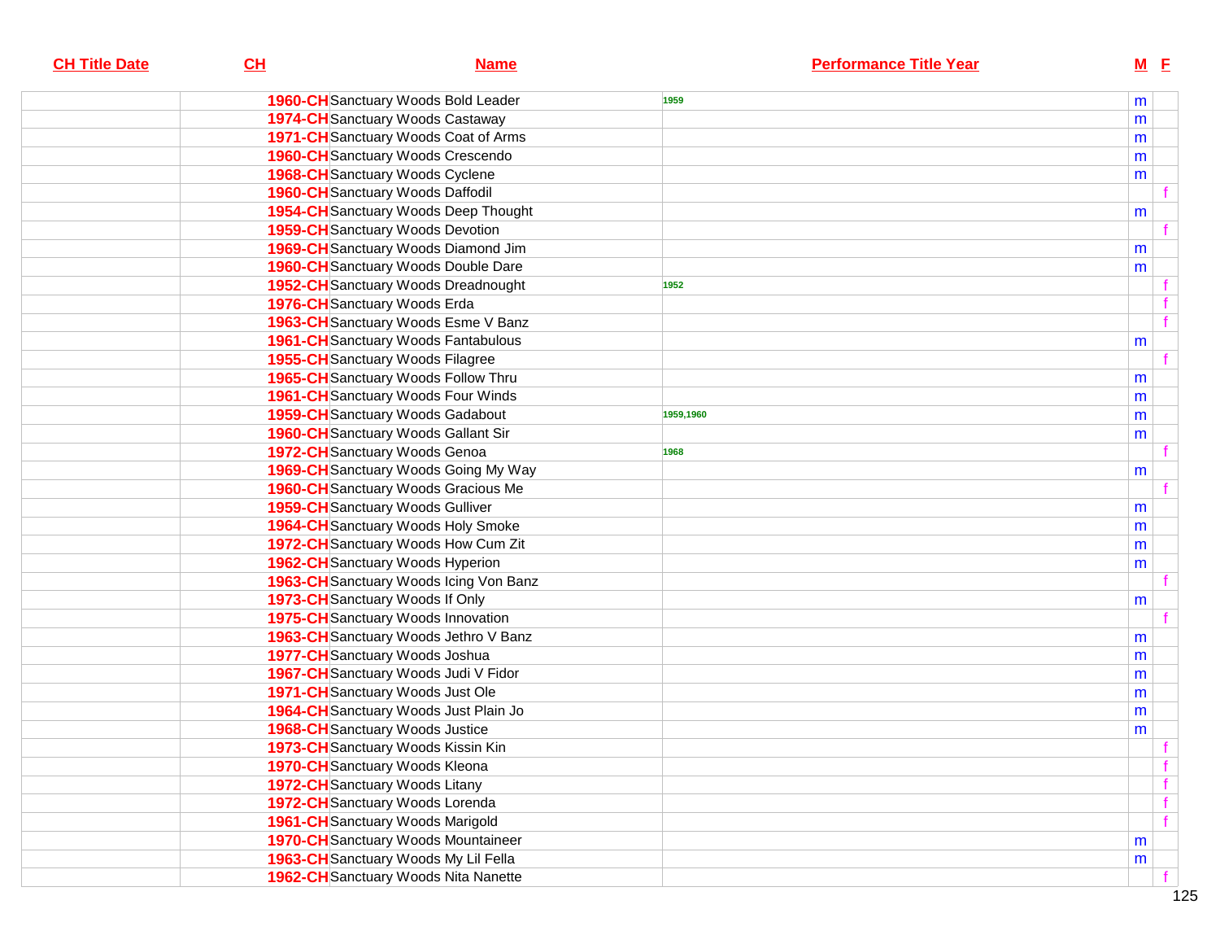| CH Title Date | CH | Name | Performance Title Year | M | F |
|---|---|---|---|---|---|
| | | 1960-CH Sanctuary Woods Bold Leader | 1959 | m | |
| | | 1974-CH Sanctuary Woods Castaway | | m | |
| | | 1971-CH Sanctuary Woods Coat of Arms | | m | |
| | | 1960-CH Sanctuary Woods Crescendo | | m | |
| | | 1968-CH Sanctuary Woods Cyclene | | m | |
| | | 1960-CH Sanctuary Woods Daffodil | | | f |
| | | 1954-CH Sanctuary Woods Deep Thought | | m | |
| | | 1959-CH Sanctuary Woods Devotion | | | f |
| | | 1969-CH Sanctuary Woods Diamond Jim | | m | |
| | | 1960-CH Sanctuary Woods Double Dare | | m | |
| | | 1952-CH Sanctuary Woods Dreadnought | 1952 | | f |
| | | 1976-CH Sanctuary Woods Erda | | | f |
| | | 1963-CH Sanctuary Woods Esme V Banz | | | f |
| | | 1961-CH Sanctuary Woods Fantabulous | | m | |
| | | 1955-CH Sanctuary Woods Filagree | | | f |
| | | 1965-CH Sanctuary Woods Follow Thru | | m | |
| | | 1961-CH Sanctuary Woods Four Winds | | m | |
| | | 1959-CH Sanctuary Woods Gadabout | 1959,1960 | m | |
| | | 1960-CH Sanctuary Woods Gallant Sir | | m | |
| | | 1972-CH Sanctuary Woods Genoa | 1968 | | f |
| | | 1969-CH Sanctuary Woods Going My Way | | m | |
| | | 1960-CH Sanctuary Woods Gracious Me | | | f |
| | | 1959-CH Sanctuary Woods Gulliver | | m | |
| | | 1964-CH Sanctuary Woods Holy Smoke | | m | |
| | | 1972-CH Sanctuary Woods How Cum Zit | | m | |
| | | 1962-CH Sanctuary Woods Hyperion | | m | |
| | | 1963-CH Sanctuary Woods Icing Von Banz | | | f |
| | | 1973-CH Sanctuary Woods If Only | | m | |
| | | 1975-CH Sanctuary Woods Innovation | | | f |
| | | 1963-CH Sanctuary Woods Jethro V Banz | | m | |
| | | 1977-CH Sanctuary Woods Joshua | | m | |
| | | 1967-CH Sanctuary Woods Judi V Fidor | | m | |
| | | 1971-CH Sanctuary Woods Just Ole | | m | |
| | | 1964-CH Sanctuary Woods Just Plain Jo | | m | |
| | | 1968-CH Sanctuary Woods Justice | | m | |
| | | 1973-CH Sanctuary Woods Kissin Kin | | | f |
| | | 1970-CH Sanctuary Woods Kleona | | | f |
| | | 1972-CH Sanctuary Woods Litany | | | f |
| | | 1972-CH Sanctuary Woods Lorenda | | | f |
| | | 1961-CH Sanctuary Woods Marigold | | | f |
| | | 1970-CH Sanctuary Woods Mountaineer | | m | |
| | | 1963-CH Sanctuary Woods My Lil Fella | | m | |
| | | 1962-CH Sanctuary Woods Nita Nanette | | | f |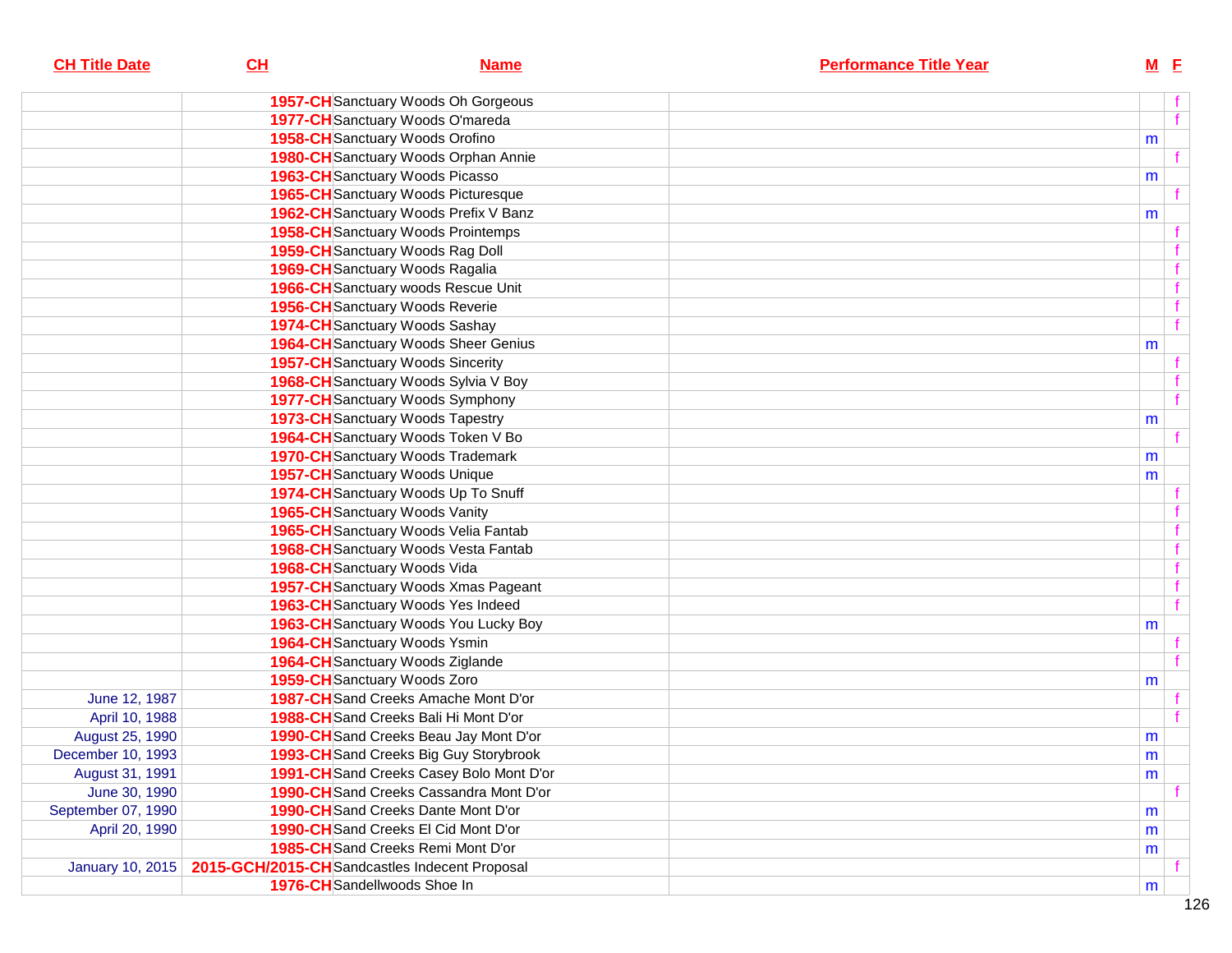| CH Title Date | CH | Name | Performance Title Year | M | F |
|---|---|---|---|---|---|
| | 1957-CH | Sanctuary Woods Oh Gorgeous | | | f |
| | 1977-CH | Sanctuary Woods O'mareda | | | f |
| | 1958-CH | Sanctuary Woods Orofino | | m | |
| | 1980-CH | Sanctuary Woods Orphan Annie | | | f |
| | 1963-CH | Sanctuary Woods Picasso | | m | |
| | 1965-CH | Sanctuary Woods Picturesque | | | f |
| | 1962-CH | Sanctuary Woods Prefix V Banz | | m | |
| | 1958-CH | Sanctuary Woods Prointemps | | | f |
| | 1959-CH | Sanctuary Woods Rag Doll | | | f |
| | 1969-CH | Sanctuary Woods Ragalia | | | f |
| | 1966-CH | Sanctuary woods Rescue Unit | | | f |
| | 1956-CH | Sanctuary Woods Reverie | | | f |
| | 1974-CH | Sanctuary Woods Sashay | | | f |
| | 1964-CH | Sanctuary Woods Sheer Genius | | m | |
| | 1957-CH | Sanctuary Woods Sincerity | | | f |
| | 1968-CH | Sanctuary Woods Sylvia V Boy | | | f |
| | 1977-CH | Sanctuary Woods Symphony | | | f |
| | 1973-CH | Sanctuary Woods Tapestry | | m | |
| | 1964-CH | Sanctuary Woods Token V Bo | | | f |
| | 1970-CH | Sanctuary Woods Trademark | | m | |
| | 1957-CH | Sanctuary Woods Unique | | m | |
| | 1974-CH | Sanctuary Woods Up To Snuff | | | f |
| | 1965-CH | Sanctuary Woods Vanity | | | f |
| | 1965-CH | Sanctuary Woods Velia Fantab | | | f |
| | 1968-CH | Sanctuary Woods Vesta Fantab | | | f |
| | 1968-CH | Sanctuary Woods Vida | | | f |
| | 1957-CH | Sanctuary Woods Xmas Pageant | | | f |
| | 1963-CH | Sanctuary Woods Yes Indeed | | | f |
| | 1963-CH | Sanctuary Woods You Lucky Boy | | m | |
| | 1964-CH | Sanctuary Woods Ysmin | | | f |
| | 1964-CH | Sanctuary Woods Ziglande | | | f |
| | 1959-CH | Sanctuary Woods Zoro | | m | |
| June 12, 1987 | 1987-CH | Sand Creeks Amache Mont D'or | | | f |
| April 10, 1988 | 1988-CH | Sand Creeks Bali Hi Mont D'or | | | f |
| August 25, 1990 | 1990-CH | Sand Creeks Beau Jay Mont D'or | | m | |
| December 10, 1993 | 1993-CH | Sand Creeks Big Guy Storybrook | | m | |
| August 31, 1991 | 1991-CH | Sand Creeks Casey Bolo Mont D'or | | m | |
| June 30, 1990 | 1990-CH | Sand Creeks Cassandra Mont D'or | | | f |
| September 07, 1990 | 1990-CH | Sand Creeks Dante Mont D'or | | m | |
| April 20, 1990 | 1990-CH | Sand Creeks El Cid Mont D'or | | m | |
| | 1985-CH | Sand Creeks Remi Mont D'or | | m | |
| January 10, 2015 | 2015-GCH/2015-CH | Sandcastles Indecent Proposal | | | f |
| | 1976-CH | Sandellwoods Shoe In | | m | |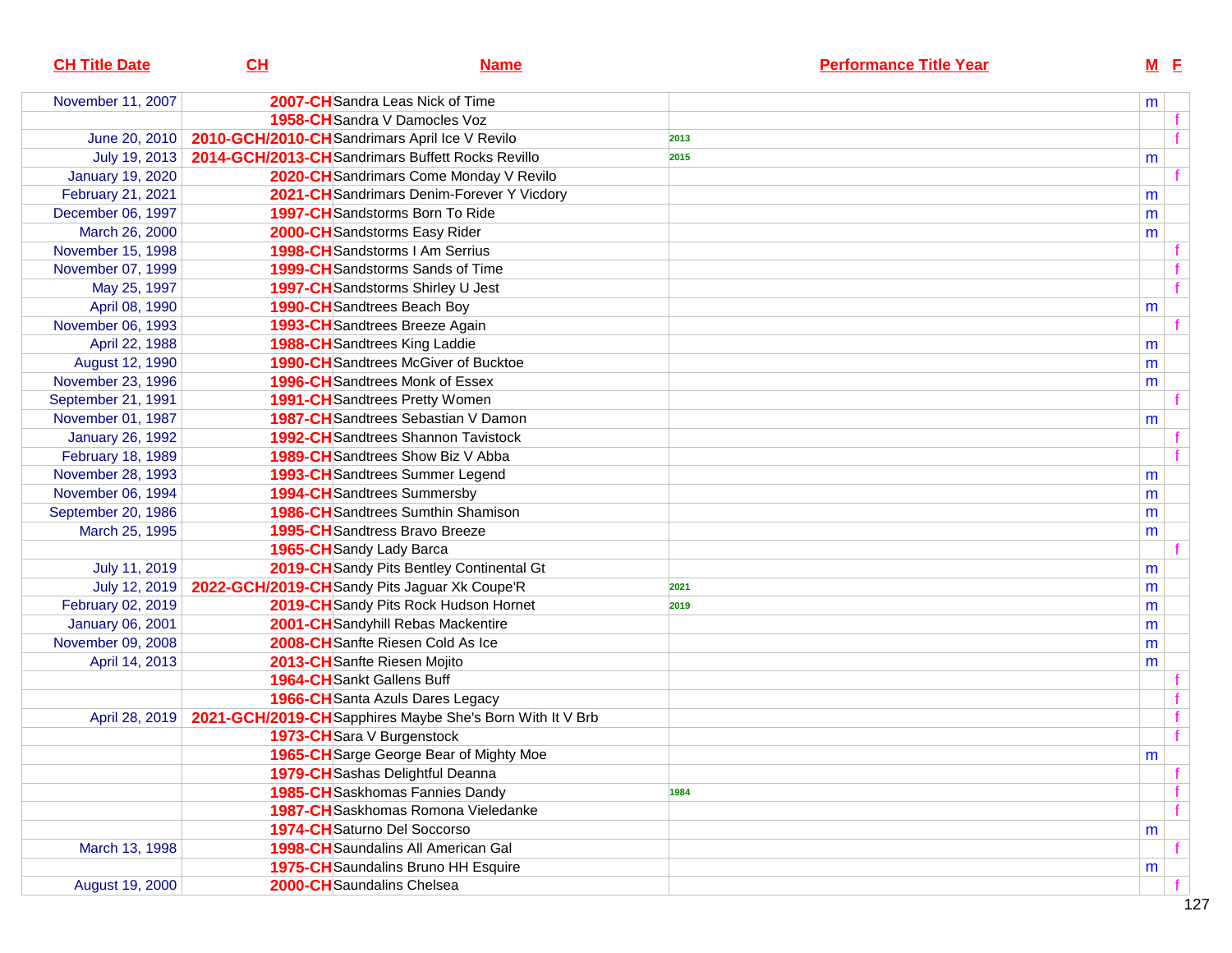| CH Title Date | CH | Name | Performance Title Year | M | F |
|---|---|---|---|---|---|
| November 11, 2007 | 2007-CH | Sandra Leas Nick of Time | | m | |
| | 1958-CH | Sandra V Damocles Voz | | | f |
| June 20, 2010 | 2010-GCH/2010-CH | Sandrimars April Ice V Revilo | 2013 | | f |
| July 19, 2013 | 2014-GCH/2013-CH | Sandrimars Buffett Rocks Revillo | 2015 | m | |
| January 19, 2020 | 2020-CH | Sandrimars Come Monday V Revilo | | | f |
| February 21, 2021 | 2021-CH | Sandrimars Denim-Forever Y Vicdory | | m | |
| December 06, 1997 | 1997-CH | Sandstorms Born To Ride | | m | |
| March 26, 2000 | 2000-CH | Sandstorms Easy Rider | | m | |
| November 15, 1998 | 1998-CH | Sandstorms I Am Serrius | | | f |
| November 07, 1999 | 1999-CH | Sandstorms Sands of Time | | | f |
| May 25, 1997 | 1997-CH | Sandstorms Shirley U Jest | | | f |
| April 08, 1990 | 1990-CH | Sandtrees Beach Boy | | m | |
| November 06, 1993 | 1993-CH | Sandtrees Breeze Again | | | f |
| April 22, 1988 | 1988-CH | Sandtrees King Laddie | | m | |
| August 12, 1990 | 1990-CH | Sandtrees McGiver of Bucktoe | | m | |
| November 23, 1996 | 1996-CH | Sandtrees Monk of Essex | | m | |
| September 21, 1991 | 1991-CH | Sandtrees Pretty Women | | | f |
| November 01, 1987 | 1987-CH | Sandtrees Sebastian V Damon | | m | |
| January 26, 1992 | 1992-CH | Sandtrees Shannon Tavistock | | | f |
| February 18, 1989 | 1989-CH | Sandtrees Show Biz V Abba | | | f |
| November 28, 1993 | 1993-CH | Sandtrees Summer Legend | | m | |
| November 06, 1994 | 1994-CH | Sandtrees Summersby | | m | |
| September 20, 1986 | 1986-CH | Sandtrees Sumthin Shamison | | m | |
| March 25, 1995 | 1995-CH | Sandtress Bravo Breeze | | m | |
| | 1965-CH | Sandy Lady Barca | | | f |
| July 11, 2019 | 2019-CH | Sandy Pits Bentley Continental Gt | | m | |
| July 12, 2019 | 2022-GCH/2019-CH | Sandy Pits Jaguar Xk Coupe'R | 2021 | m | |
| February 02, 2019 | 2019-CH | Sandy Pits Rock Hudson Hornet | 2019 | m | |
| January 06, 2001 | 2001-CH | Sandyhill Rebas Mackentire | | m | |
| November 09, 2008 | 2008-CH | Sanfte Riesen Cold As Ice | | m | |
| April 14, 2013 | 2013-CH | Sanfte Riesen Mojito | | m | |
| | 1964-CH | Sankt Gallens Buff | | | f |
| | 1966-CH | Santa Azuls Dares Legacy | | | f |
| April 28, 2019 | 2021-GCH/2019-CH | Sapphires Maybe She's Born With It V Brb | | | f |
| | 1973-CH | Sara V Burgenstock | | | f |
| | 1965-CH | Sarge George Bear of Mighty Moe | | m | |
| | 1979-CH | Sashas Delightful Deanna | | | f |
| | 1985-CH | Saskhomas Fannies Dandy | 1984 | | f |
| | 1987-CH | Saskhomas Romona Vieledanke | | | f |
| | 1974-CH | Saturno Del Soccorso | | m | |
| March 13, 1998 | 1998-CH | Saundalins All American Gal | | | f |
| | 1975-CH | Saundalins Bruno HH Esquire | | m | |
| August 19, 2000 | 2000-CH | Saundalins Chelsea | | | f |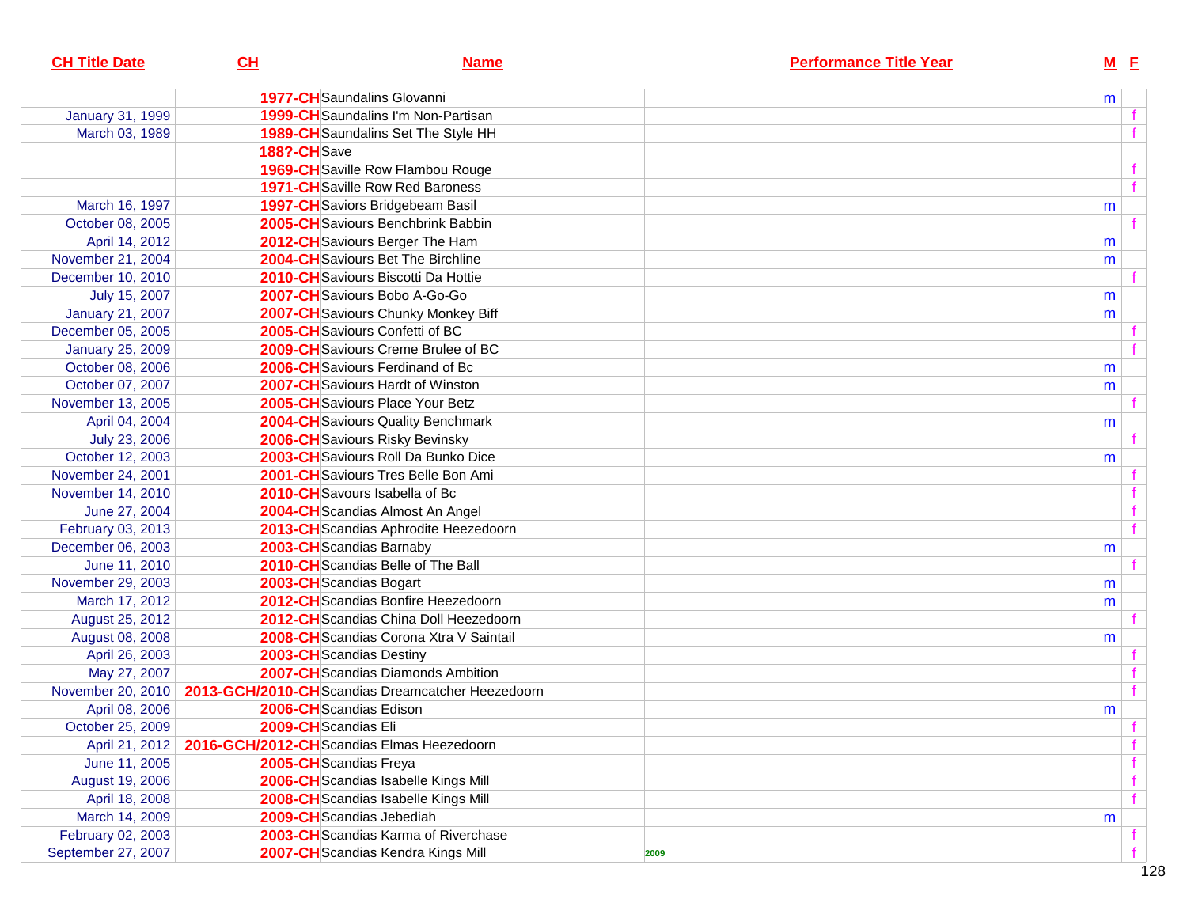| CH Title Date | CH | Name | Performance Title Year | M | F |
|---|---|---|---|---|---|
| | 1977-CH | Saundalins Glovanni | | m | |
| January 31, 1999 | 1999-CH | Saundalins I'm Non-Partisan | | | f |
| March 03, 1989 | 1989-CH | Saundalins Set The Style HH | | | f |
| | 188?-CH | Save | | | |
| | 1969-CH | Saville Row Flambou Rouge | | | f |
| | 1971-CH | Saville Row Red Baroness | | | f |
| March 16, 1997 | 1997-CH | Saviors Bridgebeam Basil | | m | |
| October 08, 2005 | 2005-CH | Saviours Benchbrink Babbin | | | f |
| April 14, 2012 | 2012-CH | Saviours Berger The Ham | | m | |
| November 21, 2004 | 2004-CH | Saviours Bet The Birchline | | m | |
| December 10, 2010 | 2010-CH | Saviours Biscotti Da Hottie | | | f |
| July 15, 2007 | 2007-CH | Saviours Bobo A-Go-Go | | m | |
| January 21, 2007 | 2007-CH | Saviours Chunky Monkey Biff | | m | |
| December 05, 2005 | 2005-CH | Saviours Confetti of BC | | | f |
| January 25, 2009 | 2009-CH | Saviours Creme Brulee of BC | | | f |
| October 08, 2006 | 2006-CH | Saviours Ferdinand of Bc | | m | |
| October 07, 2007 | 2007-CH | Saviours Hardt of Winston | | m | |
| November 13, 2005 | 2005-CH | Saviours Place Your Betz | | | f |
| April 04, 2004 | 2004-CH | Saviours Quality Benchmark | | m | |
| July 23, 2006 | 2006-CH | Saviours Risky Bevinsky | | | f |
| October 12, 2003 | 2003-CH | Saviours Roll Da Bunko Dice | | m | |
| November 24, 2001 | 2001-CH | Saviours Tres Belle Bon Ami | | | f |
| November 14, 2010 | 2010-CH | Savours Isabella of Bc | | | f |
| June 27, 2004 | 2004-CH | Scandias Almost An Angel | | | f |
| February 03, 2013 | 2013-CH | Scandias Aphrodite Heezedoorn | | | f |
| December 06, 2003 | 2003-CH | Scandias Barnaby | | m | |
| June 11, 2010 | 2010-CH | Scandias Belle of The Ball | | | f |
| November 29, 2003 | 2003-CH | Scandias Bogart | | m | |
| March 17, 2012 | 2012-CH | Scandias Bonfire Heezedoorn | | m | |
| August 25, 2012 | 2012-CH | Scandias China Doll Heezedoorn | | | f |
| August 08, 2008 | 2008-CH | Scandias Corona Xtra V Saintail | | m | |
| April 26, 2003 | 2003-CH | Scandias Destiny | | | f |
| May 27, 2007 | 2007-CH | Scandias Diamonds Ambition | | | f |
| November 20, 2010 | 2013-GCH/2010-CH | Scandias Dreamcatcher Heezedoorn | | | f |
| April 08, 2006 | 2006-CH | Scandias Edison | | m | |
| October 25, 2009 | 2009-CH | Scandias Eli | | | f |
| April 21, 2012 | 2016-GCH/2012-CH | Scandias Elmas Heezedoorn | | | f |
| June 11, 2005 | 2005-CH | Scandias Freya | | | f |
| August 19, 2006 | 2006-CH | Scandias Isabelle Kings Mill | | | f |
| April 18, 2008 | 2008-CH | Scandias Isabelle Kings Mill | | | f |
| March 14, 2009 | 2009-CH | Scandias Jebediah | | m | |
| February 02, 2003 | 2003-CH | Scandias Karma of Riverchase | | | f |
| September 27, 2007 | 2007-CH | Scandias Kendra Kings Mill | 2009 | | f |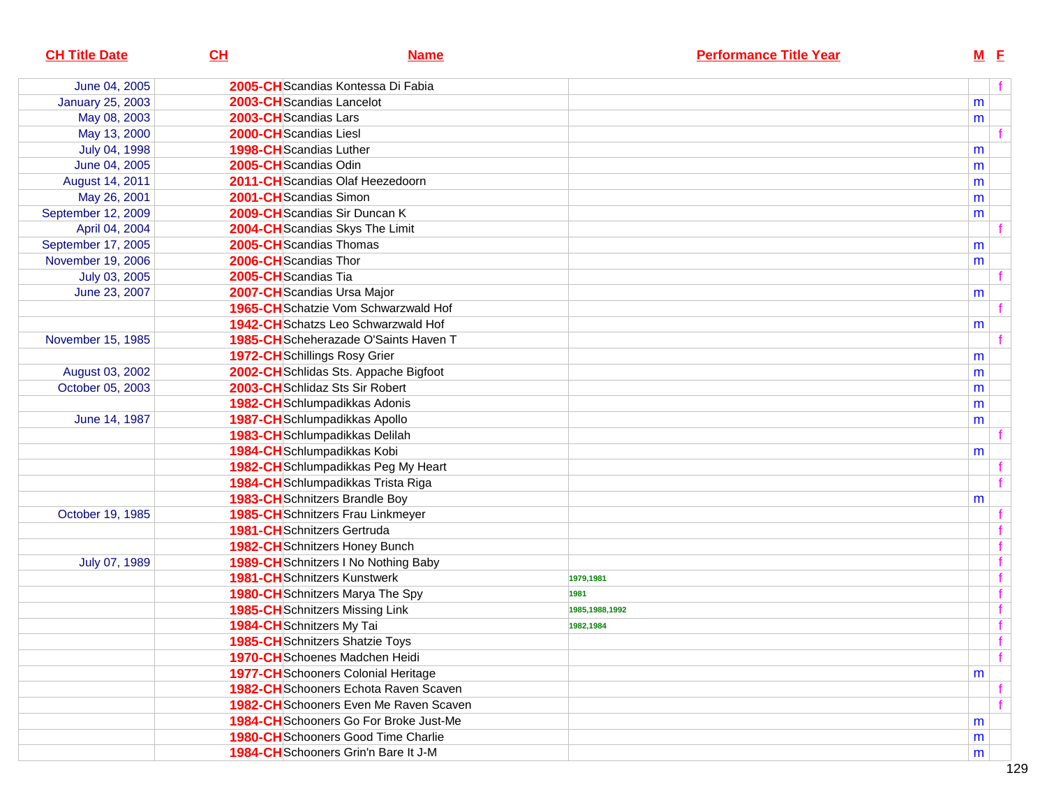| CH Title Date | CH | Name | Performance Title Year | M | F |
|---|---|---|---|---|---|
| June 04, 2005 | 2005-CH | Scandias Kontessa Di Fabia | | | f |
| January 25, 2003 | 2003-CH | Scandias Lancelot | | m | |
| May 08, 2003 | 2003-CH | Scandias Lars | | m | |
| May 13, 2000 | 2000-CH | Scandias Liesl | | | f |
| July 04, 1998 | 1998-CH | Scandias Luther | | m | |
| June 04, 2005 | 2005-CH | Scandias Odin | | m | |
| August 14, 2011 | 2011-CH | Scandias Olaf Heezedoorn | | m | |
| May 26, 2001 | 2001-CH | Scandias Simon | | m | |
| September 12, 2009 | 2009-CH | Scandias Sir Duncan K | | m | |
| April 04, 2004 | 2004-CH | Scandias Skys The Limit | | | f |
| September 17, 2005 | 2005-CH | Scandias Thomas | | m | |
| November 19, 2006 | 2006-CH | Scandias Thor | | m | |
| July 03, 2005 | 2005-CH | Scandias Tia | | | f |
| June 23, 2007 | 2007-CH | Scandias Ursa Major | | m | |
| | 1965-CH | Schatzie Vom Schwarzwald Hof | | | f |
| | 1942-CH | Schatzs Leo Schwarzwald Hof | | m | |
| November 15, 1985 | 1985-CH | Scheherazade O'Saints Haven T | | | f |
| | 1972-CH | Schillings Rosy Grier | | m | |
| August 03, 2002 | 2002-CH | Schlidas Sts. Appache Bigfoot | | m | |
| October 05, 2003 | 2003-CH | Schlidaz Sts Sir Robert | | m | |
| | 1982-CH | Schlumpadikkas Adonis | | m | |
| June 14, 1987 | 1987-CH | Schlumpadikkas Apollo | | m | |
| | 1983-CH | Schlumpadikkas Delilah | | | f |
| | 1984-CH | Schlumpadikkas Kobi | | m | |
| | 1982-CH | Schlumpadikkas Peg My Heart | | | f |
| | 1984-CH | Schlumpadikkas Trista Riga | | | f |
| | 1983-CH | Schnitzers Brandle Boy | | m | |
| October 19, 1985 | 1985-CH | Schnitzers Frau Linkmeyer | | | f |
| | 1981-CH | Schnitzers Gertruda | | | f |
| | 1982-CH | Schnitzers Honey Bunch | | | f |
| July 07, 1989 | 1989-CH | Schnitzers I No Nothing Baby | | | f |
| | 1981-CH | Schnitzers Kunstwerk | 1979,1981 | | f |
| | 1980-CH | Schnitzers Marya The Spy | 1981 | | f |
| | 1985-CH | Schnitzers Missing Link | 1985,1988,1992 | | f |
| | 1984-CH | Schnitzers My Tai | 1982,1984 | | f |
| | 1985-CH | Schnitzers Shatzie Toys | | | f |
| | 1970-CH | Schoenes Madchen Heidi | | | f |
| | 1977-CH | Schooners Colonial Heritage | | m | |
| | 1982-CH | Schooners Echota Raven Scaven | | | f |
| | 1982-CH | Schooners Even Me Raven Scaven | | | f |
| | 1984-CH | Schooners Go For Broke Just-Me | | m | |
| | 1980-CH | Schooners Good Time Charlie | | m | |
| | 1984-CH | Schooners Grin'n Bare It J-M | | m | |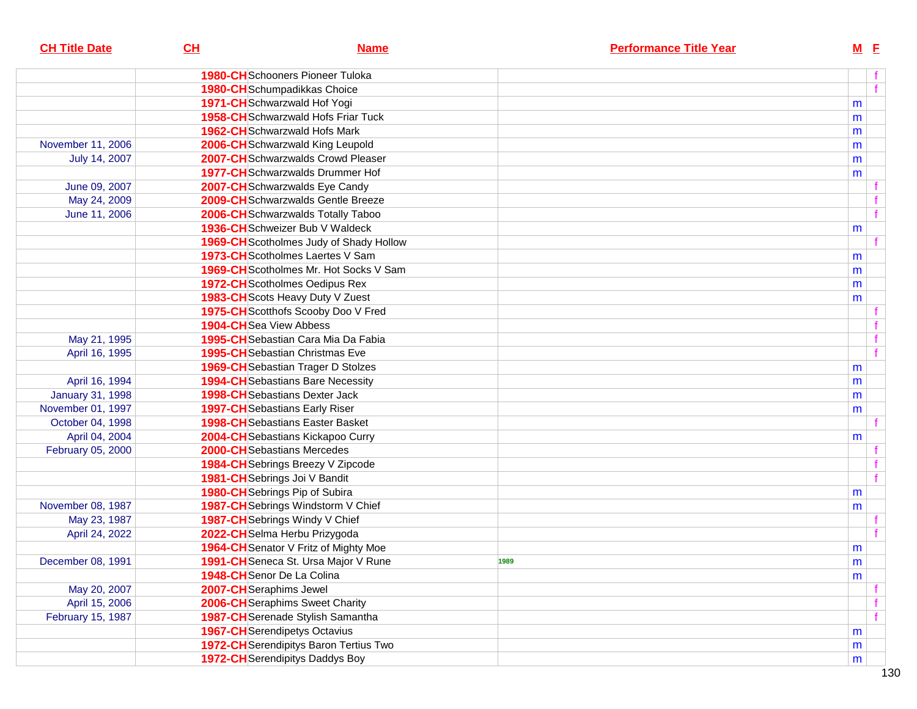| CH Title Date | CH | Name | Performance Title Year | M | F |
|---|---|---|---|---|---|
| | 1980-CH | Schooners Pioneer Tuloka | | | f |
| | 1980-CH | Schumpadikkas Choice | | | f |
| | 1971-CH | Schwarzwald Hof Yogi | | m | |
| | 1958-CH | Schwarzwald Hofs Friar Tuck | | m | |
| | 1962-CH | Schwarzwald Hofs Mark | | m | |
| November 11, 2006 | 2006-CH | Schwarzwald King Leupold | | m | |
| July 14, 2007 | 2007-CH | Schwarzwalds Crowd Pleaser | | m | |
| | 1977-CH | Schwarzwalds Drummer Hof | | m | |
| June 09, 2007 | 2007-CH | Schwarzwalds Eye Candy | | | f |
| May 24, 2009 | 2009-CH | Schwarzwalds Gentle Breeze | | | f |
| June 11, 2006 | 2006-CH | Schwarzwalds Totally Taboo | | | f |
| | 1936-CH | Schweizer Bub V Waldeck | | m | |
| | 1969-CH | Scotholmes Judy of Shady Hollow | | | f |
| | 1973-CH | Scotholmes Laertes V Sam | | m | |
| | 1969-CH | Scotholmes Mr. Hot Socks V Sam | | m | |
| | 1972-CH | Scotholmes Oedipus Rex | | m | |
| | 1983-CH | Scots Heavy Duty V Zuest | | m | |
| | 1975-CH | Scotthofs Scooby Doo V Fred | | | f |
| | 1904-CH | Sea View Abbess | | | f |
| May 21, 1995 | 1995-CH | Sebastian Cara Mia Da Fabia | | | f |
| April 16, 1995 | 1995-CH | Sebastian Christmas Eve | | | f |
| | 1969-CH | Sebastian Trager D Stolzes | | m | |
| April 16, 1994 | 1994-CH | Sebastians Bare Necessity | | m | |
| January 31, 1998 | 1998-CH | Sebastians Dexter Jack | | m | |
| November 01, 1997 | 1997-CH | Sebastians Early Riser | | m | |
| October 04, 1998 | 1998-CH | Sebastians Easter Basket | | | f |
| April 04, 2004 | 2004-CH | Sebastians Kickapoo Curry | | m | |
| February 05, 2000 | 2000-CH | Sebastians Mercedes | | | f |
| | 1984-CH | Sebrings Breezy V Zipcode | | | f |
| | 1981-CH | Sebrings Joi V Bandit | | | f |
| | 1980-CH | Sebrings Pip of Subira | | m | |
| November 08, 1987 | 1987-CH | Sebrings Windstorm V Chief | | m | |
| May 23, 1987 | 1987-CH | Sebrings Windy V Chief | | | f |
| April 24, 2022 | 2022-CH | Selma Herbu Przygoda | | | f |
| | 1964-CH | Senator V Fritz of Mighty Moe | | m | |
| December 08, 1991 | 1991-CH | Seneca St. Ursa Major V Rune | 1989 | m | |
| | 1948-CH | Senor De La Colina | | m | |
| May 20, 2007 | 2007-CH | Seraphims Jewel | | | f |
| April 15, 2006 | 2006-CH | Seraphims Sweet Charity | | | f |
| February 15, 1987 | 1987-CH | Serenade Stylish Samantha | | | f |
| | 1967-CH | Serendipetys Octavius | | m | |
| | 1972-CH | Serendipitys Baron Tertius Two | | m | |
| | 1972-CH | Serendipitys Daddys Boy | | m | |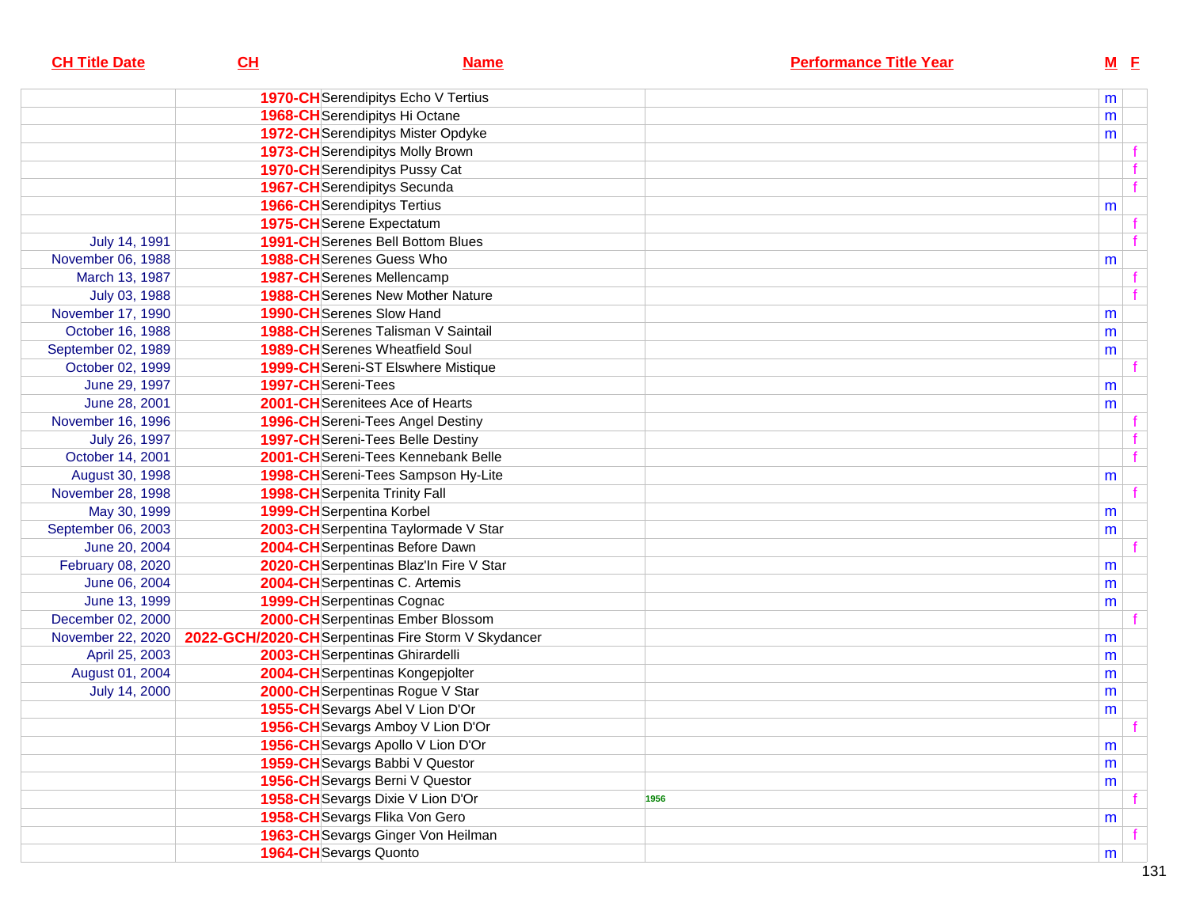| CH Title Date | CH | Name | Performance Title Year | M | F |
|---|---|---|---|---|---|
| | 1970-CH | Serendipitys Echo V Tertius | | m | |
| | 1968-CH | Serendipitys Hi Octane | | m | |
| | 1972-CH | Serendipitys Mister Opdyke | | m | |
| | 1973-CH | Serendipitys Molly Brown | | | f |
| | 1970-CH | Serendipitys Pussy Cat | | | f |
| | 1967-CH | Serendipitys Secunda | | | f |
| | 1966-CH | Serendipitys Tertius | | m | |
| | 1975-CH | Serene Expectatum | | | f |
| July 14, 1991 | 1991-CH | Serenes Bell Bottom Blues | | | f |
| November 06, 1988 | 1988-CH | Serenes Guess Who | | m | |
| March 13, 1987 | 1987-CH | Serenes Mellencamp | | | f |
| July 03, 1988 | 1988-CH | Serenes New Mother Nature | | | f |
| November 17, 1990 | 1990-CH | Serenes Slow Hand | | m | |
| October 16, 1988 | 1988-CH | Serenes Talisman V Saintail | | m | |
| September 02, 1989 | 1989-CH | Serenes Wheatfield Soul | | m | |
| October 02, 1999 | 1999-CH | Sereni-ST Elswhere Mistique | | | f |
| June 29, 1997 | 1997-CH | Sereni-Tees | | m | |
| June 28, 2001 | 2001-CH | Serenitees Ace of Hearts | | m | |
| November 16, 1996 | 1996-CH | Sereni-Tees Angel Destiny | | | f |
| July 26, 1997 | 1997-CH | Sereni-Tees Belle Destiny | | | f |
| October 14, 2001 | 2001-CH | Sereni-Tees Kennebank Belle | | | f |
| August 30, 1998 | 1998-CH | Sereni-Tees Sampson Hy-Lite | | m | |
| November 28, 1998 | 1998-CH | Serpenita Trinity Fall | | | f |
| May 30, 1999 | 1999-CH | Serpentina Korbel | | m | |
| September 06, 2003 | 2003-CH | Serpentina Taylormade V Star | | m | |
| June 20, 2004 | 2004-CH | Serpentinas Before Dawn | | | f |
| February 08, 2020 | 2020-CH | Serpentinas Blaz'In Fire V Star | | m | |
| June 06, 2004 | 2004-CH | Serpentinas C. Artemis | | m | |
| June 13, 1999 | 1999-CH | Serpentinas Cognac | | m | |
| December 02, 2000 | 2000-CH | Serpentinas Ember Blossom | | | f |
| November 22, 2020 | 2022-GCH/2020-CH | Serpentinas Fire Storm V Skydancer | | m | |
| April 25, 2003 | 2003-CH | Serpentinas Ghirardelli | | m | |
| August 01, 2004 | 2004-CH | Serpentinas Kongepjolter | | m | |
| July 14, 2000 | 2000-CH | Serpentinas Rogue V Star | | m | |
| | 1955-CH | Sevargs Abel V Lion D'Or | | m | |
| | 1956-CH | Sevargs Amboy V Lion D'Or | | | f |
| | 1956-CH | Sevargs Apollo V Lion D'Or | | m | |
| | 1959-CH | Sevargs Babbi V Questor | | m | |
| | 1956-CH | Sevargs Berni V Questor | | m | |
| | 1958-CH | Sevargs Dixie V Lion D'Or | 1956 | | f |
| | 1958-CH | Sevargs Flika Von Gero | | m | |
| | 1963-CH | Sevargs Ginger Von Heilman | | | f |
| | 1964-CH | Sevargs Quonto | | m | |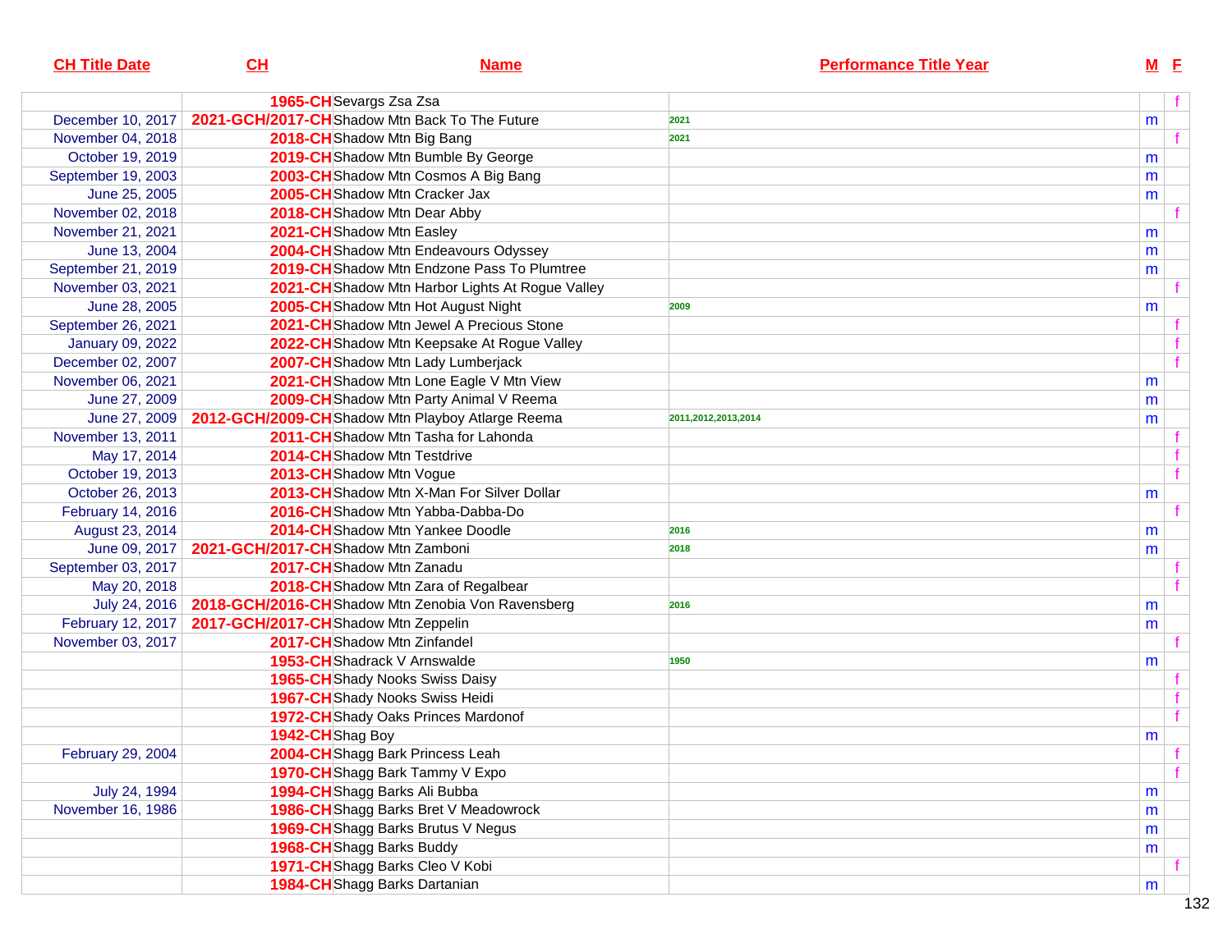| CH Title Date | CH | Name | Performance Title Year | M | F |
|---|---|---|---|---|---|
| | 1965-CH | Sevargs Zsa Zsa | | | f |
| December 10, 2017 | 2021-GCH/2017-CH | Shadow Mtn Back To The Future | 2021 | m | |
| November 04, 2018 | 2018-CH | Shadow Mtn Big Bang | 2021 | | f |
| October 19, 2019 | 2019-CH | Shadow Mtn Bumble By George | | m | |
| September 19, 2003 | 2003-CH | Shadow Mtn Cosmos A Big Bang | | m | |
| June 25, 2005 | 2005-CH | Shadow Mtn Cracker Jax | | m | |
| November 02, 2018 | 2018-CH | Shadow Mtn Dear Abby | | | f |
| November 21, 2021 | 2021-CH | Shadow Mtn Easley | | m | |
| June 13, 2004 | 2004-CH | Shadow Mtn Endeavours Odyssey | | m | |
| September 21, 2019 | 2019-CH | Shadow Mtn Endzone Pass To Plumtree | | m | |
| November 03, 2021 | 2021-CH | Shadow Mtn Harbor Lights At Rogue Valley | | | f |
| June 28, 2005 | 2005-CH | Shadow Mtn Hot August Night | 2009 | m | |
| September 26, 2021 | 2021-CH | Shadow Mtn Jewel A Precious Stone | | | f |
| January 09, 2022 | 2022-CH | Shadow Mtn Keepsake At Rogue Valley | | | f |
| December 02, 2007 | 2007-CH | Shadow Mtn Lady Lumberjack | | | f |
| November 06, 2021 | 2021-CH | Shadow Mtn Lone Eagle V Mtn View | | m | |
| June 27, 2009 | 2009-CH | Shadow Mtn Party Animal V Reema | | m | |
| June 27, 2009 | 2012-GCH/2009-CH | Shadow Mtn Playboy Atlarge Reema | 2011,2012,2013,2014 | m | |
| November 13, 2011 | 2011-CH | Shadow Mtn Tasha for Lahonda | | | f |
| May 17, 2014 | 2014-CH | Shadow Mtn Testdrive | | | f |
| October 19, 2013 | 2013-CH | Shadow Mtn Vogue | | | f |
| October 26, 2013 | 2013-CH | Shadow Mtn X-Man For Silver Dollar | | m | |
| February 14, 2016 | 2016-CH | Shadow Mtn Yabba-Dabba-Do | | | f |
| August 23, 2014 | 2014-CH | Shadow Mtn Yankee Doodle | 2016 | m | |
| June 09, 2017 | 2021-GCH/2017-CH | Shadow Mtn Zamboni | 2018 | m | |
| September 03, 2017 | 2017-CH | Shadow Mtn Zanadu | | | f |
| May 20, 2018 | 2018-CH | Shadow Mtn Zara of Regalbear | | | f |
| July 24, 2016 | 2018-GCH/2016-CH | Shadow Mtn Zenobia Von Ravensberg | 2016 | m | |
| February 12, 2017 | 2017-GCH/2017-CH | Shadow Mtn Zeppelin | | m | |
| November 03, 2017 | 2017-CH | Shadow Mtn Zinfandel | | | f |
| | 1953-CH | Shadrack V Arnswalde | 1950 | m | |
| | 1965-CH | Shady Nooks Swiss Daisy | | | f |
| | 1967-CH | Shady Nooks Swiss Heidi | | | f |
| | 1972-CH | Shady Oaks Princes Mardonof | | | f |
| | 1942-CH | Shag Boy | | m | |
| February 29, 2004 | 2004-CH | Shagg Bark Princess Leah | | | f |
| | 1970-CH | Shagg Bark Tammy V Expo | | | f |
| July 24, 1994 | 1994-CH | Shagg Barks Ali Bubba | | m | |
| November 16, 1986 | 1986-CH | Shagg Barks Bret V Meadowrock | | m | |
| | 1969-CH | Shagg Barks Brutus V Negus | | m | |
| | 1968-CH | Shagg Barks Buddy | | m | |
| | 1971-CH | Shagg Barks Cleo V Kobi | | | f |
| | 1984-CH | Shagg Barks Dartanian | | m | |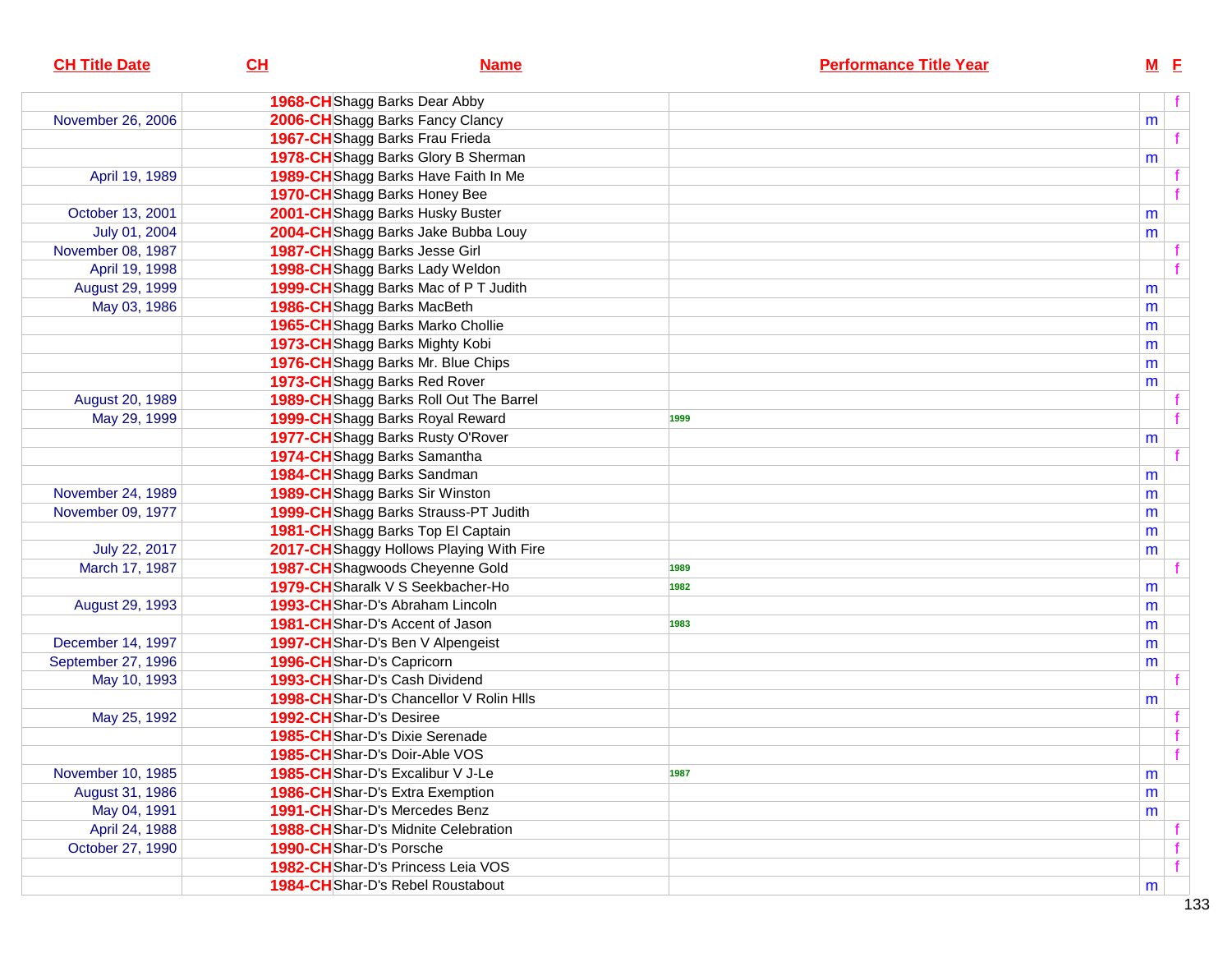| CH Title Date | CH | Name | Performance Title Year | M | F |
|---|---|---|---|---|---|
| | 1968-CH | Shagg Barks Dear Abby | | | f |
| November 26, 2006 | 2006-CH | Shagg Barks Fancy Clancy | | m | |
| | 1967-CH | Shagg Barks Frau Frieda | | | f |
| | 1978-CH | Shagg Barks Glory B Sherman | | m | |
| April 19, 1989 | 1989-CH | Shagg Barks Have Faith In Me | | | f |
| | 1970-CH | Shagg Barks Honey Bee | | | f |
| October 13, 2001 | 2001-CH | Shagg Barks Husky Buster | | m | |
| July 01, 2004 | 2004-CH | Shagg Barks Jake Bubba Louy | | m | |
| November 08, 1987 | 1987-CH | Shagg Barks Jesse Girl | | | f |
| April 19, 1998 | 1998-CH | Shagg Barks Lady Weldon | | | f |
| August 29, 1999 | 1999-CH | Shagg Barks Mac of P T Judith | | m | |
| May 03, 1986 | 1986-CH | Shagg Barks MacBeth | | m | |
| | 1965-CH | Shagg Barks Marko Chollie | | m | |
| | 1973-CH | Shagg Barks Mighty Kobi | | m | |
| | 1976-CH | Shagg Barks Mr. Blue Chips | | m | |
| | 1973-CH | Shagg Barks Red Rover | | m | |
| August 20, 1989 | 1989-CH | Shagg Barks Roll Out The Barrel | | | f |
| May 29, 1999 | 1999-CH | Shagg Barks Royal Reward | 1999 | | f |
| | 1977-CH | Shagg Barks Rusty O'Rover | | m | |
| | 1974-CH | Shagg Barks Samantha | | | f |
| | 1984-CH | Shagg Barks Sandman | | m | |
| November 24, 1989 | 1989-CH | Shagg Barks Sir Winston | | m | |
| November 09, 1977 | 1999-CH | Shagg Barks Strauss-PT Judith | | m | |
| | 1981-CH | Shagg Barks Top El Captain | | m | |
| July 22, 2017 | 2017-CH | Shaggy Hollows Playing With Fire | | m | |
| March 17, 1987 | 1987-CH | Shagwoods Cheyenne Gold | 1989 | | f |
| | 1979-CH | Sharalk V S Seekbacher-Ho | 1982 | m | |
| August 29, 1993 | 1993-CH | Shar-D's Abraham Lincoln | | m | |
| | 1981-CH | Shar-D's Accent of Jason | 1983 | m | |
| December 14, 1997 | 1997-CH | Shar-D's Ben V Alpengeist | | m | |
| September 27, 1996 | 1996-CH | Shar-D's Capricorn | | m | |
| May 10, 1993 | 1993-CH | Shar-D's Cash Dividend | | | f |
| | 1998-CH | Shar-D's Chancellor V Rolin Hlls | | m | |
| May 25, 1992 | 1992-CH | Shar-D's Desiree | | | f |
| | 1985-CH | Shar-D's Dixie Serenade | | | f |
| | 1985-CH | Shar-D's Doir-Able VOS | | | f |
| November 10, 1985 | 1985-CH | Shar-D's Excalibur V J-Le | 1987 | m | |
| August 31, 1986 | 1986-CH | Shar-D's Extra Exemption | | m | |
| May 04, 1991 | 1991-CH | Shar-D's Mercedes Benz | | m | |
| April 24, 1988 | 1988-CH | Shar-D's Midnite Celebration | | | f |
| October 27, 1990 | 1990-CH | Shar-D's Porsche | | | f |
| | 1982-CH | Shar-D's Princess Leia VOS | | | f |
| | 1984-CH | Shar-D's Rebel Roustabout | | m | |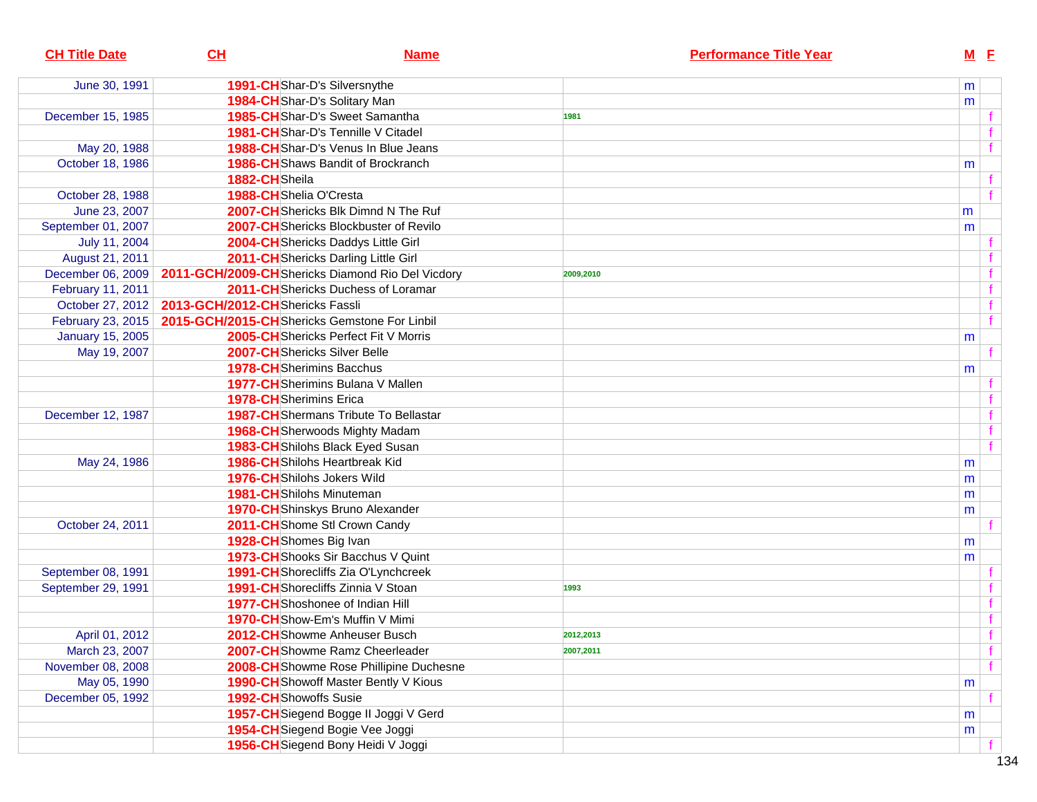| CH Title Date | CH | Name | Performance Title Year | M | F |
|---|---|---|---|---|---|
| June 30, 1991 | 1991-CH | Shar-D's Silversnythe | | m | |
| | 1984-CH | Shar-D's Solitary Man | | m | |
| December 15, 1985 | 1985-CH | Shar-D's Sweet Samantha | 1981 | | f |
| | 1981-CH | Shar-D's Tennille V Citadel | | | f |
| May 20, 1988 | 1988-CH | Shar-D's Venus In Blue Jeans | | | f |
| October 18, 1986 | 1986-CH | Shaws Bandit of Brockranch | | m | |
| | 1882-CH | Sheila | | | f |
| October 28, 1988 | 1988-CH | Shelia O'Cresta | | | f |
| June 23, 2007 | 2007-CH | Shericks Blk Dimnd N The Ruf | | m | |
| September 01, 2007 | 2007-CH | Shericks Blockbuster of Revilo | | m | |
| July 11, 2004 | 2004-CH | Shericks Daddys Little Girl | | | f |
| August 21, 2011 | 2011-CH | Shericks Darling Little Girl | | | f |
| December 06, 2009 | 2011-GCH/2009-CH | Shericks Diamond Rio Del Vicdory | 2009,2010 | | f |
| February 11, 2011 | 2011-CH | Shericks Duchess of Loramar | | | f |
| October 27, 2012 | 2013-GCH/2012-CH | Shericks Fassli | | | f |
| February 23, 2015 | 2015-GCH/2015-CH | Shericks Gemstone For Linbil | | | f |
| January 15, 2005 | 2005-CH | Shericks Perfect Fit V Morris | | m | |
| May 19, 2007 | 2007-CH | Shericks Silver Belle | | | f |
| | 1978-CH | Sherimins Bacchus | | m | |
| | 1977-CH | Sherimins Bulana V Mallen | | | f |
| | 1978-CH | Sherimins Erica | | | f |
| December 12, 1987 | 1987-CH | Shermans Tribute To Bellastar | | | f |
| | 1968-CH | Sherwoods Mighty Madam | | | f |
| | 1983-CH | Shilohs Black Eyed Susan | | | f |
| May 24, 1986 | 1986-CH | Shilohs Heartbreak Kid | | m | |
| | 1976-CH | Shilohs Jokers Wild | | m | |
| | 1981-CH | Shilohs Minuteman | | m | |
| | 1970-CH | Shinskys Bruno Alexander | | m | |
| October 24, 2011 | 2011-CH | Shome Stl Crown Candy | | | f |
| | 1928-CH | Shomes Big Ivan | | m | |
| | 1973-CH | Shooks Sir Bacchus V Quint | | m | |
| September 08, 1991 | 1991-CH | Shorecliffs Zia O'Lynchcreek | | | f |
| September 29, 1991 | 1991-CH | Shorecliffs Zinnia V Stoan | 1993 | | f |
| | 1977-CH | Shoshonee of Indian Hill | | | f |
| | 1970-CH | Show-Em's Muffin V Mimi | | | f |
| April 01, 2012 | 2012-CH | Showme Anheuser Busch | 2012,2013 | | f |
| March 23, 2007 | 2007-CH | Showme Ramz Cheerleader | 2007,2011 | | f |
| November 08, 2008 | 2008-CH | Showme Rose Phillipine Duchesne | | | f |
| May 05, 1990 | 1990-CH | Showoff Master Bently V Kious | | m | |
| December 05, 1992 | 1992-CH | Showoffs Susie | | | f |
| | 1957-CH | Siegend Bogge II Joggi V Gerd | | m | |
| | 1954-CH | Siegend Bogie Vee Joggi | | m | |
| | 1956-CH | Siegend Bony Heidi V Joggi | | | f |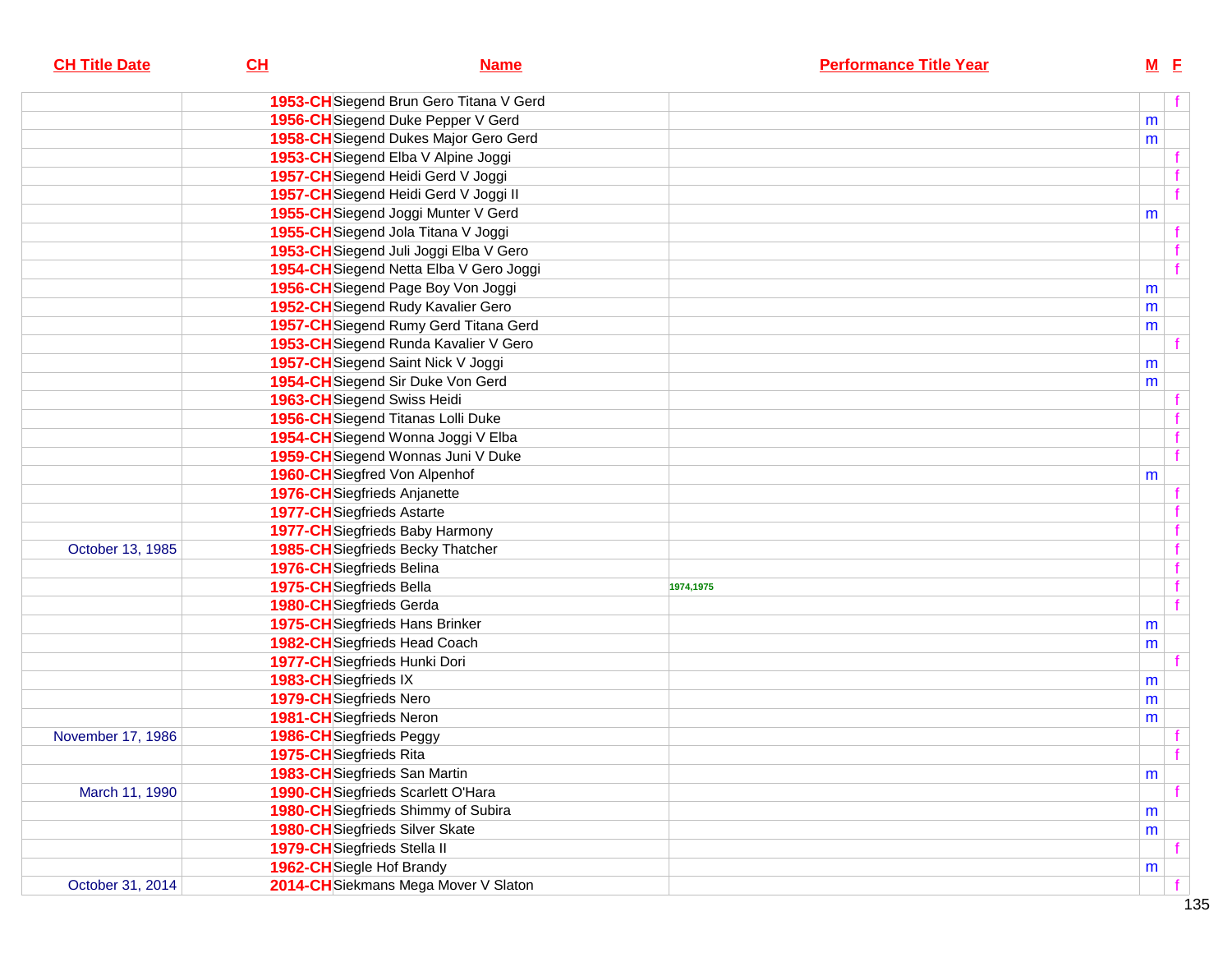| CH Title Date | CH | Name | Performance Title Year | M | F |
|---|---|---|---|---|---|
| | 1953-CH | Siegend Brun Gero Titana V Gerd | | | f |
| | 1956-CH | Siegend Duke Pepper V Gerd | | m | |
| | 1958-CH | Siegend Dukes Major Gero Gerd | | m | |
| | 1953-CH | Siegend Elba V Alpine Joggi | | | f |
| | 1957-CH | Siegend Heidi Gerd V Joggi | | | f |
| | 1957-CH | Siegend Heidi Gerd V Joggi II | | | f |
| | 1955-CH | Siegend Joggi Munter V Gerd | | m | |
| | 1955-CH | Siegend Jola Titana V Joggi | | | f |
| | 1953-CH | Siegend Juli Joggi Elba V Gero | | | f |
| | 1954-CH | Siegend Netta Elba V Gero Joggi | | | f |
| | 1956-CH | Siegend Page Boy Von Joggi | | m | |
| | 1952-CH | Siegend Rudy Kavalier Gero | | m | |
| | 1957-CH | Siegend Rumy Gerd Titana Gerd | | m | |
| | 1953-CH | Siegend Runda Kavalier V Gero | | | f |
| | 1957-CH | Siegend Saint Nick V Joggi | | m | |
| | 1954-CH | Siegend Sir Duke Von Gerd | | m | |
| | 1963-CH | Siegend Swiss Heidi | | | f |
| | 1956-CH | Siegend Titanas Lolli Duke | | | f |
| | 1954-CH | Siegend Wonna Joggi V Elba | | | f |
| | 1959-CH | Siegend Wonnas Juni V Duke | | | f |
| | 1960-CH | Siegfred Von Alpenhof | | m | |
| | 1976-CH | Siegfrieds Anjanette | | | f |
| | 1977-CH | Siegfrieds Astarte | | | f |
| | 1977-CH | Siegfrieds Baby Harmony | | | f |
| October 13, 1985 | 1985-CH | Siegfrieds Becky Thatcher | | | f |
| | 1976-CH | Siegfrieds Belina | | | f |
| | 1975-CH | Siegfrieds Bella | 1974,1975 | | f |
| | 1980-CH | Siegfrieds Gerda | | | f |
| | 1975-CH | Siegfrieds Hans Brinker | | m | |
| | 1982-CH | Siegfrieds Head Coach | | m | |
| | 1977-CH | Siegfrieds Hunki Dori | | | f |
| | 1983-CH | Siegfrieds IX | | m | |
| | 1979-CH | Siegfrieds Nero | | m | |
| | 1981-CH | Siegfrieds Neron | | m | |
| November 17, 1986 | 1986-CH | Siegfrieds Peggy | | | f |
| | 1975-CH | Siegfrieds Rita | | | f |
| | 1983-CH | Siegfrieds San Martin | | m | |
| March 11, 1990 | 1990-CH | Siegfrieds Scarlett O'Hara | | | f |
| | 1980-CH | Siegfrieds Shimmy of Subira | | m | |
| | 1980-CH | Siegfrieds Silver Skate | | m | |
| | 1979-CH | Siegfrieds Stella II | | | f |
| | 1962-CH | Siegle Hof Brandy | | m | |
| October 31, 2014 | 2014-CH | Siekmans Mega Mover V Slaton | | | f |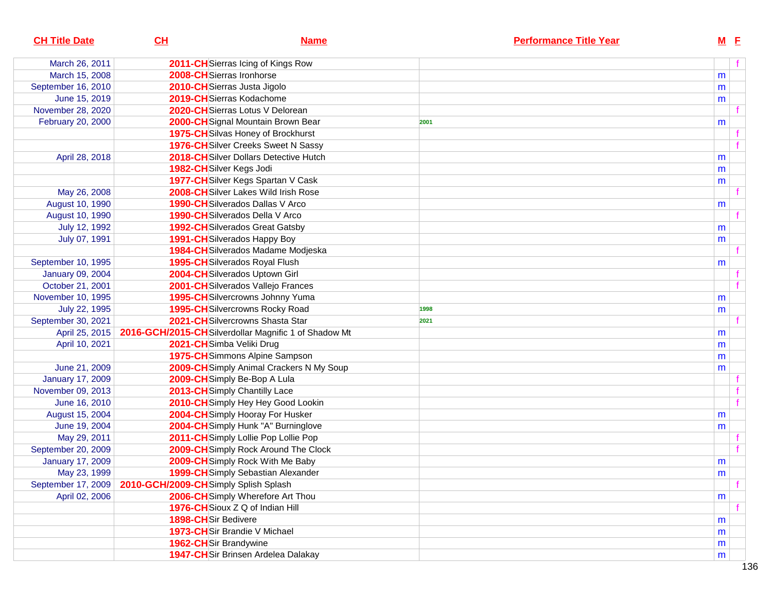| CH Title Date | CH | Name | Performance Title Year | M | F |
|---|---|---|---|---|---|
| March 26, 2011 | 2011-CH | Sierras Icing of Kings Row | | | f |
| March 15, 2008 | 2008-CH | Sierras Ironhorse | | m | |
| September 16, 2010 | 2010-CH | Sierras Justa Jigolo | | m | |
| June 15, 2019 | 2019-CH | Sierras Kodachome | | m | |
| November 28, 2020 | 2020-CH | Sierras Lotus V Delorean | | | f |
| February 20, 2000 | 2000-CH | Signal Mountain Brown Bear | 2001 | m | |
| | 1975-CH | Silvas Honey of Brockhurst | | | f |
| | 1976-CH | Silver Creeks Sweet N Sassy | | | f |
| April 28, 2018 | 2018-CH | Silver Dollars Detective Hutch | | m | |
| | 1982-CH | Silver Kegs Jodi | | m | |
| | 1977-CH | Silver Kegs Spartan V Cask | | m | |
| May 26, 2008 | 2008-CH | Silver Lakes Wild Irish Rose | | | f |
| August 10, 1990 | 1990-CH | Silverados Dallas V Arco | | m | |
| August 10, 1990 | 1990-CH | Silverados Della V Arco | | | f |
| July 12, 1992 | 1992-CH | Silverados Great Gatsby | | m | |
| July 07, 1991 | 1991-CH | Silverados Happy Boy | | m | |
| | 1984-CH | Silverados Madame Modjeska | | | f |
| September 10, 1995 | 1995-CH | Silverados Royal Flush | | m | |
| January 09, 2004 | 2004-CH | Silverados Uptown Girl | | | f |
| October 21, 2001 | 2001-CH | Silverados Vallejo Frances | | | f |
| November 10, 1995 | 1995-CH | Silvercrowns Johnny Yuma | | m | |
| July 22, 1995 | 1995-CH | Silvercrowns Rocky Road | 1998 | m | |
| September 30, 2021 | 2021-CH | Silvercrowns Shasta Star | 2021 | | f |
| April 25, 2015 | 2016-GCH/2015-CH | Silverdollar Magnific 1 of Shadow Mt | | m | |
| April 10, 2021 | 2021-CH | Simba Veliki Drug | | m | |
| | 1975-CH | Simmons Alpine Sampson | | m | |
| June 21, 2009 | 2009-CH | Simply Animal Crackers N My Soup | | m | |
| January 17, 2009 | 2009-CH | Simply Be-Bop A Lula | | | f |
| November 09, 2013 | 2013-CH | Simply Chantilly Lace | | | f |
| June 16, 2010 | 2010-CH | Simply Hey Hey Good Lookin | | | f |
| August 15, 2004 | 2004-CH | Simply Hooray For Husker | | m | |
| June 19, 2004 | 2004-CH | Simply Hunk "A" Burninglove | | m | |
| May 29, 2011 | 2011-CH | Simply Lollie Pop Lollie Pop | | | f |
| September 20, 2009 | 2009-CH | Simply Rock Around The Clock | | | f |
| January 17, 2009 | 2009-CH | Simply Rock With Me Baby | | m | |
| May 23, 1999 | 1999-CH | Simply Sebastian Alexander | | m | |
| September 17, 2009 | 2010-GCH/2009-CH | Simply Splish Splash | | | f |
| April 02, 2006 | 2006-CH | Simply Wherefore Art Thou | | m | |
| | 1976-CH | Sioux Z Q of Indian Hill | | | f |
| | 1898-CH | Sir Bedivere | | m | |
| | 1973-CH | Sir Brandie V Michael | | m | |
| | 1962-CH | Sir Brandywine | | m | |
| | 1947-CH | Sir Brinsen Ardelea Dalakay | | m | |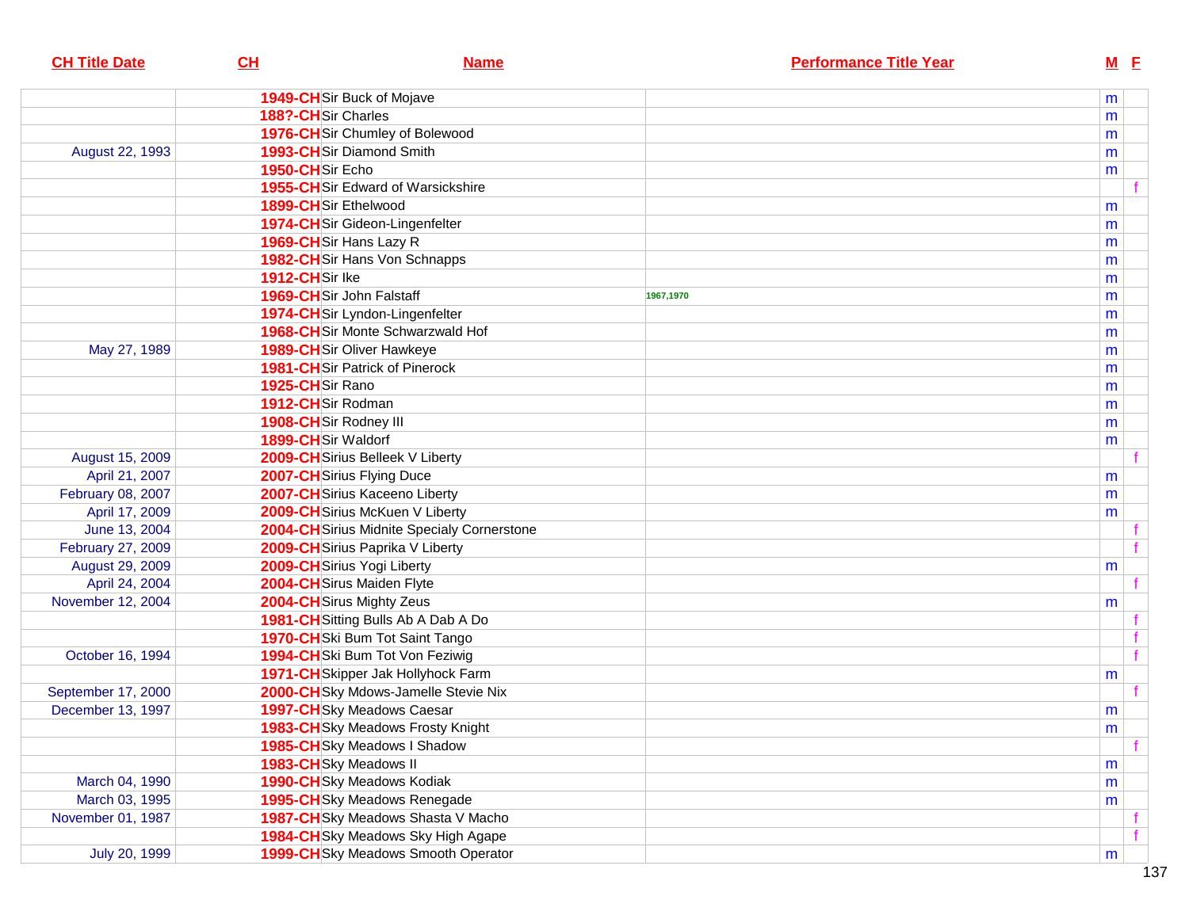| CH Title Date | CH | Name | Performance Title Year | M | F |
|---|---|---|---|---|---|
| | 1949-CH | Sir Buck of Mojave | | m | |
| | 188?-CH | Sir Charles | | m | |
| | 1976-CH | Sir Chumley of Bolewood | | m | |
| August 22, 1993 | 1993-CH | Sir Diamond Smith | | m | |
| | 1950-CH | Sir Echo | | m | |
| | 1955-CH | Sir Edward of Warsickshire | | | f |
| | 1899-CH | Sir Ethelwood | | m | |
| | 1974-CH | Sir Gideon-Lingenfelter | | m | |
| | 1969-CH | Sir Hans Lazy R | | m | |
| | 1982-CH | Sir Hans Von Schnapps | | m | |
| | 1912-CH | Sir Ike | | m | |
| | 1969-CH | Sir John Falstaff | 1967,1970 | m | |
| | 1974-CH | Sir Lyndon-Lingenfelter | | m | |
| | 1968-CH | Sir Monte Schwarzwald Hof | | m | |
| May 27, 1989 | 1989-CH | Sir Oliver Hawkeye | | m | |
| | 1981-CH | Sir Patrick of Pinerock | | m | |
| | 1925-CH | Sir Rano | | m | |
| | 1912-CH | Sir Rodman | | m | |
| | 1908-CH | Sir Rodney III | | m | |
| | 1899-CH | Sir Waldorf | | m | |
| August 15, 2009 | 2009-CH | Sirius Belleek V Liberty | | | f |
| April 21, 2007 | 2007-CH | Sirius Flying Duce | | m | |
| February 08, 2007 | 2007-CH | Sirius Kaceeno Liberty | | m | |
| April 17, 2009 | 2009-CH | Sirius McKuen V Liberty | | m | |
| June 13, 2004 | 2004-CH | Sirius Midnite Specialy Cornerstone | | | f |
| February 27, 2009 | 2009-CH | Sirius Paprika V Liberty | | | f |
| August 29, 2009 | 2009-CH | Sirius Yogi Liberty | | m | |
| April 24, 2004 | 2004-CH | Sirus Maiden Flyte | | | f |
| November 12, 2004 | 2004-CH | Sirus Mighty Zeus | | m | |
| | 1981-CH | Sitting Bulls Ab A Dab A Do | | | f |
| | 1970-CH | Ski Bum Tot Saint Tango | | | f |
| October 16, 1994 | 1994-CH | Ski Bum Tot Von Feziwig | | | f |
| | 1971-CH | Skipper Jak Hollyhock Farm | | m | |
| September 17, 2000 | 2000-CH | Sky Mdows-Jamelle Stevie Nix | | | f |
| December 13, 1997 | 1997-CH | Sky Meadows Caesar | | m | |
| | 1983-CH | Sky Meadows Frosty Knight | | m | |
| | 1985-CH | Sky Meadows I Shadow | | | f |
| | 1983-CH | Sky Meadows II | | m | |
| March 04, 1990 | 1990-CH | Sky Meadows Kodiak | | m | |
| March 03, 1995 | 1995-CH | Sky Meadows Renegade | | m | |
| November 01, 1987 | 1987-CH | Sky Meadows Shasta V Macho | | | f |
| | 1984-CH | Sky Meadows Sky High Agape | | | f |
| July 20, 1999 | 1999-CH | Sky Meadows Smooth Operator | | m | |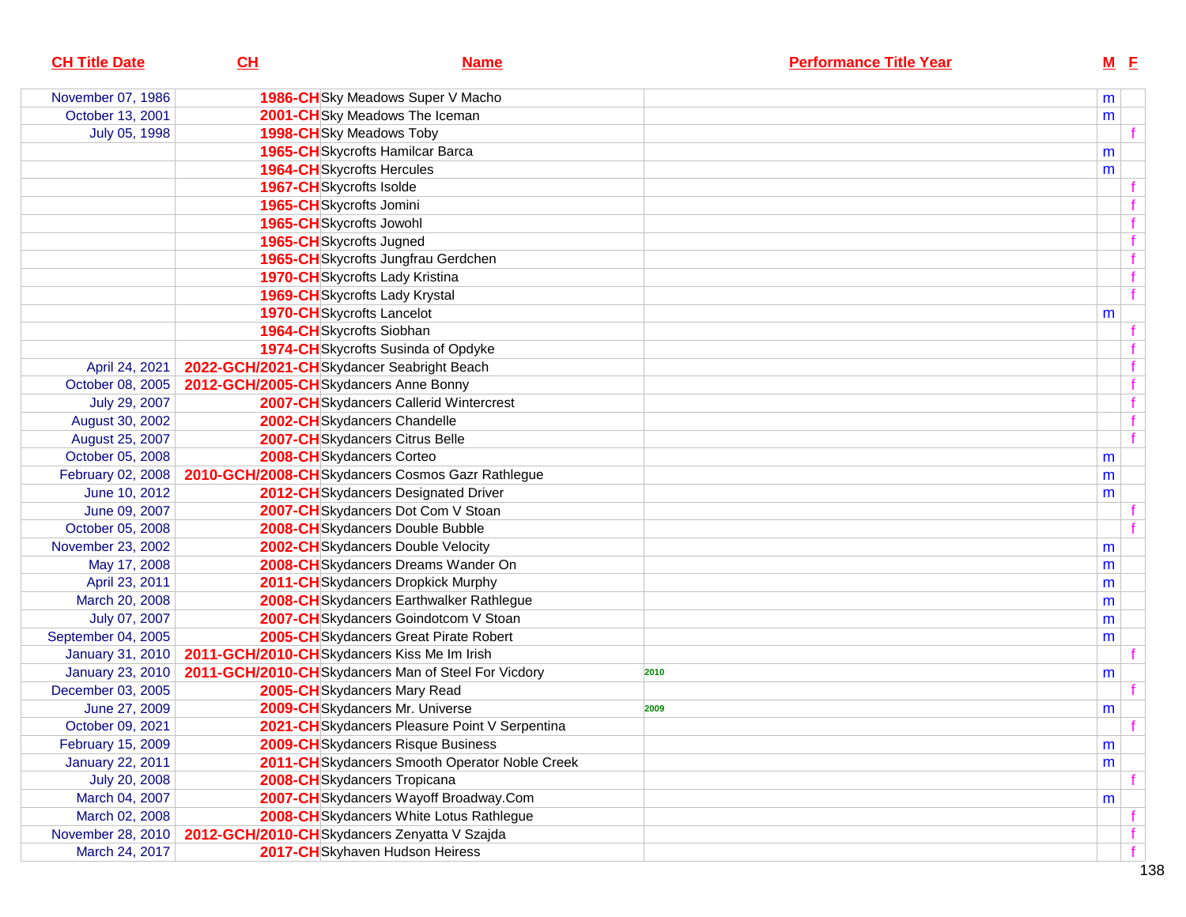| CH Title Date | CH | Name | Performance Title Year | M | F |
|---|---|---|---|---|---|
| November 07, 1986 | 1986-CH | Sky Meadows Super V Macho | | m | |
| October 13, 2001 | 2001-CH | Sky Meadows The Iceman | | m | |
| July 05, 1998 | 1998-CH | Sky Meadows Toby | | | f |
| | 1965-CH | Skycrofts Hamilcar Barca | | m | |
| | 1964-CH | Skycrofts Hercules | | m | |
| | 1967-CH | Skycrofts Isolde | | | f |
| | 1965-CH | Skycrofts Jomini | | | f |
| | 1965-CH | Skycrofts Jowohl | | | f |
| | 1965-CH | Skycrofts Jugned | | | f |
| | 1965-CH | Skycrofts Jungfrau Gerdchen | | | f |
| | 1970-CH | Skycrofts Lady Kristina | | | f |
| | 1969-CH | Skycrofts Lady Krystal | | | f |
| | 1970-CH | Skycrofts Lancelot | | m | |
| | 1964-CH | Skycrofts Siobhan | | | f |
| | 1974-CH | Skycrofts Susinda of Opdyke | | | f |
| April 24, 2021 | 2022-GCH/2021-CH | Skydancer Seabright Beach | | | f |
| October 08, 2005 | 2012-GCH/2005-CH | Skydancers Anne Bonny | | | f |
| July 29, 2007 | 2007-CH | Skydancers Callerid Wintercrest | | | f |
| August 30, 2002 | 2002-CH | Skydancers Chandelle | | | f |
| August 25, 2007 | 2007-CH | Skydancers Citrus Belle | | | f |
| October 05, 2008 | 2008-CH | Skydancers Corteo | | m | |
| February 02, 2008 | 2010-GCH/2008-CH | Skydancers Cosmos Gazr Rathlegue | | m | |
| June 10, 2012 | 2012-CH | Skydancers Designated Driver | | m | |
| June 09, 2007 | 2007-CH | Skydancers Dot Com V Stoan | | | f |
| October 05, 2008 | 2008-CH | Skydancers Double Bubble | | | f |
| November 23, 2002 | 2002-CH | Skydancers Double Velocity | | m | |
| May 17, 2008 | 2008-CH | Skydancers Dreams Wander On | | m | |
| April 23, 2011 | 2011-CH | Skydancers Dropkick Murphy | | m | |
| March 20, 2008 | 2008-CH | Skydancers Earthwalker Rathlegue | | m | |
| July 07, 2007 | 2007-CH | Skydancers Goindotcom V Stoan | | m | |
| September 04, 2005 | 2005-CH | Skydancers Great Pirate Robert | | m | |
| January 31, 2010 | 2011-GCH/2010-CH | Skydancers Kiss Me Im Irish | | | f |
| January 23, 2010 | 2011-GCH/2010-CH | Skydancers Man of Steel For Vicdory | 2010 | m | |
| December 03, 2005 | 2005-CH | Skydancers Mary Read | | | f |
| June 27, 2009 | 2009-CH | Skydancers Mr. Universe | 2009 | m | |
| October 09, 2021 | 2021-CH | Skydancers Pleasure Point V Serpentina | | | f |
| February 15, 2009 | 2009-CH | Skydancers Risque Business | | m | |
| January 22, 2011 | 2011-CH | Skydancers Smooth Operator Noble Creek | | m | |
| July 20, 2008 | 2008-CH | Skydancers Tropicana | | | f |
| March 04, 2007 | 2007-CH | Skydancers Wayoff Broadway.Com | | m | |
| March 02, 2008 | 2008-CH | Skydancers White Lotus Rathlegue | | | f |
| November 28, 2010 | 2012-GCH/2010-CH | Skydancers Zenyatta V Szajda | | | f |
| March 24, 2017 | 2017-CH | Skyhaven Hudson Heiress | | | f |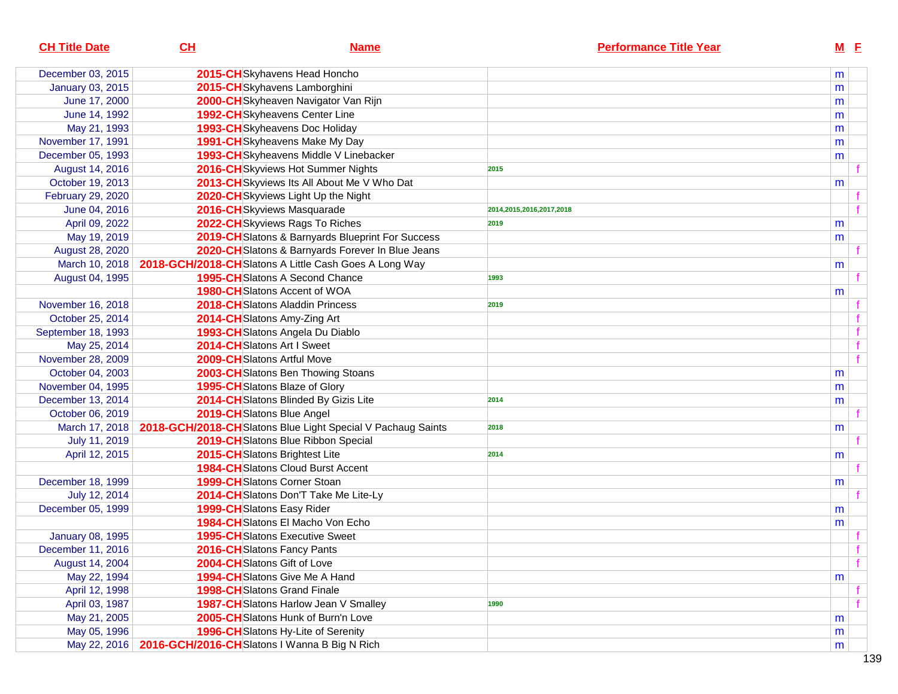| CH Title Date | CH | Name | Performance Title Year | M | F |
|---|---|---|---|---|---|
| December 03, 2015 | 2015-CH | Skyhavens Head Honcho | | m | |
| January 03, 2015 | 2015-CH | Skyhavens Lamborghini | | m | |
| June 17, 2000 | 2000-CH | Skyheaven Navigator Van Rijn | | m | |
| June 14, 1992 | 1992-CH | Skyheavens Center Line | | m | |
| May 21, 1993 | 1993-CH | Skyheavens Doc Holiday | | m | |
| November 17, 1991 | 1991-CH | Skyheavens Make My Day | | m | |
| December 05, 1993 | 1993-CH | Skyheavens Middle V Linebacker | | m | |
| August 14, 2016 | 2016-CH | Skyviews Hot Summer Nights | 2015 | | f |
| October 19, 2013 | 2013-CH | Skyviews Its All About Me V Who Dat | | m | |
| February 29, 2020 | 2020-CH | Skyviews Light Up the Night | | | f |
| June 04, 2016 | 2016-CH | Skyviews Masquarade | 2014,2015,2016,2017,2018 | | f |
| April 09, 2022 | 2022-CH | Skyviews Rags To Riches | 2019 | m | |
| May 19, 2019 | 2019-CH | Slatons & Barnyards Blueprint For Success | | m | |
| August 28, 2020 | 2020-CH | Slatons & Barnyards Forever In Blue Jeans | | | f |
| March 10, 2018 | 2018-GCH/2018-CH | Slatons A Little Cash Goes A Long Way | | m | |
| August 04, 1995 | 1995-CH | Slatons A Second Chance | 1993 | | f |
| | 1980-CH | Slatons Accent of WOA | | m | |
| November 16, 2018 | 2018-CH | Slatons Aladdin Princess | 2019 | | f |
| October 25, 2014 | 2014-CH | Slatons Amy-Zing Art | | | f |
| September 18, 1993 | 1993-CH | Slatons Angela Du Diablo | | | f |
| May 25, 2014 | 2014-CH | Slatons Art I Sweet | | | f |
| November 28, 2009 | 2009-CH | Slatons Artful Move | | | f |
| October 04, 2003 | 2003-CH | Slatons Ben Thowing Stoans | | m | |
| November 04, 1995 | 1995-CH | Slatons Blaze of Glory | | m | |
| December 13, 2014 | 2014-CH | Slatons Blinded By Gizis Lite | 2014 | m | |
| October 06, 2019 | 2019-CH | Slatons Blue Angel | | | f |
| March 17, 2018 | 2018-GCH/2018-CH | Slatons Blue Light Special V Pachaug Saints | 2018 | m | |
| July 11, 2019 | 2019-CH | Slatons Blue Ribbon Special | | | f |
| April 12, 2015 | 2015-CH | Slatons Brightest Lite | 2014 | m | |
| | 1984-CH | Slatons Cloud Burst Accent | | | f |
| December 18, 1999 | 1999-CH | Slatons Corner Stoan | | m | |
| July 12, 2014 | 2014-CH | Slatons Don'T Take Me Lite-Ly | | | f |
| December 05, 1999 | 1999-CH | Slatons Easy Rider | | m | |
| | 1984-CH | Slatons El Macho Von Echo | | m | |
| January 08, 1995 | 1995-CH | Slatons Executive Sweet | | | f |
| December 11, 2016 | 2016-CH | Slatons Fancy Pants | | | f |
| August 14, 2004 | 2004-CH | Slatons Gift of Love | | | f |
| May 22, 1994 | 1994-CH | Slatons Give Me A Hand | | m | |
| April 12, 1998 | 1998-CH | Slatons Grand Finale | | | f |
| April 03, 1987 | 1987-CH | Slatons Harlow Jean V Smalley | 1990 | | f |
| May 21, 2005 | 2005-CH | Slatons Hunk of Burn'n Love | | m | |
| May 05, 1996 | 1996-CH | Slatons Hy-Lite of Serenity | | m | |
| May 22, 2016 | 2016-GCH/2016-CH | Slatons I Wanna B Big N Rich | | m | |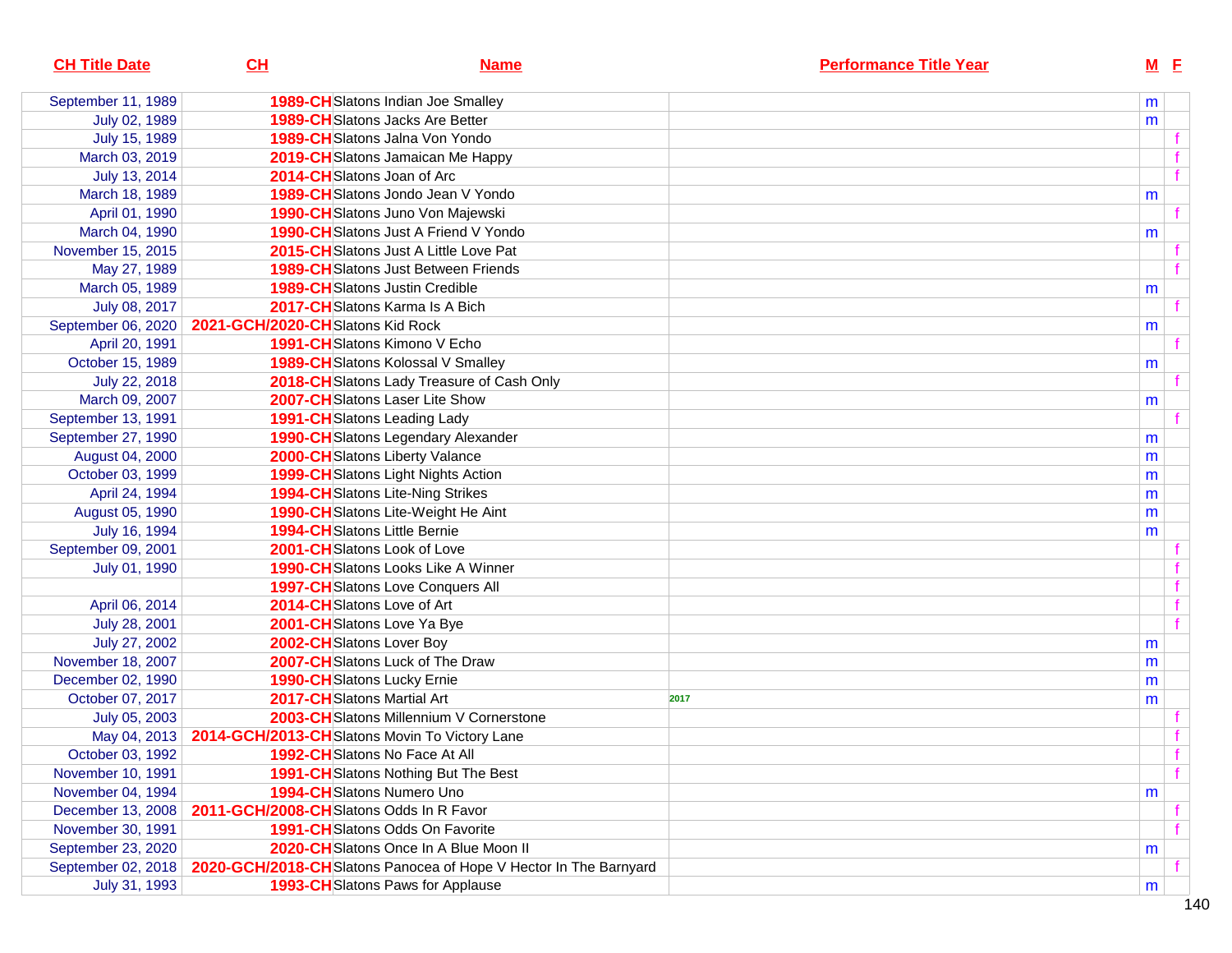| CH Title Date | CH | Name | Performance Title Year | M | F |
|---|---|---|---|---|---|
| September 11, 1989 | 1989-CH | Slatons Indian Joe Smalley | | m | |
| July 02, 1989 | 1989-CH | Slatons Jacks Are Better | | m | |
| July 15, 1989 | 1989-CH | Slatons Jalna Von Yondo | | | f |
| March 03, 2019 | 2019-CH | Slatons Jamaican Me Happy | | | f |
| July 13, 2014 | 2014-CH | Slatons Joan of Arc | | | f |
| March 18, 1989 | 1989-CH | Slatons Jondo Jean V Yondo | | m | |
| April 01, 1990 | 1990-CH | Slatons Juno Von Majewski | | | f |
| March 04, 1990 | 1990-CH | Slatons Just A Friend V Yondo | | m | |
| November 15, 2015 | 2015-CH | Slatons Just A Little Love Pat | | | f |
| May 27, 1989 | 1989-CH | Slatons Just Between Friends | | | f |
| March 05, 1989 | 1989-CH | Slatons Justin Credible | | m | |
| July 08, 2017 | 2017-CH | Slatons Karma Is A Bich | | | f |
| September 06, 2020 | 2021-GCH/2020-CH | Slatons Kid Rock | | m | |
| April 20, 1991 | 1991-CH | Slatons Kimono V Echo | | | f |
| October 15, 1989 | 1989-CH | Slatons Kolossal V Smalley | | m | |
| July 22, 2018 | 2018-CH | Slatons Lady Treasure of Cash Only | | | f |
| March 09, 2007 | 2007-CH | Slatons Laser Lite Show | | m | |
| September 13, 1991 | 1991-CH | Slatons Leading Lady | | | f |
| September 27, 1990 | 1990-CH | Slatons Legendary Alexander | | m | |
| August 04, 2000 | 2000-CH | Slatons Liberty Valance | | m | |
| October 03, 1999 | 1999-CH | Slatons Light Nights Action | | m | |
| April 24, 1994 | 1994-CH | Slatons Lite-Ning Strikes | | m | |
| August 05, 1990 | 1990-CH | Slatons Lite-Weight He Aint | | m | |
| July 16, 1994 | 1994-CH | Slatons Little Bernie | | m | |
| September 09, 2001 | 2001-CH | Slatons Look of Love | | | f |
| July 01, 1990 | 1990-CH | Slatons Looks Like A Winner | | | f |
| | 1997-CH | Slatons Love Conquers All | | | f |
| April 06, 2014 | 2014-CH | Slatons Love of Art | | | f |
| July 28, 2001 | 2001-CH | Slatons Love Ya Bye | | | f |
| July 27, 2002 | 2002-CH | Slatons Lover Boy | | m | |
| November 18, 2007 | 2007-CH | Slatons Luck of The Draw | | m | |
| December 02, 1990 | 1990-CH | Slatons Lucky Ernie | | m | |
| October 07, 2017 | 2017-CH | Slatons Martial Art | 2017 | m | |
| July 05, 2003 | 2003-CH | Slatons Millennium V Cornerstone | | | f |
| May 04, 2013 | 2014-GCH/2013-CH | Slatons Movin To Victory Lane | | | f |
| October 03, 1992 | 1992-CH | Slatons No Face At All | | | f |
| November 10, 1991 | 1991-CH | Slatons Nothing But The Best | | | f |
| November 04, 1994 | 1994-CH | Slatons Numero Uno | | m | |
| December 13, 2008 | 2011-GCH/2008-CH | Slatons Odds In R Favor | | | f |
| November 30, 1991 | 1991-CH | Slatons Odds On Favorite | | | f |
| September 23, 2020 | 2020-CH | Slatons Once In A Blue Moon II | | m | |
| September 02, 2018 | 2020-GCH/2018-CH | Slatons Panocea of Hope V Hector In The Barnyard | | | f |
| July 31, 1993 | 1993-CH | Slatons Paws for Applause | | m | |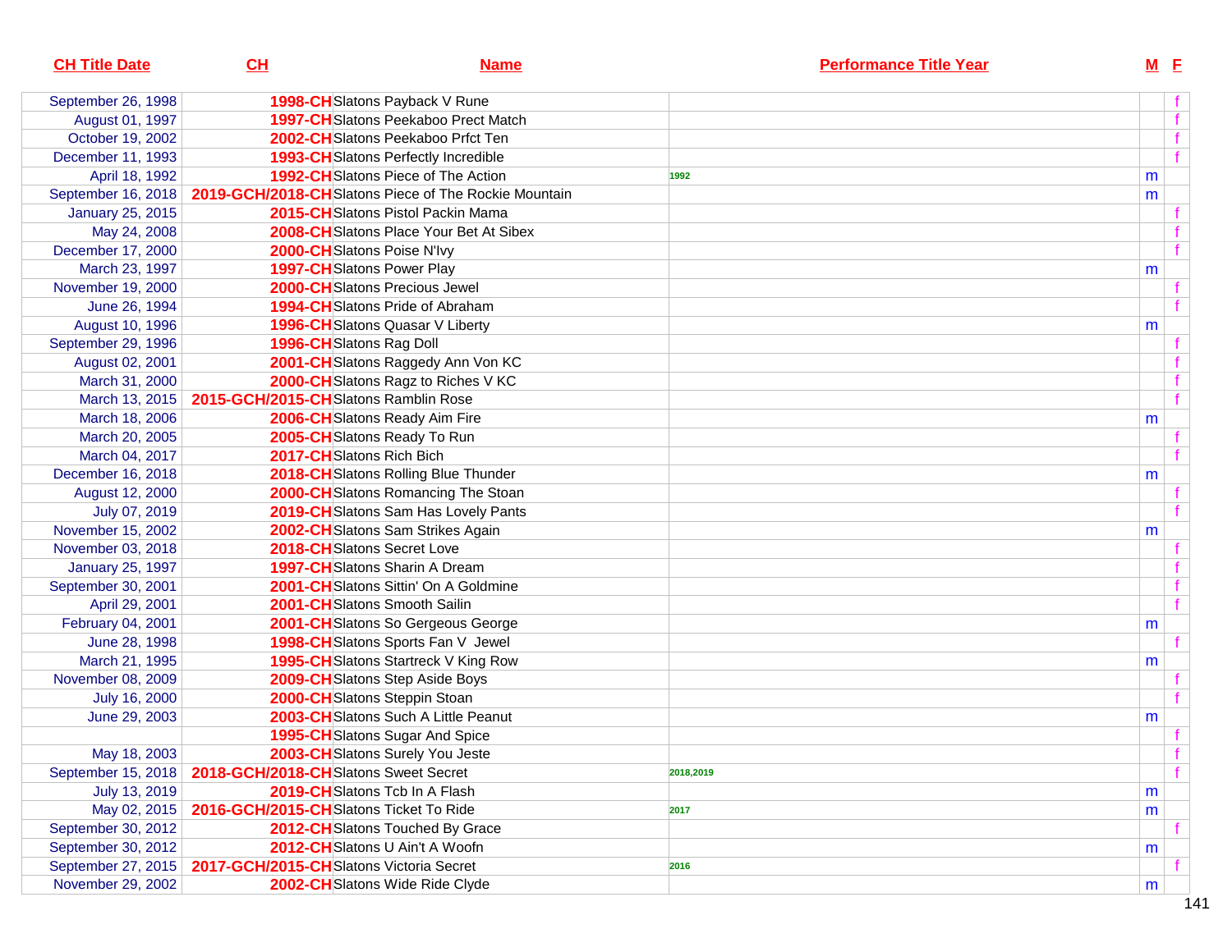| CH Title Date | CH | Name | Performance Title Year | M | F |
|---|---|---|---|---|---|
| September 26, 1998 | 1998-CH | Slatons Payback V Rune | | | f |
| August 01, 1997 | 1997-CH | Slatons Peekaboo Prect Match | | | f |
| October 19, 2002 | 2002-CH | Slatons Peekaboo Prfct Ten | | | f |
| December 11, 1993 | 1993-CH | Slatons Perfectly Incredible | | | f |
| April 18, 1992 | 1992-CH | Slatons Piece of The Action | 1992 | m | |
| September 16, 2018 | 2019-GCH/2018-CH | Slatons Piece of The Rockie Mountain | | m | |
| January 25, 2015 | 2015-CH | Slatons Pistol Packin Mama | | | f |
| May 24, 2008 | 2008-CH | Slatons Place Your Bet At Sibex | | | f |
| December 17, 2000 | 2000-CH | Slatons Poise N'Ivy | | | f |
| March 23, 1997 | 1997-CH | Slatons Power Play | | m | |
| November 19, 2000 | 2000-CH | Slatons Precious Jewel | | | f |
| June 26, 1994 | 1994-CH | Slatons Pride of Abraham | | | f |
| August 10, 1996 | 1996-CH | Slatons Quasar V Liberty | | m | |
| September 29, 1996 | 1996-CH | Slatons Rag Doll | | | f |
| August 02, 2001 | 2001-CH | Slatons Raggedy Ann Von KC | | | f |
| March 31, 2000 | 2000-CH | Slatons Ragz to Riches V KC | | | f |
| March 13, 2015 | 2015-GCH/2015-CH | Slatons Ramblin Rose | | | f |
| March 18, 2006 | 2006-CH | Slatons Ready Aim Fire | | m | |
| March 20, 2005 | 2005-CH | Slatons Ready To Run | | | f |
| March 04, 2017 | 2017-CH | Slatons Rich Bich | | | f |
| December 16, 2018 | 2018-CH | Slatons Rolling Blue Thunder | | m | |
| August 12, 2000 | 2000-CH | Slatons Romancing The Stoan | | | f |
| July 07, 2019 | 2019-CH | Slatons Sam Has Lovely Pants | | | f |
| November 15, 2002 | 2002-CH | Slatons Sam Strikes Again | | m | |
| November 03, 2018 | 2018-CH | Slatons Secret Love | | | f |
| January 25, 1997 | 1997-CH | Slatons Sharin A Dream | | | f |
| September 30, 2001 | 2001-CH | Slatons Sittin' On A Goldmine | | | f |
| April 29, 2001 | 2001-CH | Slatons Smooth Sailin | | | f |
| February 04, 2001 | 2001-CH | Slatons So Gergeous George | | m | |
| June 28, 1998 | 1998-CH | Slatons Sports Fan V Jewel | | | f |
| March 21, 1995 | 1995-CH | Slatons Startreck V King Row | | m | |
| November 08, 2009 | 2009-CH | Slatons Step Aside Boys | | | f |
| July 16, 2000 | 2000-CH | Slatons Steppin Stoan | | | f |
| June 29, 2003 | 2003-CH | Slatons Such A Little Peanut | | m | |
| | 1995-CH | Slatons Sugar And Spice | | | f |
| May 18, 2003 | 2003-CH | Slatons Surely You Jeste | | | f |
| September 15, 2018 | 2018-GCH/2018-CH | Slatons Sweet Secret | 2018,2019 | | f |
| July 13, 2019 | 2019-CH | Slatons Tcb In A Flash | | m | |
| May 02, 2015 | 2016-GCH/2015-CH | Slatons Ticket To Ride | 2017 | m | |
| September 30, 2012 | 2012-CH | Slatons Touched By Grace | | | f |
| September 30, 2012 | 2012-CH | Slatons U Ain't A Woofn | | m | |
| September 27, 2015 | 2017-GCH/2015-CH | Slatons Victoria Secret | 2016 | | f |
| November 29, 2002 | 2002-CH | Slatons Wide Ride Clyde | | m | |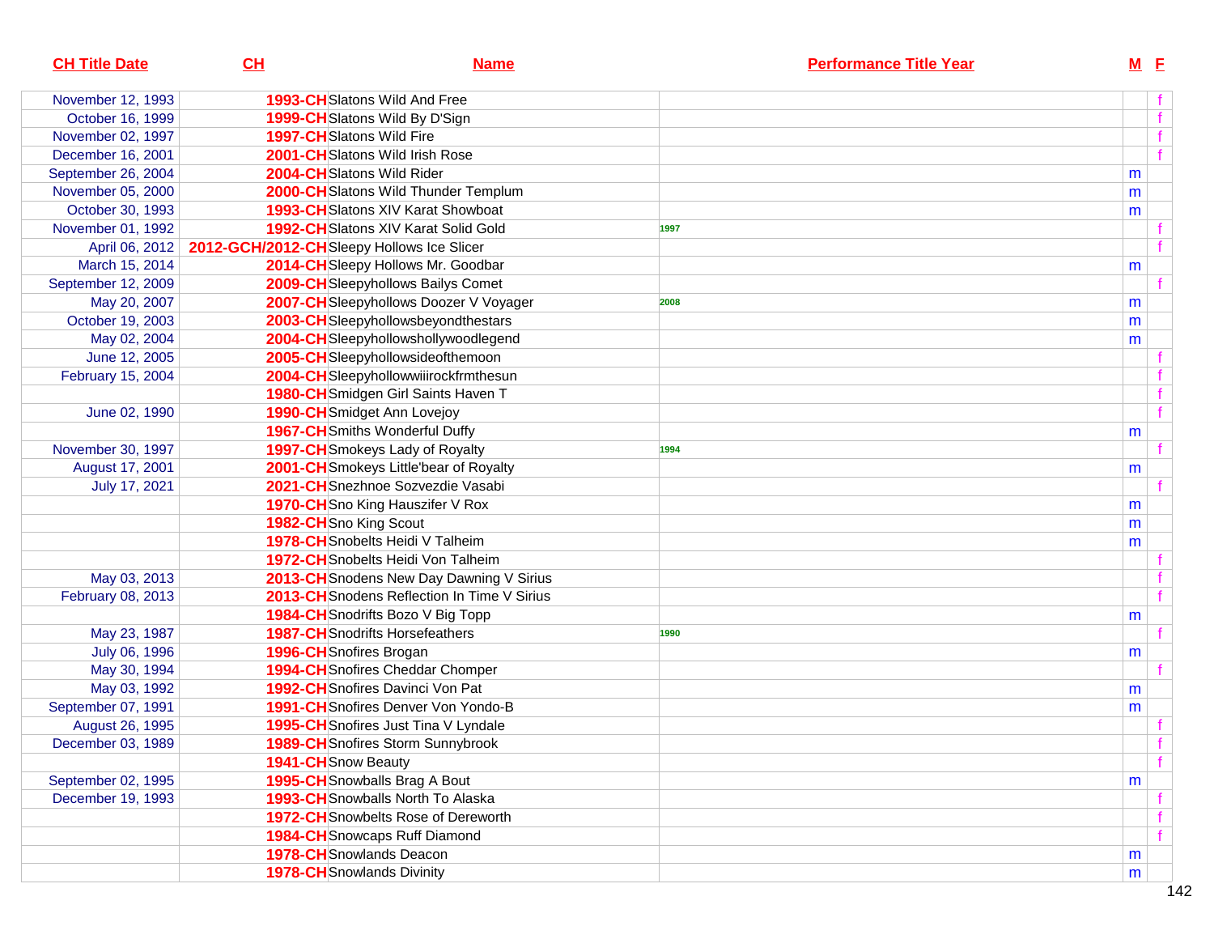| CH Title Date | CH | Name | Performance Title Year | M | F |
|---|---|---|---|---|---|
| November 12, 1993 | 1993-CH | Slatons Wild And Free | | | f |
| October 16, 1999 | 1999-CH | Slatons Wild By D'Sign | | | f |
| November 02, 1997 | 1997-CH | Slatons Wild Fire | | | f |
| December 16, 2001 | 2001-CH | Slatons Wild Irish Rose | | | f |
| September 26, 2004 | 2004-CH | Slatons Wild Rider | | m | |
| November 05, 2000 | 2000-CH | Slatons Wild Thunder Templum | | m | |
| October 30, 1993 | 1993-CH | Slatons XIV Karat Showboat | | m | |
| November 01, 1992 | 1992-CH | Slatons XIV Karat Solid Gold | 1997 | | f |
| April 06, 2012 | 2012-GCH/2012-CH | Sleepy Hollows Ice Slicer | | | f |
| March 15, 2014 | 2014-CH | Sleepy Hollows Mr. Goodbar | | m | |
| September 12, 2009 | 2009-CH | Sleepyhollows Bailys Comet | | | f |
| May 20, 2007 | 2007-CH | Sleepyhollows Doozer V Voyager | 2008 | m | |
| October 19, 2003 | 2003-CH | Sleepyhollowsbeyondthestars | | m | |
| May 02, 2004 | 2004-CH | Sleepyhollowshollywoodlegend | | m | |
| June 12, 2005 | 2005-CH | Sleepyhollowsideofthemoon | | | f |
| February 15, 2004 | 2004-CH | Sleepyhollowwiiirockfrmthesun | | | f |
| | 1980-CH | Smidgen Girl Saints Haven T | | | f |
| June 02, 1990 | 1990-CH | Smidget Ann Lovejoy | | | f |
| | 1967-CH | Smiths Wonderful Duffy | | m | |
| November 30, 1997 | 1997-CH | Smokeys Lady of Royalty | 1994 | | f |
| August 17, 2001 | 2001-CH | Smokeys Little'bear of Royalty | | m | |
| July 17, 2021 | 2021-CH | Snezhnoe Sozvezdie Vasabi | | | f |
| | 1970-CH | Sno King Hauszifer V Rox | | m | |
| | 1982-CH | Sno King Scout | | m | |
| | 1978-CH | Snobelts Heidi V Talheim | | m | |
| | 1972-CH | Snobelts Heidi Von Talheim | | | f |
| May 03, 2013 | 2013-CH | Snodens New Day Dawning V Sirius | | | f |
| February 08, 2013 | 2013-CH | Snodens Reflection In Time V Sirius | | | f |
| | 1984-CH | Snodrifts Bozo V Big Topp | | m | |
| May 23, 1987 | 1987-CH | Snodrifts Horsefeathers | 1990 | | f |
| July 06, 1996 | 1996-CH | Snofires Brogan | | m | |
| May 30, 1994 | 1994-CH | Snofires Cheddar Chomper | | | f |
| May 03, 1992 | 1992-CH | Snofires Davinci Von Pat | | m | |
| September 07, 1991 | 1991-CH | Snofires Denver Von Yondo-B | | m | |
| August 26, 1995 | 1995-CH | Snofires Just Tina V Lyndale | | | f |
| December 03, 1989 | 1989-CH | Snofires Storm Sunnybrook | | | f |
| | 1941-CH | Snow Beauty | | | f |
| September 02, 1995 | 1995-CH | Snowballs Brag A Bout | | m | |
| December 19, 1993 | 1993-CH | Snowballs North To Alaska | | | f |
| | 1972-CH | Snowbelts Rose of Dereworth | | | f |
| | 1984-CH | Snowcaps Ruff Diamond | | | f |
| | 1978-CH | Snowlands Deacon | | m | |
| | 1978-CH | Snowlands Divinity | | m | |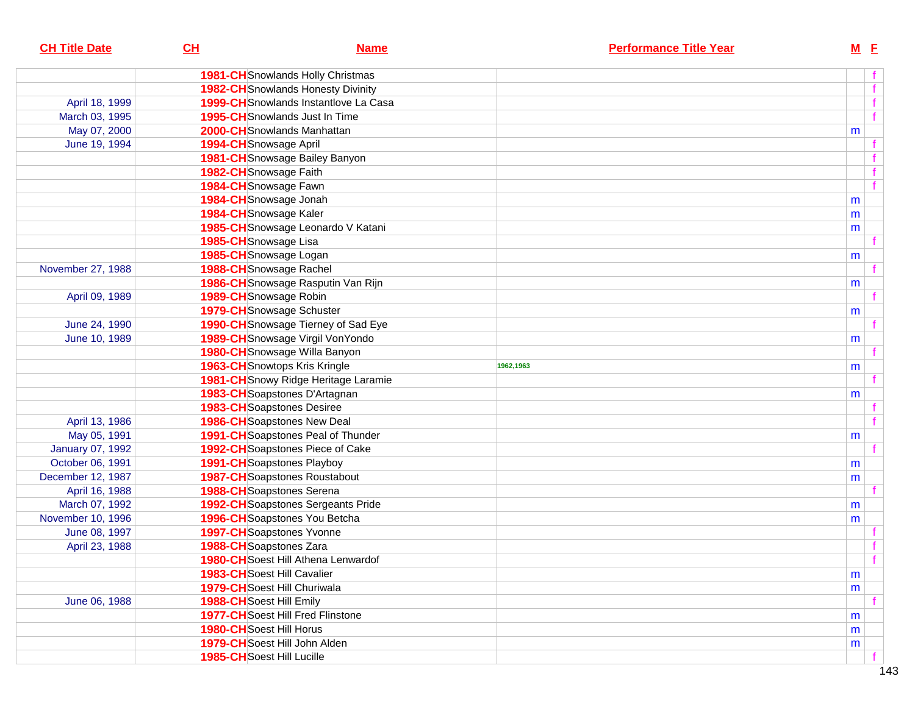| CH Title Date | CH | Name | Performance Title Year | M | F |
|---|---|---|---|---|---|
| | 1981-CH | Snowlands Holly Christmas | | | f |
| | 1982-CH | Snowlands Honesty Divinity | | | f |
| April 18, 1999 | 1999-CH | Snowlands Instantlove La Casa | | | f |
| March 03, 1995 | 1995-CH | Snowlands Just In Time | | | f |
| May 07, 2000 | 2000-CH | Snowlands Manhattan | | m | |
| June 19, 1994 | 1994-CH | Snowsage April | | | f |
| | 1981-CH | Snowsage Bailey Banyon | | | f |
| | 1982-CH | Snowsage Faith | | | f |
| | 1984-CH | Snowsage Fawn | | | f |
| | 1984-CH | Snowsage Jonah | | m | |
| | 1984-CH | Snowsage Kaler | | m | |
| | 1985-CH | Snowsage Leonardo V Katani | | m | |
| | 1985-CH | Snowsage Lisa | | | f |
| | 1985-CH | Snowsage Logan | | m | |
| November 27, 1988 | 1988-CH | Snowsage Rachel | | | f |
| | 1986-CH | Snowsage Rasputin Van Rijn | | m | |
| April 09, 1989 | 1989-CH | Snowsage Robin | | | f |
| | 1979-CH | Snowsage Schuster | | m | |
| June 24, 1990 | 1990-CH | Snowsage Tierney of Sad Eye | | | f |
| June 10, 1989 | 1989-CH | Snowsage Virgil VonYondo | | m | |
| | 1980-CH | Snowsage Willa Banyon | | | f |
| | 1963-CH | Snowtops Kris Kringle | 1962,1963 | m | |
| | 1981-CH | Snowy Ridge Heritage Laramie | | | f |
| | 1983-CH | Soapstones D'Artagnan | | m | |
| | 1983-CH | Soapstones Desiree | | | f |
| April 13, 1986 | 1986-CH | Soapstones New Deal | | | f |
| May 05, 1991 | 1991-CH | Soapstones Peal of Thunder | | m | |
| January 07, 1992 | 1992-CH | Soapstones Piece of Cake | | | f |
| October 06, 1991 | 1991-CH | Soapstones Playboy | | m | |
| December 12, 1987 | 1987-CH | Soapstones Roustabout | | m | |
| April 16, 1988 | 1988-CH | Soapstones Serena | | | f |
| March 07, 1992 | 1992-CH | Soapstones Sergeants Pride | | m | |
| November 10, 1996 | 1996-CH | Soapstones You Betcha | | m | |
| June 08, 1997 | 1997-CH | Soapstones Yvonne | | | f |
| April 23, 1988 | 1988-CH | Soapstones Zara | | | f |
| | 1980-CH | Soest Hill Athena Lenwardof | | | f |
| | 1983-CH | Soest Hill Cavalier | | m | |
| | 1979-CH | Soest Hill Churiwala | | m | |
| June 06, 1988 | 1988-CH | Soest Hill Emily | | | f |
| | 1977-CH | Soest Hill Fred Flinstone | | m | |
| | 1980-CH | Soest Hill Horus | | m | |
| | 1979-CH | Soest Hill John Alden | | m | |
| | 1985-CH | Soest Hill Lucille | | | f |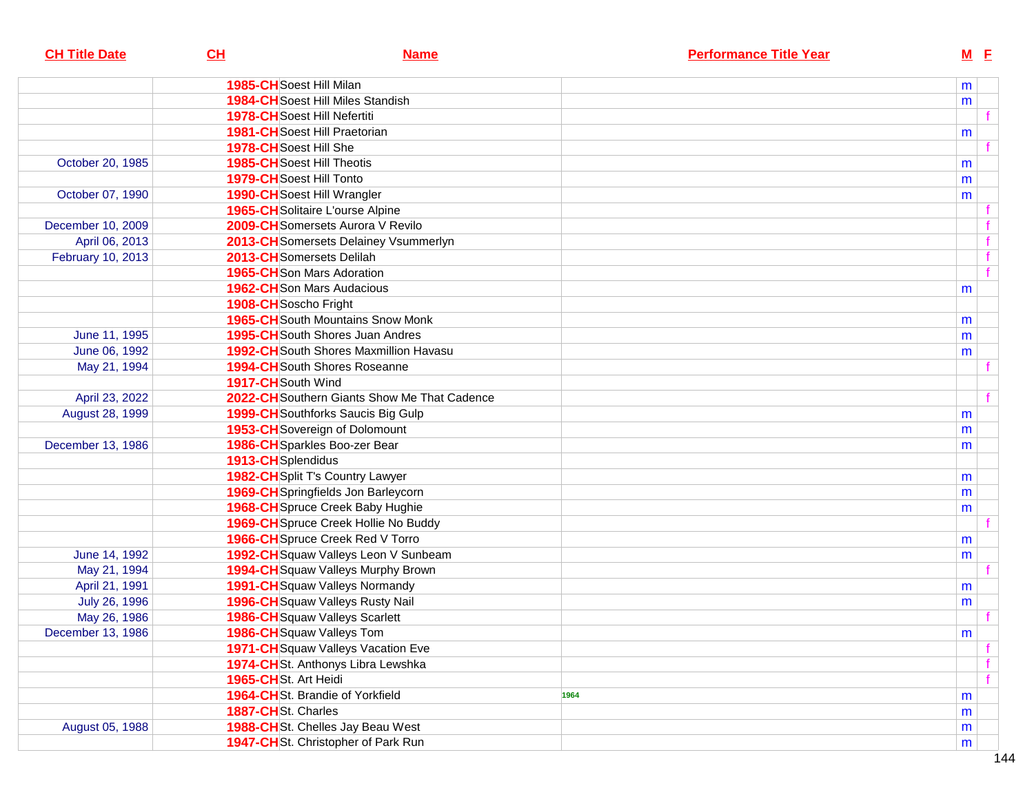| CH Title Date | CH | Name | Performance Title Year | M | F |
|---|---|---|---|---|---|
| | 1985-CH | Soest Hill Milan | | m | |
| | 1984-CH | Soest Hill Miles Standish | | m | |
| | 1978-CH | Soest Hill Nefertiti | | | f |
| | 1981-CH | Soest Hill Praetorian | | m | |
| | 1978-CH | Soest Hill She | | | f |
| October 20, 1985 | 1985-CH | Soest Hill Theotis | | m | |
| | 1979-CH | Soest Hill Tonto | | m | |
| October 07, 1990 | 1990-CH | Soest Hill Wrangler | | m | |
| | 1965-CH | Solitaire L'ourse Alpine | | | f |
| December 10, 2009 | 2009-CH | Somersets Aurora V Revilo | | | f |
| April 06, 2013 | 2013-CH | Somersets Delainey Vsummerlyn | | | f |
| February 10, 2013 | 2013-CH | Somersets Delilah | | | f |
| | 1965-CH | Son Mars Adoration | | | f |
| | 1962-CH | Son Mars Audacious | | m | |
| | 1908-CH | Soscho Fright | | | |
| | 1965-CH | South Mountains Snow Monk | | m | |
| June 11, 1995 | 1995-CH | South Shores Juan Andres | | m | |
| June 06, 1992 | 1992-CH | South Shores Maxmillion Havasu | | m | |
| May 21, 1994 | 1994-CH | South Shores Roseanne | | | f |
| | 1917-CH | South Wind | | | |
| April 23, 2022 | 2022-CH | Southern Giants Show Me That Cadence | | | f |
| August 28, 1999 | 1999-CH | Southforks Saucis Big Gulp | | m | |
| | 1953-CH | Sovereign of Dolomount | | m | |
| December 13, 1986 | 1986-CH | Sparkles Boo-zer Bear | | m | |
| | 1913-CH | Splendidus | | | |
| | 1982-CH | Split T's Country Lawyer | | m | |
| | 1969-CH | Springfields Jon Barleycorn | | m | |
| | 1968-CH | Spruce Creek Baby Hughie | | m | |
| | 1969-CH | Spruce Creek Hollie No Buddy | | | f |
| | 1966-CH | Spruce Creek Red V Torro | | m | |
| June 14, 1992 | 1992-CH | Squaw Valleys Leon V Sunbeam | | m | |
| May 21, 1994 | 1994-CH | Squaw Valleys Murphy Brown | | | f |
| April 21, 1991 | 1991-CH | Squaw Valleys Normandy | | m | |
| July 26, 1996 | 1996-CH | Squaw Valleys Rusty Nail | | m | |
| May 26, 1986 | 1986-CH | Squaw Valleys Scarlett | | | f |
| December 13, 1986 | 1986-CH | Squaw Valleys Tom | | m | |
| | 1971-CH | Squaw Valleys Vacation Eve | | | f |
| | 1974-CH | St. Anthonys Libra Lewshka | | | f |
| | 1965-CH | St. Art Heidi | | | f |
| | 1964-CH | St. Brandie of Yorkfield | 1964 | m | |
| | 1887-CH | St. Charles | | m | |
| August 05, 1988 | 1988-CH | St. Chelles Jay Beau West | | m | |
| | 1947-CH | St. Christopher of Park Run | | m | |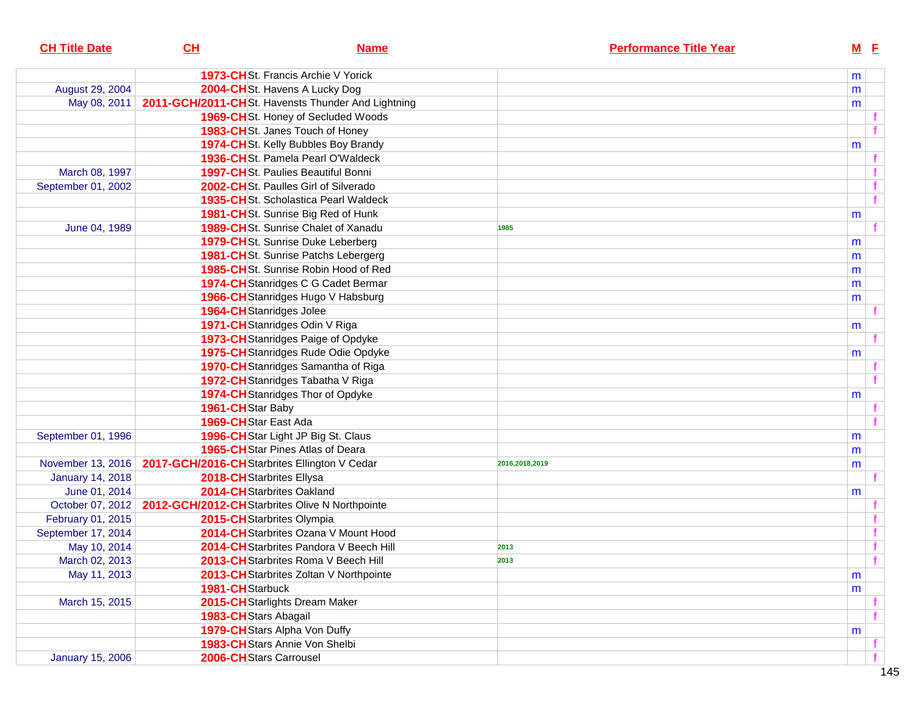| CH Title Date | CH | Name | Performance Title Year | M | F |
|---|---|---|---|---|---|
| | 1973-CH | St. Francis Archie V Yorick | | m | |
| August 29, 2004 | 2004-CH | St. Havens A Lucky Dog | | m | |
| May 08, 2011 | 2011-GCH/2011-CH | St. Havensts Thunder And Lightning | | m | |
| | 1969-CH | St. Honey of Secluded Woods | | | f |
| | 1983-CH | St. Janes Touch of Honey | | | f |
| | 1974-CH | St. Kelly Bubbles Boy Brandy | | m | |
| | 1936-CH | St. Pamela Pearl O'Waldeck | | | f |
| March 08, 1997 | 1997-CH | St. Paulies Beautiful Bonni | | | f |
| September 01, 2002 | 2002-CH | St. Paulles Girl of Silverado | | | f |
| | 1935-CH | St. Scholastica Pearl Waldeck | | | f |
| | 1981-CH | St. Sunrise Big Red of Hunk | | m | |
| June 04, 1989 | 1989-CH | St. Sunrise Chalet of Xanadu | 1985 | | f |
| | 1979-CH | St. Sunrise Duke Leberberg | | m | |
| | 1981-CH | St. Sunrise Patchs Lebergerg | | m | |
| | 1985-CH | St. Sunrise Robin Hood of Red | | m | |
| | 1974-CH | Stanridges C G Cadet Bermar | | m | |
| | 1966-CH | Stanridges Hugo V Habsburg | | m | |
| | 1964-CH | Stanridges Jolee | | | f |
| | 1971-CH | Stanridges Odin V Riga | | m | |
| | 1973-CH | Stanridges Paige of Opdyke | | | f |
| | 1975-CH | Stanridges Rude Odie Opdyke | | m | |
| | 1970-CH | Stanridges Samantha of Riga | | | f |
| | 1972-CH | Stanridges Tabatha V Riga | | | f |
| | 1974-CH | Stanridges Thor of Opdyke | | m | |
| | 1961-CH | Star Baby | | | f |
| | 1969-CH | Star East Ada | | | f |
| September 01, 1996 | 1996-CH | Star Light JP Big St. Claus | | m | |
| | 1965-CH | Star Pines Atlas of Deara | | m | |
| November 13, 2016 | 2017-GCH/2016-CH | Starbrites Ellington V Cedar | 2016,2018,2019 | m | |
| January 14, 2018 | 2018-CH | Starbrites Ellysa | | | f |
| June 01, 2014 | 2014-CH | Starbrites Oakland | | m | |
| October 07, 2012 | 2012-GCH/2012-CH | Starbrites Olive N Northpointe | | | f |
| February 01, 2015 | 2015-CH | Starbrites Olympia | | | f |
| September 17, 2014 | 2014-CH | Starbrites Ozana V Mount Hood | | | f |
| May 10, 2014 | 2014-CH | Starbrites Pandora V Beech Hill | 2013 | | f |
| March 02, 2013 | 2013-CH | Starbrites Roma V Beech Hill | 2013 | | f |
| May 11, 2013 | 2013-CH | Starbrites Zoltan V Northpointe | | m | |
| | 1981-CH | Starbuck | | m | |
| March 15, 2015 | 2015-CH | Starlights Dream Maker | | | f |
| | 1983-CH | Stars Abagail | | | f |
| | 1979-CH | Stars Alpha Von Duffy | | m | |
| | 1983-CH | Stars Annie Von Shelbi | | | f |
| January 15, 2006 | 2006-CH | Stars Carrousel | | | f |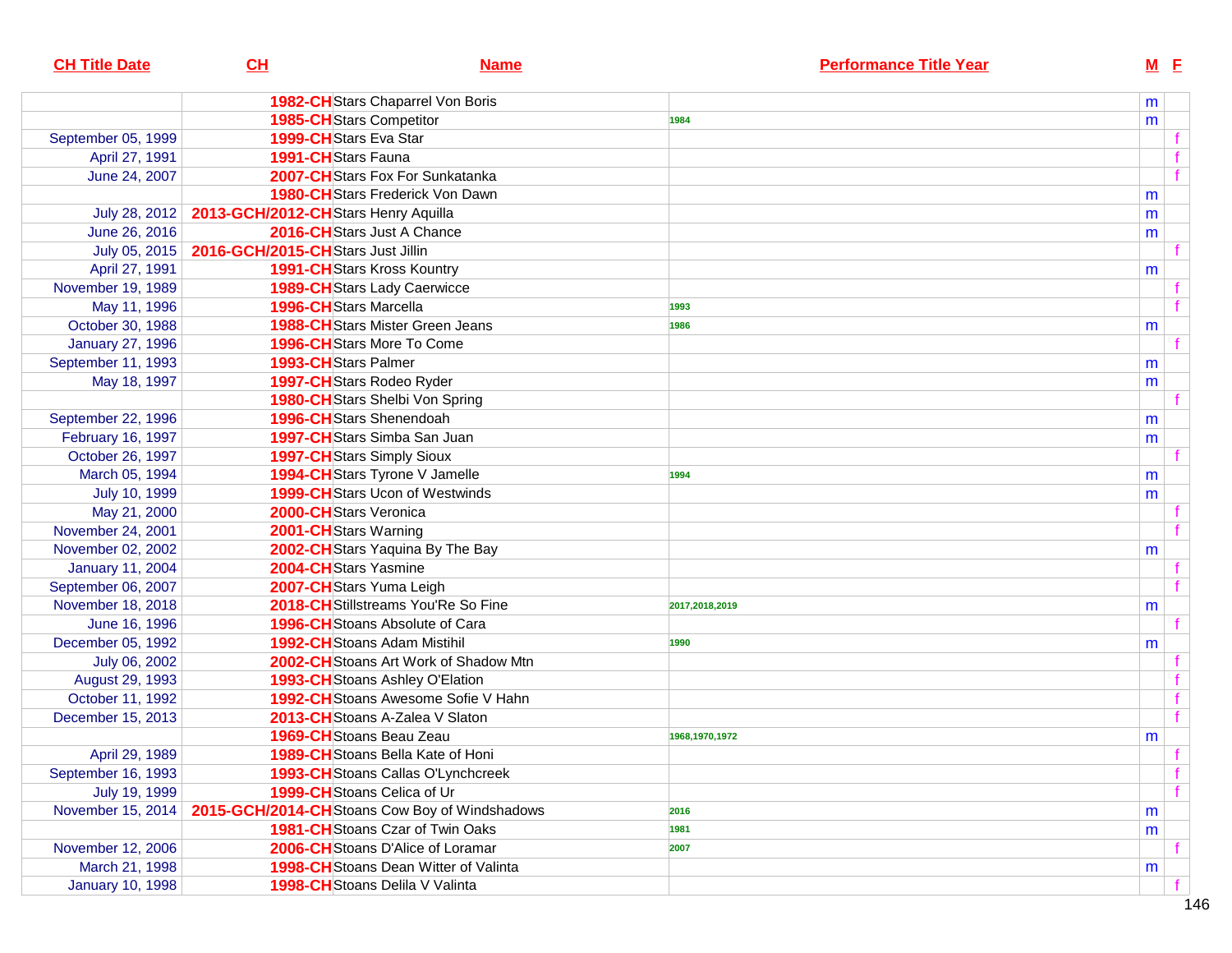| CH Title Date | CH | Name | Performance Title Year | M | F |
|---|---|---|---|---|---|
| | 1982-CH | Stars Chaparrel Von Boris | | m | |
| | 1985-CH | Stars Competitor | 1984 | m | |
| September 05, 1999 | 1999-CH | Stars Eva Star | | | f |
| April 27, 1991 | 1991-CH | Stars Fauna | | | f |
| June 24, 2007 | 2007-CH | Stars Fox For Sunkatanka | | | f |
| | 1980-CH | Stars Frederick Von Dawn | | m | |
| July 28, 2012 | 2013-GCH/2012-CH | Stars Henry Aquilla | | m | |
| June 26, 2016 | 2016-CH | Stars Just A Chance | | m | |
| July 05, 2015 | 2016-GCH/2015-CH | Stars Just Jillin | | | f |
| April 27, 1991 | 1991-CH | Stars Kross Kountry | | m | |
| November 19, 1989 | 1989-CH | Stars Lady Caerwicce | | | f |
| May 11, 1996 | 1996-CH | Stars Marcella | 1993 | | f |
| October 30, 1988 | 1988-CH | Stars Mister Green Jeans | 1986 | m | |
| January 27, 1996 | 1996-CH | Stars More To Come | | | f |
| September 11, 1993 | 1993-CH | Stars Palmer | | m | |
| May 18, 1997 | 1997-CH | Stars Rodeo Ryder | | m | |
| | 1980-CH | Stars Shelbi Von Spring | | | f |
| September 22, 1996 | 1996-CH | Stars Shenendoah | | m | |
| February 16, 1997 | 1997-CH | Stars Simba San Juan | | m | |
| October 26, 1997 | 1997-CH | Stars Simply Sioux | | | f |
| March 05, 1994 | 1994-CH | Stars Tyrone V Jamelle | 1994 | m | |
| July 10, 1999 | 1999-CH | Stars Ucon of Westwinds | | m | |
| May 21, 2000 | 2000-CH | Stars Veronica | | | f |
| November 24, 2001 | 2001-CH | Stars Warning | | | f |
| November 02, 2002 | 2002-CH | Stars Yaquina By The Bay | | m | |
| January 11, 2004 | 2004-CH | Stars Yasmine | | | f |
| September 06, 2007 | 2007-CH | Stars Yuma Leigh | | | f |
| November 18, 2018 | 2018-CH | Stillstreams You'Re So Fine | 2017,2018,2019 | m | |
| June 16, 1996 | 1996-CH | Stoans Absolute of Cara | | | f |
| December 05, 1992 | 1992-CH | Stoans Adam Mistihil | 1990 | m | |
| July 06, 2002 | 2002-CH | Stoans Art Work of Shadow Mtn | | | f |
| August 29, 1993 | 1993-CH | Stoans Ashley O'Elation | | | f |
| October 11, 1992 | 1992-CH | Stoans Awesome Sofie V Hahn | | | f |
| December 15, 2013 | 2013-CH | Stoans A-Zalea V Slaton | | | f |
| | 1969-CH | Stoans Beau Zeau | 1968,1970,1972 | m | |
| April 29, 1989 | 1989-CH | Stoans Bella Kate of Honi | | | f |
| September 16, 1993 | 1993-CH | Stoans Callas O'Lynchcreek | | | f |
| July 19, 1999 | 1999-CH | Stoans Celica of Ur | | | f |
| November 15, 2014 | 2015-GCH/2014-CH | Stoans Cow Boy of Windshadows | 2016 | m | |
| | 1981-CH | Stoans Czar of Twin Oaks | 1981 | m | |
| November 12, 2006 | 2006-CH | Stoans D'Alice of Loramar | 2007 | | f |
| March 21, 1998 | 1998-CH | Stoans Dean Witter of Valinta | | m | |
| January 10, 1998 | 1998-CH | Stoans Delila V Valinta | | | f |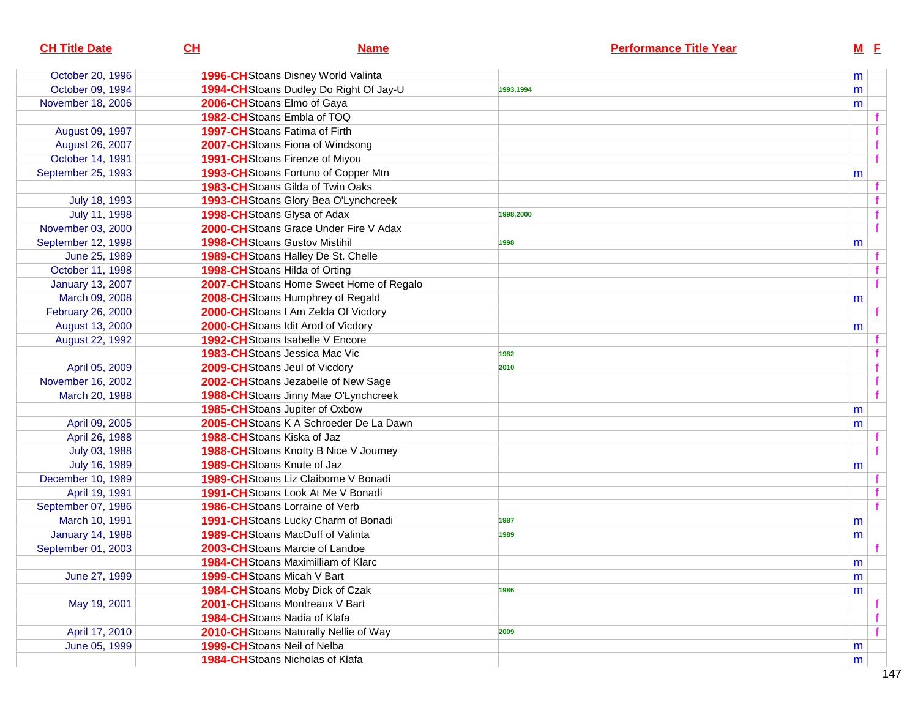| CH Title Date | CH | Name | Performance Title Year | M | F |
|---|---|---|---|---|---|
| October 20, 1996 | 1996-CH | Stoans Disney World Valinta | | m | |
| October 09, 1994 | 1994-CH | Stoans Dudley Do Right Of Jay-U | 1993,1994 | m | |
| November 18, 2006 | 2006-CH | Stoans Elmo of Gaya | | m | |
| | 1982-CH | Stoans Embla of TOQ | | | f |
| August 09, 1997 | 1997-CH | Stoans Fatima of Firth | | | f |
| August 26, 2007 | 2007-CH | Stoans Fiona of Windsong | | | f |
| October 14, 1991 | 1991-CH | Stoans Firenze of Miyou | | | f |
| September 25, 1993 | 1993-CH | Stoans Fortuno of Copper Mtn | | m | |
| | 1983-CH | Stoans Gilda of Twin Oaks | | | f |
| July 18, 1993 | 1993-CH | Stoans Glory Bea O'Lynchcreek | | | f |
| July 11, 1998 | 1998-CH | Stoans Glysa of Adax | 1998,2000 | | f |
| November 03, 2000 | 2000-CH | Stoans Grace Under Fire V Adax | | | f |
| September 12, 1998 | 1998-CH | Stoans Gustov Mistihil | 1998 | m | |
| June 25, 1989 | 1989-CH | Stoans Halley De St. Chelle | | | f |
| October 11, 1998 | 1998-CH | Stoans Hilda of Orting | | | f |
| January 13, 2007 | 2007-CH | Stoans Home Sweet Home of Regalo | | | f |
| March 09, 2008 | 2008-CH | Stoans Humphrey of Regald | | m | |
| February 26, 2000 | 2000-CH | Stoans I Am Zelda Of Vicdory | | | f |
| August 13, 2000 | 2000-CH | Stoans Idit Arod of Vicdory | | m | |
| August 22, 1992 | 1992-CH | Stoans Isabelle V Encore | | | f |
| | 1983-CH | Stoans Jessica Mac Vic | 1982 | | f |
| April 05, 2009 | 2009-CH | Stoans Jeul of Vicdory | 2010 | | f |
| November 16, 2002 | 2002-CH | Stoans Jezabelle of New Sage | | | f |
| March 20, 1988 | 1988-CH | Stoans Jinny Mae O'Lynchcreek | | | f |
| | 1985-CH | Stoans Jupiter of Oxbow | | m | |
| April 09, 2005 | 2005-CH | Stoans K A Schroeder De La Dawn | | m | |
| April 26, 1988 | 1988-CH | Stoans Kiska of Jaz | | | f |
| July 03, 1988 | 1988-CH | Stoans Knotty B Nice V Journey | | | f |
| July 16, 1989 | 1989-CH | Stoans Knute of Jaz | | m | |
| December 10, 1989 | 1989-CH | Stoans Liz Claiborne V Bonadi | | | f |
| April 19, 1991 | 1991-CH | Stoans Look At Me V Bonadi | | | f |
| September 07, 1986 | 1986-CH | Stoans Lorraine of Verb | | | f |
| March 10, 1991 | 1991-CH | Stoans Lucky Charm of Bonadi | 1987 | m | |
| January 14, 1988 | 1989-CH | Stoans MacDuff of Valinta | 1989 | m | |
| September 01, 2003 | 2003-CH | Stoans Marcie of Landoe | | | f |
| | 1984-CH | Stoans Maximilliam of Klarc | | m | |
| June 27, 1999 | 1999-CH | Stoans Micah V Bart | | m | |
| | 1984-CH | Stoans Moby Dick of Czak | 1986 | m | |
| May 19, 2001 | 2001-CH | Stoans Montreaux V Bart | | | f |
| | 1984-CH | Stoans Nadia of Klafa | | | f |
| April 17, 2010 | 2010-CH | Stoans Naturally Nellie of Way | 2009 | | f |
| June 05, 1999 | 1999-CH | Stoans Neil of Nelba | | m | |
| | 1984-CH | Stoans Nicholas of Klafa | | m | |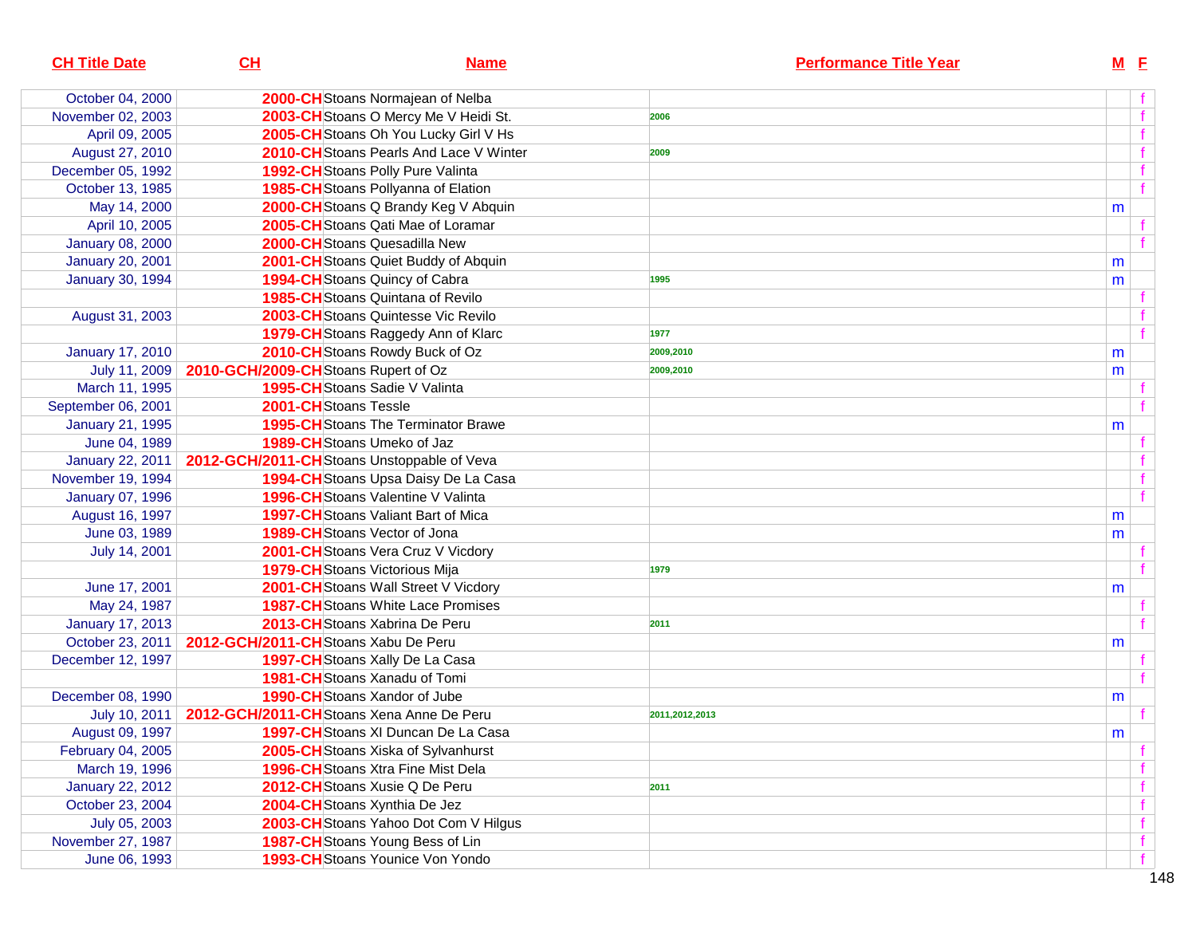| CH Title Date | CH | Name | Performance Title Year | M | F |
|---|---|---|---|---|---|
| October 04, 2000 | 2000-CH | Stoans Normajean of Nelba | | | f |
| November 02, 2003 | 2003-CH | Stoans O Mercy Me V Heidi St. | 2006 | | f |
| April 09, 2005 | 2005-CH | Stoans Oh You Lucky Girl V Hs | | | f |
| August 27, 2010 | 2010-CH | Stoans Pearls And Lace V Winter | 2009 | | f |
| December 05, 1992 | 1992-CH | Stoans Polly Pure Valinta | | | f |
| October 13, 1985 | 1985-CH | Stoans Pollyanna of Elation | | | f |
| May 14, 2000 | 2000-CH | Stoans Q Brandy Keg V Abquin | | m | |
| April 10, 2005 | 2005-CH | Stoans Qati Mae of Loramar | | | f |
| January 08, 2000 | 2000-CH | Stoans Quesadilla New | | | f |
| January 20, 2001 | 2001-CH | Stoans Quiet Buddy of Abquin | | m | |
| January 30, 1994 | 1994-CH | Stoans Quincy of Cabra | 1995 | m | |
| | 1985-CH | Stoans Quintana of Revilo | | | f |
| August 31, 2003 | 2003-CH | Stoans Quintesse Vic Revilo | | | f |
| | 1979-CH | Stoans Raggedy Ann of Klarc | 1977 | | f |
| January 17, 2010 | 2010-CH | Stoans Rowdy Buck of Oz | 2009,2010 | m | |
| July 11, 2009 | 2010-GCH/2009-CH | Stoans Rupert of Oz | 2009,2010 | m | |
| March 11, 1995 | 1995-CH | Stoans Sadie V Valinta | | | f |
| September 06, 2001 | 2001-CH | Stoans Tessle | | | f |
| January 21, 1995 | 1995-CH | Stoans The Terminator Brawe | | m | |
| June 04, 1989 | 1989-CH | Stoans Umeko of Jaz | | | f |
| January 22, 2011 | 2012-GCH/2011-CH | Stoans Unstoppable of Veva | | | f |
| November 19, 1994 | 1994-CH | Stoans Upsa Daisy De La Casa | | | f |
| January 07, 1996 | 1996-CH | Stoans Valentine V Valinta | | | f |
| August 16, 1997 | 1997-CH | Stoans Valiant Bart of Mica | | m | |
| June 03, 1989 | 1989-CH | Stoans Vector of Jona | | m | |
| July 14, 2001 | 2001-CH | Stoans Vera Cruz V Vicdory | | | f |
| | 1979-CH | Stoans Victorious Mija | 1979 | | f |
| June 17, 2001 | 2001-CH | Stoans Wall Street V Vicdory | | m | |
| May 24, 1987 | 1987-CH | Stoans White Lace Promises | | | f |
| January 17, 2013 | 2013-CH | Stoans Xabrina De Peru | 2011 | | f |
| October 23, 2011 | 2012-GCH/2011-CH | Stoans Xabu De Peru | | m | |
| December 12, 1997 | 1997-CH | Stoans Xally De La Casa | | | f |
| | 1981-CH | Stoans Xanadu of Tomi | | | f |
| December 08, 1990 | 1990-CH | Stoans Xandor of Jube | | m | |
| July 10, 2011 | 2012-GCH/2011-CH | Stoans Xena Anne De Peru | 2011,2012,2013 | | f |
| August 09, 1997 | 1997-CH | Stoans Xl Duncan De La Casa | | m | |
| February 04, 2005 | 2005-CH | Stoans Xiska of Sylvanhurst | | | f |
| March 19, 1996 | 1996-CH | Stoans Xtra Fine Mist Dela | | | f |
| January 22, 2012 | 2012-CH | Stoans Xusie Q De Peru | 2011 | | f |
| October 23, 2004 | 2004-CH | Stoans Xynthia De Jez | | | f |
| July 05, 2003 | 2003-CH | Stoans Yahoo Dot Com V Hilgus | | | f |
| November 27, 1987 | 1987-CH | Stoans Young Bess of Lin | | | f |
| June 06, 1993 | 1993-CH | Stoans Younice Von Yondo | | | f |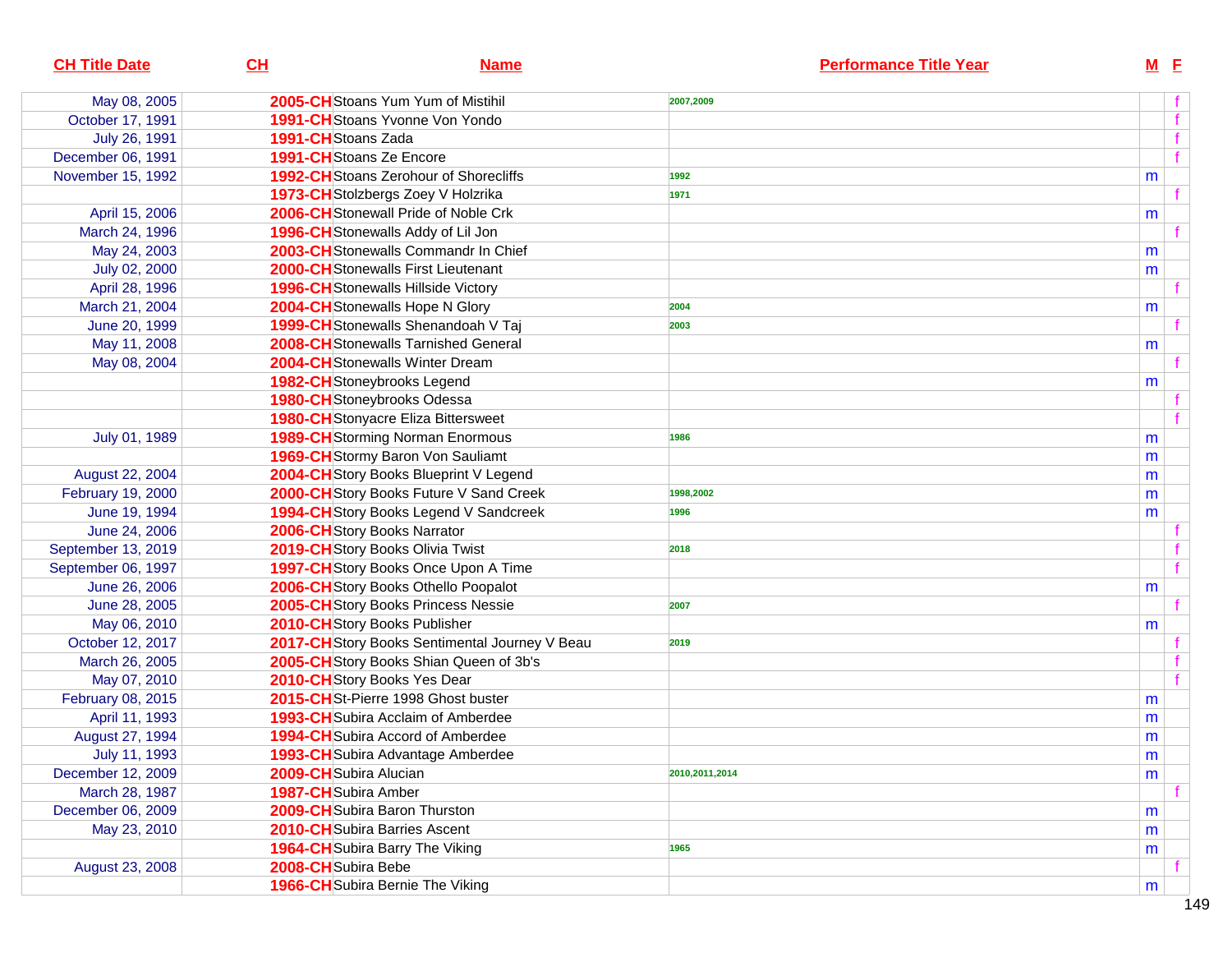| CH Title Date | CH | Name | Performance Title Year | M | F |
|---|---|---|---|---|---|
| May 08, 2005 | 2005-CH | Stoans Yum Yum of Mistihil | 2007,2009 | | f |
| October 17, 1991 | 1991-CH | Stoans Yvonne Von Yondo | | | f |
| July 26, 1991 | 1991-CH | Stoans Zada | | | f |
| December 06, 1991 | 1991-CH | Stoans Ze Encore | | | f |
| November 15, 1992 | 1992-CH | Stoans Zerohour of Shorecliffs | 1992 | m | |
| | 1973-CH | Stolzbergs Zoey V Holzrika | 1971 | | f |
| April 15, 2006 | 2006-CH | Stonewall Pride of Noble Crk | | m | |
| March 24, 1996 | 1996-CH | Stonewalls Addy of Lil Jon | | | f |
| May 24, 2003 | 2003-CH | Stonewalls Commandr In Chief | | m | |
| July 02, 2000 | 2000-CH | Stonewalls First Lieutenant | | m | |
| April 28, 1996 | 1996-CH | Stonewalls Hillside Victory | | | f |
| March 21, 2004 | 2004-CH | Stonewalls Hope N Glory | 2004 | m | |
| June 20, 1999 | 1999-CH | Stonewalls Shenandoah V Taj | 2003 | | f |
| May 11, 2008 | 2008-CH | Stonewalls Tarnished General | | m | |
| May 08, 2004 | 2004-CH | Stonewalls Winter Dream | | | f |
| | 1982-CH | Stoneybrooks Legend | | m | |
| | 1980-CH | Stoneybrooks Odessa | | | f |
| | 1980-CH | Stonyacre Eliza Bittersweet | | | f |
| July 01, 1989 | 1989-CH | Storming Norman Enormous | 1986 | m | |
| | 1969-CH | Stormy Baron Von Sauliamt | | m | |
| August 22, 2004 | 2004-CH | Story Books Blueprint V Legend | | m | |
| February 19, 2000 | 2000-CH | Story Books Future V Sand Creek | 1998,2002 | m | |
| June 19, 1994 | 1994-CH | Story Books Legend V Sandcreek | 1996 | m | |
| June 24, 2006 | 2006-CH | Story Books Narrator | | | f |
| September 13, 2019 | 2019-CH | Story Books Olivia Twist | 2018 | | f |
| September 06, 1997 | 1997-CH | Story Books Once Upon A Time | | | f |
| June 26, 2006 | 2006-CH | Story Books Othello Poopalot | | m | |
| June 28, 2005 | 2005-CH | Story Books Princess Nessie | 2007 | | f |
| May 06, 2010 | 2010-CH | Story Books Publisher | | m | |
| October 12, 2017 | 2017-CH | Story Books Sentimental Journey V Beau | 2019 | | f |
| March 26, 2005 | 2005-CH | Story Books Shian Queen of 3b's | | | f |
| May 07, 2010 | 2010-CH | Story Books Yes Dear | | | f |
| February 08, 2015 | 2015-CH | St-Pierre 1998 Ghost buster | | m | |
| April 11, 1993 | 1993-CH | Subira Acclaim of Amberdee | | m | |
| August 27, 1994 | 1994-CH | Subira Accord of Amberdee | | m | |
| July 11, 1993 | 1993-CH | Subira Advantage Amberdee | | m | |
| December 12, 2009 | 2009-CH | Subira Alucian | 2010,2011,2014 | m | |
| March 28, 1987 | 1987-CH | Subira Amber | | | f |
| December 06, 2009 | 2009-CH | Subira Baron Thurston | | m | |
| May 23, 2010 | 2010-CH | Subira Barries Ascent | | m | |
| | 1964-CH | Subira Barry The Viking | 1965 | m | |
| August 23, 2008 | 2008-CH | Subira Bebe | | | f |
| | 1966-CH | Subira Bernie The Viking | | m | |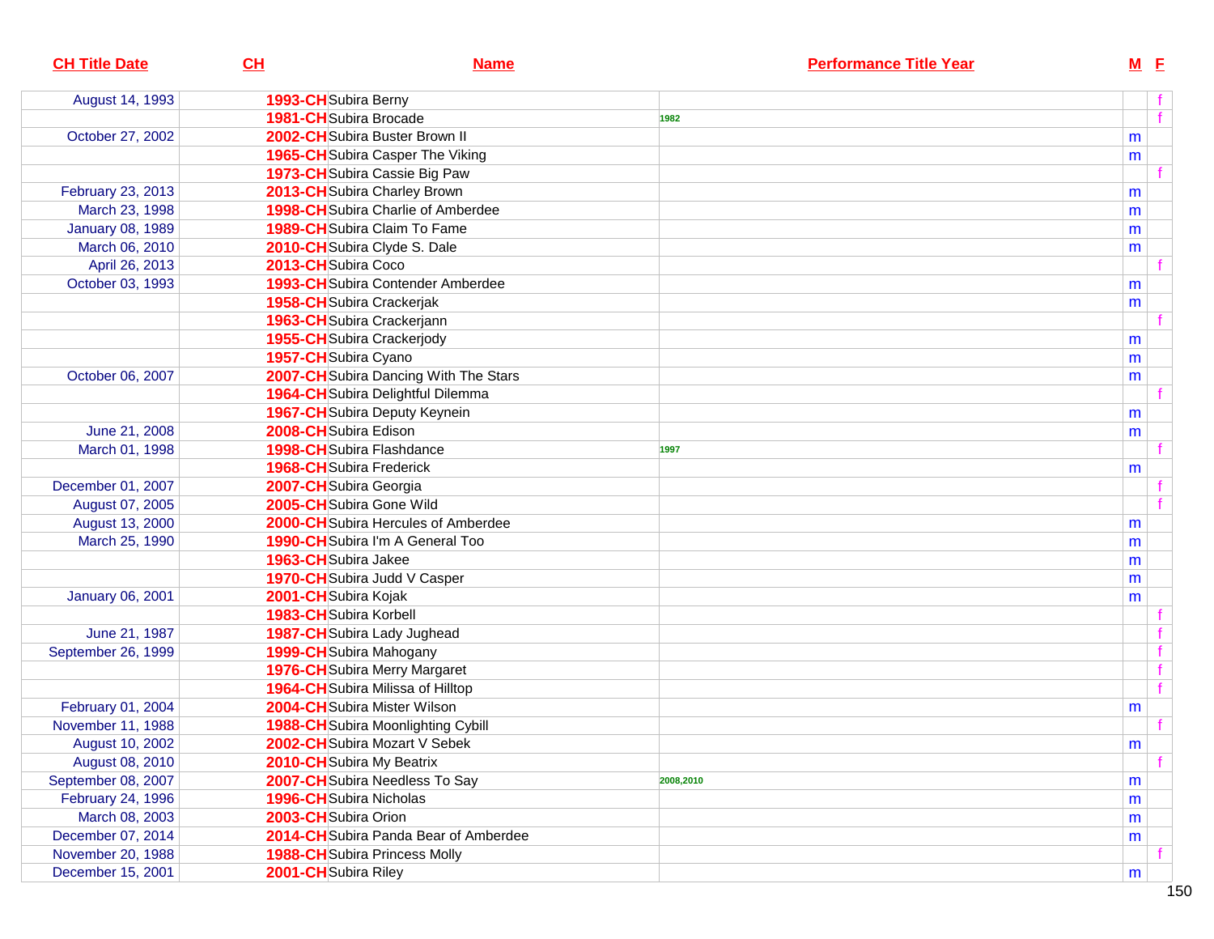| CH Title Date | CH | Name | Performance Title Year | M | F |
|---|---|---|---|---|---|
| August 14, 1993 | 1993-CH | Subira Berny | | | f |
| | 1981-CH | Subira Brocade | 1982 | | f |
| October 27, 2002 | 2002-CH | Subira Buster Brown II | | m | |
| | 1965-CH | Subira Casper The Viking | | m | |
| | 1973-CH | Subira Cassie Big Paw | | | f |
| February 23, 2013 | 2013-CH | Subira Charley Brown | | m | |
| March 23, 1998 | 1998-CH | Subira Charlie of Amberdee | | m | |
| January 08, 1989 | 1989-CH | Subira Claim To Fame | | m | |
| March 06, 2010 | 2010-CH | Subira Clyde S. Dale | | m | |
| April 26, 2013 | 2013-CH | Subira Coco | | | f |
| October 03, 1993 | 1993-CH | Subira Contender Amberdee | | m | |
| | 1958-CH | Subira Crackerjak | | m | |
| | 1963-CH | Subira Crackerjann | | | f |
| | 1955-CH | Subira Crackerjody | | m | |
| | 1957-CH | Subira Cyano | | m | |
| October 06, 2007 | 2007-CH | Subira Dancing With The Stars | | m | |
| | 1964-CH | Subira Delightful Dilemma | | | f |
| | 1967-CH | Subira Deputy Keynein | | m | |
| June 21, 2008 | 2008-CH | Subira Edison | | m | |
| March 01, 1998 | 1998-CH | Subira Flashdance | 1997 | | f |
| | 1968-CH | Subira Frederick | | m | |
| December 01, 2007 | 2007-CH | Subira Georgia | | | f |
| August 07, 2005 | 2005-CH | Subira Gone Wild | | | f |
| August 13, 2000 | 2000-CH | Subira Hercules of Amberdee | | m | |
| March 25, 1990 | 1990-CH | Subira I'm A General Too | | m | |
| | 1963-CH | Subira Jakee | | m | |
| | 1970-CH | Subira Judd V Casper | | m | |
| January 06, 2001 | 2001-CH | Subira Kojak | | m | |
| | 1983-CH | Subira Korbell | | | f |
| June 21, 1987 | 1987-CH | Subira Lady Jughead | | | f |
| September 26, 1999 | 1999-CH | Subira Mahogany | | | f |
| | 1976-CH | Subira Merry Margaret | | | f |
| | 1964-CH | Subira Milissa of Hilltop | | | f |
| February 01, 2004 | 2004-CH | Subira Mister Wilson | | m | |
| November 11, 1988 | 1988-CH | Subira Moonlighting Cybill | | | f |
| August 10, 2002 | 2002-CH | Subira Mozart V Sebek | | m | |
| August 08, 2010 | 2010-CH | Subira My Beatrix | | | f |
| September 08, 2007 | 2007-CH | Subira Needless To Say | 2008,2010 | m | |
| February 24, 1996 | 1996-CH | Subira Nicholas | | m | |
| March 08, 2003 | 2003-CH | Subira Orion | | m | |
| December 07, 2014 | 2014-CH | Subira Panda Bear of Amberdee | | m | |
| November 20, 1988 | 1988-CH | Subira Princess Molly | | | f |
| December 15, 2001 | 2001-CH | Subira Riley | | m | |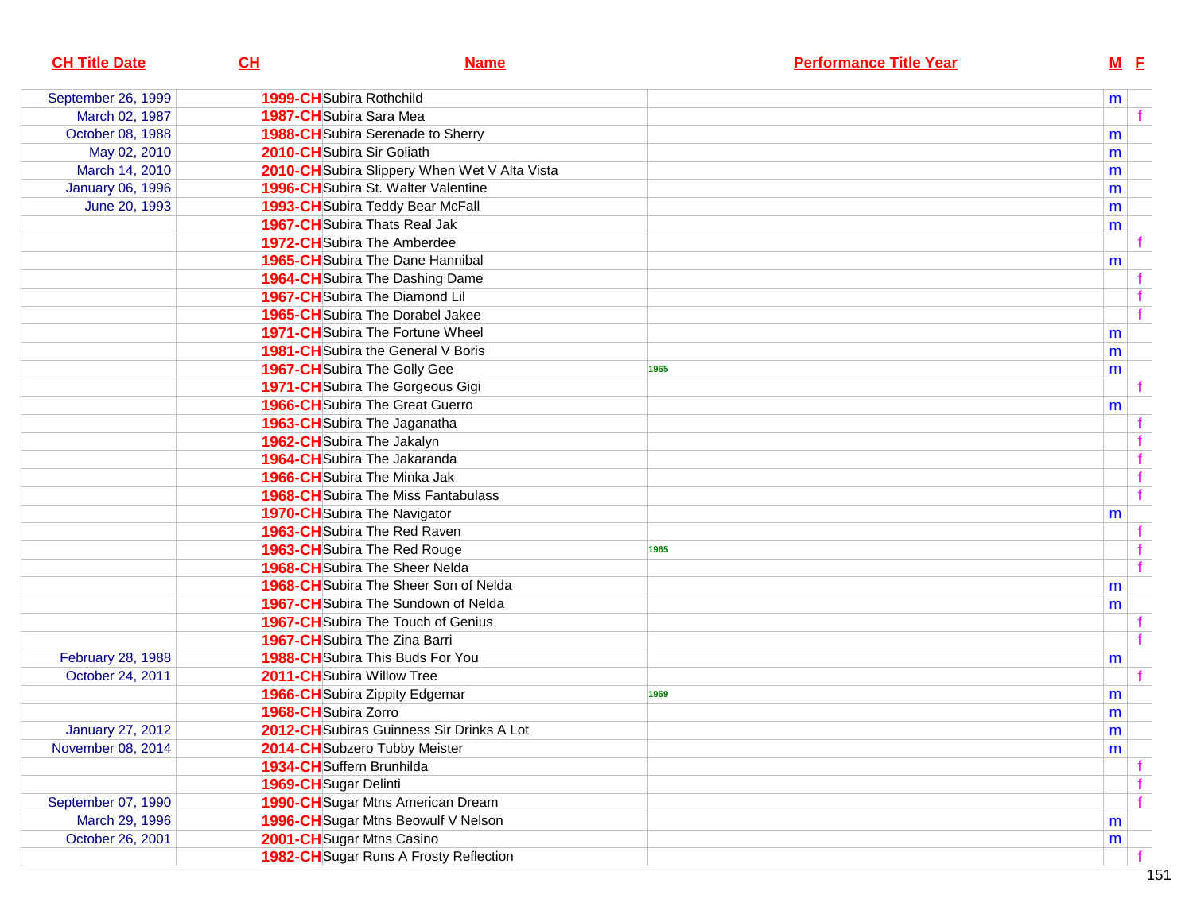| CH Title Date | CH | Name | Performance Title Year | M | F |
|---|---|---|---|---|---|
| September 26, 1999 | 1999-CH | Subira Rothchild | | m | |
| March 02, 1987 | 1987-CH | Subira Sara Mea | | | f |
| October 08, 1988 | 1988-CH | Subira Serenade to Sherry | | m | |
| May 02, 2010 | 2010-CH | Subira Sir Goliath | | m | |
| March 14, 2010 | 2010-CH | Subira Slippery When Wet V Alta Vista | | m | |
| January 06, 1996 | 1996-CH | Subira St. Walter Valentine | | m | |
| June 20, 1993 | 1993-CH | Subira Teddy Bear McFall | | m | |
| | 1967-CH | Subira Thats Real Jak | | m | |
| | 1972-CH | Subira The Amberdee | | | f |
| | 1965-CH | Subira The Dane Hannibal | | m | |
| | 1964-CH | Subira The Dashing Dame | | | f |
| | 1967-CH | Subira The Diamond Lil | | | f |
| | 1965-CH | Subira The Dorabel Jakee | | | f |
| | 1971-CH | Subira The Fortune Wheel | | m | |
| | 1981-CH | Subira the General V Boris | | m | |
| | 1967-CH | Subira The Golly Gee | 1965 | m | |
| | 1971-CH | Subira The Gorgeous Gigi | | | f |
| | 1966-CH | Subira The Great Guerro | | m | |
| | 1963-CH | Subira The Jaganatha | | | f |
| | 1962-CH | Subira The Jakalyn | | | f |
| | 1964-CH | Subira The Jakaranda | | | f |
| | 1966-CH | Subira The Minka Jak | | | f |
| | 1968-CH | Subira The Miss Fantabulass | | | f |
| | 1970-CH | Subira The Navigator | | m | |
| | 1963-CH | Subira The Red Raven | | | f |
| | 1963-CH | Subira The Red Rouge | 1965 | | f |
| | 1968-CH | Subira The Sheer Nelda | | | f |
| | 1968-CH | Subira The Sheer Son of Nelda | | m | |
| | 1967-CH | Subira The Sundown of Nelda | | m | |
| | 1967-CH | Subira The Touch of Genius | | | f |
| | 1967-CH | Subira The Zina Barri | | | f |
| February 28, 1988 | 1988-CH | Subira This Buds For You | | m | |
| October 24, 2011 | 2011-CH | Subira Willow Tree | | | f |
| | 1966-CH | Subira Zippity Edgemar | 1969 | m | |
| | 1968-CH | Subira Zorro | | m | |
| January 27, 2012 | 2012-CH | Subiras Guinness Sir Drinks A Lot | | m | |
| November 08, 2014 | 2014-CH | Subzero Tubby Meister | | m | |
| | 1934-CH | Suffern Brunhilda | | | f |
| | 1969-CH | Sugar Delinti | | | f |
| September 07, 1990 | 1990-CH | Sugar Mtns American Dream | | | f |
| March 29, 1996 | 1996-CH | Sugar Mtns Beowulf V Nelson | | m | |
| October 26, 2001 | 2001-CH | Sugar Mtns Casino | | m | |
| | 1982-CH | Sugar Runs A Frosty Reflection | | | f |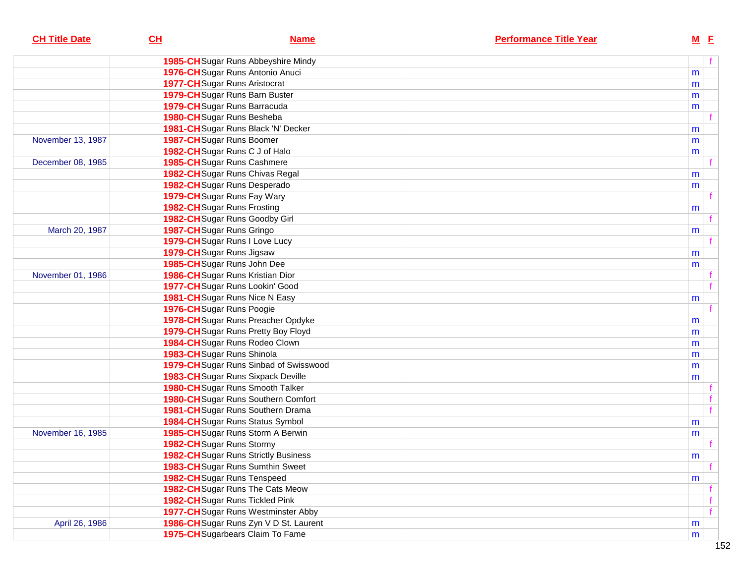| CH Title Date | CH | Name | Performance Title Year | M | F |
|---|---|---|---|---|---|
| | 1985-CH | Sugar Runs Abbeyshire Mindy | | | f |
| | 1976-CH | Sugar Runs Antonio Anuci | | m | |
| | 1977-CH | Sugar Runs Aristocrat | | m | |
| | 1979-CH | Sugar Runs Barn Buster | | m | |
| | 1979-CH | Sugar Runs Barracuda | | m | |
| | 1980-CH | Sugar Runs Besheba | | | f |
| | 1981-CH | Sugar Runs Black 'N' Decker | | m | |
| November 13, 1987 | 1987-CH | Sugar Runs Boomer | | m | |
| | 1982-CH | Sugar Runs C J of Halo | | m | |
| December 08, 1985 | 1985-CH | Sugar Runs Cashmere | | | f |
| | 1982-CH | Sugar Runs Chivas Regal | | m | |
| | 1982-CH | Sugar Runs Desperado | | m | |
| | 1979-CH | Sugar Runs Fay Wary | | | f |
| | 1982-CH | Sugar Runs Frosting | | m | |
| | 1982-CH | Sugar Runs Goodby Girl | | | f |
| March 20, 1987 | 1987-CH | Sugar Runs Gringo | | m | |
| | 1979-CH | Sugar Runs I Love Lucy | | | f |
| | 1979-CH | Sugar Runs Jigsaw | | m | |
| | 1985-CH | Sugar Runs John Dee | | m | |
| November 01, 1986 | 1986-CH | Sugar Runs Kristian Dior | | | f |
| | 1977-CH | Sugar Runs Lookin' Good | | | f |
| | 1981-CH | Sugar Runs Nice N Easy | | m | |
| | 1976-CH | Sugar Runs Poogie | | | f |
| | 1978-CH | Sugar Runs Preacher Opdyke | | m | |
| | 1979-CH | Sugar Runs Pretty Boy Floyd | | m | |
| | 1984-CH | Sugar Runs Rodeo Clown | | m | |
| | 1983-CH | Sugar Runs Shinola | | m | |
| | 1979-CH | Sugar Runs Sinbad of Swisswood | | m | |
| | 1983-CH | Sugar Runs Sixpack Deville | | m | |
| | 1980-CH | Sugar Runs Smooth Talker | | | f |
| | 1980-CH | Sugar Runs Southern Comfort | | | f |
| | 1981-CH | Sugar Runs Southern Drama | | | f |
| | 1984-CH | Sugar Runs Status Symbol | | m | |
| November 16, 1985 | 1985-CH | Sugar Runs Storm A Berwin | | m | |
| | 1982-CH | Sugar Runs Stormy | | | f |
| | 1982-CH | Sugar Runs Strictly Business | | m | |
| | 1983-CH | Sugar Runs Sumthin Sweet | | | f |
| | 1982-CH | Sugar Runs Tenspeed | | m | |
| | 1982-CH | Sugar Runs The Cats Meow | | | f |
| | 1982-CH | Sugar Runs Tickled Pink | | | f |
| | 1977-CH | Sugar Runs Westminster Abby | | | f |
| April 26, 1986 | 1986-CH | Sugar Runs Zyn V D St. Laurent | | m | |
| | 1975-CH | Sugarbears Claim To Fame | | m | |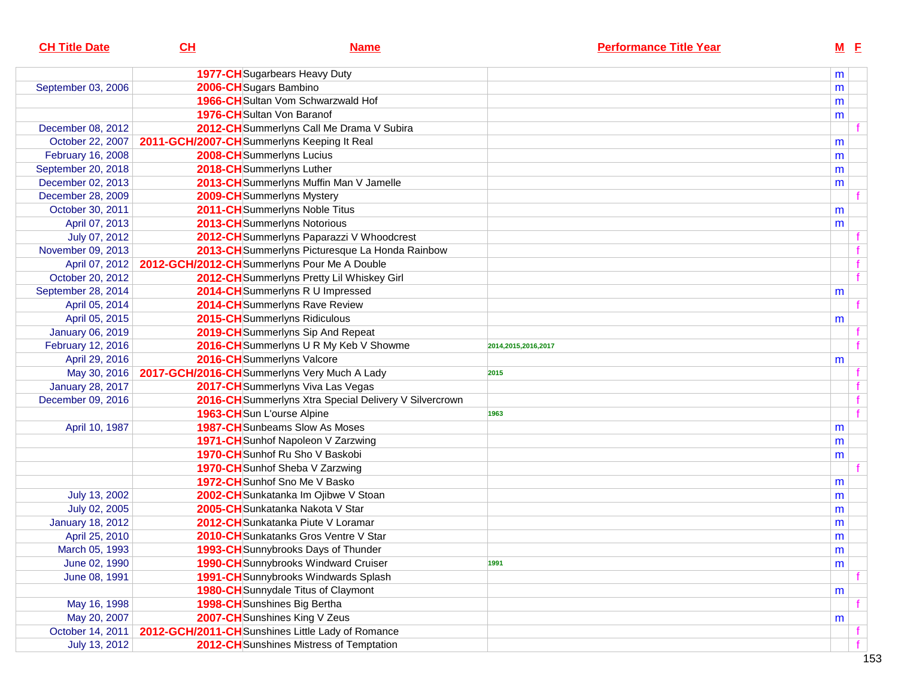| CH Title Date | CH | Name | Performance Title Year | M | F |
|---|---|---|---|---|---|
| | 1977-CH | Sugarbears Heavy Duty | | m | |
| September 03, 2006 | 2006-CH | Sugars Bambino | | m | |
| | 1966-CH | Sultan Vom Schwarzwald Hof | | m | |
| | 1976-CH | Sultan Von Baranof | | m | |
| December 08, 2012 | 2012-CH | Summerlyns Call Me Drama V Subira | | | f |
| October 22, 2007 | 2011-GCH/2007-CH | Summerlyns Keeping It Real | | m | |
| February 16, 2008 | 2008-CH | Summerlyns Lucius | | m | |
| September 20, 2018 | 2018-CH | Summerlyns Luther | | m | |
| December 02, 2013 | 2013-CH | Summerlyns Muffin Man V Jamelle | | m | |
| December 28, 2009 | 2009-CH | Summerlyns Mystery | | | f |
| October 30, 2011 | 2011-CH | Summerlyns Noble Titus | | m | |
| April 07, 2013 | 2013-CH | Summerlyns Notorious | | m | |
| July 07, 2012 | 2012-CH | Summerlyns Paparazzi V Whoodcrest | | | f |
| November 09, 2013 | 2013-CH | Summerlyns Picturesque La Honda Rainbow | | | f |
| April 07, 2012 | 2012-GCH/2012-CH | Summerlyns Pour Me A Double | | | f |
| October 20, 2012 | 2012-CH | Summerlyns Pretty Lil Whiskey Girl | | | f |
| September 28, 2014 | 2014-CH | Summerlyns R U Impressed | | m | |
| April 05, 2014 | 2014-CH | Summerlyns Rave Review | | | f |
| April 05, 2015 | 2015-CH | Summerlyns Ridiculous | | m | |
| January 06, 2019 | 2019-CH | Summerlyns Sip And Repeat | | | f |
| February 12, 2016 | 2016-CH | Summerlyns U R My Keb V Showme | 2014,2015,2016,2017 | | f |
| April 29, 2016 | 2016-CH | Summerlyns Valcore | | m | |
| May 30, 2016 | 2017-GCH/2016-CH | Summerlyns Very Much A Lady | 2015 | | f |
| January 28, 2017 | 2017-CH | Summerlyns Viva Las Vegas | | | f |
| December 09, 2016 | 2016-CH | Summerlyns Xtra Special Delivery V Silvercrown | | | f |
| | 1963-CH | Sun L'ourse Alpine | 1963 | | f |
| April 10, 1987 | 1987-CH | Sunbeams Slow As Moses | | m | |
| | 1971-CH | Sunhof Napoleon V Zarzwing | | m | |
| | 1970-CH | Sunhof Ru Sho V Baskobi | | m | |
| | 1970-CH | Sunhof Sheba V Zarzwing | | | f |
| | 1972-CH | Sunhof Sno Me V Basko | | m | |
| July 13, 2002 | 2002-CH | Sunkatanka Im Ojibwe V Stoan | | m | |
| July 02, 2005 | 2005-CH | Sunkatanka Nakota V Star | | m | |
| January 18, 2012 | 2012-CH | Sunkatanka Piute V Loramar | | m | |
| April 25, 2010 | 2010-CH | Sunkatanks Gros Ventre V Star | | m | |
| March 05, 1993 | 1993-CH | Sunnybrooks Days of Thunder | | m | |
| June 02, 1990 | 1990-CH | Sunnybrooks Windward Cruiser | 1991 | m | |
| June 08, 1991 | 1991-CH | Sunnybrooks Windwards Splash | | | f |
| | 1980-CH | Sunnydale Titus of Claymont | | m | |
| May 16, 1998 | 1998-CH | Sunshines Big Bertha | | | f |
| May 20, 2007 | 2007-CH | Sunshines King V Zeus | | m | |
| October 14, 2011 | 2012-GCH/2011-CH | Sunshines Little Lady of Romance | | | f |
| July 13, 2012 | 2012-CH | Sunshines Mistress of Temptation | | | f |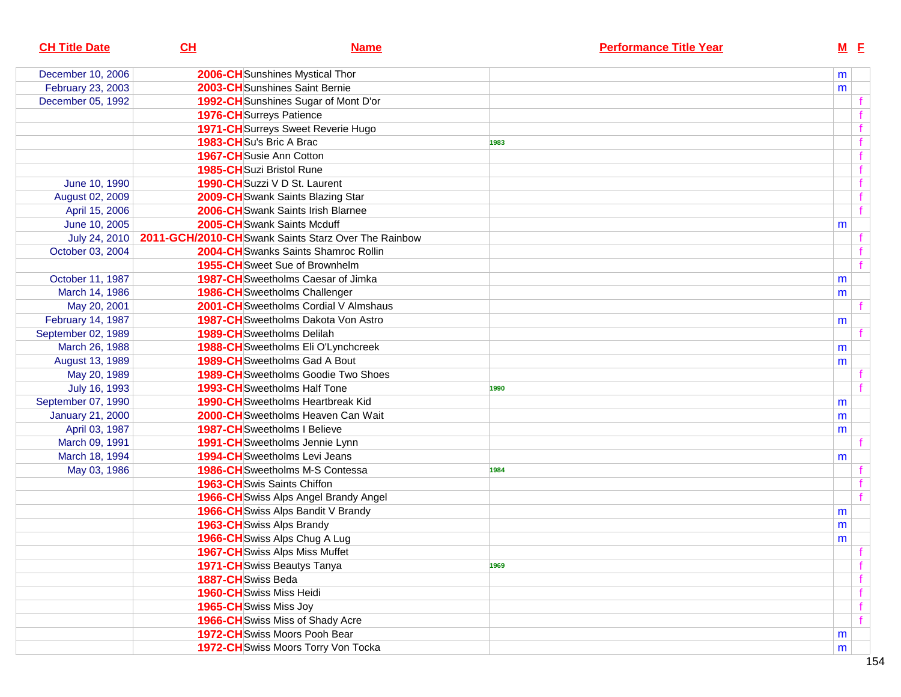| CH Title Date | CH | Name | Performance Title Year | M | F |
|---|---|---|---|---|---|
| December 10, 2006 | 2006-CH | Sunshines Mystical Thor | | m | |
| February 23, 2003 | 2003-CH | Sunshines Saint Bernie | | m | |
| December 05, 1992 | 1992-CH | Sunshines Sugar of Mont D'or | | | f |
| | 1976-CH | Surreys Patience | | | f |
| | 1971-CH | Surreys Sweet Reverie Hugo | | | f |
| | 1983-CH | Su's Bric A Brac | 1983 | | f |
| | 1967-CH | Susie Ann Cotton | | | f |
| | 1985-CH | Suzi Bristol Rune | | | f |
| June 10, 1990 | 1990-CH | Suzzi V D St. Laurent | | | f |
| August 02, 2009 | 2009-CH | Swank Saints Blazing Star | | | f |
| April 15, 2006 | 2006-CH | Swank Saints Irish Blarnee | | | f |
| June 10, 2005 | 2005-CH | Swank Saints Mcduff | | m | |
| July 24, 2010 | 2011-GCH/2010-CH | Swank Saints Starz Over The Rainbow | | | f |
| October 03, 2004 | 2004-CH | Swanks Saints Shamroc Rollin | | | f |
| | 1955-CH | Sweet Sue of Brownhelm | | | f |
| October 11, 1987 | 1987-CH | Sweetholms Caesar of Jimka | | m | |
| March 14, 1986 | 1986-CH | Sweetholms Challenger | | m | |
| May 20, 2001 | 2001-CH | Sweetholms Cordial V Almshaus | | | f |
| February 14, 1987 | 1987-CH | Sweetholms Dakota Von Astro | | m | |
| September 02, 1989 | 1989-CH | Sweetholms Delilah | | | f |
| March 26, 1988 | 1988-CH | Sweetholms Eli O'Lynchcreek | | m | |
| August 13, 1989 | 1989-CH | Sweetholms Gad A Bout | | m | |
| May 20, 1989 | 1989-CH | Sweetholms Goodie Two Shoes | | | f |
| July 16, 1993 | 1993-CH | Sweetholms Half Tone | 1990 | | f |
| September 07, 1990 | 1990-CH | Sweetholms Heartbreak Kid | | m | |
| January 21, 2000 | 2000-CH | Sweetholms Heaven Can Wait | | m | |
| April 03, 1987 | 1987-CH | Sweetholms I Believe | | m | |
| March 09, 1991 | 1991-CH | Sweetholms Jennie Lynn | | | f |
| March 18, 1994 | 1994-CH | Sweetholms Levi Jeans | | m | |
| May 03, 1986 | 1986-CH | Sweetholms M-S Contessa | 1984 | | f |
| | 1963-CH | Swis Saints Chiffon | | | f |
| | 1966-CH | Swiss Alps Angel Brandy Angel | | | f |
| | 1966-CH | Swiss Alps Bandit V Brandy | | m | |
| | 1963-CH | Swiss Alps Brandy | | m | |
| | 1966-CH | Swiss Alps Chug A Lug | | m | |
| | 1967-CH | Swiss Alps Miss Muffet | | | f |
| | 1971-CH | Swiss Beautys Tanya | 1969 | | f |
| | 1887-CH | Swiss Beda | | | f |
| | 1960-CH | Swiss Miss Heidi | | | f |
| | 1965-CH | Swiss Miss Joy | | | f |
| | 1966-CH | Swiss Miss of Shady Acre | | | f |
| | 1972-CH | Swiss Moors Pooh Bear | | m | |
| | 1972-CH | Swiss Moors Torry Von Tocka | | m | |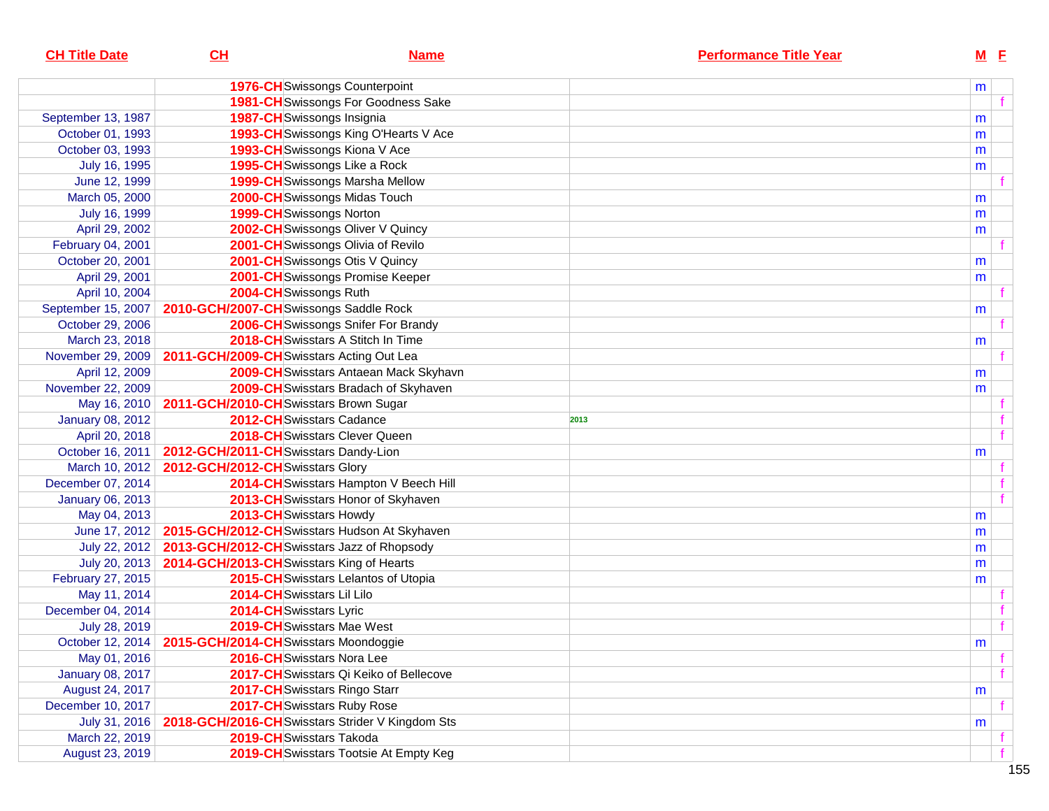| CH Title Date | CH | Name | Performance Title Year | M | F |
|---|---|---|---|---|---|
| | 1976-CH | Swissongs Counterpoint | | m | |
| | 1981-CH | Swissongs For Goodness Sake | | | f |
| September 13, 1987 | 1987-CH | Swissongs Insignia | | m | |
| October 01, 1993 | 1993-CH | Swissongs King O'Hearts V Ace | | m | |
| October 03, 1993 | 1993-CH | Swissongs Kiona V Ace | | m | |
| July 16, 1995 | 1995-CH | Swissongs Like a Rock | | m | |
| June 12, 1999 | 1999-CH | Swissongs Marsha Mellow | | | f |
| March 05, 2000 | 2000-CH | Swissongs Midas Touch | | m | |
| July 16, 1999 | 1999-CH | Swissongs Norton | | m | |
| April 29, 2002 | 2002-CH | Swissongs Oliver V Quincy | | m | |
| February 04, 2001 | 2001-CH | Swissongs Olivia of Revilo | | | f |
| October 20, 2001 | 2001-CH | Swissongs Otis V Quincy | | m | |
| April 29, 2001 | 2001-CH | Swissongs Promise Keeper | | m | |
| April 10, 2004 | 2004-CH | Swissongs Ruth | | | f |
| September 15, 2007 | 2010-GCH/2007-CH | Swissongs Saddle Rock | | m | |
| October 29, 2006 | 2006-CH | Swissongs Snifer For Brandy | | | f |
| March 23, 2018 | 2018-CH | Swisstars A Stitch In Time | | m | |
| November 29, 2009 | 2011-GCH/2009-CH | Swisstars Acting Out Lea | | | f |
| April 12, 2009 | 2009-CH | Swisstars Antaean Mack Skyhavn | | m | |
| November 22, 2009 | 2009-CH | Swisstars Bradach of Skyhaven | | m | |
| May 16, 2010 | 2011-GCH/2010-CH | Swisstars Brown Sugar | | | f |
| January 08, 2012 | 2012-CH | Swisstars Cadance | 2013 | | f |
| April 20, 2018 | 2018-CH | Swisstars Clever Queen | | | f |
| October 16, 2011 | 2012-GCH/2011-CH | Swisstars Dandy-Lion | | m | |
| March 10, 2012 | 2012-GCH/2012-CH | Swisstars Glory | | | f |
| December 07, 2014 | 2014-CH | Swisstars Hampton V Beech Hill | | | f |
| January 06, 2013 | 2013-CH | Swisstars Honor of Skyhaven | | | f |
| May 04, 2013 | 2013-CH | Swisstars Howdy | | m | |
| June 17, 2012 | 2015-GCH/2012-CH | Swisstars Hudson At Skyhaven | | m | |
| July 22, 2012 | 2013-GCH/2012-CH | Swisstars Jazz of Rhopsody | | m | |
| July 20, 2013 | 2014-GCH/2013-CH | Swisstars King of Hearts | | m | |
| February 27, 2015 | 2015-CH | Swisstars Lelantos of Utopia | | m | |
| May 11, 2014 | 2014-CH | Swisstars Lil Lilo | | | f |
| December 04, 2014 | 2014-CH | Swisstars Lyric | | | f |
| July 28, 2019 | 2019-CH | Swisstars Mae West | | | f |
| October 12, 2014 | 2015-GCH/2014-CH | Swisstars Moondoggie | | m | |
| May 01, 2016 | 2016-CH | Swisstars Nora Lee | | | f |
| January 08, 2017 | 2017-CH | Swisstars Qi Keiko of Bellecove | | | f |
| August 24, 2017 | 2017-CH | Swisstars Ringo Starr | | m | |
| December 10, 2017 | 2017-CH | Swisstars Ruby Rose | | | f |
| July 31, 2016 | 2018-GCH/2016-CH | Swisstars Strider V Kingdom Sts | | m | |
| March 22, 2019 | 2019-CH | Swisstars Takoda | | | f |
| August 23, 2019 | 2019-CH | Swisstars Tootsie At Empty Keg | | | f |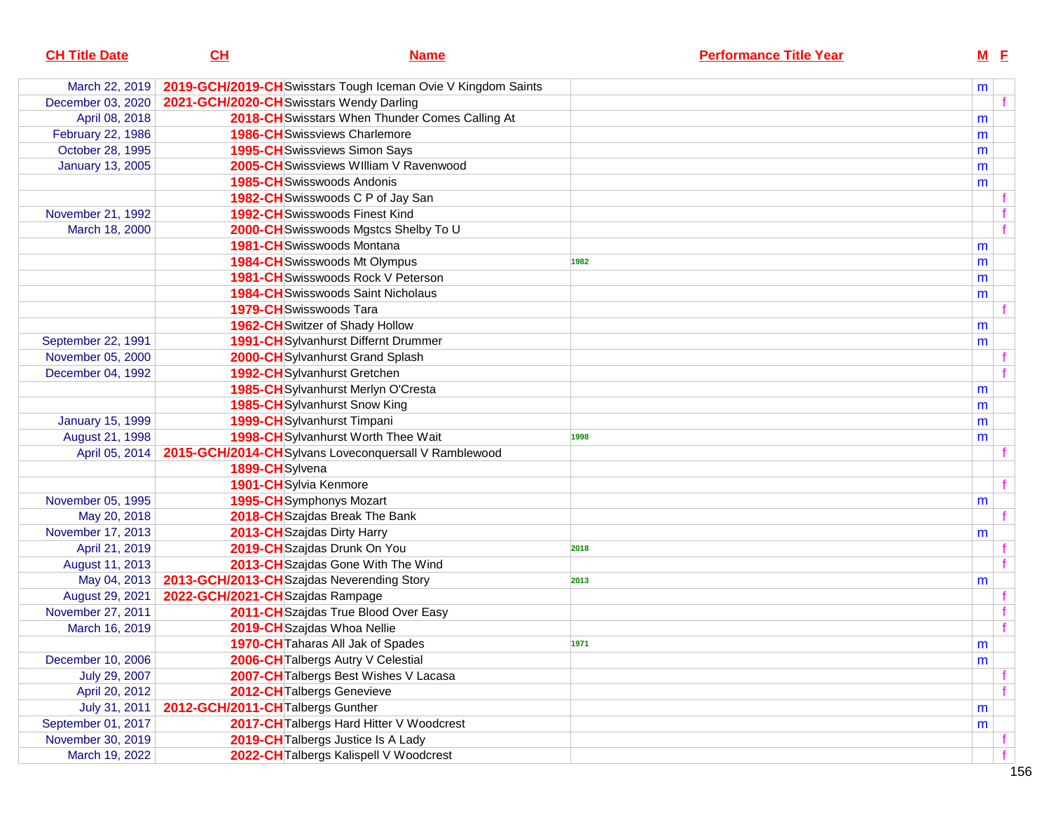| CH Title Date | CH | Name | Performance Title Year | M | F |
|---|---|---|---|---|---|
| March 22, 2019 | 2019-GCH/2019-CH | Swisstars Tough Iceman Ovie V Kingdom Saints | | m | |
| December 03, 2020 | 2021-GCH/2020-CH | Swisstars Wendy Darling | | | f |
| April 08, 2018 | 2018-CH | Swisstars When Thunder Comes Calling At | | m | |
| February 22, 1986 | 1986-CH | Swissviews Charlemore | | m | |
| October 28, 1995 | 1995-CH | Swissviews Simon Says | | m | |
| January 13, 2005 | 2005-CH | Swissviews WIlliam V Ravenwood | | m | |
| | 1985-CH | Swisswoods Andonis | | m | |
| | 1982-CH | Swisswoods C P of Jay San | | | f |
| November 21, 1992 | 1992-CH | Swisswoods Finest Kind | | | f |
| March 18, 2000 | 2000-CH | Swisswoods Mgstcs Shelby To U | | | f |
| | 1981-CH | Swisswoods Montana | | m | |
| | 1984-CH | Swisswoods Mt Olympus | 1982 | m | |
| | 1981-CH | Swisswoods Rock V Peterson | | m | |
| | 1984-CH | Swisswoods Saint Nicholaus | | m | |
| | 1979-CH | Swisswoods Tara | | | f |
| | 1962-CH | Switzer of Shady Hollow | | m | |
| September 22, 1991 | 1991-CH | Sylvanhurst Differnt Drummer | | m | |
| November 05, 2000 | 2000-CH | Sylvanhurst Grand Splash | | | f |
| December 04, 1992 | 1992-CH | Sylvanhurst Gretchen | | | f |
| | 1985-CH | Sylvanhurst Merlyn O'Cresta | | m | |
| | 1985-CH | Sylvanhurst Snow King | | m | |
| January 15, 1999 | 1999-CH | Sylvanhurst Timpani | | m | |
| August 21, 1998 | 1998-CH | Sylvanhurst Worth Thee Wait | 1998 | m | |
| April 05, 2014 | 2015-GCH/2014-CH | Sylvans Loveconquersall V Ramblewood | | | f |
| | 1899-CH | Sylvena | | | |
| | 1901-CH | Sylvia Kenmore | | | f |
| November 05, 1995 | 1995-CH | Symphonys Mozart | | m | |
| May 20, 2018 | 2018-CH | Szajdas Break The Bank | | | f |
| November 17, 2013 | 2013-CH | Szajdas Dirty Harry | | m | |
| April 21, 2019 | 2019-CH | Szajdas Drunk On You | 2018 | | f |
| August 11, 2013 | 2013-CH | Szajdas Gone With The Wind | | | f |
| May 04, 2013 | 2013-GCH/2013-CH | Szajdas Neverending Story | 2013 | m | |
| August 29, 2021 | 2022-GCH/2021-CH | Szajdas Rampage | | | f |
| November 27, 2011 | 2011-CH | Szajdas True Blood Over Easy | | | f |
| March 16, 2019 | 2019-CH | Szajdas Whoa Nellie | | | f |
| | 1970-CH | Taharas All Jak of Spades | 1971 | m | |
| December 10, 2006 | 2006-CH | Talbergs Autry V Celestial | | m | |
| July 29, 2007 | 2007-CH | Talbergs Best Wishes V Lacasa | | | f |
| April 20, 2012 | 2012-CH | Talbergs Genevieve | | | f |
| July 31, 2011 | 2012-GCH/2011-CH | Talbergs Gunther | | m | |
| September 01, 2017 | 2017-CH | Talbergs Hard Hitter V Woodcrest | | m | |
| November 30, 2019 | 2019-CH | Talbergs Justice Is A Lady | | | f |
| March 19, 2022 | 2022-CH | Talbergs Kalispell V Woodcrest | | | f |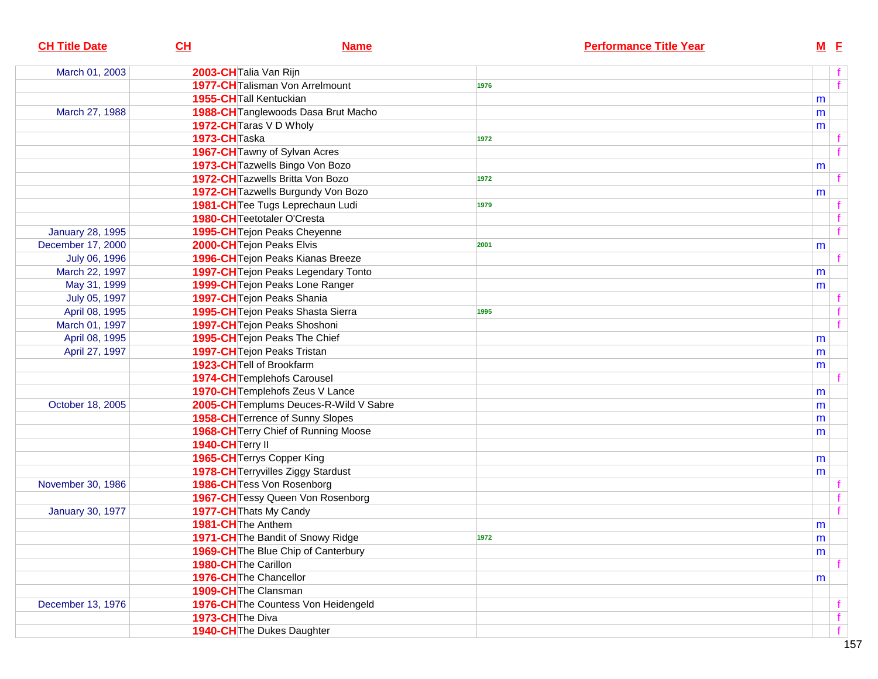| CH Title Date | CH | Name | Performance Title Year | M | F |
|---|---|---|---|---|---|
| March 01, 2003 | 2003-CH | Talia Van Rijn | | | f |
| | 1977-CH | Talisman Von Arrelmount | 1976 | | f |
| | 1955-CH | Tall Kentuckian | | m | |
| March 27, 1988 | 1988-CH | Tanglewoods Dasa Brut Macho | | m | |
| | 1972-CH | Taras V D Wholy | | m | |
| | 1973-CH | Taska | 1972 | | f |
| | 1967-CH | Tawny of Sylvan Acres | | | f |
| | 1973-CH | Tazwells Bingo Von Bozo | | m | |
| | 1972-CH | Tazwells Britta Von Bozo | 1972 | | f |
| | 1972-CH | Tazwells Burgundy Von Bozo | | m | |
| | 1981-CH | Tee Tugs Leprechaun Ludi | 1979 | | f |
| | 1980-CH | Teetotaler O'Cresta | | | f |
| January 28, 1995 | 1995-CH | Tejon Peaks Cheyenne | | | f |
| December 17, 2000 | 2000-CH | Tejon Peaks Elvis | 2001 | m | |
| July 06, 1996 | 1996-CH | Tejon Peaks Kianas Breeze | | | f |
| March 22, 1997 | 1997-CH | Tejon Peaks Legendary Tonto | | m | |
| May 31, 1999 | 1999-CH | Tejon Peaks Lone Ranger | | m | |
| July 05, 1997 | 1997-CH | Tejon Peaks Shania | | | f |
| April 08, 1995 | 1995-CH | Tejon Peaks Shasta Sierra | 1995 | | f |
| March 01, 1997 | 1997-CH | Tejon Peaks Shoshoni | | | f |
| April 08, 1995 | 1995-CH | Tejon Peaks The Chief | | m | |
| April 27, 1997 | 1997-CH | Tejon Peaks Tristan | | m | |
| | 1923-CH | Tell of Brookfarm | | m | |
| | 1974-CH | Templehofs Carousel | | | f |
| | 1970-CH | Templehofs Zeus V Lance | | m | |
| October 18, 2005 | 2005-CH | Templums Deuces-R-Wild V Sabre | | m | |
| | 1958-CH | Terrence of Sunny Slopes | | m | |
| | 1968-CH | Terry Chief of Running Moose | | m | |
| | 1940-CH | Terry II | | | |
| | 1965-CH | Terrys Copper King | | m | |
| | 1978-CH | Terryvilles Ziggy Stardust | | m | |
| November 30, 1986 | 1986-CH | Tess Von Rosenborg | | | f |
| | 1967-CH | Tessy Queen Von Rosenborg | | | f |
| January 30, 1977 | 1977-CH | Thats My Candy | | | f |
| | 1981-CH | The Anthem | | m | |
| | 1971-CH | The Bandit of Snowy Ridge | 1972 | m | |
| | 1969-CH | The Blue Chip of Canterbury | | m | |
| | 1980-CH | The Carillon | | | f |
| | 1976-CH | The Chancellor | | m | |
| | 1909-CH | The Clansman | | | |
| December 13, 1976 | 1976-CH | The Countess Von Heidengeld | | | f |
| | 1973-CH | The Diva | | | f |
| | 1940-CH | The Dukes Daughter | | | f |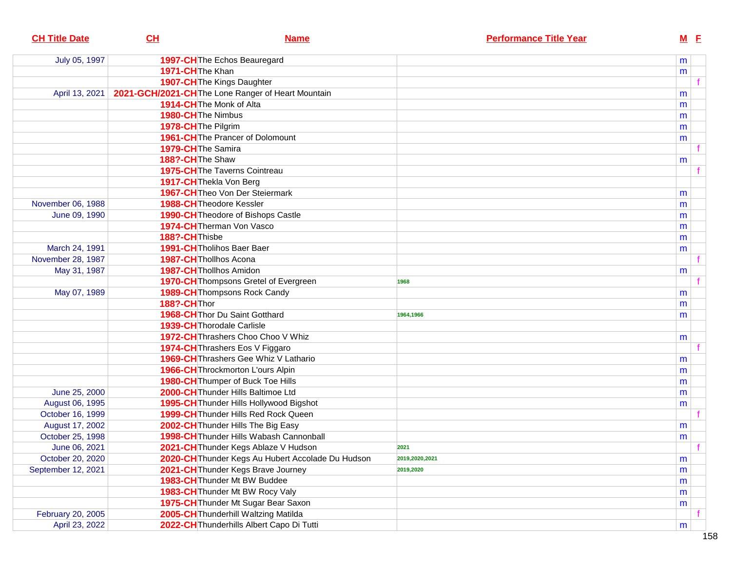| CH Title Date | CH | Name | Performance Title Year | M | F |
|---|---|---|---|---|---|
| July 05, 1997 | 1997-CH | The Echos Beauregard | | m | |
| | 1971-CH | The Khan | | m | |
| | 1907-CH | The Kings Daughter | | | f |
| April 13, 2021 | 2021-GCH/2021-CH | The Lone Ranger of Heart Mountain | | m | |
| | 1914-CH | The Monk of Alta | | m | |
| | 1980-CH | The Nimbus | | m | |
| | 1978-CH | The Pilgrim | | m | |
| | 1961-CH | The Prancer of Dolomount | | m | |
| | 1979-CH | The Samira | | | f |
| | 188?-CH | The Shaw | | m | |
| | 1975-CH | The Taverns Cointreau | | | f |
| | 1917-CH | Thekla Von Berg | | | |
| | 1967-CH | Theo Von Der Steiermark | | m | |
| November 06, 1988 | 1988-CH | Theodore Kessler | | m | |
| June 09, 1990 | 1990-CH | Theodore of Bishops Castle | | m | |
| | 1974-CH | Therman Von Vasco | | m | |
| | 188?-CH | Thisbe | | m | |
| March 24, 1991 | 1991-CH | Tholihos Baer Baer | | m | |
| November 28, 1987 | 1987-CH | Thollhos Acona | | | f |
| May 31, 1987 | 1987-CH | Thollhos Amidon | | m | |
| | 1970-CH | Thompsons Gretel of Evergreen | 1968 | | f |
| May 07, 1989 | 1989-CH | Thompsons Rock Candy | | m | |
| | 188?-CH | Thor | | m | |
| | 1968-CH | Thor Du Saint Gotthard | 1964,1966 | m | |
| | 1939-CH | Thorodale Carlisle | | | |
| | 1972-CH | Thrashers Choo Choo V Whiz | | m | |
| | 1974-CH | Thrashers Eos V Figgaro | | | f |
| | 1969-CH | Thrashers Gee Whiz V Lathario | | m | |
| | 1966-CH | Throckmorton L'ours Alpin | | m | |
| | 1980-CH | Thumper of Buck Toe Hills | | m | |
| June 25, 2000 | 2000-CH | Thunder Hills Baltimoe Ltd | | m | |
| August 06, 1995 | 1995-CH | Thunder Hills Hollywood Bigshot | | m | |
| October 16, 1999 | 1999-CH | Thunder Hills Red Rock Queen | | | f |
| August 17, 2002 | 2002-CH | Thunder Hills The Big Easy | | m | |
| October 25, 1998 | 1998-CH | Thunder Hills Wabash Cannonball | | m | |
| June 06, 2021 | 2021-CH | Thunder Kegs Ablaze V Hudson | 2021 | | f |
| October 20, 2020 | 2020-CH | Thunder Kegs Au Hubert Accolade Du Hudson | 2019,2020,2021 | m | |
| September 12, 2021 | 2021-CH | Thunder Kegs Brave Journey | 2019,2020 | m | |
| | 1983-CH | Thunder Mt BW Buddee | | m | |
| | 1983-CH | Thunder Mt BW Rocy Valy | | m | |
| | 1975-CH | Thunder Mt Sugar Bear Saxon | | m | |
| February 20, 2005 | 2005-CH | Thunderhill Waltzing Matilda | | | f |
| April 23, 2022 | 2022-CH | Thunderhills Albert Capo Di Tutti | | m | |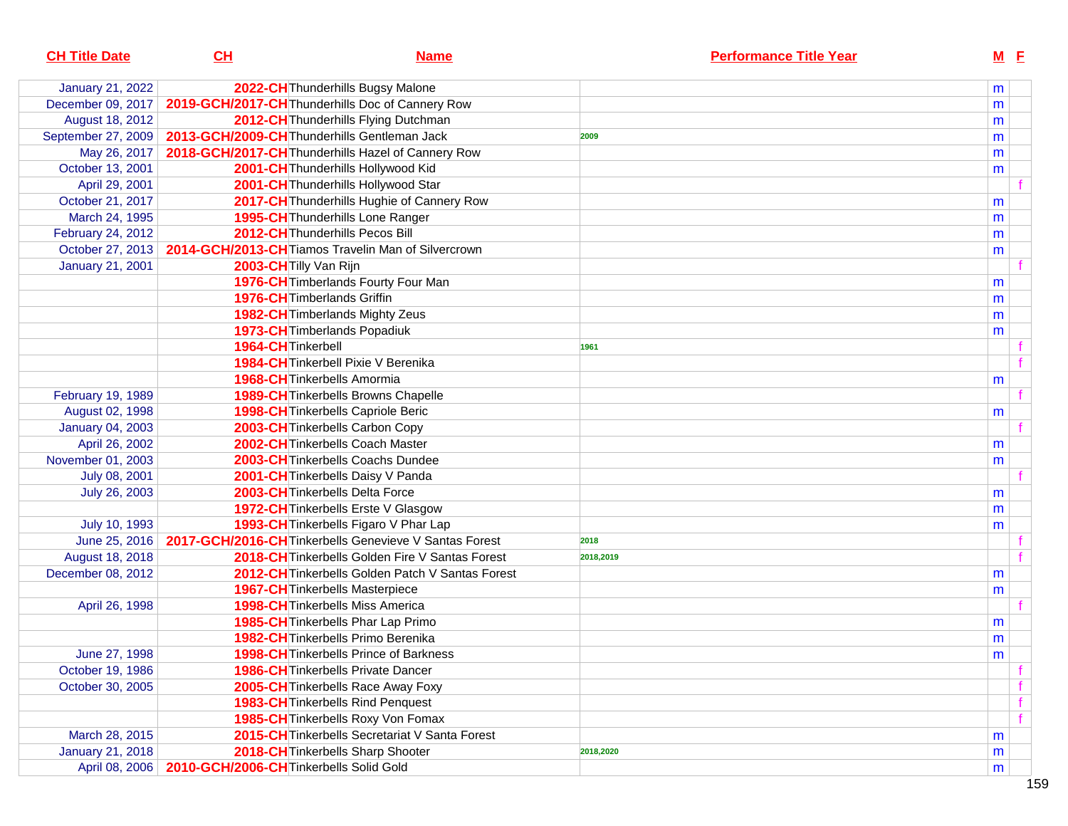| CH Title Date | CH | Name | Performance Title Year | M | F |
|---|---|---|---|---|---|
| January 21, 2022 | 2022-CH | Thunderhills Bugsy Malone | | m | |
| December 09, 2017 | 2019-GCH/2017-CH | Thunderhills Doc of Cannery Row | | m | |
| August 18, 2012 | 2012-CH | Thunderhills Flying Dutchman | | m | |
| September 27, 2009 | 2013-GCH/2009-CH | Thunderhills Gentleman Jack | 2009 | m | |
| May 26, 2017 | 2018-GCH/2017-CH | Thunderhills Hazel of Cannery Row | | m | |
| October 13, 2001 | 2001-CH | Thunderhills Hollywood Kid | | m | |
| April 29, 2001 | 2001-CH | Thunderhills Hollywood Star | | | f |
| October 21, 2017 | 2017-CH | Thunderhills Hughie of Cannery Row | | m | |
| March 24, 1995 | 1995-CH | Thunderhills Lone Ranger | | m | |
| February 24, 2012 | 2012-CH | Thunderhills Pecos Bill | | m | |
| October 27, 2013 | 2014-GCH/2013-CH | Tiamos Travelin Man of Silvercrown | | m | |
| January 21, 2001 | 2003-CH | Tilly Van Rijn | | | f |
| | 1976-CH | Timberlands Fourty Four Man | | m | |
| | 1976-CH | Timberlands Griffin | | m | |
| | 1982-CH | Timberlands Mighty Zeus | | m | |
| | 1973-CH | Timberlands Popadiuk | | m | |
| | 1964-CH | Tinkerbell | 1961 | | f |
| | 1984-CH | Tinkerbell Pixie V Berenika | | | f |
| | 1968-CH | Tinkerbells Amormia | | m | |
| February 19, 1989 | 1989-CH | Tinkerbells Browns Chapelle | | | f |
| August 02, 1998 | 1998-CH | Tinkerbells Capriole Beric | | m | |
| January 04, 2003 | 2003-CH | Tinkerbells Carbon Copy | | | f |
| April 26, 2002 | 2002-CH | Tinkerbells Coach Master | | m | |
| November 01, 2003 | 2003-CH | Tinkerbells Coachs Dundee | | m | |
| July 08, 2001 | 2001-CH | Tinkerbells Daisy V Panda | | | f |
| July 26, 2003 | 2003-CH | Tinkerbells Delta Force | | m | |
| | 1972-CH | Tinkerbells Erste V Glasgow | | m | |
| July 10, 1993 | 1993-CH | Tinkerbells Figaro V Phar Lap | | m | |
| June 25, 2016 | 2017-GCH/2016-CH | Tinkerbells Genevieve V Santas Forest | 2018 | | f |
| August 18, 2018 | 2018-CH | Tinkerbells Golden Fire V Santas Forest | 2018,2019 | | f |
| December 08, 2012 | 2012-CH | Tinkerbells Golden Patch V Santas Forest | | m | |
| | 1967-CH | Tinkerbells Masterpiece | | m | |
| April 26, 1998 | 1998-CH | Tinkerbells Miss America | | | f |
| | 1985-CH | Tinkerbells Phar Lap Primo | | m | |
| | 1982-CH | Tinkerbells Primo Berenika | | m | |
| June 27, 1998 | 1998-CH | Tinkerbells Prince of Barkness | | m | |
| October 19, 1986 | 1986-CH | Tinkerbells Private Dancer | | | f |
| October 30, 2005 | 2005-CH | Tinkerbells Race Away Foxy | | | f |
| | 1983-CH | Tinkerbells Rind Penquest | | | f |
| | 1985-CH | Tinkerbells Roxy Von Fomax | | | f |
| March 28, 2015 | 2015-CH | Tinkerbells Secretariat V Santa Forest | | m | |
| January 21, 2018 | 2018-CH | Tinkerbells Sharp Shooter | 2018,2020 | m | |
| April 08, 2006 | 2010-GCH/2006-CH | Tinkerbells Solid Gold | | m | |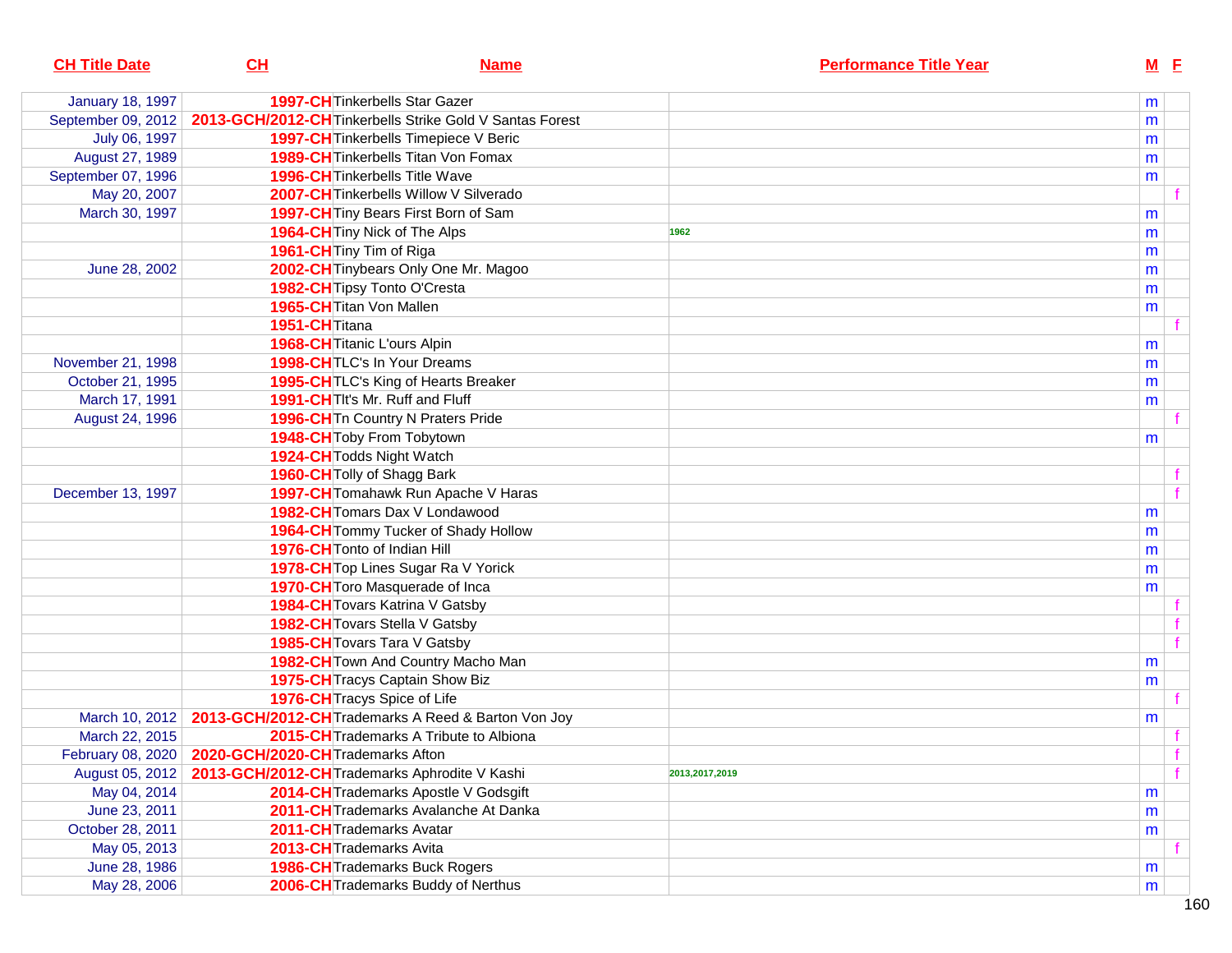| CH Title Date | CH | Name | Performance Title Year | M | F |
|---|---|---|---|---|---|
| January 18, 1997 | 1997-CH | Tinkerbells Star Gazer | | m | |
| September 09, 2012 | 2013-GCH/2012-CH | Tinkerbells Strike Gold V Santas Forest | | m | |
| July 06, 1997 | 1997-CH | Tinkerbells Timepiece V Beric | | m | |
| August 27, 1989 | 1989-CH | Tinkerbells Titan Von Fomax | | m | |
| September 07, 1996 | 1996-CH | Tinkerbells Title Wave | | m | |
| May 20, 2007 | 2007-CH | Tinkerbells Willow V Silverado | | | f |
| March 30, 1997 | 1997-CH | Tiny Bears First Born of Sam | | m | |
| | 1964-CH | Tiny Nick of The Alps | 1962 | m | |
| | 1961-CH | Tiny Tim of Riga | | m | |
| June 28, 2002 | 2002-CH | Tinybears Only One Mr. Magoo | | m | |
| | 1982-CH | Tipsy Tonto O'Cresta | | m | |
| | 1965-CH | Titan Von Mallen | | m | |
| | 1951-CH | Titana | | | f |
| | 1968-CH | Titanic L'ours Alpin | | m | |
| November 21, 1998 | 1998-CH | TLC's In Your Dreams | | m | |
| October 21, 1995 | 1995-CH | TLC's King of Hearts Breaker | | m | |
| March 17, 1991 | 1991-CH | Tlt's Mr. Ruff and Fluff | | m | |
| August 24, 1996 | 1996-CH | Tn Country N Praters Pride | | | f |
| | 1948-CH | Toby From Tobytown | | m | |
| | 1924-CH | Todds Night Watch | | | |
| | 1960-CH | Tolly of Shagg Bark | | | f |
| December 13, 1997 | 1997-CH | Tomahawk Run Apache V Haras | | | f |
| | 1982-CH | Tomars Dax V Londawood | | m | |
| | 1964-CH | Tommy Tucker of Shady Hollow | | m | |
| | 1976-CH | Tonto of Indian Hill | | m | |
| | 1978-CH | Top Lines Sugar Ra V Yorick | | m | |
| | 1970-CH | Toro Masquerade of Inca | | m | |
| | 1984-CH | Tovars Katrina V Gatsby | | | f |
| | 1982-CH | Tovars Stella V Gatsby | | | f |
| | 1985-CH | Tovars Tara V Gatsby | | | f |
| | 1982-CH | Town And Country Macho Man | | m | |
| | 1975-CH | Tracys Captain Show Biz | | m | |
| | 1976-CH | Tracys Spice of Life | | | f |
| March 10, 2012 | 2013-GCH/2012-CH | Trademarks A Reed & Barton Von Joy | | m | |
| March 22, 2015 | 2015-CH | Trademarks A Tribute to Albiona | | | f |
| February 08, 2020 | 2020-GCH/2020-CH | Trademarks Afton | | | f |
| August 05, 2012 | 2013-GCH/2012-CH | Trademarks Aphrodite V Kashi | 2013,2017,2019 | | f |
| May 04, 2014 | 2014-CH | Trademarks Apostle V Godsgift | | m | |
| June 23, 2011 | 2011-CH | Trademarks Avalanche At Danka | | m | |
| October 28, 2011 | 2011-CH | Trademarks Avatar | | m | |
| May 05, 2013 | 2013-CH | Trademarks Avita | | | f |
| June 28, 1986 | 1986-CH | Trademarks Buck Rogers | | m | |
| May 28, 2006 | 2006-CH | Trademarks Buddy of Nerthus | | m | |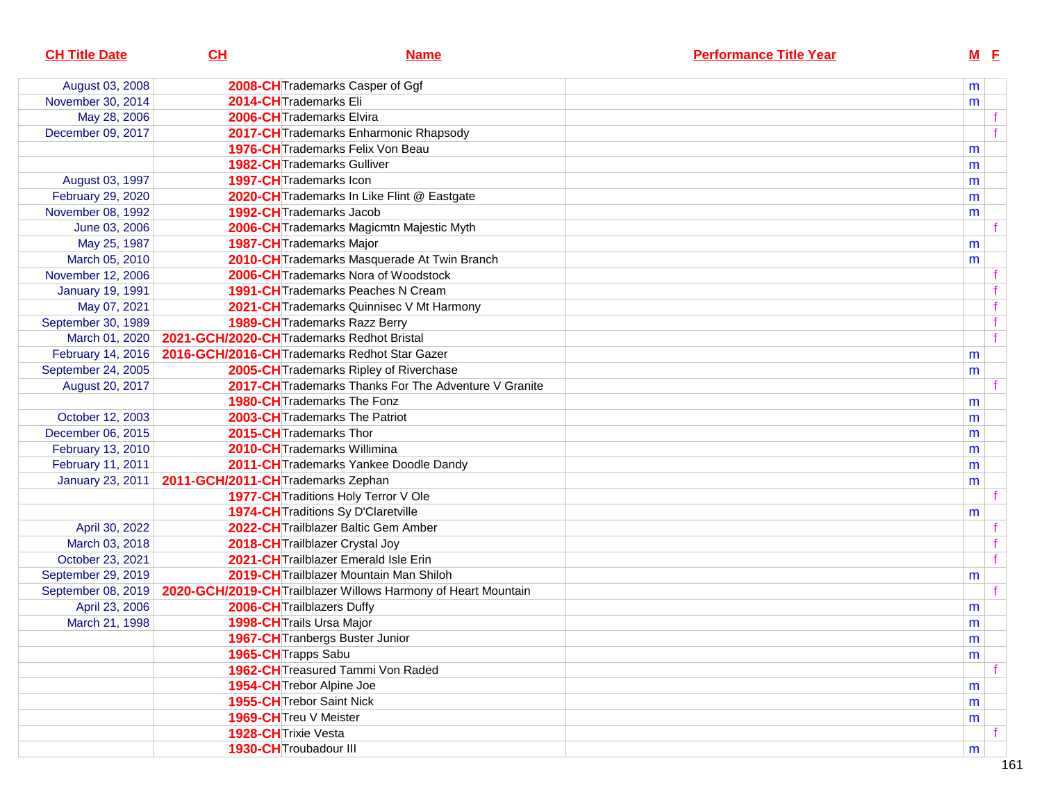| CH Title Date | CH | Name | Performance Title Year | M | F |
|---|---|---|---|---|---|
| August 03, 2008 | 2008-CH | Trademarks Casper of Ggf | | m | |
| November 30, 2014 | 2014-CH | Trademarks Eli | | m | |
| May 28, 2006 | 2006-CH | Trademarks Elvira | | | f |
| December 09, 2017 | 2017-CH | Trademarks Enharmonic Rhapsody | | | f |
| | 1976-CH | Trademarks Felix Von Beau | | m | |
| | 1982-CH | Trademarks Gulliver | | m | |
| August 03, 1997 | 1997-CH | Trademarks Icon | | m | |
| February 29, 2020 | 2020-CH | Trademarks In Like Flint @ Eastgate | | m | |
| November 08, 1992 | 1992-CH | Trademarks Jacob | | m | |
| June 03, 2006 | 2006-CH | Trademarks Magicmtn Majestic Myth | | | f |
| May 25, 1987 | 1987-CH | Trademarks Major | | m | |
| March 05, 2010 | 2010-CH | Trademarks Masquerade At Twin Branch | | m | |
| November 12, 2006 | 2006-CH | Trademarks Nora of Woodstock | | | f |
| January 19, 1991 | 1991-CH | Trademarks Peaches N Cream | | | f |
| May 07, 2021 | 2021-CH | Trademarks Quinnisec V Mt Harmony | | | f |
| September 30, 1989 | 1989-CH | Trademarks Razz Berry | | | f |
| March 01, 2020 | 2021-GCH/2020-CH | Trademarks Redhot Bristal | | | f |
| February 14, 2016 | 2016-GCH/2016-CH | Trademarks Redhot Star Gazer | | m | |
| September 24, 2005 | 2005-CH | Trademarks Ripley of Riverchase | | m | |
| August 20, 2017 | 2017-CH | Trademarks Thanks For The Adventure V Granite | | | f |
| | 1980-CH | Trademarks The Fonz | | m | |
| October 12, 2003 | 2003-CH | Trademarks The Patriot | | m | |
| December 06, 2015 | 2015-CH | Trademarks Thor | | m | |
| February 13, 2010 | 2010-CH | Trademarks Willimina | | m | |
| February 11, 2011 | 2011-CH | Trademarks Yankee Doodle Dandy | | m | |
| January 23, 2011 | 2011-GCH/2011-CH | Trademarks Zephan | | m | |
| | 1977-CH | Traditions Holy Terror V Ole | | | f |
| | 1974-CH | Traditions Sy D'Claretville | | m | |
| April 30, 2022 | 2022-CH | Trailblazer Baltic Gem Amber | | | f |
| March 03, 2018 | 2018-CH | Trailblazer Crystal Joy | | | f |
| October 23, 2021 | 2021-CH | Trailblazer Emerald Isle Erin | | | f |
| September 29, 2019 | 2019-CH | Trailblazer Mountain Man Shiloh | | m | |
| September 08, 2019 | 2020-GCH/2019-CH | Trailblazer Willows Harmony of Heart Mountain | | | f |
| April 23, 2006 | 2006-CH | Trailblazers Duffy | | m | |
| March 21, 1998 | 1998-CH | Trails Ursa Major | | m | |
| | 1967-CH | Tranbergs Buster Junior | | m | |
| | 1965-CH | Trapps Sabu | | m | |
| | 1962-CH | Treasured Tammi Von Raded | | | f |
| | 1954-CH | Trebor Alpine Joe | | m | |
| | 1955-CH | Trebor Saint Nick | | m | |
| | 1969-CH | Treu V Meister | | m | |
| | 1928-CH | Trixie Vesta | | | f |
| | 1930-CH | Troubadour III | | m | |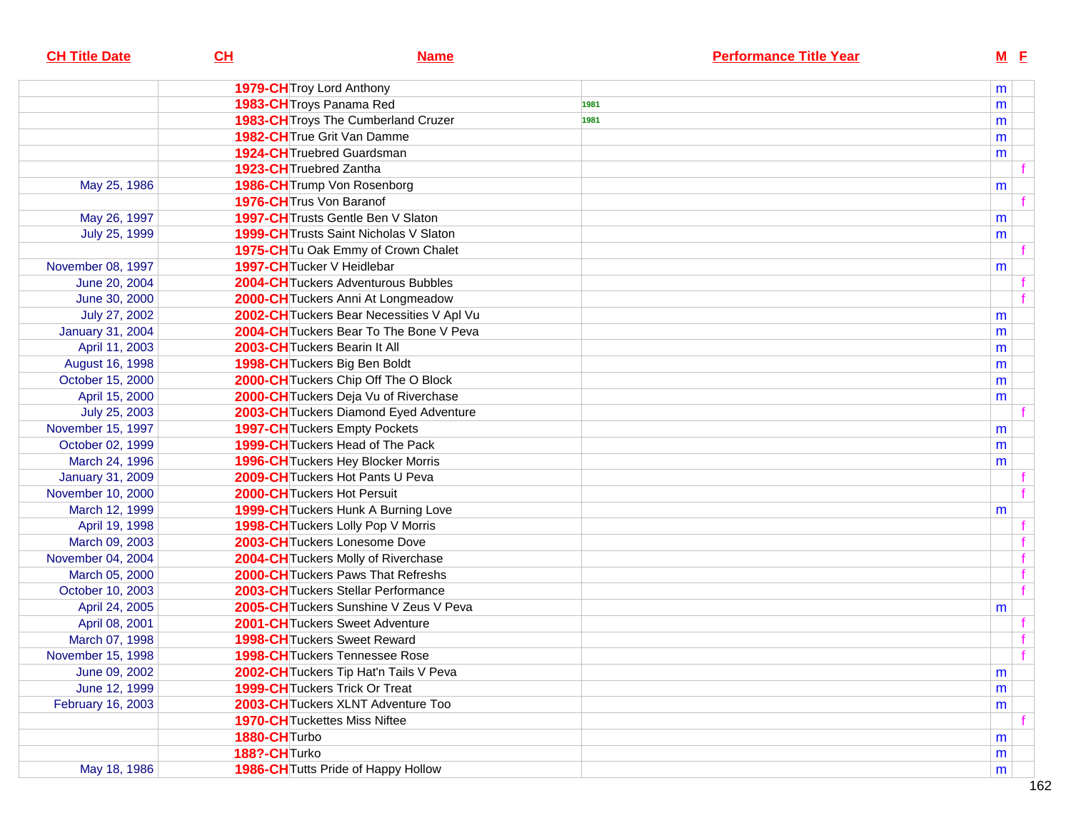| CH Title Date | CH | Name | Performance Title Year | M | F |
|---|---|---|---|---|---|
| | 1979-CH | Troy Lord Anthony | | m | |
| | 1983-CH | Troys Panama Red | 1981 | m | |
| | 1983-CH | Troys The Cumberland Cruzer | 1981 | m | |
| | 1982-CH | True Grit Van Damme | | m | |
| | 1924-CH | Truebred Guardsman | | m | |
| | 1923-CH | Truebred Zantha | | | f |
| May 25, 1986 | 1986-CH | Trump Von Rosenborg | | m | |
| | 1976-CH | Trus Von Baranof | | | f |
| May 26, 1997 | 1997-CH | Trusts Gentle Ben V Slaton | | m | |
| July 25, 1999 | 1999-CH | Trusts Saint Nicholas V Slaton | | m | |
| | 1975-CH | Tu Oak Emmy of Crown Chalet | | | f |
| November 08, 1997 | 1997-CH | Tucker V Heidlebar | | m | |
| June 20, 2004 | 2004-CH | Tuckers Adventurous Bubbles | | | f |
| June 30, 2000 | 2000-CH | Tuckers Anni At Longmeadow | | | f |
| July 27, 2002 | 2002-CH | Tuckers Bear Necessities V Apl Vu | | m | |
| January 31, 2004 | 2004-CH | Tuckers Bear To The Bone V Peva | | m | |
| April 11, 2003 | 2003-CH | Tuckers Bearin It All | | m | |
| August 16, 1998 | 1998-CH | Tuckers Big Ben Boldt | | m | |
| October 15, 2000 | 2000-CH | Tuckers Chip Off The O Block | | m | |
| April 15, 2000 | 2000-CH | Tuckers Deja Vu of Riverchase | | m | |
| July 25, 2003 | 2003-CH | Tuckers Diamond Eyed Adventure | | | f |
| November 15, 1997 | 1997-CH | Tuckers Empty Pockets | | m | |
| October 02, 1999 | 1999-CH | Tuckers Head of The Pack | | m | |
| March 24, 1996 | 1996-CH | Tuckers Hey Blocker Morris | | m | |
| January 31, 2009 | 2009-CH | Tuckers Hot Pants U Peva | | | f |
| November 10, 2000 | 2000-CH | Tuckers Hot Persuit | | | f |
| March 12, 1999 | 1999-CH | Tuckers Hunk A Burning Love | | m | |
| April 19, 1998 | 1998-CH | Tuckers Lolly Pop V Morris | | | f |
| March 09, 2003 | 2003-CH | Tuckers Lonesome Dove | | | f |
| November 04, 2004 | 2004-CH | Tuckers Molly of Riverchase | | | f |
| March 05, 2000 | 2000-CH | Tuckers Paws That Refreshs | | | f |
| October 10, 2003 | 2003-CH | Tuckers Stellar Performance | | | f |
| April 24, 2005 | 2005-CH | Tuckers Sunshine V Zeus V Peva | | m | |
| April 08, 2001 | 2001-CH | Tuckers Sweet Adventure | | | f |
| March 07, 1998 | 1998-CH | Tuckers Sweet Reward | | | f |
| November 15, 1998 | 1998-CH | Tuckers Tennessee Rose | | | f |
| June 09, 2002 | 2002-CH | Tuckers Tip Hat'n Tails V Peva | | m | |
| June 12, 1999 | 1999-CH | Tuckers Trick Or Treat | | m | |
| February 16, 2003 | 2003-CH | Tuckers XLNT Adventure Too | | m | |
| | 1970-CH | Tuckettes Miss Niftee | | | f |
| | 1880-CH | Turbo | | m | |
| | 188?-CH | Turko | | m | |
| May 18, 1986 | 1986-CH | Tutts Pride of Happy Hollow | | m | |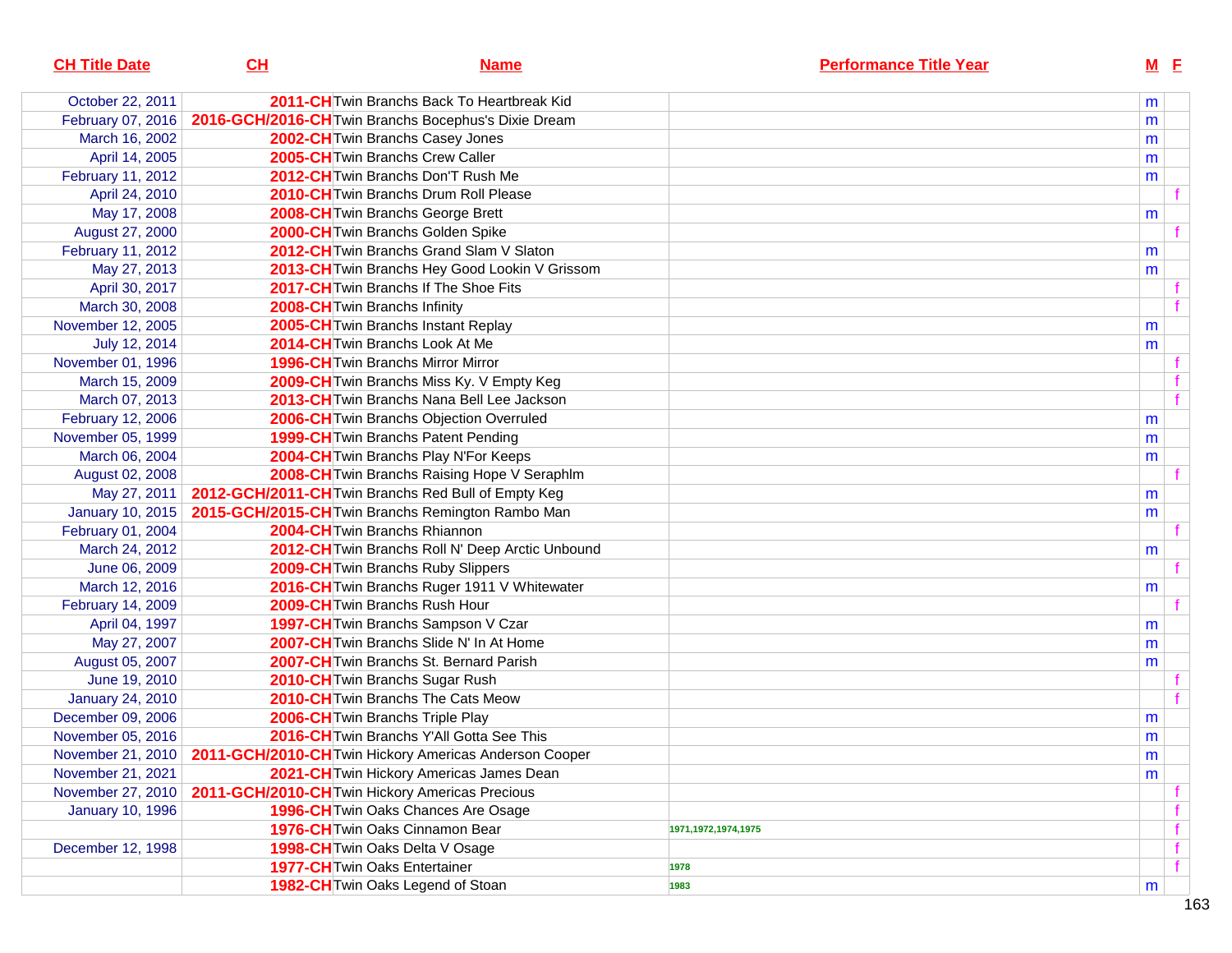| CH Title Date | CH | Name | Performance Title Year | M | F |
|---|---|---|---|---|---|
| October 22, 2011 | 2011-CH | Twin Branchs Back To Heartbreak Kid | | m | |
| February 07, 2016 | 2016-GCH/2016-CH | Twin Branchs Bocephus's Dixie Dream | | m | |
| March 16, 2002 | 2002-CH | Twin Branchs Casey Jones | | m | |
| April 14, 2005 | 2005-CH | Twin Branchs Crew Caller | | m | |
| February 11, 2012 | 2012-CH | Twin Branchs Don'T Rush Me | | m | |
| April 24, 2010 | 2010-CH | Twin Branchs Drum Roll Please | | | f |
| May 17, 2008 | 2008-CH | Twin Branchs George Brett | | m | |
| August 27, 2000 | 2000-CH | Twin Branchs Golden Spike | | | f |
| February 11, 2012 | 2012-CH | Twin Branchs Grand Slam V Slaton | | m | |
| May 27, 2013 | 2013-CH | Twin Branchs Hey Good Lookin V Grissom | | m | |
| April 30, 2017 | 2017-CH | Twin Branchs If The Shoe Fits | | | f |
| March 30, 2008 | 2008-CH | Twin Branchs Infinity | | | f |
| November 12, 2005 | 2005-CH | Twin Branchs Instant Replay | | m | |
| July 12, 2014 | 2014-CH | Twin Branchs Look At Me | | m | |
| November 01, 1996 | 1996-CH | Twin Branchs Mirror Mirror | | | f |
| March 15, 2009 | 2009-CH | Twin Branchs Miss Ky. V Empty Keg | | | f |
| March 07, 2013 | 2013-CH | Twin Branchs Nana Bell Lee Jackson | | | f |
| February 12, 2006 | 2006-CH | Twin Branchs Objection Overruled | | m | |
| November 05, 1999 | 1999-CH | Twin Branchs Patent Pending | | m | |
| March 06, 2004 | 2004-CH | Twin Branchs Play N'For Keeps | | m | |
| August 02, 2008 | 2008-CH | Twin Branchs Raising Hope V Seraphlm | | | f |
| May 27, 2011 | 2012-GCH/2011-CH | Twin Branchs Red Bull of Empty Keg | | m | |
| January 10, 2015 | 2015-GCH/2015-CH | Twin Branchs Remington Rambo Man | | m | |
| February 01, 2004 | 2004-CH | Twin Branchs Rhiannon | | | f |
| March 24, 2012 | 2012-CH | Twin Branchs Roll N' Deep Arctic Unbound | | m | |
| June 06, 2009 | 2009-CH | Twin Branchs Ruby Slippers | | | f |
| March 12, 2016 | 2016-CH | Twin Branchs Ruger 1911 V Whitewater | | m | |
| February 14, 2009 | 2009-CH | Twin Branchs Rush Hour | | | f |
| April 04, 1997 | 1997-CH | Twin Branchs Sampson V Czar | | m | |
| May 27, 2007 | 2007-CH | Twin Branchs Slide N' In At Home | | m | |
| August 05, 2007 | 2007-CH | Twin Branchs St. Bernard Parish | | m | |
| June 19, 2010 | 2010-CH | Twin Branchs Sugar Rush | | | f |
| January 24, 2010 | 2010-CH | Twin Branchs The Cats Meow | | | f |
| December 09, 2006 | 2006-CH | Twin Branchs Triple Play | | m | |
| November 05, 2016 | 2016-CH | Twin Branchs Y'All Gotta See This | | m | |
| November 21, 2010 | 2011-GCH/2010-CH | Twin Hickory Americas Anderson Cooper | | m | |
| November 21, 2021 | 2021-CH | Twin Hickory Americas James Dean | | m | |
| November 27, 2010 | 2011-GCH/2010-CH | Twin Hickory Americas Precious | | | f |
| January 10, 1996 | 1996-CH | Twin Oaks Chances Are Osage | | | f |
| | 1976-CH | Twin Oaks Cinnamon Bear | 1971,1972,1974,1975 | | f |
| December 12, 1998 | 1998-CH | Twin Oaks Delta V Osage | | | f |
| | 1977-CH | Twin Oaks Entertainer | 1978 | | f |
| | 1982-CH | Twin Oaks Legend of Stoan | 1983 | m | |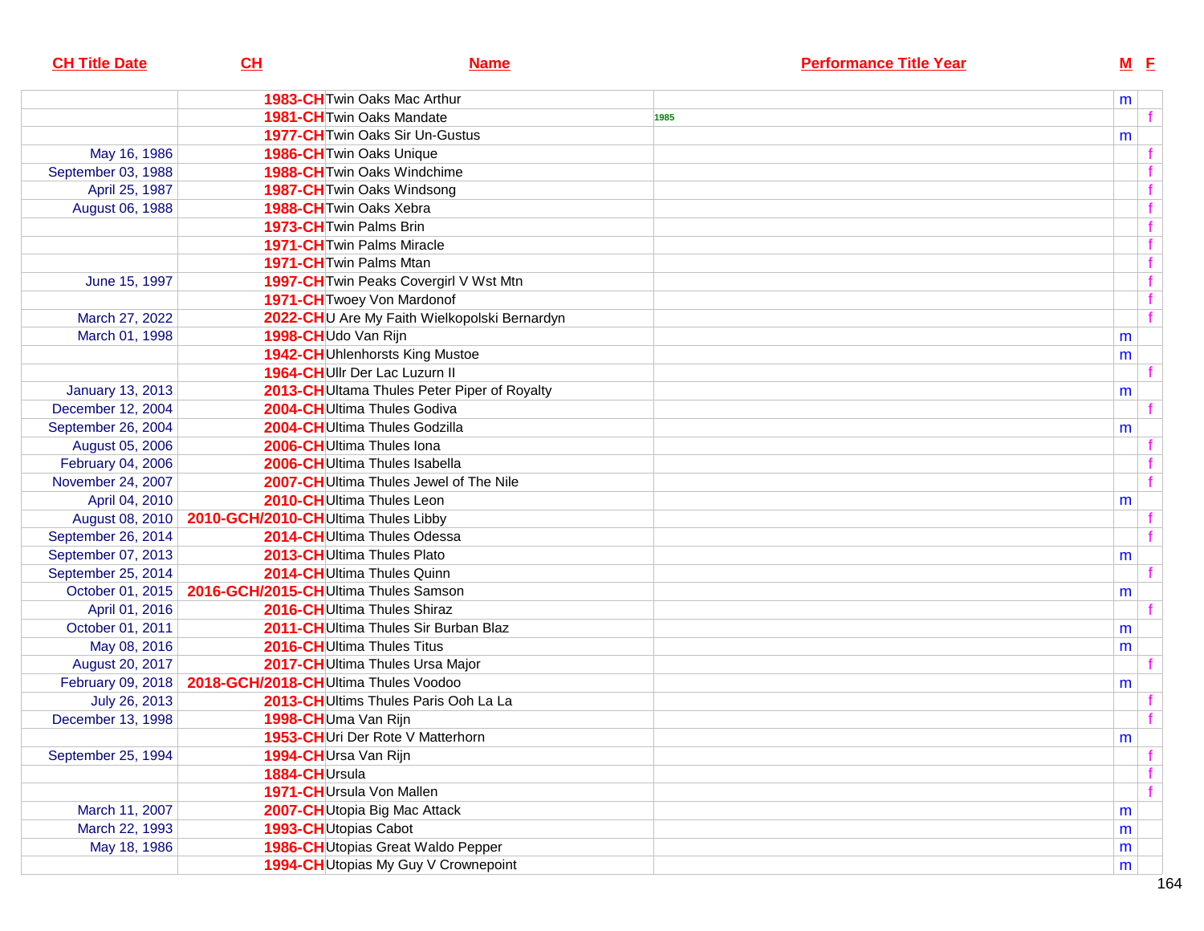| CH Title Date | CH | Name | Performance Title Year | M | F |
|---|---|---|---|---|---|
| | 1983-CH | Twin Oaks Mac Arthur | | m | |
| | 1981-CH | Twin Oaks Mandate | 1985 | | f |
| | 1977-CH | Twin Oaks Sir Un-Gustus | | m | |
| May 16, 1986 | 1986-CH | Twin Oaks Unique | | | f |
| September 03, 1988 | 1988-CH | Twin Oaks Windchime | | | f |
| April 25, 1987 | 1987-CH | Twin Oaks Windsong | | | f |
| August 06, 1988 | 1988-CH | Twin Oaks Xebra | | | f |
| | 1973-CH | Twin Palms Brin | | | f |
| | 1971-CH | Twin Palms Miracle | | | f |
| | 1971-CH | Twin Palms Mtan | | | f |
| June 15, 1997 | 1997-CH | Twin Peaks Covergirl V Wst Mtn | | | f |
| | 1971-CH | Twoey Von Mardonof | | | f |
| March 27, 2022 | 2022-CH | U Are My Faith Wielkopolski Bernardyn | | | f |
| March 01, 1998 | 1998-CH | Udo Van Rijn | | m | |
| | 1942-CH | Uhlenhorsts King Mustoe | | m | |
| | 1964-CH | Ullr Der Lac Luzurn II | | | f |
| January 13, 2013 | 2013-CH | Ultama Thules Peter Piper of Royalty | | m | |
| December 12, 2004 | 2004-CH | Ultima Thules Godiva | | | f |
| September 26, 2004 | 2004-CH | Ultima Thules Godzilla | | m | |
| August 05, 2006 | 2006-CH | Ultima Thules Iona | | | f |
| February 04, 2006 | 2006-CH | Ultima Thules Isabella | | | f |
| November 24, 2007 | 2007-CH | Ultima Thules Jewel of The Nile | | | f |
| April 04, 2010 | 2010-CH | Ultima Thules Leon | | m | |
| August 08, 2010 | 2010-GCH/2010-CH | Ultima Thules Libby | | | f |
| September 26, 2014 | 2014-CH | Ultima Thules Odessa | | | f |
| September 07, 2013 | 2013-CH | Ultima Thules Plato | | m | |
| September 25, 2014 | 2014-CH | Ultima Thules Quinn | | | f |
| October 01, 2015 | 2016-GCH/2015-CH | Ultima Thules Samson | | m | |
| April 01, 2016 | 2016-CH | Ultima Thules Shiraz | | | f |
| October 01, 2011 | 2011-CH | Ultima Thules Sir Burban Blaz | | m | |
| May 08, 2016 | 2016-CH | Ultima Thules Titus | | m | |
| August 20, 2017 | 2017-CH | Ultima Thules Ursa Major | | | f |
| February 09, 2018 | 2018-GCH/2018-CH | Ultima Thules Voodoo | | m | |
| July 26, 2013 | 2013-CH | Ultims Thules Paris Ooh La La | | | f |
| December 13, 1998 | 1998-CH | Uma Van Rijn | | | f |
| | 1953-CH | Uri Der Rote V Matterhorn | | m | |
| September 25, 1994 | 1994-CH | Ursa Van Rijn | | | f |
| | 1884-CH | Ursula | | | f |
| | 1971-CH | Ursula Von Mallen | | | f |
| March 11, 2007 | 2007-CH | Utopia Big Mac Attack | | m | |
| March 22, 1993 | 1993-CH | Utopias Cabot | | m | |
| May 18, 1986 | 1986-CH | Utopias Great Waldo Pepper | | m | |
| | 1994-CH | Utopias My Guy V Crownepoint | | m | |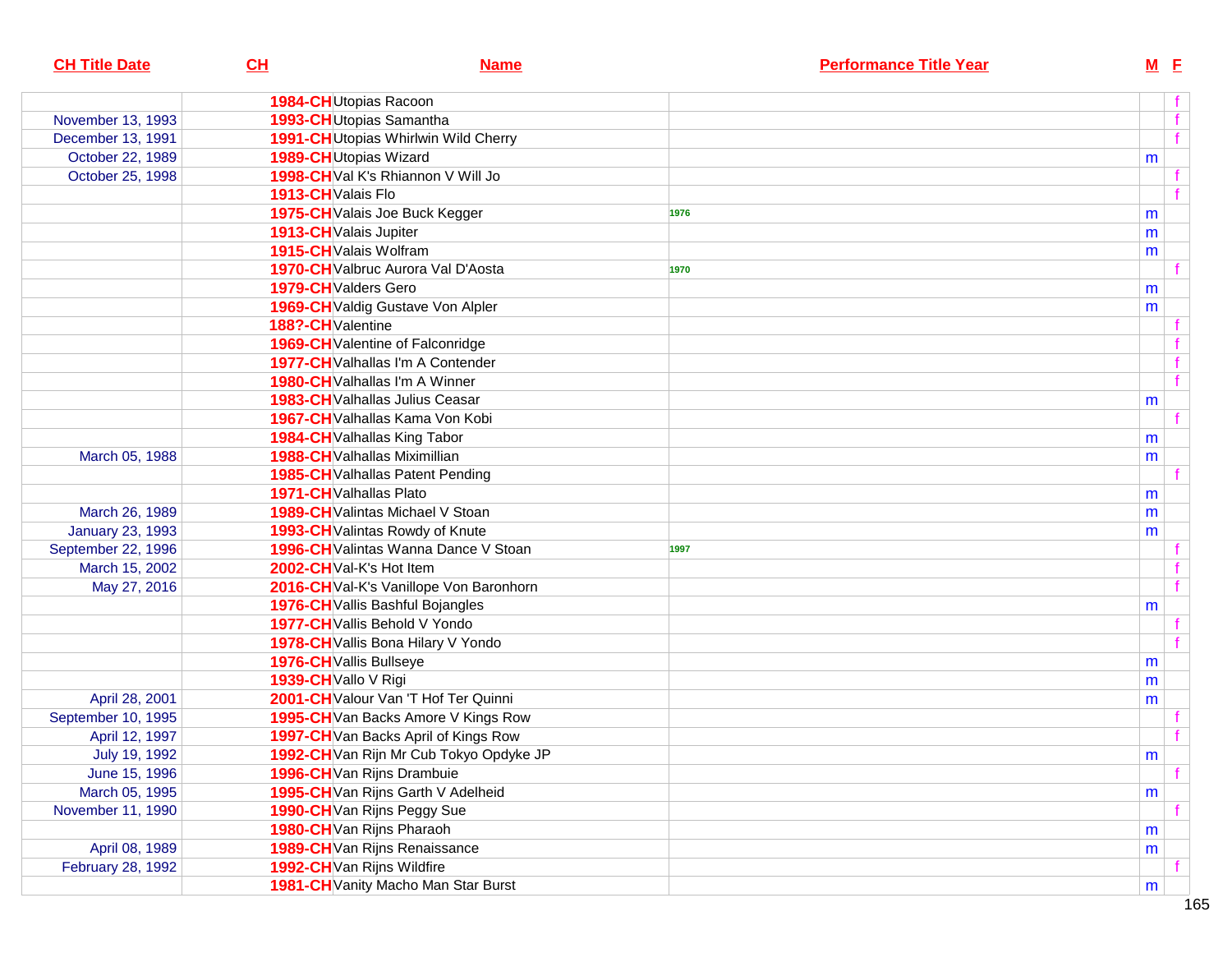| CH Title Date | CH | Name | Performance Title Year | M | F |
|---|---|---|---|---|---|
| | 1984-CH | Utopias Racoon | | | f |
| November 13, 1993 | 1993-CH | Utopias Samantha | | | f |
| December 13, 1991 | 1991-CH | Utopias Whirlwin Wild Cherry | | | f |
| October 22, 1989 | 1989-CH | Utopias Wizard | | m | |
| October 25, 1998 | 1998-CH | Val K's Rhiannon V Will Jo | | | f |
| | 1913-CH | Valais Flo | | | f |
| | 1975-CH | Valais Joe Buck Kegger | 1976 | m | |
| | 1913-CH | Valais Jupiter | | m | |
| | 1915-CH | Valais Wolfram | | m | |
| | 1970-CH | Valbruc Aurora Val D'Aosta | 1970 | | f |
| | 1979-CH | Valders Gero | | m | |
| | 1969-CH | Valdig Gustave Von Alpler | | m | |
| | 188?-CH | Valentine | | | f |
| | 1969-CH | Valentine of Falconridge | | | f |
| | 1977-CH | Valhallas I'm A Contender | | | f |
| | 1980-CH | Valhallas I'm A Winner | | | f |
| | 1983-CH | Valhallas Julius Ceasar | | m | |
| | 1967-CH | Valhallas Kama Von Kobi | | | f |
| | 1984-CH | Valhallas King Tabor | | m | |
| March 05, 1988 | 1988-CH | Valhallas Miximillian | | m | |
| | 1985-CH | Valhallas Patent Pending | | | f |
| | 1971-CH | Valhallas Plato | | m | |
| March 26, 1989 | 1989-CH | Valintas Michael V Stoan | | m | |
| January 23, 1993 | 1993-CH | Valintas Rowdy of Knute | | m | |
| September 22, 1996 | 1996-CH | Valintas Wanna Dance V Stoan | 1997 | | f |
| March 15, 2002 | 2002-CH | Val-K's Hot Item | | | f |
| May 27, 2016 | 2016-CH | Val-K's Vanillope Von Baronhorn | | | f |
| | 1976-CH | Vallis Bashful Bojangles | | m | |
| | 1977-CH | Vallis Behold V Yondo | | | f |
| | 1978-CH | Vallis Bona Hilary V Yondo | | | f |
| | 1976-CH | Vallis Bullseye | | m | |
| | 1939-CH | Vallo V Rigi | | m | |
| April 28, 2001 | 2001-CH | Valour Van 'T Hof Ter Quinni | | m | |
| September 10, 1995 | 1995-CH | Van Backs Amore V Kings Row | | | f |
| April 12, 1997 | 1997-CH | Van Backs April of Kings Row | | | f |
| July 19, 1992 | 1992-CH | Van Rijn Mr Cub Tokyo Opdyke JP | | m | |
| June 15, 1996 | 1996-CH | Van Rijns Drambuie | | | f |
| March 05, 1995 | 1995-CH | Van Rijns Garth V Adelheid | | m | |
| November 11, 1990 | 1990-CH | Van Rijns Peggy Sue | | | f |
| | 1980-CH | Van Rijns Pharaoh | | m | |
| April 08, 1989 | 1989-CH | Van Rijns Renaissance | | m | |
| February 28, 1992 | 1992-CH | Van Rijns Wildfire | | | f |
| | 1981-CH | Vanity Macho Man Star Burst | | m | |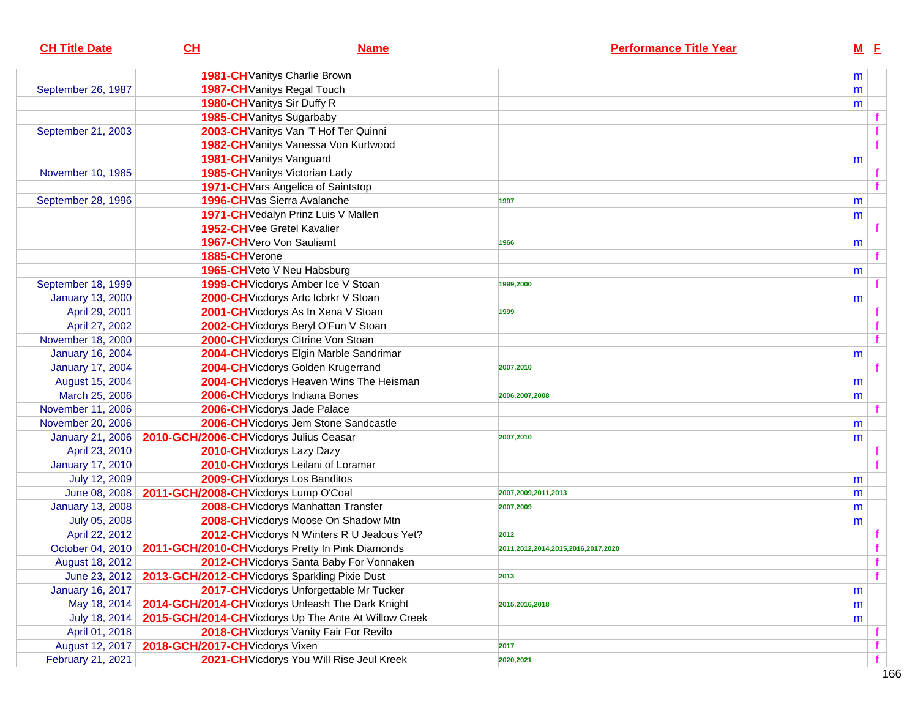| CH Title Date | CH | Name | Performance Title Year | M | F |
|---|---|---|---|---|---|
| | 1981-CH | Vanitys Charlie Brown | | m | |
| September 26, 1987 | 1987-CH | Vanitys Regal Touch | | m | |
| | 1980-CH | Vanitys Sir Duffy R | | m | |
| | 1985-CH | Vanitys Sugarbaby | | | f |
| September 21, 2003 | 2003-CH | Vanitys Van 'T Hof Ter Quinni | | | f |
| | 1982-CH | Vanitys Vanessa Von Kurtwood | | | f |
| | 1981-CH | Vanitys Vanguard | | m | |
| November 10, 1985 | 1985-CH | Vanitys Victorian Lady | | | f |
| | 1971-CH | Vars Angelica of Saintstop | | | f |
| September 28, 1996 | 1996-CH | Vas Sierra Avalanche | 1997 | m | |
| | 1971-CH | Vedalyn Prinz Luis V Mallen | | m | |
| | 1952-CH | Vee Gretel Kavalier | | | f |
| | 1967-CH | Vero Von Sauliamt | 1966 | m | |
| | 1885-CH | Verone | | | f |
| | 1965-CH | Veto V Neu Habsburg | | m | |
| September 18, 1999 | 1999-CH | Vicdorys Amber Ice V Stoan | 1999,2000 | | f |
| January 13, 2000 | 2000-CH | Vicdorys Artc Icbrkr V Stoan | | m | |
| April 29, 2001 | 2001-CH | Vicdorys As In Xena V Stoan | 1999 | | f |
| April 27, 2002 | 2002-CH | Vicdorys Beryl O'Fun V Stoan | | | f |
| November 18, 2000 | 2000-CH | Vicdorys Citrine Von Stoan | | | f |
| January 16, 2004 | 2004-CH | Vicdorys Elgin Marble Sandrimar | | m | |
| January 17, 2004 | 2004-CH | Vicdorys Golden Krugerrand | 2007,2010 | | f |
| August 15, 2004 | 2004-CH | Vicdorys Heaven Wins The Heisman | | m | |
| March 25, 2006 | 2006-CH | Vicdorys Indiana Bones | 2006,2007,2008 | m | |
| November 11, 2006 | 2006-CH | Vicdorys Jade Palace | | | f |
| November 20, 2006 | 2006-CH | Vicdorys Jem Stone Sandcastle | | m | |
| January 21, 2006 | 2010-GCH/2006-CH | Vicdorys Julius Ceasar | 2007,2010 | m | |
| April 23, 2010 | 2010-CH | Vicdorys Lazy Dazy | | | f |
| January 17, 2010 | 2010-CH | Vicdorys Leilani of Loramar | | | f |
| July 12, 2009 | 2009-CH | Vicdorys Los Banditos | | m | |
| June 08, 2008 | 2011-GCH/2008-CH | Vicdorys Lump O'Coal | 2007,2009,2011,2013 | m | |
| January 13, 2008 | 2008-CH | Vicdorys Manhattan Transfer | 2007,2009 | m | |
| July 05, 2008 | 2008-CH | Vicdorys Moose On Shadow Mtn | | m | |
| April 22, 2012 | 2012-CH | Vicdorys N Winters R U Jealous Yet? | 2012 | | f |
| October 04, 2010 | 2011-GCH/2010-CH | Vicdorys Pretty In Pink Diamonds | 2011,2012,2014,2015,2016,2017,2020 | | f |
| August 18, 2012 | 2012-CH | Vicdorys Santa Baby For Vonnaken | | | f |
| June 23, 2012 | 2013-GCH/2012-CH | Vicdorys Sparkling Pixie Dust | 2013 | | f |
| January 16, 2017 | 2017-CH | Vicdorys Unforgettable Mr Tucker | | m | |
| May 18, 2014 | 2014-GCH/2014-CH | Vicdorys Unleash The Dark Knight | 2015,2016,2018 | m | |
| July 18, 2014 | 2015-GCH/2014-CH | Vicdorys Up The Ante At Willow Creek | | m | |
| April 01, 2018 | 2018-CH | Vicdorys Vanity Fair For Revilo | | | f |
| August 12, 2017 | 2018-GCH/2017-CH | Vicdorys Vixen | 2017 | | f |
| February 21, 2021 | 2021-CH | Vicdorys You Will Rise Jeul Kreek | 2020,2021 | | f |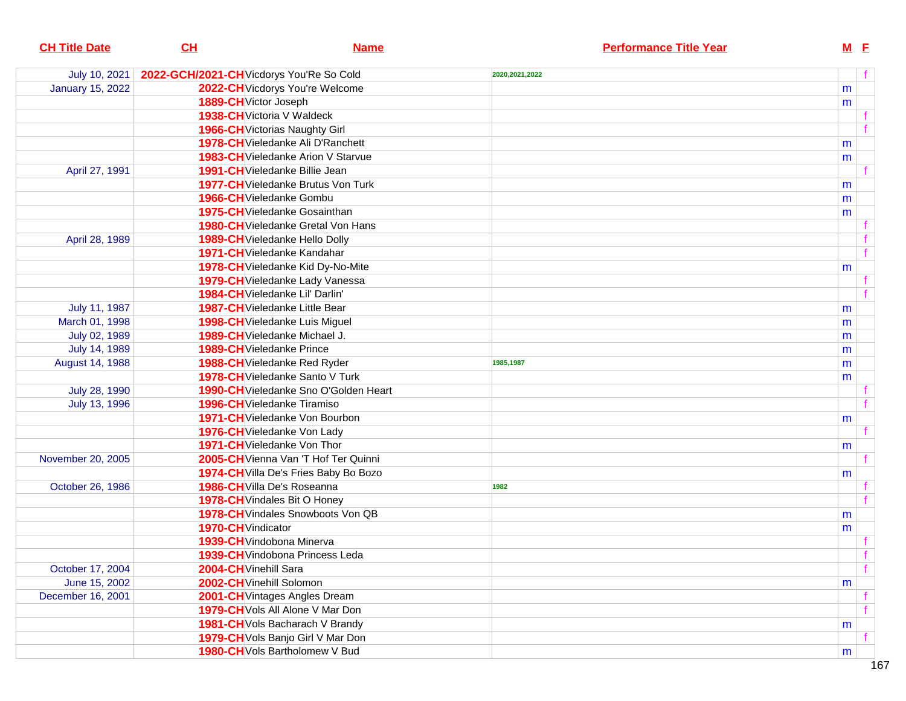| CH Title Date | CH | Name | Performance Title Year | M | F |
|---|---|---|---|---|---|
| July 10, 2021 | 2022-GCH/2021-CH | Vicdorys You'Re So Cold | 2020,2021,2022 | | f |
| January 15, 2022 | 2022-CH | Vicdorys You're Welcome | | m | |
| | 1889-CH | Victor Joseph | | m | |
| | 1938-CH | Victoria V Waldeck | | | f |
| | 1966-CH | Victorias Naughty Girl | | | f |
| | 1978-CH | Vieledanke Ali D'Ranchett | | m | |
| | 1983-CH | Vieledanke Arion V Starvue | | m | |
| April 27, 1991 | 1991-CH | Vieledanke Billie Jean | | | f |
| | 1977-CH | Vieledanke Brutus Von Turk | | m | |
| | 1966-CH | Vieledanke Gombu | | m | |
| | 1975-CH | Vieledanke Gosainthan | | m | |
| | 1980-CH | Vieledanke Gretal Von Hans | | | f |
| April 28, 1989 | 1989-CH | Vieledanke Hello Dolly | | | f |
| | 1971-CH | Vieledanke Kandahar | | | f |
| | 1978-CH | Vieledanke Kid Dy-No-Mite | | m | |
| | 1979-CH | Vieledanke Lady Vanessa | | | f |
| | 1984-CH | Vieledanke Lil' Darlin' | | | f |
| July 11, 1987 | 1987-CH | Vieledanke Little Bear | | m | |
| March 01, 1998 | 1998-CH | Vieledanke Luis Miguel | | m | |
| July 02, 1989 | 1989-CH | Vieledanke Michael J. | | m | |
| July 14, 1989 | 1989-CH | Vieledanke Prince | | m | |
| August 14, 1988 | 1988-CH | Vieledanke Red Ryder | 1985,1987 | m | |
| | 1978-CH | Vieledanke Santo V Turk | | m | |
| July 28, 1990 | 1990-CH | Vieledanke Sno O'Golden Heart | | | f |
| July 13, 1996 | 1996-CH | Vieledanke Tiramiso | | | f |
| | 1971-CH | Vieledanke Von Bourbon | | m | |
| | 1976-CH | Vieledanke Von Lady | | | f |
| | 1971-CH | Vieledanke Von Thor | | m | |
| November 20, 2005 | 2005-CH | Vienna Van 'T Hof Ter Quinni | | | f |
| | 1974-CH | Villa De's Fries Baby Bo Bozo | | m | |
| October 26, 1986 | 1986-CH | Villa De's Roseanna | 1982 | | f |
| | 1978-CH | Vindales Bit O Honey | | | f |
| | 1978-CH | Vindales Snowboots Von QB | | m | |
| | 1970-CH | Vindicator | | m | |
| | 1939-CH | Vindobona Minerva | | | f |
| | 1939-CH | Vindobona Princess Leda | | | f |
| October 17, 2004 | 2004-CH | Vinehill Sara | | | f |
| June 15, 2002 | 2002-CH | Vinehill Solomon | | m | |
| December 16, 2001 | 2001-CH | Vintages Angles Dream | | | f |
| | 1979-CH | Vols All Alone V Mar Don | | | f |
| | 1981-CH | Vols Bacharach V Brandy | | m | |
| | 1979-CH | Vols Banjo Girl V Mar Don | | | f |
| | 1980-CH | Vols Bartholomew V Bud | | m | |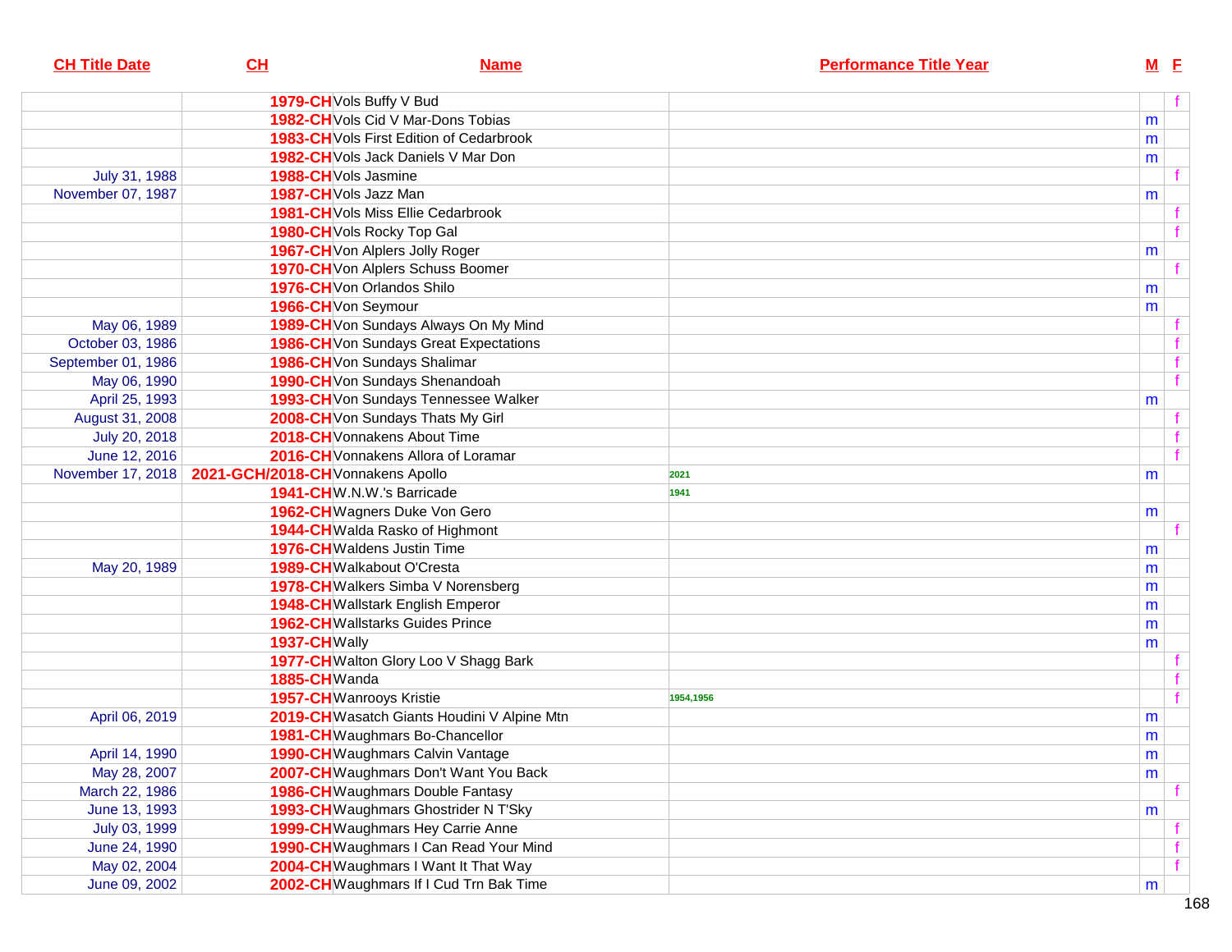| CH Title Date | CH | Name | Performance Title Year | M | F |
|---|---|---|---|---|---|
| | 1979-CH | Vols Buffy V Bud | | | f |
| | 1982-CH | Vols Cid V Mar-Dons Tobias | | m | |
| | 1983-CH | Vols First Edition of Cedarbrook | | m | |
| | 1982-CH | Vols Jack Daniels V Mar Don | | m | |
| July 31, 1988 | 1988-CH | Vols Jasmine | | | f |
| November 07, 1987 | 1987-CH | Vols Jazz Man | | m | |
| | 1981-CH | Vols Miss Ellie Cedarbrook | | | f |
| | 1980-CH | Vols Rocky Top Gal | | | f |
| | 1967-CH | Von Alplers Jolly Roger | | m | |
| | 1970-CH | Von Alplers Schuss Boomer | | | f |
| | 1976-CH | Von Orlandos Shilo | | m | |
| | 1966-CH | Von Seymour | | m | |
| May 06, 1989 | 1989-CH | Von Sundays Always On My Mind | | | f |
| October 03, 1986 | 1986-CH | Von Sundays Great Expectations | | | f |
| September 01, 1986 | 1986-CH | Von Sundays Shalimar | | | f |
| May 06, 1990 | 1990-CH | Von Sundays Shenandoah | | | f |
| April 25, 1993 | 1993-CH | Von Sundays Tennessee Walker | | m | |
| August 31, 2008 | 2008-CH | Von Sundays Thats My Girl | | | f |
| July 20, 2018 | 2018-CH | Vonnakens About Time | | | f |
| June 12, 2016 | 2016-CH | Vonnakens Allora of Loramar | | | f |
| November 17, 2018 | 2021-GCH/2018-CH | Vonnakens Apollo | 2021 | m | |
| | 1941-CH | W.N.W.'s Barricade | 1941 | | |
| | 1962-CH | Wagners Duke Von Gero | | m | |
| | 1944-CH | Walda Rasko of Highmont | | | f |
| | 1976-CH | Waldens Justin Time | | m | |
| May 20, 1989 | 1989-CH | Walkabout O'Cresta | | m | |
| | 1978-CH | Walkers Simba V Norensberg | | m | |
| | 1948-CH | Wallstark English Emperor | | m | |
| | 1962-CH | Wallstarks Guides Prince | | m | |
| | 1937-CH | Wally | | m | |
| | 1977-CH | Walton Glory Loo V Shagg Bark | | | f |
| | 1885-CH | Wanda | | | f |
| | 1957-CH | Wanrooys Kristie | 1954,1956 | | f |
| April 06, 2019 | 2019-CH | Wasatch Giants Houdini V Alpine Mtn | | m | |
| | 1981-CH | Waughmars Bo-Chancellor | | m | |
| April 14, 1990 | 1990-CH | Waughmars Calvin Vantage | | m | |
| May 28, 2007 | 2007-CH | Waughmars Don't Want You Back | | m | |
| March 22, 1986 | 1986-CH | Waughmars Double Fantasy | | | f |
| June 13, 1993 | 1993-CH | Waughmars Ghostrider N T'Sky | | m | |
| July 03, 1999 | 1999-CH | Waughmars Hey Carrie Anne | | | f |
| June 24, 1990 | 1990-CH | Waughmars I Can Read Your Mind | | | f |
| May 02, 2004 | 2004-CH | Waughmars I Want It That Way | | | f |
| June 09, 2002 | 2002-CH | Waughmars If I Cud Trn Bak Time | | m | |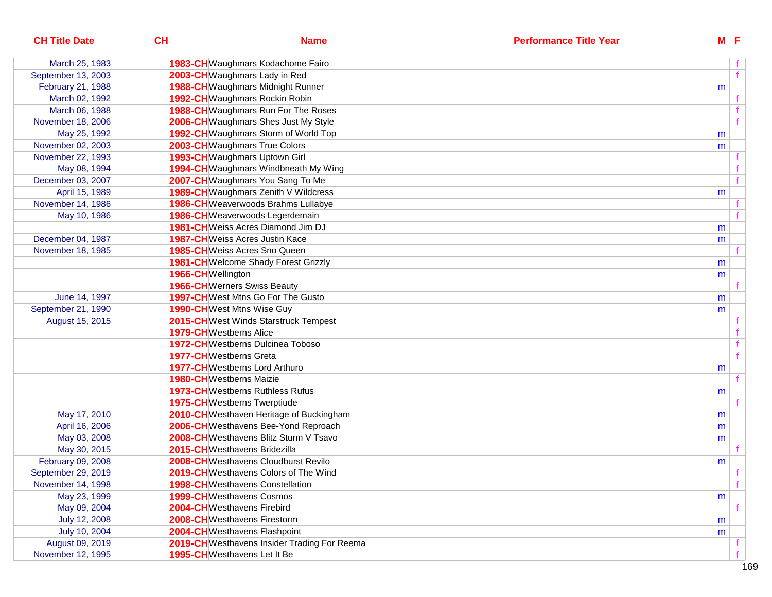| CH Title Date | CH | Name | Performance Title Year | M | F |
|---|---|---|---|---|---|
| March 25, 1983 | 1983-CH | Waughmars Kodachome Fairo | | | f |
| September 13, 2003 | 2003-CH | Waughmars Lady in Red | | | f |
| February 21, 1988 | 1988-CH | Waughmars Midnight Runner | | m | |
| March 02, 1992 | 1992-CH | Waughmars Rockin Robin | | | f |
| March 06, 1988 | 1988-CH | Waughmars Run For The Roses | | | f |
| November 18, 2006 | 2006-CH | Waughmars Shes Just My Style | | | f |
| May 25, 1992 | 1992-CH | Waughmars Storm of World Top | | m | |
| November 02, 2003 | 2003-CH | Waughmars True Colors | | m | |
| November 22, 1993 | 1993-CH | Waughmars Uptown Girl | | | f |
| May 08, 1994 | 1994-CH | Waughmars Windbneath My Wing | | | f |
| December 03, 2007 | 2007-CH | Waughmars You Sang To Me | | | f |
| April 15, 1989 | 1989-CH | Waughmars Zenith V Wildcress | | m | |
| November 14, 1986 | 1986-CH | Weaverwoods Brahms Lullabye | | | f |
| May 10, 1986 | 1986-CH | Weaverwoods Legerdemain | | | f |
| | 1981-CH | Weiss Acres Diamond Jim DJ | | m | |
| December 04, 1987 | 1987-CH | Weiss Acres Justin Kace | | m | |
| November 18, 1985 | 1985-CH | Weiss Acres Sno Queen | | | f |
| | 1981-CH | Welcome Shady Forest Grizzly | | m | |
| | 1966-CH | Wellington | | m | |
| | 1966-CH | Werners Swiss Beauty | | | f |
| June 14, 1997 | 1997-CH | West Mtns Go For The Gusto | | m | |
| September 21, 1990 | 1990-CH | West Mtns Wise Guy | | m | |
| August 15, 2015 | 2015-CH | West Winds Starstruck Tempest | | | f |
| | 1979-CH | Westberns Alice | | | f |
| | 1972-CH | Westberns Dulcinea Toboso | | | f |
| | 1977-CH | Westberns Greta | | | f |
| | 1977-CH | Westberns Lord Arthuro | | m | |
| | 1980-CH | Westberns Maizie | | | f |
| | 1973-CH | Westberns Ruthless Rufus | | m | |
| | 1975-CH | Westberns Twerptiude | | | f |
| May 17, 2010 | 2010-CH | Westhaven Heritage of Buckingham | | m | |
| April 16, 2006 | 2006-CH | Westhavens Bee-Yond Reproach | | m | |
| May 03, 2008 | 2008-CH | Westhavens Blitz Sturm V Tsavo | | m | |
| May 30, 2015 | 2015-CH | Westhavens Bridezilla | | | f |
| February 09, 2008 | 2008-CH | Westhavens Cloudburst Revilo | | m | |
| September 29, 2019 | 2019-CH | Westhavens Colors of The Wind | | | f |
| November 14, 1998 | 1998-CH | Westhavens Constellation | | | f |
| May 23, 1999 | 1999-CH | Westhavens Cosmos | | m | |
| May 09, 2004 | 2004-CH | Westhavens Firebird | | | f |
| July 12, 2008 | 2008-CH | Westhavens Firestorm | | m | |
| July 10, 2004 | 2004-CH | Westhavens Flashpoint | | m | |
| August 09, 2019 | 2019-CH | Westhavens Insider Trading For Reema | | | f |
| November 12, 1995 | 1995-CH | Westhavens Let It Be | | | f |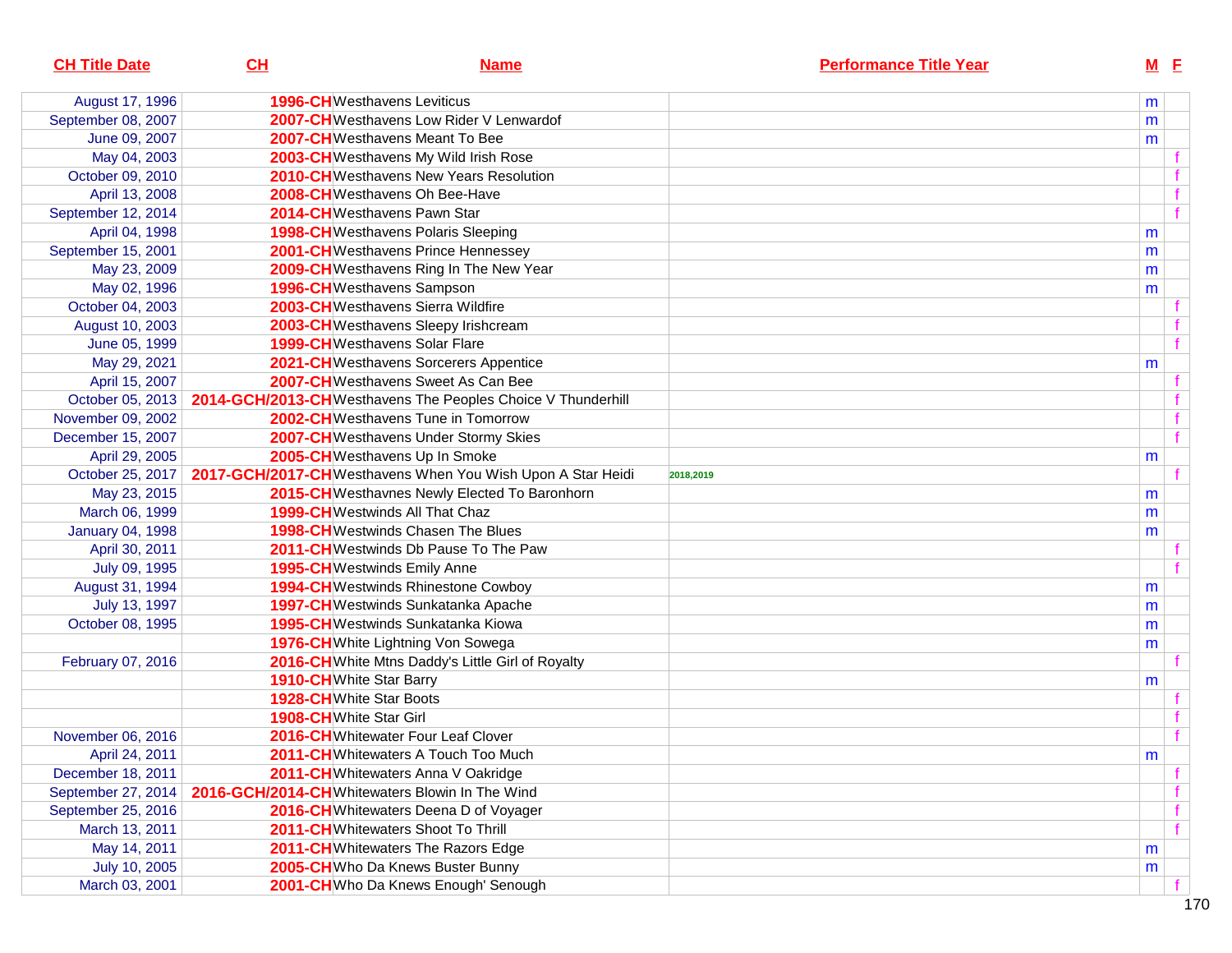| CH Title Date | CH | Name | Performance Title Year | M | F |
|---|---|---|---|---|---|
| August 17, 1996 | 1996-CH | Westhavens Leviticus | | m | |
| September 08, 2007 | 2007-CH | Westhavens Low Rider V Lenwardof | | m | |
| June 09, 2007 | 2007-CH | Westhavens Meant To Bee | | m | |
| May 04, 2003 | 2003-CH | Westhavens My Wild Irish Rose | | | f |
| October 09, 2010 | 2010-CH | Westhavens New Years Resolution | | | f |
| April 13, 2008 | 2008-CH | Westhavens Oh Bee-Have | | | f |
| September 12, 2014 | 2014-CH | Westhavens Pawn Star | | | f |
| April 04, 1998 | 1998-CH | Westhavens Polaris Sleeping | | m | |
| September 15, 2001 | 2001-CH | Westhavens Prince Hennessey | | m | |
| May 23, 2009 | 2009-CH | Westhavens Ring In The New Year | | m | |
| May 02, 1996 | 1996-CH | Westhavens Sampson | | m | |
| October 04, 2003 | 2003-CH | Westhavens Sierra Wildfire | | | f |
| August 10, 2003 | 2003-CH | Westhavens Sleepy Irishcream | | | f |
| June 05, 1999 | 1999-CH | Westhavens Solar Flare | | | f |
| May 29, 2021 | 2021-CH | Westhavens Sorcerers Appentice | | m | |
| April 15, 2007 | 2007-CH | Westhavens Sweet As Can Bee | | | f |
| October 05, 2013 | 2014-GCH/2013-CH | Westhavens The Peoples Choice V Thunderhill | | | f |
| November 09, 2002 | 2002-CH | Westhavens Tune in Tomorrow | | | f |
| December 15, 2007 | 2007-CH | Westhavens Under Stormy Skies | | | f |
| April 29, 2005 | 2005-CH | Westhavens Up In Smoke | | m | |
| October 25, 2017 | 2017-GCH/2017-CH | Westhavens When You Wish Upon A Star Heidi | 2018,2019 | | f |
| May 23, 2015 | 2015-CH | Westhavnes Newly Elected To Baronhorn | | m | |
| March 06, 1999 | 1999-CH | Westwinds All That Chaz | | m | |
| January 04, 1998 | 1998-CH | Westwinds Chasen The Blues | | m | |
| April 30, 2011 | 2011-CH | Westwinds Db Pause To The Paw | | | f |
| July 09, 1995 | 1995-CH | Westwinds Emily Anne | | | f |
| August 31, 1994 | 1994-CH | Westwinds Rhinestone Cowboy | | m | |
| July 13, 1997 | 1997-CH | Westwinds Sunkatanka Apache | | m | |
| October 08, 1995 | 1995-CH | Westwinds Sunkatanka Kiowa | | m | |
| | 1976-CH | White Lightning Von Sowega | | m | |
| February 07, 2016 | 2016-CH | White Mtns Daddy's Little Girl of Royalty | | | f |
| | 1910-CH | White Star Barry | | m | |
| | 1928-CH | White Star Boots | | | f |
| | 1908-CH | White Star Girl | | | f |
| November 06, 2016 | 2016-CH | Whitewater Four Leaf Clover | | | f |
| April 24, 2011 | 2011-CH | Whitewaters A Touch Too Much | | m | |
| December 18, 2011 | 2011-CH | Whitewaters Anna V Oakridge | | | f |
| September 27, 2014 | 2016-GCH/2014-CH | Whitewaters Blowin In The Wind | | | f |
| September 25, 2016 | 2016-CH | Whitewaters Deena D of Voyager | | | f |
| March 13, 2011 | 2011-CH | Whitewaters Shoot To Thrill | | | f |
| May 14, 2011 | 2011-CH | Whitewaters The Razors Edge | | m | |
| July 10, 2005 | 2005-CH | Who Da Knews Buster Bunny | | m | |
| March 03, 2001 | 2001-CH | Who Da Knews Enough' Senough | | | f |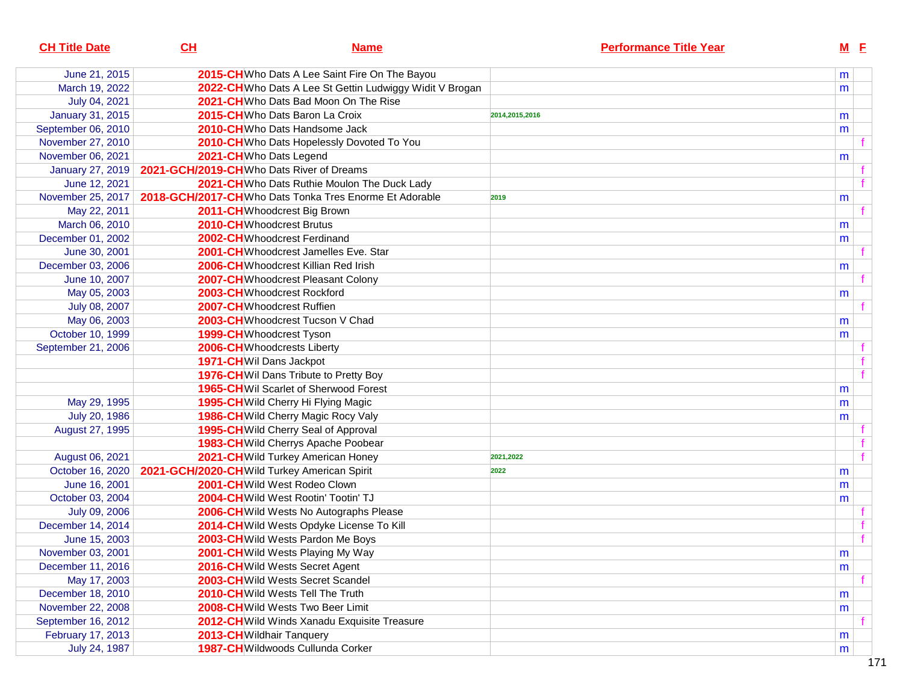| CH Title Date | CH | Name | Performance Title Year | M | F |
|---|---|---|---|---|---|
| June 21, 2015 | 2015-CH | Who Dats A Lee Saint Fire On The Bayou | | m | |
| March 19, 2022 | 2022-CH | Who Dats A Lee St Gettin Ludwiggy Widit V Brogan | | m | |
| July 04, 2021 | 2021-CH | Who Dats Bad Moon On The Rise | | | |
| January 31, 2015 | 2015-CH | Who Dats Baron La Croix | 2014,2015,2016 | m | |
| September 06, 2010 | 2010-CH | Who Dats Handsome Jack | | m | |
| November 27, 2010 | 2010-CH | Who Dats Hopelessly Dovoted To You | | | f |
| November 06, 2021 | 2021-CH | Who Dats Legend | | m | |
| January 27, 2019 | 2021-GCH/2019-CH | Who Dats River of Dreams | | | f |
| June 12, 2021 | 2021-CH | Who Dats Ruthie Moulon The Duck Lady | | | f |
| November 25, 2017 | 2018-GCH/2017-CH | Who Dats Tonka Tres Enorme Et Adorable | 2019 | m | |
| May 22, 2011 | 2011-CH | Whoodcrest Big Brown | | | f |
| March 06, 2010 | 2010-CH | Whoodcrest Brutus | | m | |
| December 01, 2002 | 2002-CH | Whoodcrest Ferdinand | | m | |
| June 30, 2001 | 2001-CH | Whoodcrest Jamelles Eve. Star | | | f |
| December 03, 2006 | 2006-CH | Whoodcrest Killian Red Irish | | m | |
| June 10, 2007 | 2007-CH | Whoodcrest Pleasant Colony | | | f |
| May 05, 2003 | 2003-CH | Whoodcrest Rockford | | m | |
| July 08, 2007 | 2007-CH | Whoodcrest Ruffien | | | f |
| May 06, 2003 | 2003-CH | Whoodcrest Tucson V Chad | | m | |
| October 10, 1999 | 1999-CH | Whoodcrest Tyson | | m | |
| September 21, 2006 | 2006-CH | Whoodcrests Liberty | | | f |
| | 1971-CH | Wil Dans Jackpot | | | f |
| | 1976-CH | Wil Dans Tribute to Pretty Boy | | | f |
| | 1965-CH | Wil Scarlet of Sherwood Forest | | m | |
| May 29, 1995 | 1995-CH | Wild Cherry Hi Flying Magic | | m | |
| July 20, 1986 | 1986-CH | Wild Cherry Magic Rocy Valy | | m | |
| August 27, 1995 | 1995-CH | Wild Cherry Seal of Approval | | | f |
| | 1983-CH | Wild Cherrys Apache Poobear | | | f |
| August 06, 2021 | 2021-CH | Wild Turkey American Honey | 2021,2022 | | f |
| October 16, 2020 | 2021-GCH/2020-CH | Wild Turkey American Spirit | 2022 | m | |
| June 16, 2001 | 2001-CH | Wild West Rodeo Clown | | m | |
| October 03, 2004 | 2004-CH | Wild West Rootin' Tootin' TJ | | m | |
| July 09, 2006 | 2006-CH | Wild Wests No Autographs Please | | | f |
| December 14, 2014 | 2014-CH | Wild Wests Opdyke License To Kill | | | f |
| June 15, 2003 | 2003-CH | Wild Wests Pardon Me Boys | | | f |
| November 03, 2001 | 2001-CH | Wild Wests Playing My Way | | m | |
| December 11, 2016 | 2016-CH | Wild Wests Secret Agent | | m | |
| May 17, 2003 | 2003-CH | Wild Wests Secret Scandel | | | f |
| December 18, 2010 | 2010-CH | Wild Wests Tell The Truth | | m | |
| November 22, 2008 | 2008-CH | Wild Wests Two Beer Limit | | m | |
| September 16, 2012 | 2012-CH | Wild Winds Xanadu Exquisite Treasure | | | f |
| February 17, 2013 | 2013-CH | Wildhair Tanquery | | m | |
| July 24, 1987 | 1987-CH | Wildwoods Cullunda Corker | | m | |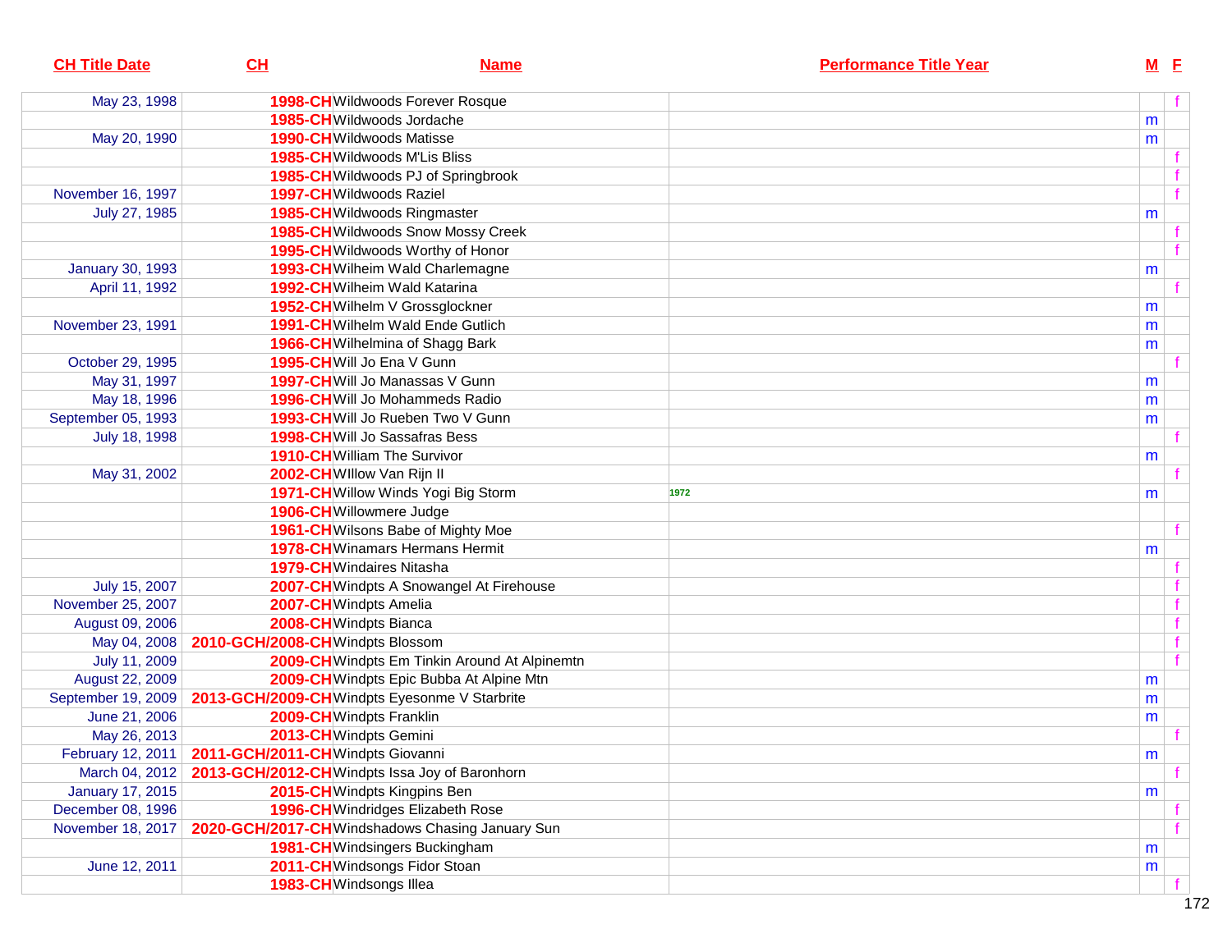| CH Title Date | CH | Name | Performance Title Year | M | F |
|---|---|---|---|---|---|
| May 23, 1998 | 1998-CH | Wildwoods Forever Rosque | | | f |
| | 1985-CH | Wildwoods Jordache | | m | |
| May 20, 1990 | 1990-CH | Wildwoods Matisse | | m | |
| | 1985-CH | Wildwoods M'Lis Bliss | | | f |
| | 1985-CH | Wildwoods PJ of Springbrook | | | f |
| November 16, 1997 | 1997-CH | Wildwoods Raziel | | | f |
| July 27, 1985 | 1985-CH | Wildwoods Ringmaster | | m | |
| | 1985-CH | Wildwoods Snow Mossy Creek | | | f |
| | 1995-CH | Wildwoods Worthy of Honor | | | f |
| January 30, 1993 | 1993-CH | Wilheim Wald Charlemagne | | m | |
| April 11, 1992 | 1992-CH | Wilheim Wald Katarina | | | f |
| | 1952-CH | Wilhelm V Grossglockner | | m | |
| November 23, 1991 | 1991-CH | Wilhelm Wald Ende Gutlich | | m | |
| | 1966-CH | Wilhelmina of Shagg Bark | | m | |
| October 29, 1995 | 1995-CH | Will Jo Ena V Gunn | | | f |
| May 31, 1997 | 1997-CH | Will Jo Manassas V Gunn | | m | |
| May 18, 1996 | 1996-CH | Will Jo Mohammeds Radio | | m | |
| September 05, 1993 | 1993-CH | Will Jo Rueben Two V Gunn | | m | |
| July 18, 1998 | 1998-CH | Will Jo Sassafras Bess | | | f |
| | 1910-CH | William The Survivor | | m | |
| May 31, 2002 | 2002-CH | WIllow Van Rijn II | | | f |
| | 1971-CH | Willow Winds Yogi Big Storm | 1972 | m | |
| | 1906-CH | Willowmere Judge | | | |
| | 1961-CH | Wilsons Babe of Mighty Moe | | | f |
| | 1978-CH | Winamars Hermans Hermit | | m | |
| | 1979-CH | Windaires Nitasha | | | f |
| July 15, 2007 | 2007-CH | Windpts A Snowangel At Firehouse | | | f |
| November 25, 2007 | 2007-CH | Windpts Amelia | | | f |
| August 09, 2006 | 2008-CH | Windpts Bianca | | | f |
| May 04, 2008 | 2010-GCH/2008-CH | Windpts Blossom | | | f |
| July 11, 2009 | 2009-CH | Windpts Em Tinkin Around At Alpinemtn | | | f |
| August 22, 2009 | 2009-CH | Windpts Epic Bubba At Alpine Mtn | | m | |
| September 19, 2009 | 2013-GCH/2009-CH | Windpts Eyesonme V Starbrite | | m | |
| June 21, 2006 | 2009-CH | Windpts Franklin | | m | |
| May 26, 2013 | 2013-CH | Windpts Gemini | | | f |
| February 12, 2011 | 2011-GCH/2011-CH | Windpts Giovanni | | m | |
| March 04, 2012 | 2013-GCH/2012-CH | Windpts Issa Joy of Baronhorn | | | f |
| January 17, 2015 | 2015-CH | Windpts Kingpins Ben | | m | |
| December 08, 1996 | 1996-CH | Windridges Elizabeth Rose | | | f |
| November 18, 2017 | 2020-GCH/2017-CH | Windshadows Chasing January Sun | | | f |
| | 1981-CH | Windsingers Buckingham | | m | |
| June 12, 2011 | 2011-CH | Windsongs Fidor Stoan | | m | |
| | 1983-CH | Windsongs Illea | | | f |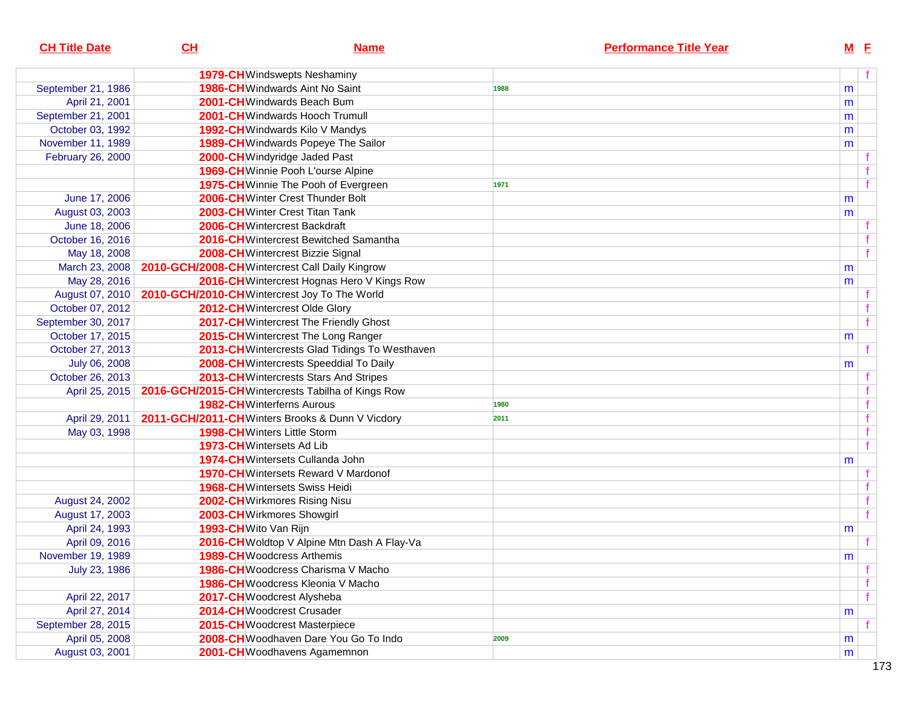| CH Title Date | CH | Name | Performance Title Year | M | F |
|---|---|---|---|---|---|
| | 1979-CH | Windswepts Neshaminy | | | f |
| September 21, 1986 | 1986-CH | Windwards Aint No Saint | 1988 | m | |
| April 21, 2001 | 2001-CH | Windwards Beach Bum | | m | |
| September 21, 2001 | 2001-CH | Windwards Hooch Trumull | | m | |
| October 03, 1992 | 1992-CH | Windwards Kilo V Mandys | | m | |
| November 11, 1989 | 1989-CH | Windwards Popeye The Sailor | | m | |
| February 26, 2000 | 2000-CH | Windyridge Jaded Past | | | f |
| | 1969-CH | Winnie Pooh L'ourse Alpine | | | f |
| | 1975-CH | Winnie The Pooh of Evergreen | 1971 | | f |
| June 17, 2006 | 2006-CH | Winter Crest Thunder Bolt | | m | |
| August 03, 2003 | 2003-CH | Winter Crest Titan Tank | | m | |
| June 18, 2006 | 2006-CH | Wintercrest Backdraft | | | f |
| October 16, 2016 | 2016-CH | Wintercrest Bewitched Samantha | | | f |
| May 18, 2008 | 2008-CH | Wintercrest Bizzie Signal | | | f |
| March 23, 2008 | 2010-GCH/2008-CH | Wintercrest Call Daily Kingrow | | m | |
| May 28, 2016 | 2016-CH | Wintercrest Hognas Hero V Kings Row | | m | |
| August 07, 2010 | 2010-GCH/2010-CH | Wintercrest Joy To The World | | | f |
| October 07, 2012 | 2012-CH | Wintercrest Olde Glory | | | f |
| September 30, 2017 | 2017-CH | Wintercrest The Friendly Ghost | | | f |
| October 17, 2015 | 2015-CH | Wintercrest The Long Ranger | | m | |
| October 27, 2013 | 2013-CH | Wintercrests Glad Tidings To Westhaven | | | f |
| July 06, 2008 | 2008-CH | Wintercrests Speeddial To Daily | | m | |
| October 26, 2013 | 2013-CH | Wintercrests Stars And Stripes | | | f |
| April 25, 2015 | 2016-GCH/2015-CH | Wintercrests Tabilha of Kings Row | | | f |
| | 1982-CH | Winterferns Aurous | 1980 | | f |
| April 29, 2011 | 2011-GCH/2011-CH | Winters Brooks & Dunn V Vicdory | 2011 | | f |
| May 03, 1998 | 1998-CH | Winters Little Storm | | | f |
| | 1973-CH | Wintersets Ad Lib | | | f |
| | 1974-CH | Wintersets Cullanda John | | m | |
| | 1970-CH | Wintersets Reward V Mardonof | | | f |
| | 1968-CH | Wintersets Swiss Heidi | | | f |
| August 24, 2002 | 2002-CH | Wirkmores Rising Nisu | | | f |
| August 17, 2003 | 2003-CH | Wirkmores Showgirl | | | f |
| April 24, 1993 | 1993-CH | Wito Van Rijn | | m | |
| April 09, 2016 | 2016-CH | Woldtop V Alpine Mtn Dash A Flay-Va | | | f |
| November 19, 1989 | 1989-CH | Woodcress Arthemis | | m | |
| July 23, 1986 | 1986-CH | Woodcress Charisma V Macho | | | f |
| | 1986-CH | Woodcress Kleonia V Macho | | | f |
| April 22, 2017 | 2017-CH | Woodcrest Alysheba | | | f |
| April 27, 2014 | 2014-CH | Woodcrest Crusader | | m | |
| September 28, 2015 | 2015-CH | Woodcrest Masterpiece | | | f |
| April 05, 2008 | 2008-CH | Woodhaven Dare You Go To Indo | 2009 | m | |
| August 03, 2001 | 2001-CH | Woodhavens Agamemnon | | m | |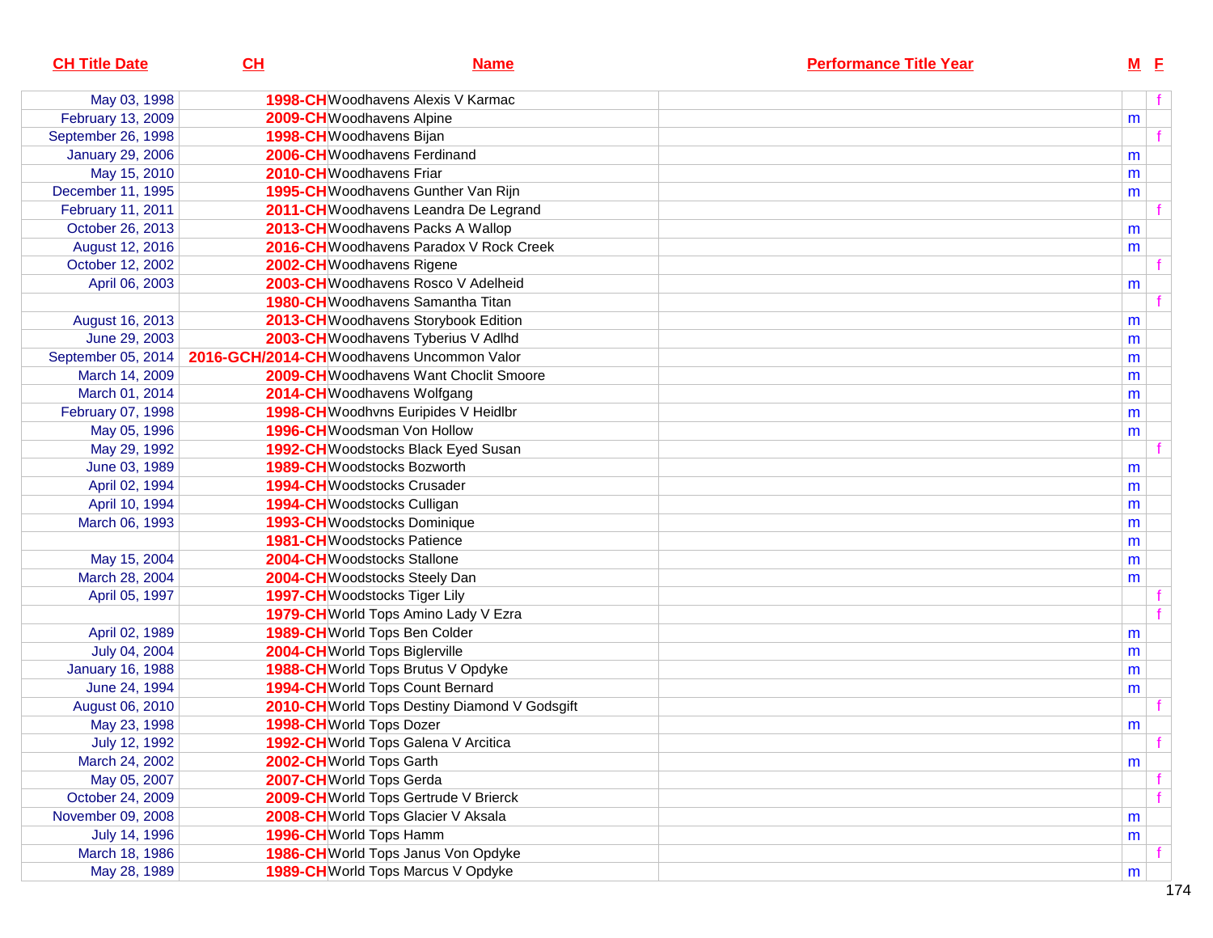| CH Title Date | CH | Name | Performance Title Year | M | F |
|---|---|---|---|---|---|
| May 03, 1998 | 1998-CH | Woodhavens Alexis V Karmac | | | f |
| February 13, 2009 | 2009-CH | Woodhavens Alpine | | m | |
| September 26, 1998 | 1998-CH | Woodhavens Bijan | | | f |
| January 29, 2006 | 2006-CH | Woodhavens Ferdinand | | m | |
| May 15, 2010 | 2010-CH | Woodhavens Friar | | m | |
| December 11, 1995 | 1995-CH | Woodhavens Gunther Van Rijn | | m | |
| February 11, 2011 | 2011-CH | Woodhavens Leandra De Legrand | | | f |
| October 26, 2013 | 2013-CH | Woodhavens Packs A Wallop | | m | |
| August 12, 2016 | 2016-CH | Woodhavens Paradox V Rock Creek | | m | |
| October 12, 2002 | 2002-CH | Woodhavens Rigene | | | f |
| April 06, 2003 | 2003-CH | Woodhavens Rosco V Adelheid | | m | |
| | 1980-CH | Woodhavens Samantha Titan | | | f |
| August 16, 2013 | 2013-CH | Woodhavens Storybook Edition | | m | |
| June 29, 2003 | 2003-CH | Woodhavens Tyberius V Adlhd | | m | |
| September 05, 2014 | 2016-GCH/2014-CH | Woodhavens Uncommon Valor | | m | |
| March 14, 2009 | 2009-CH | Woodhavens Want Choclit Smoore | | m | |
| March 01, 2014 | 2014-CH | Woodhavens Wolfgang | | m | |
| February 07, 1998 | 1998-CH | Woodhvns Euripides V Heidlbr | | m | |
| May 05, 1996 | 1996-CH | Woodsman Von Hollow | | m | |
| May 29, 1992 | 1992-CH | Woodstocks Black Eyed Susan | | | f |
| June 03, 1989 | 1989-CH | Woodstocks Bozworth | | m | |
| April 02, 1994 | 1994-CH | Woodstocks Crusader | | m | |
| April 10, 1994 | 1994-CH | Woodstocks Culligan | | m | |
| March 06, 1993 | 1993-CH | Woodstocks Dominique | | m | |
| | 1981-CH | Woodstocks Patience | | m | |
| May 15, 2004 | 2004-CH | Woodstocks Stallone | | m | |
| March 28, 2004 | 2004-CH | Woodstocks Steely Dan | | m | |
| April 05, 1997 | 1997-CH | Woodstocks Tiger Lily | | | f |
| | 1979-CH | World Tops Amino Lady V Ezra | | | f |
| April 02, 1989 | 1989-CH | World Tops Ben Colder | | m | |
| July 04, 2004 | 2004-CH | World Tops Biglerville | | m | |
| January 16, 1988 | 1988-CH | World Tops Brutus V Opdyke | | m | |
| June 24, 1994 | 1994-CH | World Tops Count Bernard | | m | |
| August 06, 2010 | 2010-CH | World Tops Destiny Diamond V Godsgift | | | f |
| May 23, 1998 | 1998-CH | World Tops Dozer | | m | |
| July 12, 1992 | 1992-CH | World Tops Galena V Arcitica | | | f |
| March 24, 2002 | 2002-CH | World Tops Garth | | m | |
| May 05, 2007 | 2007-CH | World Tops Gerda | | | f |
| October 24, 2009 | 2009-CH | World Tops Gertrude V Brierck | | | f |
| November 09, 2008 | 2008-CH | World Tops Glacier V Aksala | | m | |
| July 14, 1996 | 1996-CH | World Tops Hamm | | m | |
| March 18, 1986 | 1986-CH | World Tops Janus Von Opdyke | | | f |
| May 28, 1989 | 1989-CH | World Tops Marcus V Opdyke | | m | |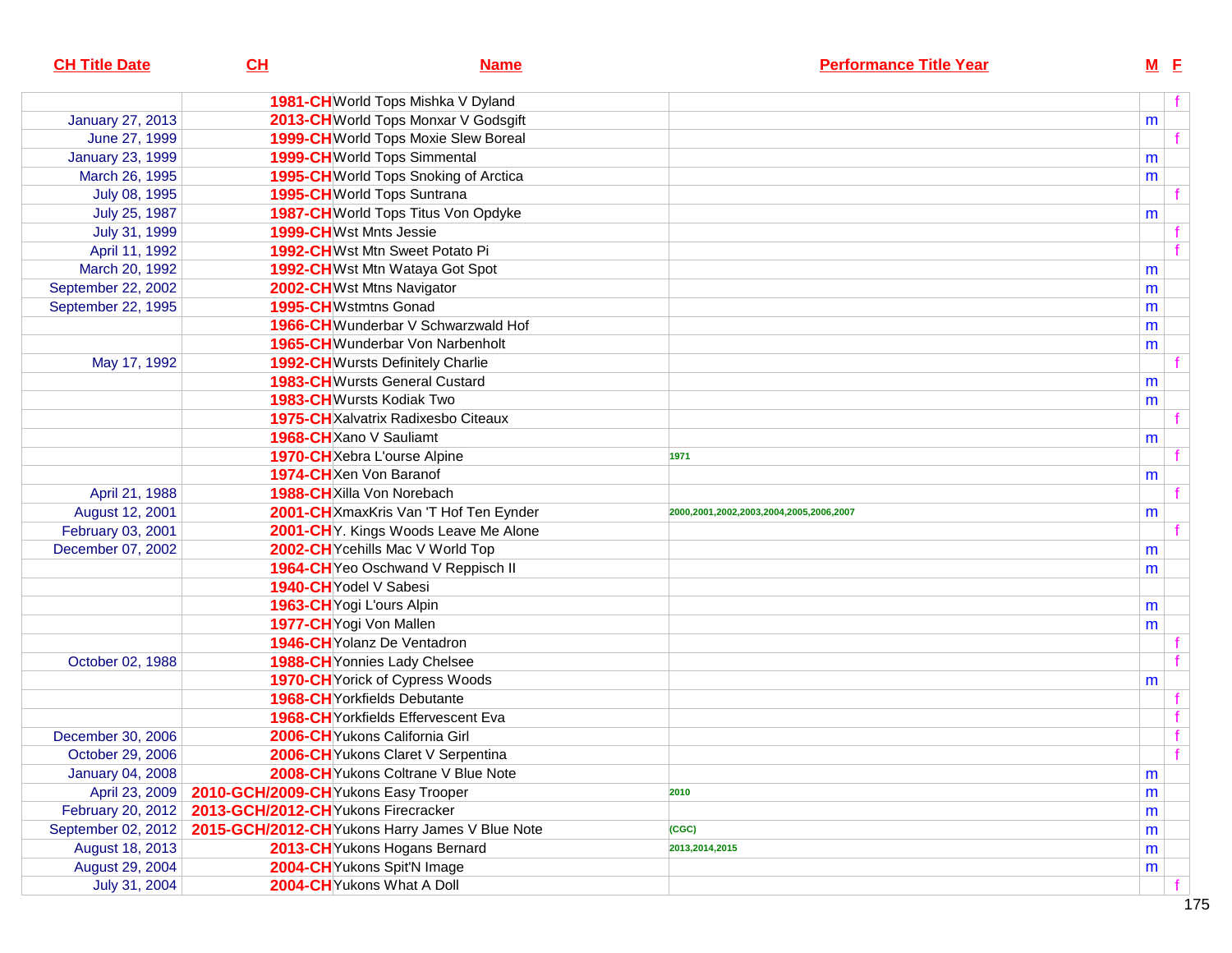| CH Title Date | CH | Name | Performance Title Year | M | F |
|---|---|---|---|---|---|
| | 1981-CH | World Tops Mishka V Dyland | | | f |
| January 27, 2013 | 2013-CH | World Tops Monxar V Godsgift | | m | |
| June 27, 1999 | 1999-CH | World Tops Moxie Slew Boreal | | | f |
| January 23, 1999 | 1999-CH | World Tops Simmental | | m | |
| March 26, 1995 | 1995-CH | World Tops Snoking of Arctica | | m | |
| July 08, 1995 | 1995-CH | World Tops Suntrana | | | f |
| July 25, 1987 | 1987-CH | World Tops Titus Von Opdyke | | m | |
| July 31, 1999 | 1999-CH | Wst Mnts Jessie | | | f |
| April 11, 1992 | 1992-CH | Wst Mtn Sweet Potato Pi | | | f |
| March 20, 1992 | 1992-CH | Wst Mtn Wataya Got Spot | | m | |
| September 22, 2002 | 2002-CH | Wst Mtns Navigator | | m | |
| September 22, 1995 | 1995-CH | Wstmtns Gonad | | m | |
| | 1966-CH | Wunderbar V Schwarzwald Hof | | m | |
| | 1965-CH | Wunderbar Von Narbenholt | | m | |
| May 17, 1992 | 1992-CH | Wursts Definitely Charlie | | | f |
| | 1983-CH | Wursts General Custard | | m | |
| | 1983-CH | Wursts Kodiak Two | | m | |
| | 1975-CH | Xalvatrix Radixesbo Citeaux | | | f |
| | 1968-CH | Xano V Sauliamt | | m | |
| | 1970-CH | Xebra L'ourse Alpine | 1971 | | f |
| | 1974-CH | Xen Von Baranof | | m | |
| April 21, 1988 | 1988-CH | Xilla Von Norebach | | | f |
| August 12, 2001 | 2001-CH | XmaxKris Van 'T Hof Ten Eynder | 2000,2001,2002,2003,2004,2005,2006,2007 | m | |
| February 03, 2001 | 2001-CH | Y. Kings Woods Leave Me Alone | | | f |
| December 07, 2002 | 2002-CH | Ycehills Mac V World Top | | m | |
| | 1964-CH | Yeo Oschwand V Reppisch II | | m | |
| | 1940-CH | Yodel V Sabesi | | | |
| | 1963-CH | Yogi L'ours Alpin | | m | |
| | 1977-CH | Yogi Von Mallen | | m | |
| | 1946-CH | Yolanz De Ventadron | | | f |
| October 02, 1988 | 1988-CH | Yonnies Lady Chelsee | | | f |
| | 1970-CH | Yorick of Cypress Woods | | m | |
| | 1968-CH | Yorkfields Debutante | | | f |
| | 1968-CH | Yorkfields Effervescent Eva | | | f |
| December 30, 2006 | 2006-CH | Yukons California Girl | | | f |
| October 29, 2006 | 2006-CH | Yukons Claret V Serpentina | | | f |
| January 04, 2008 | 2008-CH | Yukons Coltrane V Blue Note | | m | |
| April 23, 2009 | 2010-GCH/2009-CH | Yukons Easy Trooper | 2010 | m | |
| February 20, 2012 | 2013-GCH/2012-CH | Yukons Firecracker | | m | |
| September 02, 2012 | 2015-GCH/2012-CH | Yukons Harry James V Blue Note | (CGC) | m | |
| August 18, 2013 | 2013-CH | Yukons Hogans Bernard | 2013,2014,2015 | m | |
| August 29, 2004 | 2004-CH | Yukons Spit'N Image | | m | |
| July 31, 2004 | 2004-CH | Yukons What A Doll | | | f |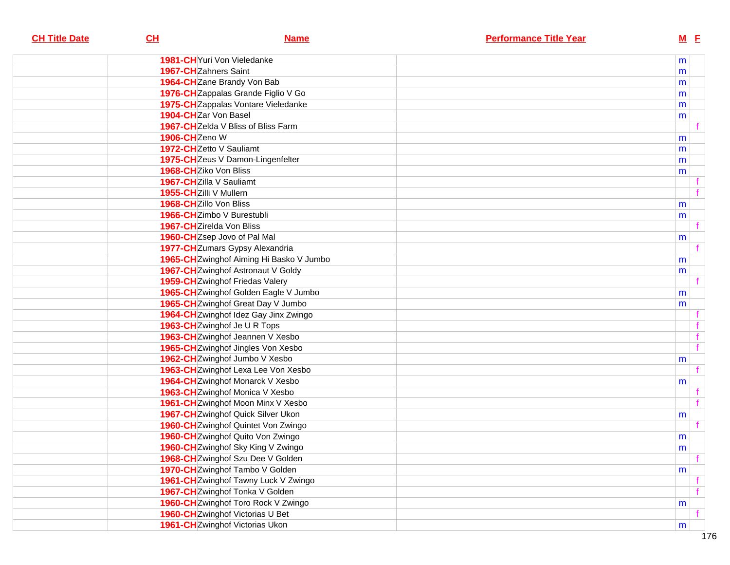| CH Title Date | CH | Name | Performance Title Year | M | F |
|---|---|---|---|---|---|
| | 1981-CH | Yuri Von Vieledanke | | m | |
| | 1967-CH | Zahners Saint | | m | |
| | 1964-CH | Zane Brandy Von Bab | | m | |
| | 1976-CH | Zappalas Grande Figlio V Go | | m | |
| | 1975-CH | Zappalas Vontare Vieledanke | | m | |
| | 1904-CH | Zar Von Basel | | m | |
| | 1967-CH | Zelda V Bliss of Bliss Farm | | | f |
| | 1906-CH | Zeno W | | m | |
| | 1972-CH | Zetto V Sauliamt | | m | |
| | 1975-CH | Zeus V Damon-Lingenfelter | | m | |
| | 1968-CH | Ziko Von Bliss | | m | |
| | 1967-CH | Zilla V Sauliamt | | | f |
| | 1955-CH | Zilli V Mullern | | | f |
| | 1968-CH | Zillo Von Bliss | | m | |
| | 1966-CH | Zimbo V Burestubli | | m | |
| | 1967-CH | Zirelda Von Bliss | | | f |
| | 1960-CH | Zsep Jovo of Pal Mal | | m | |
| | 1977-CH | Zumars Gypsy Alexandria | | | f |
| | 1965-CH | Zwinghof Aiming Hi Basko V Jumbo | | m | |
| | 1967-CH | Zwinghof Astronaut V Goldy | | m | |
| | 1959-CH | Zwinghof Friedas Valery | | | f |
| | 1965-CH | Zwinghof Golden Eagle V Jumbo | | m | |
| | 1965-CH | Zwinghof Great Day V Jumbo | | m | |
| | 1964-CH | Zwinghof Idez Gay Jinx Zwingo | | | f |
| | 1963-CH | Zwinghof Je U R Tops | | | f |
| | 1963-CH | Zwinghof Jeannen V Xesbo | | | f |
| | 1965-CH | Zwinghof Jingles Von Xesbo | | | f |
| | 1962-CH | Zwinghof Jumbo V Xesbo | | m | |
| | 1963-CH | Zwinghof Lexa Lee Von Xesbo | | | f |
| | 1964-CH | Zwinghof Monarck V Xesbo | | m | |
| | 1963-CH | Zwinghof Monica V Xesbo | | | f |
| | 1961-CH | Zwinghof Moon Minx V Xesbo | | | f |
| | 1967-CH | Zwinghof Quick Silver Ukon | | m | |
| | 1960-CH | Zwinghof Quintet Von Zwingo | | | f |
| | 1960-CH | Zwinghof Quito Von Zwingo | | m | |
| | 1960-CH | Zwinghof Sky King V Zwingo | | m | |
| | 1968-CH | Zwinghof Szu Dee V Golden | | | f |
| | 1970-CH | Zwinghof Tambo V Golden | | m | |
| | 1961-CH | Zwinghof Tawny Luck V Zwingo | | | f |
| | 1967-CH | Zwinghof Tonka V Golden | | | f |
| | 1960-CH | Zwinghof Toro Rock V Zwingo | | m | |
| | 1960-CH | Zwinghof Victorias U Bet | | | f |
| | 1961-CH | Zwinghof Victorias Ukon | | m | |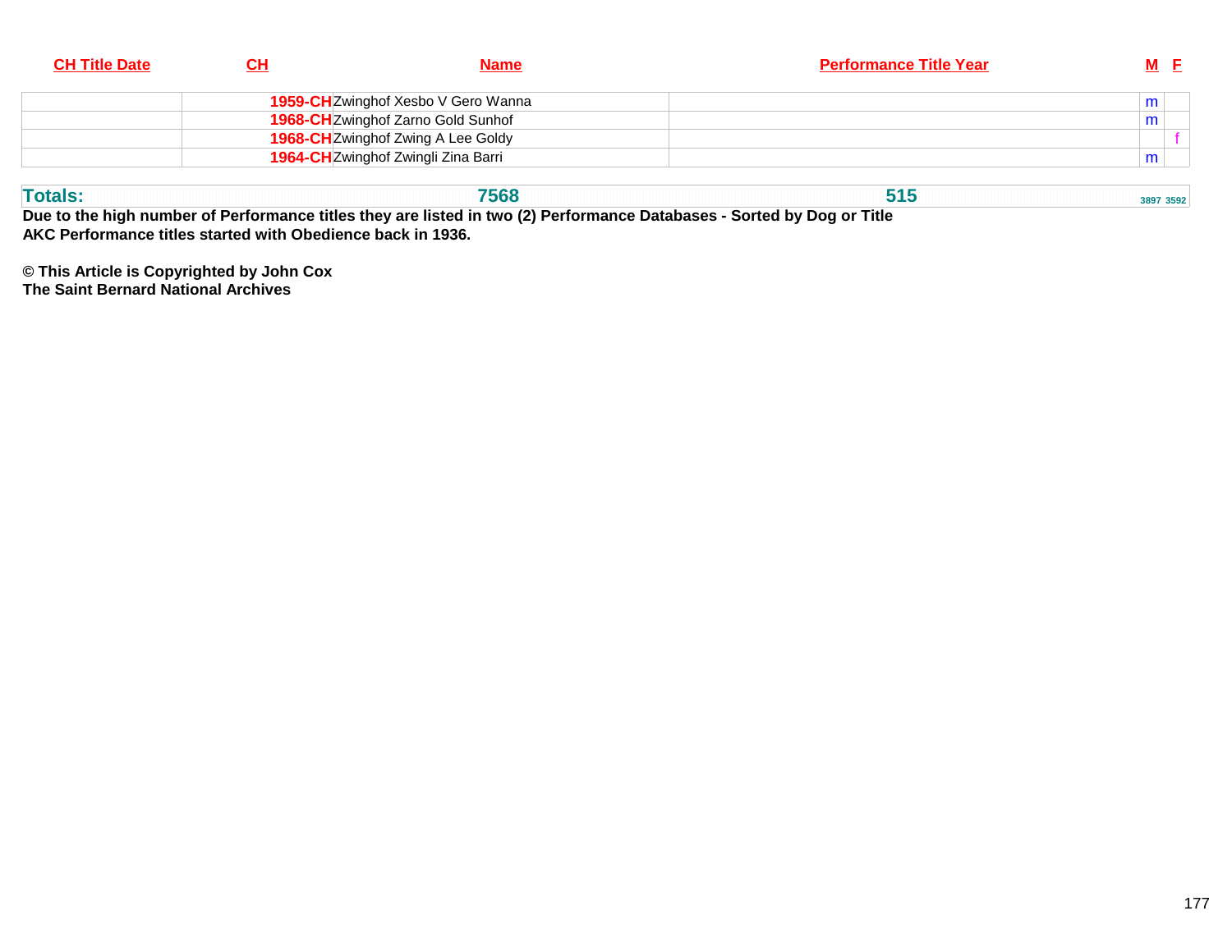| CH Title Date | CH | Name | Performance Title Year | M | F |
|---|---|---|---|---|---|
| | 1959-CH | Zwinghof Xesbo V Gero Wanna | | m | |
| | 1968-CH | Zwinghof Zarno Gold Sunhof | | m | |
| | 1968-CH | Zwinghof Zwing A Lee Goldy | | | f |
| | 1964-CH | Zwinghof Zwingli Zina Barri | | m | |
| **Totals:** | | **7568** | **515** | **3897** | **3592** |

**Due to the high number of Performance titles they are listed in two (2) Performance Databases - Sorted by Dog or Title**
**AKC Performance titles started with Obedience back in 1936.**

**© This Article is Copyrighted by John Cox**
**The Saint Bernard National Archives**